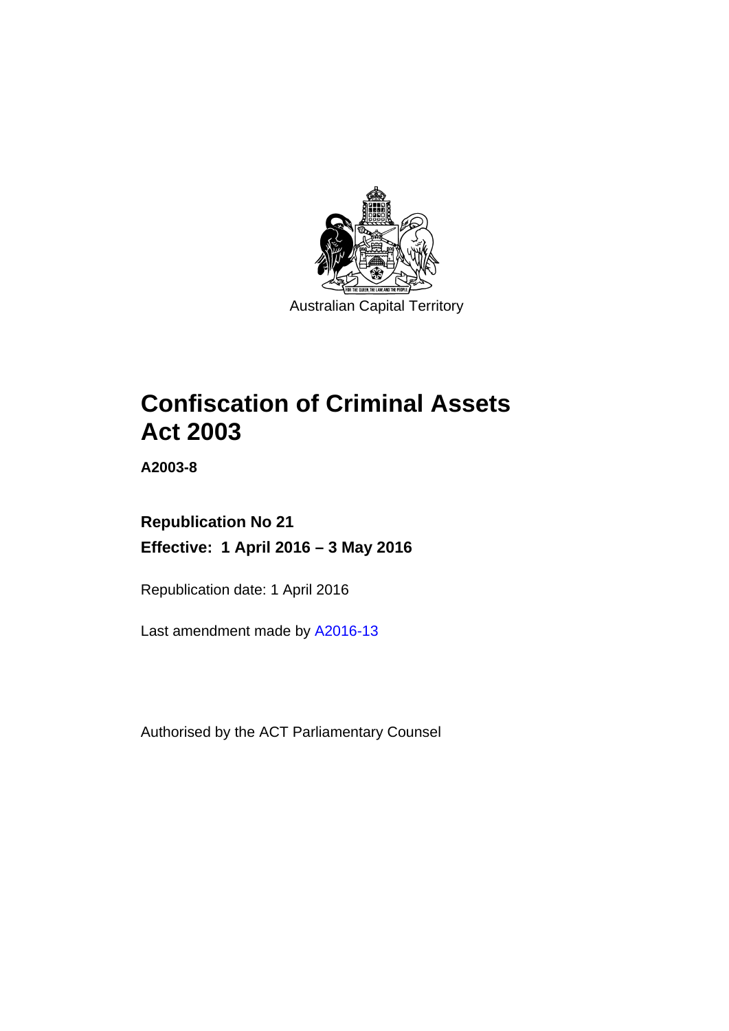Australian Capital Territory

# Confiscation of Criminal Assets Act 2003

**A2003-8**

## Republication No 21

## Effective: 1 April 2016 – 3 May 2016

Republication date: 1 April 2016

Last amendment made by A2016-13

Authorised by the ACT Parliamentary Counsel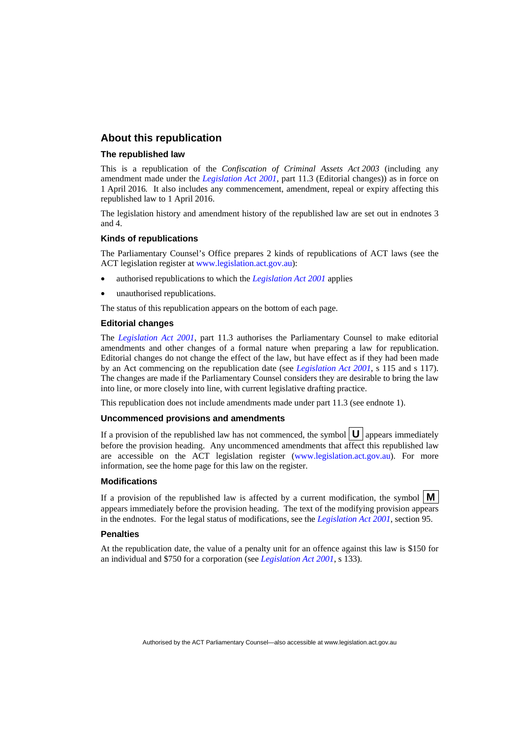## About this republication

### The republished law

This is a republication of the *Confiscation of Criminal Assets Act 2003* (including any amendment made under the *Legislation Act 2001*, part 11.3 (Editorial changes)) as in force on 1 April 2016*.* It also includes any commencement, amendment, repeal or expiry affecting this republished law to 1 April 2016.

The legislation history and amendment history of the republished law are set out in endnotes 3 and 4.

### Kinds of republications

The Parliamentary Counsel's Office prepares 2 kinds of republications of ACT laws (see the ACT legislation register at www.legislation.act.gov.au):

- authorised republications to which the *Legislation Act 2001* applies
- unauthorised republications.

The status of this republication appears on the bottom of each page.

### Editorial changes

The *Legislation Act 2001*, part 11.3 authorises the Parliamentary Counsel to make editorial amendments and other changes of a formal nature when preparing a law for republication. Editorial changes do not change the effect of the law, but have effect as if they had been made by an Act commencing on the republication date (see *Legislation Act 2001*, s 115 and s 117). The changes are made if the Parliamentary Counsel considers they are desirable to bring the law into line, or more closely into line, with current legislative drafting practice.

This republication does not include amendments made under part 11.3 (see endnote 1).

### Uncommenced provisions and amendments

If a provision of the republished law has not commenced, the symbol **U** appears immediately before the provision heading. Any uncommenced amendments that affect this republished law are accessible on the ACT legislation register (www.legislation.act.gov.au). For more information, see the home page for this law on the register.

### Modifications

If a provision of the republished law is affected by a current modification, the symbol **M** appears immediately before the provision heading. The text of the modifying provision appears in the endnotes. For the legal status of modifications, see the *Legislation Act 2001*, section 95.

### Penalties

At the republication date, the value of a penalty unit for an offence against this law is $150 for an individual and $750 for a corporation (see *Legislation Act 2001*, s 133).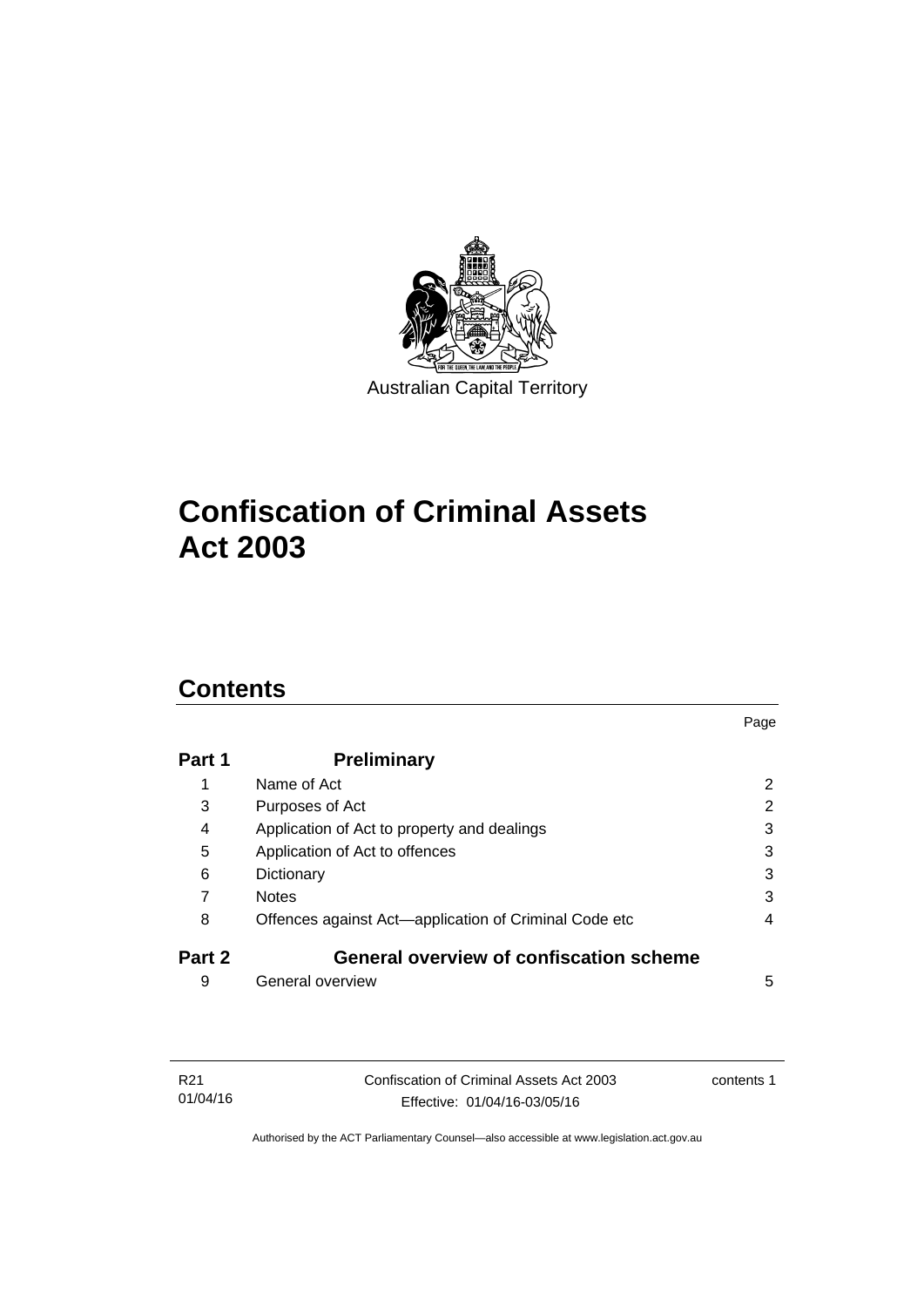Australian Capital Territory

# Confiscation of Criminal Assets Act 2003

## Contents

| | | Page |
|---|---|---|
| **Part 1** | **Preliminary** | |
| 1 | Name of Act | 2 |
| 3 | Purposes of Act | 2 |
| 4 | Application of Act to property and dealings | 3 |
| 5 | Application of Act to offences | 3 |
| 6 | Dictionary | 3 |
| 7 | Notes | 3 |
| 8 | Offences against Act—application of Criminal Code etc | 4 |
| **Part 2** | **General overview of confiscation scheme** | |
| 9 | General overview | 5 |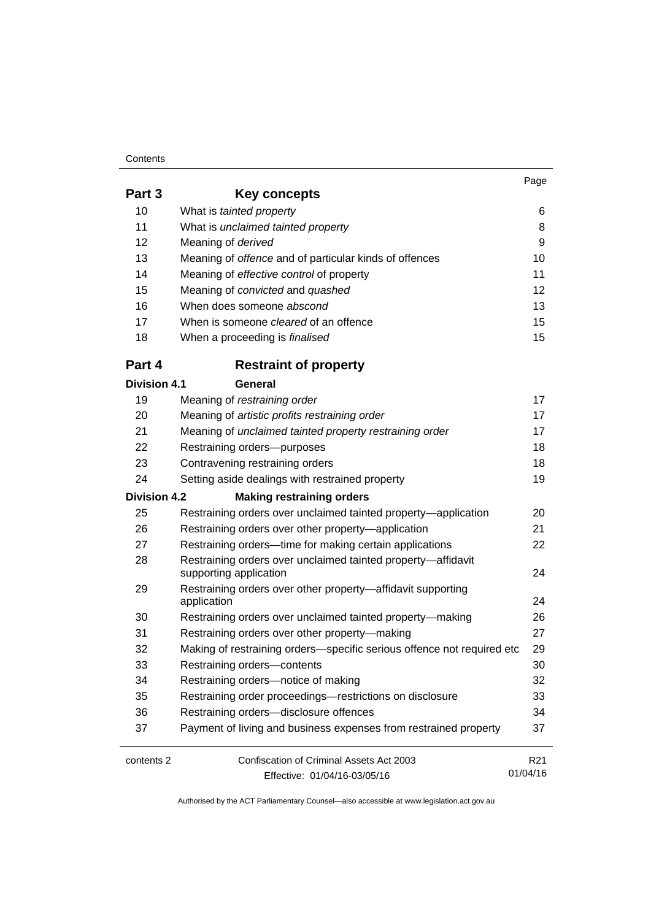| | | Page |
|---|---|---|
| **Part 3** | **Key concepts** | |
| 10 | What is *tainted property* | 6 |
| 11 | What is *unclaimed tainted property* | 8 |
| 12 | Meaning of *derived* | 9 |
| 13 | Meaning of *offence* and of particular kinds of offences | 10 |
| 14 | Meaning of *effective control* of property | 11 |
| 15 | Meaning of *convicted* and *quashed* | 12 |
| 16 | When does someone *abscond* | 13 |
| 17 | When is someone *cleared* of an offence | 15 |
| 18 | When a proceeding is *finalised* | 15 |
| **Part 4** | **Restraint of property** | |
| **Division 4.1** | **General** | |
| 19 | Meaning of *restraining order* | 17 |
| 20 | Meaning of *artistic profits restraining order* | 17 |
| 21 | Meaning of *unclaimed tainted property restraining order* | 17 |
| 22 | Restraining orders—purposes | 18 |
| 23 | Contravening restraining orders | 18 |
| 24 | Setting aside dealings with restrained property | 19 |
| **Division 4.2** | **Making restraining orders** | |
| 25 | Restraining orders over unclaimed tainted property—application | 20 |
| 26 | Restraining orders over other property—application | 21 |
| 27 | Restraining orders—time for making certain applications | 22 |
| 28 | Restraining orders over unclaimed tainted property—affidavit supporting application | 24 |
| 29 | Restraining orders over other property—affidavit supporting application | 24 |
| 30 | Restraining orders over unclaimed tainted property—making | 26 |
| 31 | Restraining orders over other property—making | 27 |
| 32 | Making of restraining orders—specific serious offence not required etc | 29 |
| 33 | Restraining orders—contents | 30 |
| 34 | Restraining orders—notice of making | 32 |
| 35 | Restraining order proceedings—restrictions on disclosure | 33 |
| 36 | Restraining orders—disclosure offences | 34 |
| 37 | Payment of living and business expenses from restrained property | 37 |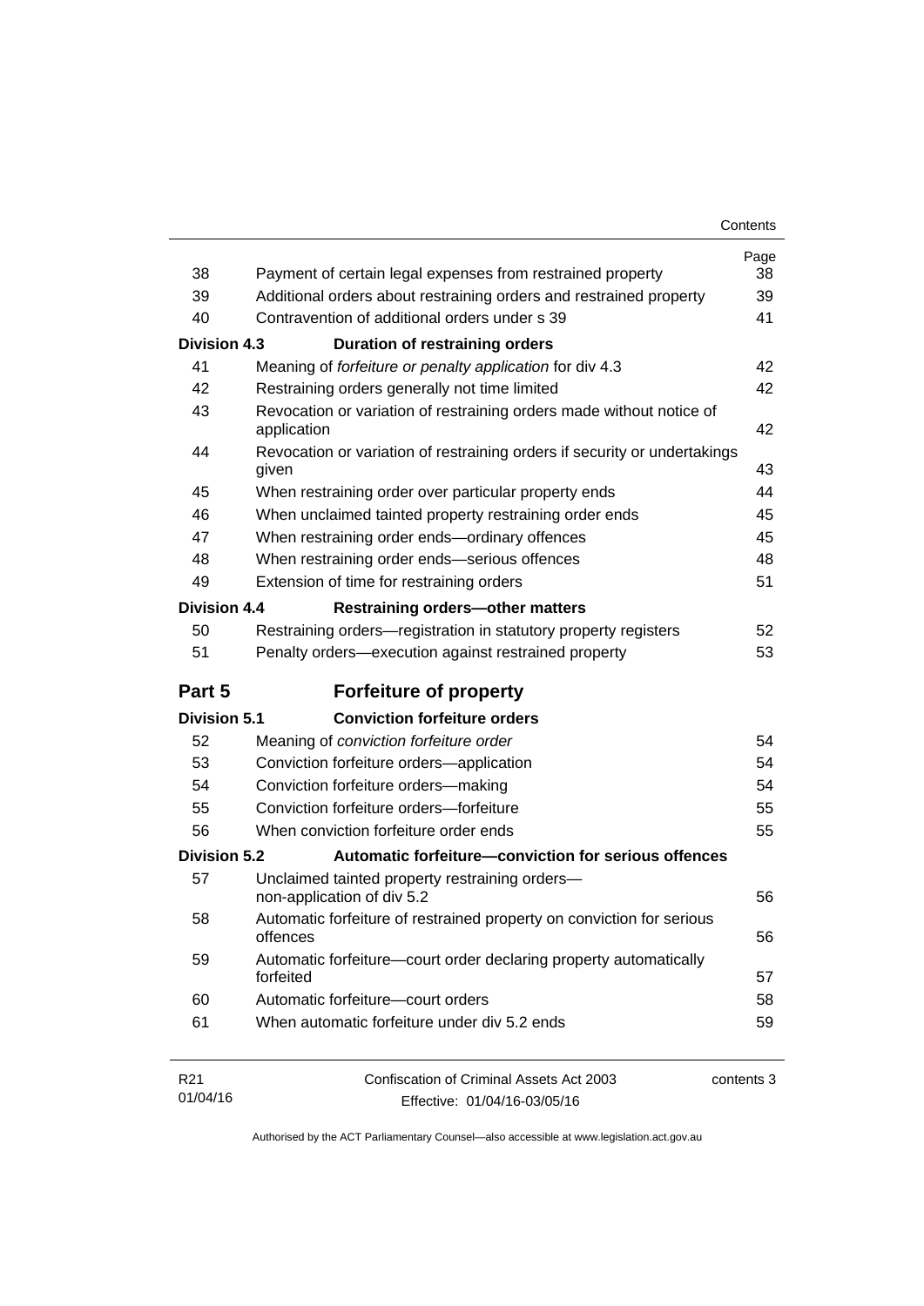| | | Page |
|---|---|---|
| 38 | Payment of certain legal expenses from restrained property | 38 |
| 39 | Additional orders about restraining orders and restrained property | 39 |
| 40 | Contravention of additional orders under s 39 | 41 |
| **Division 4.3** | **Duration of restraining orders** | |
| 41 | Meaning of *forfeiture or penalty application* for div 4.3 | 42 |
| 42 | Restraining orders generally not time limited | 42 |
| 43 | Revocation or variation of restraining orders made without notice of application | 42 |
| 44 | Revocation or variation of restraining orders if security or undertakings given | 43 |
| 45 | When restraining order over particular property ends | 44 |
| 46 | When unclaimed tainted property restraining order ends | 45 |
| 47 | When restraining order ends—ordinary offences | 45 |
| 48 | When restraining order ends—serious offences | 48 |
| 49 | Extension of time for restraining orders | 51 |
| **Division 4.4** | **Restraining orders—other matters** | |
| 50 | Restraining orders—registration in statutory property registers | 52 |
| 51 | Penalty orders—execution against restrained property | 53 |
| **Part 5** | **Forfeiture of property** | |
| **Division 5.1** | **Conviction forfeiture orders** | |
| 52 | Meaning of *conviction forfeiture order* | 54 |
| 53 | Conviction forfeiture orders—application | 54 |
| 54 | Conviction forfeiture orders—making | 54 |
| 55 | Conviction forfeiture orders—forfeiture | 55 |
| 56 | When conviction forfeiture order ends | 55 |
| **Division 5.2** | **Automatic forfeiture—conviction for serious offences** | |
| 57 | Unclaimed tainted property restraining orders—non-application of div 5.2 | 56 |
| 58 | Automatic forfeiture of restrained property on conviction for serious offences | 56 |
| 59 | Automatic forfeiture—court order declaring property automatically forfeited | 57 |
| 60 | Automatic forfeiture—court orders | 58 |
| 61 | When automatic forfeiture under div 5.2 ends | 59 |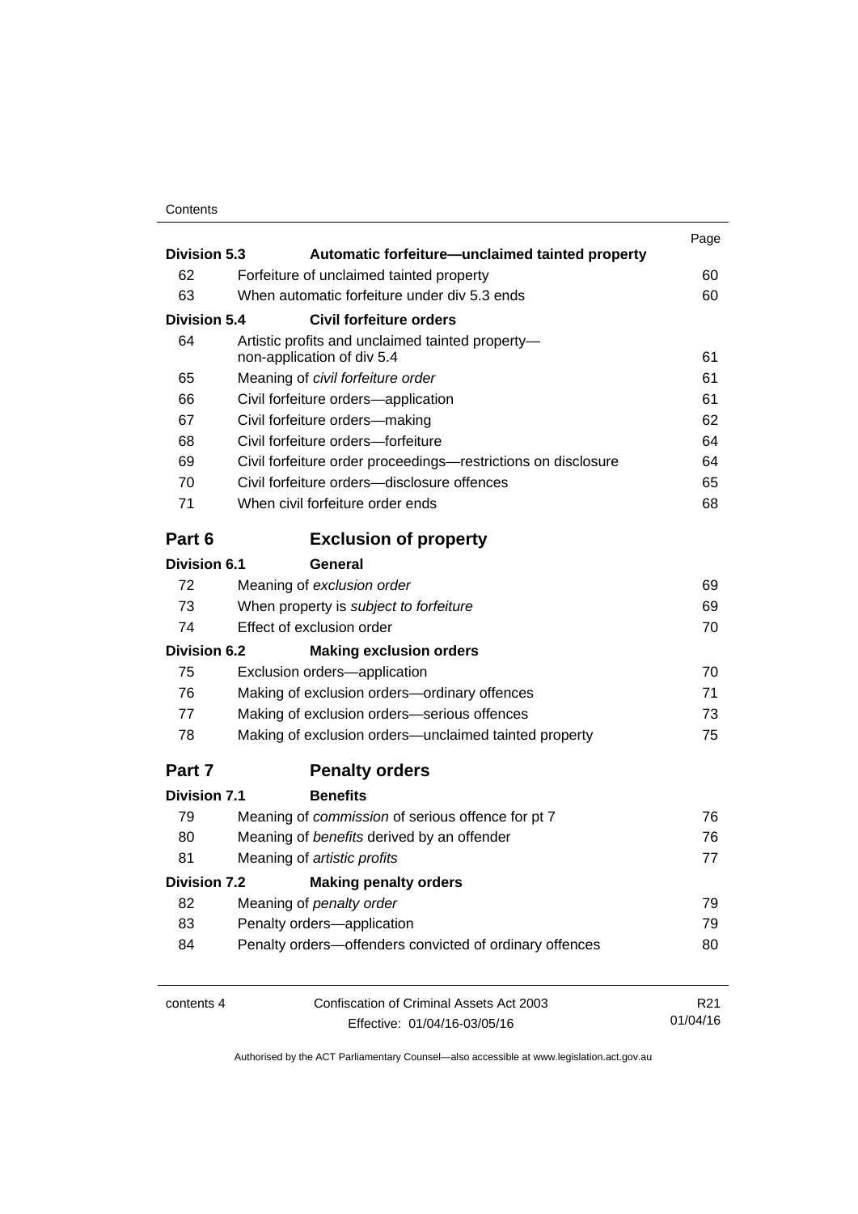| | | Page |
|---|---|---|
| **Division 5.3** | **Automatic forfeiture—unclaimed tainted property** | |
| 62 | Forfeiture of unclaimed tainted property | 60 |
| 63 | When automatic forfeiture under div 5.3 ends | 60 |
| **Division 5.4** | **Civil forfeiture orders** | |
| 64 | Artistic profits and unclaimed tainted property—non-application of div 5.4 | 61 |
| 65 | Meaning of *civil forfeiture order* | 61 |
| 66 | Civil forfeiture orders—application | 61 |
| 67 | Civil forfeiture orders—making | 62 |
| 68 | Civil forfeiture orders—forfeiture | 64 |
| 69 | Civil forfeiture order proceedings—restrictions on disclosure | 64 |
| 70 | Civil forfeiture orders—disclosure offences | 65 |
| 71 | When civil forfeiture order ends | 68 |
| **Part 6** | **Exclusion of property** | |
| **Division 6.1** | **General** | |
| 72 | Meaning of *exclusion order* | 69 |
| 73 | When property is *subject to forfeiture* | 69 |
| 74 | Effect of exclusion order | 70 |
| **Division 6.2** | **Making exclusion orders** | |
| 75 | Exclusion orders—application | 70 |
| 76 | Making of exclusion orders—ordinary offences | 71 |
| 77 | Making of exclusion orders—serious offences | 73 |
| 78 | Making of exclusion orders—unclaimed tainted property | 75 |
| **Part 7** | **Penalty orders** | |
| **Division 7.1** | **Benefits** | |
| 79 | Meaning of *commission* of serious offence for pt 7 | 76 |
| 80 | Meaning of *benefits* derived by an offender | 76 |
| 81 | Meaning of *artistic profits* | 77 |
| **Division 7.2** | **Making penalty orders** | |
| 82 | Meaning of *penalty order* | 79 |
| 83 | Penalty orders—application | 79 |
| 84 | Penalty orders—offenders convicted of ordinary offences | 80 |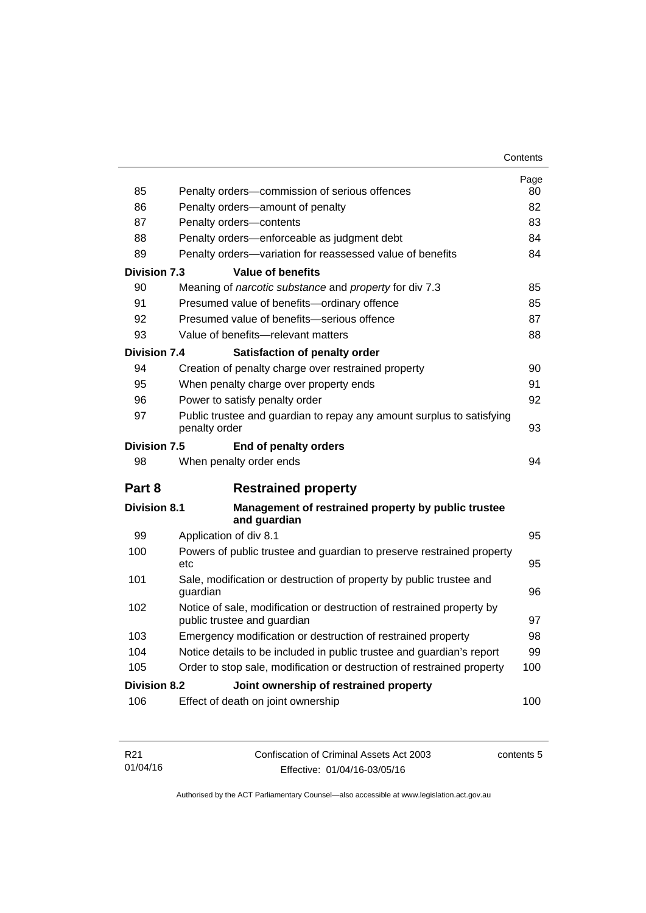| | | Page |
|---|---|---|
| 85 | Penalty orders—commission of serious offences | 80 |
| 86 | Penalty orders—amount of penalty | 82 |
| 87 | Penalty orders—contents | 83 |
| 88 | Penalty orders—enforceable as judgment debt | 84 |
| 89 | Penalty orders—variation for reassessed value of benefits | 84 |
| **Division 7.3** | **Value of benefits** | |
| 90 | Meaning of *narcotic substance* and *property* for div 7.3 | 85 |
| 91 | Presumed value of benefits—ordinary offence | 85 |
| 92 | Presumed value of benefits—serious offence | 87 |
| 93 | Value of benefits—relevant matters | 88 |
| **Division 7.4** | **Satisfaction of penalty order** | |
| 94 | Creation of penalty charge over restrained property | 90 |
| 95 | When penalty charge over property ends | 91 |
| 96 | Power to satisfy penalty order | 92 |
| 97 | Public trustee and guardian to repay any amount surplus to satisfying penalty order | 93 |
| **Division 7.5** | **End of penalty orders** | |
| 98 | When penalty order ends | 94 |
| **Part 8** | **Restrained property** | |
| **Division 8.1** | **Management of restrained property by public trustee and guardian** | |
| 99 | Application of div 8.1 | 95 |
| 100 | Powers of public trustee and guardian to preserve restrained property etc | 95 |
| 101 | Sale, modification or destruction of property by public trustee and guardian | 96 |
| 102 | Notice of sale, modification or destruction of restrained property by public trustee and guardian | 97 |
| 103 | Emergency modification or destruction of restrained property | 98 |
| 104 | Notice details to be included in public trustee and guardian's report | 99 |
| 105 | Order to stop sale, modification or destruction of restrained property | 100 |
| **Division 8.2** | **Joint ownership of restrained property** | |
| 106 | Effect of death on joint ownership | 100 |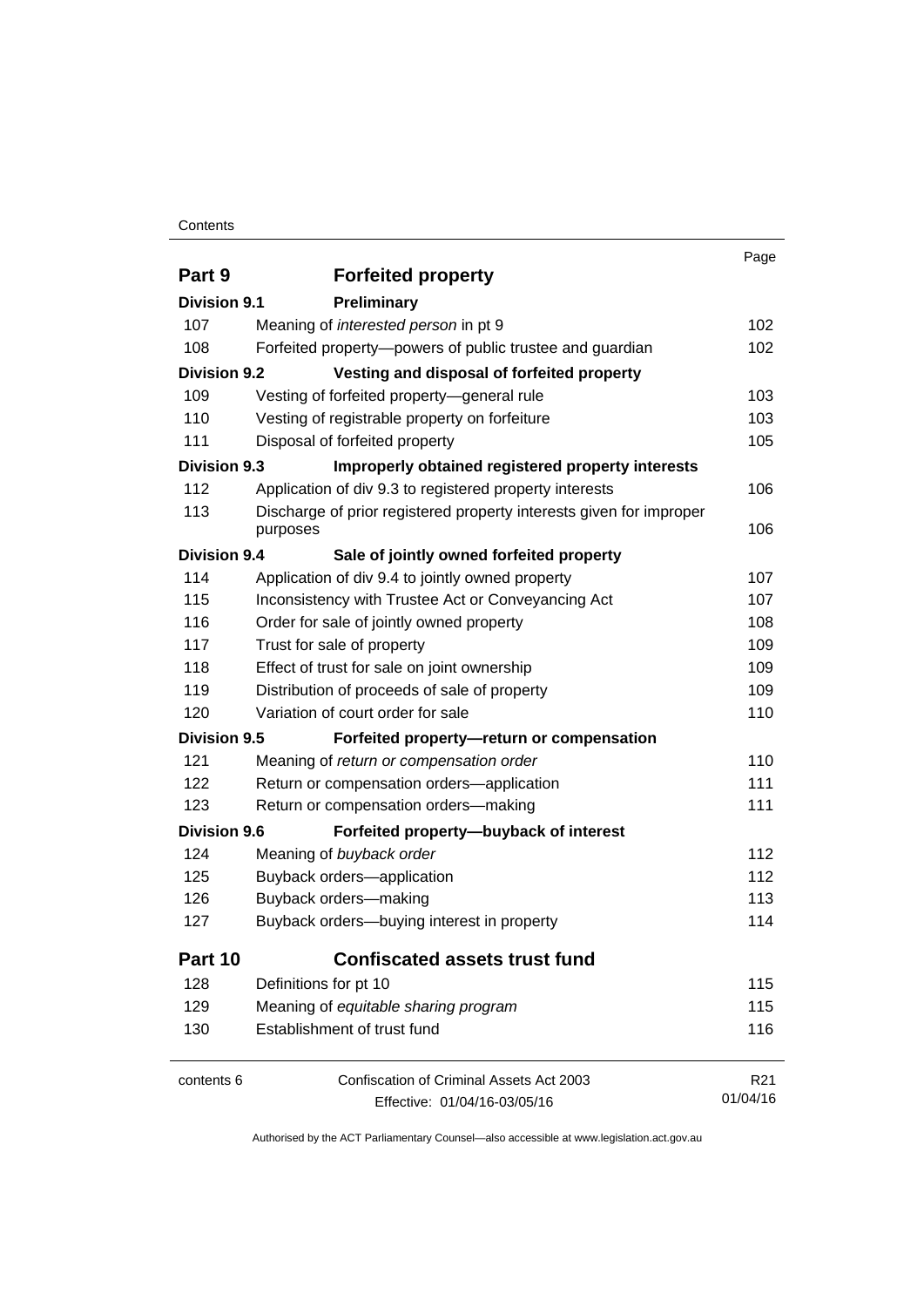| | | Page |
|---|---|---|
| **Part 9** | **Forfeited property** | |
| **Division 9.1** | **Preliminary** | |
| 107 | Meaning of *interested person* in pt 9 | 102 |
| 108 | Forfeited property—powers of public trustee and guardian | 102 |
| **Division 9.2** | **Vesting and disposal of forfeited property** | |
| 109 | Vesting of forfeited property—general rule | 103 |
| 110 | Vesting of registrable property on forfeiture | 103 |
| 111 | Disposal of forfeited property | 105 |
| **Division 9.3** | **Improperly obtained registered property interests** | |
| 112 | Application of div 9.3 to registered property interests | 106 |
| 113 | Discharge of prior registered property interests given for improper purposes | 106 |
| **Division 9.4** | **Sale of jointly owned forfeited property** | |
| 114 | Application of div 9.4 to jointly owned property | 107 |
| 115 | Inconsistency with Trustee Act or Conveyancing Act | 107 |
| 116 | Order for sale of jointly owned property | 108 |
| 117 | Trust for sale of property | 109 |
| 118 | Effect of trust for sale on joint ownership | 109 |
| 119 | Distribution of proceeds of sale of property | 109 |
| 120 | Variation of court order for sale | 110 |
| **Division 9.5** | **Forfeited property—return or compensation** | |
| 121 | Meaning of *return or compensation order* | 110 |
| 122 | Return or compensation orders—application | 111 |
| 123 | Return or compensation orders—making | 111 |
| **Division 9.6** | **Forfeited property—buyback of interest** | |
| 124 | Meaning of *buyback order* | 112 |
| 125 | Buyback orders—application | 112 |
| 126 | Buyback orders—making | 113 |
| 127 | Buyback orders—buying interest in property | 114 |
| **Part 10** | **Confiscated assets trust fund** | |
| 128 | Definitions for pt 10 | 115 |
| 129 | Meaning of *equitable sharing program* | 115 |
| 130 | Establishment of trust fund | 116 |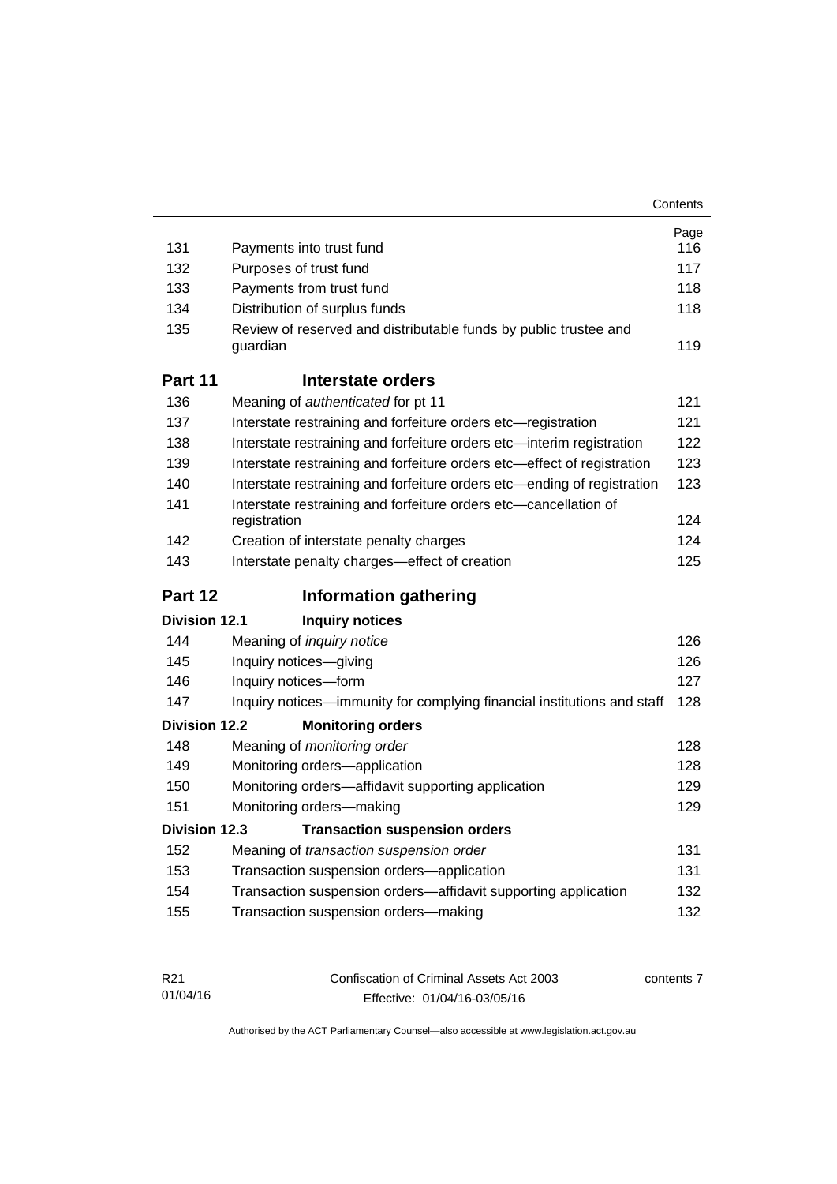| | | Page |
|---|---|---|
| 131 | Payments into trust fund | 116 |
| 132 | Purposes of trust fund | 117 |
| 133 | Payments from trust fund | 118 |
| 134 | Distribution of surplus funds | 118 |
| 135 | Review of reserved and distributable funds by public trustee and guardian | 119 |
| **Part 11** | **Interstate orders** | |
| 136 | Meaning of *authenticated* for pt 11 | 121 |
| 137 | Interstate restraining and forfeiture orders etc—registration | 121 |
| 138 | Interstate restraining and forfeiture orders etc—interim registration | 122 |
| 139 | Interstate restraining and forfeiture orders etc—effect of registration | 123 |
| 140 | Interstate restraining and forfeiture orders etc—ending of registration | 123 |
| 141 | Interstate restraining and forfeiture orders etc—cancellation of registration | 124 |
| 142 | Creation of interstate penalty charges | 124 |
| 143 | Interstate penalty charges—effect of creation | 125 |
| **Part 12** | **Information gathering** | |
| **Division 12.1** | **Inquiry notices** | |
| 144 | Meaning of *inquiry notice* | 126 |
| 145 | Inquiry notices—giving | 126 |
| 146 | Inquiry notices—form | 127 |
| 147 | Inquiry notices—immunity for complying financial institutions and staff | 128 |
| **Division 12.2** | **Monitoring orders** | |
| 148 | Meaning of *monitoring order* | 128 |
| 149 | Monitoring orders—application | 128 |
| 150 | Monitoring orders—affidavit supporting application | 129 |
| 151 | Monitoring orders—making | 129 |
| **Division 12.3** | **Transaction suspension orders** | |
| 152 | Meaning of *transaction suspension order* | 131 |
| 153 | Transaction suspension orders—application | 131 |
| 154 | Transaction suspension orders—affidavit supporting application | 132 |
| 155 | Transaction suspension orders—making | 132 |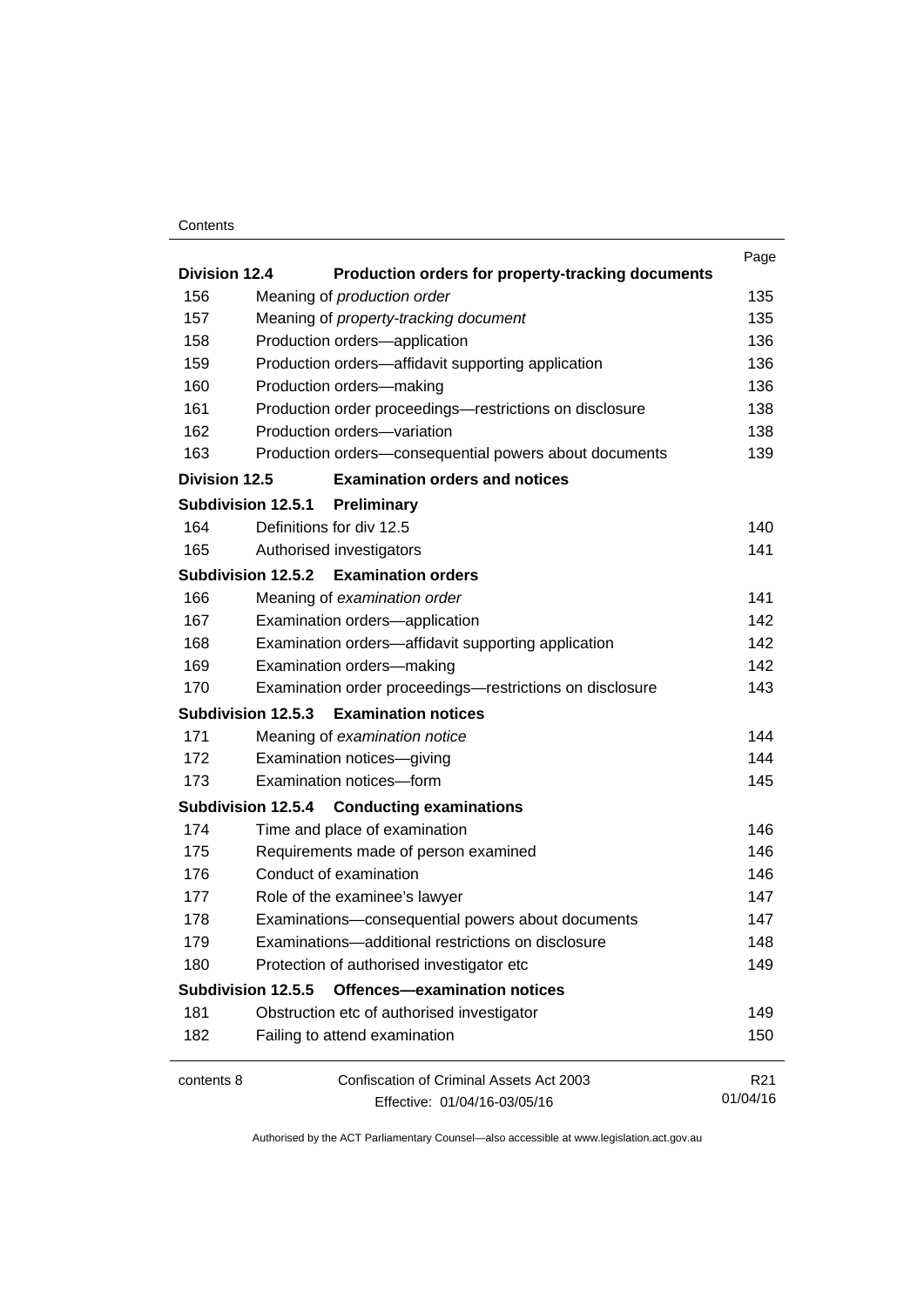| | | Page |
|---|---|---|
| **Division 12.4** | **Production orders for property-tracking documents** | |
| 156 | Meaning of *production order* | 135 |
| 157 | Meaning of *property-tracking document* | 135 |
| 158 | Production orders—application | 136 |
| 159 | Production orders—affidavit supporting application | 136 |
| 160 | Production orders—making | 136 |
| 161 | Production order proceedings—restrictions on disclosure | 138 |
| 162 | Production orders—variation | 138 |
| 163 | Production orders—consequential powers about documents | 139 |
| **Division 12.5** | **Examination orders and notices** | |
| **Subdivision 12.5.1** | **Preliminary** | |
| 164 | Definitions for div 12.5 | 140 |
| 165 | Authorised investigators | 141 |
| **Subdivision 12.5.2** | **Examination orders** | |
| 166 | Meaning of *examination order* | 141 |
| 167 | Examination orders—application | 142 |
| 168 | Examination orders—affidavit supporting application | 142 |
| 169 | Examination orders—making | 142 |
| 170 | Examination order proceedings—restrictions on disclosure | 143 |
| **Subdivision 12.5.3** | **Examination notices** | |
| 171 | Meaning of *examination notice* | 144 |
| 172 | Examination notices—giving | 144 |
| 173 | Examination notices—form | 145 |
| **Subdivision 12.5.4** | **Conducting examinations** | |
| 174 | Time and place of examination | 146 |
| 175 | Requirements made of person examined | 146 |
| 176 | Conduct of examination | 146 |
| 177 | Role of the examinee's lawyer | 147 |
| 178 | Examinations—consequential powers about documents | 147 |
| 179 | Examinations—additional restrictions on disclosure | 148 |
| 180 | Protection of authorised investigator etc | 149 |
| **Subdivision 12.5.5** | **Offences—examination notices** | |
| 181 | Obstruction etc of authorised investigator | 149 |
| 182 | Failing to attend examination | 150 |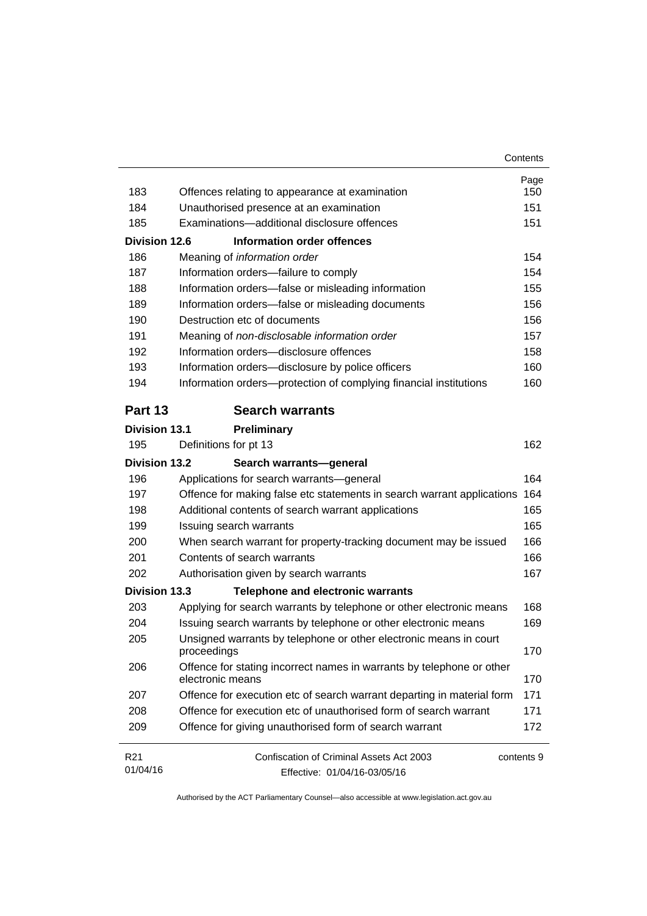| | | Page |
|---|---|---|
| 183 | Offences relating to appearance at examination | 150 |
| 184 | Unauthorised presence at an examination | 151 |
| 185 | Examinations—additional disclosure offences | 151 |
| **Division 12.6** | **Information order offences** | |
| 186 | Meaning of *information order* | 154 |
| 187 | Information orders—failure to comply | 154 |
| 188 | Information orders—false or misleading information | 155 |
| 189 | Information orders—false or misleading documents | 156 |
| 190 | Destruction etc of documents | 156 |
| 191 | Meaning of *non-disclosable information order* | 157 |
| 192 | Information orders—disclosure offences | 158 |
| 193 | Information orders—disclosure by police officers | 160 |
| 194 | Information orders—protection of complying financial institutions | 160 |

## Part 13 Search warrants

| | | |
|---|---|---|
| **Division 13.1** | **Preliminary** | |
| 195 | Definitions for pt 13 | 162 |
| **Division 13.2** | **Search warrants—general** | |
| 196 | Applications for search warrants—general | 164 |
| 197 | Offence for making false etc statements in search warrant applications | 164 |
| 198 | Additional contents of search warrant applications | 165 |
| 199 | Issuing search warrants | 165 |
| 200 | When search warrant for property-tracking document may be issued | 166 |
| 201 | Contents of search warrants | 166 |
| 202 | Authorisation given by search warrants | 167 |
| **Division 13.3** | **Telephone and electronic warrants** | |
| 203 | Applying for search warrants by telephone or other electronic means | 168 |
| 204 | Issuing search warrants by telephone or other electronic means | 169 |
| 205 | Unsigned warrants by telephone or other electronic means in court proceedings | 170 |
| 206 | Offence for stating incorrect names in warrants by telephone or other electronic means | 170 |
| 207 | Offence for execution etc of search warrant departing in material form | 171 |
| 208 | Offence for execution etc of unauthorised form of search warrant | 171 |
| 209 | Offence for giving unauthorised form of search warrant | 172 |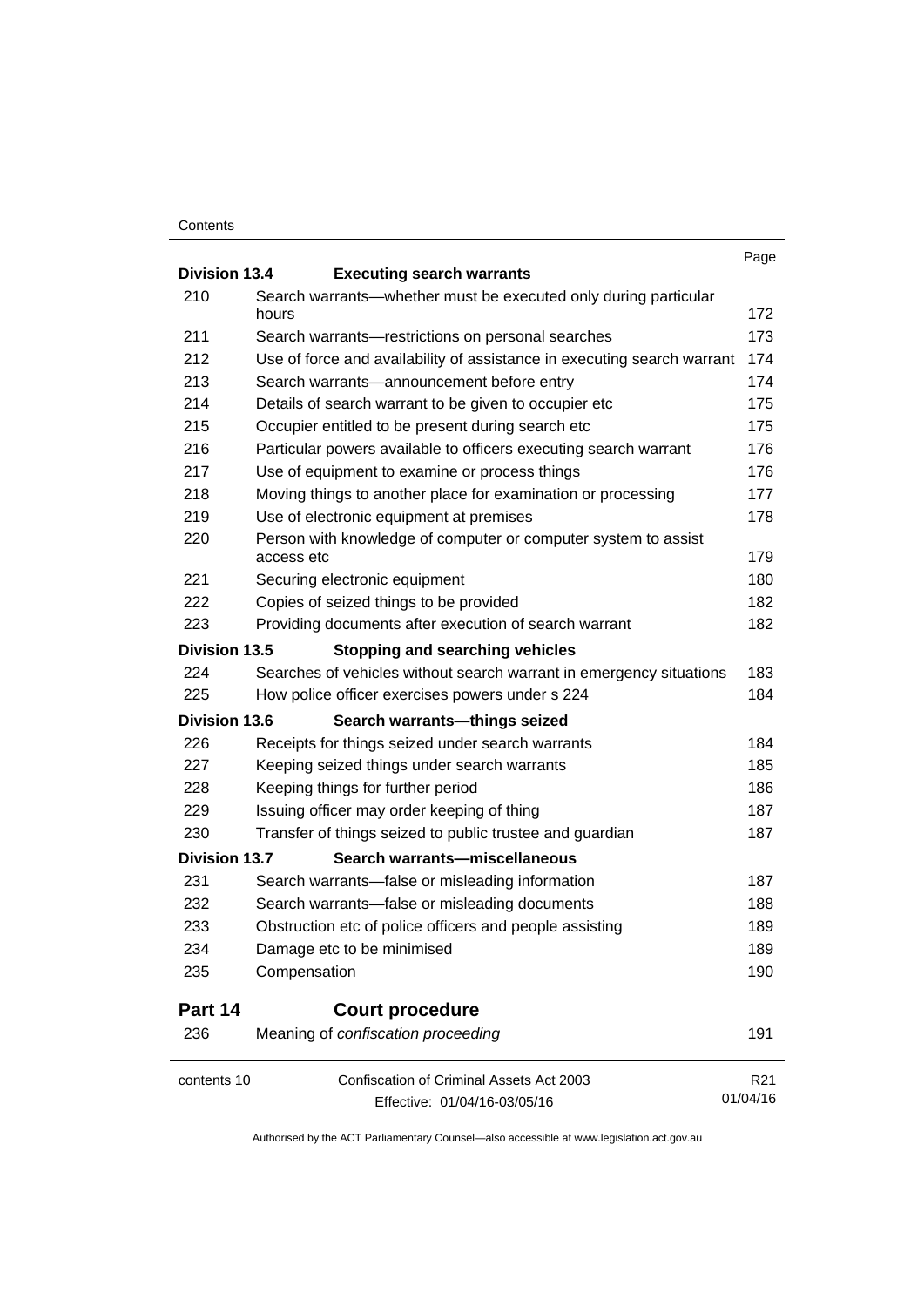| | | Page |
|---|---|---|
| **Division 13.4** | **Executing search warrants** | |
| 210 | Search warrants—whether must be executed only during particular hours | 172 |
| 211 | Search warrants—restrictions on personal searches | 173 |
| 212 | Use of force and availability of assistance in executing search warrant | 174 |
| 213 | Search warrants—announcement before entry | 174 |
| 214 | Details of search warrant to be given to occupier etc | 175 |
| 215 | Occupier entitled to be present during search etc | 175 |
| 216 | Particular powers available to officers executing search warrant | 176 |
| 217 | Use of equipment to examine or process things | 176 |
| 218 | Moving things to another place for examination or processing | 177 |
| 219 | Use of electronic equipment at premises | 178 |
| 220 | Person with knowledge of computer or computer system to assist access etc | 179 |
| 221 | Securing electronic equipment | 180 |
| 222 | Copies of seized things to be provided | 182 |
| 223 | Providing documents after execution of search warrant | 182 |
| **Division 13.5** | **Stopping and searching vehicles** | |
| 224 | Searches of vehicles without search warrant in emergency situations | 183 |
| 225 | How police officer exercises powers under s 224 | 184 |
| **Division 13.6** | **Search warrants—things seized** | |
| 226 | Receipts for things seized under search warrants | 184 |
| 227 | Keeping seized things under search warrants | 185 |
| 228 | Keeping things for further period | 186 |
| 229 | Issuing officer may order keeping of thing | 187 |
| 230 | Transfer of things seized to public trustee and guardian | 187 |
| **Division 13.7** | **Search warrants—miscellaneous** | |
| 231 | Search warrants—false or misleading information | 187 |
| 232 | Search warrants—false or misleading documents | 188 |
| 233 | Obstruction etc of police officers and people assisting | 189 |
| 234 | Damage etc to be minimised | 189 |
| 235 | Compensation | 190 |
| **Part 14** | **Court procedure** | |
| 236 | Meaning of *confiscation proceeding* | 191 |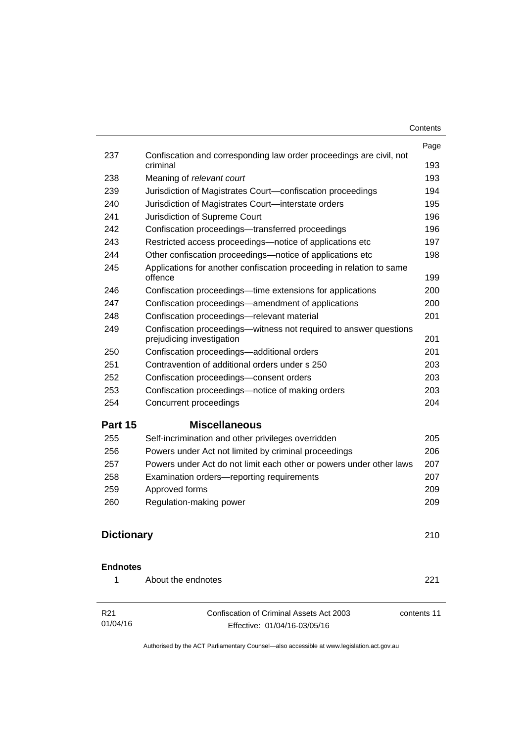| | | Page |
|---|---|---|
| 237 | Confiscation and corresponding law order proceedings are civil, not criminal | 193 |
| 238 | Meaning of *relevant court* | 193 |
| 239 | Jurisdiction of Magistrates Court—confiscation proceedings | 194 |
| 240 | Jurisdiction of Magistrates Court—interstate orders | 195 |
| 241 | Jurisdiction of Supreme Court | 196 |
| 242 | Confiscation proceedings—transferred proceedings | 196 |
| 243 | Restricted access proceedings—notice of applications etc | 197 |
| 244 | Other confiscation proceedings—notice of applications etc | 198 |
| 245 | Applications for another confiscation proceeding in relation to same offence | 199 |
| 246 | Confiscation proceedings—time extensions for applications | 200 |
| 247 | Confiscation proceedings—amendment of applications | 200 |
| 248 | Confiscation proceedings—relevant material | 201 |
| 249 | Confiscation proceedings—witness not required to answer questions prejudicing investigation | 201 |
| 250 | Confiscation proceedings—additional orders | 201 |
| 251 | Contravention of additional orders under s 250 | 203 |
| 252 | Confiscation proceedings—consent orders | 203 |
| 253 | Confiscation proceedings—notice of making orders | 203 |
| 254 | Concurrent proceedings | 204 |

## Part 15 Miscellaneous

| | | |
|---|---|---|
| 255 | Self-incrimination and other privileges overridden | 205 |
| 256 | Powers under Act not limited by criminal proceedings | 206 |
| 257 | Powers under Act do not limit each other or powers under other laws | 207 |
| 258 | Examination orders—reporting requirements | 207 |
| 259 | Approved forms | 209 |
| 260 | Regulation-making power | 209 |

## Dictionary 210

### Endnotes

| | | |
|---|---|---|
| 1 | About the endnotes | 221 |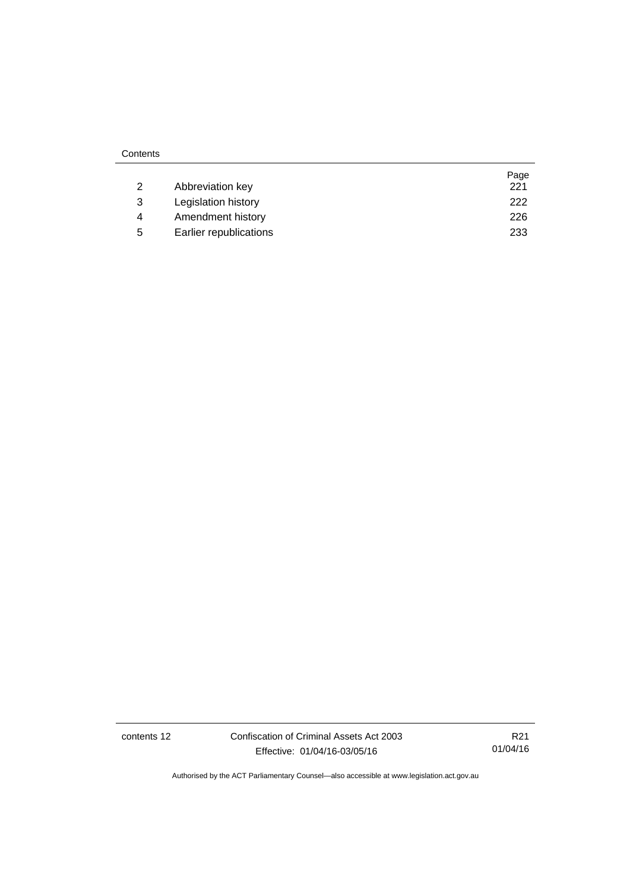| | | Page |
|---|---|---|
| 2 | Abbreviation key | 221 |
| 3 | Legislation history | 222 |
| 4 | Amendment history | 226 |
| 5 | Earlier republications | 233 |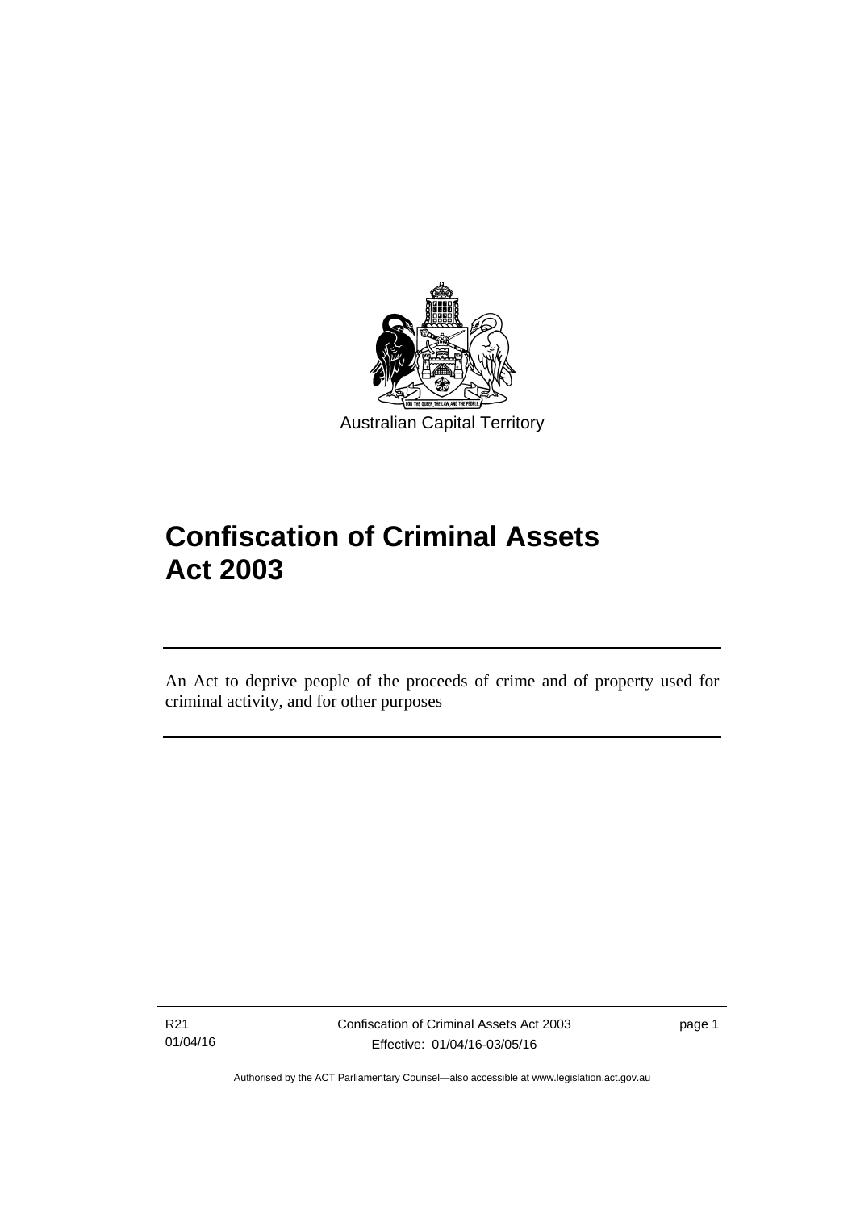Australian Capital Territory

# Confiscation of Criminal Assets Act 2003

An Act to deprive people of the proceeds of crime and of property used for criminal activity, and for other purposes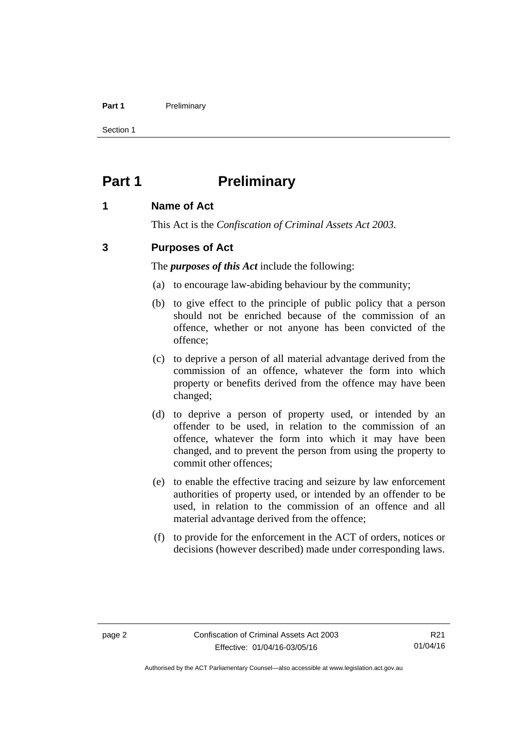# Part 1 Preliminary

## 1 Name of Act

This Act is the *Confiscation of Criminal Assets Act 2003*.

## 3 Purposes of Act

The ***purposes of this Act*** include the following:

(a) to encourage law-abiding behaviour by the community;

(b) to give effect to the principle of public policy that a person should not be enriched because of the commission of an offence, whether or not anyone has been convicted of the offence;

(c) to deprive a person of all material advantage derived from the commission of an offence, whatever the form into which property or benefits derived from the offence may have been changed;

(d) to deprive a person of property used, or intended by an offender to be used, in relation to the commission of an offence, whatever the form into which it may have been changed, and to prevent the person from using the property to commit other offences;

(e) to enable the effective tracing and seizure by law enforcement authorities of property used, or intended by an offender to be used, in relation to the commission of an offence and all material advantage derived from the offence;

(f) to provide for the enforcement in the ACT of orders, notices or decisions (however described) made under corresponding laws.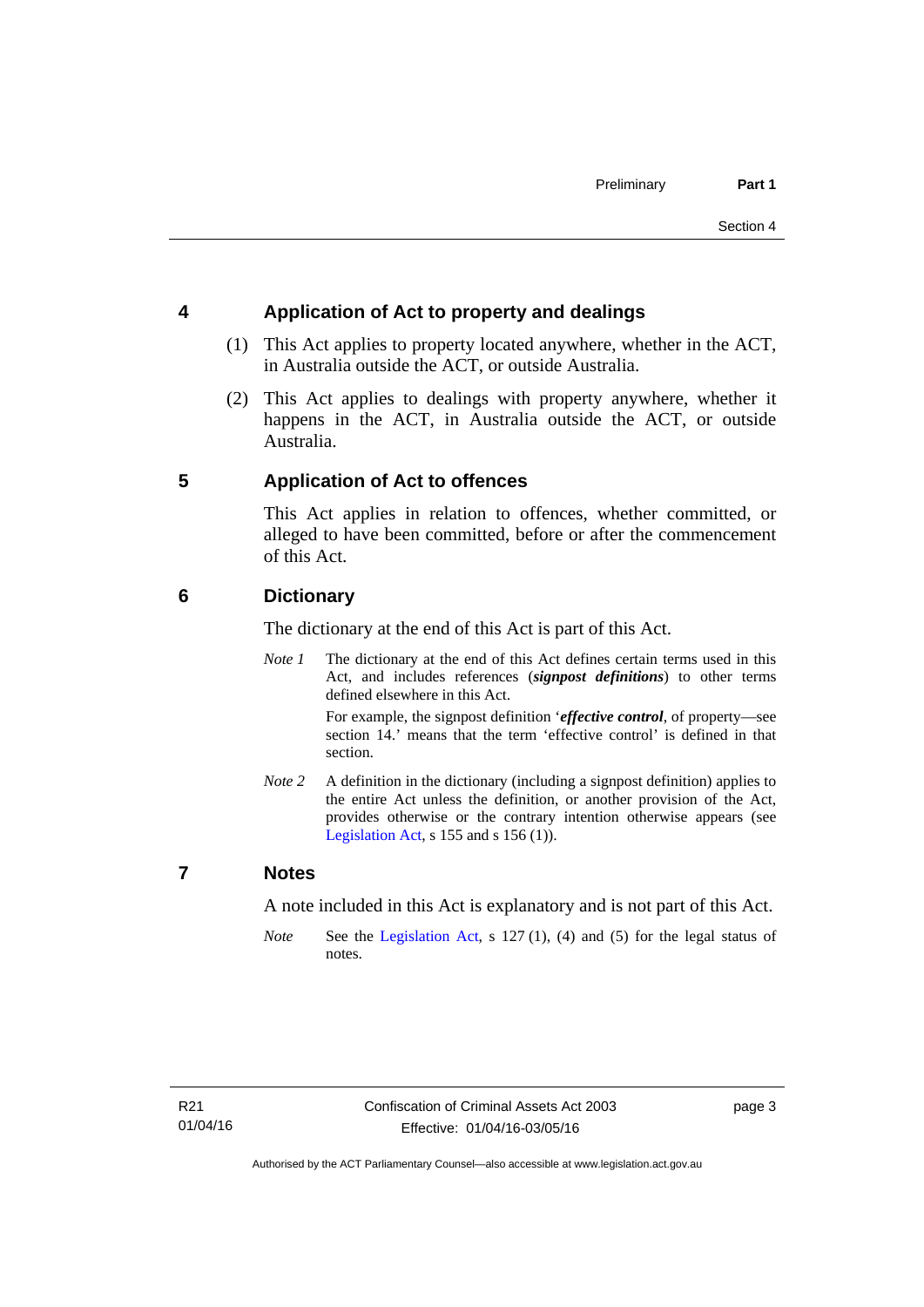## 4 Application of Act to property and dealings

(1) This Act applies to property located anywhere, whether in the ACT, in Australia outside the ACT, or outside Australia.

(2) This Act applies to dealings with property anywhere, whether it happens in the ACT, in Australia outside the ACT, or outside Australia.

## 5 Application of Act to offences

This Act applies in relation to offences, whether committed, or alleged to have been committed, before or after the commencement of this Act.

## 6 Dictionary

The dictionary at the end of this Act is part of this Act.

*Note 1* The dictionary at the end of this Act defines certain terms used in this Act, and includes references (***signpost definitions***) to other terms defined elsewhere in this Act.

For example, the signpost definition '***effective control***, of property—see section 14.' means that the term 'effective control' is defined in that section.

*Note 2* A definition in the dictionary (including a signpost definition) applies to the entire Act unless the definition, or another provision of the Act, provides otherwise or the contrary intention otherwise appears (see Legislation Act, s 155 and s 156 (1)).

## 7 Notes

A note included in this Act is explanatory and is not part of this Act.

*Note* See the Legislation Act, s 127 (1), (4) and (5) for the legal status of notes.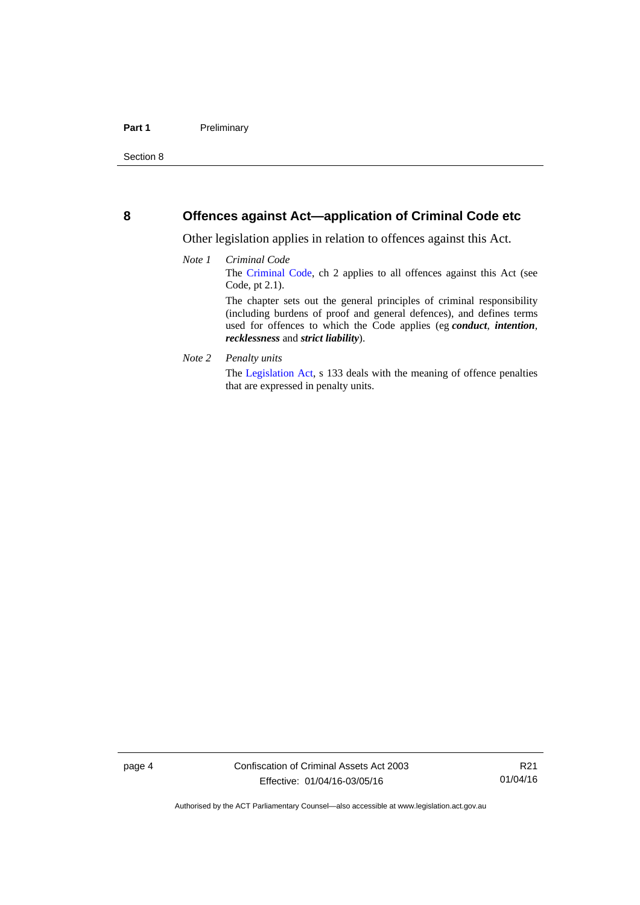## 8 Offences against Act—application of Criminal Code etc

Other legislation applies in relation to offences against this Act.

*Note 1* *Criminal Code*

The Criminal Code, ch 2 applies to all offences against this Act (see Code, pt 2.1).

The chapter sets out the general principles of criminal responsibility (including burdens of proof and general defences), and defines terms used for offences to which the Code applies (eg ***conduct***, ***intention***, ***recklessness*** and ***strict liability***).

*Note 2* *Penalty units*

The Legislation Act, s 133 deals with the meaning of offence penalties that are expressed in penalty units.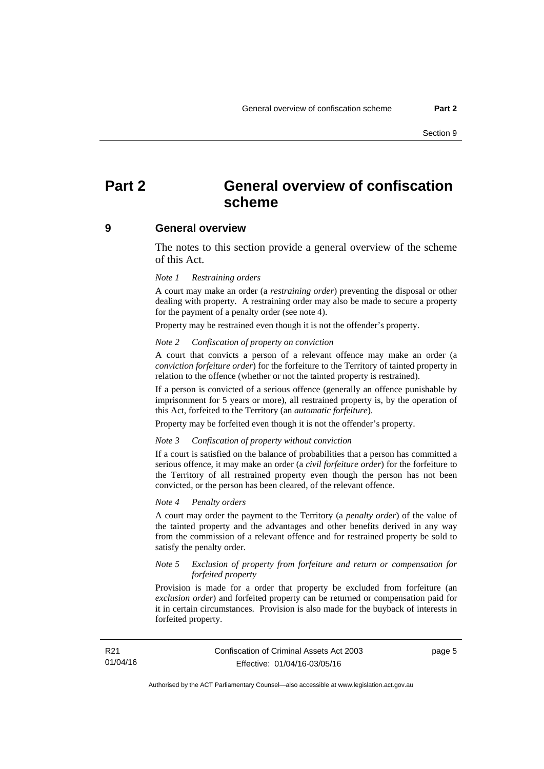# Part 2 General overview of confiscation scheme

## 9 General overview

The notes to this section provide a general overview of the scheme of this Act.

*Note 1 Restraining orders*

A court may make an order (a ***restraining order***) preventing the disposal or other dealing with property. A restraining order may also be made to secure a property for the payment of a penalty order (see note 4).

Property may be restrained even though it is not the offender's property.

*Note 2 Confiscation of property on conviction*

A court that convicts a person of a relevant offence may make an order (a ***conviction forfeiture order***) for the forfeiture to the Territory of tainted property in relation to the offence (whether or not the tainted property is restrained).

If a person is convicted of a serious offence (generally an offence punishable by imprisonment for 5 years or more), all restrained property is, by the operation of this Act, forfeited to the Territory (an ***automatic forfeiture***).

Property may be forfeited even though it is not the offender's property.

*Note 3 Confiscation of property without conviction*

If a court is satisfied on the balance of probabilities that a person has committed a serious offence, it may make an order (a ***civil forfeiture order***) for the forfeiture to the Territory of all restrained property even though the person has not been convicted, or the person has been cleared, of the relevant offence.

*Note 4 Penalty orders*

A court may order the payment to the Territory (a ***penalty order***) of the value of the tainted property and the advantages and other benefits derived in any way from the commission of a relevant offence and for restrained property be sold to satisfy the penalty order.

*Note 5 Exclusion of property from forfeiture and return or compensation for forfeited property*

Provision is made for a order that property be excluded from forfeiture (an ***exclusion order***) and forfeited property can be returned or compensation paid for it in certain circumstances. Provision is also made for the buyback of interests in forfeited property.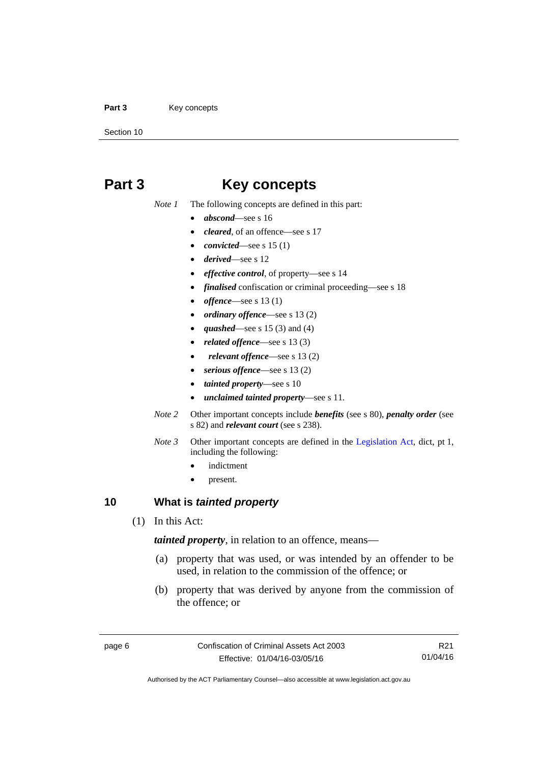# Part 3 Key concepts

*Note 1* The following concepts are defined in this part:

- ***abscond***—see s 16
- ***cleared***, of an offence—see s 17
- ***convicted***—see s 15 (1)
- ***derived***—see s 12
- ***effective control***, of property—see s 14
- ***finalised*** confiscation or criminal proceeding—see s 18
- ***offence***—see s 13 (1)
- ***ordinary offence***—see s 13 (2)
- ***quashed***—see s 15 (3) and (4)
- ***related offence***—see s 13 (3)
- ***relevant offence***—see s 13 (2)
- ***serious offence***—see s 13 (2)
- ***tainted property***—see s 10
- ***unclaimed tainted property***—see s 11.

*Note 2* Other important concepts include ***benefits*** (see s 80), ***penalty order*** (see s 82) and ***relevant court*** (see s 238).

*Note 3* Other important concepts are defined in the Legislation Act, dict, pt 1, including the following:

- indictment
- present.

## 10 What is *tainted property*

(1) In this Act:

***tainted property***, in relation to an offence, means—

(a) property that was used, or was intended by an offender to be used, in relation to the commission of the offence; or

(b) property that was derived by anyone from the commission of the offence; or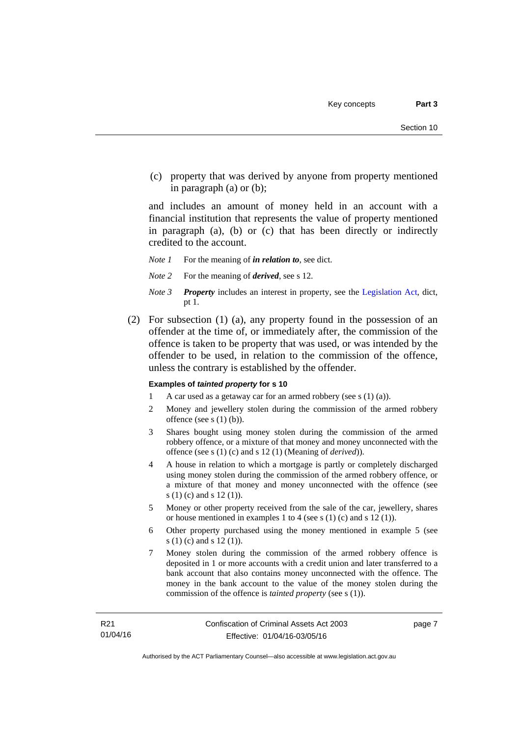(c) property that was derived by anyone from property mentioned in paragraph (a) or (b);

and includes an amount of money held in an account with a financial institution that represents the value of property mentioned in paragraph (a), (b) or (c) that has been directly or indirectly credited to the account.

*Note 1* For the meaning of ***in relation to***, see dict.

*Note 2* For the meaning of ***derived***, see s 12.

*Note 3* ***Property*** includes an interest in property, see the Legislation Act, dict, pt 1.

(2) For subsection (1) (a), any property found in the possession of an offender at the time of, or immediately after, the commission of the offence is taken to be property that was used, or was intended by the offender to be used, in relation to the commission of the offence, unless the contrary is established by the offender.

**Examples of *tainted property* for s 10**

1 A car used as a getaway car for an armed robbery (see s (1) (a)).

2 Money and jewellery stolen during the commission of the armed robbery offence (see s (1) (b)).

3 Shares bought using money stolen during the commission of the armed robbery offence, or a mixture of that money and money unconnected with the offence (see s (1) (c) and s 12 (1) (Meaning of *derived*)).

4 A house in relation to which a mortgage is partly or completely discharged using money stolen during the commission of the armed robbery offence, or a mixture of that money and money unconnected with the offence (see s (1) (c) and s 12 (1)).

5 Money or other property received from the sale of the car, jewellery, shares or house mentioned in examples 1 to 4 (see s (1) (c) and s 12 (1)).

6 Other property purchased using the money mentioned in example 5 (see s (1) (c) and s 12 (1)).

7 Money stolen during the commission of the armed robbery offence is deposited in 1 or more accounts with a credit union and later transferred to a bank account that also contains money unconnected with the offence. The money in the bank account to the value of the money stolen during the commission of the offence is *tainted property* (see s (1)).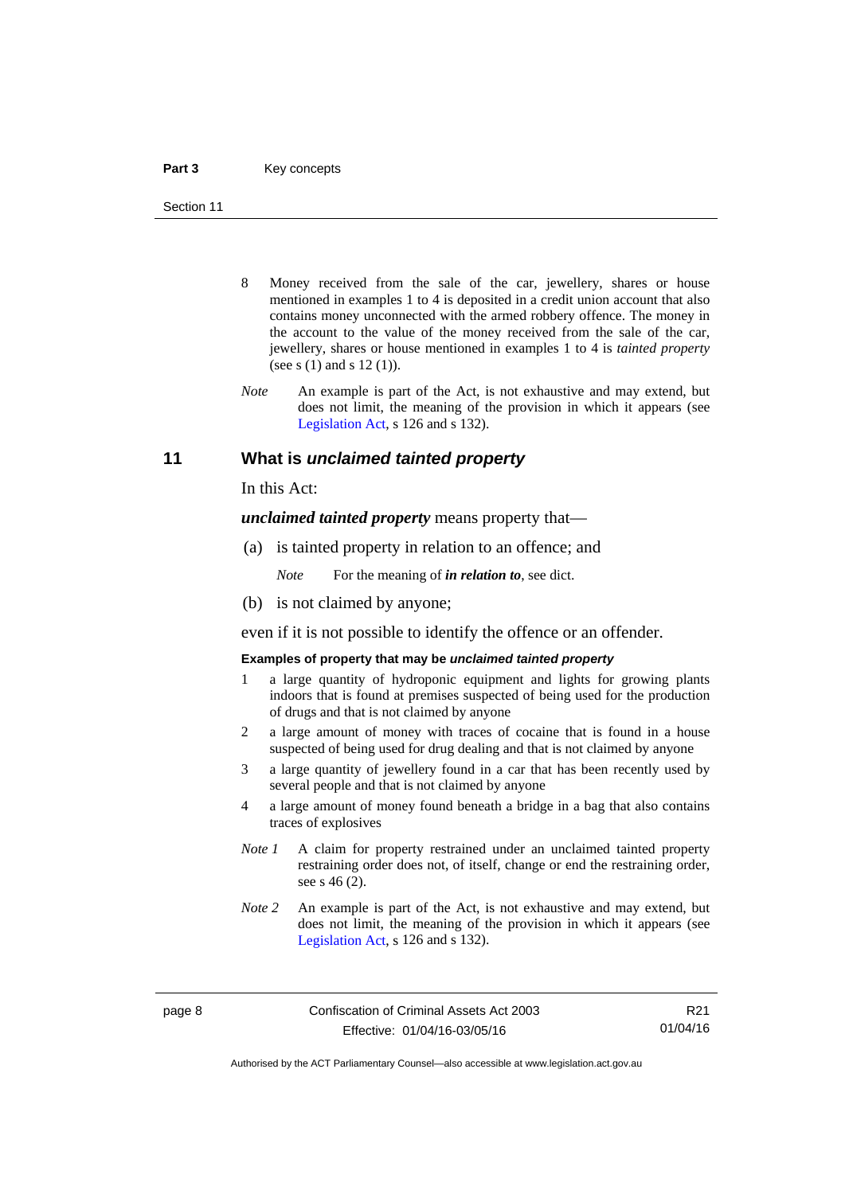8 Money received from the sale of the car, jewellery, shares or house mentioned in examples 1 to 4 is deposited in a credit union account that also contains money unconnected with the armed robbery offence. The money in the account to the value of the money received from the sale of the car, jewellery, shares or house mentioned in examples 1 to 4 is *tainted property* (see s (1) and s 12 (1)).

*Note* An example is part of the Act, is not exhaustive and may extend, but does not limit, the meaning of the provision in which it appears (see Legislation Act, s 126 and s 132).

## 11 What is *unclaimed tainted property*

In this Act:

***unclaimed tainted property*** means property that—

(a) is tainted property in relation to an offence; and

*Note* For the meaning of ***in relation to***, see dict.

(b) is not claimed by anyone;

even if it is not possible to identify the offence or an offender.

**Examples of property that may be *unclaimed tainted property***

1 a large quantity of hydroponic equipment and lights for growing plants indoors that is found at premises suspected of being used for the production of drugs and that is not claimed by anyone

2 a large amount of money with traces of cocaine that is found in a house suspected of being used for drug dealing and that is not claimed by anyone

3 a large quantity of jewellery found in a car that has been recently used by several people and that is not claimed by anyone

4 a large amount of money found beneath a bridge in a bag that also contains traces of explosives

*Note 1* A claim for property restrained under an unclaimed tainted property restraining order does not, of itself, change or end the restraining order, see s 46 (2).

*Note 2* An example is part of the Act, is not exhaustive and may extend, but does not limit, the meaning of the provision in which it appears (see Legislation Act, s 126 and s 132).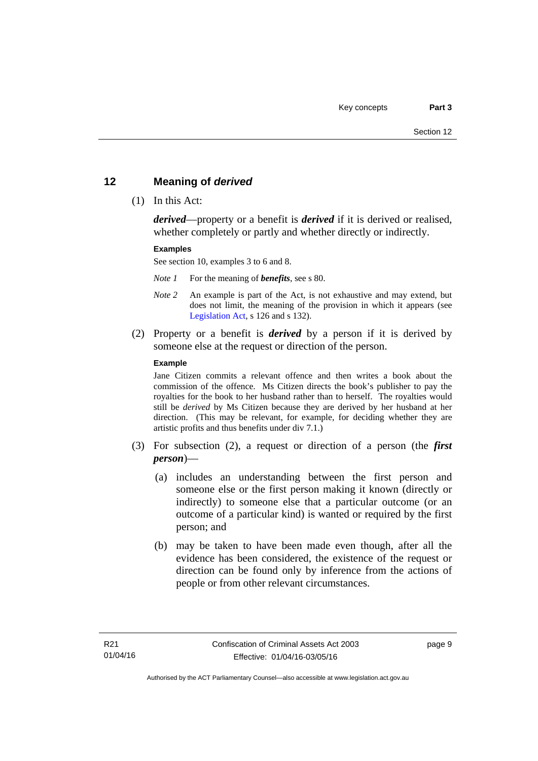## 12 Meaning of *derived*

(1) In this Act:

***derived***—property or a benefit is ***derived*** if it is derived or realised, whether completely or partly and whether directly or indirectly.

**Examples**

See section 10, examples 3 to 6 and 8.

*Note 1* For the meaning of ***benefits***, see s 80.

*Note 2* An example is part of the Act, is not exhaustive and may extend, but does not limit, the meaning of the provision in which it appears (see Legislation Act, s 126 and s 132).

(2) Property or a benefit is ***derived*** by a person if it is derived by someone else at the request or direction of the person.

**Example**

Jane Citizen commits a relevant offence and then writes a book about the commission of the offence. Ms Citizen directs the book's publisher to pay the royalties for the book to her husband rather than to herself. The royalties would still be *derived* by Ms Citizen because they are derived by her husband at her direction. (This may be relevant, for example, for deciding whether they are artistic profits and thus benefits under div 7.1.)

(3) For subsection (2), a request or direction of a person (the ***first person***)—

(a) includes an understanding between the first person and someone else or the first person making it known (directly or indirectly) to someone else that a particular outcome (or an outcome of a particular kind) is wanted or required by the first person; and

(b) may be taken to have been made even though, after all the evidence has been considered, the existence of the request or direction can be found only by inference from the actions of people or from other relevant circumstances.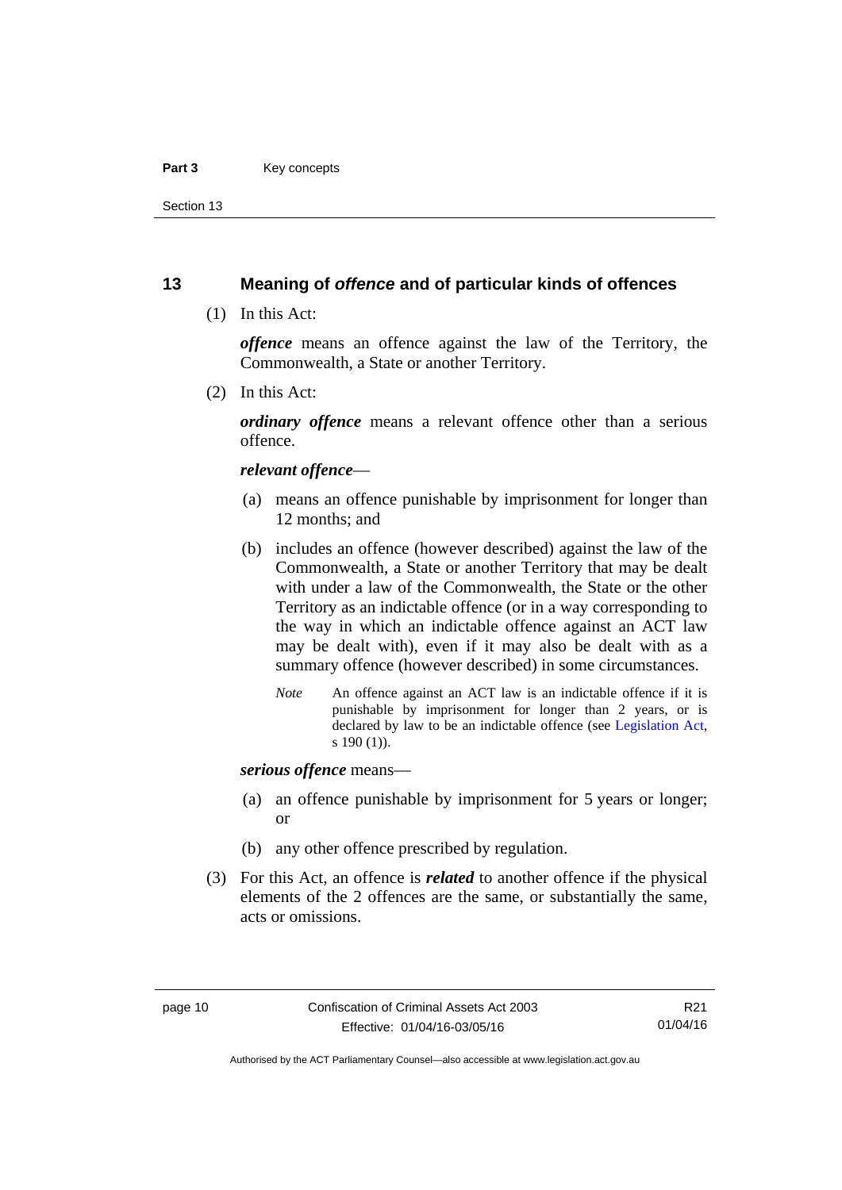## 13 Meaning of *offence* and of particular kinds of offences

(1) In this Act:

***offence*** means an offence against the law of the Territory, the Commonwealth, a State or another Territory.

(2) In this Act:

***ordinary offence*** means a relevant offence other than a serious offence.

***relevant offence***—

(a) means an offence punishable by imprisonment for longer than 12 months; and

(b) includes an offence (however described) against the law of the Commonwealth, a State or another Territory that may be dealt with under a law of the Commonwealth, the State or the other Territory as an indictable offence (or in a way corresponding to the way in which an indictable offence against an ACT law may be dealt with), even if it may also be dealt with as a summary offence (however described) in some circumstances.

*Note* An offence against an ACT law is an indictable offence if it is punishable by imprisonment for longer than 2 years, or is declared by law to be an indictable offence (see Legislation Act, s 190 (1)).

***serious offence*** means—

(a) an offence punishable by imprisonment for 5 years or longer; or

(b) any other offence prescribed by regulation.

(3) For this Act, an offence is ***related*** to another offence if the physical elements of the 2 offences are the same, or substantially the same, acts or omissions.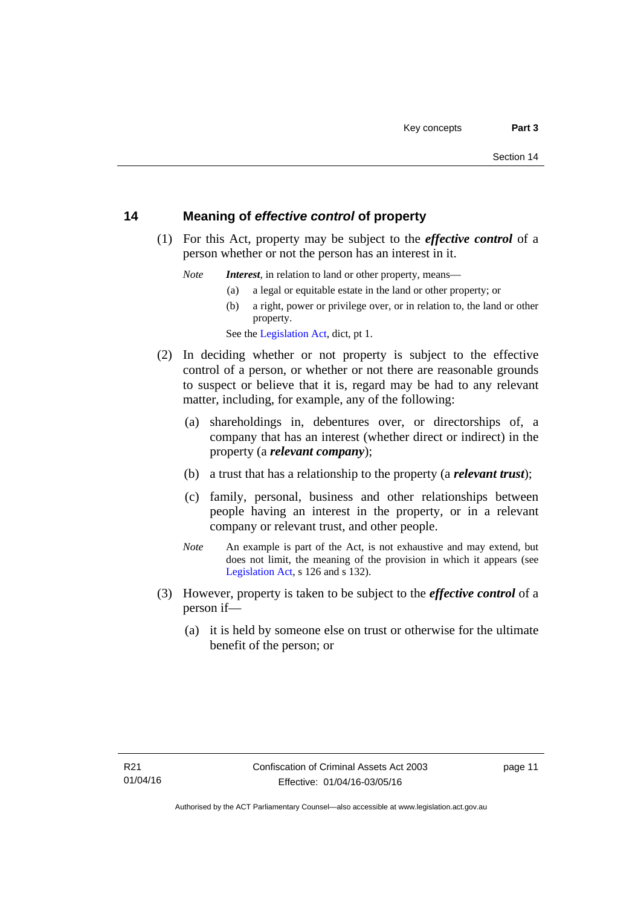## 14 Meaning of *effective control* of property

(1) For this Act, property may be subject to the ***effective control*** of a person whether or not the person has an interest in it.

*Note* ***Interest***, in relation to land or other property, means—

(a) a legal or equitable estate in the land or other property; or

(b) a right, power or privilege over, or in relation to, the land or other property.

See the Legislation Act, dict, pt 1.

(2) In deciding whether or not property is subject to the effective control of a person, or whether or not there are reasonable grounds to suspect or believe that it is, regard may be had to any relevant matter, including, for example, any of the following:

(a) shareholdings in, debentures over, or directorships of, a company that has an interest (whether direct or indirect) in the property (a ***relevant company***);

(b) a trust that has a relationship to the property (a ***relevant trust***);

(c) family, personal, business and other relationships between people having an interest in the property, or in a relevant company or relevant trust, and other people.

*Note* An example is part of the Act, is not exhaustive and may extend, but does not limit, the meaning of the provision in which it appears (see Legislation Act, s 126 and s 132).

(3) However, property is taken to be subject to the ***effective control*** of a person if—

(a) it is held by someone else on trust or otherwise for the ultimate benefit of the person; or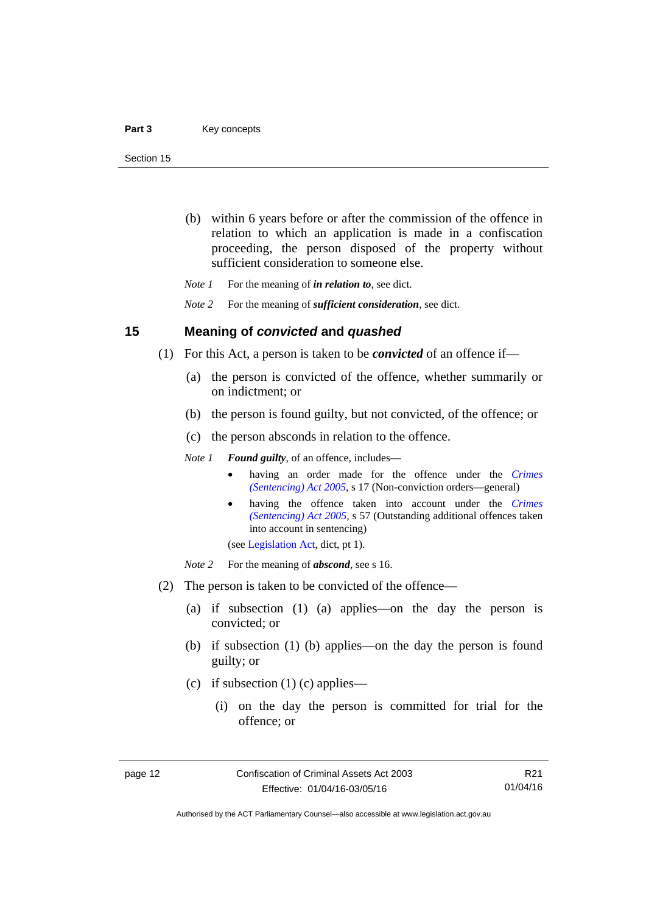(b) within 6 years before or after the commission of the offence in relation to which an application is made in a confiscation proceeding, the person disposed of the property without sufficient consideration to someone else.

*Note 1* For the meaning of ***in relation to***, see dict.

*Note 2* For the meaning of ***sufficient consideration***, see dict.

## 15 Meaning of *convicted* and *quashed*

(1) For this Act, a person is taken to be ***convicted*** of an offence if—

(a) the person is convicted of the offence, whether summarily or on indictment; or

(b) the person is found guilty, but not convicted, of the offence; or

(c) the person absconds in relation to the offence.

*Note 1* ***Found guilty***, of an offence, includes—

- having an order made for the offence under the *Crimes (Sentencing) Act 2005*, s 17 (Non-conviction orders—general)
- having the offence taken into account under the *Crimes (Sentencing) Act 2005*, s 57 (Outstanding additional offences taken into account in sentencing)

(see Legislation Act, dict, pt 1).

*Note 2* For the meaning of ***abscond***, see s 16.

(2) The person is taken to be convicted of the offence—

(a) if subsection (1) (a) applies—on the day the person is convicted; or

(b) if subsection (1) (b) applies—on the day the person is found guilty; or

(c) if subsection (1) (c) applies—

(i) on the day the person is committed for trial for the offence; or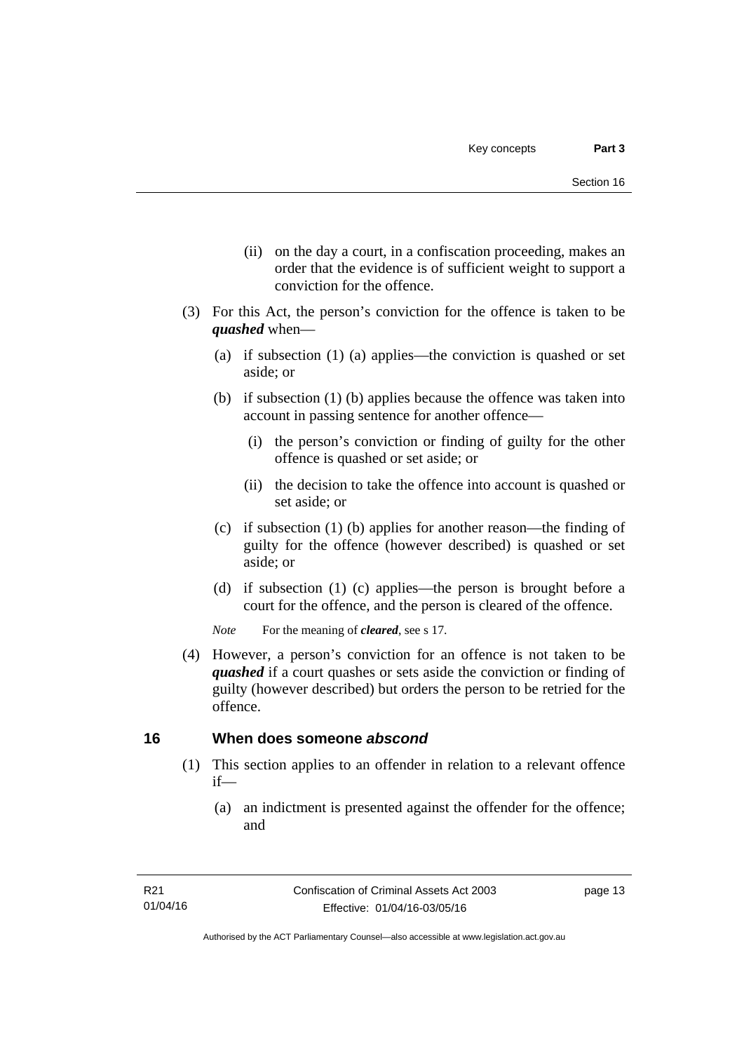(ii) on the day a court, in a confiscation proceeding, makes an order that the evidence is of sufficient weight to support a conviction for the offence.

(3) For this Act, the person's conviction for the offence is taken to be ***quashed*** when—

(a) if subsection (1) (a) applies—the conviction is quashed or set aside; or

(b) if subsection (1) (b) applies because the offence was taken into account in passing sentence for another offence—

(i) the person's conviction or finding of guilty for the other offence is quashed or set aside; or

(ii) the decision to take the offence into account is quashed or set aside; or

(c) if subsection (1) (b) applies for another reason—the finding of guilty for the offence (however described) is quashed or set aside; or

(d) if subsection (1) (c) applies—the person is brought before a court for the offence, and the person is cleared of the offence.

*Note* For the meaning of ***cleared***, see s 17.

(4) However, a person's conviction for an offence is not taken to be ***quashed*** if a court quashes or sets aside the conviction or finding of guilty (however described) but orders the person to be retried for the offence.

## 16 When does someone *abscond*

(1) This section applies to an offender in relation to a relevant offence if—

(a) an indictment is presented against the offender for the offence; and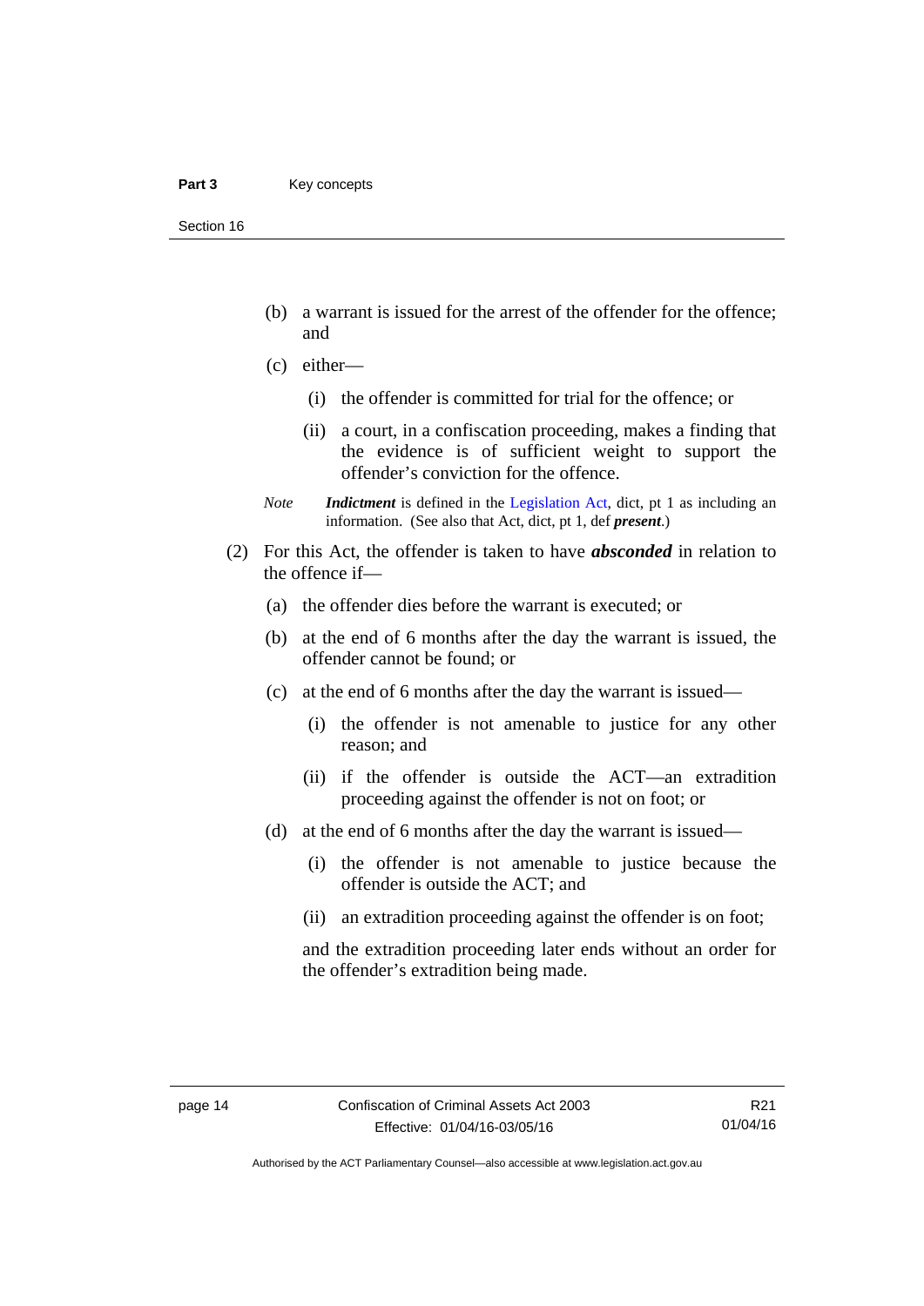(b) a warrant is issued for the arrest of the offender for the offence; and

(c) either—

(i) the offender is committed for trial for the offence; or

(ii) a court, in a confiscation proceeding, makes a finding that the evidence is of sufficient weight to support the offender's conviction for the offence.

*Note* ***Indictment*** is defined in the Legislation Act, dict, pt 1 as including an information. (See also that Act, dict, pt 1, def ***present***.)

(2) For this Act, the offender is taken to have ***absconded*** in relation to the offence if—

(a) the offender dies before the warrant is executed; or

(b) at the end of 6 months after the day the warrant is issued, the offender cannot be found; or

(c) at the end of 6 months after the day the warrant is issued—

(i) the offender is not amenable to justice for any other reason; and

(ii) if the offender is outside the ACT—an extradition proceeding against the offender is not on foot; or

(d) at the end of 6 months after the day the warrant is issued—

(i) the offender is not amenable to justice because the offender is outside the ACT; and

(ii) an extradition proceeding against the offender is on foot;

and the extradition proceeding later ends without an order for the offender's extradition being made.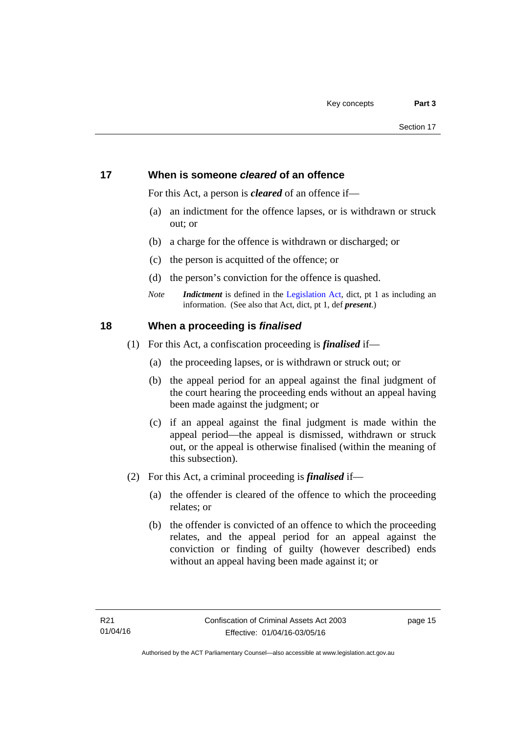## 17 When is someone *cleared* of an offence

For this Act, a person is ***cleared*** of an offence if—

(a) an indictment for the offence lapses, or is withdrawn or struck out; or

(b) a charge for the offence is withdrawn or discharged; or

(c) the person is acquitted of the offence; or

(d) the person's conviction for the offence is quashed.

*Note* ***Indictment*** is defined in the Legislation Act, dict, pt 1 as including an information. (See also that Act, dict, pt 1, def ***present***.)

## 18 When a proceeding is *finalised*

(1) For this Act, a confiscation proceeding is ***finalised*** if—

(a) the proceeding lapses, or is withdrawn or struck out; or

(b) the appeal period for an appeal against the final judgment of the court hearing the proceeding ends without an appeal having been made against the judgment; or

(c) if an appeal against the final judgment is made within the appeal period—the appeal is dismissed, withdrawn or struck out, or the appeal is otherwise finalised (within the meaning of this subsection).

(2) For this Act, a criminal proceeding is ***finalised*** if—

(a) the offender is cleared of the offence to which the proceeding relates; or

(b) the offender is convicted of an offence to which the proceeding relates, and the appeal period for an appeal against the conviction or finding of guilty (however described) ends without an appeal having been made against it; or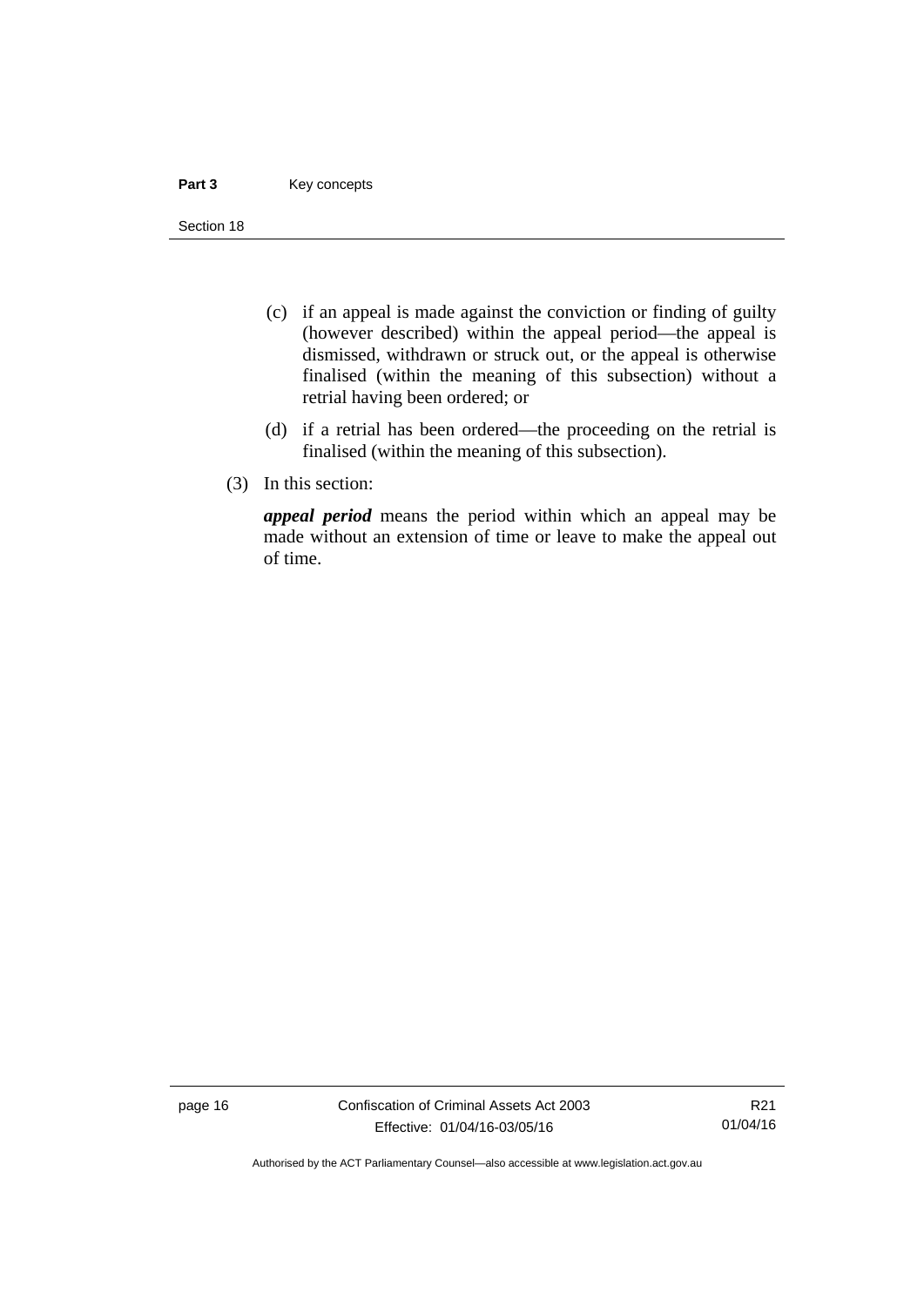(c) if an appeal is made against the conviction or finding of guilty (however described) within the appeal period—the appeal is dismissed, withdrawn or struck out, or the appeal is otherwise finalised (within the meaning of this subsection) without a retrial having been ordered; or

(d) if a retrial has been ordered—the proceeding on the retrial is finalised (within the meaning of this subsection).

(3) In this section:

***appeal period*** means the period within which an appeal may be made without an extension of time or leave to make the appeal out of time.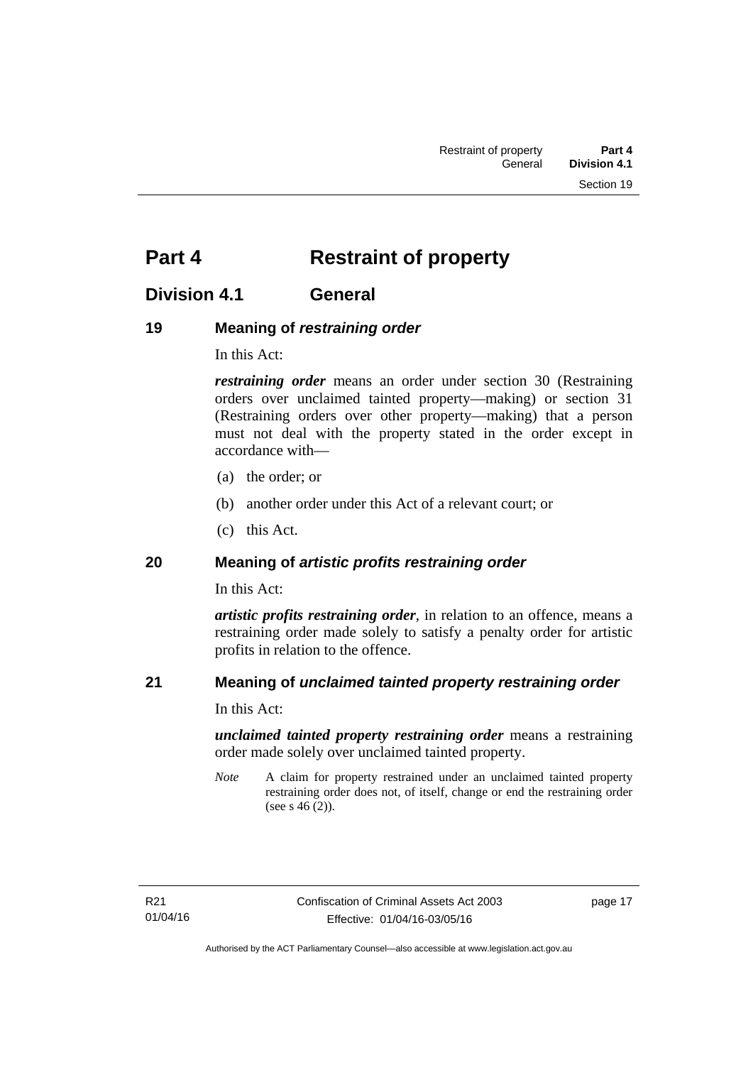# Part 4 Restraint of property

## Division 4.1 General

### 19 Meaning of *restraining order*

In this Act:

***restraining order*** means an order under section 30 (Restraining orders over unclaimed tainted property—making) or section 31 (Restraining orders over other property—making) that a person must not deal with the property stated in the order except in accordance with—

(a) the order; or

(b) another order under this Act of a relevant court; or

(c) this Act.

### 20 Meaning of *artistic profits restraining order*

In this Act:

***artistic profits restraining order***, in relation to an offence, means a restraining order made solely to satisfy a penalty order for artistic profits in relation to the offence.

### 21 Meaning of *unclaimed tainted property restraining order*

In this Act:

***unclaimed tainted property restraining order*** means a restraining order made solely over unclaimed tainted property.

*Note* A claim for property restrained under an unclaimed tainted property restraining order does not, of itself, change or end the restraining order (see s 46 (2)).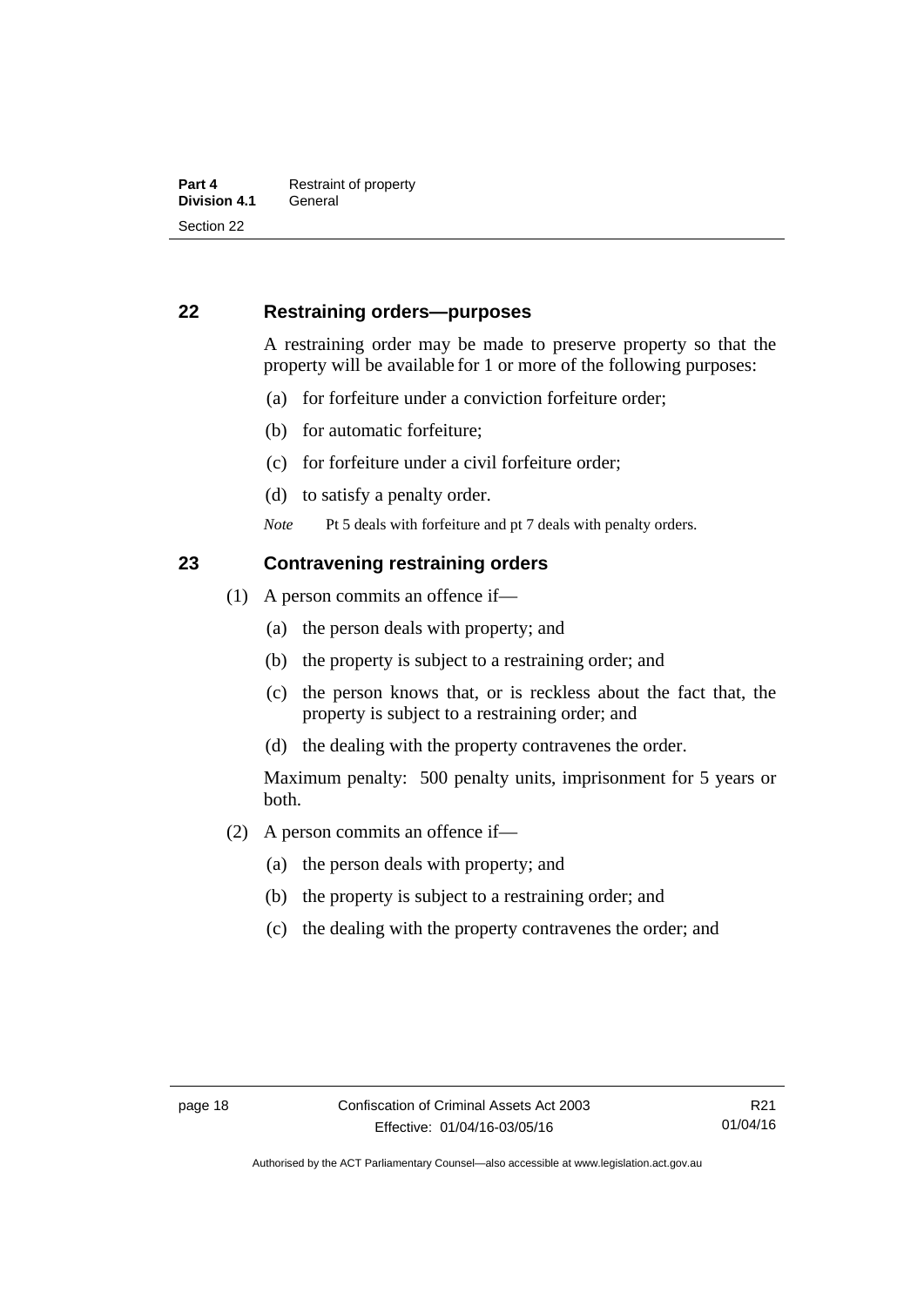## 22 Restraining orders—purposes

A restraining order may be made to preserve property so that the property will be available for 1 or more of the following purposes:

(a) for forfeiture under a conviction forfeiture order;

(b) for automatic forfeiture;

(c) for forfeiture under a civil forfeiture order;

(d) to satisfy a penalty order.

*Note* Pt 5 deals with forfeiture and pt 7 deals with penalty orders.

## 23 Contravening restraining orders

(1) A person commits an offence if—

(a) the person deals with property; and

(b) the property is subject to a restraining order; and

(c) the person knows that, or is reckless about the fact that, the property is subject to a restraining order; and

(d) the dealing with the property contravenes the order.

Maximum penalty: 500 penalty units, imprisonment for 5 years or both.

(2) A person commits an offence if—

(a) the person deals with property; and

(b) the property is subject to a restraining order; and

(c) the dealing with the property contravenes the order; and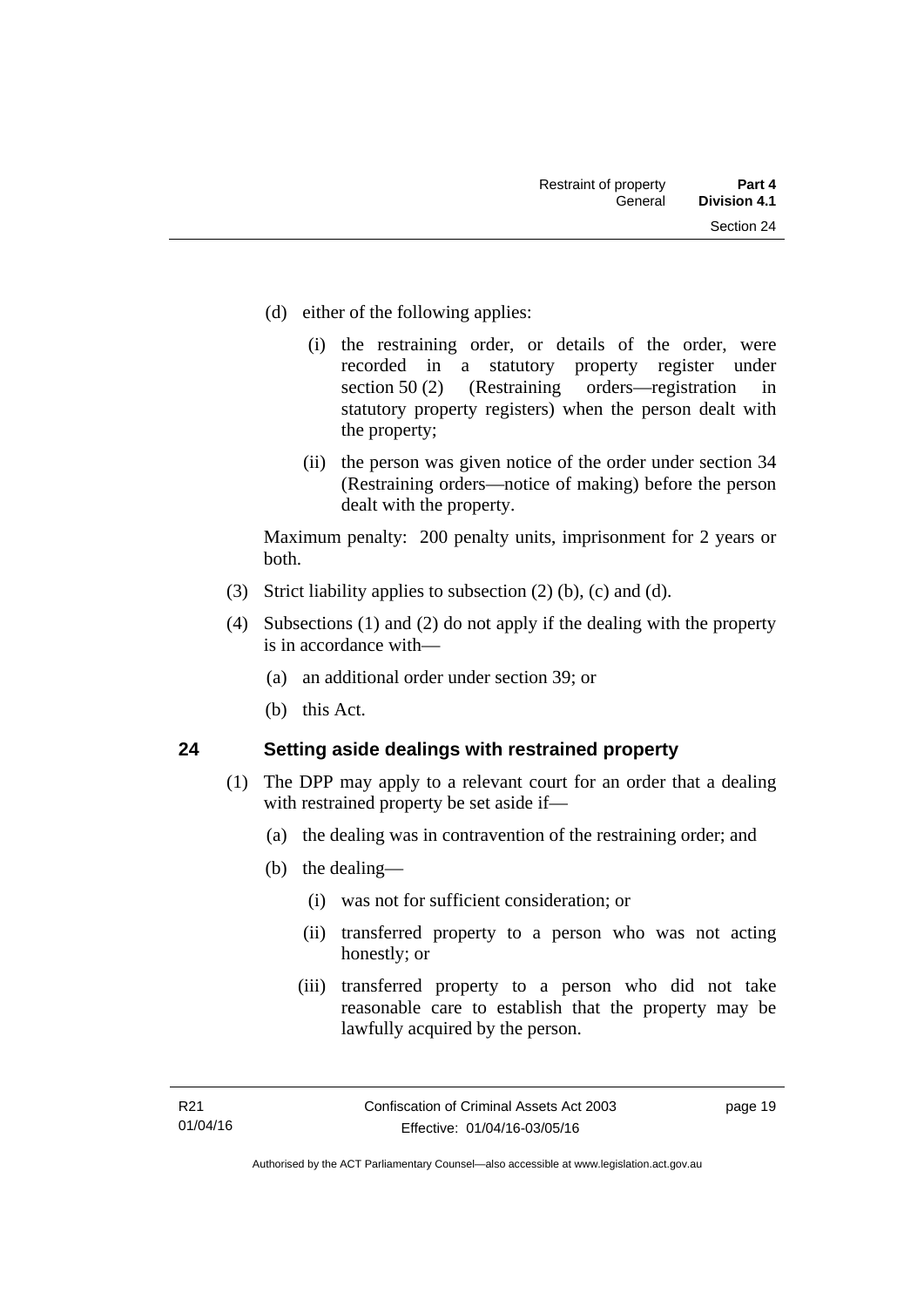(d) either of the following applies:

(i) the restraining order, or details of the order, were recorded in a statutory property register under section 50 (2) (Restraining orders—registration in statutory property registers) when the person dealt with the property;

(ii) the person was given notice of the order under section 34 (Restraining orders—notice of making) before the person dealt with the property.

Maximum penalty: 200 penalty units, imprisonment for 2 years or both.

(3) Strict liability applies to subsection (2) (b), (c) and (d).

(4) Subsections (1) and (2) do not apply if the dealing with the property is in accordance with—

(a) an additional order under section 39; or

(b) this Act.

## 24 Setting aside dealings with restrained property

(1) The DPP may apply to a relevant court for an order that a dealing with restrained property be set aside if—

(a) the dealing was in contravention of the restraining order; and

(b) the dealing—

(i) was not for sufficient consideration; or

(ii) transferred property to a person who was not acting honestly; or

(iii) transferred property to a person who did not take reasonable care to establish that the property may be lawfully acquired by the person.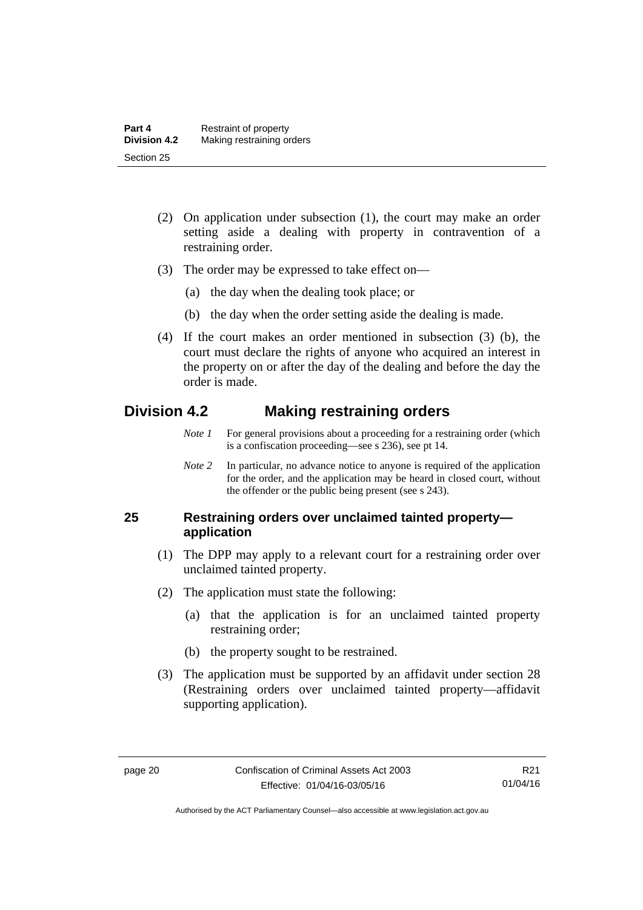(2) On application under subsection (1), the court may make an order setting aside a dealing with property in contravention of a restraining order.

(3) The order may be expressed to take effect on—

(a) the day when the dealing took place; or

(b) the day when the order setting aside the dealing is made.

(4) If the court makes an order mentioned in subsection (3) (b), the court must declare the rights of anyone who acquired an interest in the property on or after the day of the dealing and before the day the order is made.

## Division 4.2 Making restraining orders

*Note 1* For general provisions about a proceeding for a restraining order (which is a confiscation proceeding—see s 236), see pt 14.

*Note 2* In particular, no advance notice to anyone is required of the application for the order, and the application may be heard in closed court, without the offender or the public being present (see s 243).

### 25 Restraining orders over unclaimed tainted property—application

(1) The DPP may apply to a relevant court for a restraining order over unclaimed tainted property.

(2) The application must state the following:

(a) that the application is for an unclaimed tainted property restraining order;

(b) the property sought to be restrained.

(3) The application must be supported by an affidavit under section 28 (Restraining orders over unclaimed tainted property—affidavit supporting application).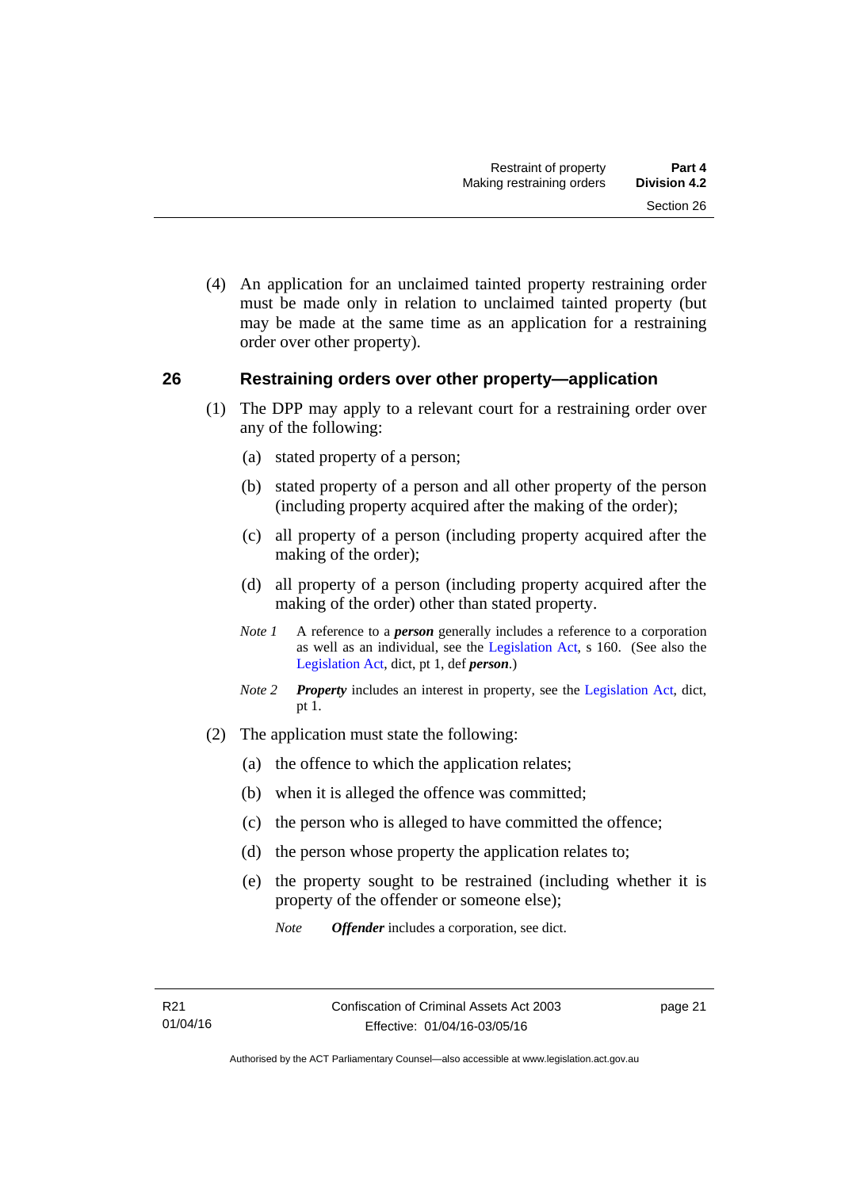(4) An application for an unclaimed tainted property restraining order must be made only in relation to unclaimed tainted property (but may be made at the same time as an application for a restraining order over other property).

## 26 Restraining orders over other property—application

(1) The DPP may apply to a relevant court for a restraining order over any of the following:

(a) stated property of a person;

(b) stated property of a person and all other property of the person (including property acquired after the making of the order);

(c) all property of a person (including property acquired after the making of the order);

(d) all property of a person (including property acquired after the making of the order) other than stated property.

*Note 1* A reference to a ***person*** generally includes a reference to a corporation as well as an individual, see the Legislation Act, s 160. (See also the Legislation Act, dict, pt 1, def ***person***.)

*Note 2* ***Property*** includes an interest in property, see the Legislation Act, dict, pt 1.

(2) The application must state the following:

(a) the offence to which the application relates;

(b) when it is alleged the offence was committed;

(c) the person who is alleged to have committed the offence;

(d) the person whose property the application relates to;

(e) the property sought to be restrained (including whether it is property of the offender or someone else);

*Note* ***Offender*** includes a corporation, see dict.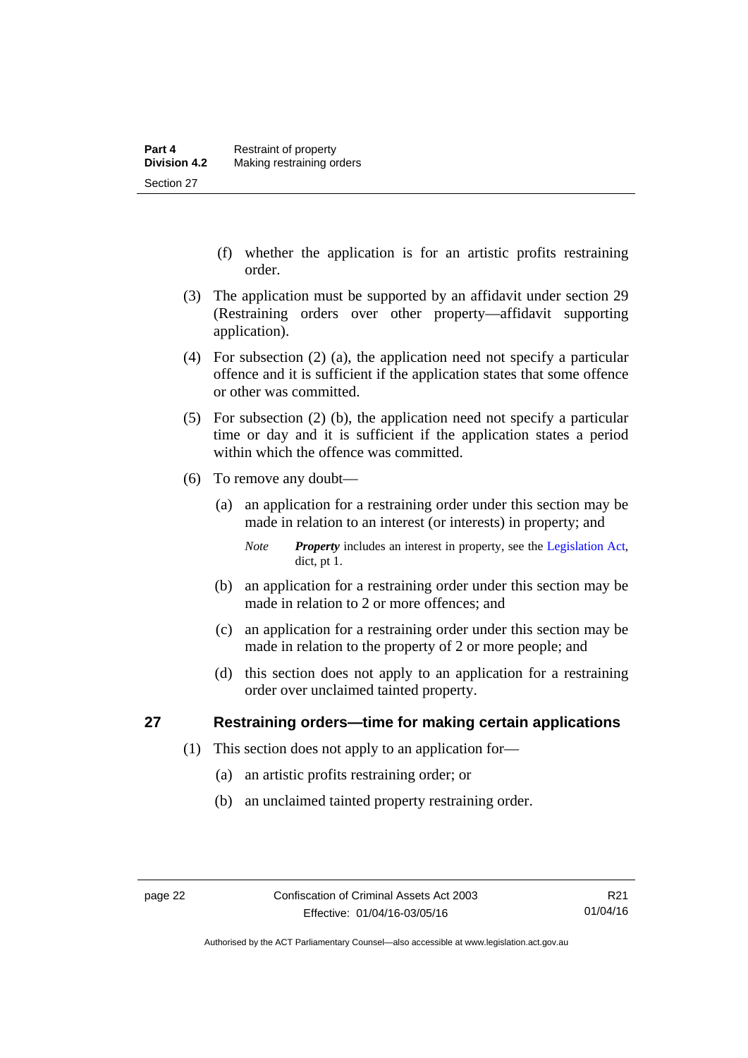(f) whether the application is for an artistic profits restraining order.

(3) The application must be supported by an affidavit under section 29 (Restraining orders over other property—affidavit supporting application).

(4) For subsection (2) (a), the application need not specify a particular offence and it is sufficient if the application states that some offence or other was committed.

(5) For subsection (2) (b), the application need not specify a particular time or day and it is sufficient if the application states a period within which the offence was committed.

(6) To remove any doubt—

(a) an application for a restraining order under this section may be made in relation to an interest (or interests) in property; and

*Note* ***Property*** includes an interest in property, see the Legislation Act, dict, pt 1.

(b) an application for a restraining order under this section may be made in relation to 2 or more offences; and

(c) an application for a restraining order under this section may be made in relation to the property of 2 or more people; and

(d) this section does not apply to an application for a restraining order over unclaimed tainted property.

## 27 Restraining orders—time for making certain applications

(1) This section does not apply to an application for—

(a) an artistic profits restraining order; or

(b) an unclaimed tainted property restraining order.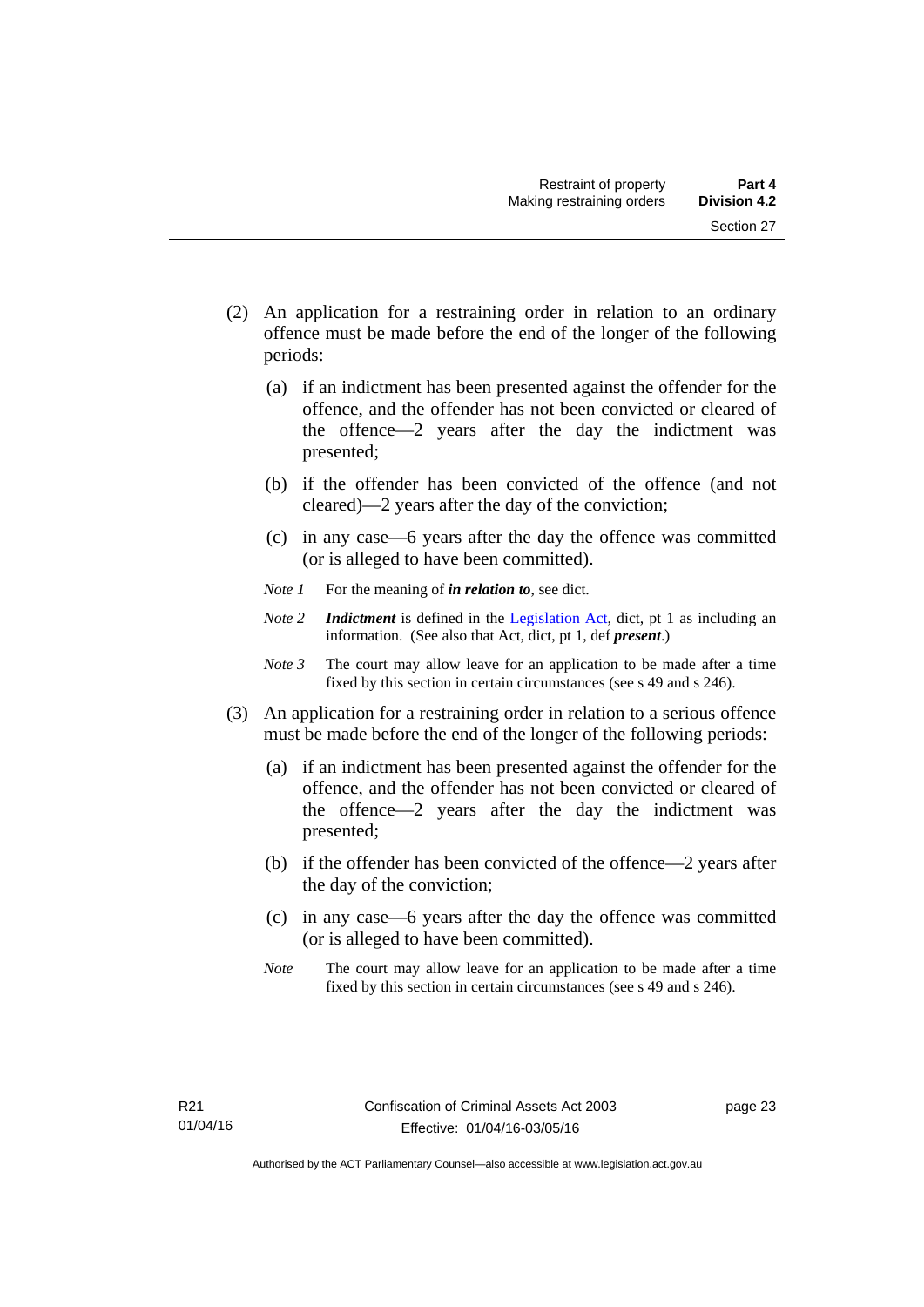(2) An application for a restraining order in relation to an ordinary offence must be made before the end of the longer of the following periods:

(a) if an indictment has been presented against the offender for the offence, and the offender has not been convicted or cleared of the offence—2 years after the day the indictment was presented;

(b) if the offender has been convicted of the offence (and not cleared)—2 years after the day of the conviction;

(c) in any case—6 years after the day the offence was committed (or is alleged to have been committed).

*Note 1* For the meaning of ***in relation to***, see dict.

*Note 2* ***Indictment*** is defined in the Legislation Act, dict, pt 1 as including an information. (See also that Act, dict, pt 1, def ***present***.)

*Note 3* The court may allow leave for an application to be made after a time fixed by this section in certain circumstances (see s 49 and s 246).

(3) An application for a restraining order in relation to a serious offence must be made before the end of the longer of the following periods:

(a) if an indictment has been presented against the offender for the offence, and the offender has not been convicted or cleared of the offence—2 years after the day the indictment was presented;

(b) if the offender has been convicted of the offence—2 years after the day of the conviction;

(c) in any case—6 years after the day the offence was committed (or is alleged to have been committed).

*Note* The court may allow leave for an application to be made after a time fixed by this section in certain circumstances (see s 49 and s 246).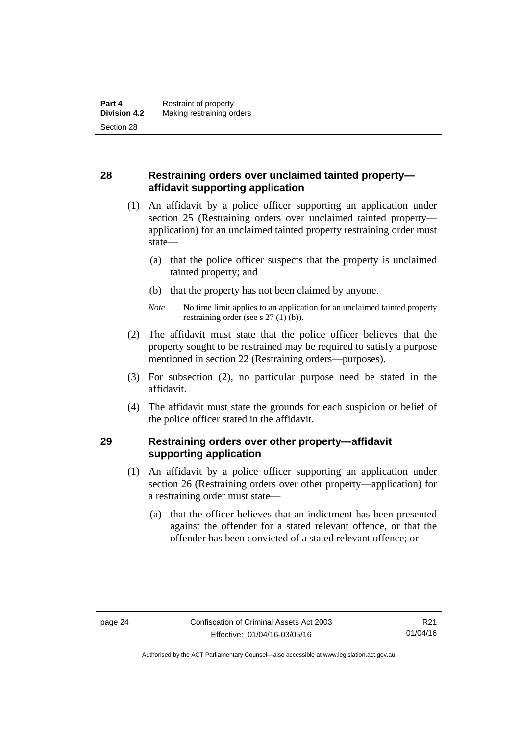## 28 Restraining orders over unclaimed tainted property—affidavit supporting application

(1) An affidavit by a police officer supporting an application under section 25 (Restraining orders over unclaimed tainted property—application) for an unclaimed tainted property restraining order must state—

(a) that the police officer suspects that the property is unclaimed tainted property; and

(b) that the property has not been claimed by anyone.

*Note* No time limit applies to an application for an unclaimed tainted property restraining order (see s 27 (1) (b)).

(2) The affidavit must state that the police officer believes that the property sought to be restrained may be required to satisfy a purpose mentioned in section 22 (Restraining orders—purposes).

(3) For subsection (2), no particular purpose need be stated in the affidavit.

(4) The affidavit must state the grounds for each suspicion or belief of the police officer stated in the affidavit.

## 29 Restraining orders over other property—affidavit supporting application

(1) An affidavit by a police officer supporting an application under section 26 (Restraining orders over other property—application) for a restraining order must state—

(a) that the officer believes that an indictment has been presented against the offender for a stated relevant offence, or that the offender has been convicted of a stated relevant offence; or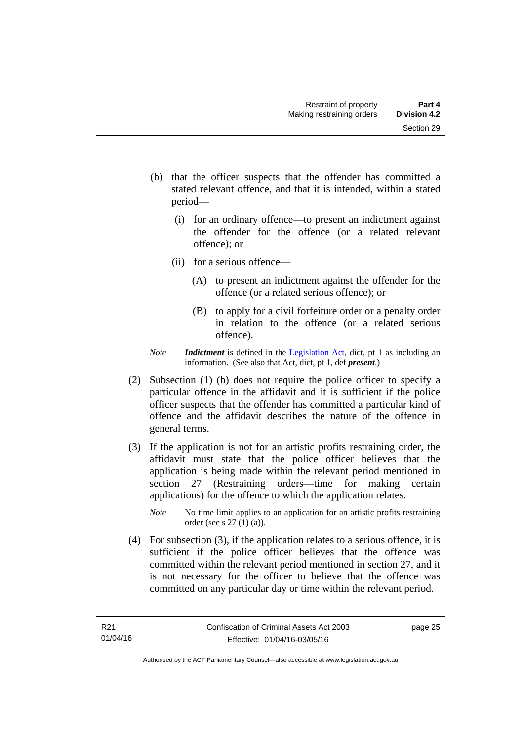(b) that the officer suspects that the offender has committed a stated relevant offence, and that it is intended, within a stated period—

   (i) for an ordinary offence—to present an indictment against the offender for the offence (or a related relevant offence); or

   (ii) for a serious offence—

      (A) to present an indictment against the offender for the offence (or a related serious offence); or

      (B) to apply for a civil forfeiture order or a penalty order in relation to the offence (or a related serious offence).

*Note* ***Indictment*** is defined in the Legislation Act, dict, pt 1 as including an information. (See also that Act, dict, pt 1, def ***present***.)

(2) Subsection (1) (b) does not require the police officer to specify a particular offence in the affidavit and it is sufficient if the police officer suspects that the offender has committed a particular kind of offence and the affidavit describes the nature of the offence in general terms.

(3) If the application is not for an artistic profits restraining order, the affidavit must state that the police officer believes that the application is being made within the relevant period mentioned in section 27 (Restraining orders—time for making certain applications) for the offence to which the application relates.

*Note* No time limit applies to an application for an artistic profits restraining order (see s 27 (1) (a)).

(4) For subsection (3), if the application relates to a serious offence, it is sufficient if the police officer believes that the offence was committed within the relevant period mentioned in section 27, and it is not necessary for the officer to believe that the offence was committed on any particular day or time within the relevant period.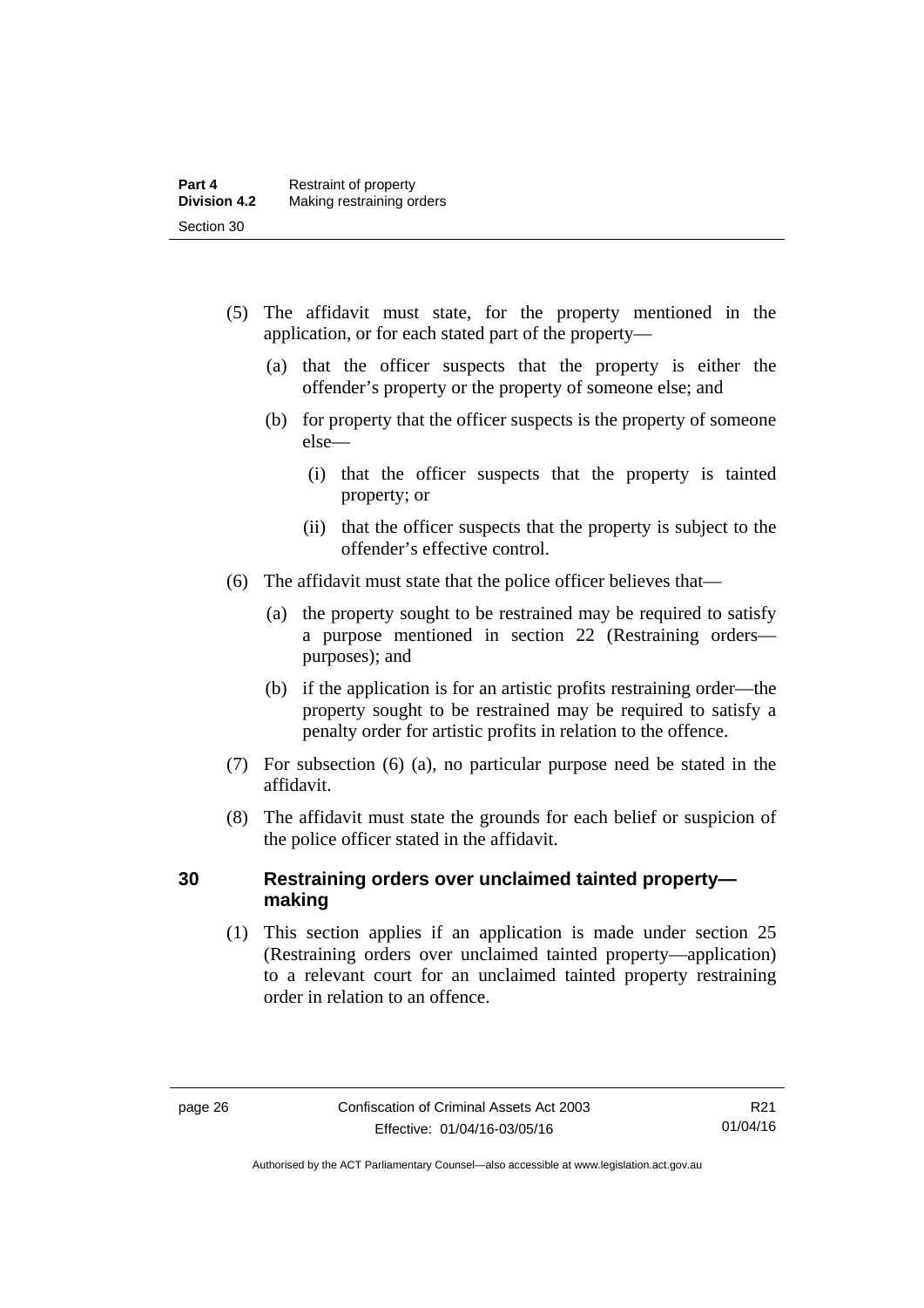(5) The affidavit must state, for the property mentioned in the application, or for each stated part of the property—

(a) that the officer suspects that the property is either the offender's property or the property of someone else; and

(b) for property that the officer suspects is the property of someone else—

(i) that the officer suspects that the property is tainted property; or

(ii) that the officer suspects that the property is subject to the offender's effective control.

(6) The affidavit must state that the police officer believes that—

(a) the property sought to be restrained may be required to satisfy a purpose mentioned in section 22 (Restraining orders—purposes); and

(b) if the application is for an artistic profits restraining order—the property sought to be restrained may be required to satisfy a penalty order for artistic profits in relation to the offence.

(7) For subsection (6) (a), no particular purpose need be stated in the affidavit.

(8) The affidavit must state the grounds for each belief or suspicion of the police officer stated in the affidavit.

## 30 Restraining orders over unclaimed tainted property—making

(1) This section applies if an application is made under section 25 (Restraining orders over unclaimed tainted property—application) to a relevant court for an unclaimed tainted property restraining order in relation to an offence.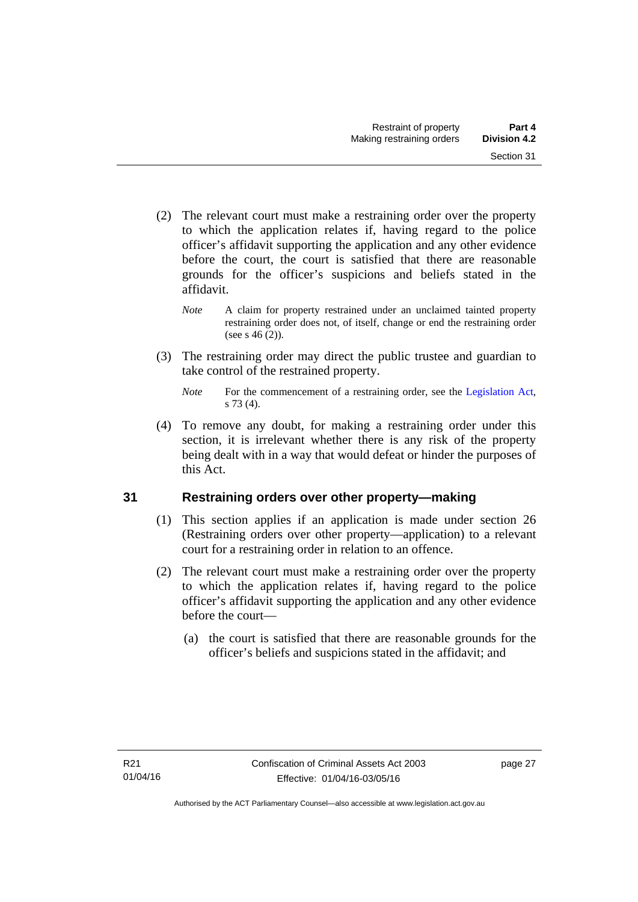(2) The relevant court must make a restraining order over the property to which the application relates if, having regard to the police officer's affidavit supporting the application and any other evidence before the court, the court is satisfied that there are reasonable grounds for the officer's suspicions and beliefs stated in the affidavit.

*Note* A claim for property restrained under an unclaimed tainted property restraining order does not, of itself, change or end the restraining order (see s 46 (2)).

(3) The restraining order may direct the public trustee and guardian to take control of the restrained property.

*Note* For the commencement of a restraining order, see the Legislation Act, s 73 (4).

(4) To remove any doubt, for making a restraining order under this section, it is irrelevant whether there is any risk of the property being dealt with in a way that would defeat or hinder the purposes of this Act.

## 31 Restraining orders over other property—making

(1) This section applies if an application is made under section 26 (Restraining orders over other property—application) to a relevant court for a restraining order in relation to an offence.

(2) The relevant court must make a restraining order over the property to which the application relates if, having regard to the police officer's affidavit supporting the application and any other evidence before the court—

(a) the court is satisfied that there are reasonable grounds for the officer's beliefs and suspicions stated in the affidavit; and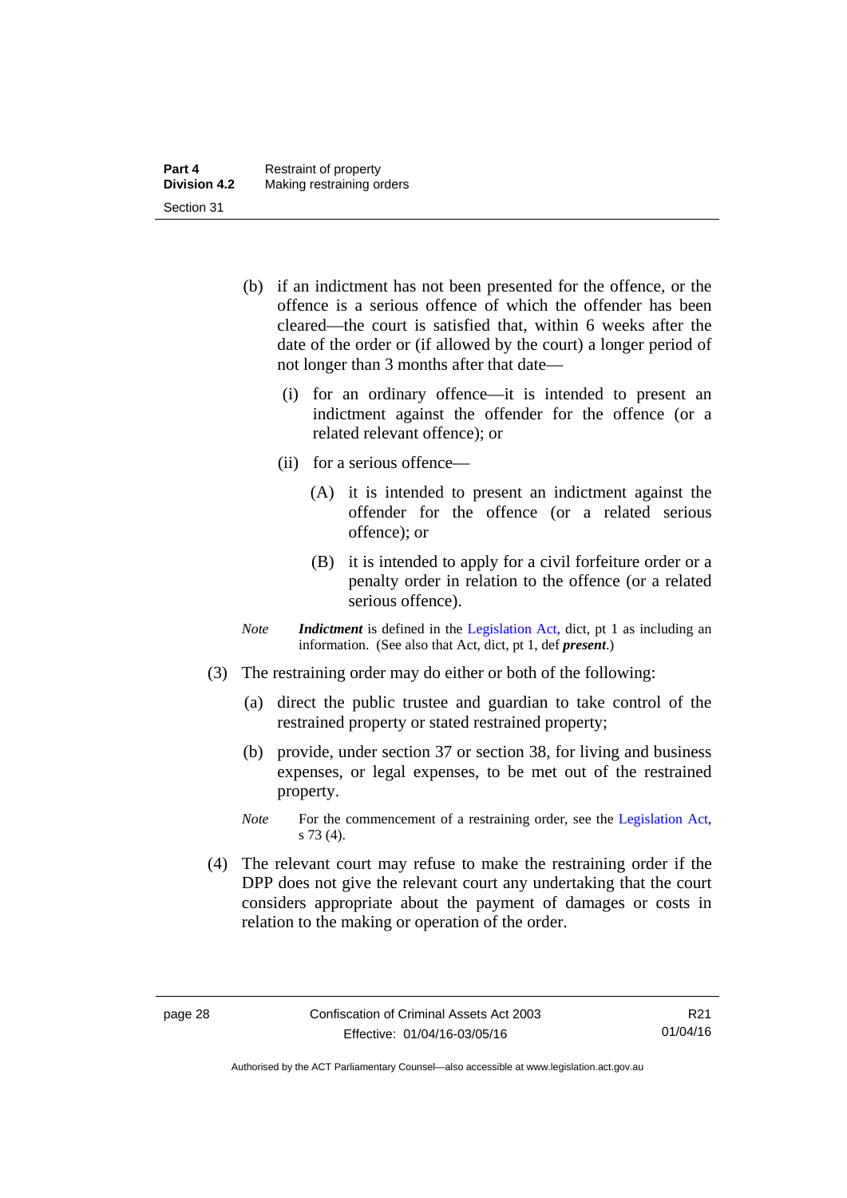(b) if an indictment has not been presented for the offence, or the offence is a serious offence of which the offender has been cleared—the court is satisfied that, within 6 weeks after the date of the order or (if allowed by the court) a longer period of not longer than 3 months after that date—

(i) for an ordinary offence—it is intended to present an indictment against the offender for the offence (or a related relevant offence); or

(ii) for a serious offence—

(A) it is intended to present an indictment against the offender for the offence (or a related serious offence); or

(B) it is intended to apply for a civil forfeiture order or a penalty order in relation to the offence (or a related serious offence).

*Note* ***Indictment*** is defined in the Legislation Act, dict, pt 1 as including an information. (See also that Act, dict, pt 1, def ***present***.)

(3) The restraining order may do either or both of the following:

(a) direct the public trustee and guardian to take control of the restrained property or stated restrained property;

(b) provide, under section 37 or section 38, for living and business expenses, or legal expenses, to be met out of the restrained property.

*Note* For the commencement of a restraining order, see the Legislation Act, s 73 (4).

(4) The relevant court may refuse to make the restraining order if the DPP does not give the relevant court any undertaking that the court considers appropriate about the payment of damages or costs in relation to the making or operation of the order.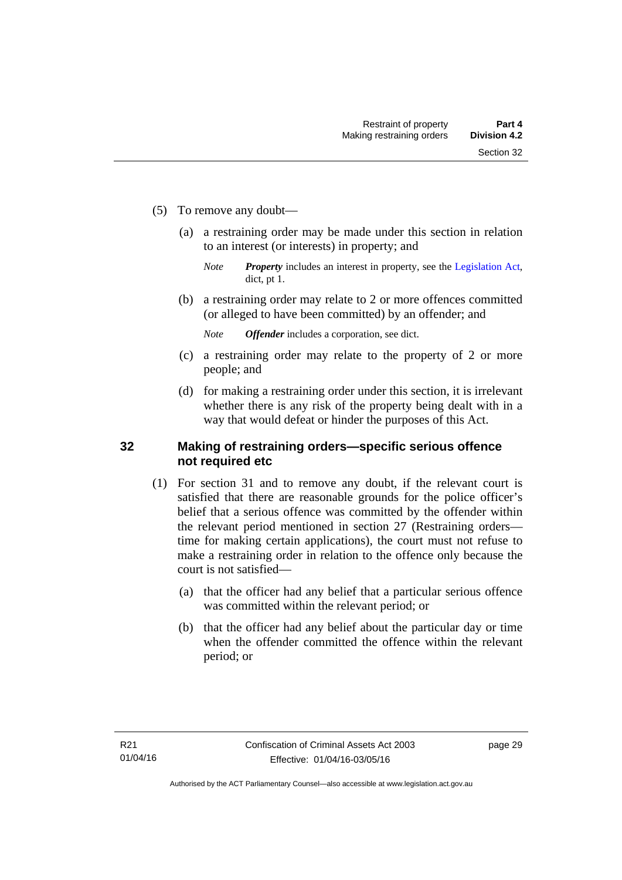(5) To remove any doubt—

(a) a restraining order may be made under this section in relation to an interest (or interests) in property; and

*Note* ***Property*** includes an interest in property, see the Legislation Act, dict, pt 1.

(b) a restraining order may relate to 2 or more offences committed (or alleged to have been committed) by an offender; and

*Note* ***Offender*** includes a corporation, see dict.

(c) a restraining order may relate to the property of 2 or more people; and

(d) for making a restraining order under this section, it is irrelevant whether there is any risk of the property being dealt with in a way that would defeat or hinder the purposes of this Act.

## 32 Making of restraining orders—specific serious offence not required etc

(1) For section 31 and to remove any doubt, if the relevant court is satisfied that there are reasonable grounds for the police officer's belief that a serious offence was committed by the offender within the relevant period mentioned in section 27 (Restraining orders—time for making certain applications), the court must not refuse to make a restraining order in relation to the offence only because the court is not satisfied—

(a) that the officer had any belief that a particular serious offence was committed within the relevant period; or

(b) that the officer had any belief about the particular day or time when the offender committed the offence within the relevant period; or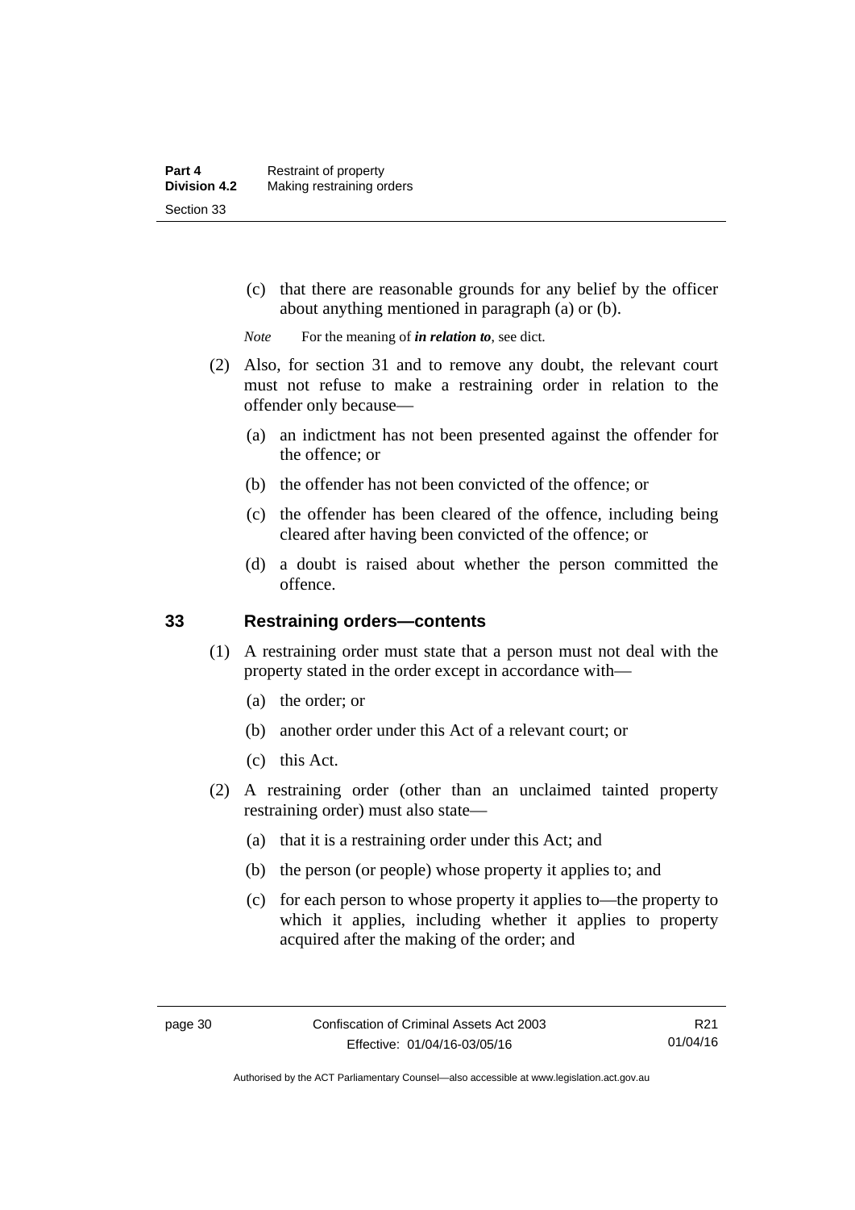(c) that there are reasonable grounds for any belief by the officer about anything mentioned in paragraph (a) or (b).

*Note* For the meaning of ***in relation to***, see dict.

(2) Also, for section 31 and to remove any doubt, the relevant court must not refuse to make a restraining order in relation to the offender only because—

(a) an indictment has not been presented against the offender for the offence; or

(b) the offender has not been convicted of the offence; or

(c) the offender has been cleared of the offence, including being cleared after having been convicted of the offence; or

(d) a doubt is raised about whether the person committed the offence.

## 33 Restraining orders—contents

(1) A restraining order must state that a person must not deal with the property stated in the order except in accordance with—

(a) the order; or

(b) another order under this Act of a relevant court; or

(c) this Act.

(2) A restraining order (other than an unclaimed tainted property restraining order) must also state—

(a) that it is a restraining order under this Act; and

(b) the person (or people) whose property it applies to; and

(c) for each person to whose property it applies to—the property to which it applies, including whether it applies to property acquired after the making of the order; and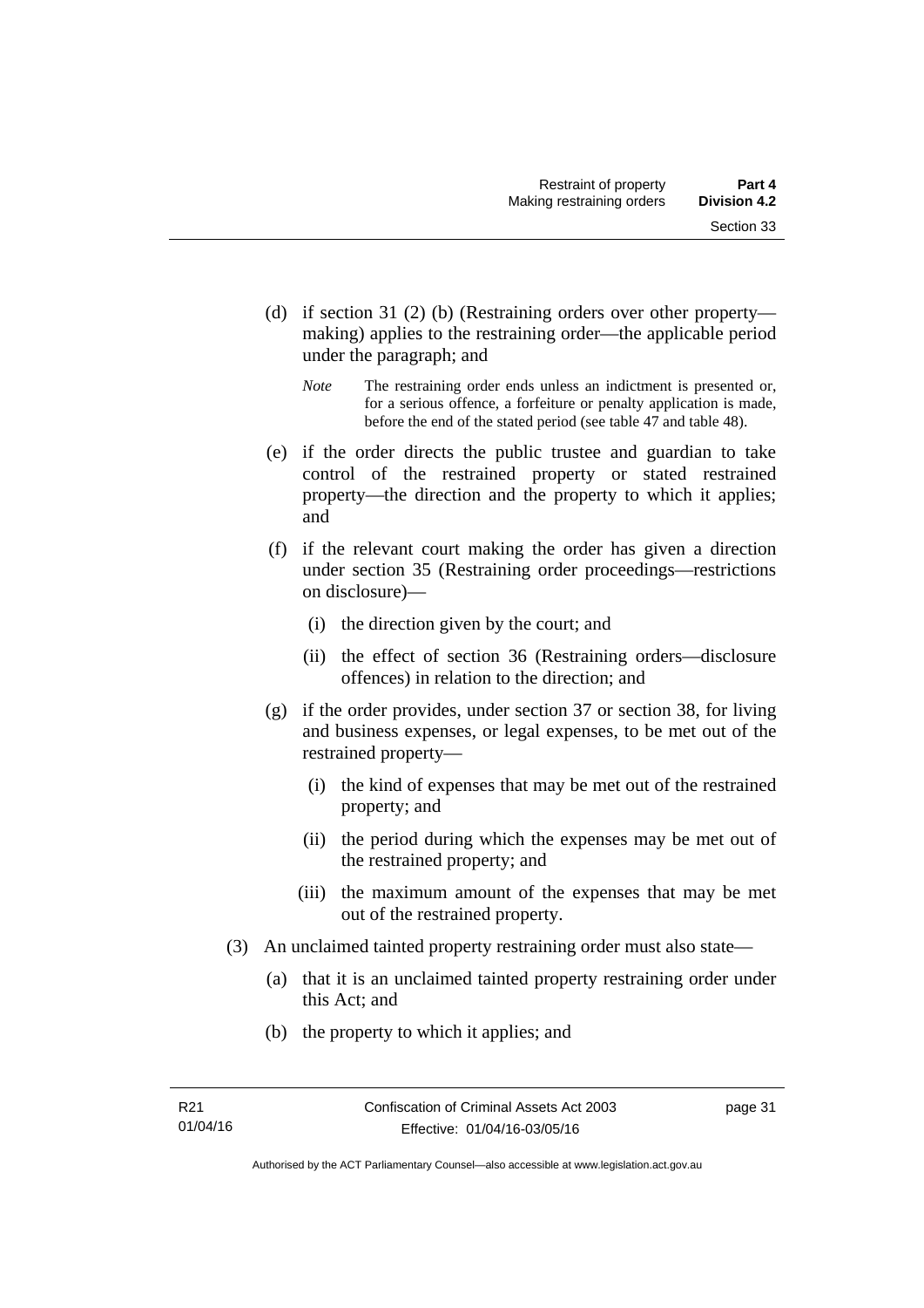(d) if section 31 (2) (b) (Restraining orders over other property—making) applies to the restraining order—the applicable period under the paragraph; and

*Note* The restraining order ends unless an indictment is presented or, for a serious offence, a forfeiture or penalty application is made, before the end of the stated period (see table 47 and table 48).

(e) if the order directs the public trustee and guardian to take control of the restrained property or stated restrained property—the direction and the property to which it applies; and

(f) if the relevant court making the order has given a direction under section 35 (Restraining order proceedings—restrictions on disclosure)—

(i) the direction given by the court; and

(ii) the effect of section 36 (Restraining orders—disclosure offences) in relation to the direction; and

(g) if the order provides, under section 37 or section 38, for living and business expenses, or legal expenses, to be met out of the restrained property—

(i) the kind of expenses that may be met out of the restrained property; and

(ii) the period during which the expenses may be met out of the restrained property; and

(iii) the maximum amount of the expenses that may be met out of the restrained property.

(3) An unclaimed tainted property restraining order must also state—

(a) that it is an unclaimed tainted property restraining order under this Act; and

(b) the property to which it applies; and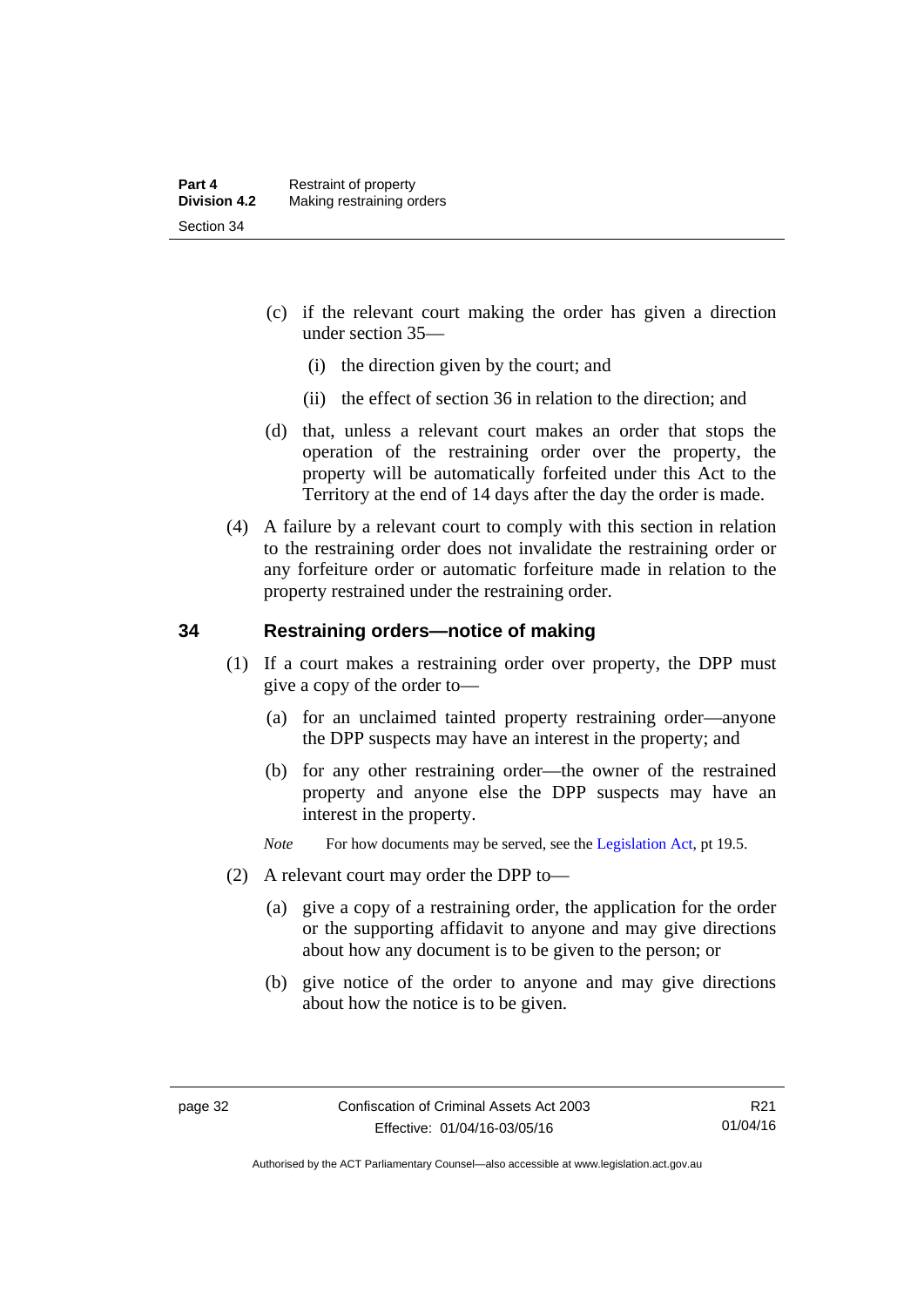(c) if the relevant court making the order has given a direction under section 35—

(i) the direction given by the court; and

(ii) the effect of section 36 in relation to the direction; and

(d) that, unless a relevant court makes an order that stops the operation of the restraining order over the property, the property will be automatically forfeited under this Act to the Territory at the end of 14 days after the day the order is made.

(4) A failure by a relevant court to comply with this section in relation to the restraining order does not invalidate the restraining order or any forfeiture order or automatic forfeiture made in relation to the property restrained under the restraining order.

## 34 Restraining orders—notice of making

(1) If a court makes a restraining order over property, the DPP must give a copy of the order to—

(a) for an unclaimed tainted property restraining order—anyone the DPP suspects may have an interest in the property; and

(b) for any other restraining order—the owner of the restrained property and anyone else the DPP suspects may have an interest in the property.

*Note* For how documents may be served, see the Legislation Act, pt 19.5.

(2) A relevant court may order the DPP to—

(a) give a copy of a restraining order, the application for the order or the supporting affidavit to anyone and may give directions about how any document is to be given to the person; or

(b) give notice of the order to anyone and may give directions about how the notice is to be given.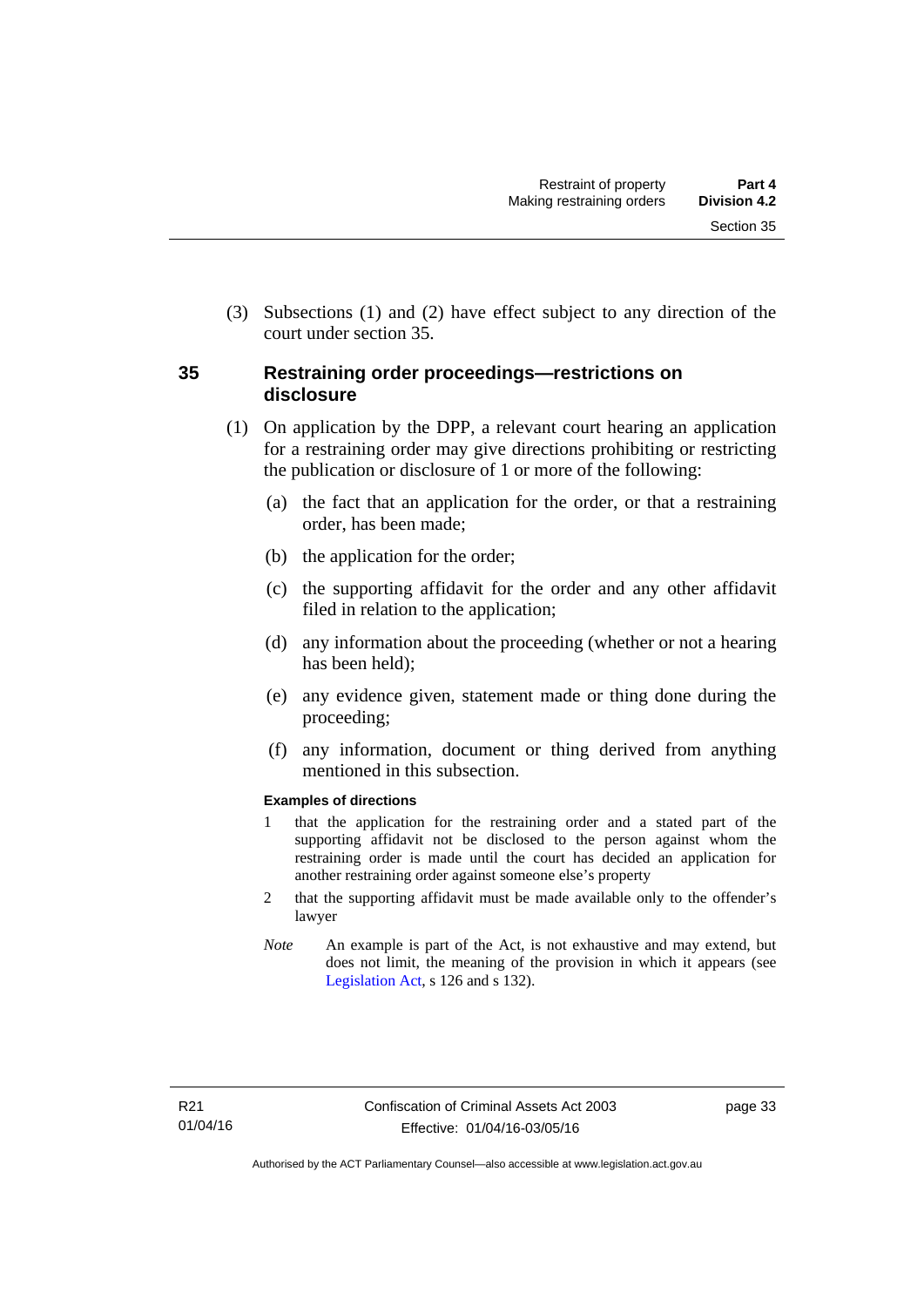(3) Subsections (1) and (2) have effect subject to any direction of the court under section 35.

## 35 Restraining order proceedings—restrictions on disclosure

(1) On application by the DPP, a relevant court hearing an application for a restraining order may give directions prohibiting or restricting the publication or disclosure of 1 or more of the following:

(a) the fact that an application for the order, or that a restraining order, has been made;

(b) the application for the order;

(c) the supporting affidavit for the order and any other affidavit filed in relation to the application;

(d) any information about the proceeding (whether or not a hearing has been held);

(e) any evidence given, statement made or thing done during the proceeding;

(f) any information, document or thing derived from anything mentioned in this subsection.

**Examples of directions**

1 that the application for the restraining order and a stated part of the supporting affidavit not be disclosed to the person against whom the restraining order is made until the court has decided an application for another restraining order against someone else's property

2 that the supporting affidavit must be made available only to the offender's lawyer

*Note* An example is part of the Act, is not exhaustive and may extend, but does not limit, the meaning of the provision in which it appears (see Legislation Act, s 126 and s 132).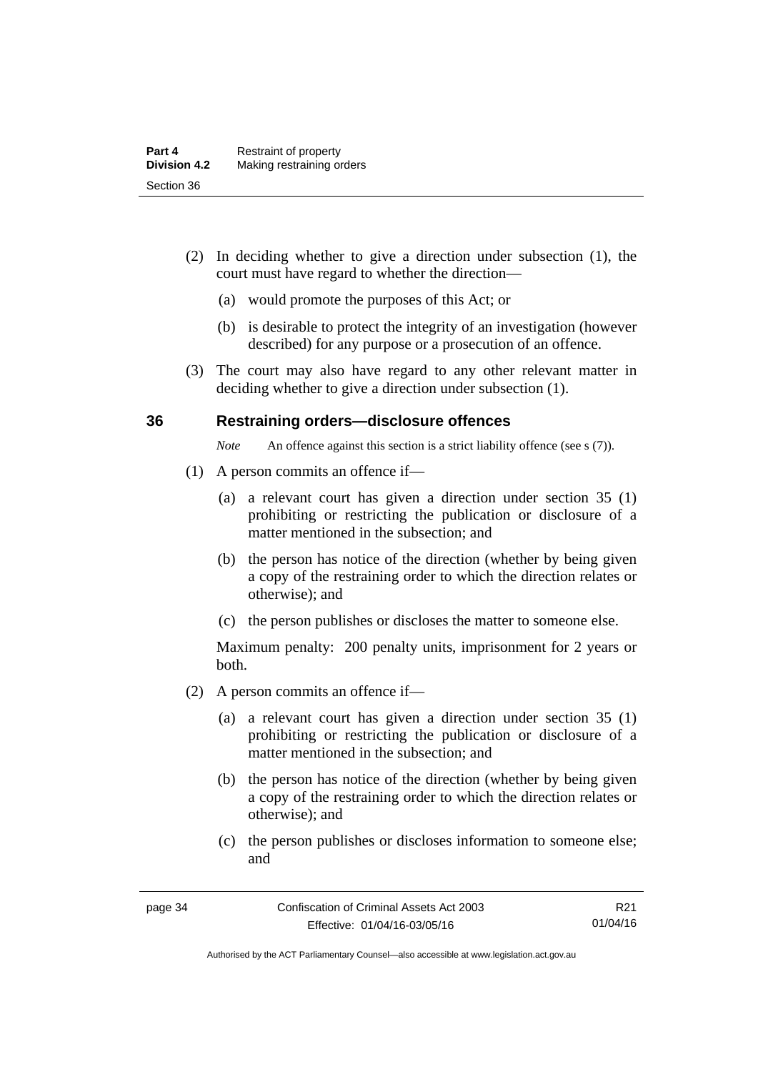(2) In deciding whether to give a direction under subsection (1), the court must have regard to whether the direction—

(a) would promote the purposes of this Act; or

(b) is desirable to protect the integrity of an investigation (however described) for any purpose or a prosecution of an offence.

(3) The court may also have regard to any other relevant matter in deciding whether to give a direction under subsection (1).

## 36 Restraining orders—disclosure offences

*Note* An offence against this section is a strict liability offence (see s (7)).

(1) A person commits an offence if—

(a) a relevant court has given a direction under section 35 (1) prohibiting or restricting the publication or disclosure of a matter mentioned in the subsection; and

(b) the person has notice of the direction (whether by being given a copy of the restraining order to which the direction relates or otherwise); and

(c) the person publishes or discloses the matter to someone else.

Maximum penalty: 200 penalty units, imprisonment for 2 years or both.

(2) A person commits an offence if—

(a) a relevant court has given a direction under section 35 (1) prohibiting or restricting the publication or disclosure of a matter mentioned in the subsection; and

(b) the person has notice of the direction (whether by being given a copy of the restraining order to which the direction relates or otherwise); and

(c) the person publishes or discloses information to someone else; and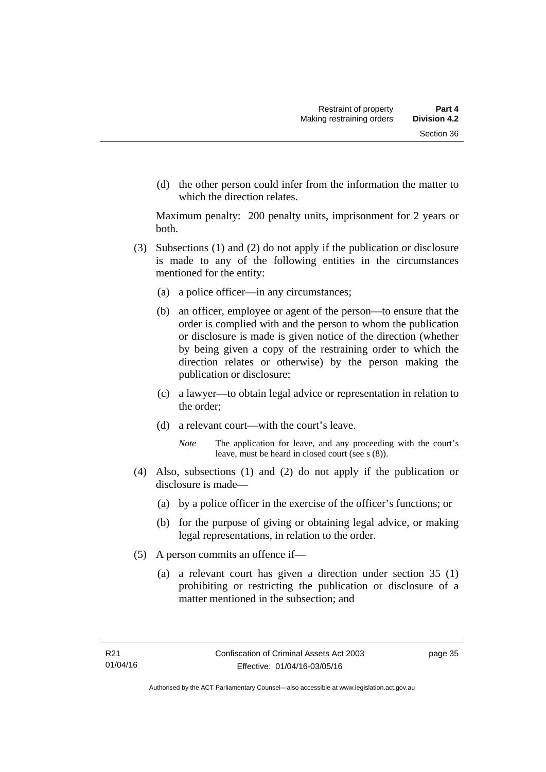(d) the other person could infer from the information the matter to which the direction relates.

Maximum penalty: 200 penalty units, imprisonment for 2 years or both.

(3) Subsections (1) and (2) do not apply if the publication or disclosure is made to any of the following entities in the circumstances mentioned for the entity:

(a) a police officer—in any circumstances;

(b) an officer, employee or agent of the person—to ensure that the order is complied with and the person to whom the publication or disclosure is made is given notice of the direction (whether by being given a copy of the restraining order to which the direction relates or otherwise) by the person making the publication or disclosure;

(c) a lawyer—to obtain legal advice or representation in relation to the order;

(d) a relevant court—with the court's leave.

*Note* The application for leave, and any proceeding with the court's leave, must be heard in closed court (see s (8)).

(4) Also, subsections (1) and (2) do not apply if the publication or disclosure is made—

(a) by a police officer in the exercise of the officer's functions; or

(b) for the purpose of giving or obtaining legal advice, or making legal representations, in relation to the order.

(5) A person commits an offence if—

(a) a relevant court has given a direction under section 35 (1) prohibiting or restricting the publication or disclosure of a matter mentioned in the subsection; and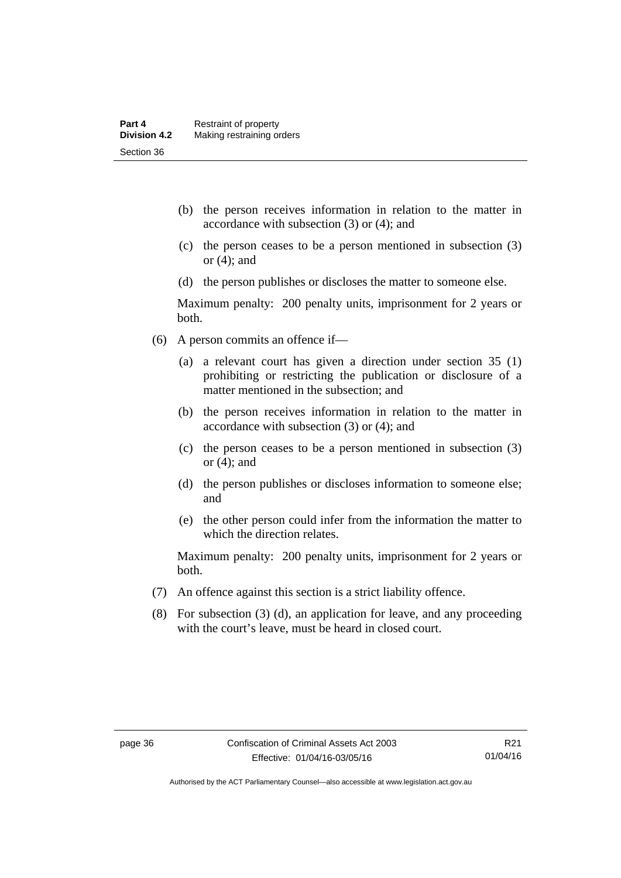(b) the person receives information in relation to the matter in accordance with subsection (3) or (4); and

(c) the person ceases to be a person mentioned in subsection (3) or (4); and

(d) the person publishes or discloses the matter to someone else.

Maximum penalty: 200 penalty units, imprisonment for 2 years or both.

(6) A person commits an offence if—

(a) a relevant court has given a direction under section 35 (1) prohibiting or restricting the publication or disclosure of a matter mentioned in the subsection; and

(b) the person receives information in relation to the matter in accordance with subsection (3) or (4); and

(c) the person ceases to be a person mentioned in subsection (3) or (4); and

(d) the person publishes or discloses information to someone else; and

(e) the other person could infer from the information the matter to which the direction relates.

Maximum penalty: 200 penalty units, imprisonment for 2 years or both.

(7) An offence against this section is a strict liability offence.

(8) For subsection (3) (d), an application for leave, and any proceeding with the court's leave, must be heard in closed court.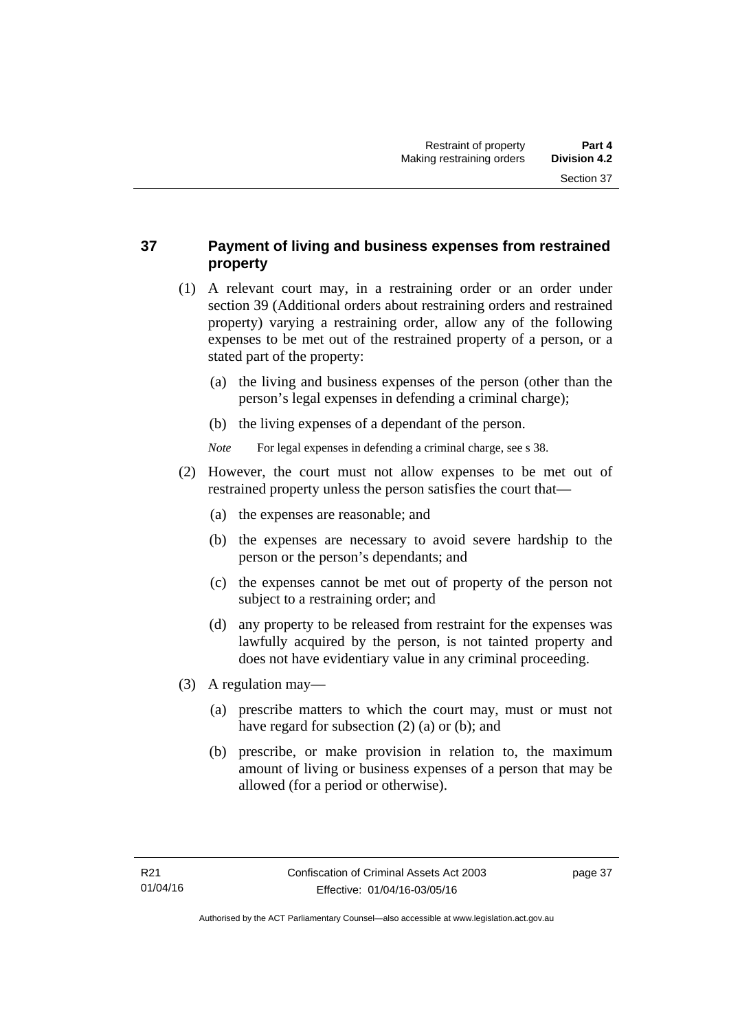## 37 Payment of living and business expenses from restrained property

(1) A relevant court may, in a restraining order or an order under section 39 (Additional orders about restraining orders and restrained property) varying a restraining order, allow any of the following expenses to be met out of the restrained property of a person, or a stated part of the property:

(a) the living and business expenses of the person (other than the person's legal expenses in defending a criminal charge);

(b) the living expenses of a dependant of the person.

*Note* For legal expenses in defending a criminal charge, see s 38.

(2) However, the court must not allow expenses to be met out of restrained property unless the person satisfies the court that—

(a) the expenses are reasonable; and

(b) the expenses are necessary to avoid severe hardship to the person or the person's dependants; and

(c) the expenses cannot be met out of property of the person not subject to a restraining order; and

(d) any property to be released from restraint for the expenses was lawfully acquired by the person, is not tainted property and does not have evidentiary value in any criminal proceeding.

(3) A regulation may—

(a) prescribe matters to which the court may, must or must not have regard for subsection (2) (a) or (b); and

(b) prescribe, or make provision in relation to, the maximum amount of living or business expenses of a person that may be allowed (for a period or otherwise).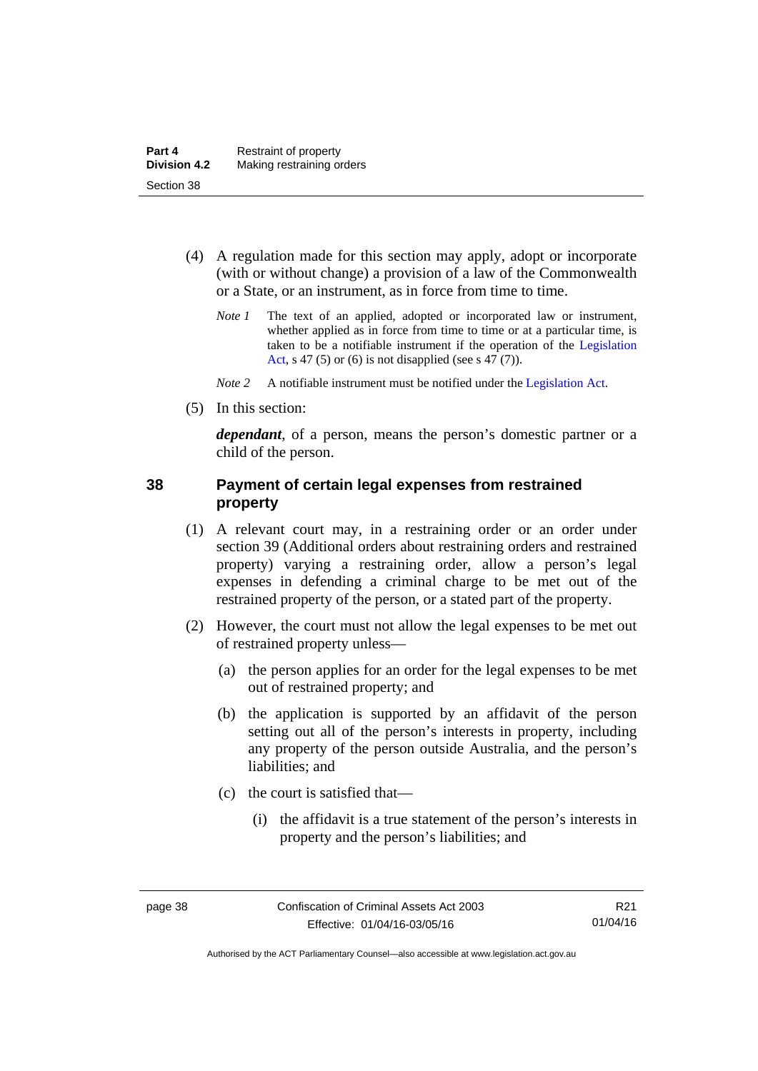(4) A regulation made for this section may apply, adopt or incorporate (with or without change) a provision of a law of the Commonwealth or a State, or an instrument, as in force from time to time.

*Note 1* The text of an applied, adopted or incorporated law or instrument, whether applied as in force from time to time or at a particular time, is taken to be a notifiable instrument if the operation of the Legislation Act, s 47 (5) or (6) is not disapplied (see s 47 (7)).

*Note 2* A notifiable instrument must be notified under the Legislation Act.

(5) In this section:

***dependant***, of a person, means the person's domestic partner or a child of the person.

## 38 Payment of certain legal expenses from restrained property

(1) A relevant court may, in a restraining order or an order under section 39 (Additional orders about restraining orders and restrained property) varying a restraining order, allow a person's legal expenses in defending a criminal charge to be met out of the restrained property of the person, or a stated part of the property.

(2) However, the court must not allow the legal expenses to be met out of restrained property unless—

(a) the person applies for an order for the legal expenses to be met out of restrained property; and

(b) the application is supported by an affidavit of the person setting out all of the person's interests in property, including any property of the person outside Australia, and the person's liabilities; and

(c) the court is satisfied that—

(i) the affidavit is a true statement of the person's interests in property and the person's liabilities; and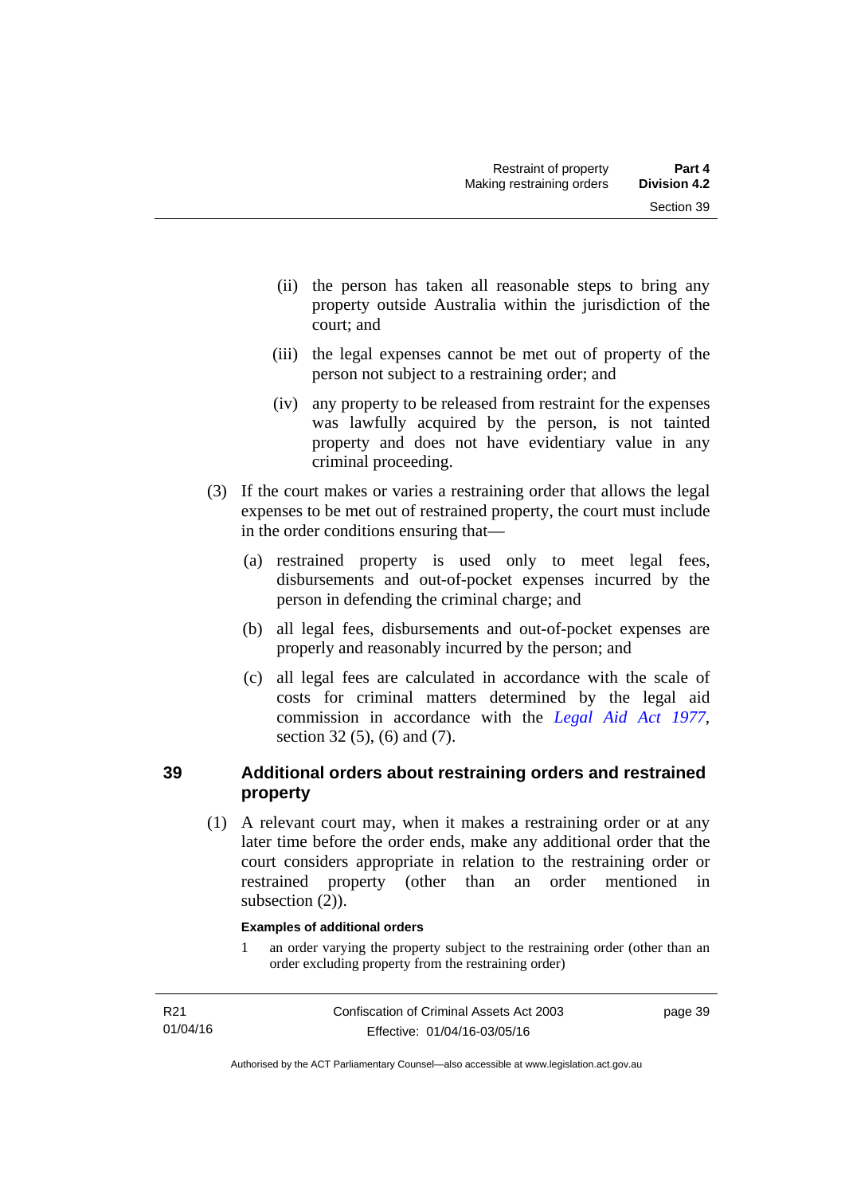(ii) the person has taken all reasonable steps to bring any property outside Australia within the jurisdiction of the court; and

(iii) the legal expenses cannot be met out of property of the person not subject to a restraining order; and

(iv) any property to be released from restraint for the expenses was lawfully acquired by the person, is not tainted property and does not have evidentiary value in any criminal proceeding.

(3) If the court makes or varies a restraining order that allows the legal expenses to be met out of restrained property, the court must include in the order conditions ensuring that—

(a) restrained property is used only to meet legal fees, disbursements and out-of-pocket expenses incurred by the person in defending the criminal charge; and

(b) all legal fees, disbursements and out-of-pocket expenses are properly and reasonably incurred by the person; and

(c) all legal fees are calculated in accordance with the scale of costs for criminal matters determined by the legal aid commission in accordance with the *Legal Aid Act 1977*, section 32 (5), (6) and (7).

## 39 Additional orders about restraining orders and restrained property

(1) A relevant court may, when it makes a restraining order or at any later time before the order ends, make any additional order that the court considers appropriate in relation to the restraining order or restrained property (other than an order mentioned in subsection (2)).

**Examples of additional orders**

1 an order varying the property subject to the restraining order (other than an order excluding property from the restraining order)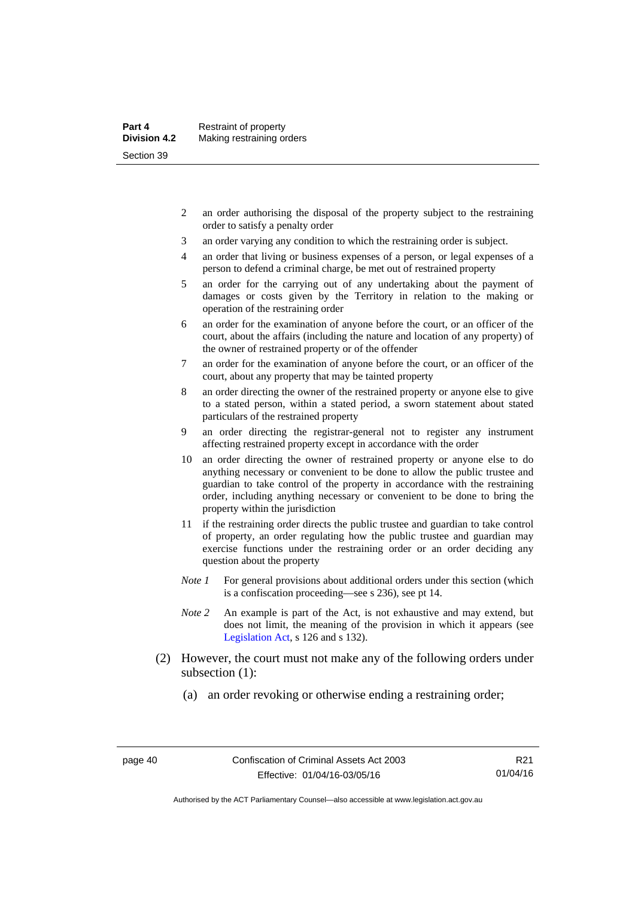2 an order authorising the disposal of the property subject to the restraining order to satisfy a penalty order

3 an order varying any condition to which the restraining order is subject.

4 an order that living or business expenses of a person, or legal expenses of a person to defend a criminal charge, be met out of restrained property

5 an order for the carrying out of any undertaking about the payment of damages or costs given by the Territory in relation to the making or operation of the restraining order

6 an order for the examination of anyone before the court, or an officer of the court, about the affairs (including the nature and location of any property) of the owner of restrained property or of the offender

7 an order for the examination of anyone before the court, or an officer of the court, about any property that may be tainted property

8 an order directing the owner of the restrained property or anyone else to give to a stated person, within a stated period, a sworn statement about stated particulars of the restrained property

9 an order directing the registrar-general not to register any instrument affecting restrained property except in accordance with the order

10 an order directing the owner of restrained property or anyone else to do anything necessary or convenient to be done to allow the public trustee and guardian to take control of the property in accordance with the restraining order, including anything necessary or convenient to be done to bring the property within the jurisdiction

11 if the restraining order directs the public trustee and guardian to take control of property, an order regulating how the public trustee and guardian may exercise functions under the restraining order or an order deciding any question about the property

*Note 1* For general provisions about additional orders under this section (which is a confiscation proceeding—see s 236), see pt 14.

*Note 2* An example is part of the Act, is not exhaustive and may extend, but does not limit, the meaning of the provision in which it appears (see Legislation Act, s 126 and s 132).

(2) However, the court must not make any of the following orders under subsection (1):

(a) an order revoking or otherwise ending a restraining order;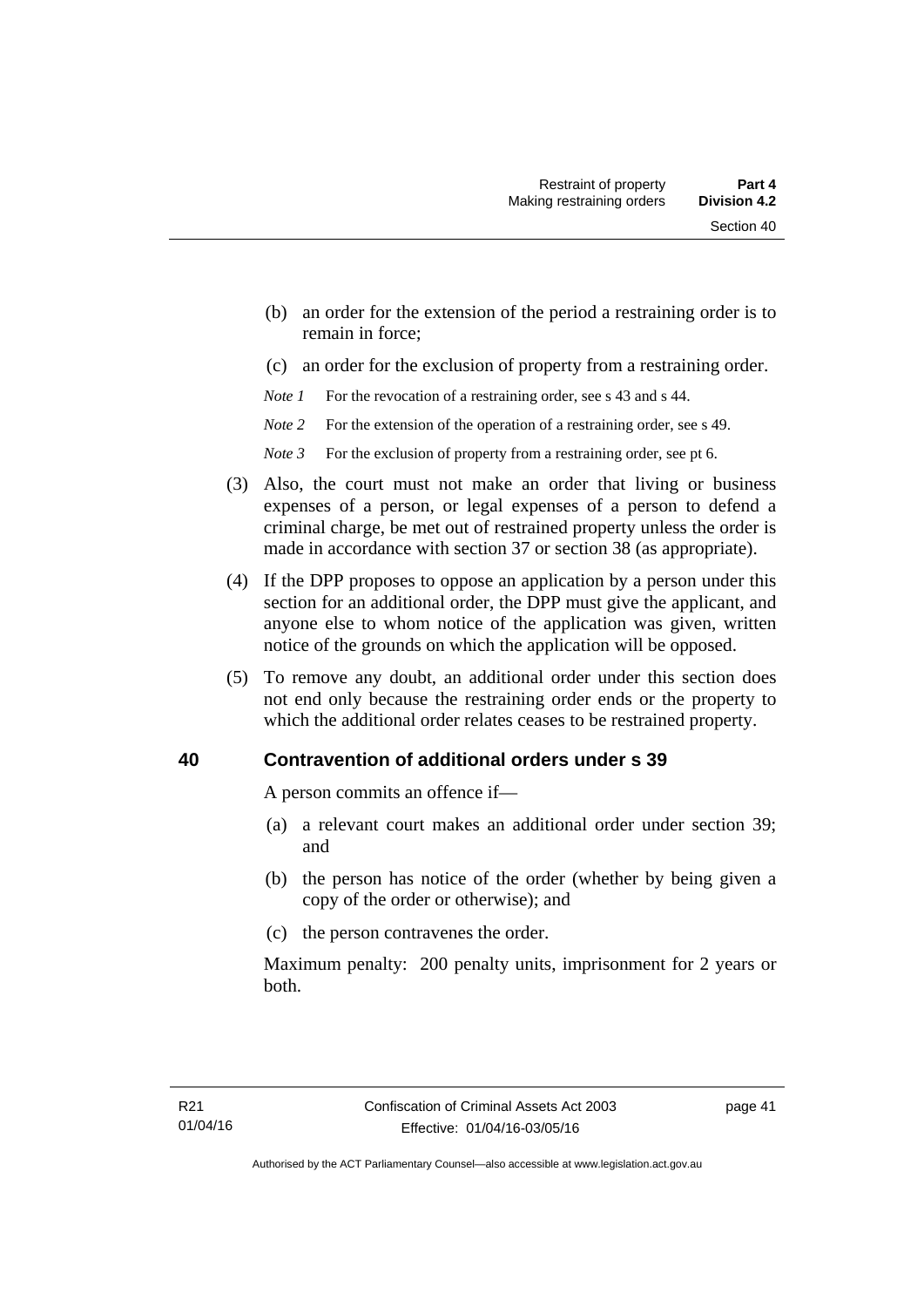(b) an order for the extension of the period a restraining order is to remain in force;

(c) an order for the exclusion of property from a restraining order.

*Note 1* For the revocation of a restraining order, see s 43 and s 44.

*Note 2* For the extension of the operation of a restraining order, see s 49.

*Note 3* For the exclusion of property from a restraining order, see pt 6.

(3) Also, the court must not make an order that living or business expenses of a person, or legal expenses of a person to defend a criminal charge, be met out of restrained property unless the order is made in accordance with section 37 or section 38 (as appropriate).

(4) If the DPP proposes to oppose an application by a person under this section for an additional order, the DPP must give the applicant, and anyone else to whom notice of the application was given, written notice of the grounds on which the application will be opposed.

(5) To remove any doubt, an additional order under this section does not end only because the restraining order ends or the property to which the additional order relates ceases to be restrained property.

## 40 Contravention of additional orders under s 39

A person commits an offence if—

(a) a relevant court makes an additional order under section 39; and

(b) the person has notice of the order (whether by being given a copy of the order or otherwise); and

(c) the person contravenes the order.

Maximum penalty: 200 penalty units, imprisonment for 2 years or both.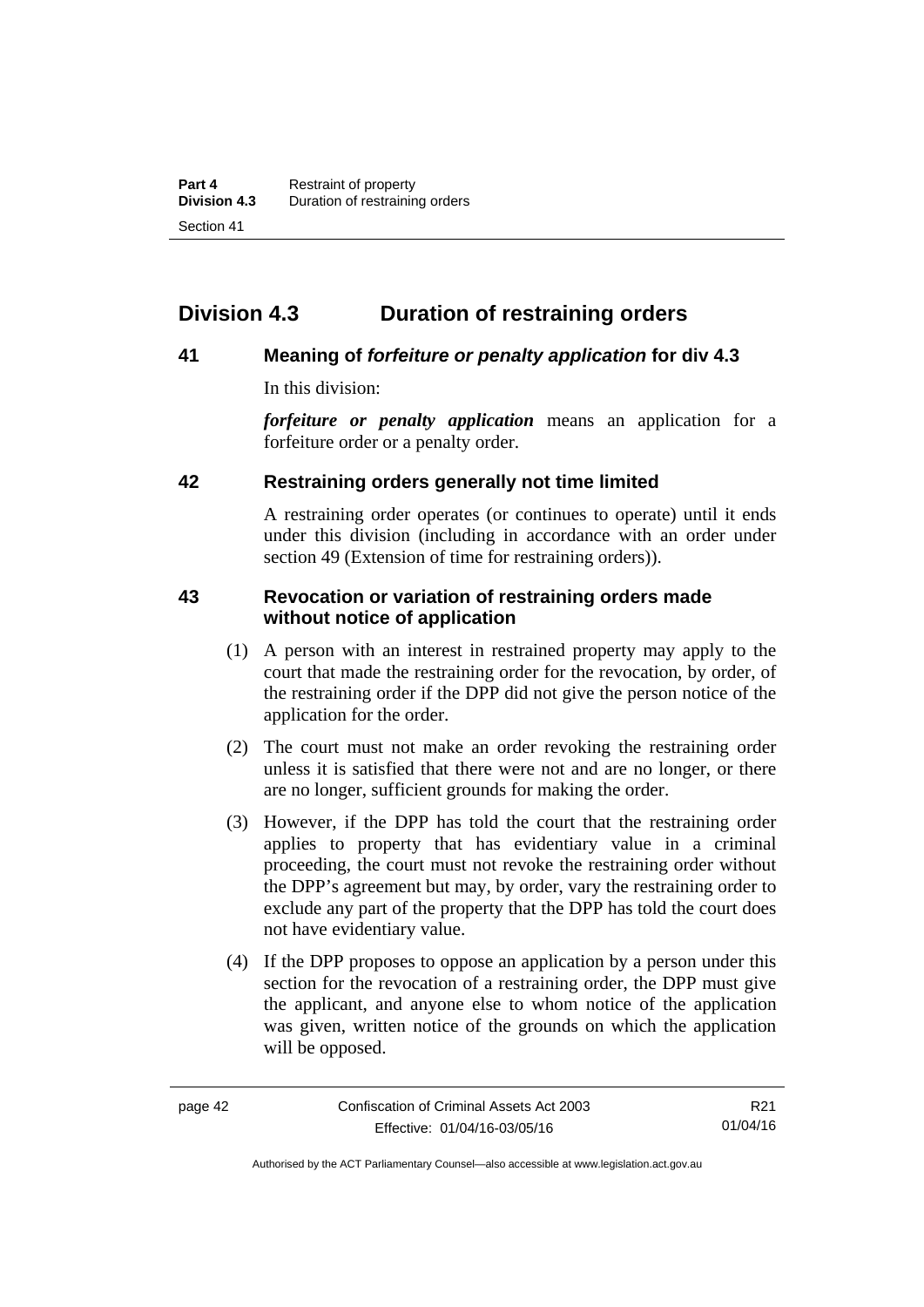## Division 4.3 Duration of restraining orders

### 41 Meaning of *forfeiture or penalty application* for div 4.3

In this division:

***forfeiture or penalty application*** means an application for a forfeiture order or a penalty order.

### 42 Restraining orders generally not time limited

A restraining order operates (or continues to operate) until it ends under this division (including in accordance with an order under section 49 (Extension of time for restraining orders)).

### 43 Revocation or variation of restraining orders made without notice of application

(1) A person with an interest in restrained property may apply to the court that made the restraining order for the revocation, by order, of the restraining order if the DPP did not give the person notice of the application for the order.

(2) The court must not make an order revoking the restraining order unless it is satisfied that there were not and are no longer, or there are no longer, sufficient grounds for making the order.

(3) However, if the DPP has told the court that the restraining order applies to property that has evidentiary value in a criminal proceeding, the court must not revoke the restraining order without the DPP's agreement but may, by order, vary the restraining order to exclude any part of the property that the DPP has told the court does not have evidentiary value.

(4) If the DPP proposes to oppose an application by a person under this section for the revocation of a restraining order, the DPP must give the applicant, and anyone else to whom notice of the application was given, written notice of the grounds on which the application will be opposed.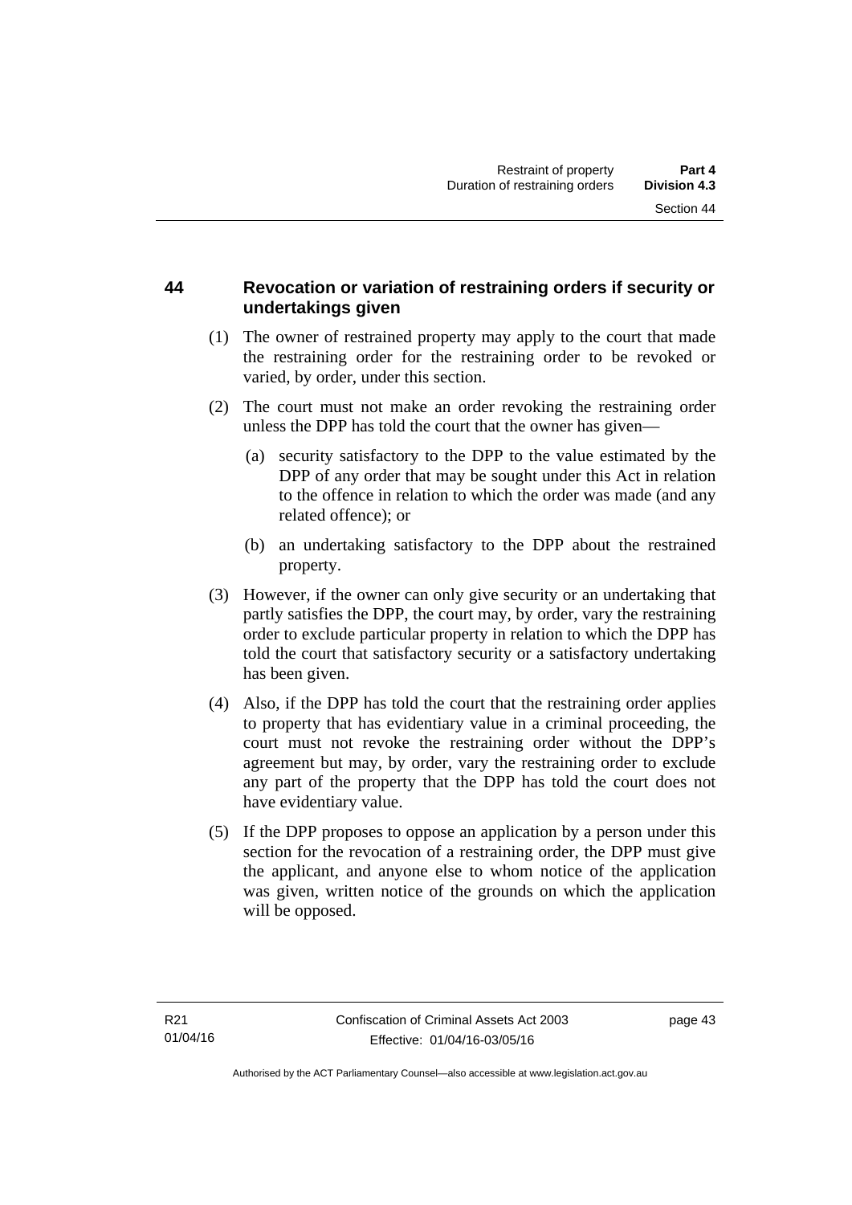## 44 Revocation or variation of restraining orders if security or undertakings given

(1) The owner of restrained property may apply to the court that made the restraining order for the restraining order to be revoked or varied, by order, under this section.

(2) The court must not make an order revoking the restraining order unless the DPP has told the court that the owner has given—

(a) security satisfactory to the DPP to the value estimated by the DPP of any order that may be sought under this Act in relation to the offence in relation to which the order was made (and any related offence); or

(b) an undertaking satisfactory to the DPP about the restrained property.

(3) However, if the owner can only give security or an undertaking that partly satisfies the DPP, the court may, by order, vary the restraining order to exclude particular property in relation to which the DPP has told the court that satisfactory security or a satisfactory undertaking has been given.

(4) Also, if the DPP has told the court that the restraining order applies to property that has evidentiary value in a criminal proceeding, the court must not revoke the restraining order without the DPP's agreement but may, by order, vary the restraining order to exclude any part of the property that the DPP has told the court does not have evidentiary value.

(5) If the DPP proposes to oppose an application by a person under this section for the revocation of a restraining order, the DPP must give the applicant, and anyone else to whom notice of the application was given, written notice of the grounds on which the application will be opposed.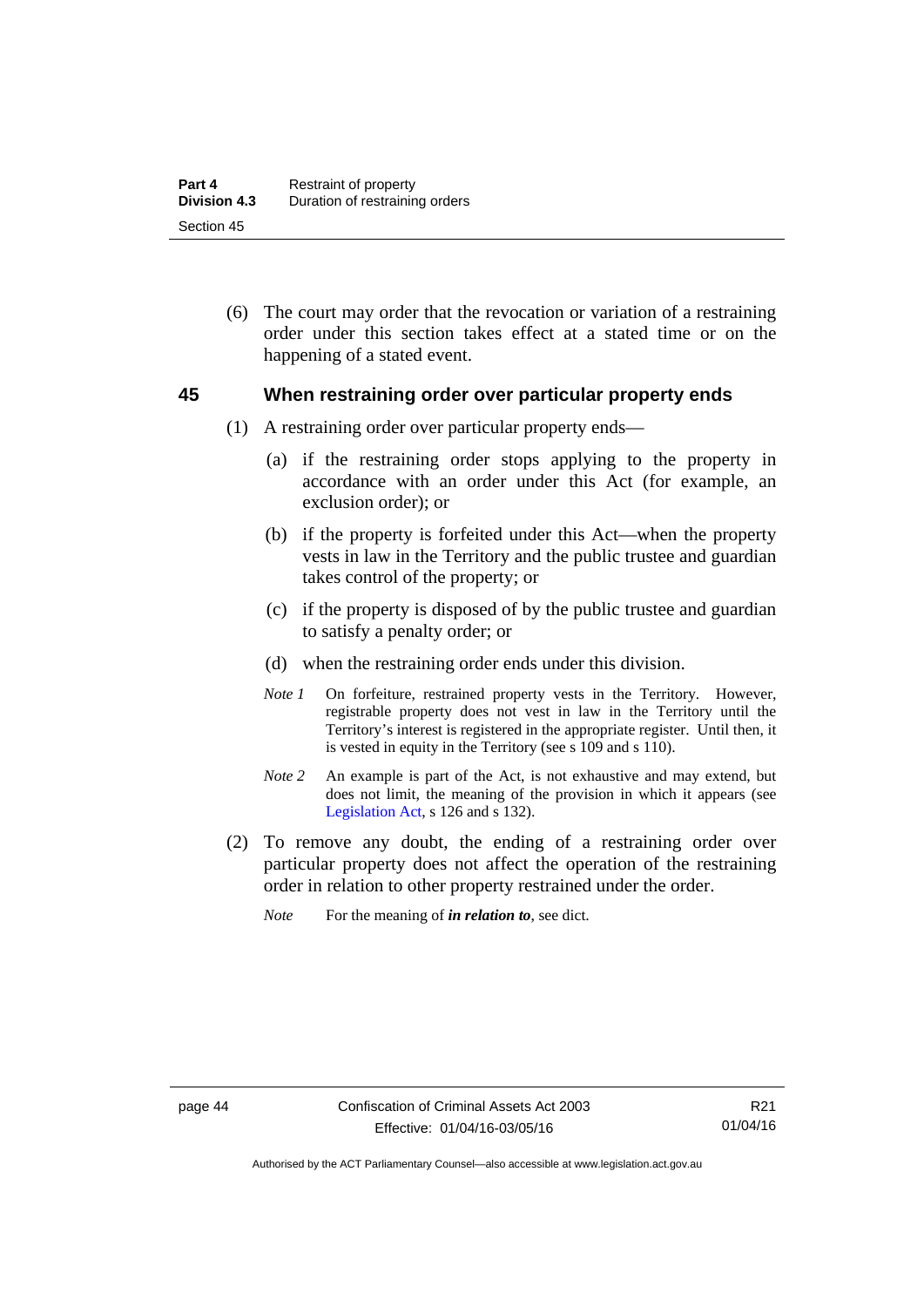(6) The court may order that the revocation or variation of a restraining order under this section takes effect at a stated time or on the happening of a stated event.

## 45 When restraining order over particular property ends

(1) A restraining order over particular property ends—

(a) if the restraining order stops applying to the property in accordance with an order under this Act (for example, an exclusion order); or

(b) if the property is forfeited under this Act—when the property vests in law in the Territory and the public trustee and guardian takes control of the property; or

(c) if the property is disposed of by the public trustee and guardian to satisfy a penalty order; or

(d) when the restraining order ends under this division.

*Note 1* On forfeiture, restrained property vests in the Territory. However, registrable property does not vest in law in the Territory until the Territory's interest is registered in the appropriate register. Until then, it is vested in equity in the Territory (see s 109 and s 110).

*Note 2* An example is part of the Act, is not exhaustive and may extend, but does not limit, the meaning of the provision in which it appears (see Legislation Act, s 126 and s 132).

(2) To remove any doubt, the ending of a restraining order over particular property does not affect the operation of the restraining order in relation to other property restrained under the order.

*Note* For the meaning of ***in relation to***, see dict.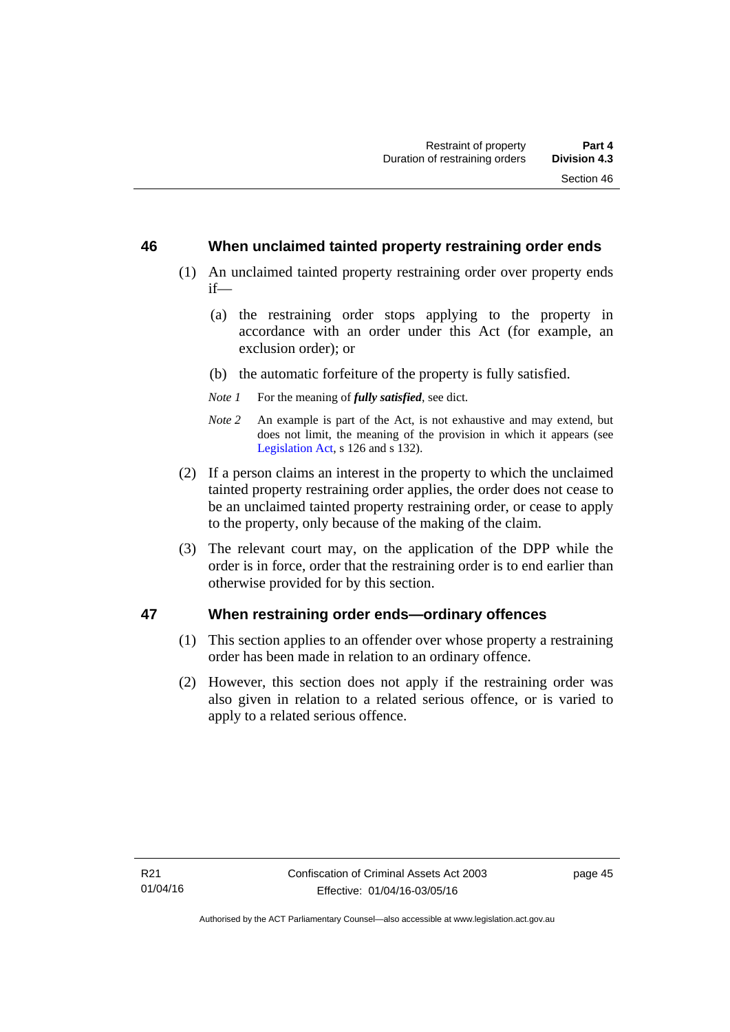## 46 When unclaimed tainted property restraining order ends

(1) An unclaimed tainted property restraining order over property ends if—

(a) the restraining order stops applying to the property in accordance with an order under this Act (for example, an exclusion order); or

(b) the automatic forfeiture of the property is fully satisfied.

*Note 1* For the meaning of ***fully satisfied***, see dict.

*Note 2* An example is part of the Act, is not exhaustive and may extend, but does not limit, the meaning of the provision in which it appears (see Legislation Act, s 126 and s 132).

(2) If a person claims an interest in the property to which the unclaimed tainted property restraining order applies, the order does not cease to be an unclaimed tainted property restraining order, or cease to apply to the property, only because of the making of the claim.

(3) The relevant court may, on the application of the DPP while the order is in force, order that the restraining order is to end earlier than otherwise provided for by this section.

## 47 When restraining order ends—ordinary offences

(1) This section applies to an offender over whose property a restraining order has been made in relation to an ordinary offence.

(2) However, this section does not apply if the restraining order was also given in relation to a related serious offence, or is varied to apply to a related serious offence.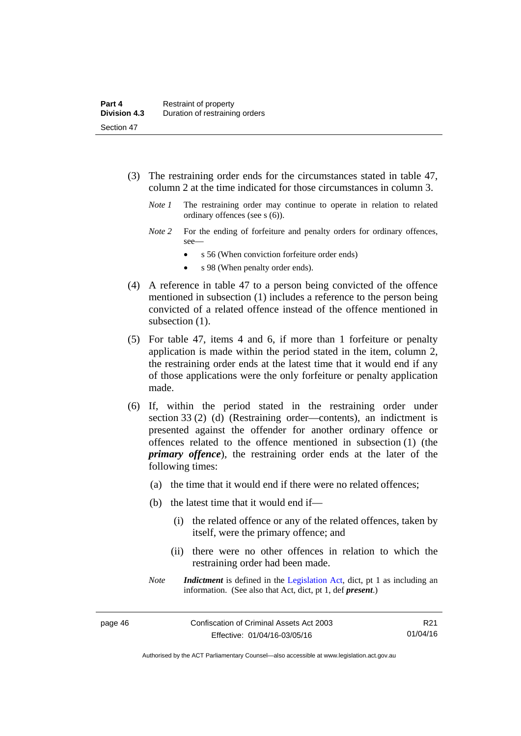(3) The restraining order ends for the circumstances stated in table 47, column 2 at the time indicated for those circumstances in column 3.

*Note 1* The restraining order may continue to operate in relation to related ordinary offences (see s (6)).

*Note 2* For the ending of forfeiture and penalty orders for ordinary offences, see—

- s 56 (When conviction forfeiture order ends)
- s 98 (When penalty order ends).

(4) A reference in table 47 to a person being convicted of the offence mentioned in subsection (1) includes a reference to the person being convicted of a related offence instead of the offence mentioned in subsection (1).

(5) For table 47, items 4 and 6, if more than 1 forfeiture or penalty application is made within the period stated in the item, column 2, the restraining order ends at the latest time that it would end if any of those applications were the only forfeiture or penalty application made.

(6) If, within the period stated in the restraining order under section 33 (2) (d) (Restraining order—contents), an indictment is presented against the offender for another ordinary offence or offences related to the offence mentioned in subsection (1) (the ***primary offence***), the restraining order ends at the later of the following times:

(a) the time that it would end if there were no related offences;

(b) the latest time that it would end if—

(i) the related offence or any of the related offences, taken by itself, were the primary offence; and

(ii) there were no other offences in relation to which the restraining order had been made.

*Note* ***Indictment*** is defined in the Legislation Act, dict, pt 1 as including an information. (See also that Act, dict, pt 1, def ***present***.)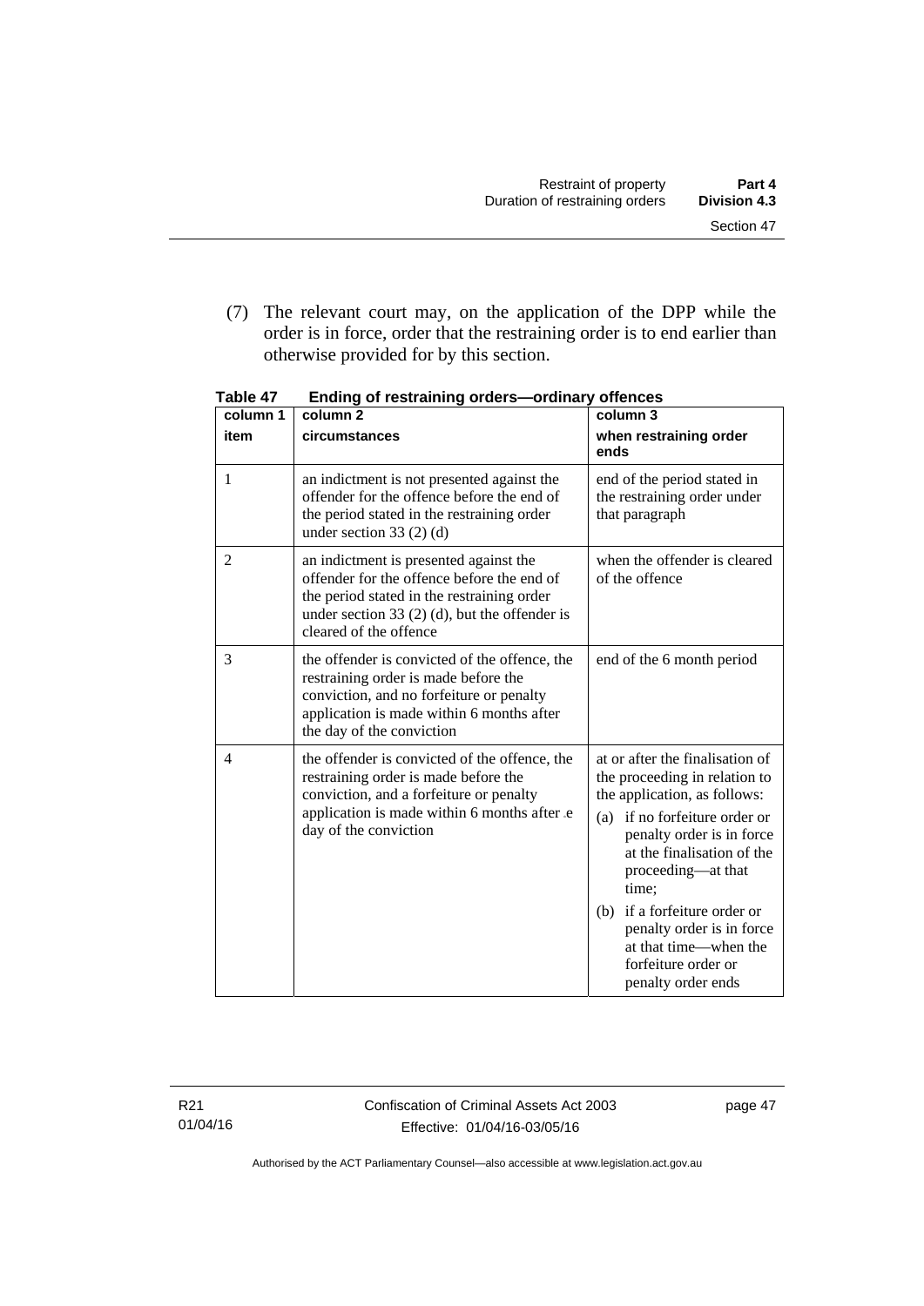(7) The relevant court may, on the application of the DPP while the order is in force, order that the restraining order is to end earlier than otherwise provided for by this section.

**Table 47 Ending of restraining orders—ordinary offences**

| column 1<br>item | column 2<br>circumstances | column 3<br>when restraining order ends |
|---|---|---|
| 1 | an indictment is not presented against the offender for the offence before the end of the period stated in the restraining order under section 33 (2) (d) | end of the period stated in the restraining order under that paragraph |
| 2 | an indictment is presented against the offender for the offence before the end of the period stated in the restraining order under section 33 (2) (d), but the offender is cleared of the offence | when the offender is cleared of the offence |
| 3 | the offender is convicted of the offence, the restraining order is made before the conviction, and no forfeiture or penalty application is made within 6 months after the day of the conviction | end of the 6 month period |
| 4 | the offender is convicted of the offence, the restraining order is made before the conviction, and a forfeiture or penalty application is made within 6 months after the day of the conviction | at or after the finalisation of the proceeding in relation to the application, as follows:<br>(a) if no forfeiture order or penalty order is in force at the finalisation of the proceeding—at that time;<br>(b) if a forfeiture order or penalty order is in force at that time—when the forfeiture order or penalty order ends |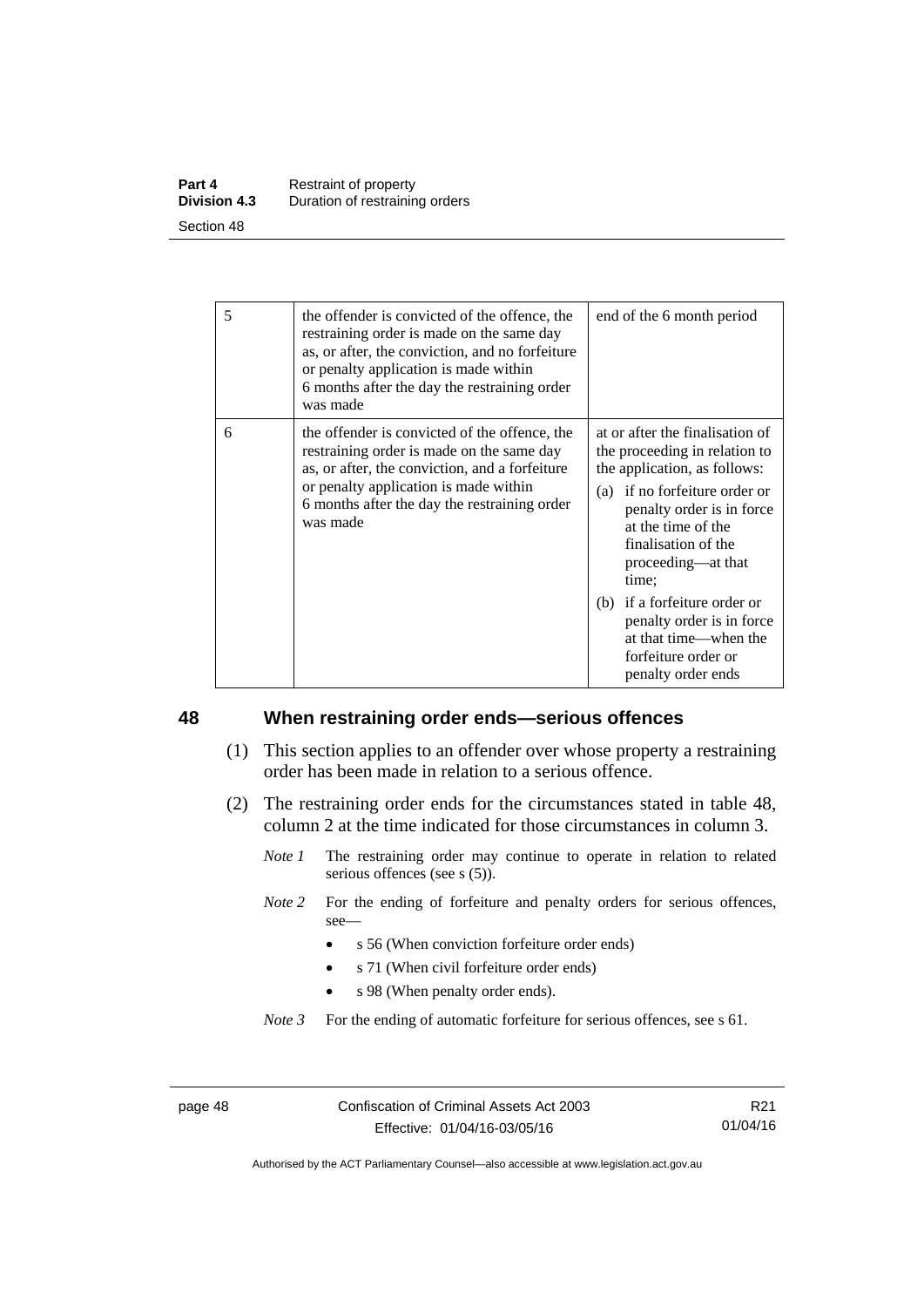| 5 | the offender is convicted of the offence, the restraining order is made on the same day as, or after, the conviction, and no forfeiture or penalty application is made within 6 months after the day the restraining order was made | end of the 6 month period |
|---|---|---|
| 6 | the offender is convicted of the offence, the restraining order is made on the same day as, or after, the conviction, and a forfeiture or penalty application is made within 6 months after the day the restraining order was made | at or after the finalisation of the proceeding in relation to the application, as follows: (a) if no forfeiture order or penalty order is in force at the time of the finalisation of the proceeding—at that time; (b) if a forfeiture order or penalty order is in force at that time—when the forfeiture order or penalty order ends |

## 48 When restraining order ends—serious offences

(1) This section applies to an offender over whose property a restraining order has been made in relation to a serious offence.

(2) The restraining order ends for the circumstances stated in table 48, column 2 at the time indicated for those circumstances in column 3.

*Note 1* The restraining order may continue to operate in relation to related serious offences (see s (5)).

*Note 2* For the ending of forfeiture and penalty orders for serious offences, see—

- s 56 (When conviction forfeiture order ends)
- s 71 (When civil forfeiture order ends)
- s 98 (When penalty order ends).

*Note 3* For the ending of automatic forfeiture for serious offences, see s 61.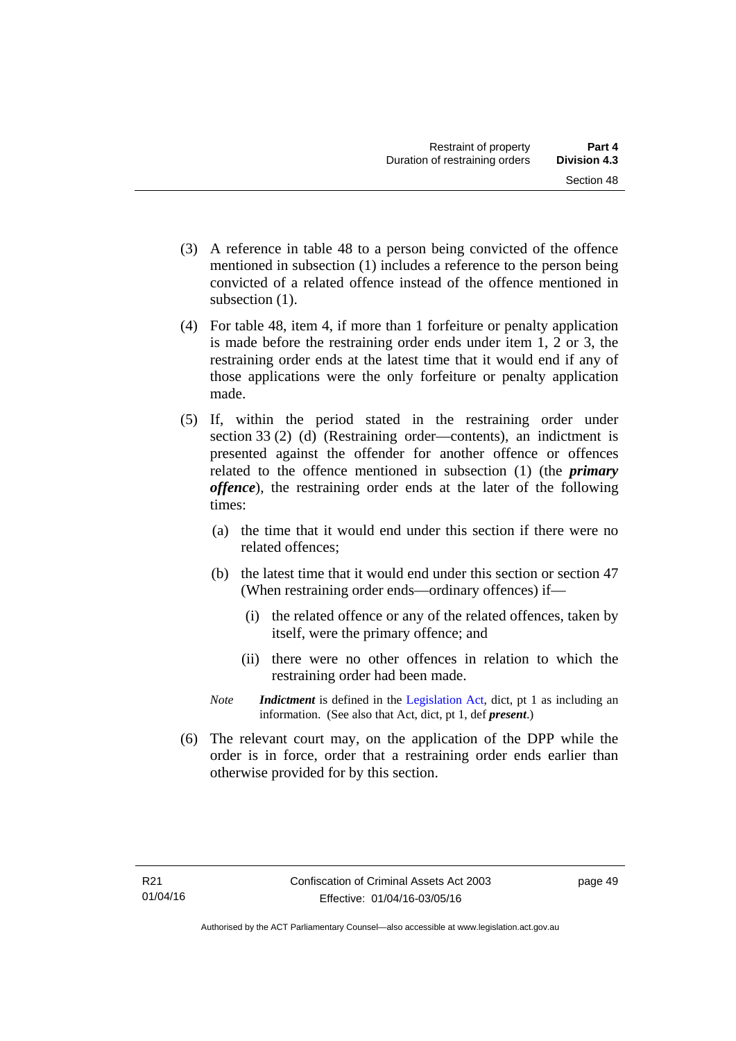(3) A reference in table 48 to a person being convicted of the offence mentioned in subsection (1) includes a reference to the person being convicted of a related offence instead of the offence mentioned in subsection (1).

(4) For table 48, item 4, if more than 1 forfeiture or penalty application is made before the restraining order ends under item 1, 2 or 3, the restraining order ends at the latest time that it would end if any of those applications were the only forfeiture or penalty application made.

(5) If, within the period stated in the restraining order under section 33 (2) (d) (Restraining order—contents), an indictment is presented against the offender for another offence or offences related to the offence mentioned in subsection (1) (the ***primary offence***), the restraining order ends at the later of the following times:

(a) the time that it would end under this section if there were no related offences;

(b) the latest time that it would end under this section or section 47 (When restraining order ends—ordinary offences) if—

(i) the related offence or any of the related offences, taken by itself, were the primary offence; and

(ii) there were no other offences in relation to which the restraining order had been made.

*Note* ***Indictment*** is defined in the Legislation Act, dict, pt 1 as including an information. (See also that Act, dict, pt 1, def ***present***.)

(6) The relevant court may, on the application of the DPP while the order is in force, order that a restraining order ends earlier than otherwise provided for by this section.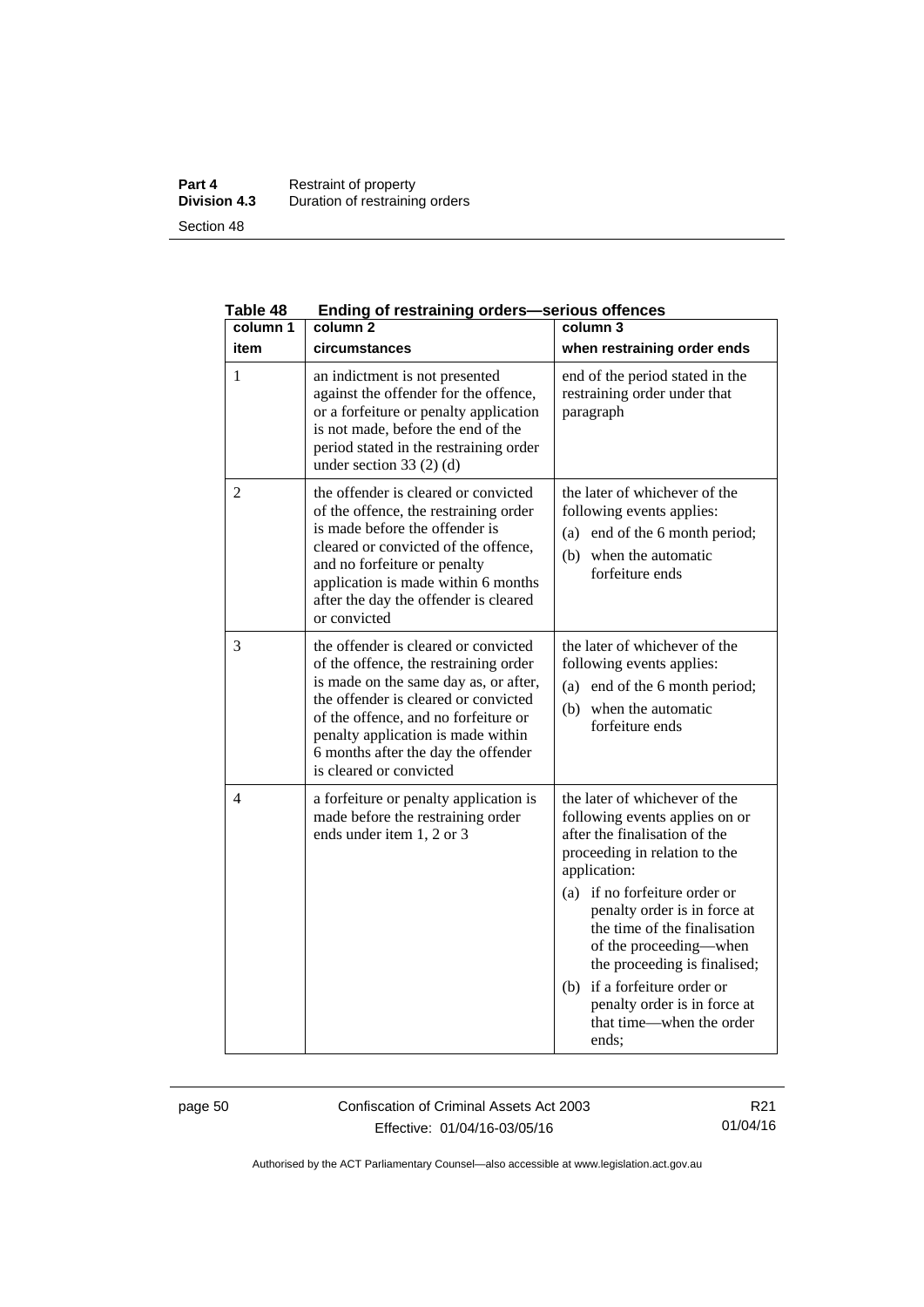**Table 48 Ending of restraining orders—serious offences**

| column 1<br>item | column 2<br>circumstances | column 3<br>when restraining order ends |
|---|---|---|
| 1 | an indictment is not presented against the offender for the offence, or a forfeiture or penalty application is not made, before the end of the period stated in the restraining order under section 33 (2) (d) | end of the period stated in the restraining order under that paragraph |
| 2 | the offender is cleared or convicted of the offence, the restraining order is made before the offender is cleared or convicted of the offence, and no forfeiture or penalty application is made within 6 months after the day the offender is cleared or convicted | the later of whichever of the following events applies:<br>(a) end of the 6 month period;<br>(b) when the automatic forfeiture ends |
| 3 | the offender is cleared or convicted of the offence, the restraining order is made on the same day as, or after, the offender is cleared or convicted of the offence, and no forfeiture or penalty application is made within 6 months after the day the offender is cleared or convicted | the later of whichever of the following events applies:<br>(a) end of the 6 month period;<br>(b) when the automatic forfeiture ends |
| 4 | a forfeiture or penalty application is made before the restraining order ends under item 1, 2 or 3 | the later of whichever of the following events applies on or after the finalisation of the proceeding in relation to the application:<br>(a) if no forfeiture order or penalty order is in force at the time of the finalisation of the proceeding—when the proceeding is finalised;<br>(b) if a forfeiture order or penalty order is in force at that time—when the order ends; |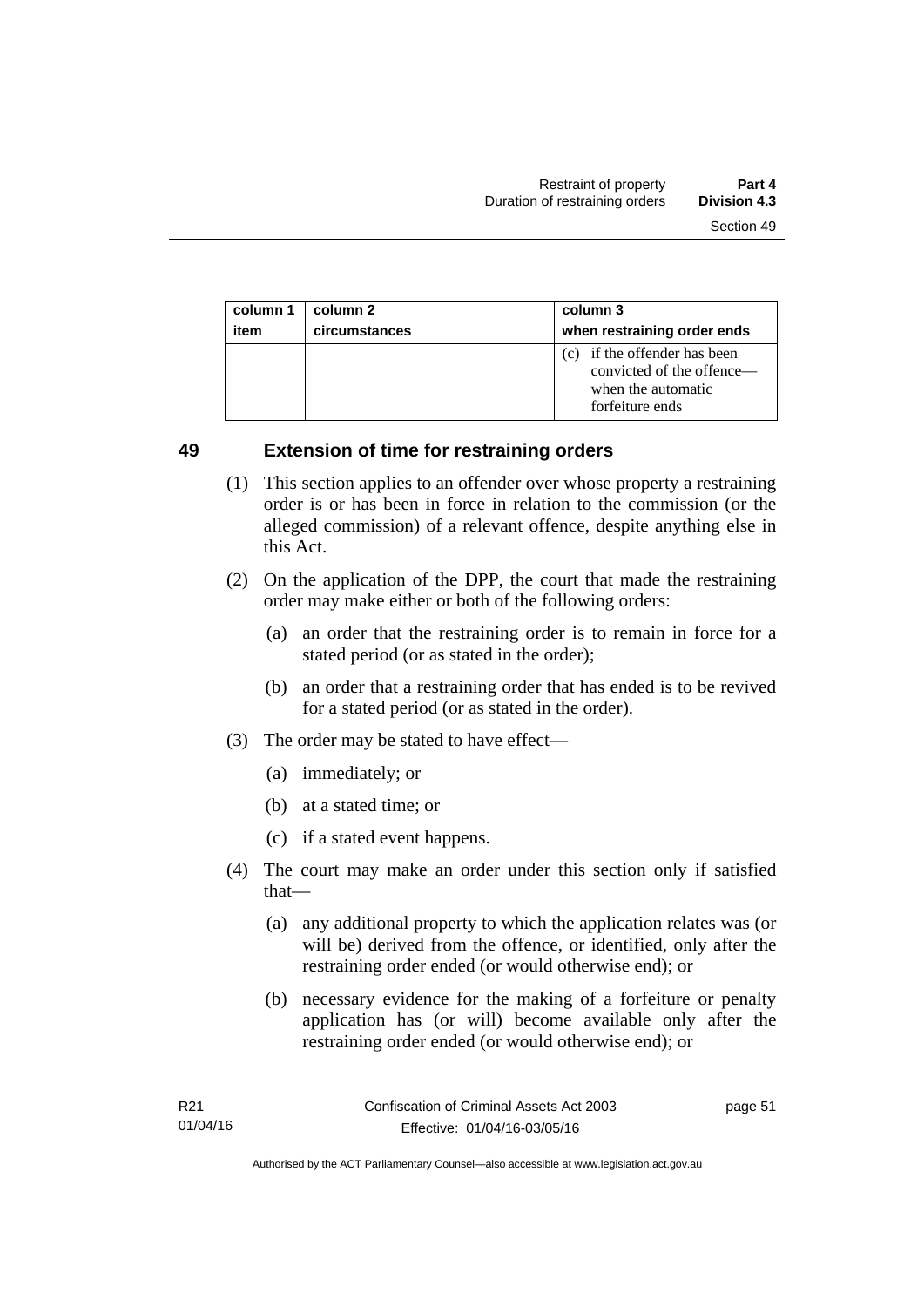| column 1 item | column 2 circumstances | column 3 when restraining order ends |
|---|---|---|
| | | (c) if the offender has been convicted of the offence—when the automatic forfeiture ends |

## 49 Extension of time for restraining orders

(1) This section applies to an offender over whose property a restraining order is or has been in force in relation to the commission (or the alleged commission) of a relevant offence, despite anything else in this Act.

(2) On the application of the DPP, the court that made the restraining order may make either or both of the following orders:

(a) an order that the restraining order is to remain in force for a stated period (or as stated in the order);

(b) an order that a restraining order that has ended is to be revived for a stated period (or as stated in the order).

(3) The order may be stated to have effect—

(a) immediately; or

(b) at a stated time; or

(c) if a stated event happens.

(4) The court may make an order under this section only if satisfied that—

(a) any additional property to which the application relates was (or will be) derived from the offence, or identified, only after the restraining order ended (or would otherwise end); or

(b) necessary evidence for the making of a forfeiture or penalty application has (or will) become available only after the restraining order ended (or would otherwise end); or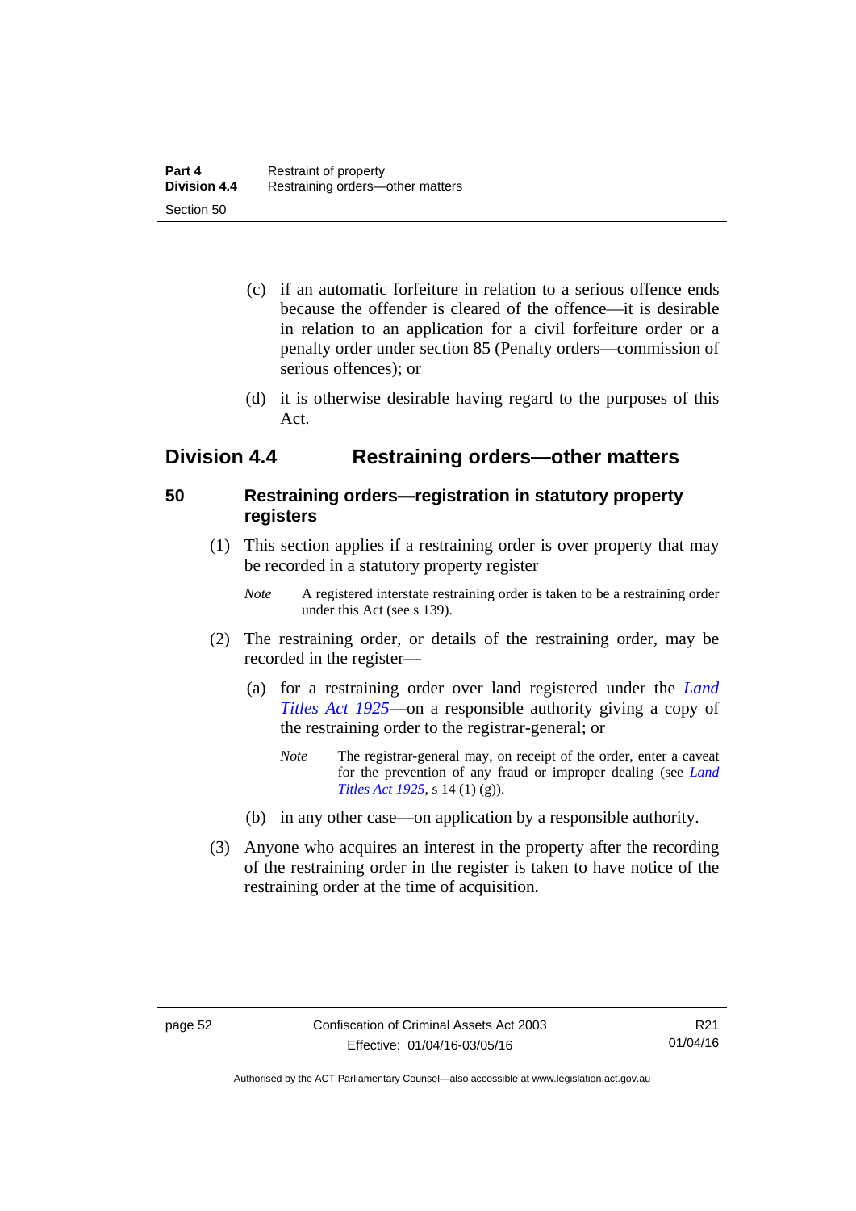(c) if an automatic forfeiture in relation to a serious offence ends because the offender is cleared of the offence—it is desirable in relation to an application for a civil forfeiture order or a penalty order under section 85 (Penalty orders—commission of serious offences); or

(d) it is otherwise desirable having regard to the purposes of this Act.

## Division 4.4 Restraining orders—other matters

### 50 Restraining orders—registration in statutory property registers

(1) This section applies if a restraining order is over property that may be recorded in a statutory property register

*Note* A registered interstate restraining order is taken to be a restraining order under this Act (see s 139).

(2) The restraining order, or details of the restraining order, may be recorded in the register—

(a) for a restraining order over land registered under the *Land Titles Act 1925*—on a responsible authority giving a copy of the restraining order to the registrar-general; or

*Note* The registrar-general may, on receipt of the order, enter a caveat for the prevention of any fraud or improper dealing (see *Land Titles Act 1925*, s 14 (1) (g)).

(b) in any other case—on application by a responsible authority.

(3) Anyone who acquires an interest in the property after the recording of the restraining order in the register is taken to have notice of the restraining order at the time of acquisition.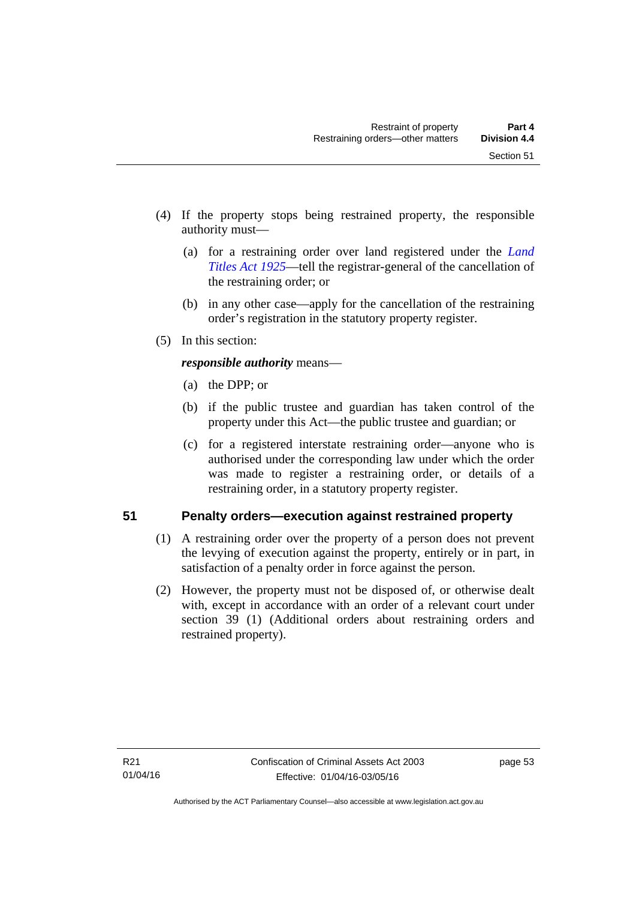(4) If the property stops being restrained property, the responsible authority must—

(a) for a restraining order over land registered under the *Land Titles Act 1925*—tell the registrar-general of the cancellation of the restraining order; or

(b) in any other case—apply for the cancellation of the restraining order's registration in the statutory property register.

(5) In this section:

***responsible authority*** means—

(a) the DPP; or

(b) if the public trustee and guardian has taken control of the property under this Act—the public trustee and guardian; or

(c) for a registered interstate restraining order—anyone who is authorised under the corresponding law under which the order was made to register a restraining order, or details of a restraining order, in a statutory property register.

## 51 Penalty orders—execution against restrained property

(1) A restraining order over the property of a person does not prevent the levying of execution against the property, entirely or in part, in satisfaction of a penalty order in force against the person.

(2) However, the property must not be disposed of, or otherwise dealt with, except in accordance with an order of a relevant court under section 39 (1) (Additional orders about restraining orders and restrained property).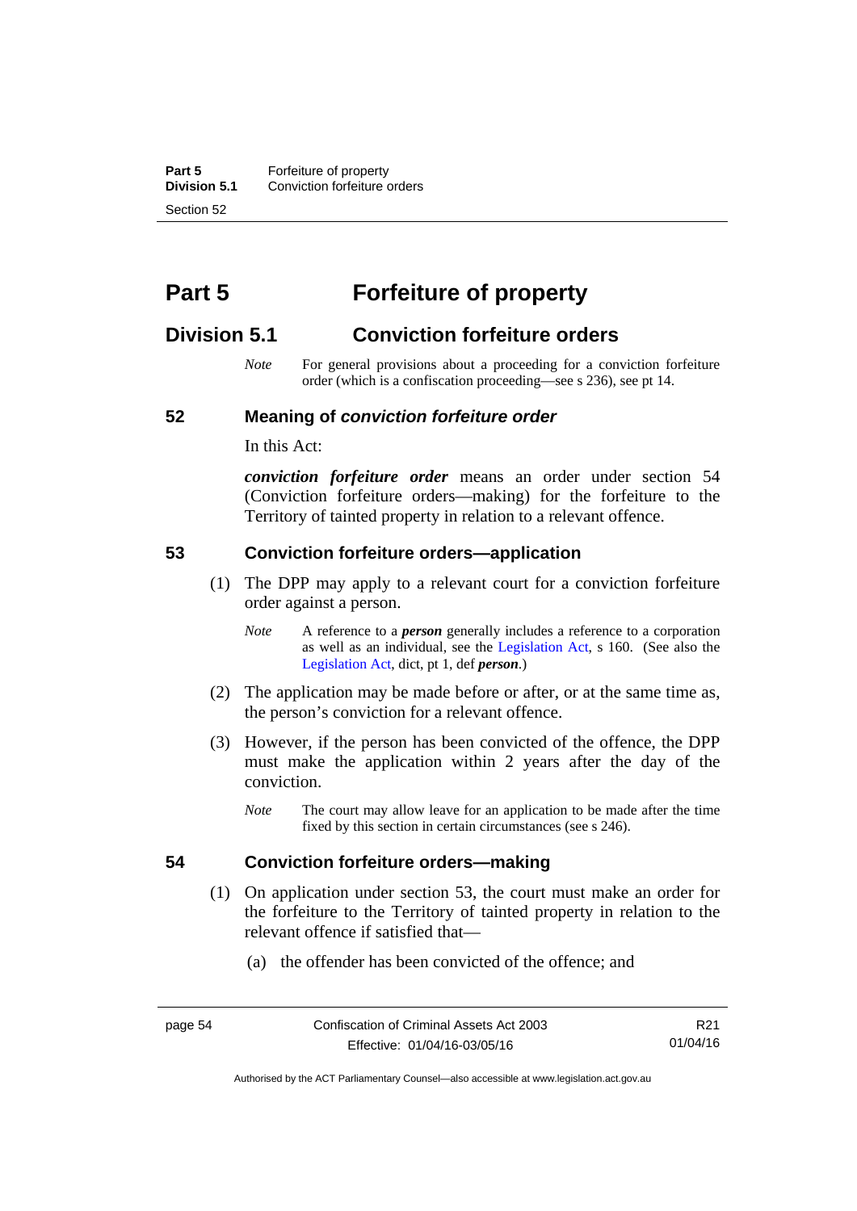# Part 5 Forfeiture of property

## Division 5.1 Conviction forfeiture orders

*Note* For general provisions about a proceeding for a conviction forfeiture order (which is a confiscation proceeding—see s 236), see pt 14.

### 52 Meaning of *conviction forfeiture order*

In this Act:

***conviction forfeiture order*** means an order under section 54 (Conviction forfeiture orders—making) for the forfeiture to the Territory of tainted property in relation to a relevant offence.

### 53 Conviction forfeiture orders—application

(1) The DPP may apply to a relevant court for a conviction forfeiture order against a person.

*Note* A reference to a ***person*** generally includes a reference to a corporation as well as an individual, see the Legislation Act, s 160. (See also the Legislation Act, dict, pt 1, def ***person***.)

(2) The application may be made before or after, or at the same time as, the person's conviction for a relevant offence.

(3) However, if the person has been convicted of the offence, the DPP must make the application within 2 years after the day of the conviction.

*Note* The court may allow leave for an application to be made after the time fixed by this section in certain circumstances (see s 246).

### 54 Conviction forfeiture orders—making

(1) On application under section 53, the court must make an order for the forfeiture to the Territory of tainted property in relation to the relevant offence if satisfied that—

(a) the offender has been convicted of the offence; and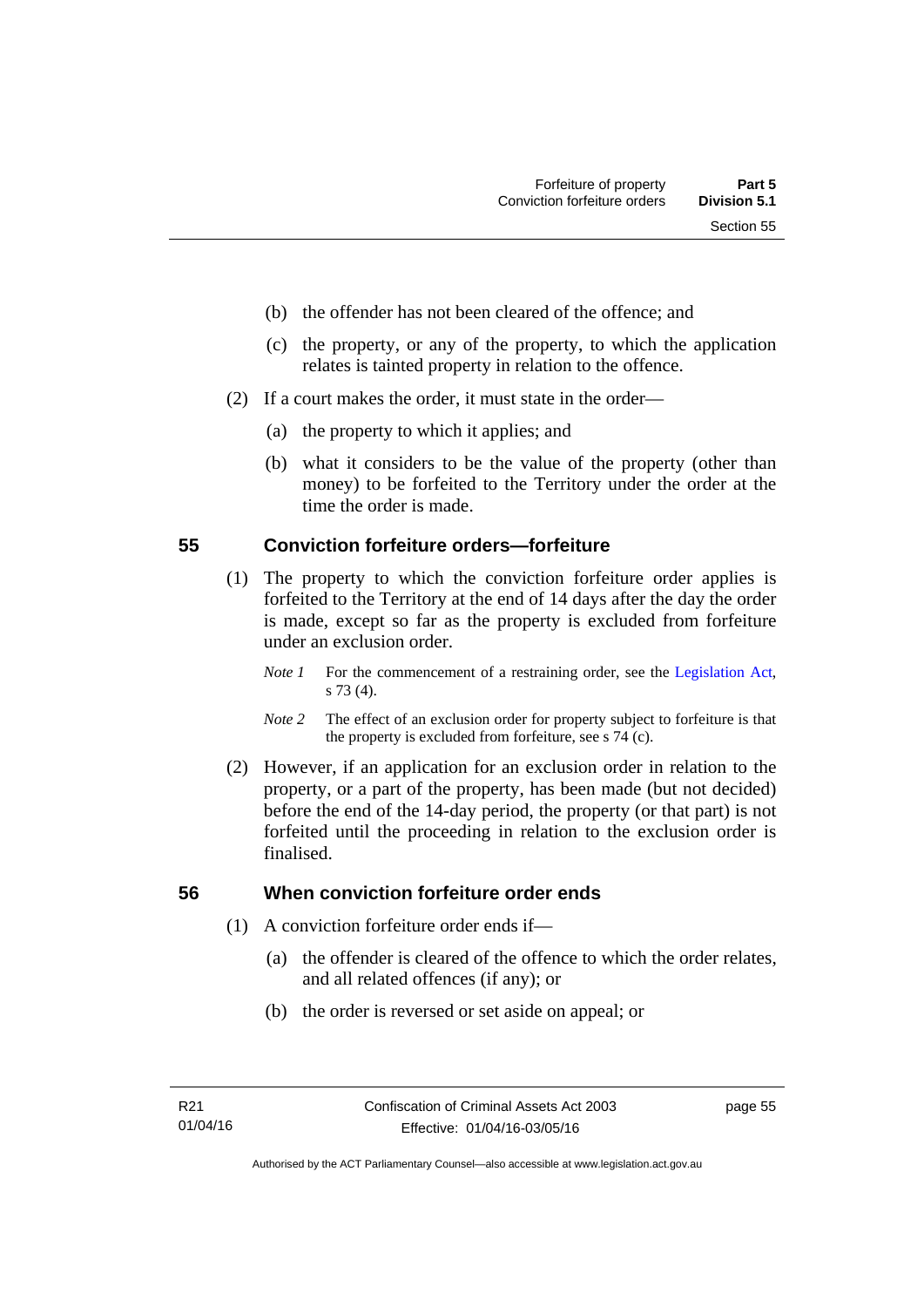(b) the offender has not been cleared of the offence; and

(c) the property, or any of the property, to which the application relates is tainted property in relation to the offence.

(2) If a court makes the order, it must state in the order—

(a) the property to which it applies; and

(b) what it considers to be the value of the property (other than money) to be forfeited to the Territory under the order at the time the order is made.

## 55 Conviction forfeiture orders—forfeiture

(1) The property to which the conviction forfeiture order applies is forfeited to the Territory at the end of 14 days after the day the order is made, except so far as the property is excluded from forfeiture under an exclusion order.

*Note 1* For the commencement of a restraining order, see the Legislation Act, s 73 (4).

*Note 2* The effect of an exclusion order for property subject to forfeiture is that the property is excluded from forfeiture, see s 74 (c).

(2) However, if an application for an exclusion order in relation to the property, or a part of the property, has been made (but not decided) before the end of the 14-day period, the property (or that part) is not forfeited until the proceeding in relation to the exclusion order is finalised.

## 56 When conviction forfeiture order ends

(1) A conviction forfeiture order ends if—

(a) the offender is cleared of the offence to which the order relates, and all related offences (if any); or

(b) the order is reversed or set aside on appeal; or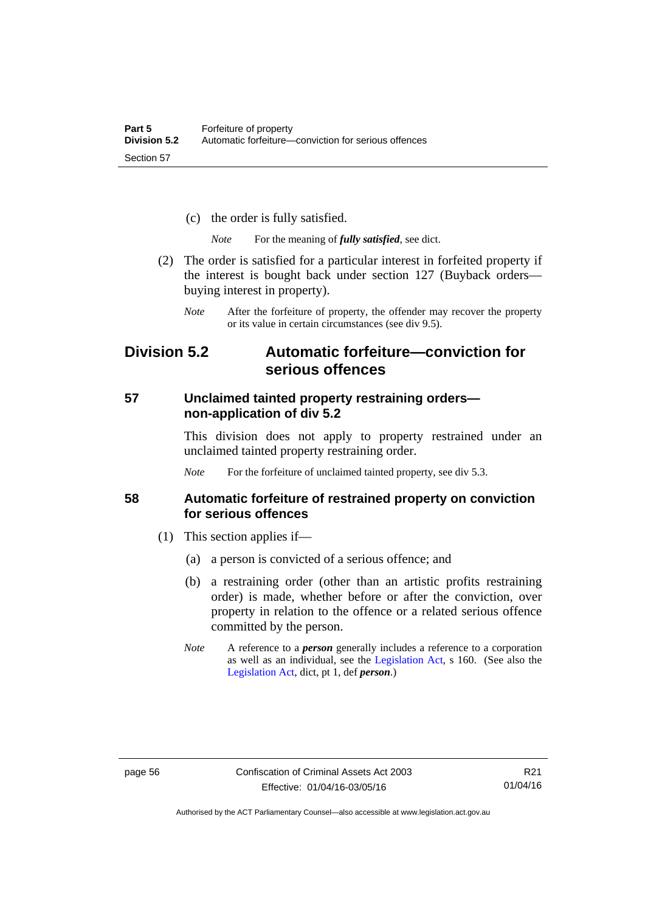(c) the order is fully satisfied.

*Note* For the meaning of ***fully satisfied***, see dict.

(2) The order is satisfied for a particular interest in forfeited property if the interest is bought back under section 127 (Buyback orders—buying interest in property).

*Note* After the forfeiture of property, the offender may recover the property or its value in certain circumstances (see div 9.5).

## Division 5.2 Automatic forfeiture—conviction for serious offences

### 57 Unclaimed tainted property restraining orders—non-application of div 5.2

This division does not apply to property restrained under an unclaimed tainted property restraining order.

*Note* For the forfeiture of unclaimed tainted property, see div 5.3.

### 58 Automatic forfeiture of restrained property on conviction for serious offences

(1) This section applies if—

(a) a person is convicted of a serious offence; and

(b) a restraining order (other than an artistic profits restraining order) is made, whether before or after the conviction, over property in relation to the offence or a related serious offence committed by the person.

*Note* A reference to a ***person*** generally includes a reference to a corporation as well as an individual, see the Legislation Act, s 160. (See also the Legislation Act, dict, pt 1, def ***person***.)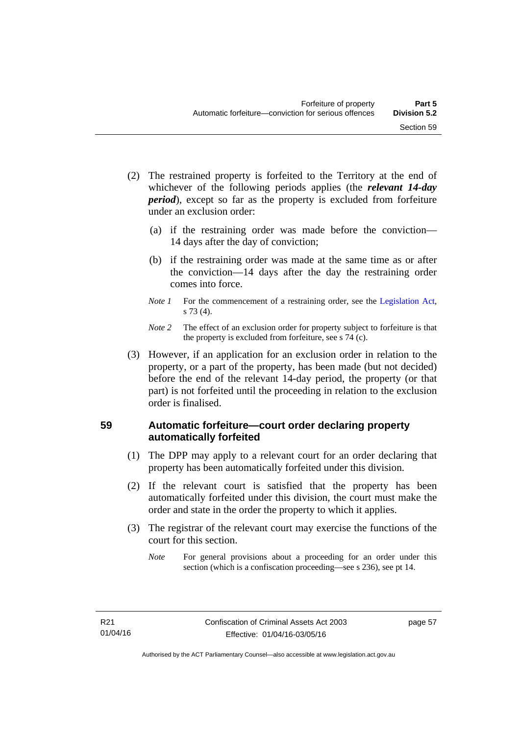(2) The restrained property is forfeited to the Territory at the end of whichever of the following periods applies (the ***relevant 14-day period***), except so far as the property is excluded from forfeiture under an exclusion order:

(a) if the restraining order was made before the conviction—14 days after the day of conviction;

(b) if the restraining order was made at the same time as or after the conviction—14 days after the day the restraining order comes into force.

*Note 1* For the commencement of a restraining order, see the Legislation Act, s 73 (4).

*Note 2* The effect of an exclusion order for property subject to forfeiture is that the property is excluded from forfeiture, see s 74 (c).

(3) However, if an application for an exclusion order in relation to the property, or a part of the property, has been made (but not decided) before the end of the relevant 14-day period, the property (or that part) is not forfeited until the proceeding in relation to the exclusion order is finalised.

## 59 Automatic forfeiture—court order declaring property automatically forfeited

(1) The DPP may apply to a relevant court for an order declaring that property has been automatically forfeited under this division.

(2) If the relevant court is satisfied that the property has been automatically forfeited under this division, the court must make the order and state in the order the property to which it applies.

(3) The registrar of the relevant court may exercise the functions of the court for this section.

*Note* For general provisions about a proceeding for an order under this section (which is a confiscation proceeding—see s 236), see pt 14.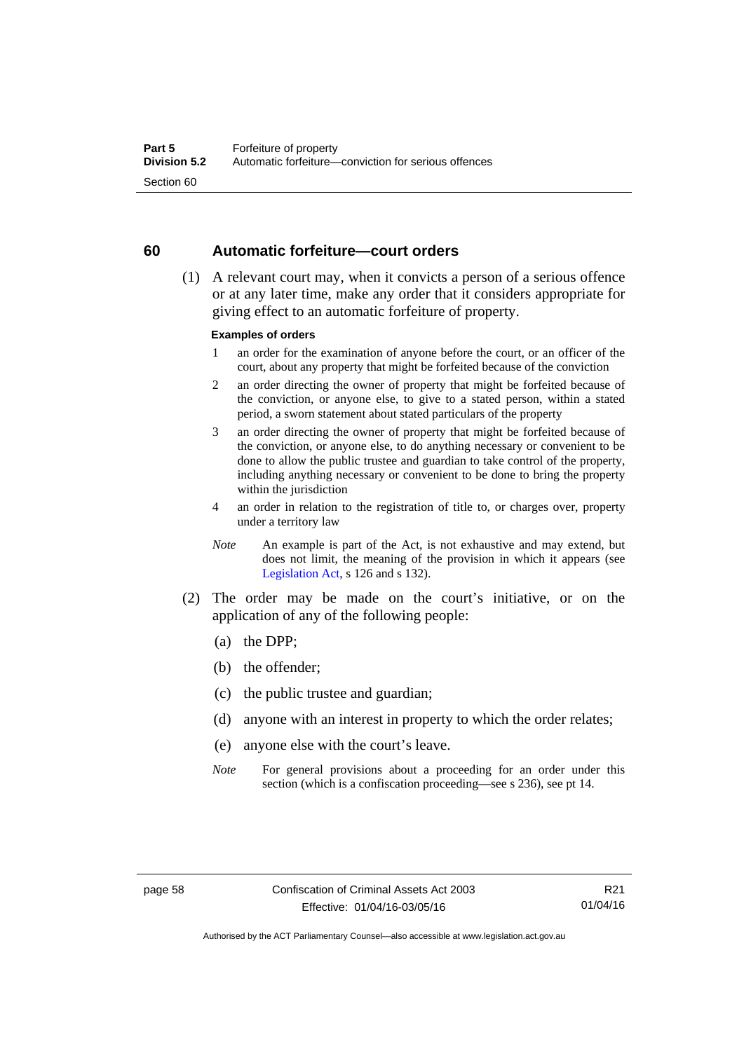## 60 Automatic forfeiture—court orders

(1) A relevant court may, when it convicts a person of a serious offence or at any later time, make any order that it considers appropriate for giving effect to an automatic forfeiture of property.

**Examples of orders**

1. an order for the examination of anyone before the court, or an officer of the court, about any property that might be forfeited because of the conviction
2. an order directing the owner of property that might be forfeited because of the conviction, or anyone else, to give to a stated person, within a stated period, a sworn statement about stated particulars of the property
3. an order directing the owner of property that might be forfeited because of the conviction, or anyone else, to do anything necessary or convenient to be done to allow the public trustee and guardian to take control of the property, including anything necessary or convenient to be done to bring the property within the jurisdiction
4. an order in relation to the registration of title to, or charges over, property under a territory law

*Note* An example is part of the Act, is not exhaustive and may extend, but does not limit, the meaning of the provision in which it appears (see Legislation Act, s 126 and s 132).

(2) The order may be made on the court's initiative, or on the application of any of the following people:

(a) the DPP;

(b) the offender;

(c) the public trustee and guardian;

(d) anyone with an interest in property to which the order relates;

(e) anyone else with the court's leave.

*Note* For general provisions about a proceeding for an order under this section (which is a confiscation proceeding—see s 236), see pt 14.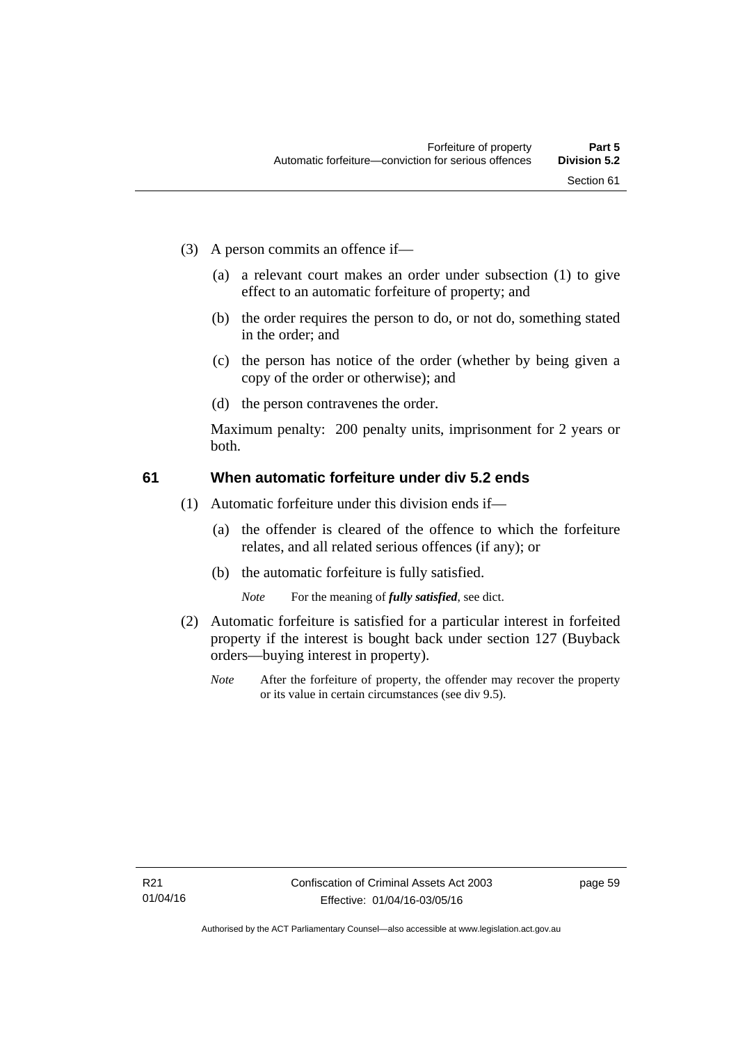(3) A person commits an offence if—

(a) a relevant court makes an order under subsection (1) to give effect to an automatic forfeiture of property; and

(b) the order requires the person to do, or not do, something stated in the order; and

(c) the person has notice of the order (whether by being given a copy of the order or otherwise); and

(d) the person contravenes the order.

Maximum penalty: 200 penalty units, imprisonment for 2 years or both.

## 61 When automatic forfeiture under div 5.2 ends

(1) Automatic forfeiture under this division ends if—

(a) the offender is cleared of the offence to which the forfeiture relates, and all related serious offences (if any); or

(b) the automatic forfeiture is fully satisfied.

*Note* For the meaning of ***fully satisfied***, see dict.

(2) Automatic forfeiture is satisfied for a particular interest in forfeited property if the interest is bought back under section 127 (Buyback orders—buying interest in property).

*Note* After the forfeiture of property, the offender may recover the property or its value in certain circumstances (see div 9.5).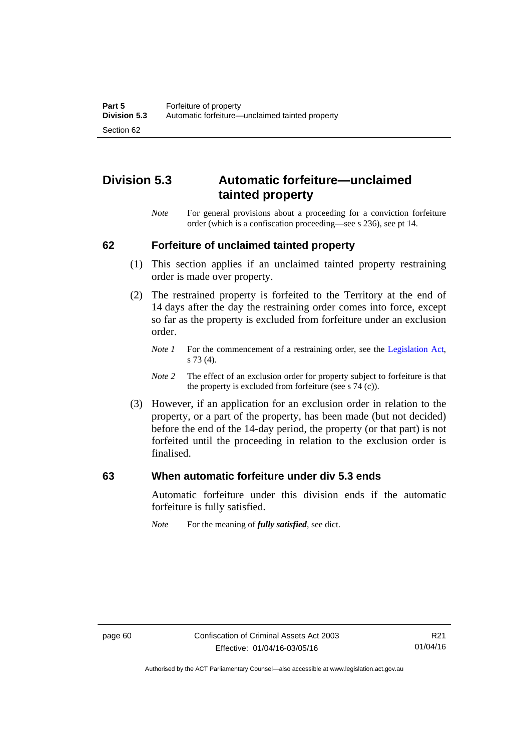## Division 5.3 Automatic forfeiture—unclaimed tainted property

*Note* For general provisions about a proceeding for a conviction forfeiture order (which is a confiscation proceeding—see s 236), see pt 14.

### 62 Forfeiture of unclaimed tainted property

(1) This section applies if an unclaimed tainted property restraining order is made over property.

(2) The restrained property is forfeited to the Territory at the end of 14 days after the day the restraining order comes into force, except so far as the property is excluded from forfeiture under an exclusion order.

*Note 1* For the commencement of a restraining order, see the Legislation Act, s 73 (4).

*Note 2* The effect of an exclusion order for property subject to forfeiture is that the property is excluded from forfeiture (see s 74 (c)).

(3) However, if an application for an exclusion order in relation to the property, or a part of the property, has been made (but not decided) before the end of the 14-day period, the property (or that part) is not forfeited until the proceeding in relation to the exclusion order is finalised.

### 63 When automatic forfeiture under div 5.3 ends

Automatic forfeiture under this division ends if the automatic forfeiture is fully satisfied.

*Note* For the meaning of ***fully satisfied***, see dict.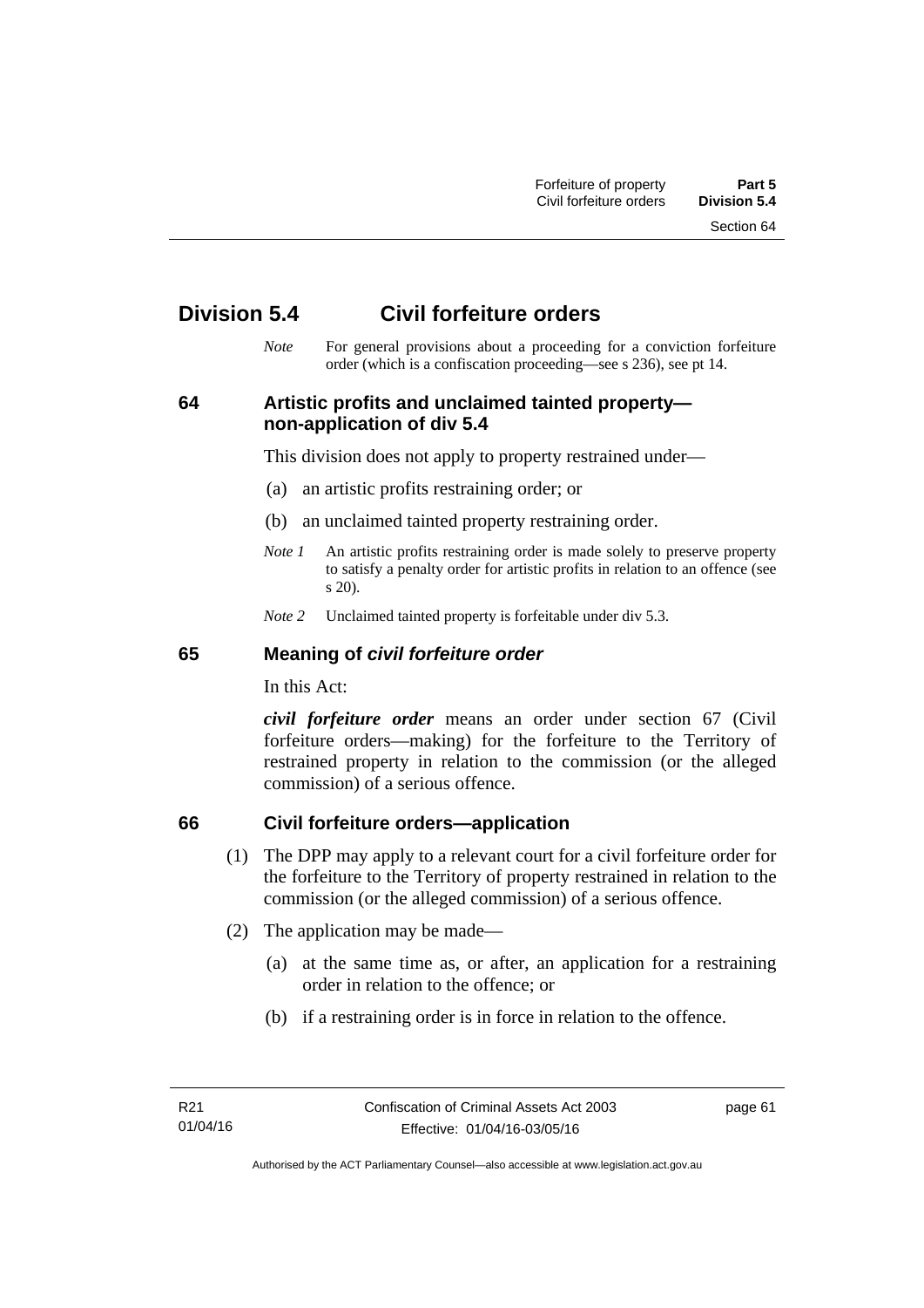## Division 5.4 Civil forfeiture orders

*Note* For general provisions about a proceeding for a conviction forfeiture order (which is a confiscation proceeding—see s 236), see pt 14.

### 64 Artistic profits and unclaimed tainted property—non-application of div 5.4

This division does not apply to property restrained under—

(a) an artistic profits restraining order; or

(b) an unclaimed tainted property restraining order.

*Note 1* An artistic profits restraining order is made solely to preserve property to satisfy a penalty order for artistic profits in relation to an offence (see s 20).

*Note 2* Unclaimed tainted property is forfeitable under div 5.3.

### 65 Meaning of *civil forfeiture order*

In this Act:

***civil forfeiture order*** means an order under section 67 (Civil forfeiture orders—making) for the forfeiture to the Territory of restrained property in relation to the commission (or the alleged commission) of a serious offence.

### 66 Civil forfeiture orders—application

(1) The DPP may apply to a relevant court for a civil forfeiture order for the forfeiture to the Territory of property restrained in relation to the commission (or the alleged commission) of a serious offence.

(2) The application may be made—

(a) at the same time as, or after, an application for a restraining order in relation to the offence; or

(b) if a restraining order is in force in relation to the offence.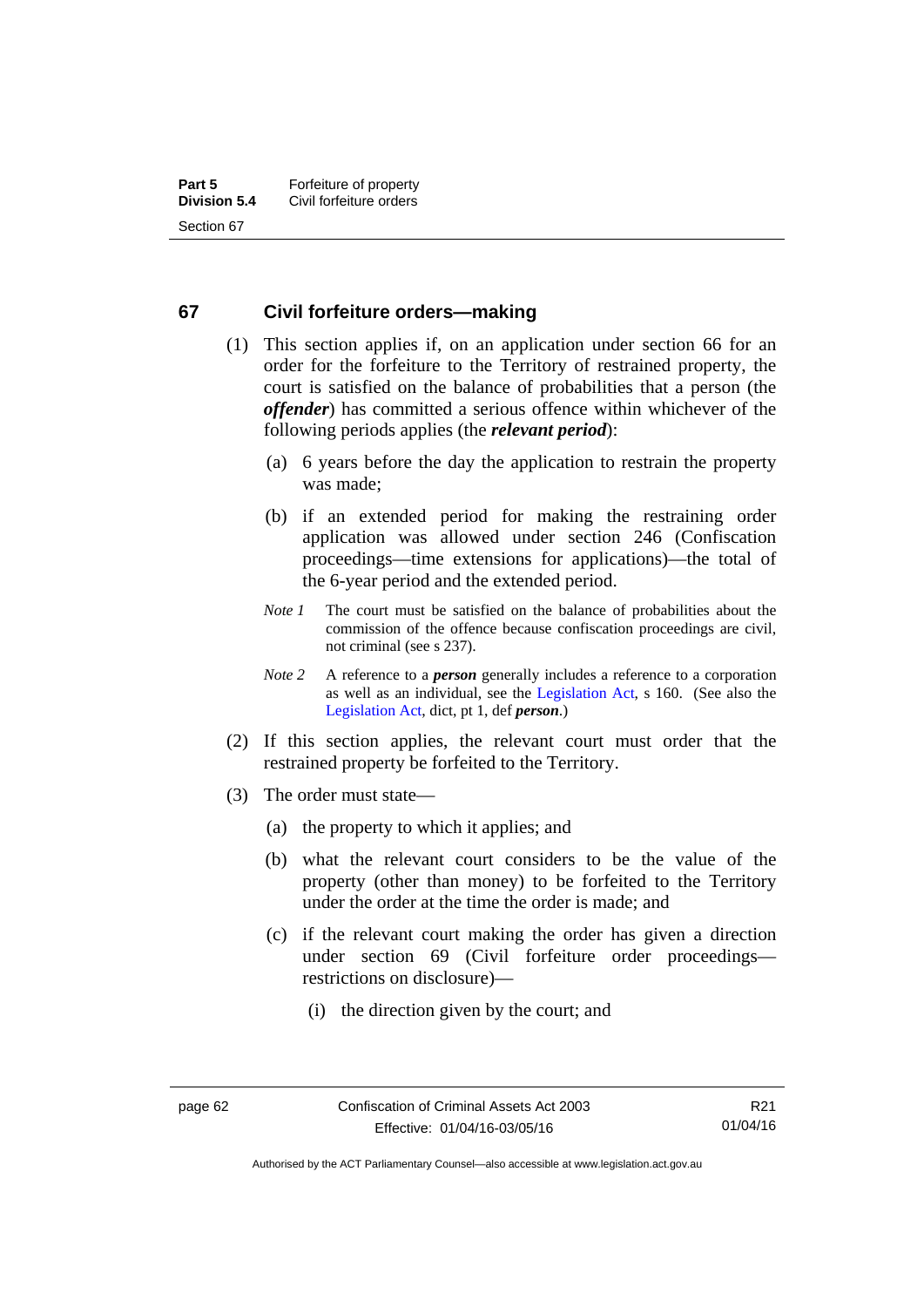## 67 Civil forfeiture orders—making

(1) This section applies if, on an application under section 66 for an order for the forfeiture to the Territory of restrained property, the court is satisfied on the balance of probabilities that a person (the ***offender***) has committed a serious offence within whichever of the following periods applies (the ***relevant period***):

(a) 6 years before the day the application to restrain the property was made;

(b) if an extended period for making the restraining order application was allowed under section 246 (Confiscation proceedings—time extensions for applications)—the total of the 6-year period and the extended period.

*Note 1* The court must be satisfied on the balance of probabilities about the commission of the offence because confiscation proceedings are civil, not criminal (see s 237).

*Note 2* A reference to a ***person*** generally includes a reference to a corporation as well as an individual, see the Legislation Act, s 160. (See also the Legislation Act, dict, pt 1, def ***person***.)

(2) If this section applies, the relevant court must order that the restrained property be forfeited to the Territory.

(3) The order must state—

(a) the property to which it applies; and

(b) what the relevant court considers to be the value of the property (other than money) to be forfeited to the Territory under the order at the time the order is made; and

(c) if the relevant court making the order has given a direction under section 69 (Civil forfeiture order proceedings—restrictions on disclosure)—

(i) the direction given by the court; and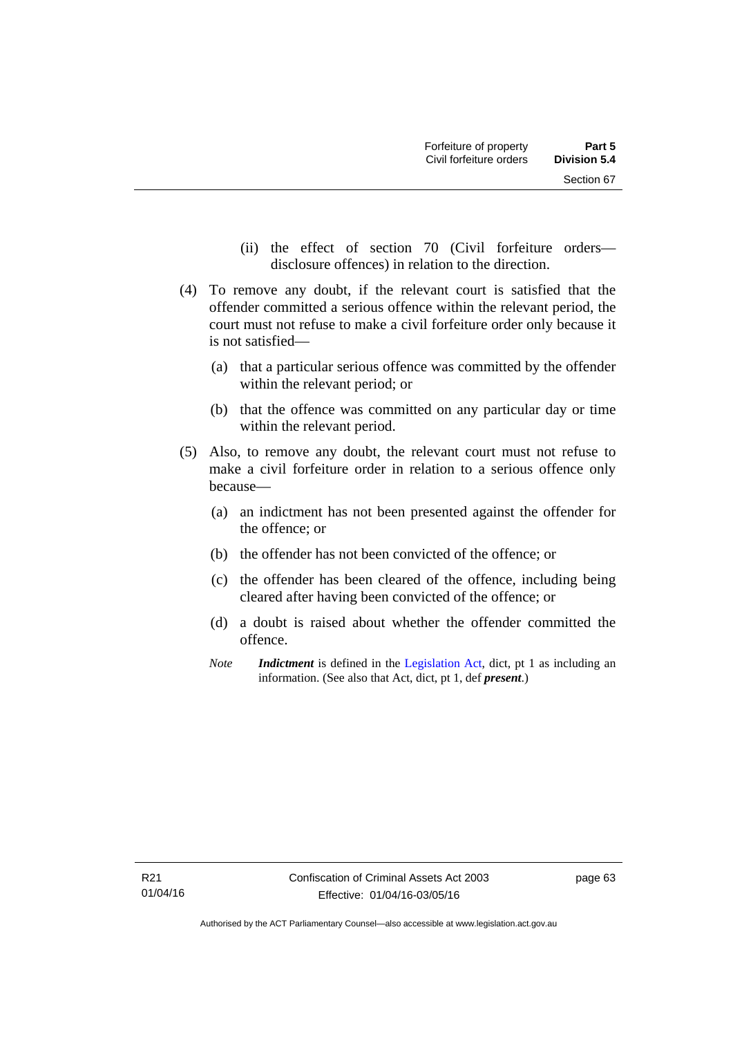(ii) the effect of section 70 (Civil forfeiture orders—disclosure offences) in relation to the direction.

(4) To remove any doubt, if the relevant court is satisfied that the offender committed a serious offence within the relevant period, the court must not refuse to make a civil forfeiture order only because it is not satisfied—

(a) that a particular serious offence was committed by the offender within the relevant period; or

(b) that the offence was committed on any particular day or time within the relevant period.

(5) Also, to remove any doubt, the relevant court must not refuse to make a civil forfeiture order in relation to a serious offence only because—

(a) an indictment has not been presented against the offender for the offence; or

(b) the offender has not been convicted of the offence; or

(c) the offender has been cleared of the offence, including being cleared after having been convicted of the offence; or

(d) a doubt is raised about whether the offender committed the offence.

*Note* ***Indictment*** is defined in the Legislation Act, dict, pt 1 as including an information. (See also that Act, dict, pt 1, def ***present***.)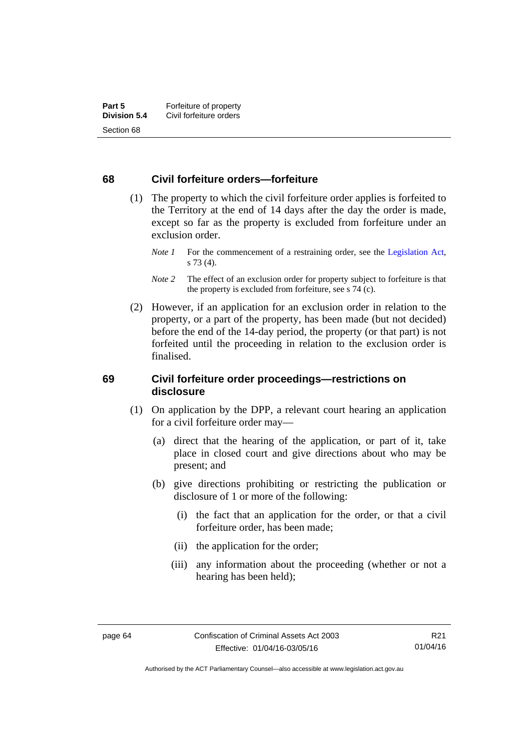## 68 Civil forfeiture orders—forfeiture

(1) The property to which the civil forfeiture order applies is forfeited to the Territory at the end of 14 days after the day the order is made, except so far as the property is excluded from forfeiture under an exclusion order.

*Note 1* For the commencement of a restraining order, see the Legislation Act, s 73 (4).

*Note 2* The effect of an exclusion order for property subject to forfeiture is that the property is excluded from forfeiture, see s 74 (c).

(2) However, if an application for an exclusion order in relation to the property, or a part of the property, has been made (but not decided) before the end of the 14-day period, the property (or that part) is not forfeited until the proceeding in relation to the exclusion order is finalised.

## 69 Civil forfeiture order proceedings—restrictions on disclosure

(1) On application by the DPP, a relevant court hearing an application for a civil forfeiture order may—

(a) direct that the hearing of the application, or part of it, take place in closed court and give directions about who may be present; and

(b) give directions prohibiting or restricting the publication or disclosure of 1 or more of the following:

(i) the fact that an application for the order, or that a civil forfeiture order, has been made;

(ii) the application for the order;

(iii) any information about the proceeding (whether or not a hearing has been held);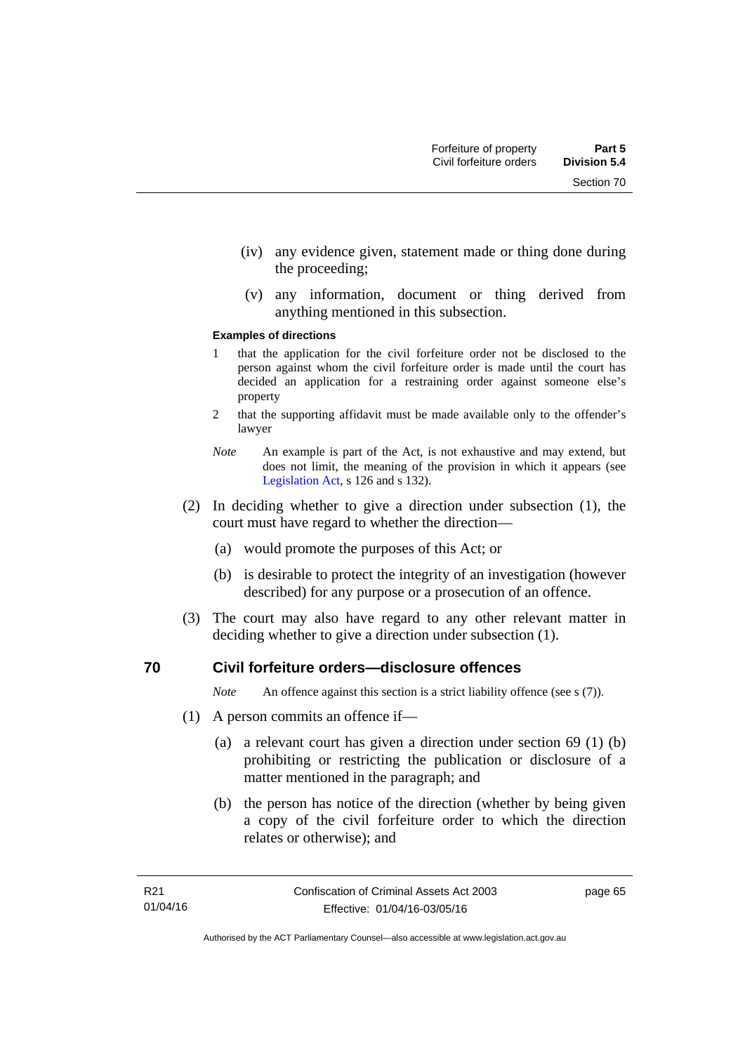(iv) any evidence given, statement made or thing done during the proceeding;

(v) any information, document or thing derived from anything mentioned in this subsection.

**Examples of directions**

1 that the application for the civil forfeiture order not be disclosed to the person against whom the civil forfeiture order is made until the court has decided an application for a restraining order against someone else's property

2 that the supporting affidavit must be made available only to the offender's lawyer

*Note* An example is part of the Act, is not exhaustive and may extend, but does not limit, the meaning of the provision in which it appears (see Legislation Act, s 126 and s 132).

(2) In deciding whether to give a direction under subsection (1), the court must have regard to whether the direction—

(a) would promote the purposes of this Act; or

(b) is desirable to protect the integrity of an investigation (however described) for any purpose or a prosecution of an offence.

(3) The court may also have regard to any other relevant matter in deciding whether to give a direction under subsection (1).

## 70 Civil forfeiture orders—disclosure offences

*Note* An offence against this section is a strict liability offence (see s (7)).

(1) A person commits an offence if—

(a) a relevant court has given a direction under section 69 (1) (b) prohibiting or restricting the publication or disclosure of a matter mentioned in the paragraph; and

(b) the person has notice of the direction (whether by being given a copy of the civil forfeiture order to which the direction relates or otherwise); and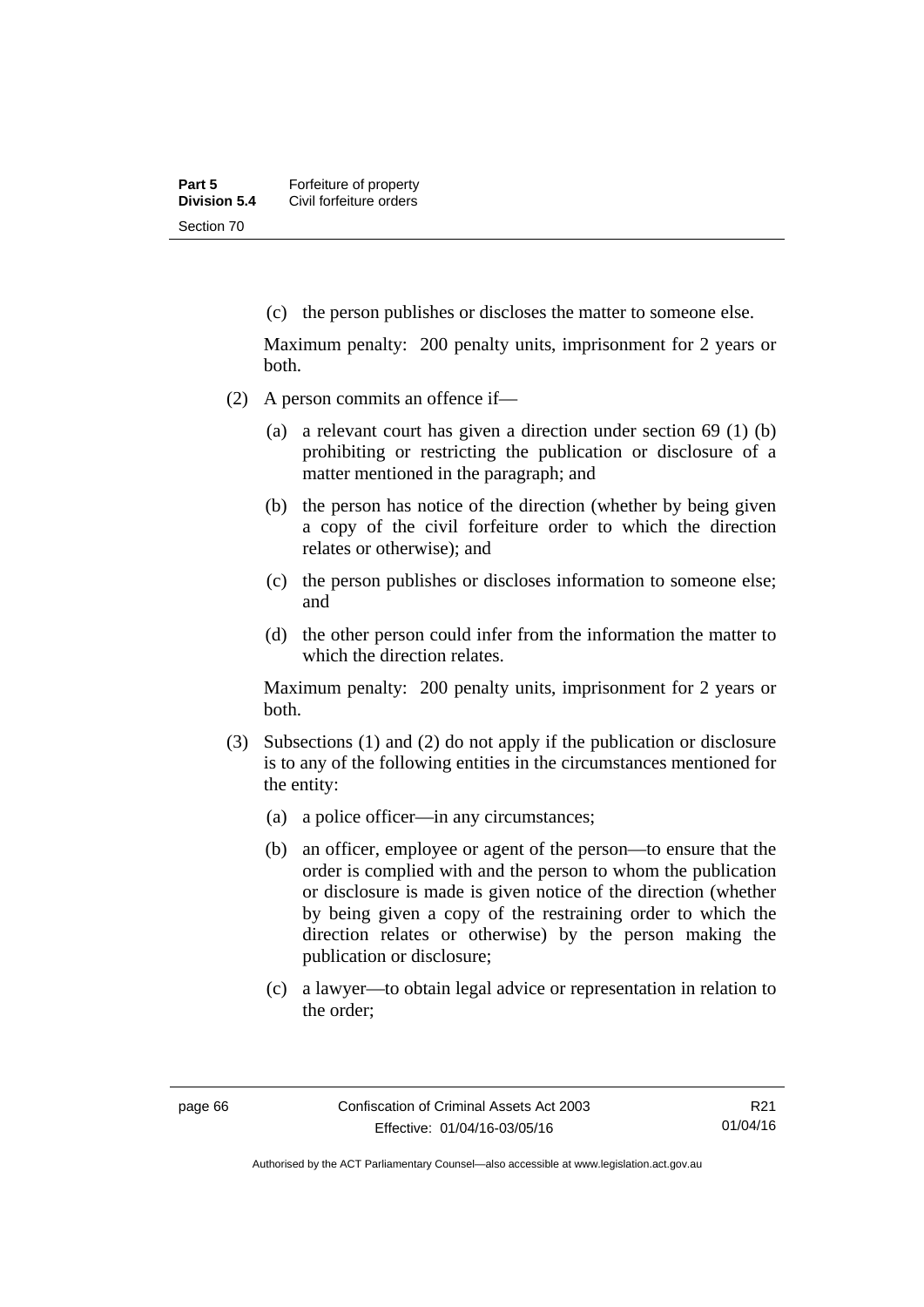(c) the person publishes or discloses the matter to someone else.

Maximum penalty: 200 penalty units, imprisonment for 2 years or both.

(2) A person commits an offence if—

(a) a relevant court has given a direction under section 69 (1) (b) prohibiting or restricting the publication or disclosure of a matter mentioned in the paragraph; and

(b) the person has notice of the direction (whether by being given a copy of the civil forfeiture order to which the direction relates or otherwise); and

(c) the person publishes or discloses information to someone else; and

(d) the other person could infer from the information the matter to which the direction relates.

Maximum penalty: 200 penalty units, imprisonment for 2 years or both.

(3) Subsections (1) and (2) do not apply if the publication or disclosure is to any of the following entities in the circumstances mentioned for the entity:

(a) a police officer—in any circumstances;

(b) an officer, employee or agent of the person—to ensure that the order is complied with and the person to whom the publication or disclosure is made is given notice of the direction (whether by being given a copy of the restraining order to which the direction relates or otherwise) by the person making the publication or disclosure;

(c) a lawyer—to obtain legal advice or representation in relation to the order;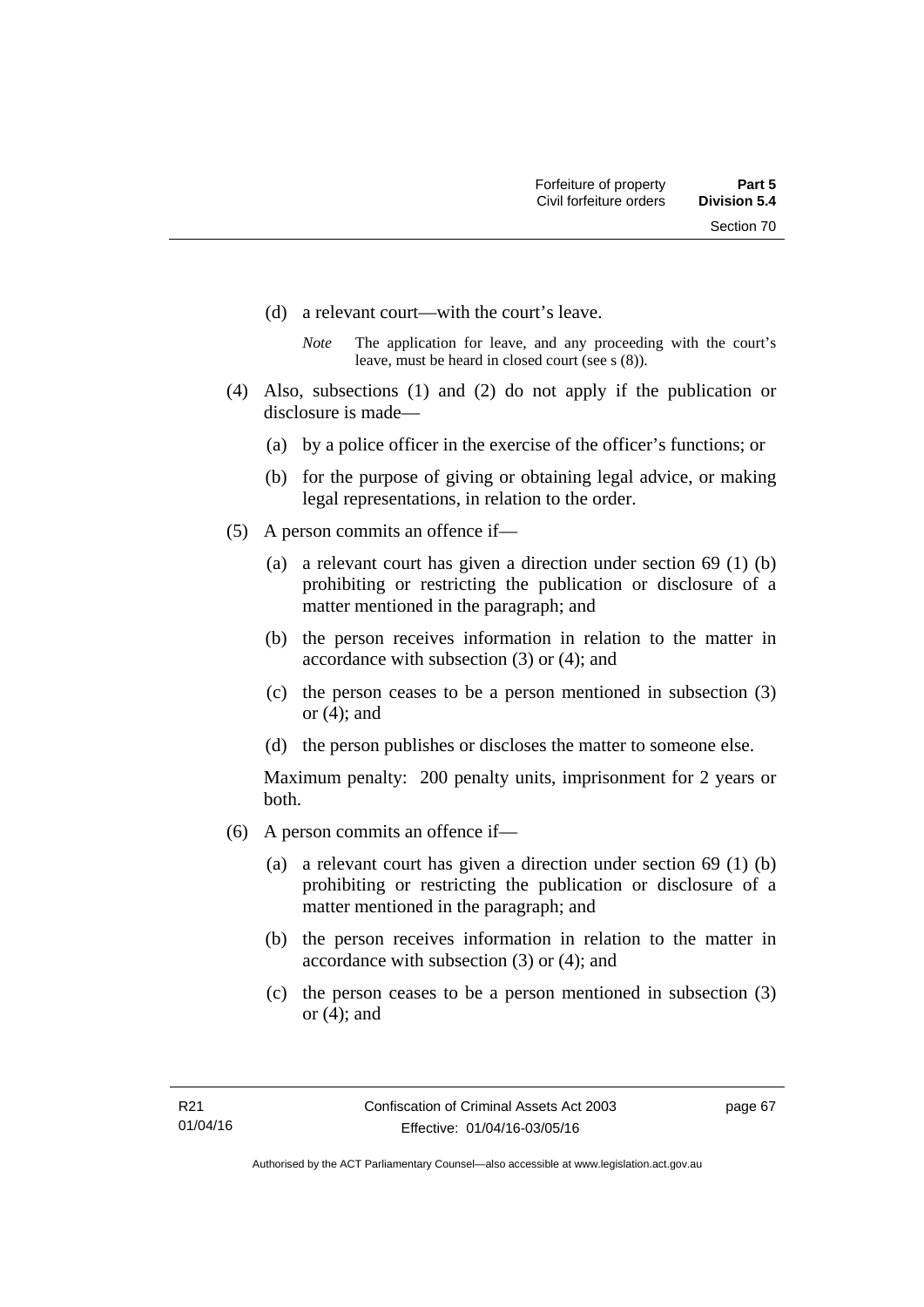(d) a relevant court—with the court's leave.

*Note* The application for leave, and any proceeding with the court's leave, must be heard in closed court (see s (8)).

(4) Also, subsections (1) and (2) do not apply if the publication or disclosure is made—

(a) by a police officer in the exercise of the officer's functions; or

(b) for the purpose of giving or obtaining legal advice, or making legal representations, in relation to the order.

(5) A person commits an offence if—

(a) a relevant court has given a direction under section 69 (1) (b) prohibiting or restricting the publication or disclosure of a matter mentioned in the paragraph; and

(b) the person receives information in relation to the matter in accordance with subsection (3) or (4); and

(c) the person ceases to be a person mentioned in subsection (3) or (4); and

(d) the person publishes or discloses the matter to someone else.

Maximum penalty: 200 penalty units, imprisonment for 2 years or both.

(6) A person commits an offence if—

(a) a relevant court has given a direction under section 69 (1) (b) prohibiting or restricting the publication or disclosure of a matter mentioned in the paragraph; and

(b) the person receives information in relation to the matter in accordance with subsection (3) or (4); and

(c) the person ceases to be a person mentioned in subsection (3) or (4); and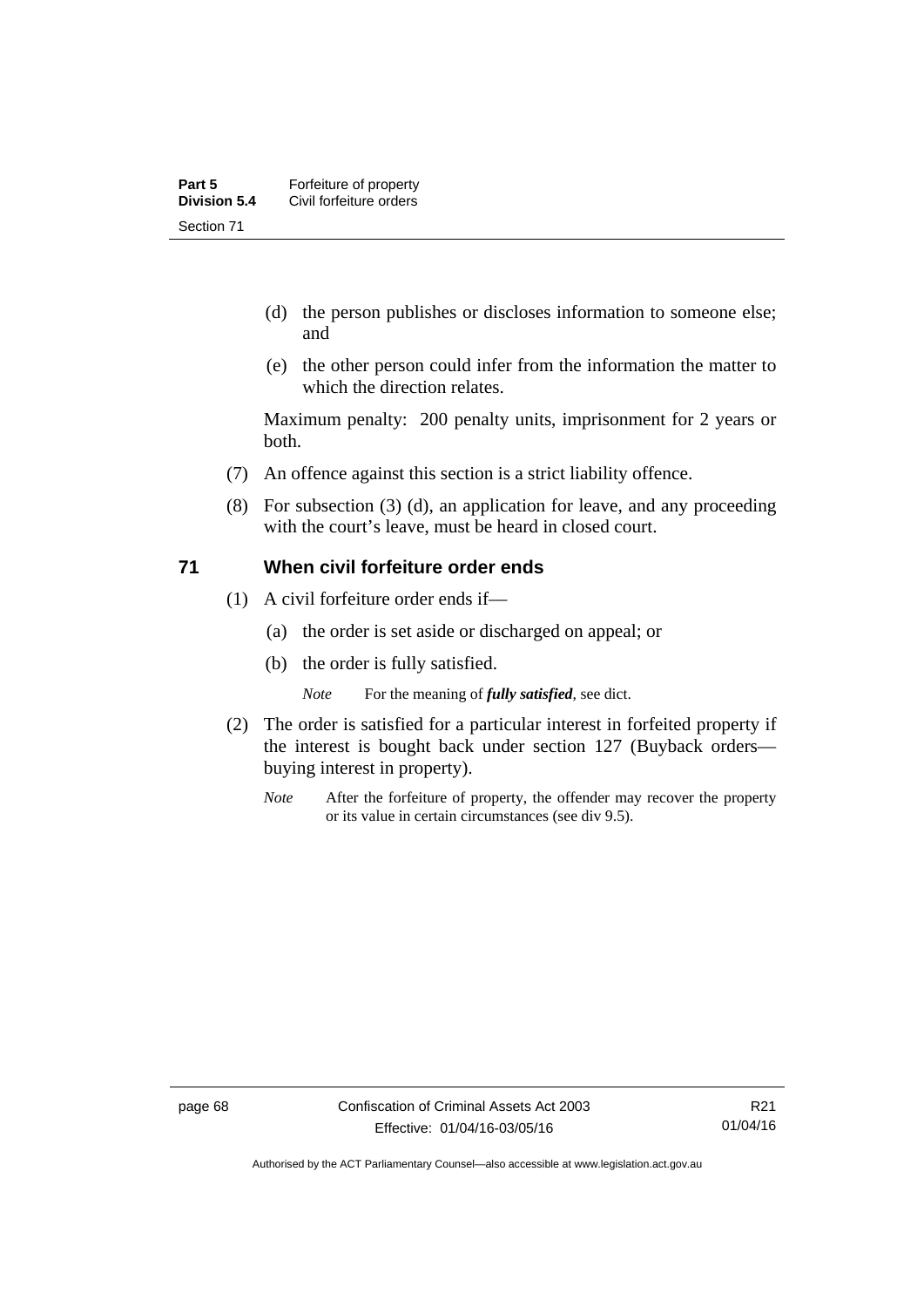(d) the person publishes or discloses information to someone else; and

(e) the other person could infer from the information the matter to which the direction relates.

Maximum penalty: 200 penalty units, imprisonment for 2 years or both.

(7) An offence against this section is a strict liability offence.

(8) For subsection (3) (d), an application for leave, and any proceeding with the court's leave, must be heard in closed court.

## 71 When civil forfeiture order ends

(1) A civil forfeiture order ends if—

(a) the order is set aside or discharged on appeal; or

(b) the order is fully satisfied.

*Note* For the meaning of ***fully satisfied***, see dict.

(2) The order is satisfied for a particular interest in forfeited property if the interest is bought back under section 127 (Buyback orders—buying interest in property).

*Note* After the forfeiture of property, the offender may recover the property or its value in certain circumstances (see div 9.5).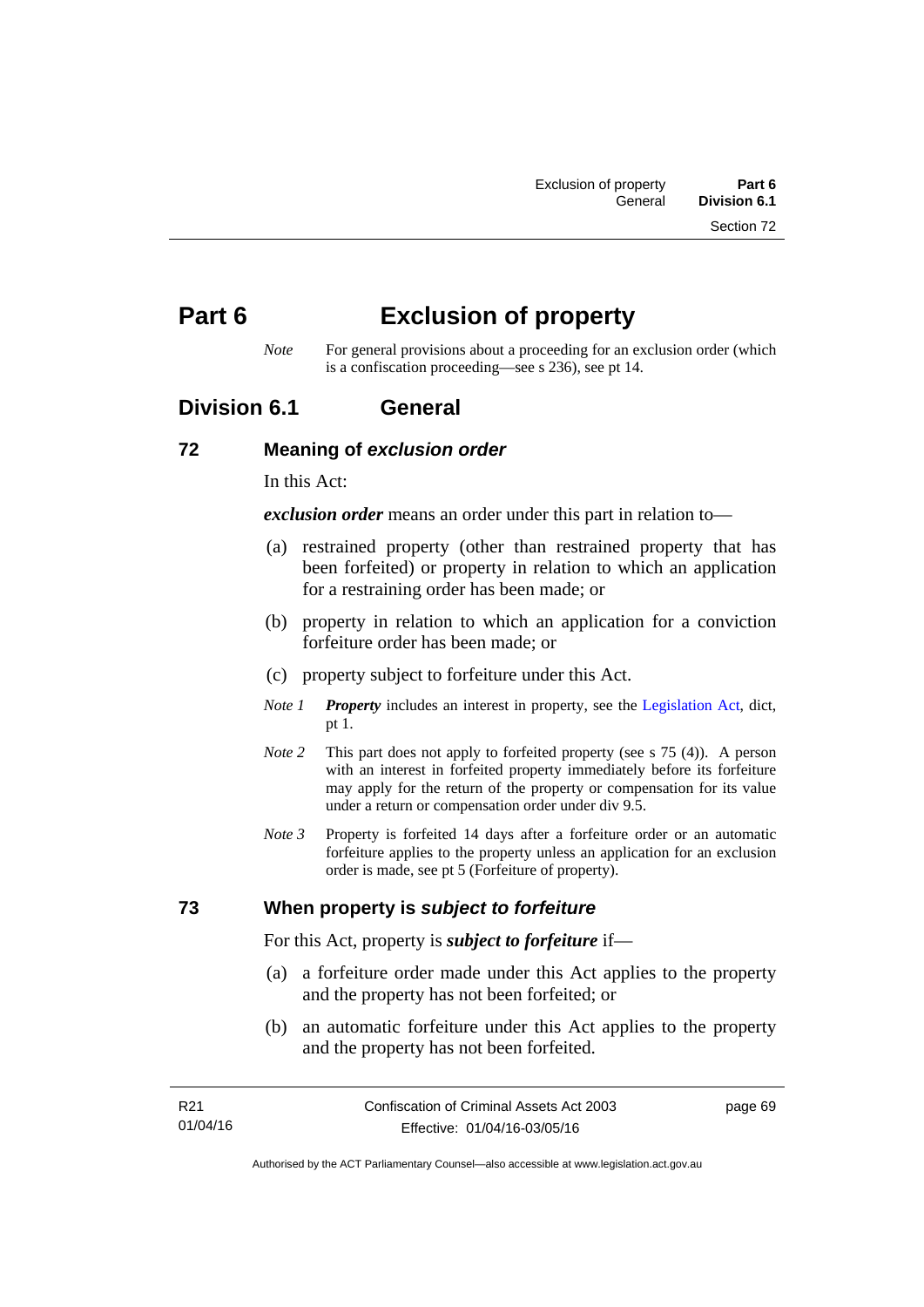# Part 6 Exclusion of property

*Note* For general provisions about a proceeding for an exclusion order (which is a confiscation proceeding—see s 236), see pt 14.

## Division 6.1 General

### 72 Meaning of *exclusion order*

In this Act:

***exclusion order*** means an order under this part in relation to—

(a) restrained property (other than restrained property that has been forfeited) or property in relation to which an application for a restraining order has been made; or

(b) property in relation to which an application for a conviction forfeiture order has been made; or

(c) property subject to forfeiture under this Act.

*Note 1* ***Property*** includes an interest in property, see the Legislation Act, dict, pt 1.

*Note 2* This part does not apply to forfeited property (see s 75 (4)). A person with an interest in forfeited property immediately before its forfeiture may apply for the return of the property or compensation for its value under a return or compensation order under div 9.5.

*Note 3* Property is forfeited 14 days after a forfeiture order or an automatic forfeiture applies to the property unless an application for an exclusion order is made, see pt 5 (Forfeiture of property).

### 73 When property is *subject to forfeiture*

For this Act, property is ***subject to forfeiture*** if—

(a) a forfeiture order made under this Act applies to the property and the property has not been forfeited; or

(b) an automatic forfeiture under this Act applies to the property and the property has not been forfeited.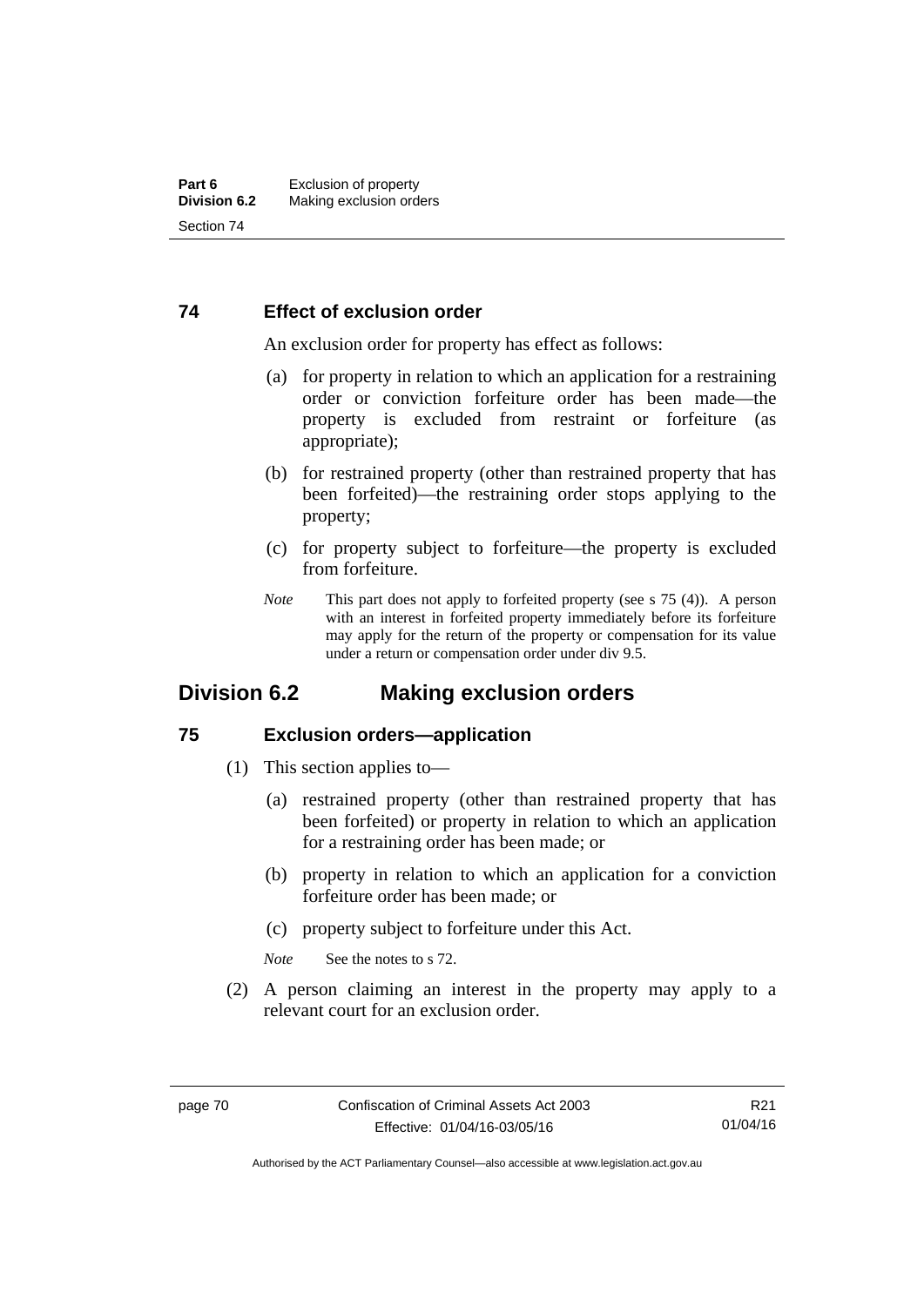### 74 Effect of exclusion order

An exclusion order for property has effect as follows:

(a) for property in relation to which an application for a restraining order or conviction forfeiture order has been made—the property is excluded from restraint or forfeiture (as appropriate);

(b) for restrained property (other than restrained property that has been forfeited)—the restraining order stops applying to the property;

(c) for property subject to forfeiture—the property is excluded from forfeiture.

*Note* This part does not apply to forfeited property (see s 75 (4)). A person with an interest in forfeited property immediately before its forfeiture may apply for the return of the property or compensation for its value under a return or compensation order under div 9.5.

## Division 6.2 Making exclusion orders

### 75 Exclusion orders—application

(1) This section applies to—

(a) restrained property (other than restrained property that has been forfeited) or property in relation to which an application for a restraining order has been made; or

(b) property in relation to which an application for a conviction forfeiture order has been made; or

(c) property subject to forfeiture under this Act.

*Note* See the notes to s 72.

(2) A person claiming an interest in the property may apply to a relevant court for an exclusion order.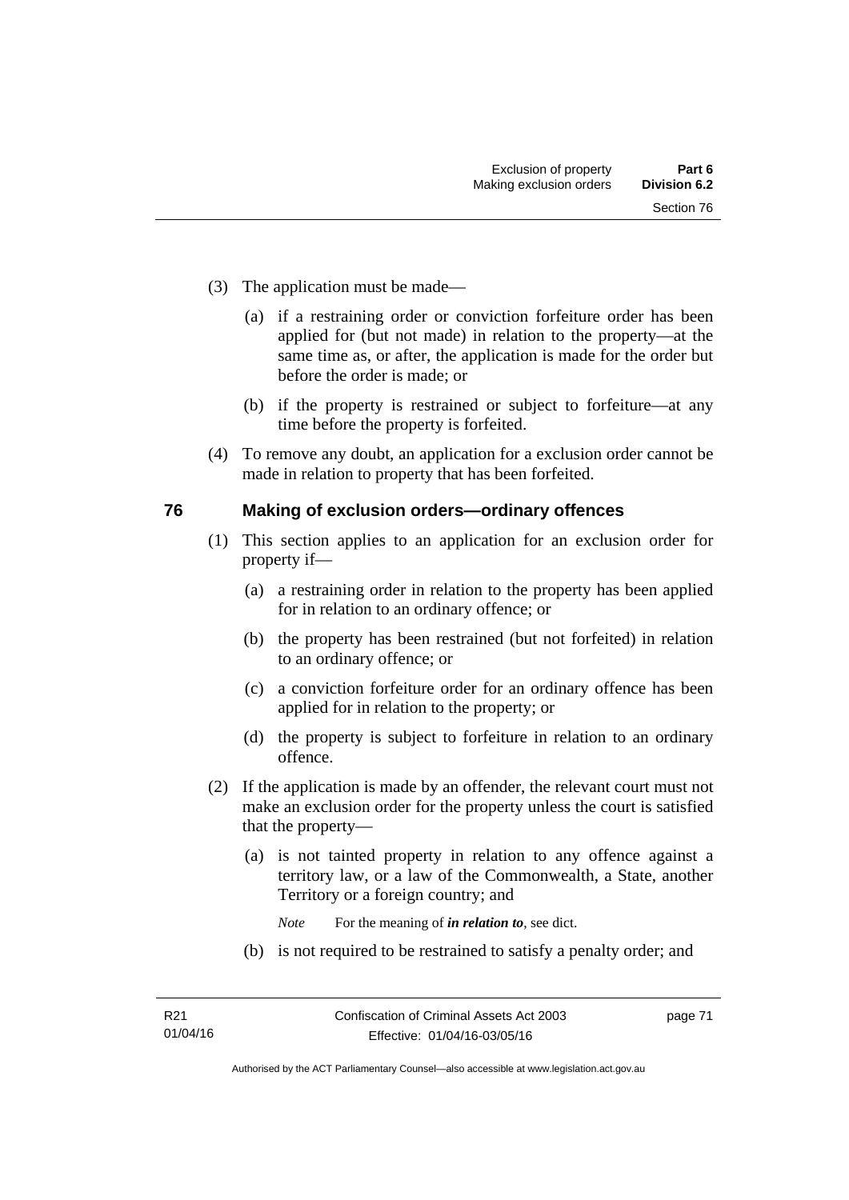(3) The application must be made—

(a) if a restraining order or conviction forfeiture order has been applied for (but not made) in relation to the property—at the same time as, or after, the application is made for the order but before the order is made; or

(b) if the property is restrained or subject to forfeiture—at any time before the property is forfeited.

(4) To remove any doubt, an application for a exclusion order cannot be made in relation to property that has been forfeited.

## 76 Making of exclusion orders—ordinary offences

(1) This section applies to an application for an exclusion order for property if—

(a) a restraining order in relation to the property has been applied for in relation to an ordinary offence; or

(b) the property has been restrained (but not forfeited) in relation to an ordinary offence; or

(c) a conviction forfeiture order for an ordinary offence has been applied for in relation to the property; or

(d) the property is subject to forfeiture in relation to an ordinary offence.

(2) If the application is made by an offender, the relevant court must not make an exclusion order for the property unless the court is satisfied that the property—

(a) is not tainted property in relation to any offence against a territory law, or a law of the Commonwealth, a State, another Territory or a foreign country; and

*Note* For the meaning of ***in relation to***, see dict.

(b) is not required to be restrained to satisfy a penalty order; and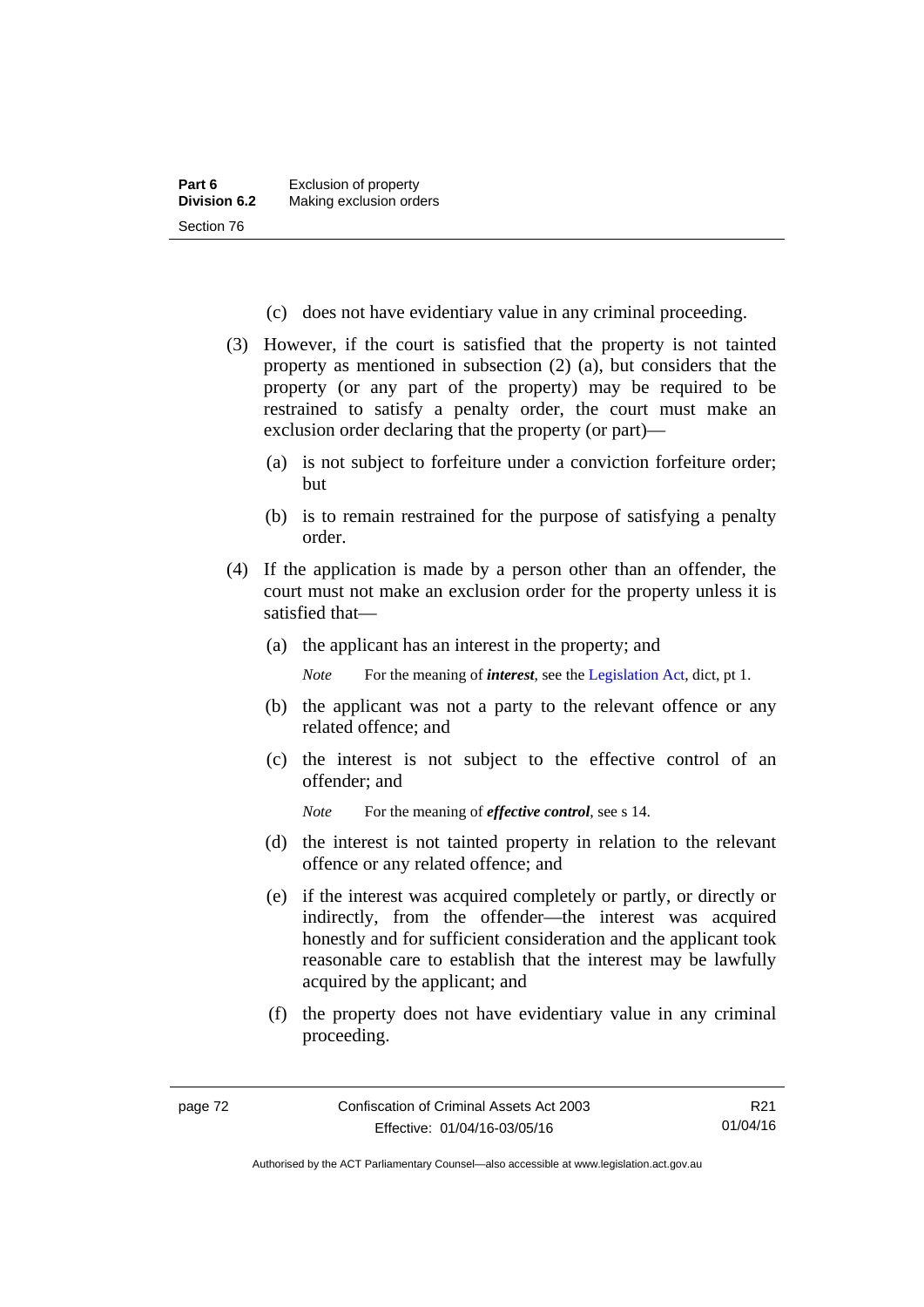(c) does not have evidentiary value in any criminal proceeding.

(3) However, if the court is satisfied that the property is not tainted property as mentioned in subsection (2) (a), but considers that the property (or any part of the property) may be required to be restrained to satisfy a penalty order, the court must make an exclusion order declaring that the property (or part)—

(a) is not subject to forfeiture under a conviction forfeiture order; but

(b) is to remain restrained for the purpose of satisfying a penalty order.

(4) If the application is made by a person other than an offender, the court must not make an exclusion order for the property unless it is satisfied that—

(a) the applicant has an interest in the property; and

*Note* For the meaning of ***interest***, see the Legislation Act, dict, pt 1.

(b) the applicant was not a party to the relevant offence or any related offence; and

(c) the interest is not subject to the effective control of an offender; and

*Note* For the meaning of ***effective control***, see s 14.

(d) the interest is not tainted property in relation to the relevant offence or any related offence; and

(e) if the interest was acquired completely or partly, or directly or indirectly, from the offender—the interest was acquired honestly and for sufficient consideration and the applicant took reasonable care to establish that the interest may be lawfully acquired by the applicant; and

(f) the property does not have evidentiary value in any criminal proceeding.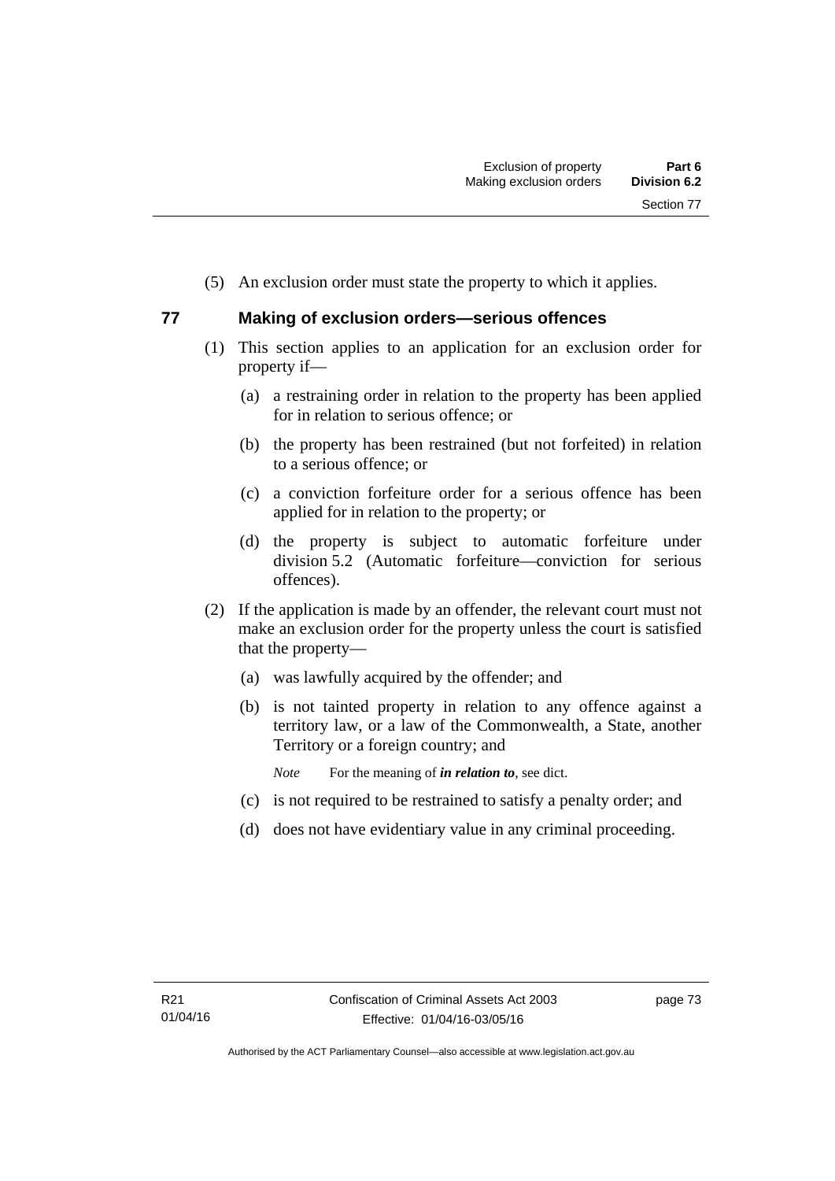(5) An exclusion order must state the property to which it applies.

## 77 Making of exclusion orders—serious offences

(1) This section applies to an application for an exclusion order for property if—

(a) a restraining order in relation to the property has been applied for in relation to serious offence; or

(b) the property has been restrained (but not forfeited) in relation to a serious offence; or

(c) a conviction forfeiture order for a serious offence has been applied for in relation to the property; or

(d) the property is subject to automatic forfeiture under division 5.2 (Automatic forfeiture—conviction for serious offences).

(2) If the application is made by an offender, the relevant court must not make an exclusion order for the property unless the court is satisfied that the property—

(a) was lawfully acquired by the offender; and

(b) is not tainted property in relation to any offence against a territory law, or a law of the Commonwealth, a State, another Territory or a foreign country; and

*Note* For the meaning of ***in relation to***, see dict.

(c) is not required to be restrained to satisfy a penalty order; and

(d) does not have evidentiary value in any criminal proceeding.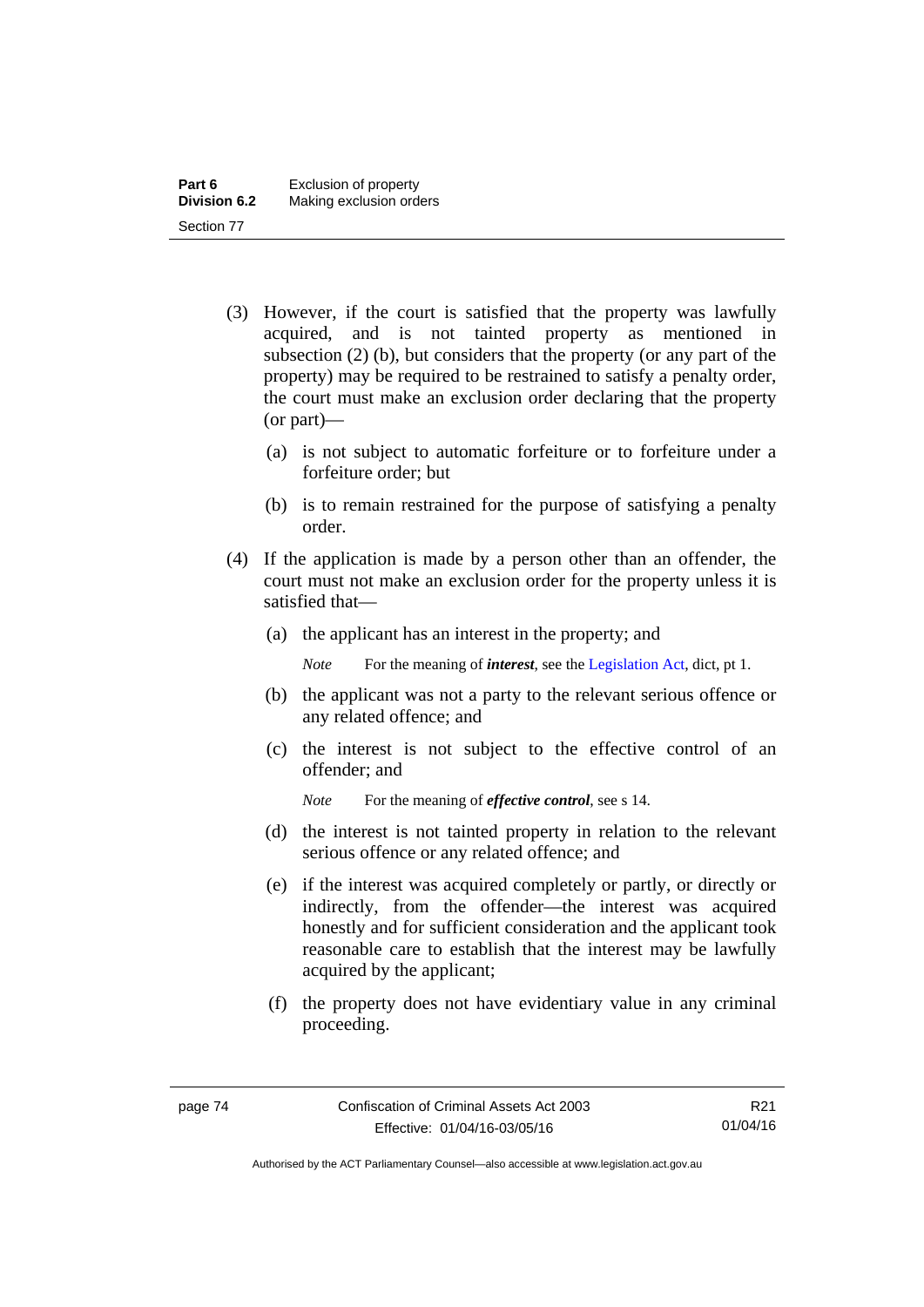(3) However, if the court is satisfied that the property was lawfully acquired, and is not tainted property as mentioned in subsection (2) (b), but considers that the property (or any part of the property) may be required to be restrained to satisfy a penalty order, the court must make an exclusion order declaring that the property (or part)—

(a) is not subject to automatic forfeiture or to forfeiture under a forfeiture order; but

(b) is to remain restrained for the purpose of satisfying a penalty order.

(4) If the application is made by a person other than an offender, the court must not make an exclusion order for the property unless it is satisfied that—

(a) the applicant has an interest in the property; and

*Note* For the meaning of ***interest***, see the Legislation Act, dict, pt 1.

(b) the applicant was not a party to the relevant serious offence or any related offence; and

(c) the interest is not subject to the effective control of an offender; and

*Note* For the meaning of ***effective control***, see s 14.

(d) the interest is not tainted property in relation to the relevant serious offence or any related offence; and

(e) if the interest was acquired completely or partly, or directly or indirectly, from the offender—the interest was acquired honestly and for sufficient consideration and the applicant took reasonable care to establish that the interest may be lawfully acquired by the applicant;

(f) the property does not have evidentiary value in any criminal proceeding.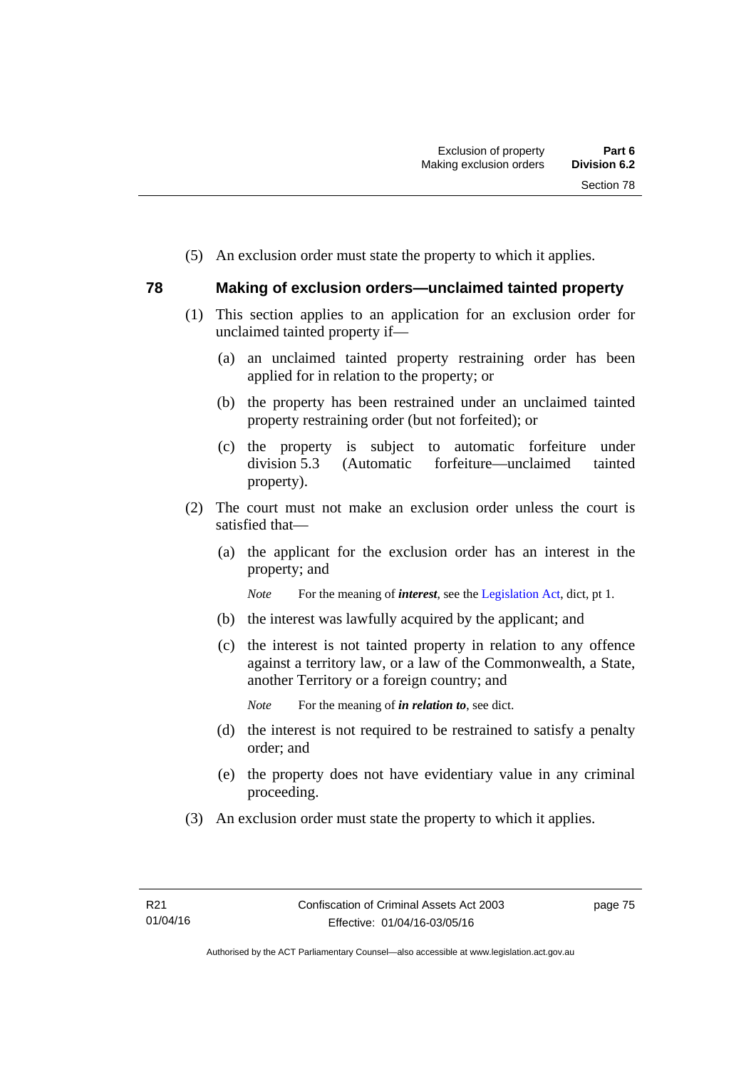(5) An exclusion order must state the property to which it applies.

## 78 Making of exclusion orders—unclaimed tainted property

(1) This section applies to an application for an exclusion order for unclaimed tainted property if—

(a) an unclaimed tainted property restraining order has been applied for in relation to the property; or

(b) the property has been restrained under an unclaimed tainted property restraining order (but not forfeited); or

(c) the property is subject to automatic forfeiture under division 5.3 (Automatic forfeiture—unclaimed tainted property).

(2) The court must not make an exclusion order unless the court is satisfied that—

(a) the applicant for the exclusion order has an interest in the property; and

*Note* For the meaning of ***interest***, see the Legislation Act, dict, pt 1.

(b) the interest was lawfully acquired by the applicant; and

(c) the interest is not tainted property in relation to any offence against a territory law, or a law of the Commonwealth, a State, another Territory or a foreign country; and

*Note* For the meaning of ***in relation to***, see dict.

(d) the interest is not required to be restrained to satisfy a penalty order; and

(e) the property does not have evidentiary value in any criminal proceeding.

(3) An exclusion order must state the property to which it applies.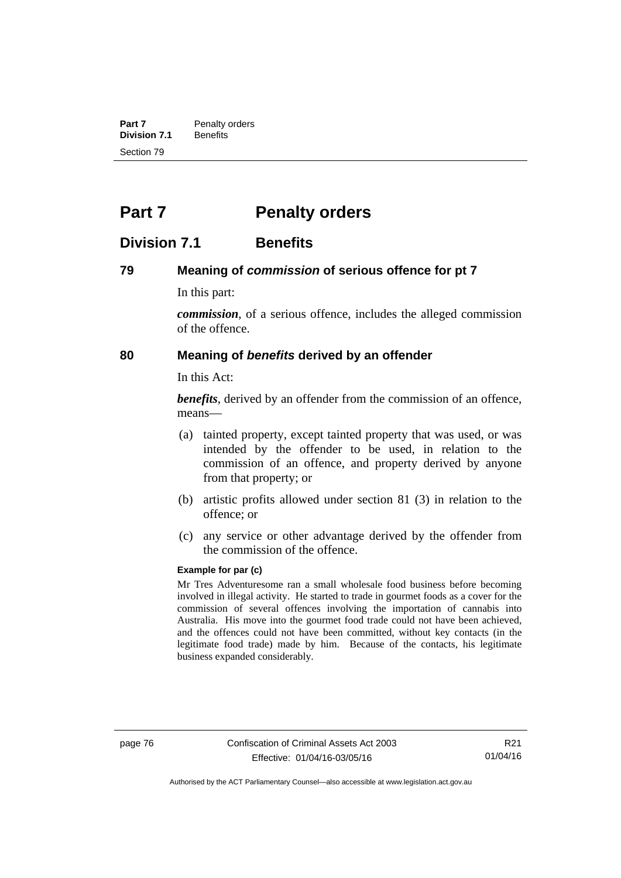# Part 7 Penalty orders

## Division 7.1 Benefits

### 79 Meaning of *commission* of serious offence for pt 7

In this part:

***commission***, of a serious offence, includes the alleged commission of the offence.

### 80 Meaning of *benefits* derived by an offender

In this Act:

***benefits***, derived by an offender from the commission of an offence, means—

(a) tainted property, except tainted property that was used, or was intended by the offender to be used, in relation to the commission of an offence, and property derived by anyone from that property; or

(b) artistic profits allowed under section 81 (3) in relation to the offence; or

(c) any service or other advantage derived by the offender from the commission of the offence.

**Example for par (c)**

Mr Tres Adventuresome ran a small wholesale food business before becoming involved in illegal activity. He started to trade in gourmet foods as a cover for the commission of several offences involving the importation of cannabis into Australia. His move into the gourmet food trade could not have been achieved, and the offences could not have been committed, without key contacts (in the legitimate food trade) made by him. Because of the contacts, his legitimate business expanded considerably.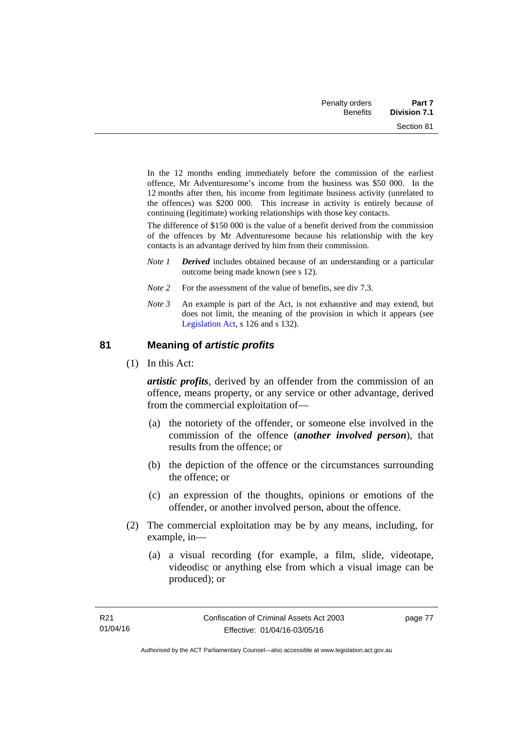In the 12 months ending immediately before the commission of the earliest offence, Mr Adventuresome's income from the business was $50 000. In the 12 months after then, his income from legitimate business activity (unrelated to the offences) was $200 000. This increase in activity is entirely because of continuing (legitimate) working relationships with those key contacts.

The difference of $150 000 is the value of a benefit derived from the commission of the offences by Mr Adventuresome because his relationship with the key contacts is an advantage derived by him from their commission.

*Note 1* ***Derived*** includes obtained because of an understanding or a particular outcome being made known (see s 12).

*Note 2* For the assessment of the value of benefits, see div 7.3.

*Note 3* An example is part of the Act, is not exhaustive and may extend, but does not limit, the meaning of the provision in which it appears (see Legislation Act, s 126 and s 132).

## 81 Meaning of *artistic profits*

(1) In this Act:

***artistic profits***, derived by an offender from the commission of an offence, means property, or any service or other advantage, derived from the commercial exploitation of—

(a) the notoriety of the offender, or someone else involved in the commission of the offence (***another involved person***), that results from the offence; or

(b) the depiction of the offence or the circumstances surrounding the offence; or

(c) an expression of the thoughts, opinions or emotions of the offender, or another involved person, about the offence.

(2) The commercial exploitation may be by any means, including, for example, in—

(a) a visual recording (for example, a film, slide, videotape, videodisc or anything else from which a visual image can be produced); or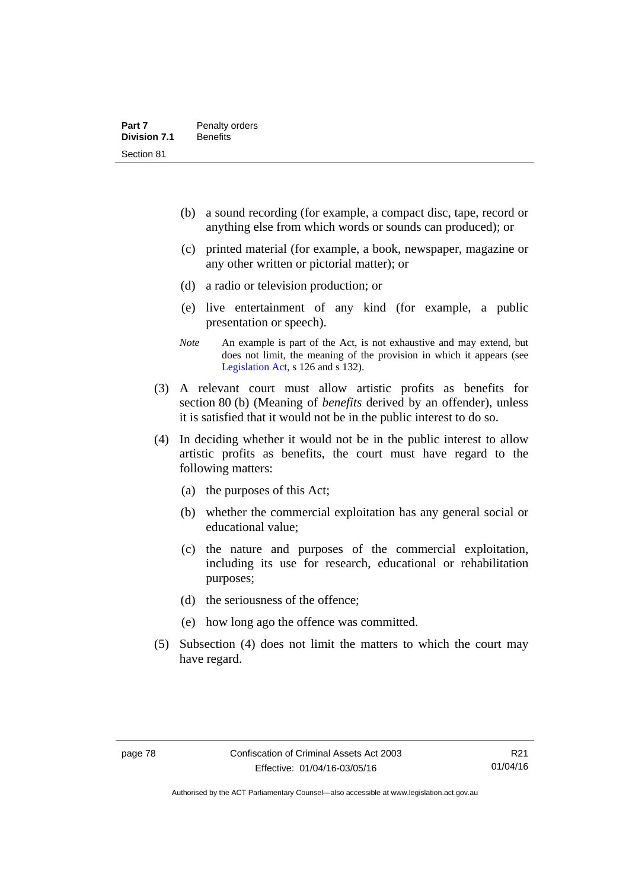(b) a sound recording (for example, a compact disc, tape, record or anything else from which words or sounds can produced); or

(c) printed material (for example, a book, newspaper, magazine or any other written or pictorial matter); or

(d) a radio or television production; or

(e) live entertainment of any kind (for example, a public presentation or speech).

*Note* An example is part of the Act, is not exhaustive and may extend, but does not limit, the meaning of the provision in which it appears (see Legislation Act, s 126 and s 132).

(3) A relevant court must allow artistic profits as benefits for section 80 (b) (Meaning of *benefits* derived by an offender), unless it is satisfied that it would not be in the public interest to do so.

(4) In deciding whether it would not be in the public interest to allow artistic profits as benefits, the court must have regard to the following matters:

(a) the purposes of this Act;

(b) whether the commercial exploitation has any general social or educational value;

(c) the nature and purposes of the commercial exploitation, including its use for research, educational or rehabilitation purposes;

(d) the seriousness of the offence;

(e) how long ago the offence was committed.

(5) Subsection (4) does not limit the matters to which the court may have regard.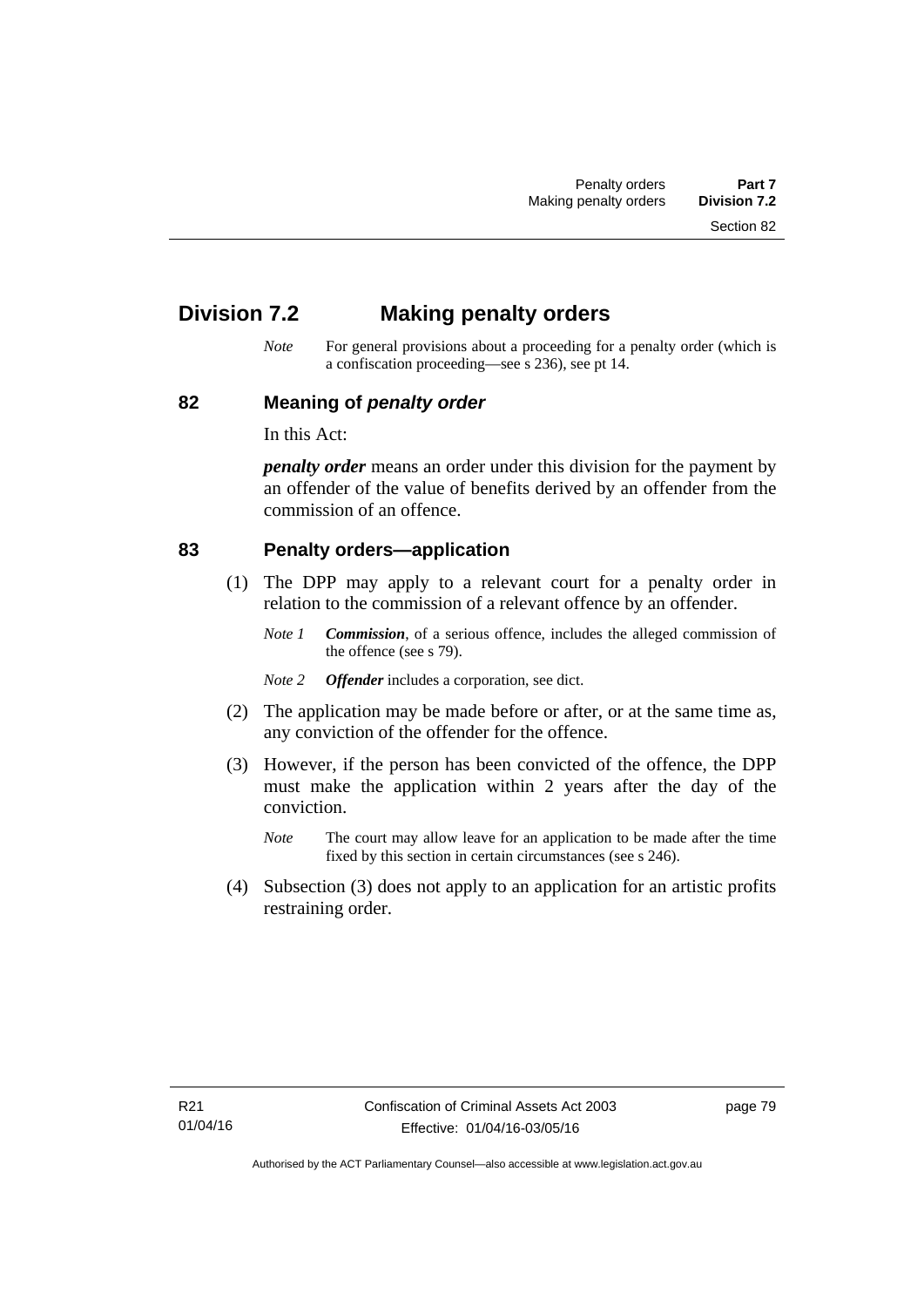## Division 7.2 Making penalty orders

*Note* For general provisions about a proceeding for a penalty order (which is a confiscation proceeding—see s 236), see pt 14.

### 82 Meaning of *penalty order*

In this Act:

***penalty order*** means an order under this division for the payment by an offender of the value of benefits derived by an offender from the commission of an offence.

### 83 Penalty orders—application

(1) The DPP may apply to a relevant court for a penalty order in relation to the commission of a relevant offence by an offender.

*Note 1* ***Commission***, of a serious offence, includes the alleged commission of the offence (see s 79).

*Note 2* ***Offender*** includes a corporation, see dict.

(2) The application may be made before or after, or at the same time as, any conviction of the offender for the offence.

(3) However, if the person has been convicted of the offence, the DPP must make the application within 2 years after the day of the conviction.

*Note* The court may allow leave for an application to be made after the time fixed by this section in certain circumstances (see s 246).

(4) Subsection (3) does not apply to an application for an artistic profits restraining order.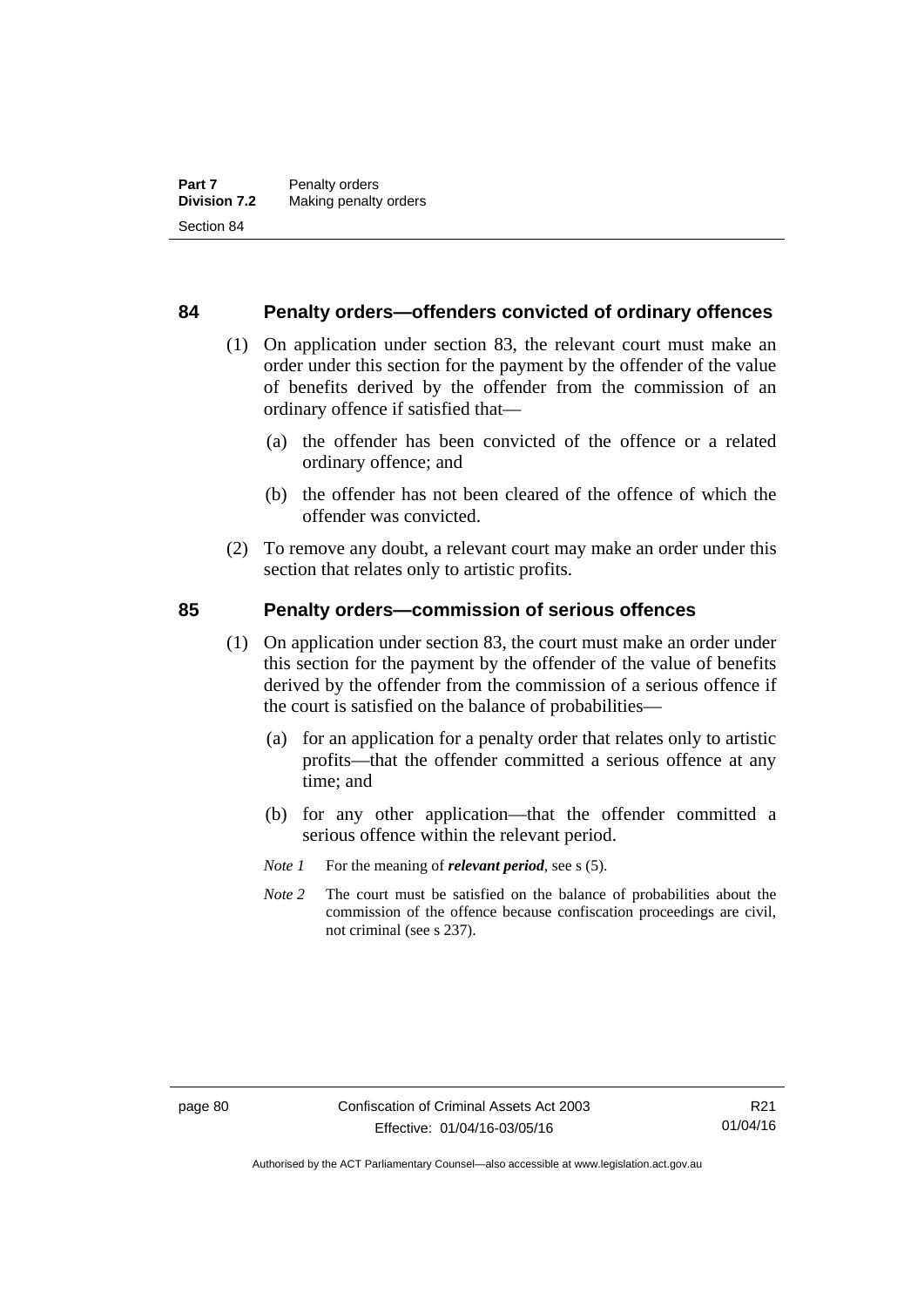## 84 Penalty orders—offenders convicted of ordinary offences

(1) On application under section 83, the relevant court must make an order under this section for the payment by the offender of the value of benefits derived by the offender from the commission of an ordinary offence if satisfied that—

(a) the offender has been convicted of the offence or a related ordinary offence; and

(b) the offender has not been cleared of the offence of which the offender was convicted.

(2) To remove any doubt, a relevant court may make an order under this section that relates only to artistic profits.

## 85 Penalty orders—commission of serious offences

(1) On application under section 83, the court must make an order under this section for the payment by the offender of the value of benefits derived by the offender from the commission of a serious offence if the court is satisfied on the balance of probabilities—

(a) for an application for a penalty order that relates only to artistic profits—that the offender committed a serious offence at any time; and

(b) for any other application—that the offender committed a serious offence within the relevant period.

*Note 1* For the meaning of ***relevant period***, see s (5).

*Note 2* The court must be satisfied on the balance of probabilities about the commission of the offence because confiscation proceedings are civil, not criminal (see s 237).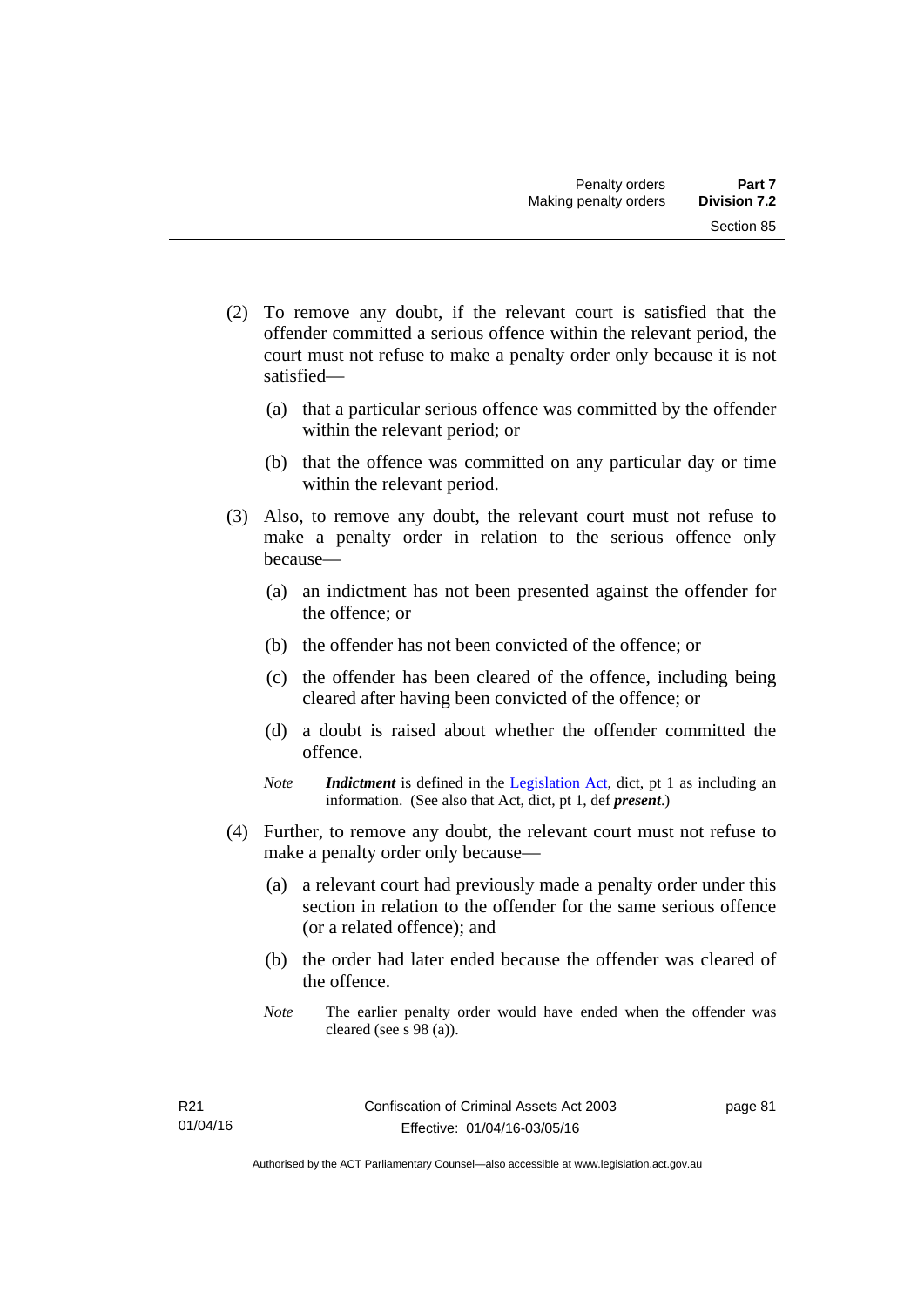(2) To remove any doubt, if the relevant court is satisfied that the offender committed a serious offence within the relevant period, the court must not refuse to make a penalty order only because it is not satisfied—

   (a) that a particular serious offence was committed by the offender within the relevant period; or

   (b) that the offence was committed on any particular day or time within the relevant period.

(3) Also, to remove any doubt, the relevant court must not refuse to make a penalty order in relation to the serious offence only because—

   (a) an indictment has not been presented against the offender for the offence; or

   (b) the offender has not been convicted of the offence; or

   (c) the offender has been cleared of the offence, including being cleared after having been convicted of the offence; or

   (d) a doubt is raised about whether the offender committed the offence.

   *Note* ***Indictment*** is defined in the Legislation Act, dict, pt 1 as including an information. (See also that Act, dict, pt 1, def ***present***.)

(4) Further, to remove any doubt, the relevant court must not refuse to make a penalty order only because—

   (a) a relevant court had previously made a penalty order under this section in relation to the offender for the same serious offence (or a related offence); and

   (b) the order had later ended because the offender was cleared of the offence.

   *Note* The earlier penalty order would have ended when the offender was cleared (see s 98 (a)).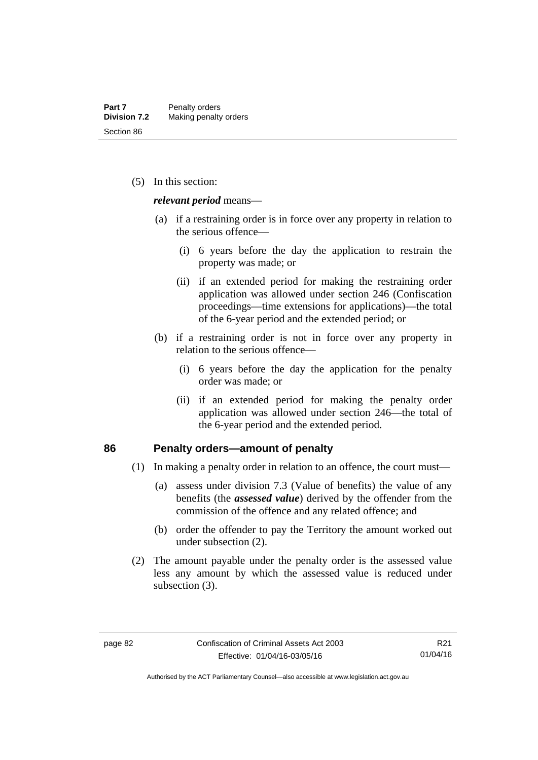(5) In this section:

***relevant period*** means—

(a) if a restraining order is in force over any property in relation to the serious offence—

(i) 6 years before the day the application to restrain the property was made; or

(ii) if an extended period for making the restraining order application was allowed under section 246 (Confiscation proceedings—time extensions for applications)—the total of the 6-year period and the extended period; or

(b) if a restraining order is not in force over any property in relation to the serious offence—

(i) 6 years before the day the application for the penalty order was made; or

(ii) if an extended period for making the penalty order application was allowed under section 246—the total of the 6-year period and the extended period.

## 86 Penalty orders—amount of penalty

(1) In making a penalty order in relation to an offence, the court must—

(a) assess under division 7.3 (Value of benefits) the value of any benefits (the ***assessed value***) derived by the offender from the commission of the offence and any related offence; and

(b) order the offender to pay the Territory the amount worked out under subsection (2).

(2) The amount payable under the penalty order is the assessed value less any amount by which the assessed value is reduced under subsection (3).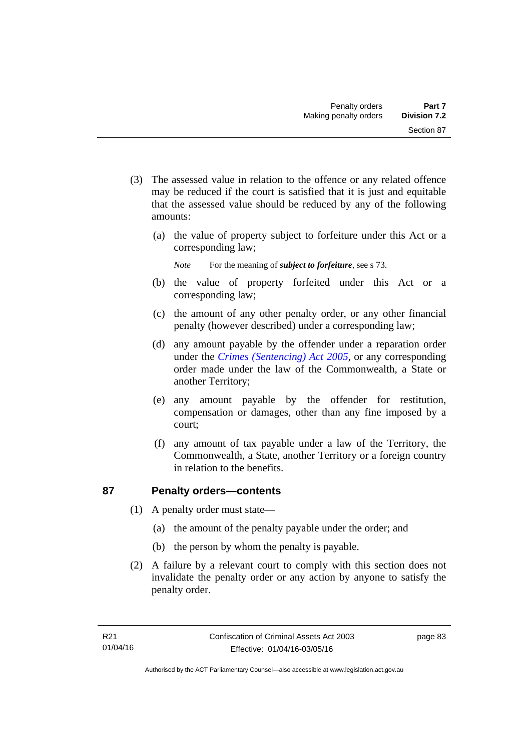(3) The assessed value in relation to the offence or any related offence may be reduced if the court is satisfied that it is just and equitable that the assessed value should be reduced by any of the following amounts:

(a) the value of property subject to forfeiture under this Act or a corresponding law;

*Note* For the meaning of ***subject to forfeiture***, see s 73.

(b) the value of property forfeited under this Act or a corresponding law;

(c) the amount of any other penalty order, or any other financial penalty (however described) under a corresponding law;

(d) any amount payable by the offender under a reparation order under the *Crimes (Sentencing) Act 2005*, or any corresponding order made under the law of the Commonwealth, a State or another Territory;

(e) any amount payable by the offender for restitution, compensation or damages, other than any fine imposed by a court;

(f) any amount of tax payable under a law of the Territory, the Commonwealth, a State, another Territory or a foreign country in relation to the benefits.

## 87 Penalty orders—contents

(1) A penalty order must state—

(a) the amount of the penalty payable under the order; and

(b) the person by whom the penalty is payable.

(2) A failure by a relevant court to comply with this section does not invalidate the penalty order or any action by anyone to satisfy the penalty order.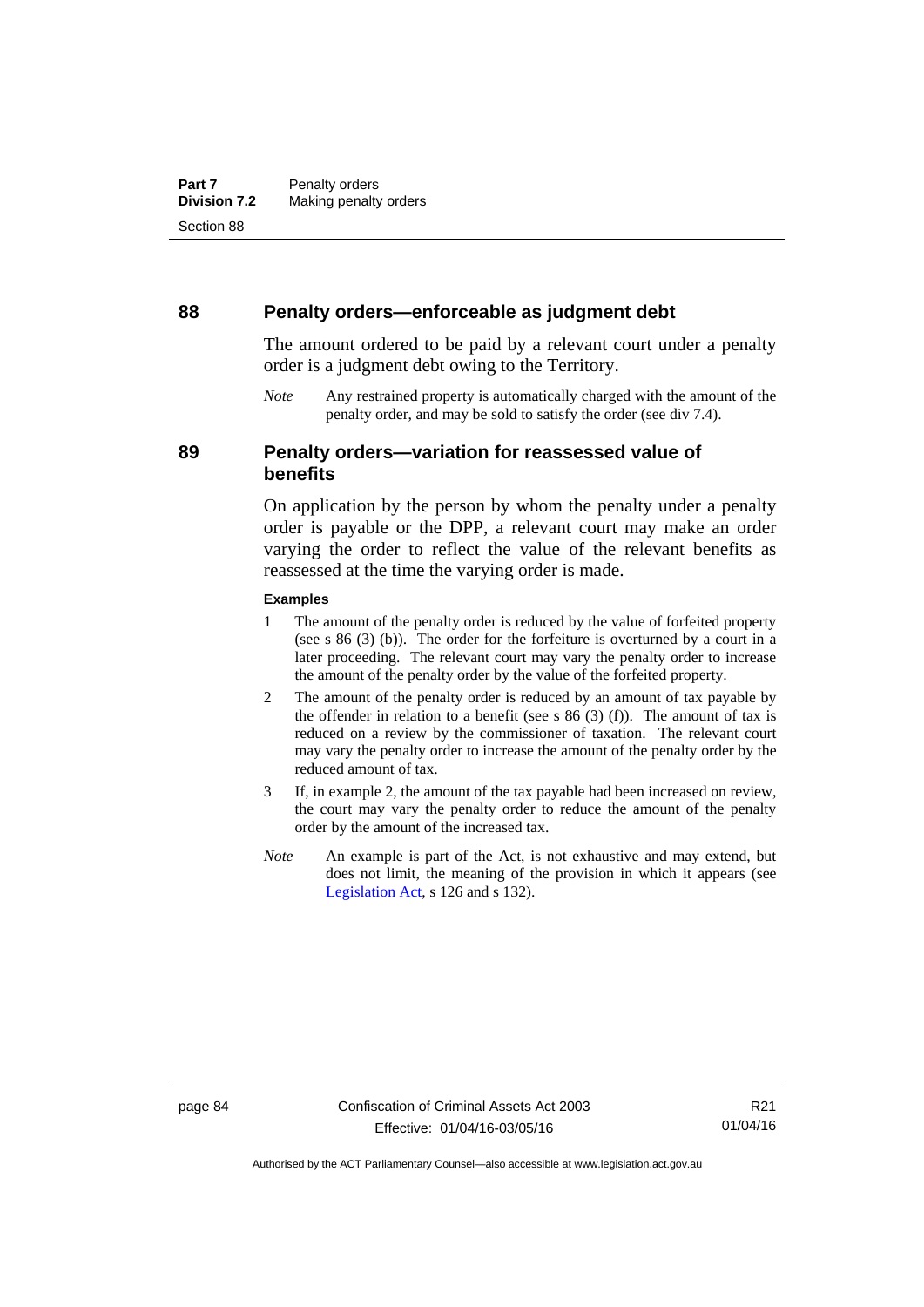## 88 Penalty orders—enforceable as judgment debt

The amount ordered to be paid by a relevant court under a penalty order is a judgment debt owing to the Territory.

*Note* Any restrained property is automatically charged with the amount of the penalty order, and may be sold to satisfy the order (see div 7.4).

## 89 Penalty orders—variation for reassessed value of benefits

On application by the person by whom the penalty under a penalty order is payable or the DPP, a relevant court may make an order varying the order to reflect the value of the relevant benefits as reassessed at the time the varying order is made.

**Examples**

1 The amount of the penalty order is reduced by the value of forfeited property (see s 86 (3) (b)). The order for the forfeiture is overturned by a court in a later proceeding. The relevant court may vary the penalty order to increase the amount of the penalty order by the value of the forfeited property.

2 The amount of the penalty order is reduced by an amount of tax payable by the offender in relation to a benefit (see s 86 (3) (f)). The amount of tax is reduced on a review by the commissioner of taxation. The relevant court may vary the penalty order to increase the amount of the penalty order by the reduced amount of tax.

3 If, in example 2, the amount of the tax payable had been increased on review, the court may vary the penalty order to reduce the amount of the penalty order by the amount of the increased tax.

*Note* An example is part of the Act, is not exhaustive and may extend, but does not limit, the meaning of the provision in which it appears (see Legislation Act, s 126 and s 132).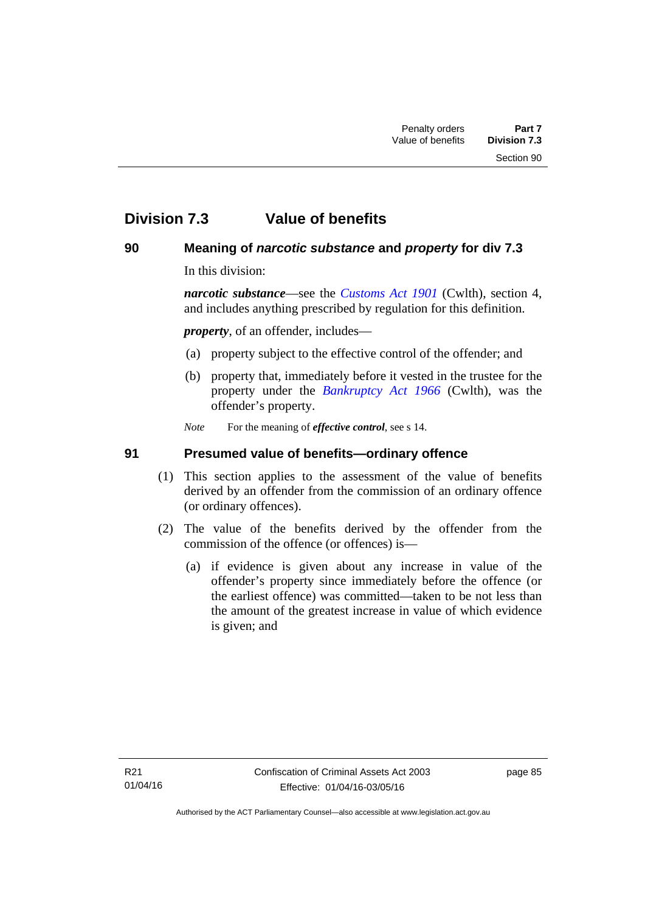## Division 7.3 Value of benefits

### 90 Meaning of *narcotic substance* and *property* for div 7.3

In this division:

***narcotic substance***—see the *Customs Act 1901* (Cwlth), section 4, and includes anything prescribed by regulation for this definition.

***property***, of an offender, includes—

(a) property subject to the effective control of the offender; and

(b) property that, immediately before it vested in the trustee for the property under the *Bankruptcy Act 1966* (Cwlth), was the offender's property.

*Note* For the meaning of ***effective control***, see s 14.

### 91 Presumed value of benefits—ordinary offence

(1) This section applies to the assessment of the value of benefits derived by an offender from the commission of an ordinary offence (or ordinary offences).

(2) The value of the benefits derived by the offender from the commission of the offence (or offences) is—

(a) if evidence is given about any increase in value of the offender's property since immediately before the offence (or the earliest offence) was committed—taken to be not less than the amount of the greatest increase in value of which evidence is given; and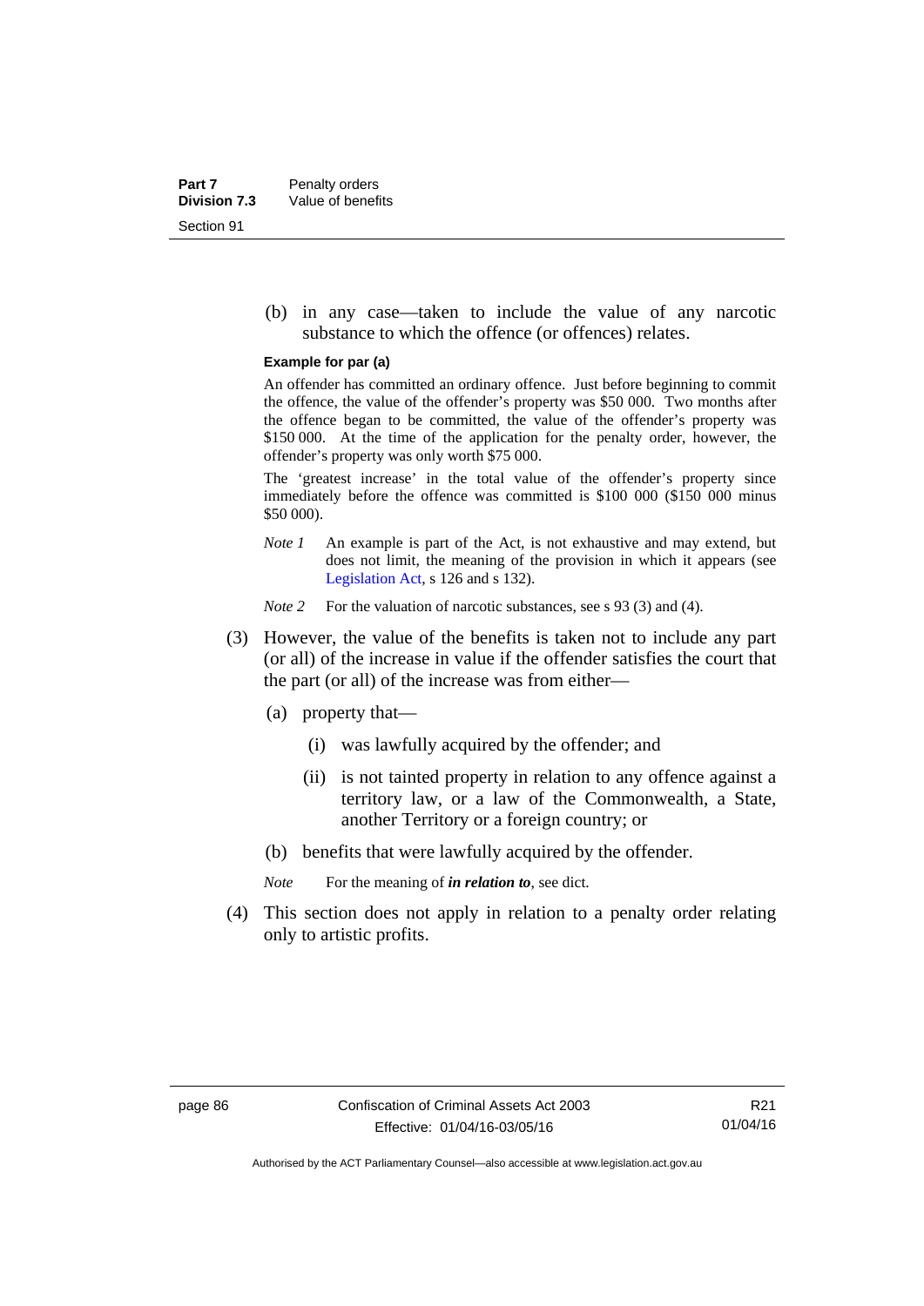(b) in any case—taken to include the value of any narcotic substance to which the offence (or offences) relates.

**Example for par (a)**

An offender has committed an ordinary offence. Just before beginning to commit the offence, the value of the offender's property was $50 000. Two months after the offence began to be committed, the value of the offender's property was $150 000. At the time of the application for the penalty order, however, the offender's property was only worth $75 000.

The 'greatest increase' in the total value of the offender's property since immediately before the offence was committed is $100 000 ($150 000 minus $50 000).

*Note 1* An example is part of the Act, is not exhaustive and may extend, but does not limit, the meaning of the provision in which it appears (see Legislation Act, s 126 and s 132).

*Note 2* For the valuation of narcotic substances, see s 93 (3) and (4).

(3) However, the value of the benefits is taken not to include any part (or all) of the increase in value if the offender satisfies the court that the part (or all) of the increase was from either—

(a) property that—

(i) was lawfully acquired by the offender; and

(ii) is not tainted property in relation to any offence against a territory law, or a law of the Commonwealth, a State, another Territory or a foreign country; or

(b) benefits that were lawfully acquired by the offender.

*Note* For the meaning of ***in relation to***, see dict.

(4) This section does not apply in relation to a penalty order relating only to artistic profits.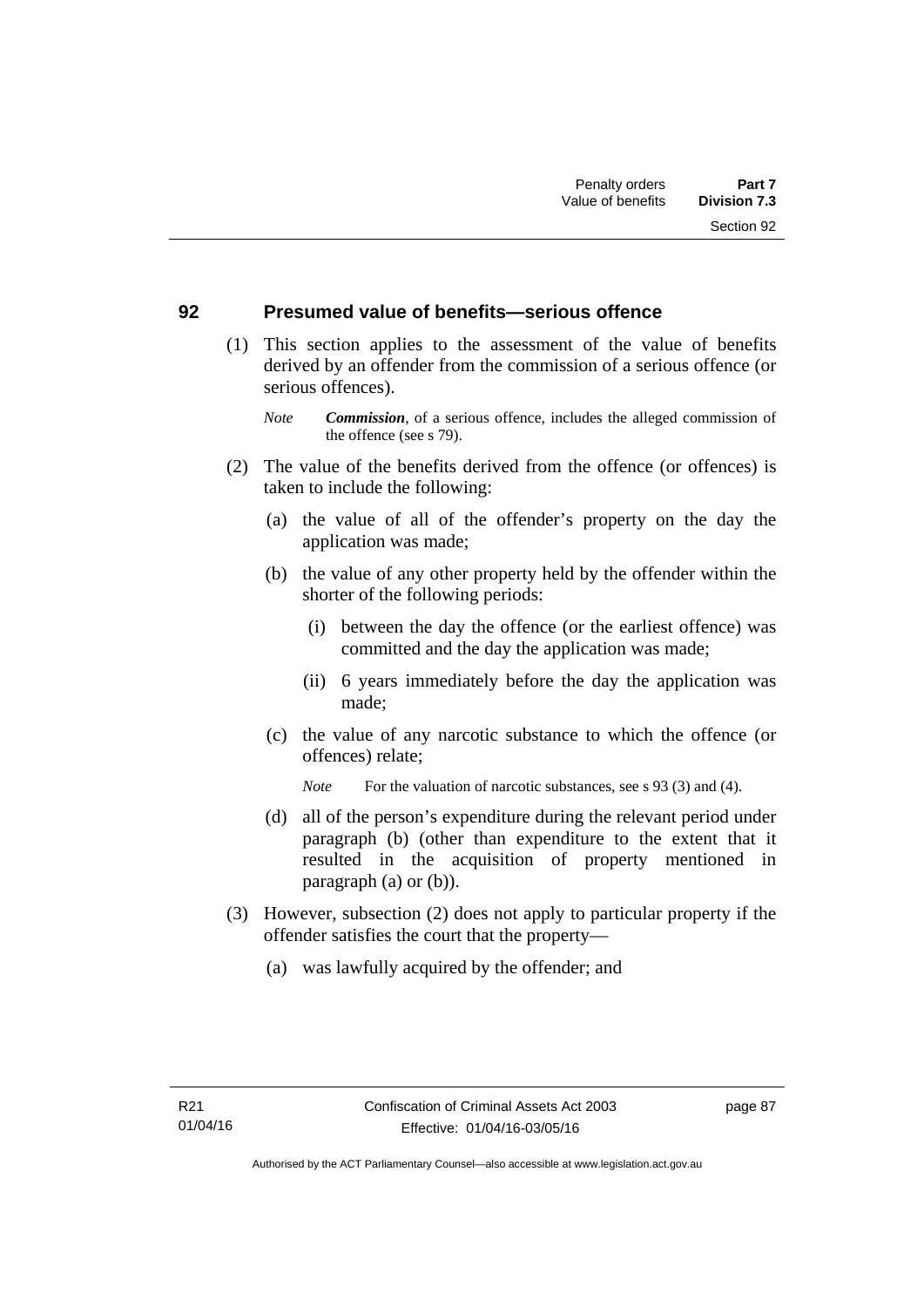## 92 Presumed value of benefits—serious offence

(1) This section applies to the assessment of the value of benefits derived by an offender from the commission of a serious offence (or serious offences).

*Note* ***Commission***, of a serious offence, includes the alleged commission of the offence (see s 79).

(2) The value of the benefits derived from the offence (or offences) is taken to include the following:

(a) the value of all of the offender's property on the day the application was made;

(b) the value of any other property held by the offender within the shorter of the following periods:

(i) between the day the offence (or the earliest offence) was committed and the day the application was made;

(ii) 6 years immediately before the day the application was made;

(c) the value of any narcotic substance to which the offence (or offences) relate;

*Note* For the valuation of narcotic substances, see s 93 (3) and (4).

(d) all of the person's expenditure during the relevant period under paragraph (b) (other than expenditure to the extent that it resulted in the acquisition of property mentioned in paragraph (a) or (b)).

(3) However, subsection (2) does not apply to particular property if the offender satisfies the court that the property—

(a) was lawfully acquired by the offender; and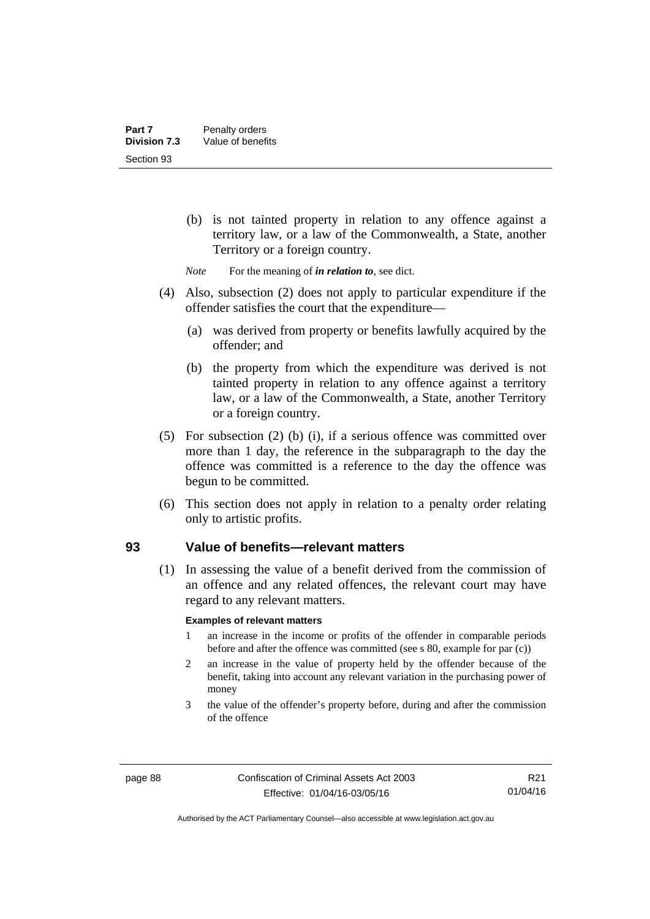(b) is not tainted property in relation to any offence against a territory law, or a law of the Commonwealth, a State, another Territory or a foreign country.

*Note* For the meaning of ***in relation to***, see dict.

(4) Also, subsection (2) does not apply to particular expenditure if the offender satisfies the court that the expenditure—

(a) was derived from property or benefits lawfully acquired by the offender; and

(b) the property from which the expenditure was derived is not tainted property in relation to any offence against a territory law, or a law of the Commonwealth, a State, another Territory or a foreign country.

(5) For subsection (2) (b) (i), if a serious offence was committed over more than 1 day, the reference in the subparagraph to the day the offence was committed is a reference to the day the offence was begun to be committed.

(6) This section does not apply in relation to a penalty order relating only to artistic profits.

## 93 Value of benefits—relevant matters

(1) In assessing the value of a benefit derived from the commission of an offence and any related offences, the relevant court may have regard to any relevant matters.

**Examples of relevant matters**

1 an increase in the income or profits of the offender in comparable periods before and after the offence was committed (see s 80, example for par (c))

2 an increase in the value of property held by the offender because of the benefit, taking into account any relevant variation in the purchasing power of money

3 the value of the offender's property before, during and after the commission of the offence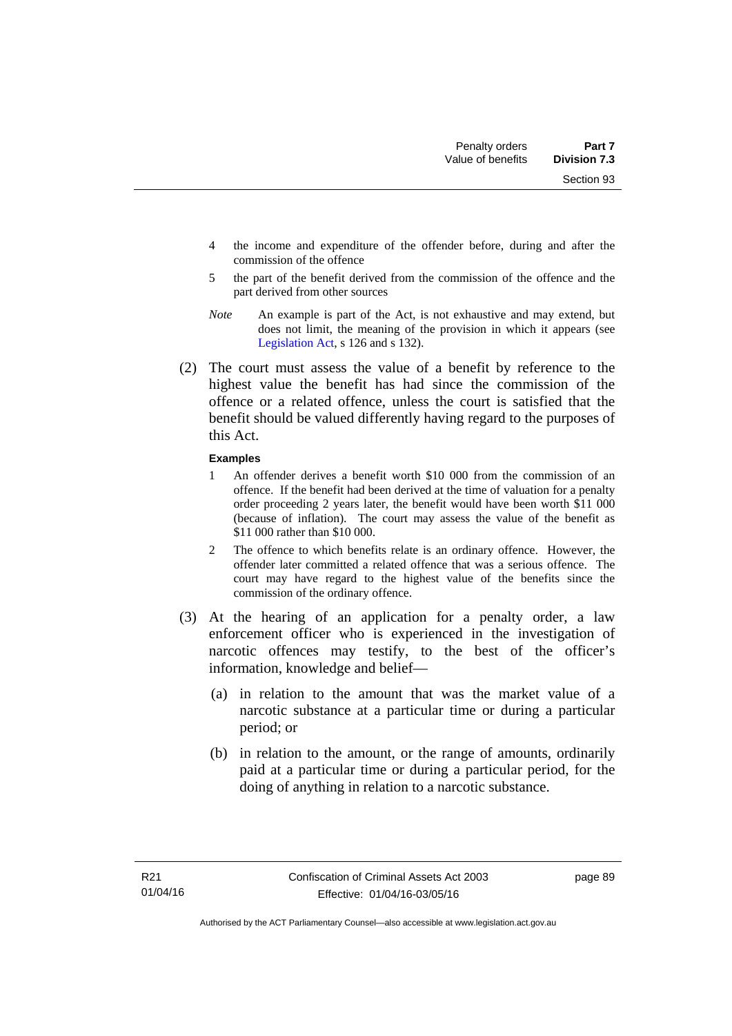4 the income and expenditure of the offender before, during and after the commission of the offence

5 the part of the benefit derived from the commission of the offence and the part derived from other sources

*Note* An example is part of the Act, is not exhaustive and may extend, but does not limit, the meaning of the provision in which it appears (see Legislation Act, s 126 and s 132).

(2) The court must assess the value of a benefit by reference to the highest value the benefit has had since the commission of the offence or a related offence, unless the court is satisfied that the benefit should be valued differently having regard to the purposes of this Act.

**Examples**

1 An offender derives a benefit worth $10 000 from the commission of an offence. If the benefit had been derived at the time of valuation for a penalty order proceeding 2 years later, the benefit would have been worth $11 000 (because of inflation). The court may assess the value of the benefit as $11 000 rather than $10 000.

2 The offence to which benefits relate is an ordinary offence. However, the offender later committed a related offence that was a serious offence. The court may have regard to the highest value of the benefits since the commission of the ordinary offence.

(3) At the hearing of an application for a penalty order, a law enforcement officer who is experienced in the investigation of narcotic offences may testify, to the best of the officer's information, knowledge and belief—

(a) in relation to the amount that was the market value of a narcotic substance at a particular time or during a particular period; or

(b) in relation to the amount, or the range of amounts, ordinarily paid at a particular time or during a particular period, for the doing of anything in relation to a narcotic substance.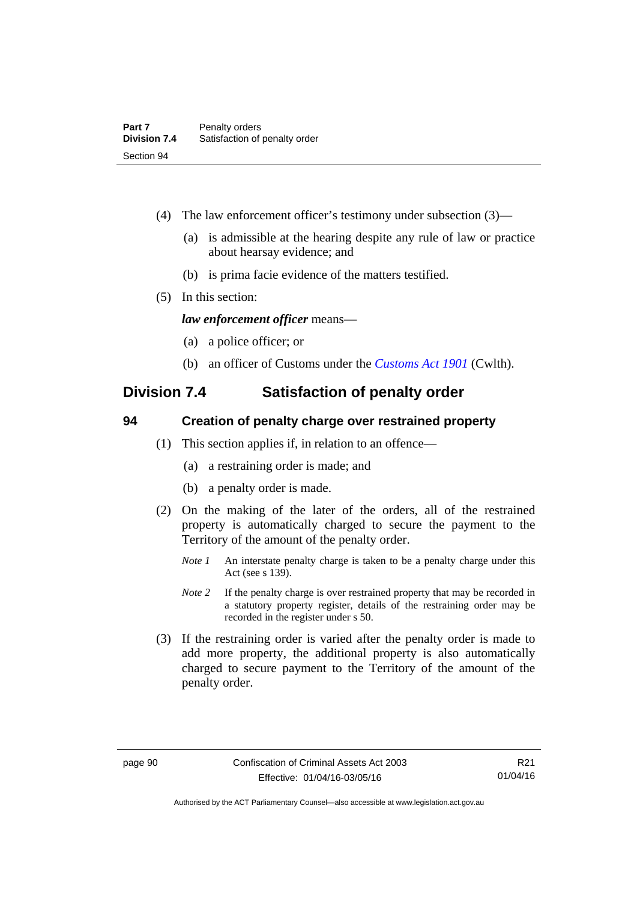(4) The law enforcement officer's testimony under subsection (3)—

(a) is admissible at the hearing despite any rule of law or practice about hearsay evidence; and

(b) is prima facie evidence of the matters testified.

(5) In this section:

***law enforcement officer*** means—

(a) a police officer; or

(b) an officer of Customs under the *Customs Act 1901* (Cwlth).

## Division 7.4 Satisfaction of penalty order

### 94 Creation of penalty charge over restrained property

(1) This section applies if, in relation to an offence—

(a) a restraining order is made; and

(b) a penalty order is made.

(2) On the making of the later of the orders, all of the restrained property is automatically charged to secure the payment to the Territory of the amount of the penalty order.

*Note 1* An interstate penalty charge is taken to be a penalty charge under this Act (see s 139).

*Note 2* If the penalty charge is over restrained property that may be recorded in a statutory property register, details of the restraining order may be recorded in the register under s 50.

(3) If the restraining order is varied after the penalty order is made to add more property, the additional property is also automatically charged to secure payment to the Territory of the amount of the penalty order.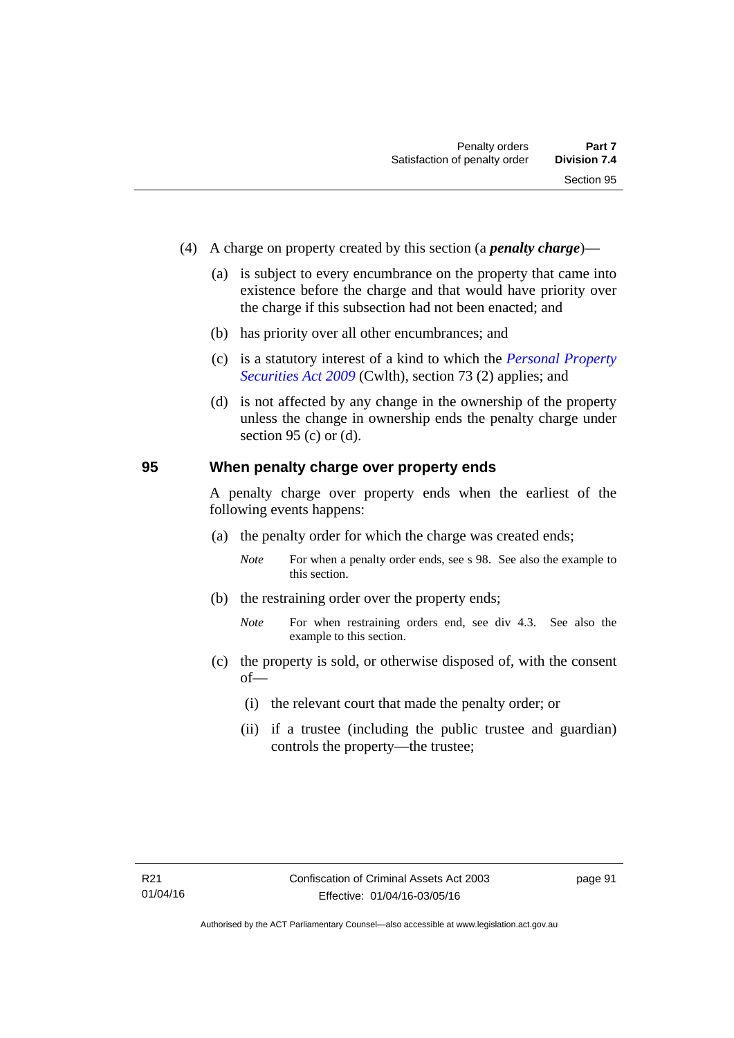(4) A charge on property created by this section (a ***penalty charge***)—

(a) is subject to every encumbrance on the property that came into existence before the charge and that would have priority over the charge if this subsection had not been enacted; and

(b) has priority over all other encumbrances; and

(c) is a statutory interest of a kind to which the *Personal Property Securities Act 2009* (Cwlth), section 73 (2) applies; and

(d) is not affected by any change in the ownership of the property unless the change in ownership ends the penalty charge under section 95 (c) or (d).

## 95 When penalty charge over property ends

A penalty charge over property ends when the earliest of the following events happens:

(a) the penalty order for which the charge was created ends;

*Note* For when a penalty order ends, see s 98. See also the example to this section.

(b) the restraining order over the property ends;

*Note* For when restraining orders end, see div 4.3. See also the example to this section.

(c) the property is sold, or otherwise disposed of, with the consent of—

(i) the relevant court that made the penalty order; or

(ii) if a trustee (including the public trustee and guardian) controls the property—the trustee;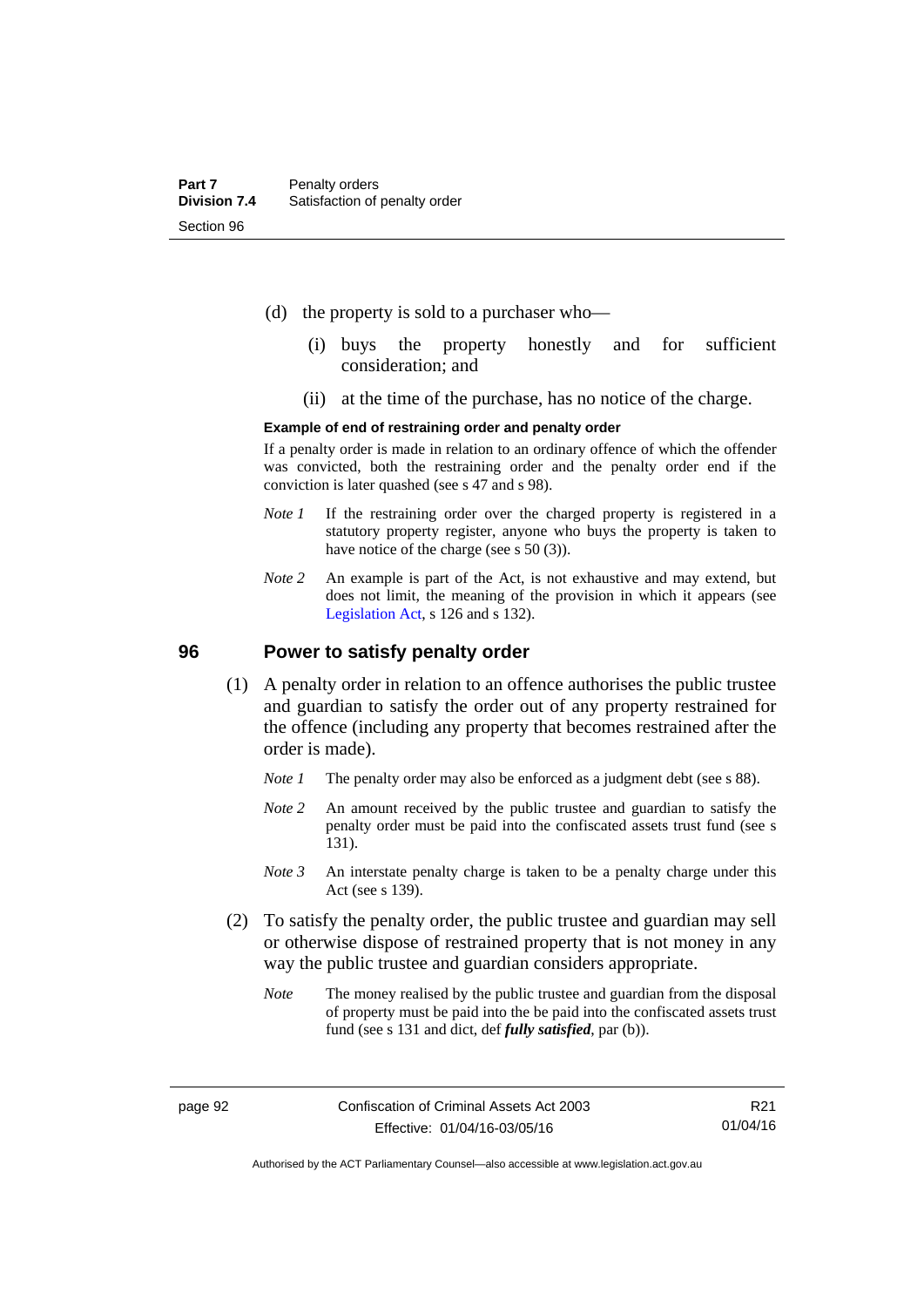(d) the property is sold to a purchaser who—

(i) buys the property honestly and for sufficient consideration; and

(ii) at the time of the purchase, has no notice of the charge.

**Example of end of restraining order and penalty order**

If a penalty order is made in relation to an ordinary offence of which the offender was convicted, both the restraining order and the penalty order end if the conviction is later quashed (see s 47 and s 98).

*Note 1* If the restraining order over the charged property is registered in a statutory property register, anyone who buys the property is taken to have notice of the charge (see s 50 (3)).

*Note 2* An example is part of the Act, is not exhaustive and may extend, but does not limit, the meaning of the provision in which it appears (see Legislation Act, s 126 and s 132).

## 96 Power to satisfy penalty order

(1) A penalty order in relation to an offence authorises the public trustee and guardian to satisfy the order out of any property restrained for the offence (including any property that becomes restrained after the order is made).

*Note 1* The penalty order may also be enforced as a judgment debt (see s 88).

*Note 2* An amount received by the public trustee and guardian to satisfy the penalty order must be paid into the confiscated assets trust fund (see s 131).

*Note 3* An interstate penalty charge is taken to be a penalty charge under this Act (see s 139).

(2) To satisfy the penalty order, the public trustee and guardian may sell or otherwise dispose of restrained property that is not money in any way the public trustee and guardian considers appropriate.

*Note* The money realised by the public trustee and guardian from the disposal of property must be paid into the be paid into the confiscated assets trust fund (see s 131 and dict, def ***fully satisfied***, par (b)).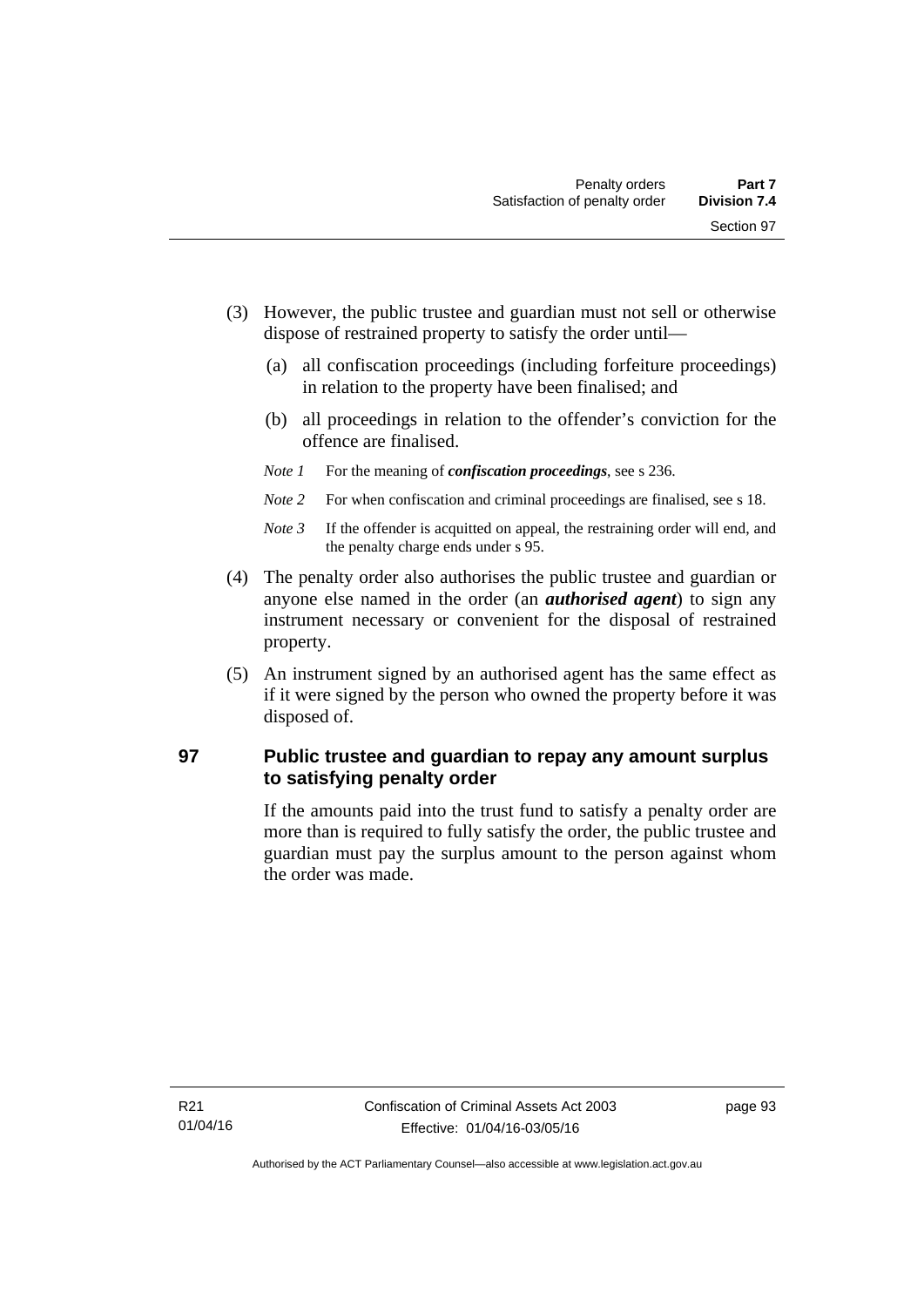(3) However, the public trustee and guardian must not sell or otherwise dispose of restrained property to satisfy the order until—

(a) all confiscation proceedings (including forfeiture proceedings) in relation to the property have been finalised; and

(b) all proceedings in relation to the offender's conviction for the offence are finalised.

*Note 1* For the meaning of ***confiscation proceedings***, see s 236.

*Note 2* For when confiscation and criminal proceedings are finalised, see s 18.

*Note 3* If the offender is acquitted on appeal, the restraining order will end, and the penalty charge ends under s 95.

(4) The penalty order also authorises the public trustee and guardian or anyone else named in the order (an ***authorised agent***) to sign any instrument necessary or convenient for the disposal of restrained property.

(5) An instrument signed by an authorised agent has the same effect as if it were signed by the person who owned the property before it was disposed of.

## 97 Public trustee and guardian to repay any amount surplus to satisfying penalty order

If the amounts paid into the trust fund to satisfy a penalty order are more than is required to fully satisfy the order, the public trustee and guardian must pay the surplus amount to the person against whom the order was made.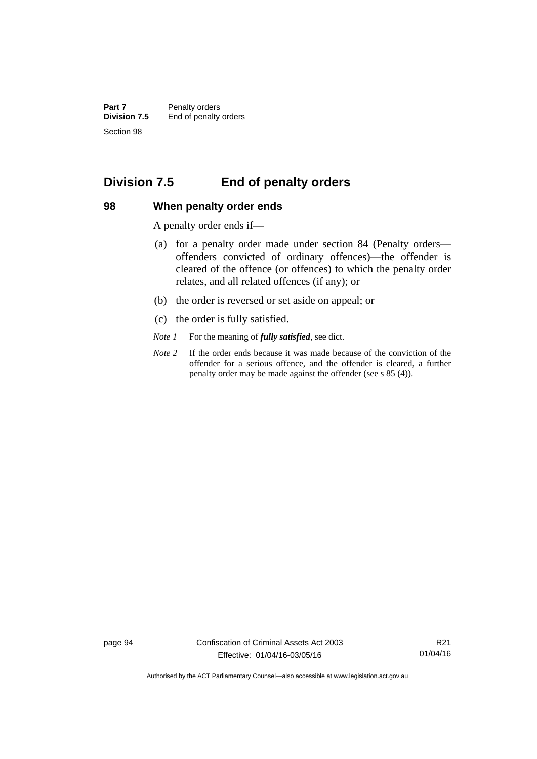## Division 7.5 End of penalty orders

### 98 When penalty order ends

A penalty order ends if—

(a) for a penalty order made under section 84 (Penalty orders—offenders convicted of ordinary offences)—the offender is cleared of the offence (or offences) to which the penalty order relates, and all related offences (if any); or

(b) the order is reversed or set aside on appeal; or

(c) the order is fully satisfied.

*Note 1* For the meaning of ***fully satisfied***, see dict.

*Note 2* If the order ends because it was made because of the conviction of the offender for a serious offence, and the offender is cleared, a further penalty order may be made against the offender (see s 85 (4)).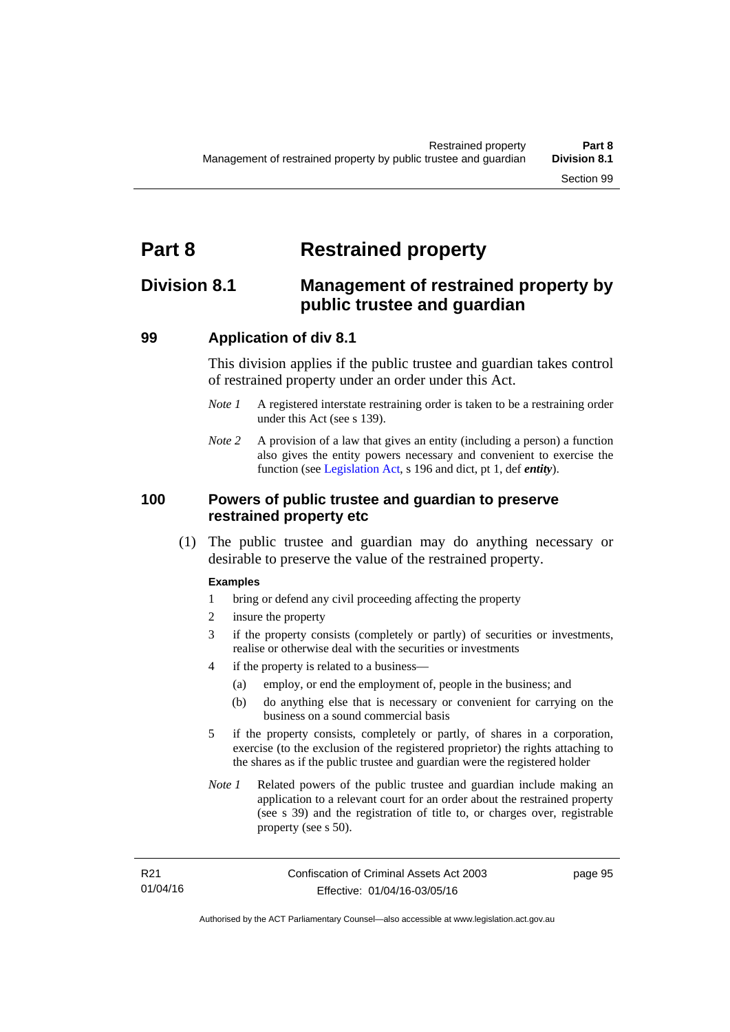# Part 8 Restrained property

## Division 8.1 Management of restrained property by public trustee and guardian

### 99 Application of div 8.1

This division applies if the public trustee and guardian takes control of restrained property under an order under this Act.

*Note 1* A registered interstate restraining order is taken to be a restraining order under this Act (see s 139).

*Note 2* A provision of a law that gives an entity (including a person) a function also gives the entity powers necessary and convenient to exercise the function (see Legislation Act, s 196 and dict, pt 1, def ***entity***).

### 100 Powers of public trustee and guardian to preserve restrained property etc

(1) The public trustee and guardian may do anything necessary or desirable to preserve the value of the restrained property.

**Examples**

1 bring or defend any civil proceeding affecting the property

2 insure the property

3 if the property consists (completely or partly) of securities or investments, realise or otherwise deal with the securities or investments

4 if the property is related to a business—

(a) employ, or end the employment of, people in the business; and

(b) do anything else that is necessary or convenient for carrying on the business on a sound commercial basis

5 if the property consists, completely or partly, of shares in a corporation, exercise (to the exclusion of the registered proprietor) the rights attaching to the shares as if the public trustee and guardian were the registered holder

*Note 1* Related powers of the public trustee and guardian include making an application to a relevant court for an order about the restrained property (see s 39) and the registration of title to, or charges over, registrable property (see s 50).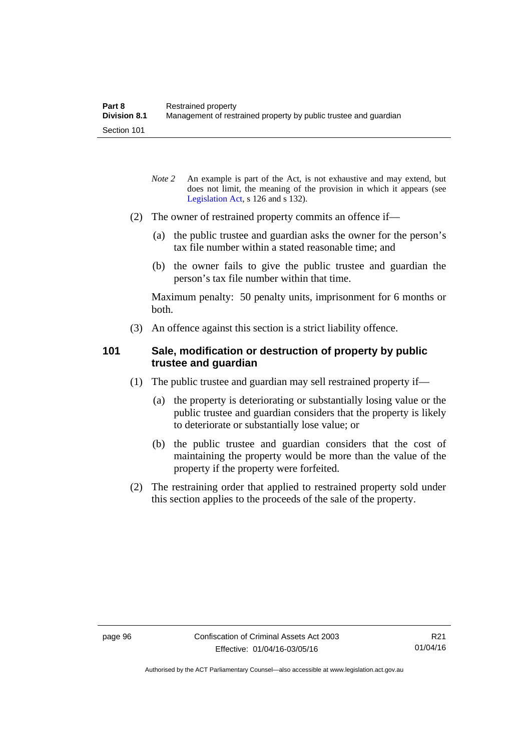*Note 2* An example is part of the Act, is not exhaustive and may extend, but does not limit, the meaning of the provision in which it appears (see Legislation Act, s 126 and s 132).

(2) The owner of restrained property commits an offence if—

(a) the public trustee and guardian asks the owner for the person's tax file number within a stated reasonable time; and

(b) the owner fails to give the public trustee and guardian the person's tax file number within that time.

Maximum penalty: 50 penalty units, imprisonment for 6 months or both.

(3) An offence against this section is a strict liability offence.

## 101 Sale, modification or destruction of property by public trustee and guardian

(1) The public trustee and guardian may sell restrained property if—

(a) the property is deteriorating or substantially losing value or the public trustee and guardian considers that the property is likely to deteriorate or substantially lose value; or

(b) the public trustee and guardian considers that the cost of maintaining the property would be more than the value of the property if the property were forfeited.

(2) The restraining order that applied to restrained property sold under this section applies to the proceeds of the sale of the property.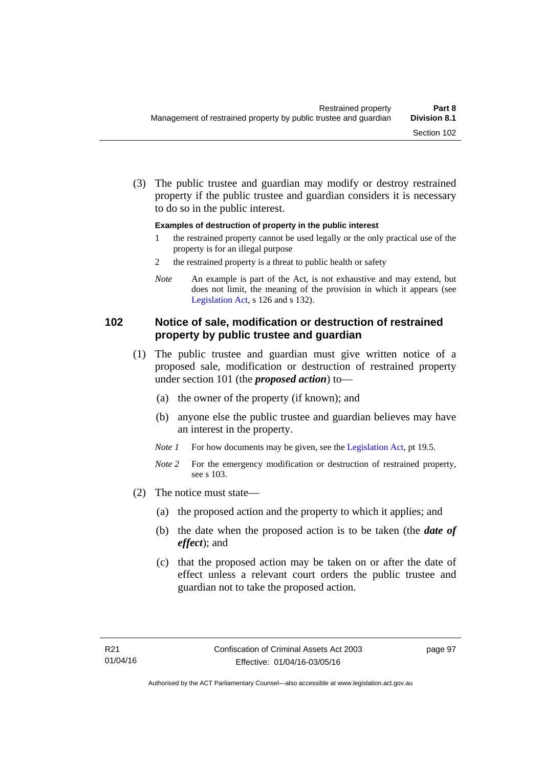(3) The public trustee and guardian may modify or destroy restrained property if the public trustee and guardian considers it is necessary to do so in the public interest.

**Examples of destruction of property in the public interest**

1 the restrained property cannot be used legally or the only practical use of the property is for an illegal purpose

2 the restrained property is a threat to public health or safety

*Note* An example is part of the Act, is not exhaustive and may extend, but does not limit, the meaning of the provision in which it appears (see Legislation Act, s 126 and s 132).

## 102 Notice of sale, modification or destruction of restrained property by public trustee and guardian

(1) The public trustee and guardian must give written notice of a proposed sale, modification or destruction of restrained property under section 101 (the ***proposed action***) to—

(a) the owner of the property (if known); and

(b) anyone else the public trustee and guardian believes may have an interest in the property.

*Note 1* For how documents may be given, see the Legislation Act, pt 19.5.

*Note 2* For the emergency modification or destruction of restrained property, see s 103.

(2) The notice must state—

(a) the proposed action and the property to which it applies; and

(b) the date when the proposed action is to be taken (the ***date of effect***); and

(c) that the proposed action may be taken on or after the date of effect unless a relevant court orders the public trustee and guardian not to take the proposed action.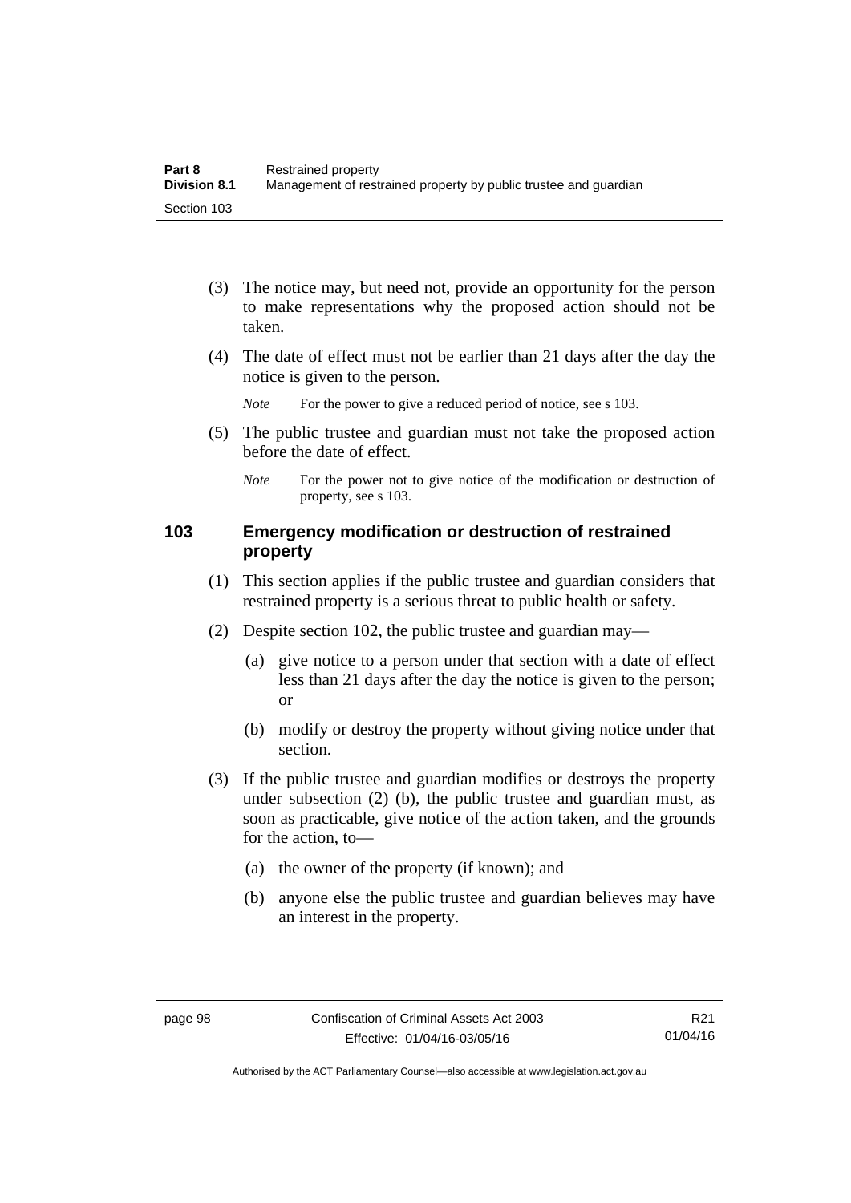(3) The notice may, but need not, provide an opportunity for the person to make representations why the proposed action should not be taken.

(4) The date of effect must not be earlier than 21 days after the day the notice is given to the person.

*Note* For the power to give a reduced period of notice, see s 103.

(5) The public trustee and guardian must not take the proposed action before the date of effect.

*Note* For the power not to give notice of the modification or destruction of property, see s 103.

## 103 Emergency modification or destruction of restrained property

(1) This section applies if the public trustee and guardian considers that restrained property is a serious threat to public health or safety.

(2) Despite section 102, the public trustee and guardian may—

(a) give notice to a person under that section with a date of effect less than 21 days after the day the notice is given to the person; or

(b) modify or destroy the property without giving notice under that section.

(3) If the public trustee and guardian modifies or destroys the property under subsection (2) (b), the public trustee and guardian must, as soon as practicable, give notice of the action taken, and the grounds for the action, to—

(a) the owner of the property (if known); and

(b) anyone else the public trustee and guardian believes may have an interest in the property.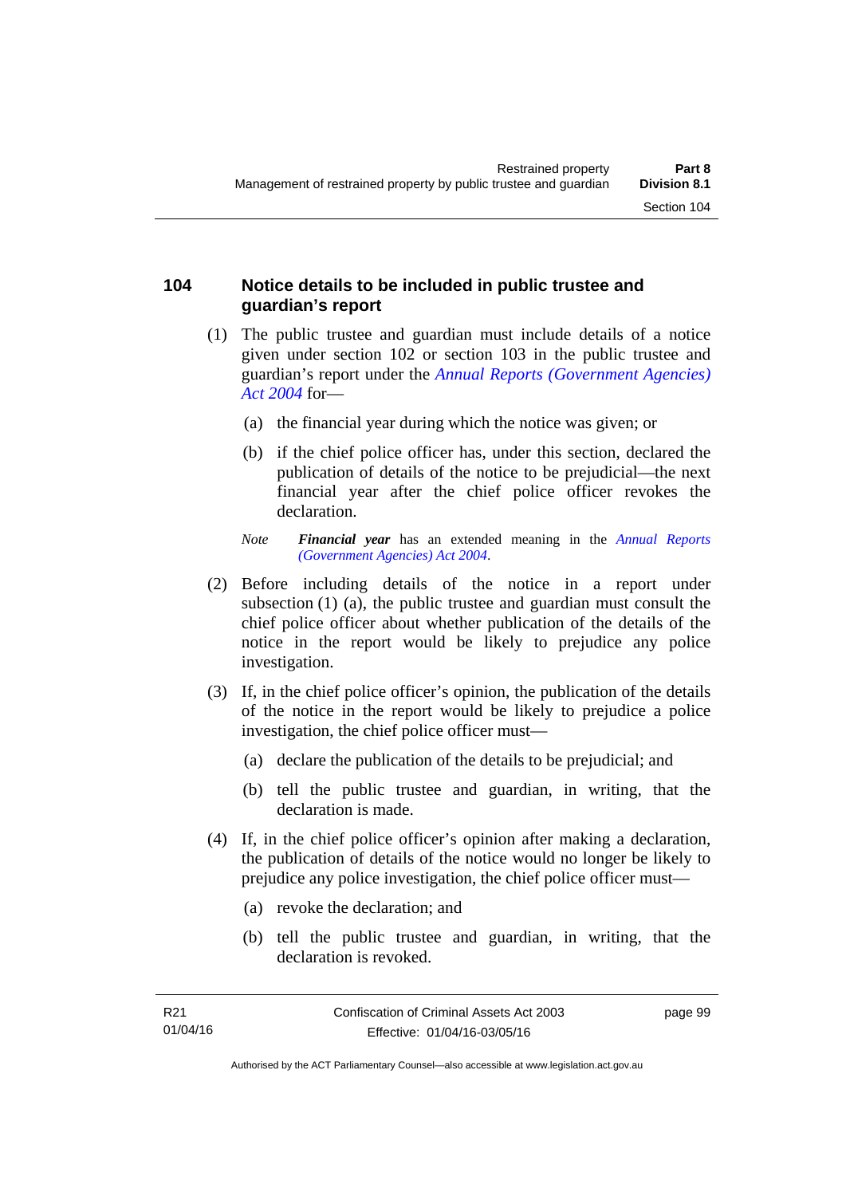## 104 Notice details to be included in public trustee and guardian's report

(1) The public trustee and guardian must include details of a notice given under section 102 or section 103 in the public trustee and guardian's report under the *Annual Reports (Government Agencies) Act 2004* for—

(a) the financial year during which the notice was given; or

(b) if the chief police officer has, under this section, declared the publication of details of the notice to be prejudicial—the next financial year after the chief police officer revokes the declaration.

*Note* ***Financial year*** has an extended meaning in the *Annual Reports (Government Agencies) Act 2004*.

(2) Before including details of the notice in a report under subsection (1) (a), the public trustee and guardian must consult the chief police officer about whether publication of the details of the notice in the report would be likely to prejudice any police investigation.

(3) If, in the chief police officer's opinion, the publication of the details of the notice in the report would be likely to prejudice a police investigation, the chief police officer must—

(a) declare the publication of the details to be prejudicial; and

(b) tell the public trustee and guardian, in writing, that the declaration is made.

(4) If, in the chief police officer's opinion after making a declaration, the publication of details of the notice would no longer be likely to prejudice any police investigation, the chief police officer must—

(a) revoke the declaration; and

(b) tell the public trustee and guardian, in writing, that the declaration is revoked.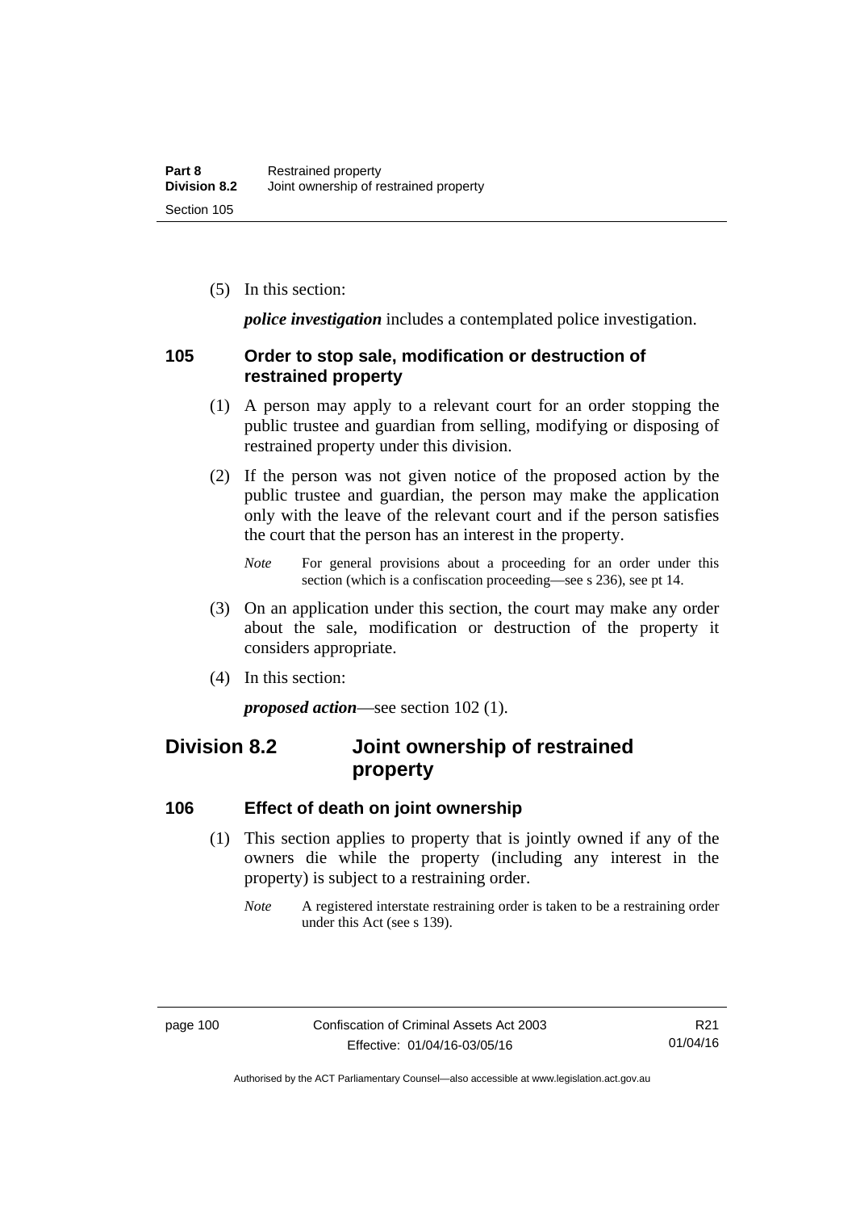(5) In this section:

***police investigation*** includes a contemplated police investigation.

### 105 Order to stop sale, modification or destruction of restrained property

(1) A person may apply to a relevant court for an order stopping the public trustee and guardian from selling, modifying or disposing of restrained property under this division.

(2) If the person was not given notice of the proposed action by the public trustee and guardian, the person may make the application only with the leave of the relevant court and if the person satisfies the court that the person has an interest in the property.

*Note* For general provisions about a proceeding for an order under this section (which is a confiscation proceeding—see s 236), see pt 14.

(3) On an application under this section, the court may make any order about the sale, modification or destruction of the property it considers appropriate.

(4) In this section:

***proposed action***—see section 102 (1).

## Division 8.2 Joint ownership of restrained property

### 106 Effect of death on joint ownership

(1) This section applies to property that is jointly owned if any of the owners die while the property (including any interest in the property) is subject to a restraining order.

*Note* A registered interstate restraining order is taken to be a restraining order under this Act (see s 139).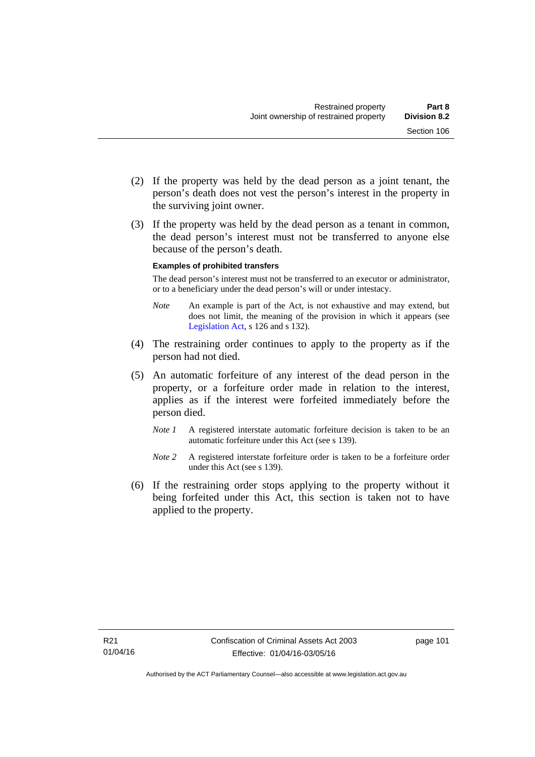(2) If the property was held by the dead person as a joint tenant, the person's death does not vest the person's interest in the property in the surviving joint owner.

(3) If the property was held by the dead person as a tenant in common, the dead person's interest must not be transferred to anyone else because of the person's death.

**Examples of prohibited transfers**

The dead person's interest must not be transferred to an executor or administrator, or to a beneficiary under the dead person's will or under intestacy.

*Note* An example is part of the Act, is not exhaustive and may extend, but does not limit, the meaning of the provision in which it appears (see Legislation Act, s 126 and s 132).

(4) The restraining order continues to apply to the property as if the person had not died.

(5) An automatic forfeiture of any interest of the dead person in the property, or a forfeiture order made in relation to the interest, applies as if the interest were forfeited immediately before the person died.

*Note 1* A registered interstate automatic forfeiture decision is taken to be an automatic forfeiture under this Act (see s 139).

*Note 2* A registered interstate forfeiture order is taken to be a forfeiture order under this Act (see s 139).

(6) If the restraining order stops applying to the property without it being forfeited under this Act, this section is taken not to have applied to the property.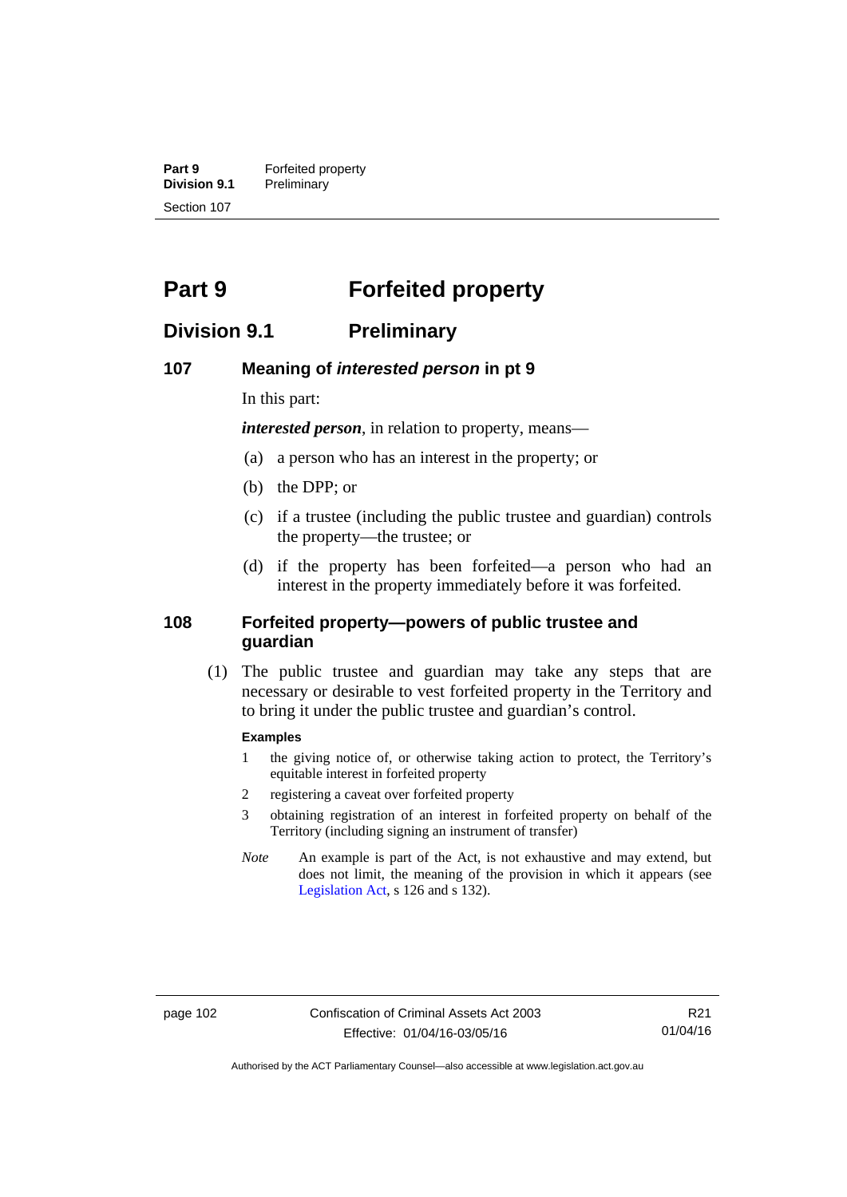# Part 9 Forfeited property

## Division 9.1 Preliminary

### 107 Meaning of *interested person* in pt 9

In this part:

***interested person***, in relation to property, means—

(a) a person who has an interest in the property; or

(b) the DPP; or

(c) if a trustee (including the public trustee and guardian) controls the property—the trustee; or

(d) if the property has been forfeited—a person who had an interest in the property immediately before it was forfeited.

### 108 Forfeited property—powers of public trustee and guardian

(1) The public trustee and guardian may take any steps that are necessary or desirable to vest forfeited property in the Territory and to bring it under the public trustee and guardian's control.

**Examples**

1 the giving notice of, or otherwise taking action to protect, the Territory's equitable interest in forfeited property

2 registering a caveat over forfeited property

3 obtaining registration of an interest in forfeited property on behalf of the Territory (including signing an instrument of transfer)

*Note* An example is part of the Act, is not exhaustive and may extend, but does not limit, the meaning of the provision in which it appears (see Legislation Act, s 126 and s 132).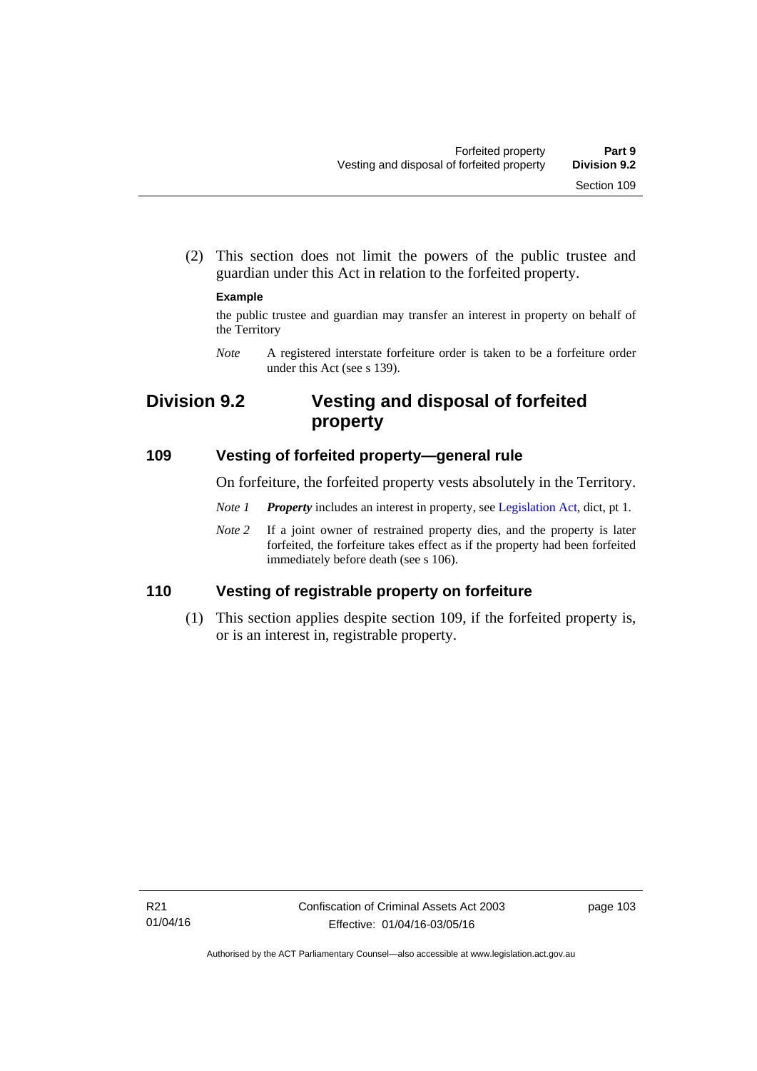(2) This section does not limit the powers of the public trustee and guardian under this Act in relation to the forfeited property.

**Example**

the public trustee and guardian may transfer an interest in property on behalf of the Territory

*Note* A registered interstate forfeiture order is taken to be a forfeiture order under this Act (see s 139).

## Division 9.2 Vesting and disposal of forfeited property

### 109 Vesting of forfeited property—general rule

On forfeiture, the forfeited property vests absolutely in the Territory.

*Note 1* ***Property*** includes an interest in property, see Legislation Act, dict, pt 1.

*Note 2* If a joint owner of restrained property dies, and the property is later forfeited, the forfeiture takes effect as if the property had been forfeited immediately before death (see s 106).

### 110 Vesting of registrable property on forfeiture

(1) This section applies despite section 109, if the forfeited property is, or is an interest in, registrable property.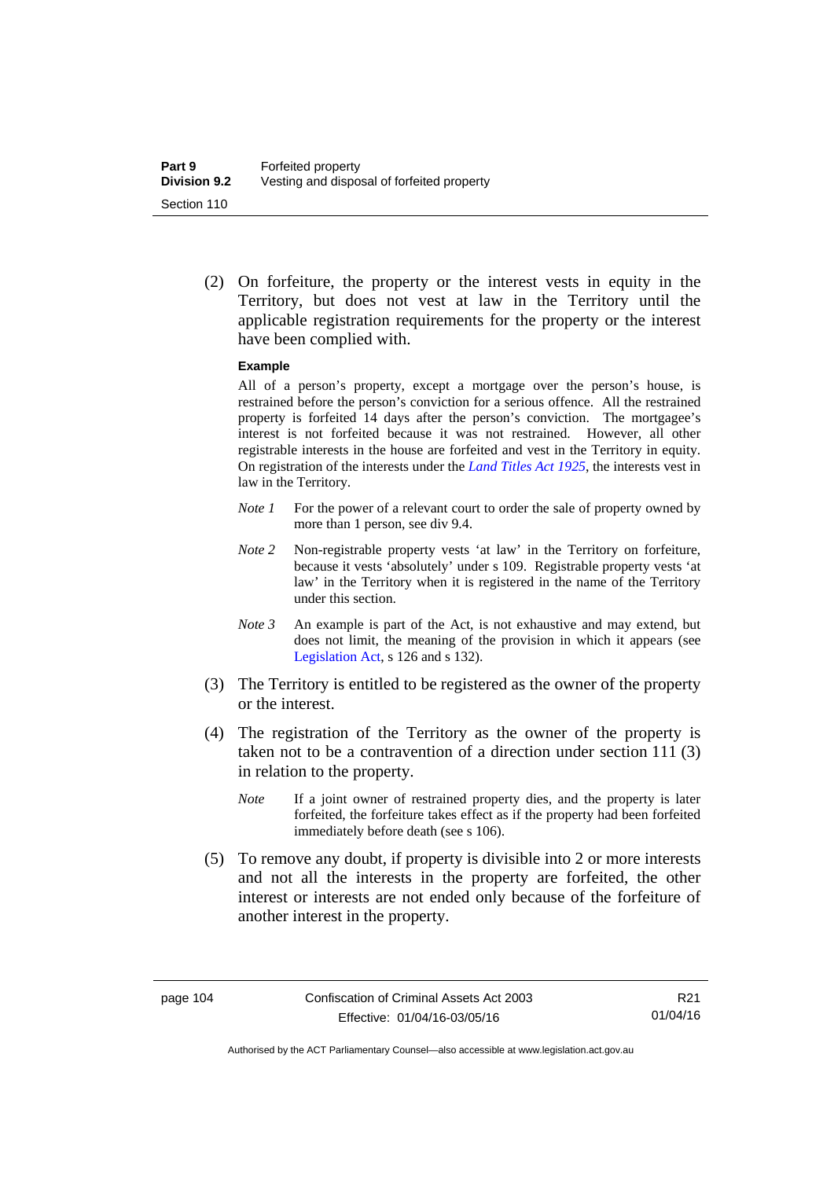(2) On forfeiture, the property or the interest vests in equity in the Territory, but does not vest at law in the Territory until the applicable registration requirements for the property or the interest have been complied with.

**Example**

All of a person's property, except a mortgage over the person's house, is restrained before the person's conviction for a serious offence. All the restrained property is forfeited 14 days after the person's conviction. The mortgagee's interest is not forfeited because it was not restrained. However, all other registrable interests in the house are forfeited and vest in the Territory in equity. On registration of the interests under the *Land Titles Act 1925*, the interests vest in law in the Territory.

*Note 1* For the power of a relevant court to order the sale of property owned by more than 1 person, see div 9.4.

*Note 2* Non-registrable property vests 'at law' in the Territory on forfeiture, because it vests 'absolutely' under s 109. Registrable property vests 'at law' in the Territory when it is registered in the name of the Territory under this section.

*Note 3* An example is part of the Act, is not exhaustive and may extend, but does not limit, the meaning of the provision in which it appears (see Legislation Act, s 126 and s 132).

(3) The Territory is entitled to be registered as the owner of the property or the interest.

(4) The registration of the Territory as the owner of the property is taken not to be a contravention of a direction under section 111 (3) in relation to the property.

*Note* If a joint owner of restrained property dies, and the property is later forfeited, the forfeiture takes effect as if the property had been forfeited immediately before death (see s 106).

(5) To remove any doubt, if property is divisible into 2 or more interests and not all the interests in the property are forfeited, the other interest or interests are not ended only because of the forfeiture of another interest in the property.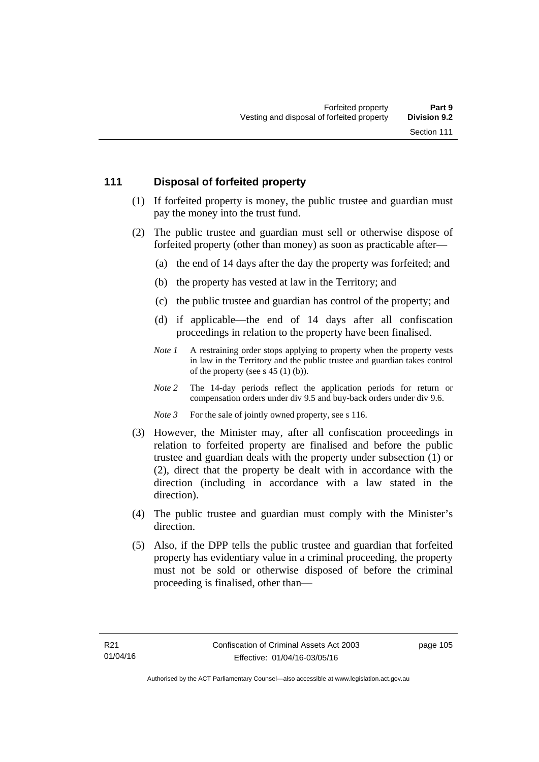### 111 Disposal of forfeited property

(1) If forfeited property is money, the public trustee and guardian must pay the money into the trust fund.

(2) The public trustee and guardian must sell or otherwise dispose of forfeited property (other than money) as soon as practicable after—

(a) the end of 14 days after the day the property was forfeited; and

(b) the property has vested at law in the Territory; and

(c) the public trustee and guardian has control of the property; and

(d) if applicable—the end of 14 days after all confiscation proceedings in relation to the property have been finalised.

*Note 1* A restraining order stops applying to property when the property vests in law in the Territory and the public trustee and guardian takes control of the property (see s 45 (1) (b)).

*Note 2* The 14-day periods reflect the application periods for return or compensation orders under div 9.5 and buy-back orders under div 9.6.

*Note 3* For the sale of jointly owned property, see s 116.

(3) However, the Minister may, after all confiscation proceedings in relation to forfeited property are finalised and before the public trustee and guardian deals with the property under subsection (1) or (2), direct that the property be dealt with in accordance with the direction (including in accordance with a law stated in the direction).

(4) The public trustee and guardian must comply with the Minister's direction.

(5) Also, if the DPP tells the public trustee and guardian that forfeited property has evidentiary value in a criminal proceeding, the property must not be sold or otherwise disposed of before the criminal proceeding is finalised, other than—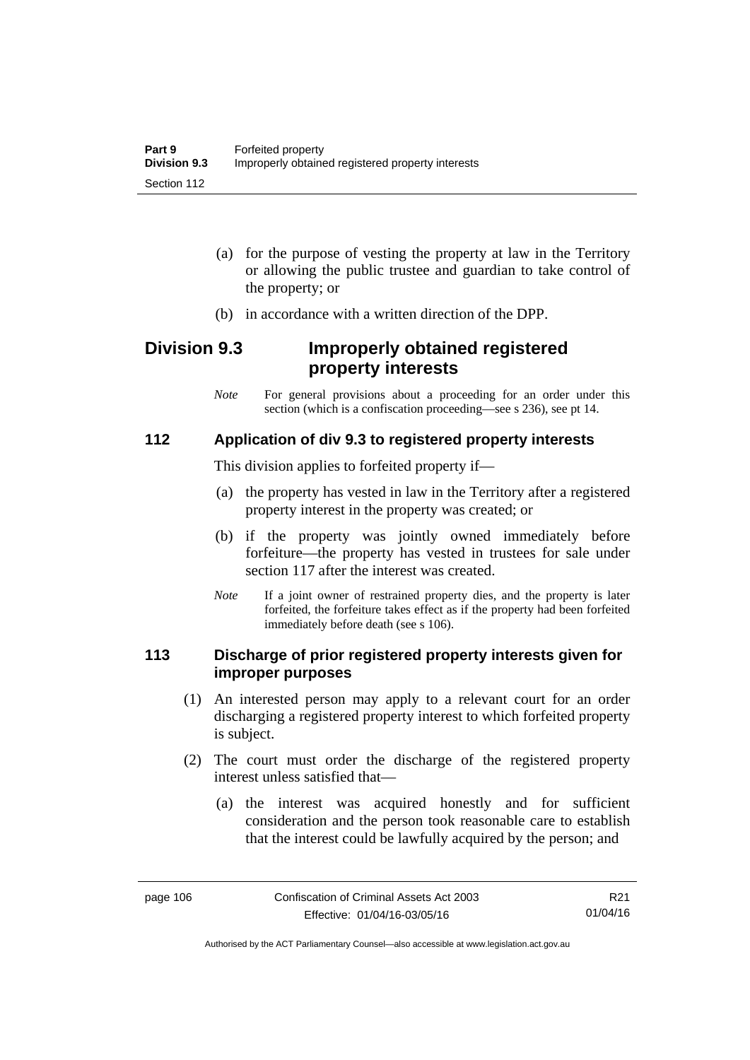(a) for the purpose of vesting the property at law in the Territory or allowing the public trustee and guardian to take control of the property; or

(b) in accordance with a written direction of the DPP.

## Division 9.3 Improperly obtained registered property interests

*Note* For general provisions about a proceeding for an order under this section (which is a confiscation proceeding—see s 236), see pt 14.

### 112 Application of div 9.3 to registered property interests

This division applies to forfeited property if—

(a) the property has vested in law in the Territory after a registered property interest in the property was created; or

(b) if the property was jointly owned immediately before forfeiture—the property has vested in trustees for sale under section 117 after the interest was created.

*Note* If a joint owner of restrained property dies, and the property is later forfeited, the forfeiture takes effect as if the property had been forfeited immediately before death (see s 106).

### 113 Discharge of prior registered property interests given for improper purposes

(1) An interested person may apply to a relevant court for an order discharging a registered property interest to which forfeited property is subject.

(2) The court must order the discharge of the registered property interest unless satisfied that—

(a) the interest was acquired honestly and for sufficient consideration and the person took reasonable care to establish that the interest could be lawfully acquired by the person; and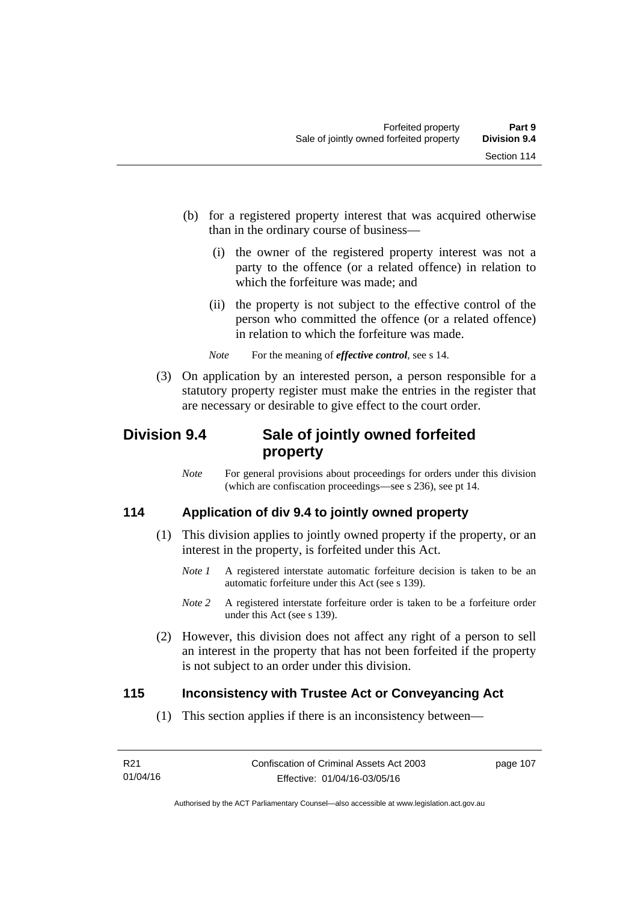(b) for a registered property interest that was acquired otherwise than in the ordinary course of business—

(i) the owner of the registered property interest was not a party to the offence (or a related offence) in relation to which the forfeiture was made; and

(ii) the property is not subject to the effective control of the person who committed the offence (or a related offence) in relation to which the forfeiture was made.

*Note* For the meaning of ***effective control***, see s 14.

(3) On application by an interested person, a person responsible for a statutory property register must make the entries in the register that are necessary or desirable to give effect to the court order.

## Division 9.4 Sale of jointly owned forfeited property

*Note* For general provisions about proceedings for orders under this division (which are confiscation proceedings—see s 236), see pt 14.

### 114 Application of div 9.4 to jointly owned property

(1) This division applies to jointly owned property if the property, or an interest in the property, is forfeited under this Act.

*Note 1* A registered interstate automatic forfeiture decision is taken to be an automatic forfeiture under this Act (see s 139).

*Note 2* A registered interstate forfeiture order is taken to be a forfeiture order under this Act (see s 139).

(2) However, this division does not affect any right of a person to sell an interest in the property that has not been forfeited if the property is not subject to an order under this division.

### 115 Inconsistency with Trustee Act or Conveyancing Act

(1) This section applies if there is an inconsistency between—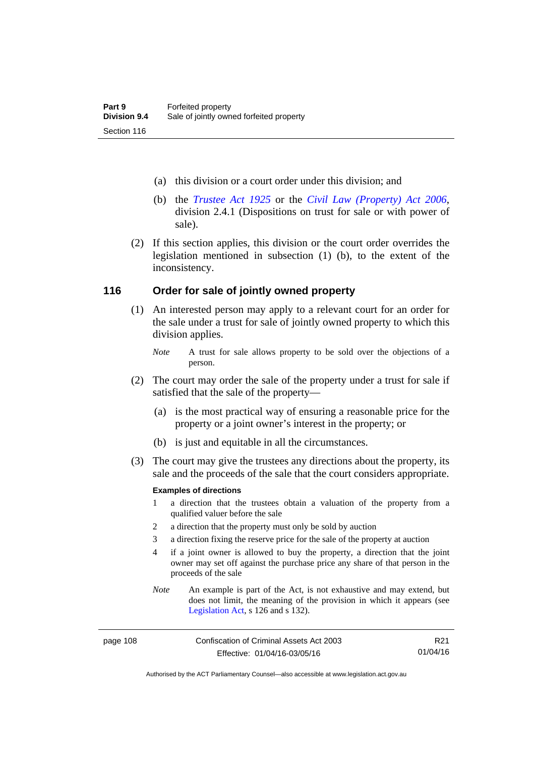(a) this division or a court order under this division; and

(b) the *Trustee Act 1925* or the *Civil Law (Property) Act 2006*, division 2.4.1 (Dispositions on trust for sale or with power of sale).

(2) If this section applies, this division or the court order overrides the legislation mentioned in subsection (1) (b), to the extent of the inconsistency.

## 116 Order for sale of jointly owned property

(1) An interested person may apply to a relevant court for an order for the sale under a trust for sale of jointly owned property to which this division applies.

*Note* A trust for sale allows property to be sold over the objections of a person.

(2) The court may order the sale of the property under a trust for sale if satisfied that the sale of the property—

(a) is the most practical way of ensuring a reasonable price for the property or a joint owner's interest in the property; or

(b) is just and equitable in all the circumstances.

(3) The court may give the trustees any directions about the property, its sale and the proceeds of the sale that the court considers appropriate.

**Examples of directions**

1 a direction that the trustees obtain a valuation of the property from a qualified valuer before the sale

2 a direction that the property must only be sold by auction

3 a direction fixing the reserve price for the sale of the property at auction

4 if a joint owner is allowed to buy the property, a direction that the joint owner may set off against the purchase price any share of that person in the proceeds of the sale

*Note* An example is part of the Act, is not exhaustive and may extend, but does not limit, the meaning of the provision in which it appears (see Legislation Act, s 126 and s 132).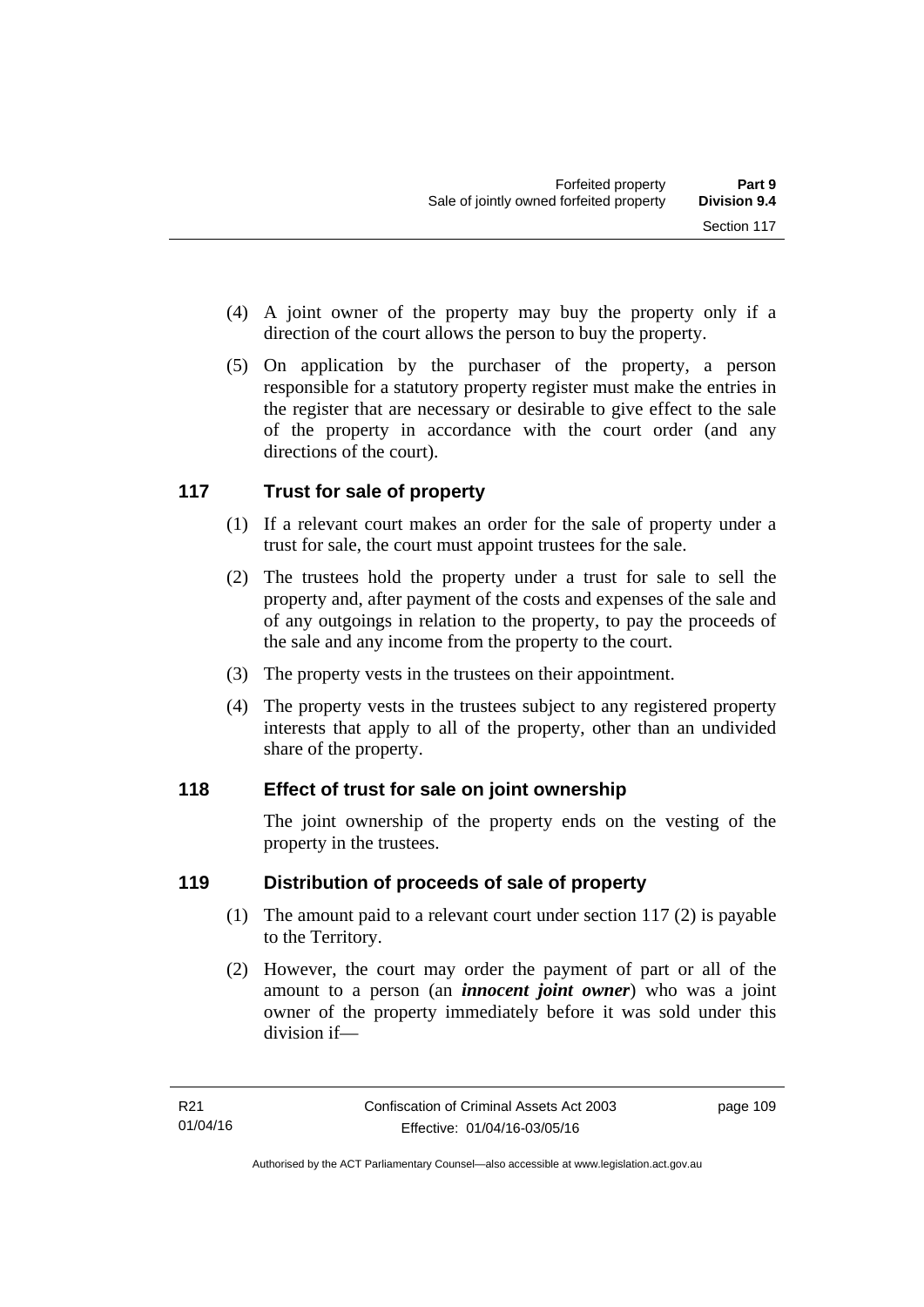(4) A joint owner of the property may buy the property only if a direction of the court allows the person to buy the property.

(5) On application by the purchaser of the property, a person responsible for a statutory property register must make the entries in the register that are necessary or desirable to give effect to the sale of the property in accordance with the court order (and any directions of the court).

## 117 Trust for sale of property

(1) If a relevant court makes an order for the sale of property under a trust for sale, the court must appoint trustees for the sale.

(2) The trustees hold the property under a trust for sale to sell the property and, after payment of the costs and expenses of the sale and of any outgoings in relation to the property, to pay the proceeds of the sale and any income from the property to the court.

(3) The property vests in the trustees on their appointment.

(4) The property vests in the trustees subject to any registered property interests that apply to all of the property, other than an undivided share of the property.

## 118 Effect of trust for sale on joint ownership

The joint ownership of the property ends on the vesting of the property in the trustees.

## 119 Distribution of proceeds of sale of property

(1) The amount paid to a relevant court under section 117 (2) is payable to the Territory.

(2) However, the court may order the payment of part or all of the amount to a person (an ***innocent joint owner***) who was a joint owner of the property immediately before it was sold under this division if—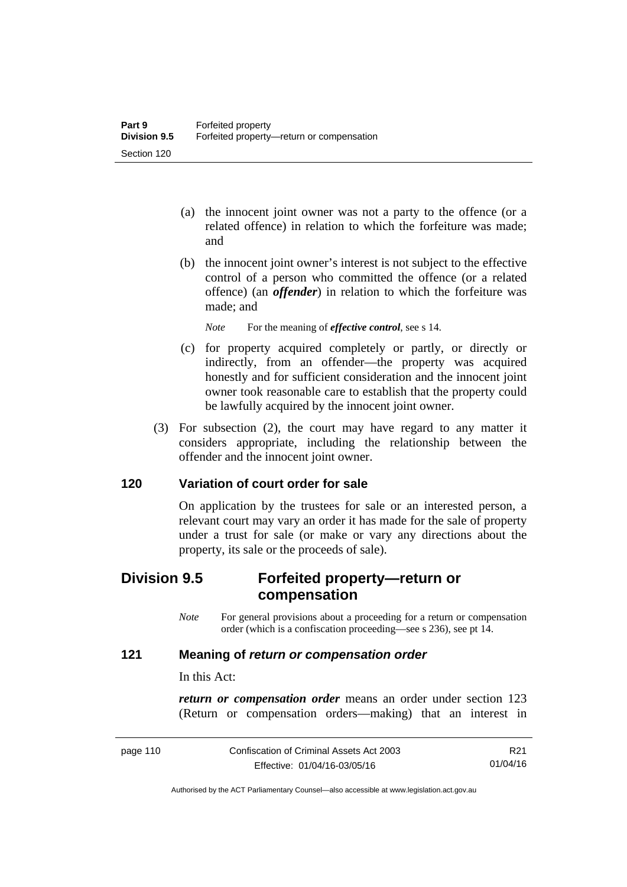(a) the innocent joint owner was not a party to the offence (or a related offence) in relation to which the forfeiture was made; and

(b) the innocent joint owner's interest is not subject to the effective control of a person who committed the offence (or a related offence) (an ***offender***) in relation to which the forfeiture was made; and

*Note* For the meaning of ***effective control***, see s 14.

(c) for property acquired completely or partly, or directly or indirectly, from an offender—the property was acquired honestly and for sufficient consideration and the innocent joint owner took reasonable care to establish that the property could be lawfully acquired by the innocent joint owner.

(3) For subsection (2), the court may have regard to any matter it considers appropriate, including the relationship between the offender and the innocent joint owner.

### 120 Variation of court order for sale

On application by the trustees for sale or an interested person, a relevant court may vary an order it has made for the sale of property under a trust for sale (or make or vary any directions about the property, its sale or the proceeds of sale).

## Division 9.5 Forfeited property—return or compensation

*Note* For general provisions about a proceeding for a return or compensation order (which is a confiscation proceeding—see s 236), see pt 14.

### 121 Meaning of *return or compensation order*

In this Act:

***return or compensation order*** means an order under section 123 (Return or compensation orders—making) that an interest in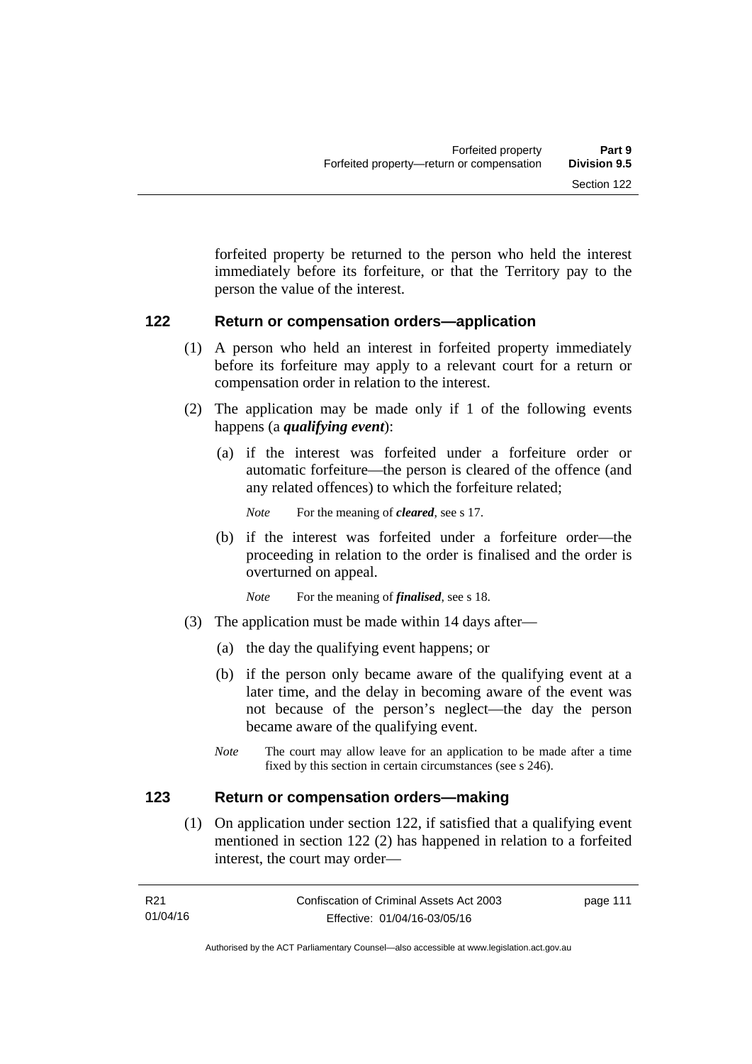forfeited property be returned to the person who held the interest immediately before its forfeiture, or that the Territory pay to the person the value of the interest.

## 122 Return or compensation orders—application

(1) A person who held an interest in forfeited property immediately before its forfeiture may apply to a relevant court for a return or compensation order in relation to the interest.

(2) The application may be made only if 1 of the following events happens (a ***qualifying event***):

(a) if the interest was forfeited under a forfeiture order or automatic forfeiture—the person is cleared of the offence (and any related offences) to which the forfeiture related;

*Note* For the meaning of ***cleared***, see s 17.

(b) if the interest was forfeited under a forfeiture order—the proceeding in relation to the order is finalised and the order is overturned on appeal.

*Note* For the meaning of ***finalised***, see s 18.

(3) The application must be made within 14 days after—

(a) the day the qualifying event happens; or

(b) if the person only became aware of the qualifying event at a later time, and the delay in becoming aware of the event was not because of the person's neglect—the day the person became aware of the qualifying event.

*Note* The court may allow leave for an application to be made after a time fixed by this section in certain circumstances (see s 246).

## 123 Return or compensation orders—making

(1) On application under section 122, if satisfied that a qualifying event mentioned in section 122 (2) has happened in relation to a forfeited interest, the court may order—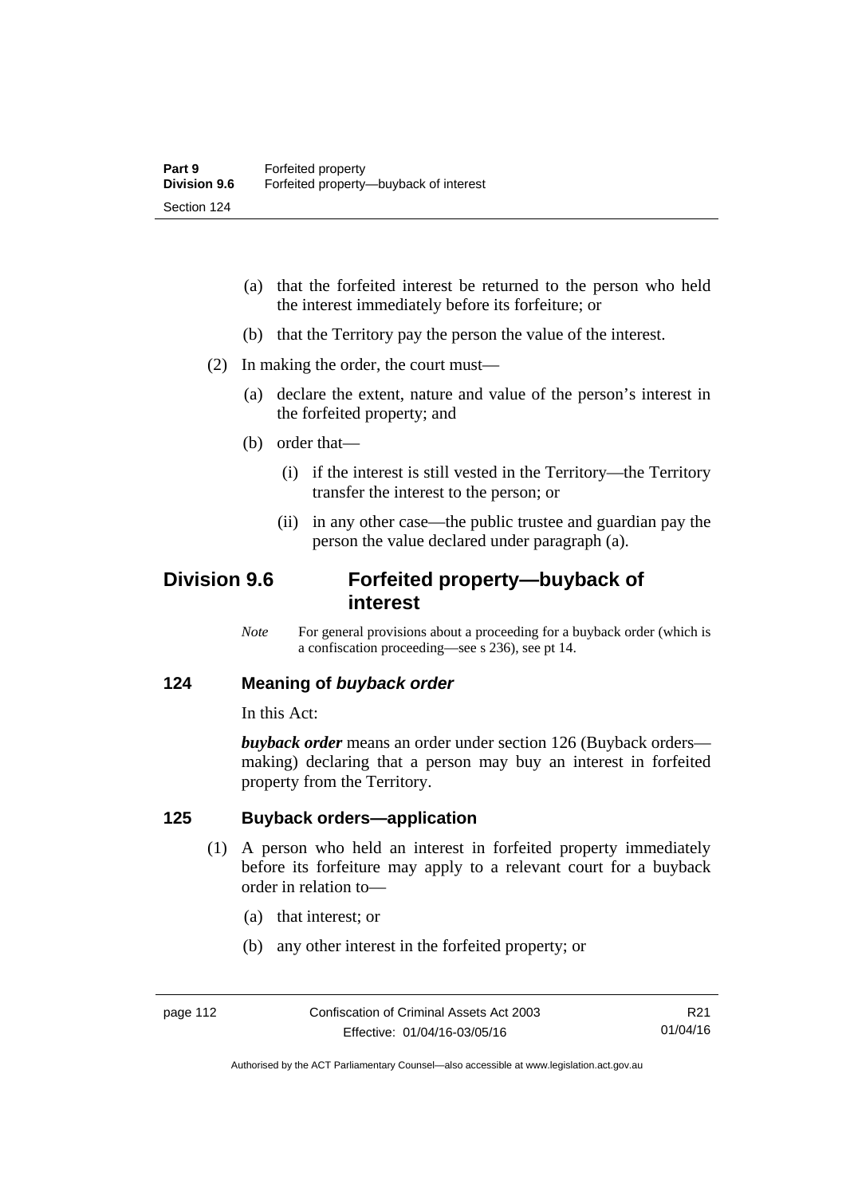(a) that the forfeited interest be returned to the person who held the interest immediately before its forfeiture; or

(b) that the Territory pay the person the value of the interest.

(2) In making the order, the court must—

(a) declare the extent, nature and value of the person's interest in the forfeited property; and

(b) order that—

(i) if the interest is still vested in the Territory—the Territory transfer the interest to the person; or

(ii) in any other case—the public trustee and guardian pay the person the value declared under paragraph (a).

## Division 9.6 Forfeited property—buyback of interest

*Note* For general provisions about a proceeding for a buyback order (which is a confiscation proceeding—see s 236), see pt 14.

### 124 Meaning of *buyback order*

In this Act:

***buyback order*** means an order under section 126 (Buyback orders—making) declaring that a person may buy an interest in forfeited property from the Territory.

### 125 Buyback orders—application

(1) A person who held an interest in forfeited property immediately before its forfeiture may apply to a relevant court for a buyback order in relation to—

(a) that interest; or

(b) any other interest in the forfeited property; or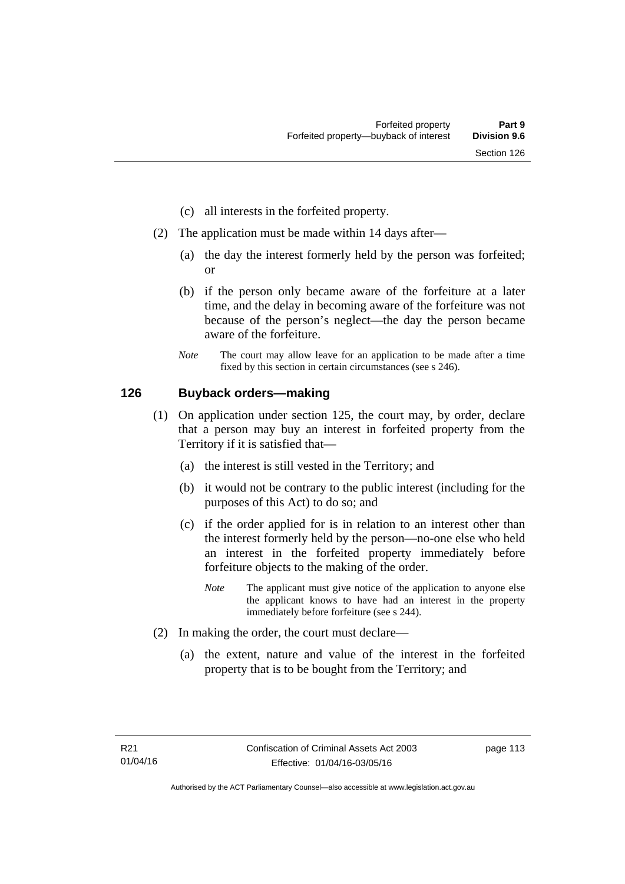(c) all interests in the forfeited property.

(2) The application must be made within 14 days after—

(a) the day the interest formerly held by the person was forfeited; or

(b) if the person only became aware of the forfeiture at a later time, and the delay in becoming aware of the forfeiture was not because of the person's neglect—the day the person became aware of the forfeiture.

*Note* The court may allow leave for an application to be made after a time fixed by this section in certain circumstances (see s 246).

## 126 Buyback orders—making

(1) On application under section 125, the court may, by order, declare that a person may buy an interest in forfeited property from the Territory if it is satisfied that—

(a) the interest is still vested in the Territory; and

(b) it would not be contrary to the public interest (including for the purposes of this Act) to do so; and

(c) if the order applied for is in relation to an interest other than the interest formerly held by the person—no-one else who held an interest in the forfeited property immediately before forfeiture objects to the making of the order.

*Note* The applicant must give notice of the application to anyone else the applicant knows to have had an interest in the property immediately before forfeiture (see s 244).

(2) In making the order, the court must declare—

(a) the extent, nature and value of the interest in the forfeited property that is to be bought from the Territory; and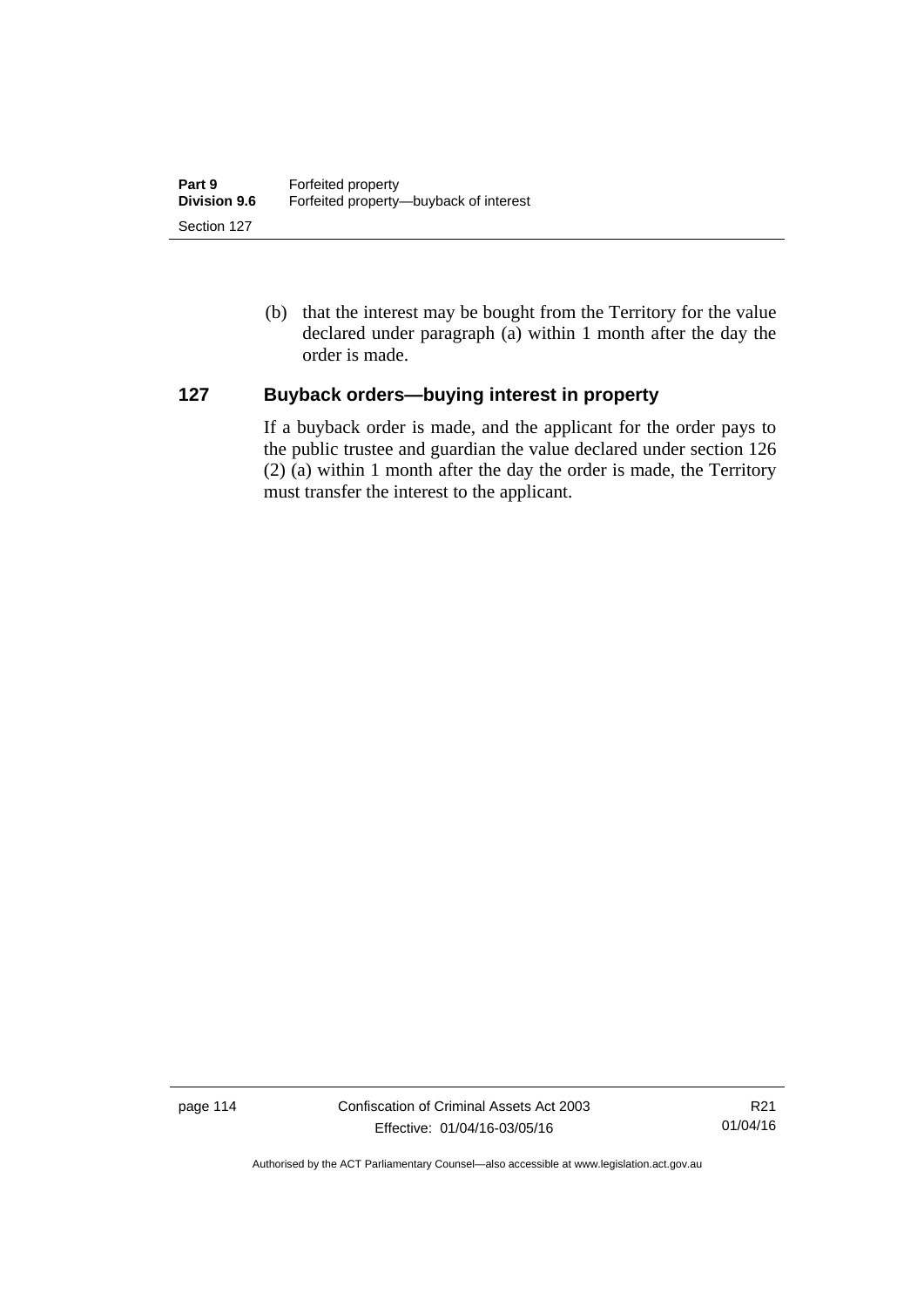(b) that the interest may be bought from the Territory for the value declared under paragraph (a) within 1 month after the day the order is made.

## 127 Buyback orders—buying interest in property

If a buyback order is made, and the applicant for the order pays to the public trustee and guardian the value declared under section 126 (2) (a) within 1 month after the day the order is made, the Territory must transfer the interest to the applicant.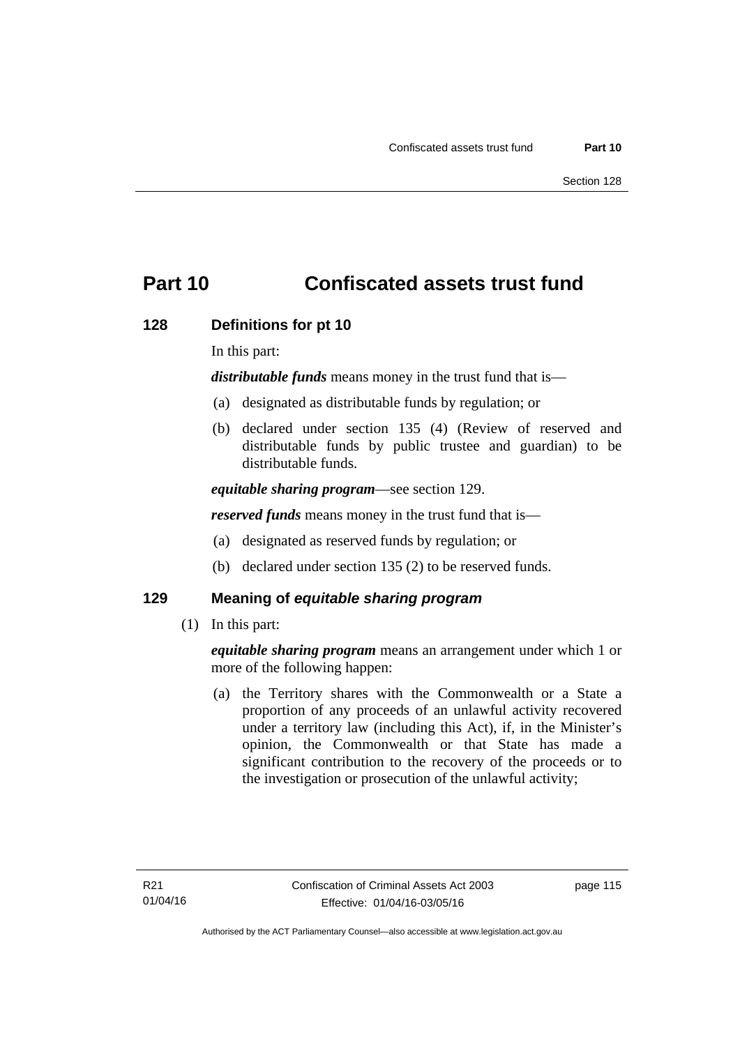# Part 10 Confiscated assets trust fund

## 128 Definitions for pt 10

In this part:

***distributable funds*** means money in the trust fund that is—

(a) designated as distributable funds by regulation; or

(b) declared under section 135 (4) (Review of reserved and distributable funds by public trustee and guardian) to be distributable funds.

***equitable sharing program***—see section 129.

***reserved funds*** means money in the trust fund that is—

(a) designated as reserved funds by regulation; or

(b) declared under section 135 (2) to be reserved funds.

## 129 Meaning of *equitable sharing program*

(1) In this part:

***equitable sharing program*** means an arrangement under which 1 or more of the following happen:

(a) the Territory shares with the Commonwealth or a State a proportion of any proceeds of an unlawful activity recovered under a territory law (including this Act), if, in the Minister's opinion, the Commonwealth or that State has made a significant contribution to the recovery of the proceeds or to the investigation or prosecution of the unlawful activity;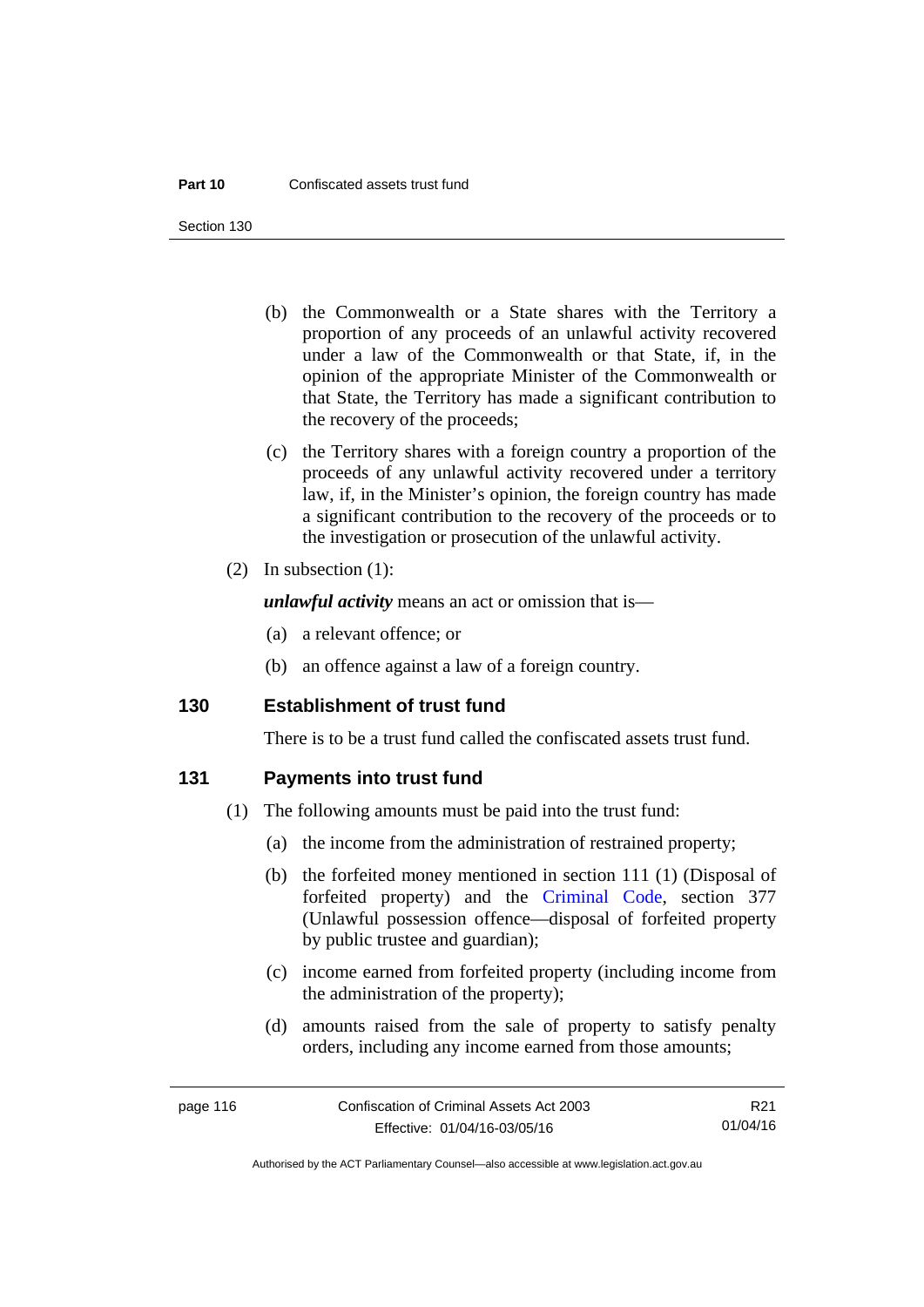(b) the Commonwealth or a State shares with the Territory a proportion of any proceeds of an unlawful activity recovered under a law of the Commonwealth or that State, if, in the opinion of the appropriate Minister of the Commonwealth or that State, the Territory has made a significant contribution to the recovery of the proceeds;

(c) the Territory shares with a foreign country a proportion of the proceeds of any unlawful activity recovered under a territory law, if, in the Minister's opinion, the foreign country has made a significant contribution to the recovery of the proceeds or to the investigation or prosecution of the unlawful activity.

(2) In subsection (1):

***unlawful activity*** means an act or omission that is—

(a) a relevant offence; or

(b) an offence against a law of a foreign country.

### 130 Establishment of trust fund

There is to be a trust fund called the confiscated assets trust fund.

### 131 Payments into trust fund

(1) The following amounts must be paid into the trust fund:

(a) the income from the administration of restrained property;

(b) the forfeited money mentioned in section 111 (1) (Disposal of forfeited property) and the Criminal Code, section 377 (Unlawful possession offence—disposal of forfeited property by public trustee and guardian);

(c) income earned from forfeited property (including income from the administration of the property);

(d) amounts raised from the sale of property to satisfy penalty orders, including any income earned from those amounts;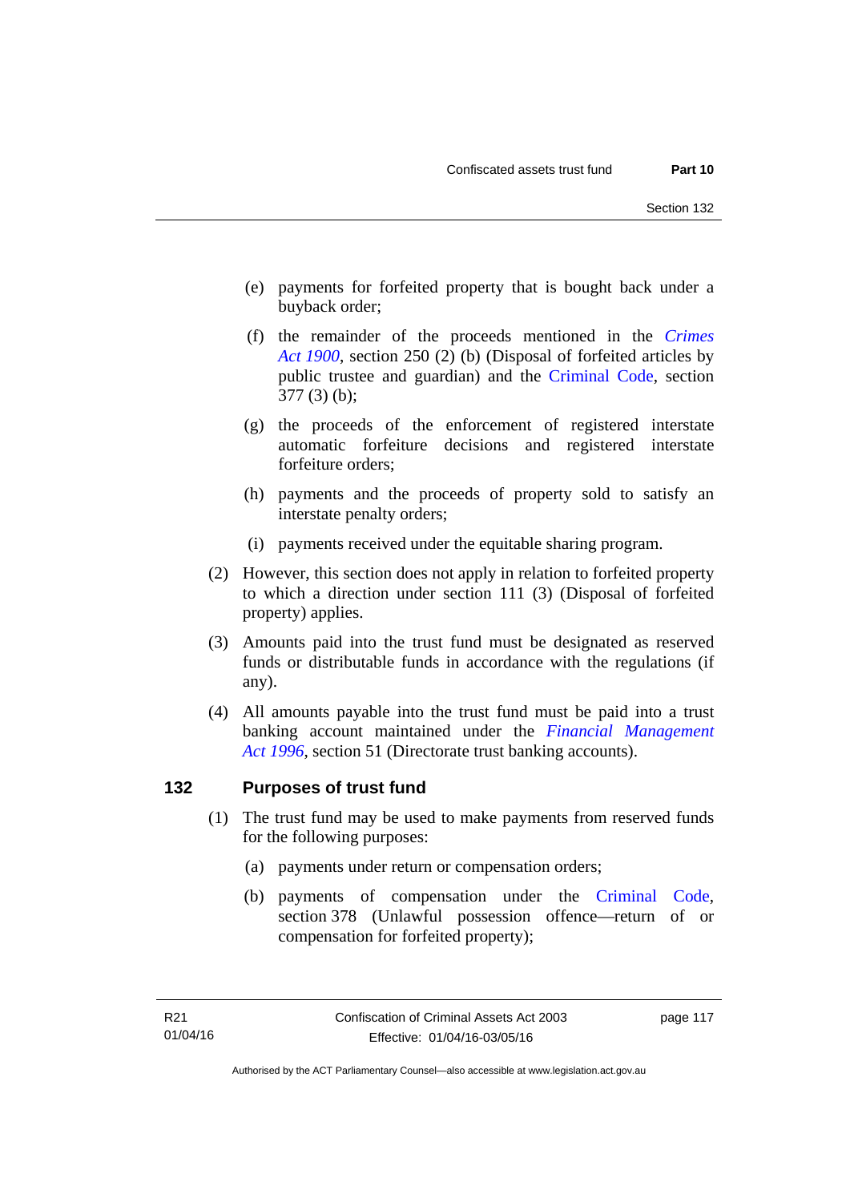(e) payments for forfeited property that is bought back under a buyback order;

(f) the remainder of the proceeds mentioned in the *Crimes Act 1900*, section 250 (2) (b) (Disposal of forfeited articles by public trustee and guardian) and the Criminal Code, section 377 (3) (b);

(g) the proceeds of the enforcement of registered interstate automatic forfeiture decisions and registered interstate forfeiture orders;

(h) payments and the proceeds of property sold to satisfy an interstate penalty orders;

(i) payments received under the equitable sharing program.

(2) However, this section does not apply in relation to forfeited property to which a direction under section 111 (3) (Disposal of forfeited property) applies.

(3) Amounts paid into the trust fund must be designated as reserved funds or distributable funds in accordance with the regulations (if any).

(4) All amounts payable into the trust fund must be paid into a trust banking account maintained under the *Financial Management Act 1996*, section 51 (Directorate trust banking accounts).

## 132 Purposes of trust fund

(1) The trust fund may be used to make payments from reserved funds for the following purposes:

(a) payments under return or compensation orders;

(b) payments of compensation under the Criminal Code, section 378 (Unlawful possession offence—return of or compensation for forfeited property);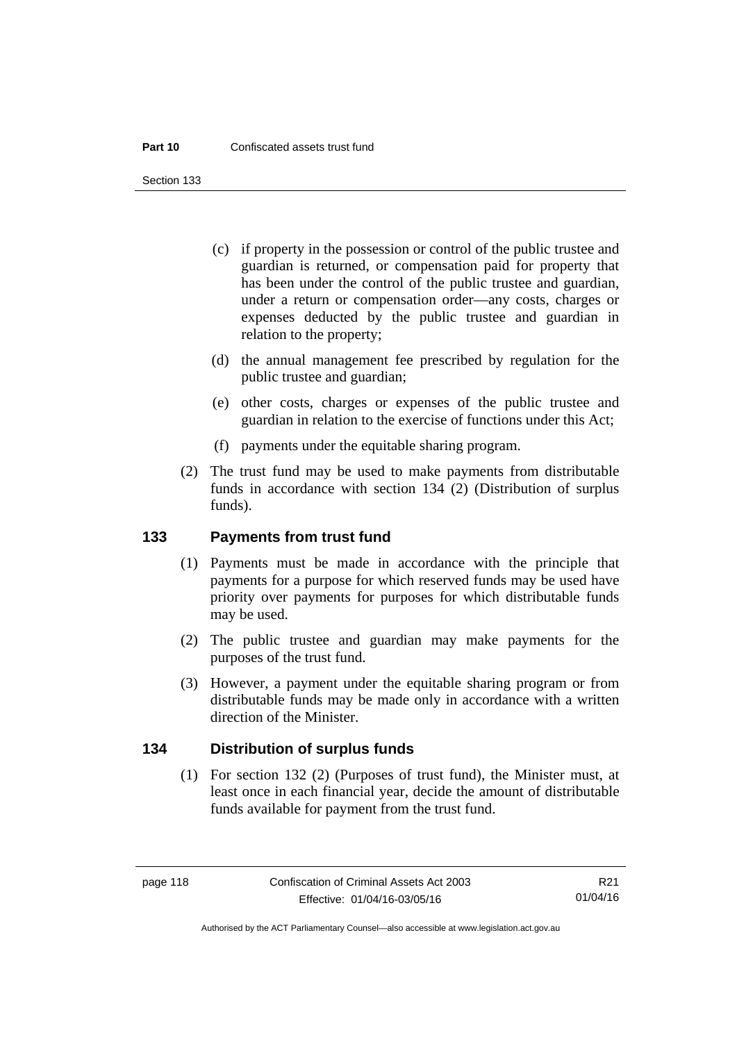(c) if property in the possession or control of the public trustee and guardian is returned, or compensation paid for property that has been under the control of the public trustee and guardian, under a return or compensation order—any costs, charges or expenses deducted by the public trustee and guardian in relation to the property;

(d) the annual management fee prescribed by regulation for the public trustee and guardian;

(e) other costs, charges or expenses of the public trustee and guardian in relation to the exercise of functions under this Act;

(f) payments under the equitable sharing program.

(2) The trust fund may be used to make payments from distributable funds in accordance with section 134 (2) (Distribution of surplus funds).

## 133 Payments from trust fund

(1) Payments must be made in accordance with the principle that payments for a purpose for which reserved funds may be used have priority over payments for purposes for which distributable funds may be used.

(2) The public trustee and guardian may make payments for the purposes of the trust fund.

(3) However, a payment under the equitable sharing program or from distributable funds may be made only in accordance with a written direction of the Minister.

## 134 Distribution of surplus funds

(1) For section 132 (2) (Purposes of trust fund), the Minister must, at least once in each financial year, decide the amount of distributable funds available for payment from the trust fund.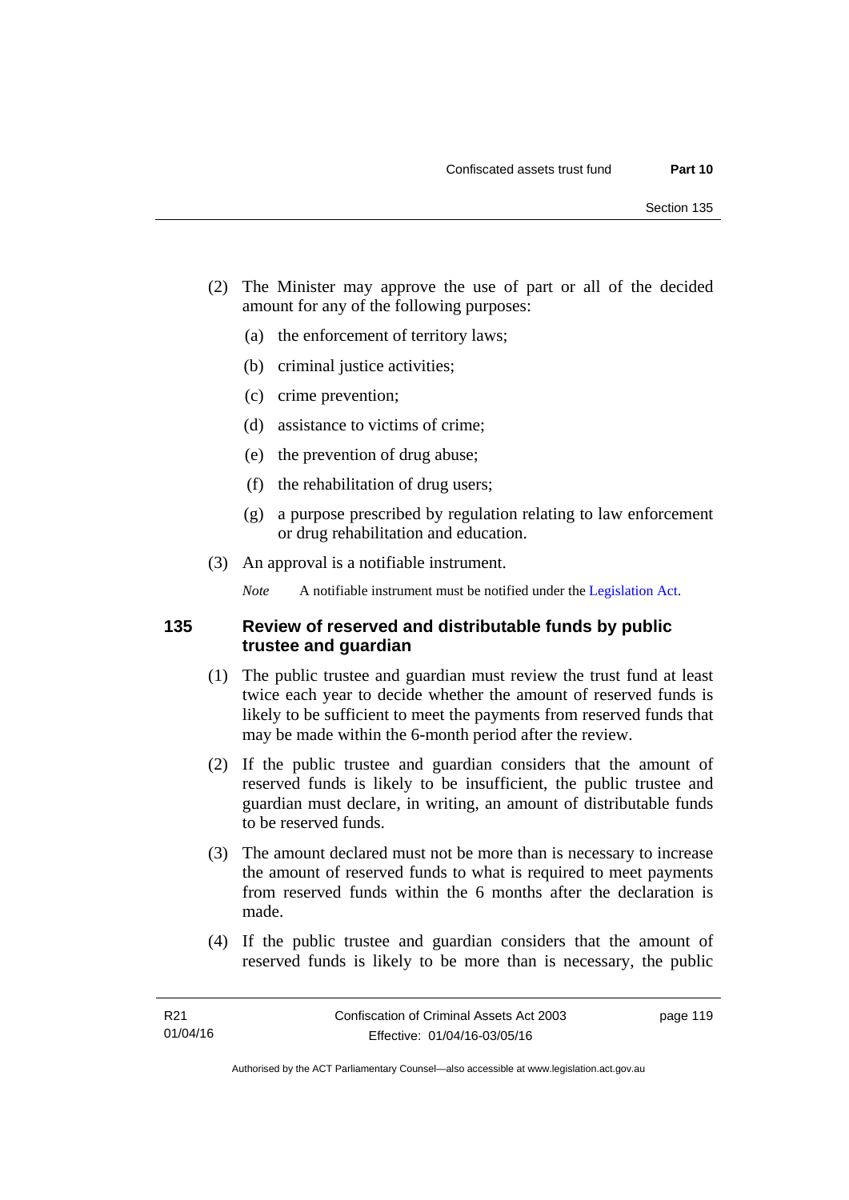(2) The Minister may approve the use of part or all of the decided amount for any of the following purposes:

(a) the enforcement of territory laws;

(b) criminal justice activities;

(c) crime prevention;

(d) assistance to victims of crime;

(e) the prevention of drug abuse;

(f) the rehabilitation of drug users;

(g) a purpose prescribed by regulation relating to law enforcement or drug rehabilitation and education.

(3) An approval is a notifiable instrument.

*Note* A notifiable instrument must be notified under the Legislation Act.

### 135 Review of reserved and distributable funds by public trustee and guardian

(1) The public trustee and guardian must review the trust fund at least twice each year to decide whether the amount of reserved funds is likely to be sufficient to meet the payments from reserved funds that may be made within the 6-month period after the review.

(2) If the public trustee and guardian considers that the amount of reserved funds is likely to be insufficient, the public trustee and guardian must declare, in writing, an amount of distributable funds to be reserved funds.

(3) The amount declared must not be more than is necessary to increase the amount of reserved funds to what is required to meet payments from reserved funds within the 6 months after the declaration is made.

(4) If the public trustee and guardian considers that the amount of reserved funds is likely to be more than is necessary, the public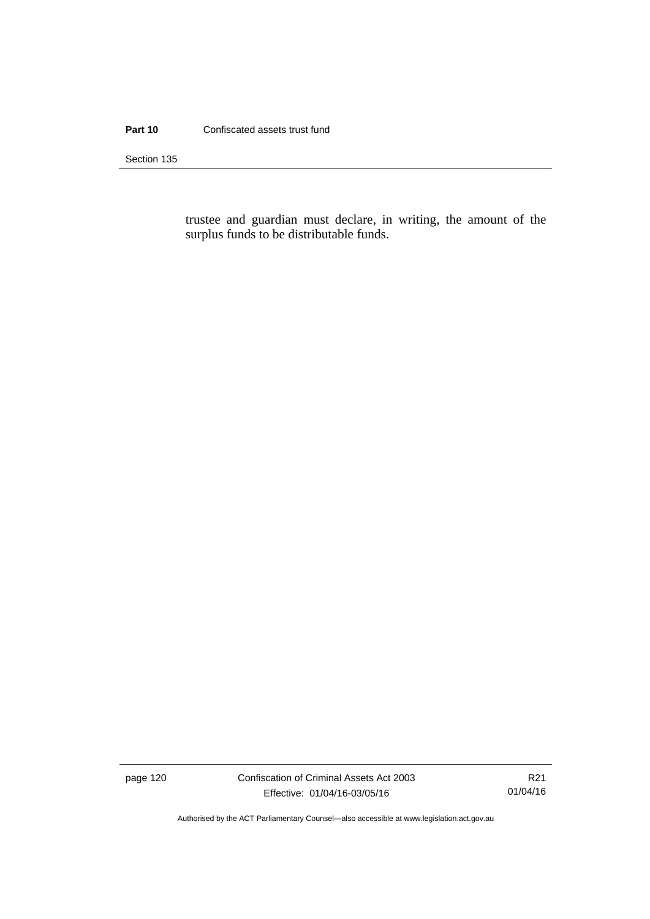trustee and guardian must declare, in writing, the amount of the surplus funds to be distributable funds.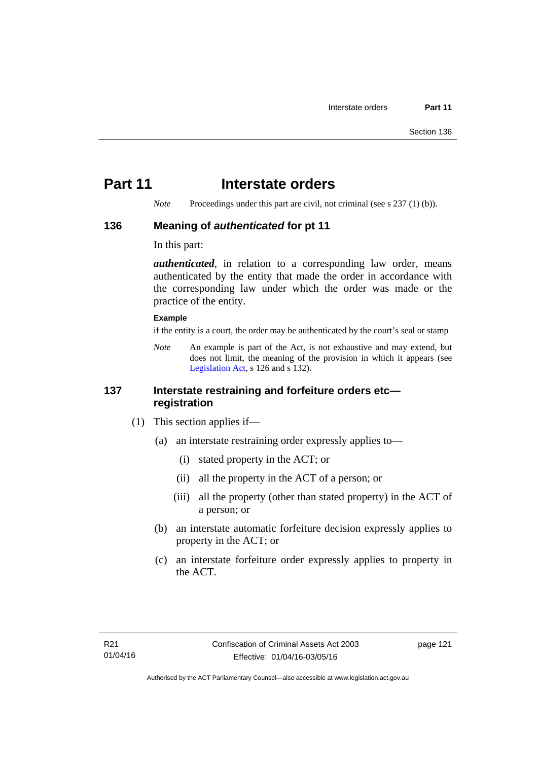# Part 11 Interstate orders

*Note* Proceedings under this part are civil, not criminal (see s 237 (1) (b)).

## 136 Meaning of *authenticated* for pt 11

In this part:

***authenticated***, in relation to a corresponding law order, means authenticated by the entity that made the order in accordance with the corresponding law under which the order was made or the practice of the entity.

**Example**

if the entity is a court, the order may be authenticated by the court's seal or stamp

*Note* An example is part of the Act, is not exhaustive and may extend, but does not limit, the meaning of the provision in which it appears (see Legislation Act, s 126 and s 132).

## 137 Interstate restraining and forfeiture orders etc—registration

(1) This section applies if—

(a) an interstate restraining order expressly applies to—

(i) stated property in the ACT; or

(ii) all the property in the ACT of a person; or

(iii) all the property (other than stated property) in the ACT of a person; or

(b) an interstate automatic forfeiture decision expressly applies to property in the ACT; or

(c) an interstate forfeiture order expressly applies to property in the ACT.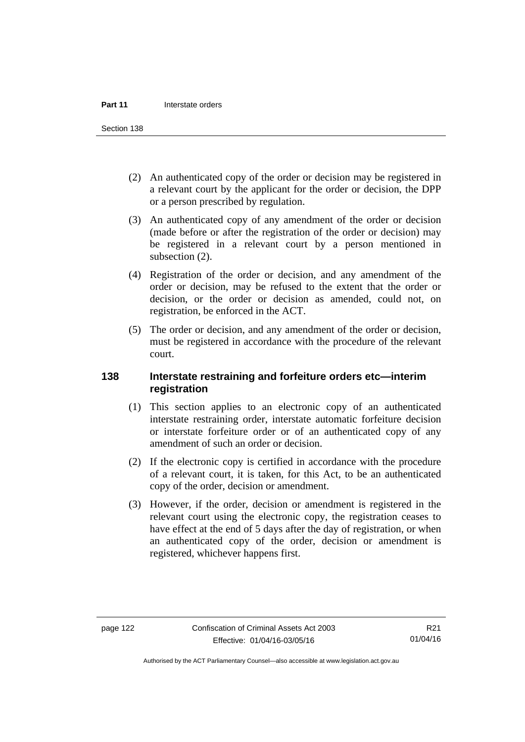(2) An authenticated copy of the order or decision may be registered in a relevant court by the applicant for the order or decision, the DPP or a person prescribed by regulation.

(3) An authenticated copy of any amendment of the order or decision (made before or after the registration of the order or decision) may be registered in a relevant court by a person mentioned in subsection (2).

(4) Registration of the order or decision, and any amendment of the order or decision, may be refused to the extent that the order or decision, or the order or decision as amended, could not, on registration, be enforced in the ACT.

(5) The order or decision, and any amendment of the order or decision, must be registered in accordance with the procedure of the relevant court.

## 138 Interstate restraining and forfeiture orders etc—interim registration

(1) This section applies to an electronic copy of an authenticated interstate restraining order, interstate automatic forfeiture decision or interstate forfeiture order or of an authenticated copy of any amendment of such an order or decision.

(2) If the electronic copy is certified in accordance with the procedure of a relevant court, it is taken, for this Act, to be an authenticated copy of the order, decision or amendment.

(3) However, if the order, decision or amendment is registered in the relevant court using the electronic copy, the registration ceases to have effect at the end of 5 days after the day of registration, or when an authenticated copy of the order, decision or amendment is registered, whichever happens first.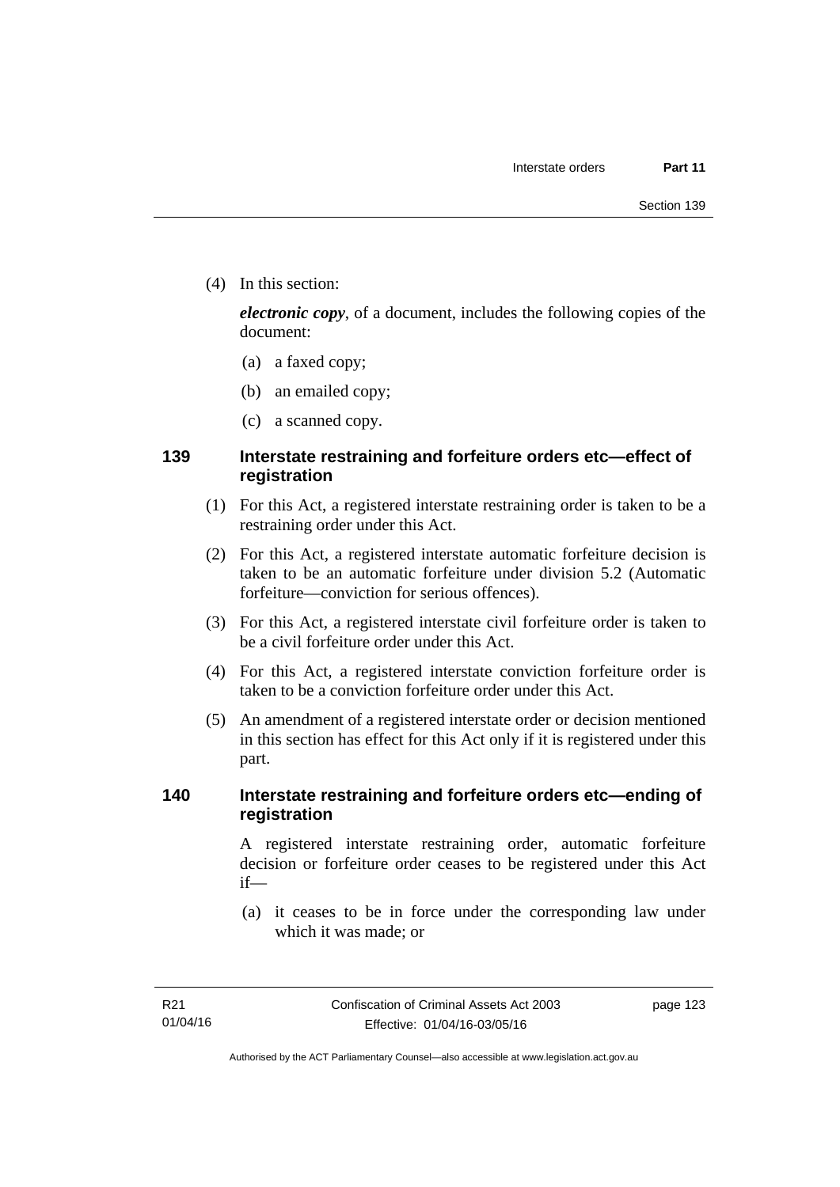(4) In this section:

***electronic copy***, of a document, includes the following copies of the document:

(a) a faxed copy;

(b) an emailed copy;

(c) a scanned copy.

## 139 Interstate restraining and forfeiture orders etc—effect of registration

(1) For this Act, a registered interstate restraining order is taken to be a restraining order under this Act.

(2) For this Act, a registered interstate automatic forfeiture decision is taken to be an automatic forfeiture under division 5.2 (Automatic forfeiture—conviction for serious offences).

(3) For this Act, a registered interstate civil forfeiture order is taken to be a civil forfeiture order under this Act.

(4) For this Act, a registered interstate conviction forfeiture order is taken to be a conviction forfeiture order under this Act.

(5) An amendment of a registered interstate order or decision mentioned in this section has effect for this Act only if it is registered under this part.

## 140 Interstate restraining and forfeiture orders etc—ending of registration

A registered interstate restraining order, automatic forfeiture decision or forfeiture order ceases to be registered under this Act if—

(a) it ceases to be in force under the corresponding law under which it was made; or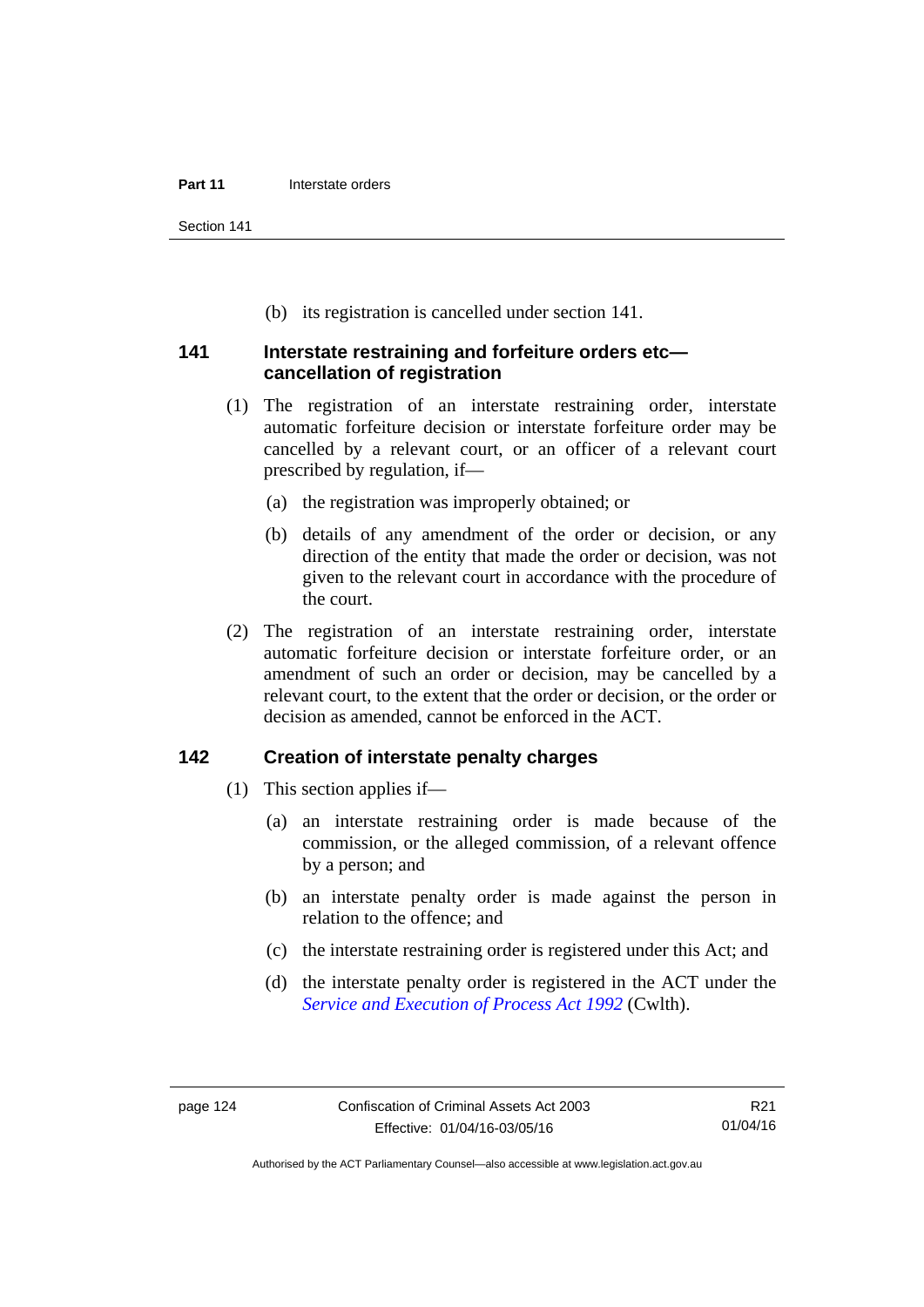(b) its registration is cancelled under section 141.

### 141 Interstate restraining and forfeiture orders etc—cancellation of registration

(1) The registration of an interstate restraining order, interstate automatic forfeiture decision or interstate forfeiture order may be cancelled by a relevant court, or an officer of a relevant court prescribed by regulation, if—

(a) the registration was improperly obtained; or

(b) details of any amendment of the order or decision, or any direction of the entity that made the order or decision, was not given to the relevant court in accordance with the procedure of the court.

(2) The registration of an interstate restraining order, interstate automatic forfeiture decision or interstate forfeiture order, or an amendment of such an order or decision, may be cancelled by a relevant court, to the extent that the order or decision, or the order or decision as amended, cannot be enforced in the ACT.

### 142 Creation of interstate penalty charges

(1) This section applies if—

(a) an interstate restraining order is made because of the commission, or the alleged commission, of a relevant offence by a person; and

(b) an interstate penalty order is made against the person in relation to the offence; and

(c) the interstate restraining order is registered under this Act; and

(d) the interstate penalty order is registered in the ACT under the *Service and Execution of Process Act 1992* (Cwlth).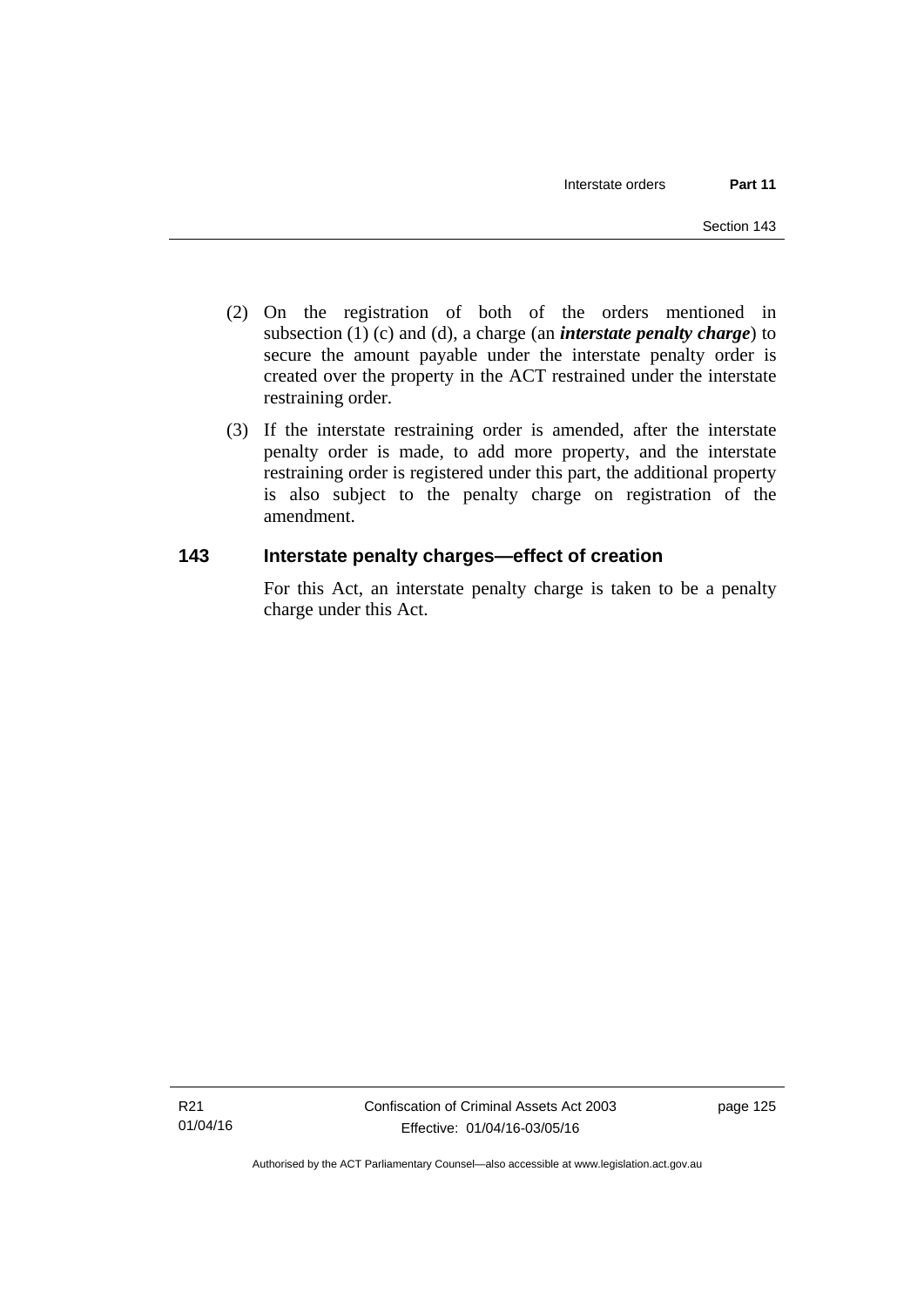(2) On the registration of both of the orders mentioned in subsection (1) (c) and (d), a charge (an ***interstate penalty charge***) to secure the amount payable under the interstate penalty order is created over the property in the ACT restrained under the interstate restraining order.

(3) If the interstate restraining order is amended, after the interstate penalty order is made, to add more property, and the interstate restraining order is registered under this part, the additional property is also subject to the penalty charge on registration of the amendment.

### 143 Interstate penalty charges—effect of creation

For this Act, an interstate penalty charge is taken to be a penalty charge under this Act.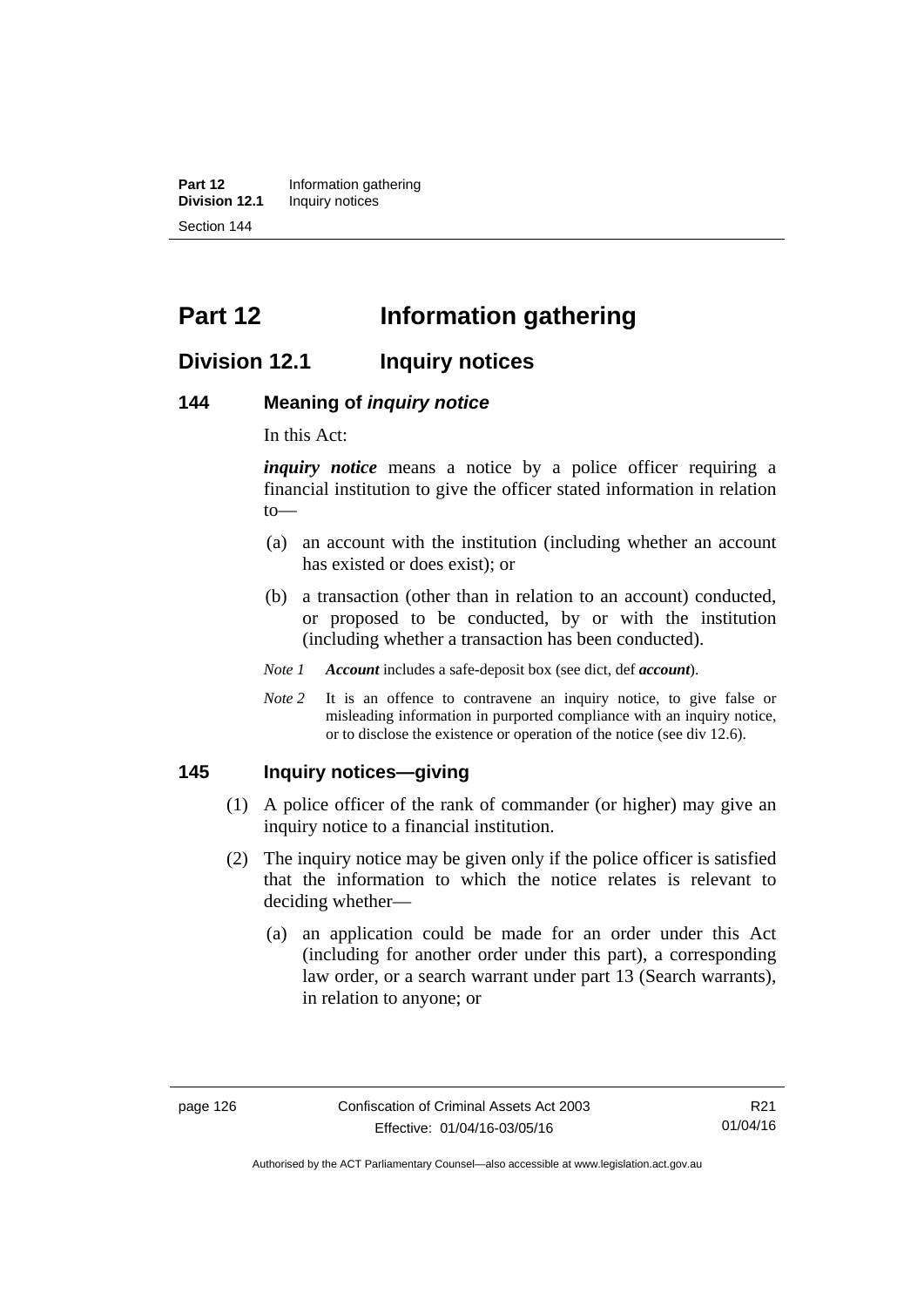# Part 12 Information gathering

## Division 12.1 Inquiry notices

### 144 Meaning of *inquiry notice*

In this Act:

***inquiry notice*** means a notice by a police officer requiring a financial institution to give the officer stated information in relation to—

(a) an account with the institution (including whether an account has existed or does exist); or

(b) a transaction (other than in relation to an account) conducted, or proposed to be conducted, by or with the institution (including whether a transaction has been conducted).

*Note 1* ***Account*** includes a safe-deposit box (see dict, def ***account***).

*Note 2* It is an offence to contravene an inquiry notice, to give false or misleading information in purported compliance with an inquiry notice, or to disclose the existence or operation of the notice (see div 12.6).

### 145 Inquiry notices—giving

(1) A police officer of the rank of commander (or higher) may give an inquiry notice to a financial institution.

(2) The inquiry notice may be given only if the police officer is satisfied that the information to which the notice relates is relevant to deciding whether—

(a) an application could be made for an order under this Act (including for another order under this part), a corresponding law order, or a search warrant under part 13 (Search warrants), in relation to anyone; or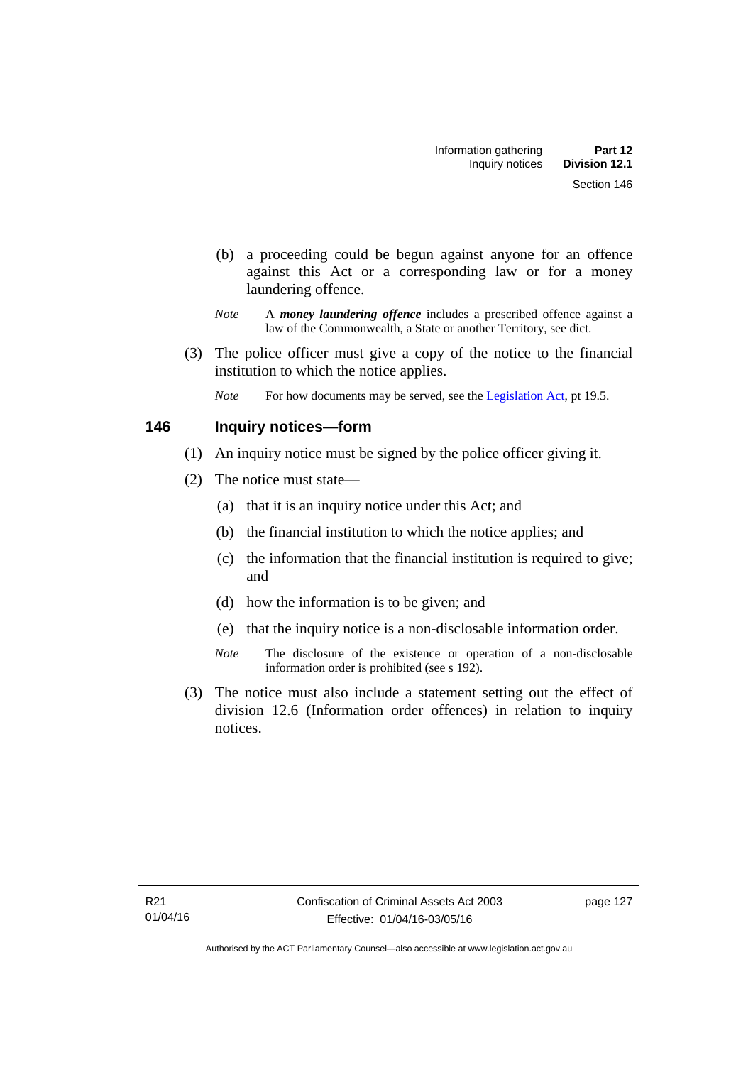(b) a proceeding could be begun against anyone for an offence against this Act or a corresponding law or for a money laundering offence.

*Note* A ***money laundering offence*** includes a prescribed offence against a law of the Commonwealth, a State or another Territory, see dict.

(3) The police officer must give a copy of the notice to the financial institution to which the notice applies.

*Note* For how documents may be served, see the Legislation Act, pt 19.5.

## 146 Inquiry notices—form

(1) An inquiry notice must be signed by the police officer giving it.

(2) The notice must state—

(a) that it is an inquiry notice under this Act; and

(b) the financial institution to which the notice applies; and

(c) the information that the financial institution is required to give; and

(d) how the information is to be given; and

(e) that the inquiry notice is a non-disclosable information order.

*Note* The disclosure of the existence or operation of a non-disclosable information order is prohibited (see s 192).

(3) The notice must also include a statement setting out the effect of division 12.6 (Information order offences) in relation to inquiry notices.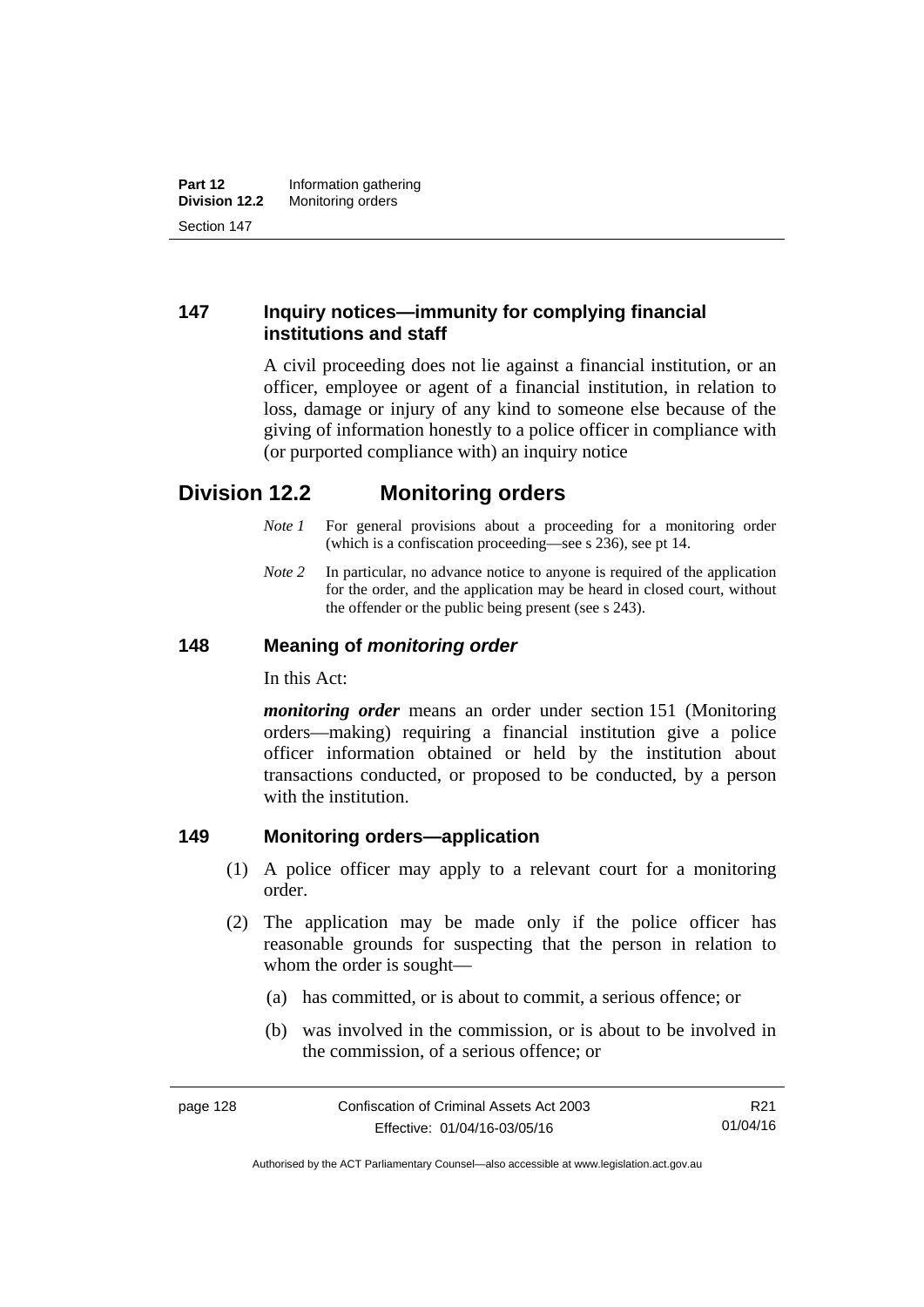## 147 Inquiry notices—immunity for complying financial institutions and staff

A civil proceeding does not lie against a financial institution, or an officer, employee or agent of a financial institution, in relation to loss, damage or injury of any kind to someone else because of the giving of information honestly to a police officer in compliance with (or purported compliance with) an inquiry notice

# Division 12.2 Monitoring orders

*Note 1* For general provisions about a proceeding for a monitoring order (which is a confiscation proceeding—see s 236), see pt 14.

*Note 2* In particular, no advance notice to anyone is required of the application for the order, and the application may be heard in closed court, without the offender or the public being present (see s 243).

## 148 Meaning of *monitoring order*

In this Act:

***monitoring order*** means an order under section 151 (Monitoring orders—making) requiring a financial institution give a police officer information obtained or held by the institution about transactions conducted, or proposed to be conducted, by a person with the institution.

## 149 Monitoring orders—application

(1) A police officer may apply to a relevant court for a monitoring order.

(2) The application may be made only if the police officer has reasonable grounds for suspecting that the person in relation to whom the order is sought—

(a) has committed, or is about to commit, a serious offence; or

(b) was involved in the commission, or is about to be involved in the commission, of a serious offence; or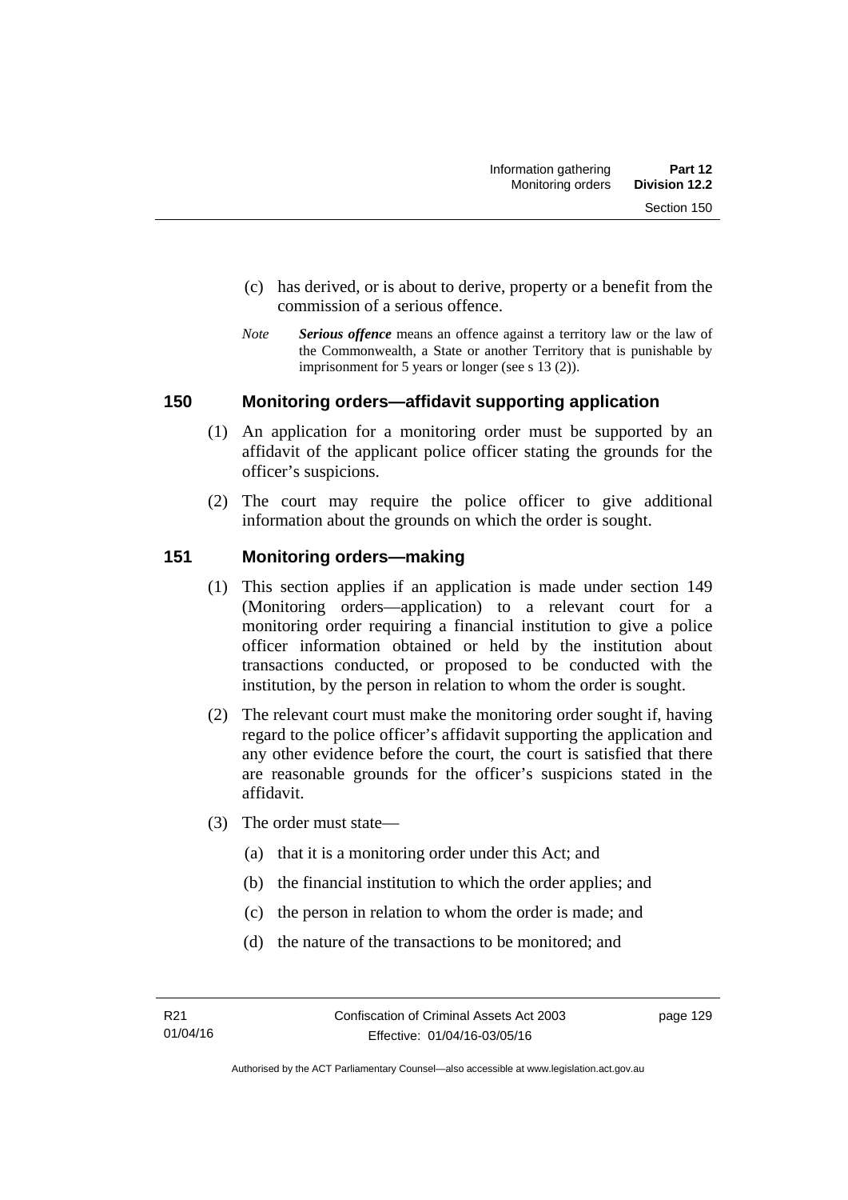(c) has derived, or is about to derive, property or a benefit from the commission of a serious offence.

*Note* ***Serious offence*** means an offence against a territory law or the law of the Commonwealth, a State or another Territory that is punishable by imprisonment for 5 years or longer (see s 13 (2)).

## 150 Monitoring orders—affidavit supporting application

(1) An application for a monitoring order must be supported by an affidavit of the applicant police officer stating the grounds for the officer's suspicions.

(2) The court may require the police officer to give additional information about the grounds on which the order is sought.

## 151 Monitoring orders—making

(1) This section applies if an application is made under section 149 (Monitoring orders—application) to a relevant court for a monitoring order requiring a financial institution to give a police officer information obtained or held by the institution about transactions conducted, or proposed to be conducted with the institution, by the person in relation to whom the order is sought.

(2) The relevant court must make the monitoring order sought if, having regard to the police officer's affidavit supporting the application and any other evidence before the court, the court is satisfied that there are reasonable grounds for the officer's suspicions stated in the affidavit.

(3) The order must state—

(a) that it is a monitoring order under this Act; and

(b) the financial institution to which the order applies; and

(c) the person in relation to whom the order is made; and

(d) the nature of the transactions to be monitored; and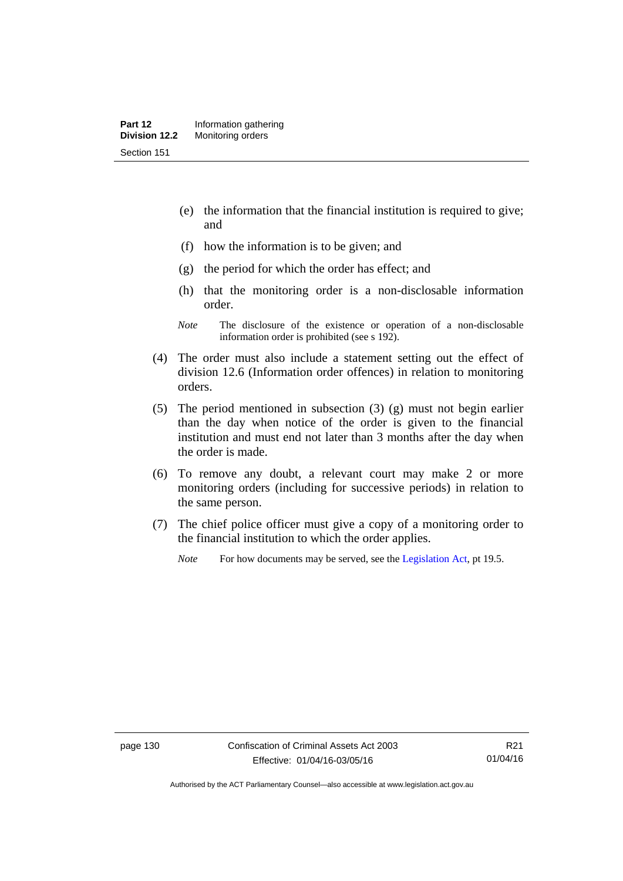(e) the information that the financial institution is required to give; and

(f) how the information is to be given; and

(g) the period for which the order has effect; and

(h) that the monitoring order is a non-disclosable information order.

*Note* The disclosure of the existence or operation of a non-disclosable information order is prohibited (see s 192).

(4) The order must also include a statement setting out the effect of division 12.6 (Information order offences) in relation to monitoring orders.

(5) The period mentioned in subsection (3) (g) must not begin earlier than the day when notice of the order is given to the financial institution and must end not later than 3 months after the day when the order is made.

(6) To remove any doubt, a relevant court may make 2 or more monitoring orders (including for successive periods) in relation to the same person.

(7) The chief police officer must give a copy of a monitoring order to the financial institution to which the order applies.

*Note* For how documents may be served, see the Legislation Act, pt 19.5.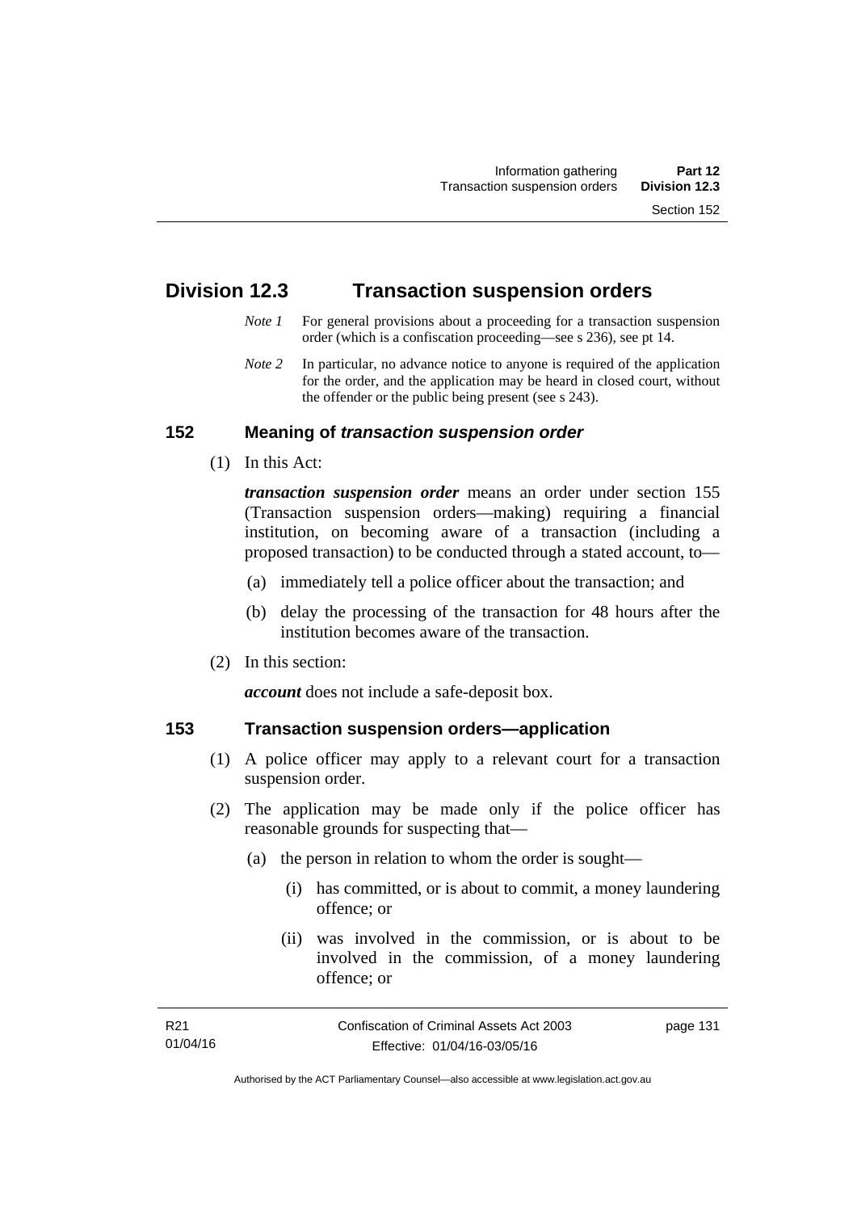## Division 12.3 Transaction suspension orders

*Note 1* For general provisions about a proceeding for a transaction suspension order (which is a confiscation proceeding—see s 236), see pt 14.

*Note 2* In particular, no advance notice to anyone is required of the application for the order, and the application may be heard in closed court, without the offender or the public being present (see s 243).

### 152 Meaning of *transaction suspension order*

(1) In this Act:

***transaction suspension order*** means an order under section 155 (Transaction suspension orders—making) requiring a financial institution, on becoming aware of a transaction (including a proposed transaction) to be conducted through a stated account, to—

(a) immediately tell a police officer about the transaction; and

(b) delay the processing of the transaction for 48 hours after the institution becomes aware of the transaction.

(2) In this section:

***account*** does not include a safe-deposit box.

### 153 Transaction suspension orders—application

(1) A police officer may apply to a relevant court for a transaction suspension order.

(2) The application may be made only if the police officer has reasonable grounds for suspecting that—

(a) the person in relation to whom the order is sought—

(i) has committed, or is about to commit, a money laundering offence; or

(ii) was involved in the commission, or is about to be involved in the commission, of a money laundering offence; or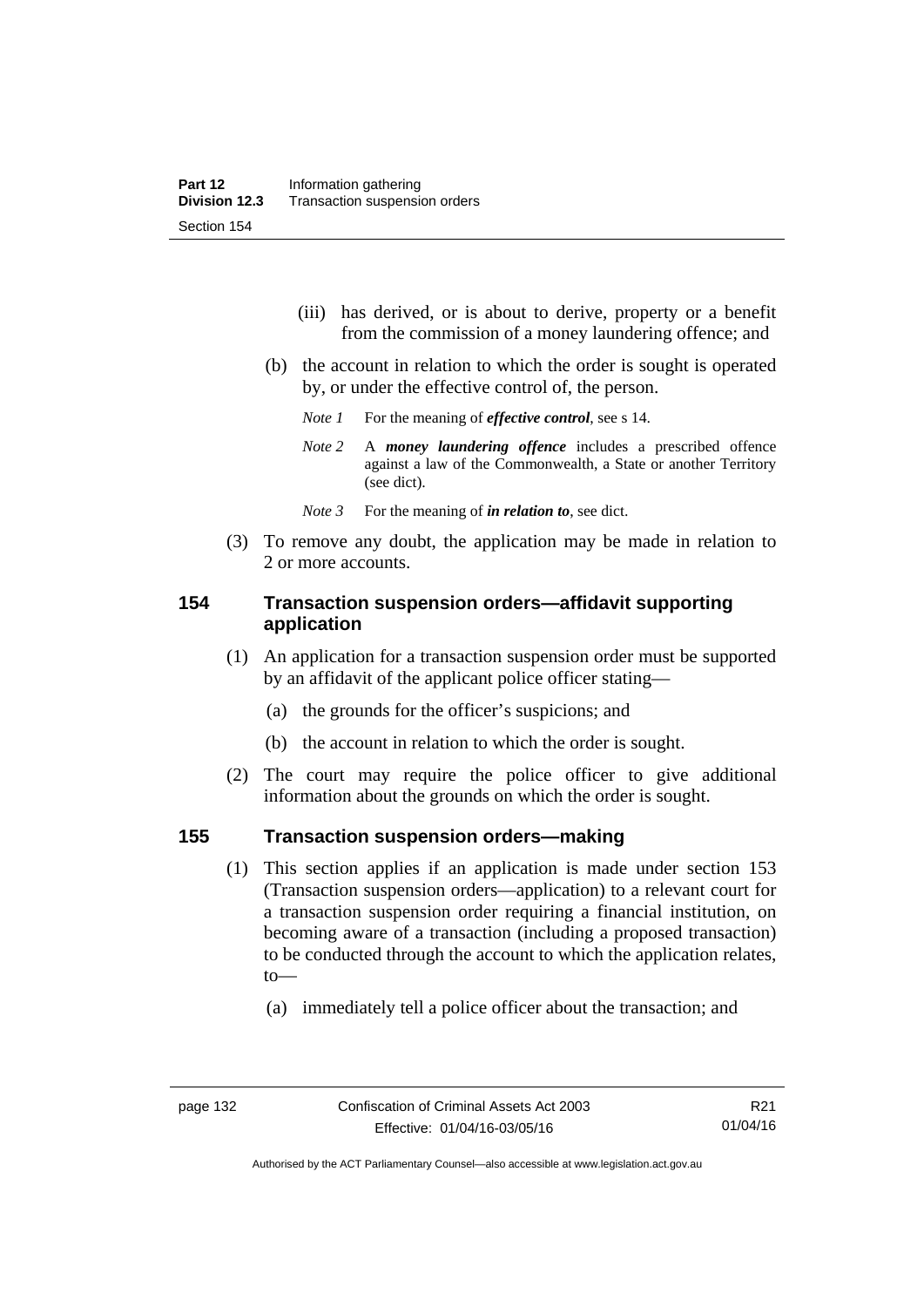(iii) has derived, or is about to derive, property or a benefit from the commission of a money laundering offence; and

(b) the account in relation to which the order is sought is operated by, or under the effective control of, the person.

*Note 1* For the meaning of ***effective control***, see s 14.

*Note 2* A ***money laundering offence*** includes a prescribed offence against a law of the Commonwealth, a State or another Territory (see dict).

*Note 3* For the meaning of ***in relation to***, see dict.

(3) To remove any doubt, the application may be made in relation to 2 or more accounts.

## 154 Transaction suspension orders—affidavit supporting application

(1) An application for a transaction suspension order must be supported by an affidavit of the applicant police officer stating—

(a) the grounds for the officer's suspicions; and

(b) the account in relation to which the order is sought.

(2) The court may require the police officer to give additional information about the grounds on which the order is sought.

## 155 Transaction suspension orders—making

(1) This section applies if an application is made under section 153 (Transaction suspension orders—application) to a relevant court for a transaction suspension order requiring a financial institution, on becoming aware of a transaction (including a proposed transaction) to be conducted through the account to which the application relates, to—

(a) immediately tell a police officer about the transaction; and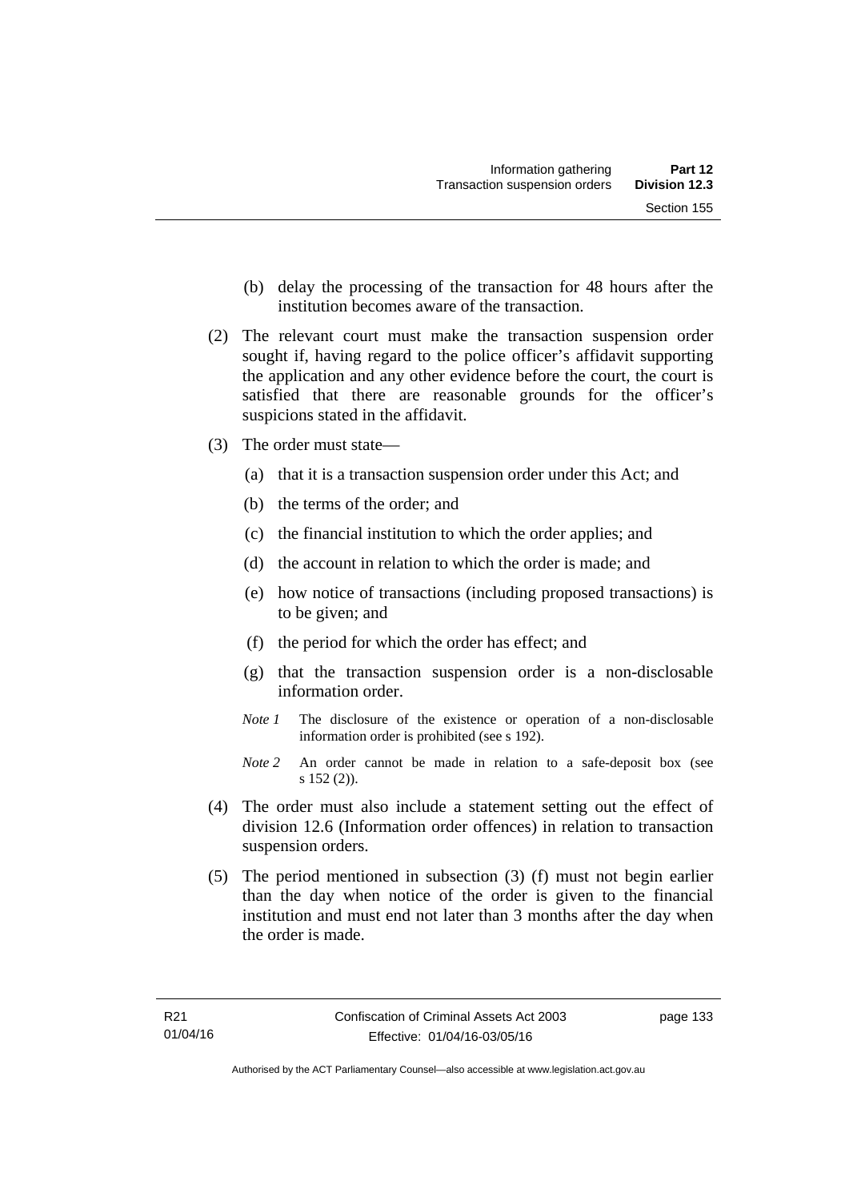(b) delay the processing of the transaction for 48 hours after the institution becomes aware of the transaction.

(2) The relevant court must make the transaction suspension order sought if, having regard to the police officer's affidavit supporting the application and any other evidence before the court, the court is satisfied that there are reasonable grounds for the officer's suspicions stated in the affidavit.

(3) The order must state—

(a) that it is a transaction suspension order under this Act; and

(b) the terms of the order; and

(c) the financial institution to which the order applies; and

(d) the account in relation to which the order is made; and

(e) how notice of transactions (including proposed transactions) is to be given; and

(f) the period for which the order has effect; and

(g) that the transaction suspension order is a non-disclosable information order.

*Note 1* The disclosure of the existence or operation of a non-disclosable information order is prohibited (see s 192).

*Note 2* An order cannot be made in relation to a safe-deposit box (see s 152 (2)).

(4) The order must also include a statement setting out the effect of division 12.6 (Information order offences) in relation to transaction suspension orders.

(5) The period mentioned in subsection (3) (f) must not begin earlier than the day when notice of the order is given to the financial institution and must end not later than 3 months after the day when the order is made.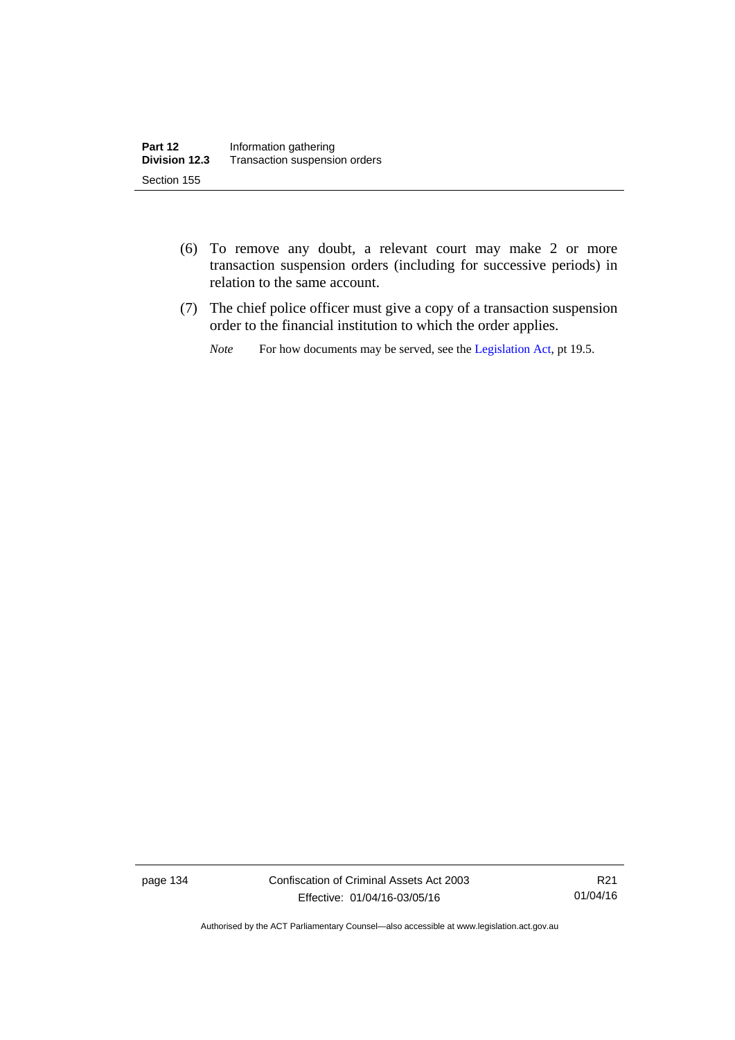(6) To remove any doubt, a relevant court may make 2 or more transaction suspension orders (including for successive periods) in relation to the same account.

(7) The chief police officer must give a copy of a transaction suspension order to the financial institution to which the order applies.

*Note* For how documents may be served, see the Legislation Act, pt 19.5.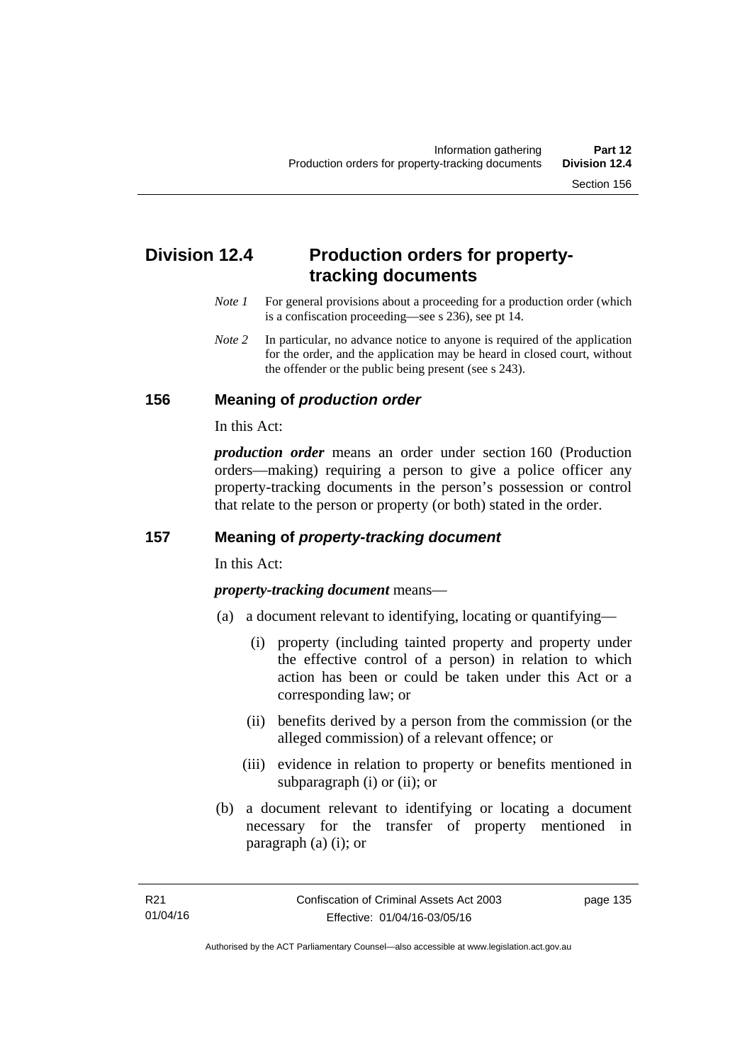## Division 12.4 Production orders for property-tracking documents

*Note 1* For general provisions about a proceeding for a production order (which is a confiscation proceeding—see s 236), see pt 14.

*Note 2* In particular, no advance notice to anyone is required of the application for the order, and the application may be heard in closed court, without the offender or the public being present (see s 243).

### 156 Meaning of *production order*

In this Act:

***production order*** means an order under section 160 (Production orders—making) requiring a person to give a police officer any property-tracking documents in the person's possession or control that relate to the person or property (or both) stated in the order.

### 157 Meaning of *property-tracking document*

In this Act:

***property-tracking document*** means—

(a) a document relevant to identifying, locating or quantifying—

(i) property (including tainted property and property under the effective control of a person) in relation to which action has been or could be taken under this Act or a corresponding law; or

(ii) benefits derived by a person from the commission (or the alleged commission) of a relevant offence; or

(iii) evidence in relation to property or benefits mentioned in subparagraph (i) or (ii); or

(b) a document relevant to identifying or locating a document necessary for the transfer of property mentioned in paragraph (a) (i); or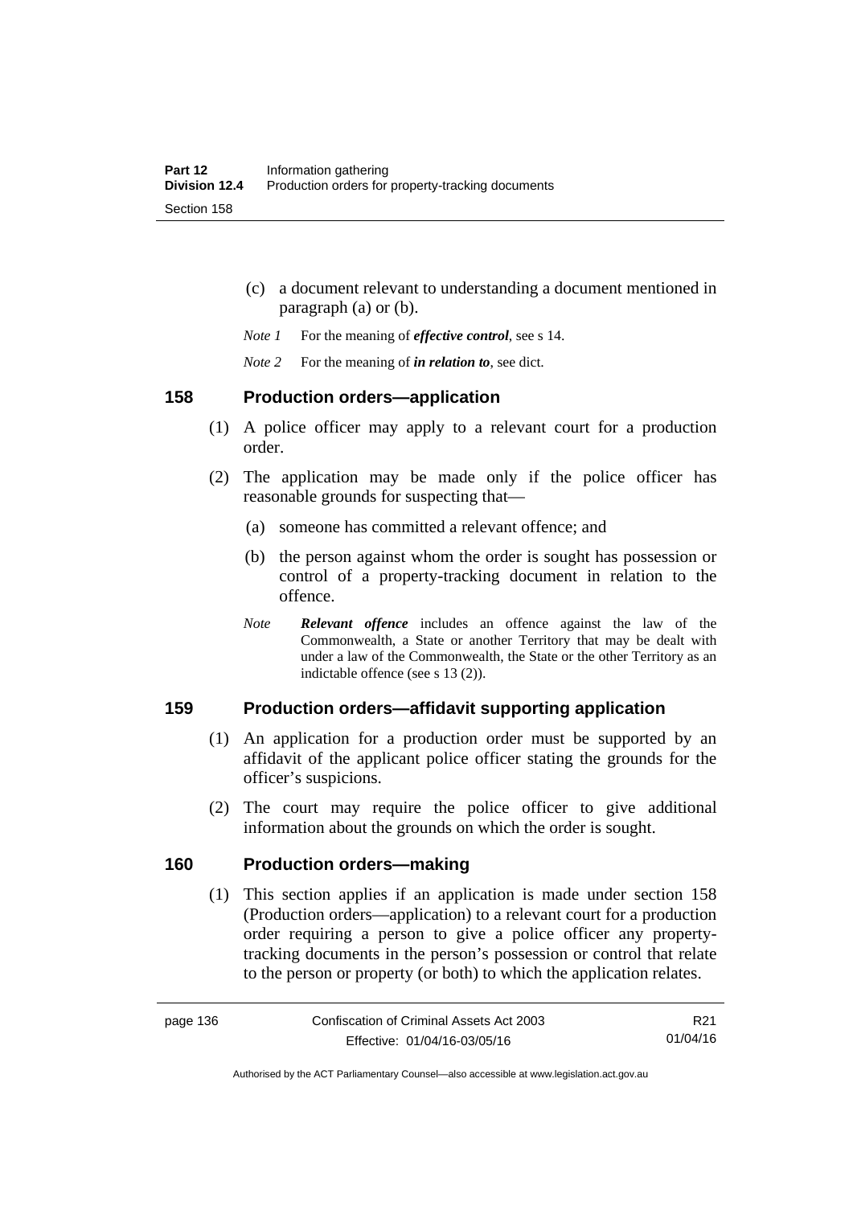(c) a document relevant to understanding a document mentioned in paragraph (a) or (b).

*Note 1* For the meaning of ***effective control***, see s 14.

*Note 2* For the meaning of ***in relation to***, see dict.

## 158 Production orders—application

(1) A police officer may apply to a relevant court for a production order.

(2) The application may be made only if the police officer has reasonable grounds for suspecting that—

(a) someone has committed a relevant offence; and

(b) the person against whom the order is sought has possession or control of a property-tracking document in relation to the offence.

*Note* ***Relevant offence*** includes an offence against the law of the Commonwealth, a State or another Territory that may be dealt with under a law of the Commonwealth, the State or the other Territory as an indictable offence (see s 13 (2)).

## 159 Production orders—affidavit supporting application

(1) An application for a production order must be supported by an affidavit of the applicant police officer stating the grounds for the officer's suspicions.

(2) The court may require the police officer to give additional information about the grounds on which the order is sought.

## 160 Production orders—making

(1) This section applies if an application is made under section 158 (Production orders—application) to a relevant court for a production order requiring a person to give a police officer any property-tracking documents in the person's possession or control that relate to the person or property (or both) to which the application relates.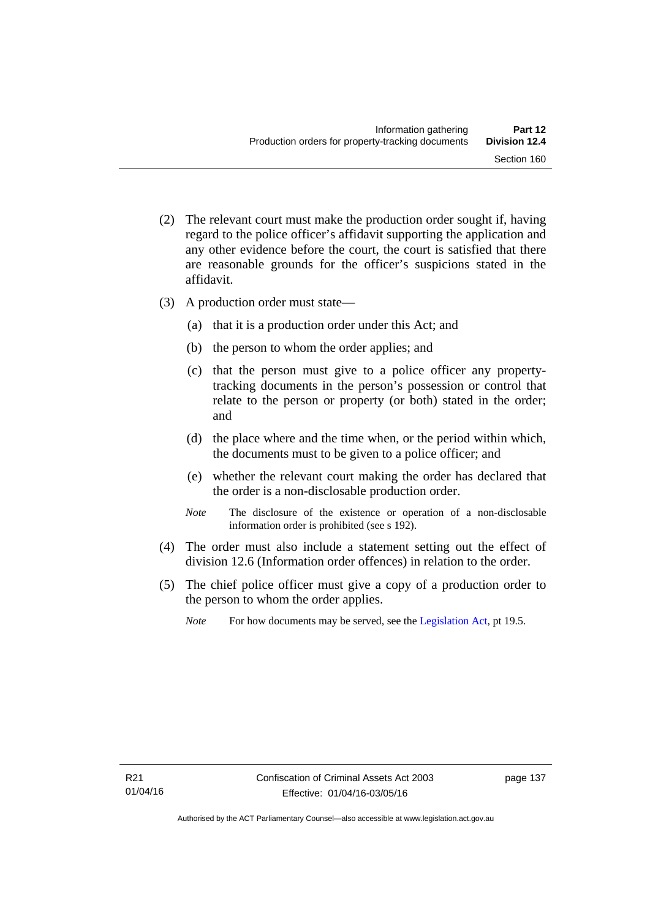(2) The relevant court must make the production order sought if, having regard to the police officer's affidavit supporting the application and any other evidence before the court, the court is satisfied that there are reasonable grounds for the officer's suspicions stated in the affidavit.

(3) A production order must state—

(a) that it is a production order under this Act; and

(b) the person to whom the order applies; and

(c) that the person must give to a police officer any property-tracking documents in the person's possession or control that relate to the person or property (or both) stated in the order; and

(d) the place where and the time when, or the period within which, the documents must to be given to a police officer; and

(e) whether the relevant court making the order has declared that the order is a non-disclosable production order.

*Note* The disclosure of the existence or operation of a non-disclosable information order is prohibited (see s 192).

(4) The order must also include a statement setting out the effect of division 12.6 (Information order offences) in relation to the order.

(5) The chief police officer must give a copy of a production order to the person to whom the order applies.

*Note* For how documents may be served, see the Legislation Act, pt 19.5.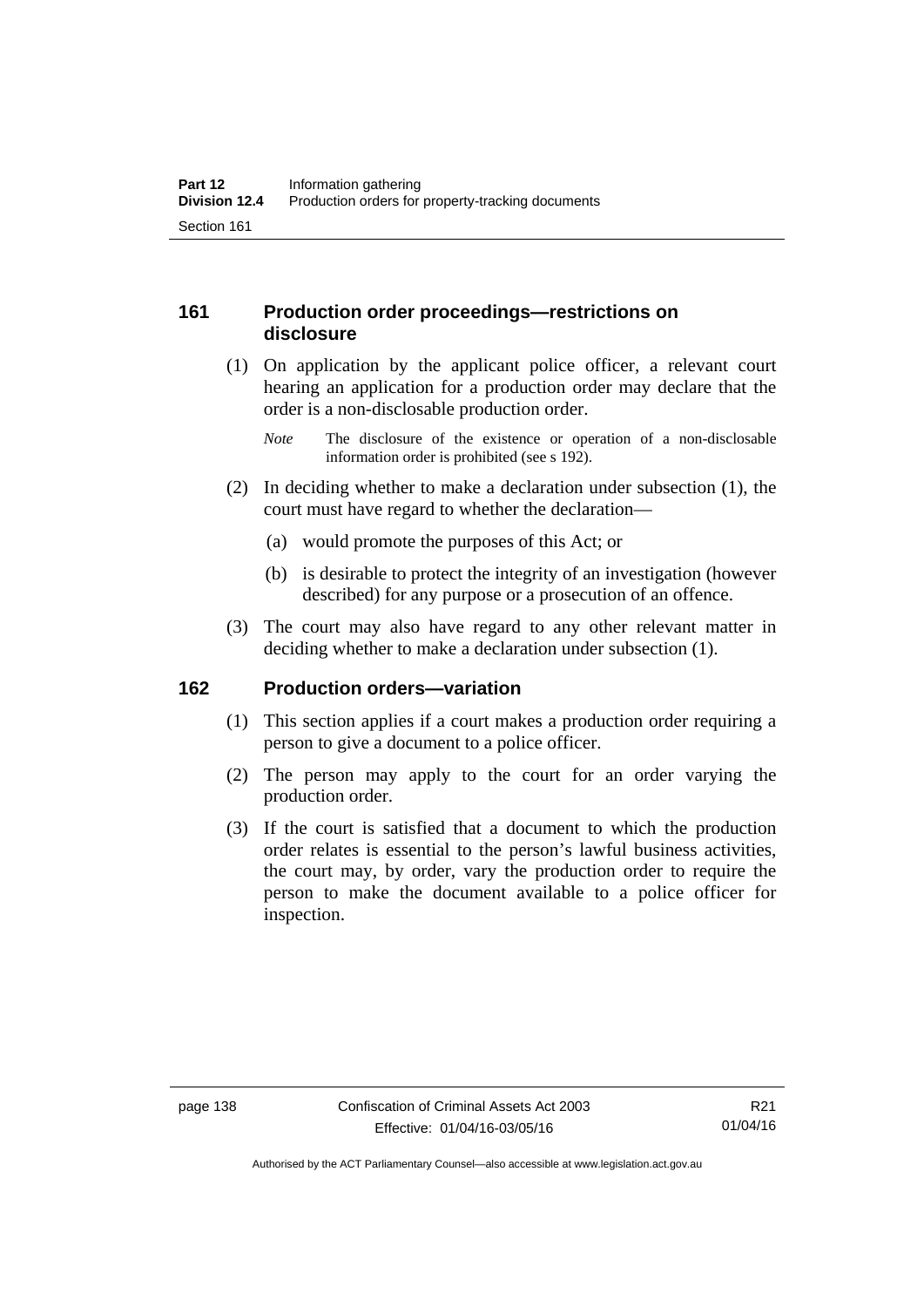## 161 Production order proceedings—restrictions on disclosure

(1) On application by the applicant police officer, a relevant court hearing an application for a production order may declare that the order is a non-disclosable production order.

*Note* The disclosure of the existence or operation of a non-disclosable information order is prohibited (see s 192).

(2) In deciding whether to make a declaration under subsection (1), the court must have regard to whether the declaration—

(a) would promote the purposes of this Act; or

(b) is desirable to protect the integrity of an investigation (however described) for any purpose or a prosecution of an offence.

(3) The court may also have regard to any other relevant matter in deciding whether to make a declaration under subsection (1).

## 162 Production orders—variation

(1) This section applies if a court makes a production order requiring a person to give a document to a police officer.

(2) The person may apply to the court for an order varying the production order.

(3) If the court is satisfied that a document to which the production order relates is essential to the person's lawful business activities, the court may, by order, vary the production order to require the person to make the document available to a police officer for inspection.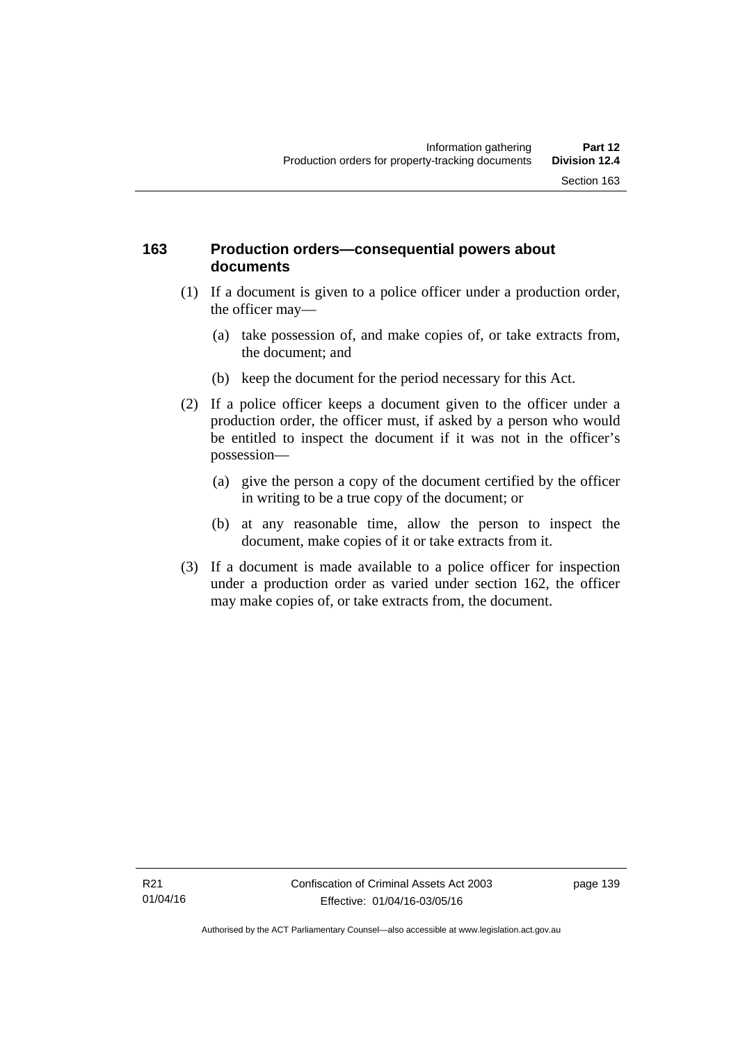## 163 Production orders—consequential powers about documents

(1) If a document is given to a police officer under a production order, the officer may—

(a) take possession of, and make copies of, or take extracts from, the document; and

(b) keep the document for the period necessary for this Act.

(2) If a police officer keeps a document given to the officer under a production order, the officer must, if asked by a person who would be entitled to inspect the document if it was not in the officer's possession—

(a) give the person a copy of the document certified by the officer in writing to be a true copy of the document; or

(b) at any reasonable time, allow the person to inspect the document, make copies of it or take extracts from it.

(3) If a document is made available to a police officer for inspection under a production order as varied under section 162, the officer may make copies of, or take extracts from, the document.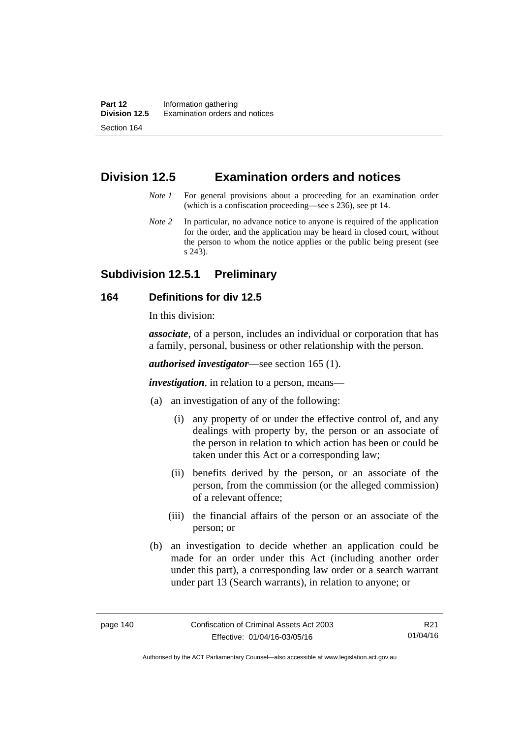## Division 12.5 Examination orders and notices

*Note 1* For general provisions about a proceeding for an examination order (which is a confiscation proceeding—see s 236), see pt 14.

*Note 2* In particular, no advance notice to anyone is required of the application for the order, and the application may be heard in closed court, without the person to whom the notice applies or the public being present (see s 243).

### Subdivision 12.5.1 Preliminary

#### 164 Definitions for div 12.5

In this division:

***associate***, of a person, includes an individual or corporation that has a family, personal, business or other relationship with the person.

***authorised investigator***—see section 165 (1).

***investigation***, in relation to a person, means—

(a) an investigation of any of the following:

   (i) any property of or under the effective control of, and any dealings with property by, the person or an associate of the person in relation to which action has been or could be taken under this Act or a corresponding law;

   (ii) benefits derived by the person, or an associate of the person, from the commission (or the alleged commission) of a relevant offence;

   (iii) the financial affairs of the person or an associate of the person; or

(b) an investigation to decide whether an application could be made for an order under this Act (including another order under this part), a corresponding law order or a search warrant under part 13 (Search warrants), in relation to anyone; or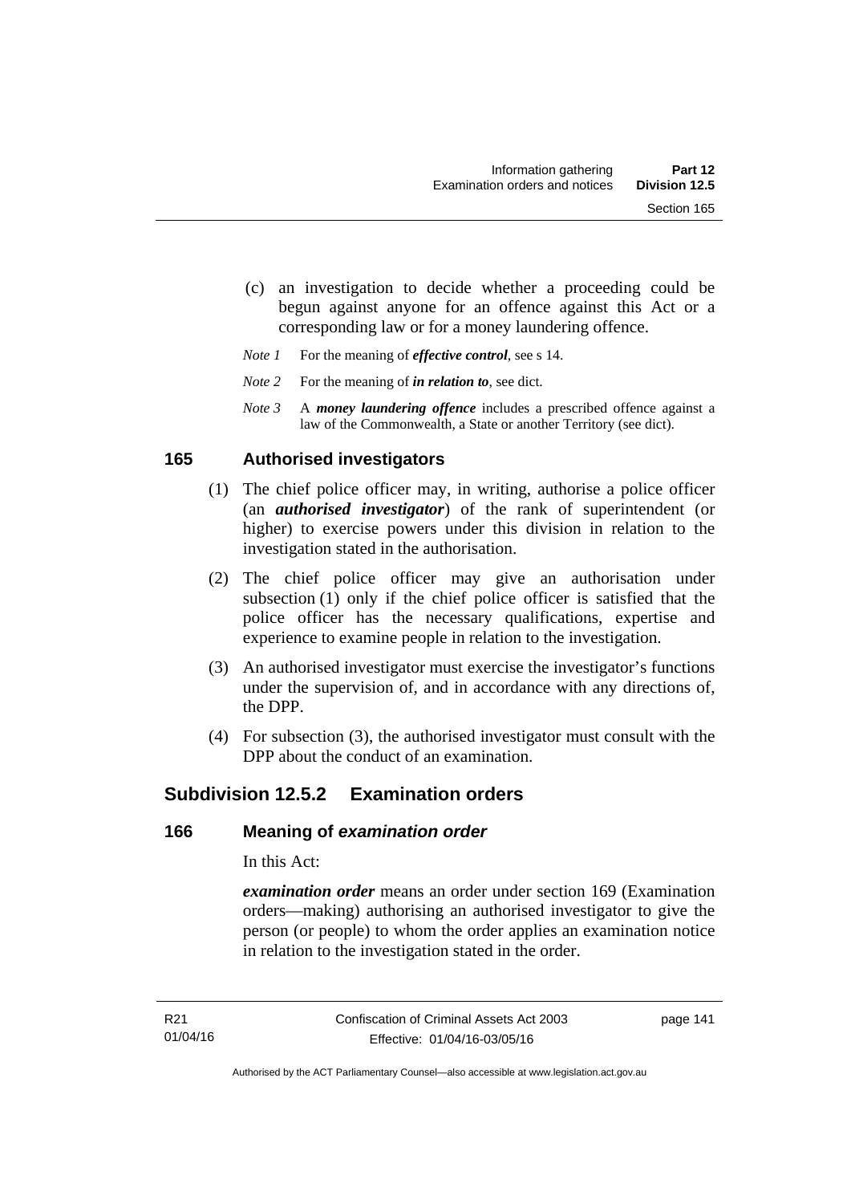(c) an investigation to decide whether a proceeding could be begun against anyone for an offence against this Act or a corresponding law or for a money laundering offence.

*Note 1* For the meaning of ***effective control***, see s 14.

*Note 2* For the meaning of ***in relation to***, see dict.

*Note 3* A ***money laundering offence*** includes a prescribed offence against a law of the Commonwealth, a State or another Territory (see dict).

## 165 Authorised investigators

(1) The chief police officer may, in writing, authorise a police officer (an ***authorised investigator***) of the rank of superintendent (or higher) to exercise powers under this division in relation to the investigation stated in the authorisation.

(2) The chief police officer may give an authorisation under subsection (1) only if the chief police officer is satisfied that the police officer has the necessary qualifications, expertise and experience to examine people in relation to the investigation.

(3) An authorised investigator must exercise the investigator's functions under the supervision of, and in accordance with any directions of, the DPP.

(4) For subsection (3), the authorised investigator must consult with the DPP about the conduct of an examination.

# Subdivision 12.5.2 Examination orders

## 166 Meaning of *examination order*

In this Act:

***examination order*** means an order under section 169 (Examination orders—making) authorising an authorised investigator to give the person (or people) to whom the order applies an examination notice in relation to the investigation stated in the order.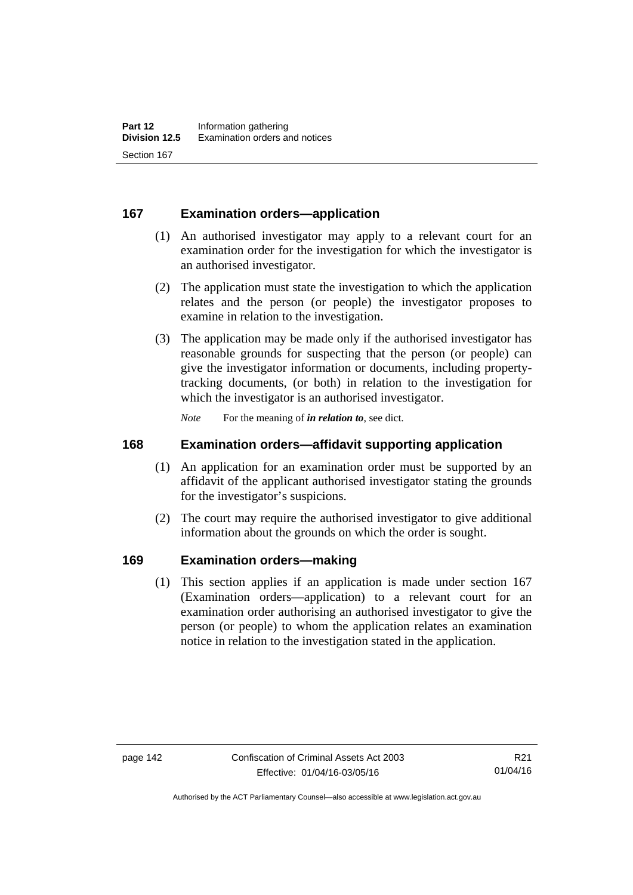## 167 Examination orders—application

(1) An authorised investigator may apply to a relevant court for an examination order for the investigation for which the investigator is an authorised investigator.

(2) The application must state the investigation to which the application relates and the person (or people) the investigator proposes to examine in relation to the investigation.

(3) The application may be made only if the authorised investigator has reasonable grounds for suspecting that the person (or people) can give the investigator information or documents, including property-tracking documents, (or both) in relation to the investigation for which the investigator is an authorised investigator.

*Note* For the meaning of ***in relation to***, see dict.

## 168 Examination orders—affidavit supporting application

(1) An application for an examination order must be supported by an affidavit of the applicant authorised investigator stating the grounds for the investigator's suspicions.

(2) The court may require the authorised investigator to give additional information about the grounds on which the order is sought.

## 169 Examination orders—making

(1) This section applies if an application is made under section 167 (Examination orders—application) to a relevant court for an examination order authorising an authorised investigator to give the person (or people) to whom the application relates an examination notice in relation to the investigation stated in the application.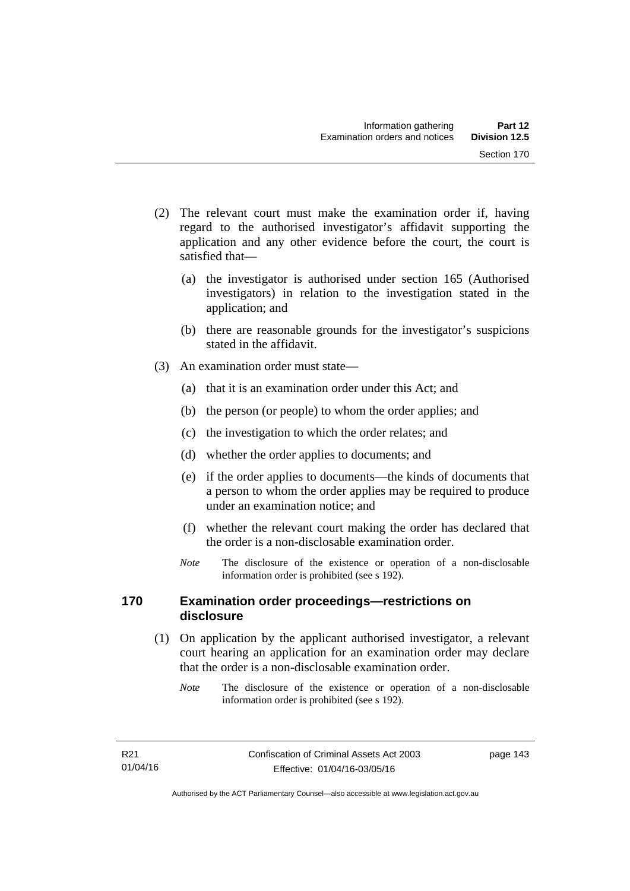(2) The relevant court must make the examination order if, having regard to the authorised investigator's affidavit supporting the application and any other evidence before the court, the court is satisfied that—

  (a) the investigator is authorised under section 165 (Authorised investigators) in relation to the investigation stated in the application; and

  (b) there are reasonable grounds for the investigator's suspicions stated in the affidavit.

(3) An examination order must state—

  (a) that it is an examination order under this Act; and

  (b) the person (or people) to whom the order applies; and

  (c) the investigation to which the order relates; and

  (d) whether the order applies to documents; and

  (e) if the order applies to documents—the kinds of documents that a person to whom the order applies may be required to produce under an examination notice; and

  (f) whether the relevant court making the order has declared that the order is a non-disclosable examination order.

*Note* The disclosure of the existence or operation of a non-disclosable information order is prohibited (see s 192).

## 170 Examination order proceedings—restrictions on disclosure

(1) On application by the applicant authorised investigator, a relevant court hearing an application for an examination order may declare that the order is a non-disclosable examination order.

*Note* The disclosure of the existence or operation of a non-disclosable information order is prohibited (see s 192).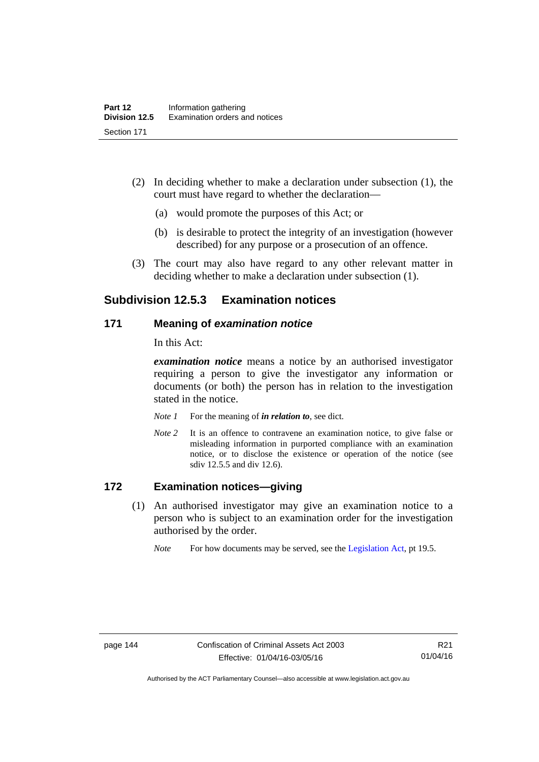(2) In deciding whether to make a declaration under subsection (1), the court must have regard to whether the declaration—

(a) would promote the purposes of this Act; or

(b) is desirable to protect the integrity of an investigation (however described) for any purpose or a prosecution of an offence.

(3) The court may also have regard to any other relevant matter in deciding whether to make a declaration under subsection (1).

## Subdivision 12.5.3 Examination notices

### 171 Meaning of *examination notice*

In this Act:

***examination notice*** means a notice by an authorised investigator requiring a person to give the investigator any information or documents (or both) the person has in relation to the investigation stated in the notice.

*Note 1* For the meaning of ***in relation to***, see dict.

*Note 2* It is an offence to contravene an examination notice, to give false or misleading information in purported compliance with an examination notice, or to disclose the existence or operation of the notice (see sdiv 12.5.5 and div 12.6).

### 172 Examination notices—giving

(1) An authorised investigator may give an examination notice to a person who is subject to an examination order for the investigation authorised by the order.

*Note* For how documents may be served, see the Legislation Act, pt 19.5.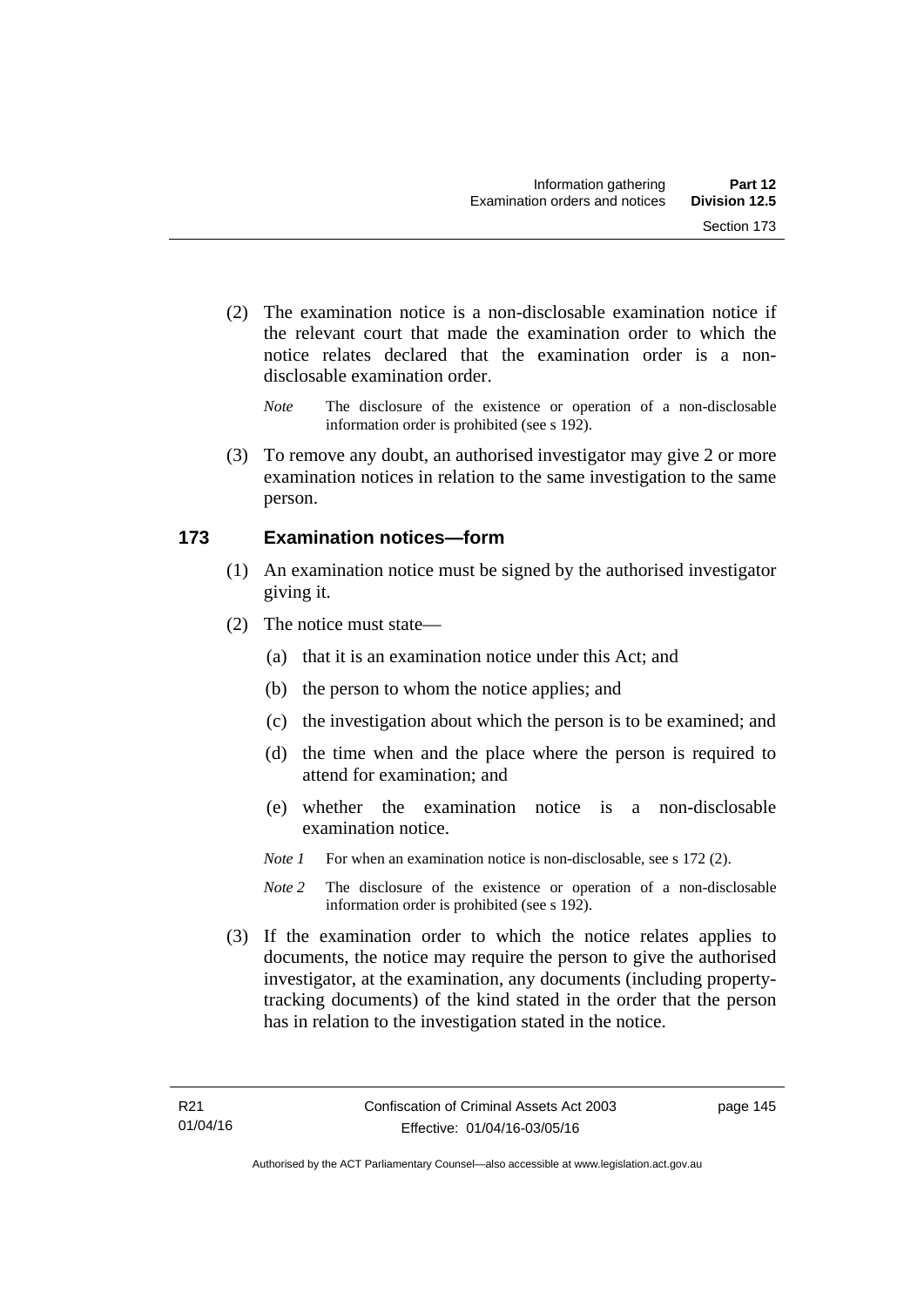(2) The examination notice is a non-disclosable examination notice if the relevant court that made the examination order to which the notice relates declared that the examination order is a non-disclosable examination order.

*Note* The disclosure of the existence or operation of a non-disclosable information order is prohibited (see s 192).

(3) To remove any doubt, an authorised investigator may give 2 or more examination notices in relation to the same investigation to the same person.

## 173 Examination notices—form

(1) An examination notice must be signed by the authorised investigator giving it.

(2) The notice must state—

(a) that it is an examination notice under this Act; and

(b) the person to whom the notice applies; and

(c) the investigation about which the person is to be examined; and

(d) the time when and the place where the person is required to attend for examination; and

(e) whether the examination notice is a non-disclosable examination notice.

*Note 1* For when an examination notice is non-disclosable, see s 172 (2).

*Note 2* The disclosure of the existence or operation of a non-disclosable information order is prohibited (see s 192).

(3) If the examination order to which the notice relates applies to documents, the notice may require the person to give the authorised investigator, at the examination, any documents (including property-tracking documents) of the kind stated in the order that the person has in relation to the investigation stated in the notice.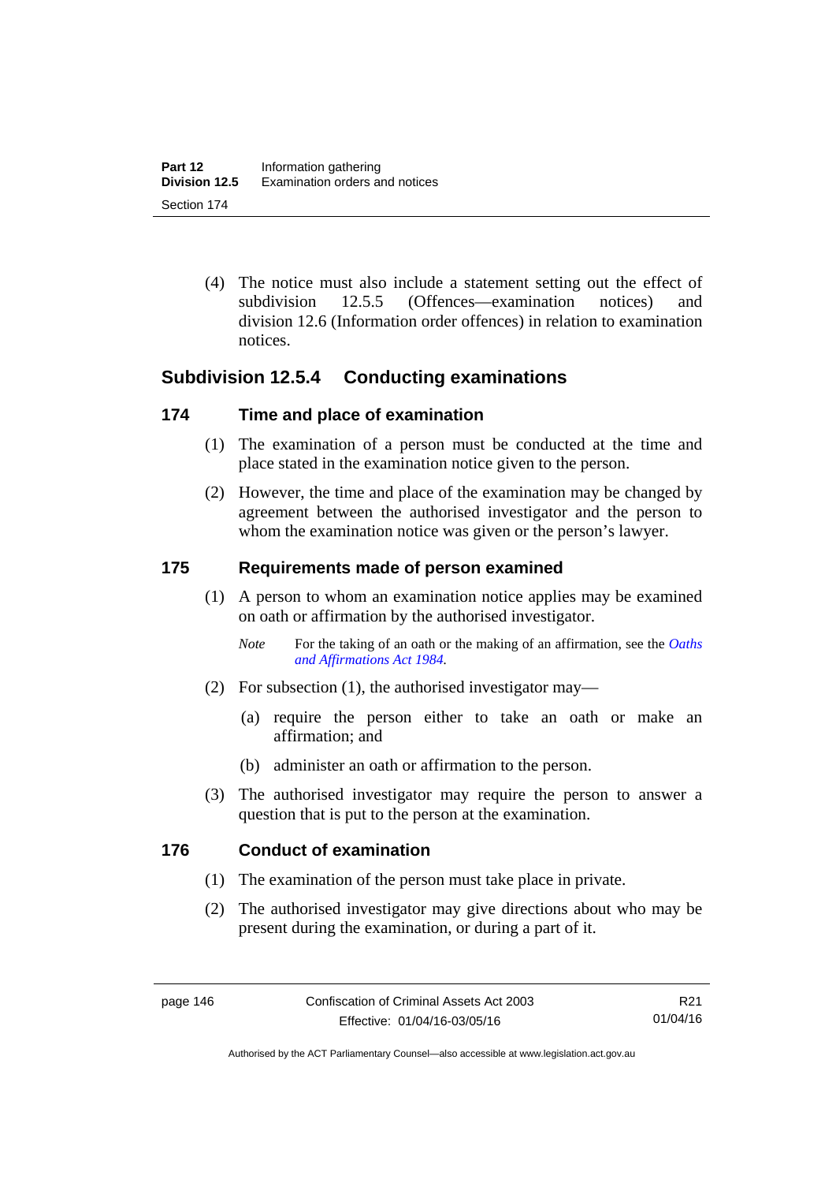(4) The notice must also include a statement setting out the effect of subdivision 12.5.5 (Offences—examination notices) and division 12.6 (Information order offences) in relation to examination notices.

## Subdivision 12.5.4 Conducting examinations

### 174 Time and place of examination

(1) The examination of a person must be conducted at the time and place stated in the examination notice given to the person.

(2) However, the time and place of the examination may be changed by agreement between the authorised investigator and the person to whom the examination notice was given or the person's lawyer.

### 175 Requirements made of person examined

(1) A person to whom an examination notice applies may be examined on oath or affirmation by the authorised investigator.

*Note* For the taking of an oath or the making of an affirmation, see the *Oaths and Affirmations Act 1984*.

(2) For subsection (1), the authorised investigator may—

(a) require the person either to take an oath or make an affirmation; and

(b) administer an oath or affirmation to the person.

(3) The authorised investigator may require the person to answer a question that is put to the person at the examination.

### 176 Conduct of examination

(1) The examination of the person must take place in private.

(2) The authorised investigator may give directions about who may be present during the examination, or during a part of it.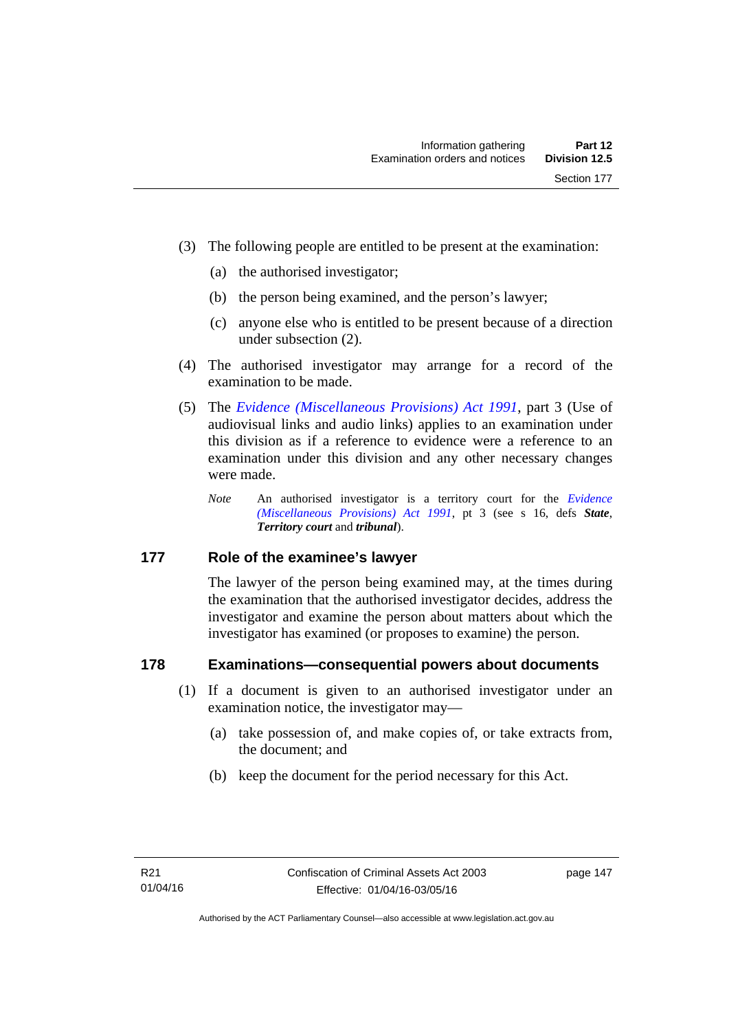(3) The following people are entitled to be present at the examination:

(a) the authorised investigator;

(b) the person being examined, and the person's lawyer;

(c) anyone else who is entitled to be present because of a direction under subsection (2).

(4) The authorised investigator may arrange for a record of the examination to be made.

(5) The *Evidence (Miscellaneous Provisions) Act 1991*, part 3 (Use of audiovisual links and audio links) applies to an examination under this division as if a reference to evidence were a reference to an examination under this division and any other necessary changes were made.

*Note* An authorised investigator is a territory court for the *Evidence (Miscellaneous Provisions) Act 1991*, pt 3 (see s 16, defs ***State***, ***Territory court*** and ***tribunal***).

## 177 Role of the examinee's lawyer

The lawyer of the person being examined may, at the times during the examination that the authorised investigator decides, address the investigator and examine the person about matters about which the investigator has examined (or proposes to examine) the person.

## 178 Examinations—consequential powers about documents

(1) If a document is given to an authorised investigator under an examination notice, the investigator may—

(a) take possession of, and make copies of, or take extracts from, the document; and

(b) keep the document for the period necessary for this Act.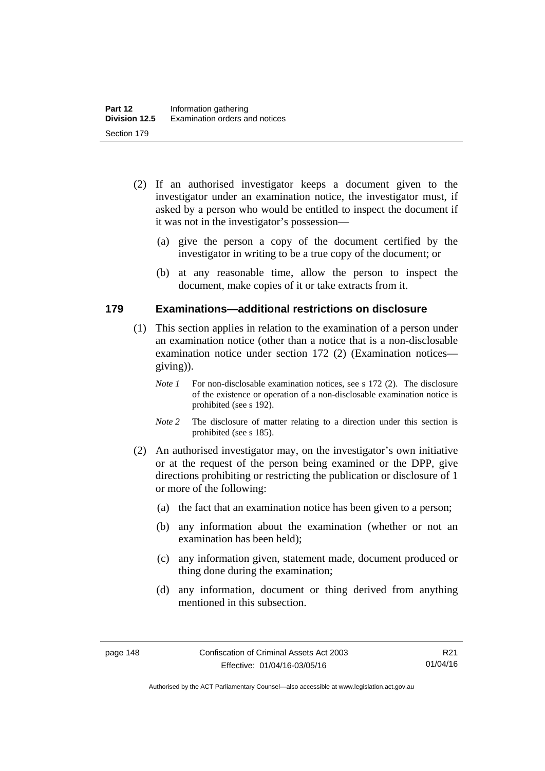(2) If an authorised investigator keeps a document given to the investigator under an examination notice, the investigator must, if asked by a person who would be entitled to inspect the document if it was not in the investigator's possession—

(a) give the person a copy of the document certified by the investigator in writing to be a true copy of the document; or

(b) at any reasonable time, allow the person to inspect the document, make copies of it or take extracts from it.

### 179 Examinations—additional restrictions on disclosure

(1) This section applies in relation to the examination of a person under an examination notice (other than a notice that is a non-disclosable examination notice under section 172 (2) (Examination notices—giving)).

*Note 1* For non-disclosable examination notices, see s 172 (2). The disclosure of the existence or operation of a non-disclosable examination notice is prohibited (see s 192).

*Note 2* The disclosure of matter relating to a direction under this section is prohibited (see s 185).

(2) An authorised investigator may, on the investigator's own initiative or at the request of the person being examined or the DPP, give directions prohibiting or restricting the publication or disclosure of 1 or more of the following:

(a) the fact that an examination notice has been given to a person;

(b) any information about the examination (whether or not an examination has been held);

(c) any information given, statement made, document produced or thing done during the examination;

(d) any information, document or thing derived from anything mentioned in this subsection.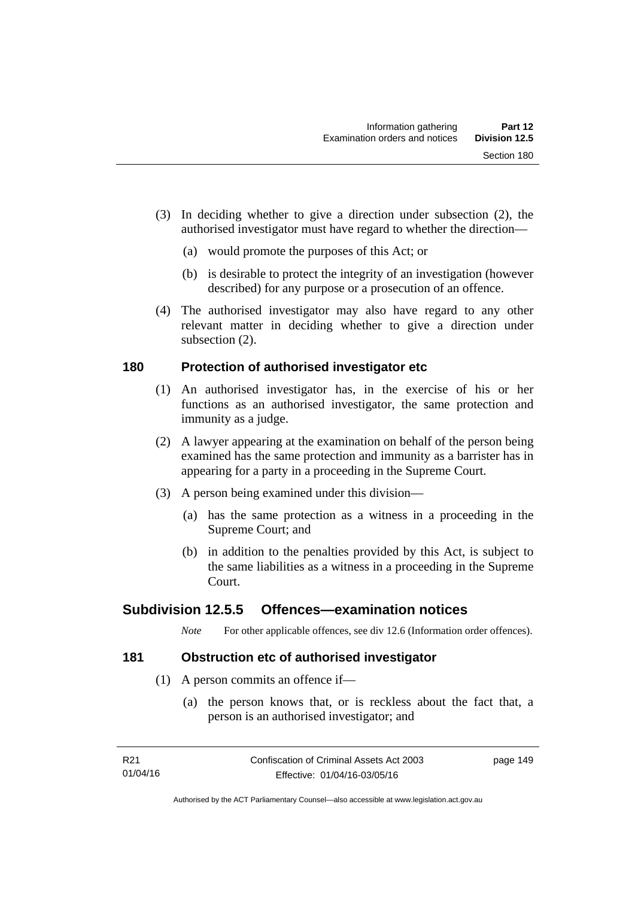(3) In deciding whether to give a direction under subsection (2), the authorised investigator must have regard to whether the direction—

(a) would promote the purposes of this Act; or

(b) is desirable to protect the integrity of an investigation (however described) for any purpose or a prosecution of an offence.

(4) The authorised investigator may also have regard to any other relevant matter in deciding whether to give a direction under subsection (2).

### 180 Protection of authorised investigator etc

(1) An authorised investigator has, in the exercise of his or her functions as an authorised investigator, the same protection and immunity as a judge.

(2) A lawyer appearing at the examination on behalf of the person being examined has the same protection and immunity as a barrister has in appearing for a party in a proceeding in the Supreme Court.

(3) A person being examined under this division—

(a) has the same protection as a witness in a proceeding in the Supreme Court; and

(b) in addition to the penalties provided by this Act, is subject to the same liabilities as a witness in a proceeding in the Supreme Court.

## Subdivision 12.5.5 Offences—examination notices

*Note* For other applicable offences, see div 12.6 (Information order offences).

### 181 Obstruction etc of authorised investigator

(1) A person commits an offence if—

(a) the person knows that, or is reckless about the fact that, a person is an authorised investigator; and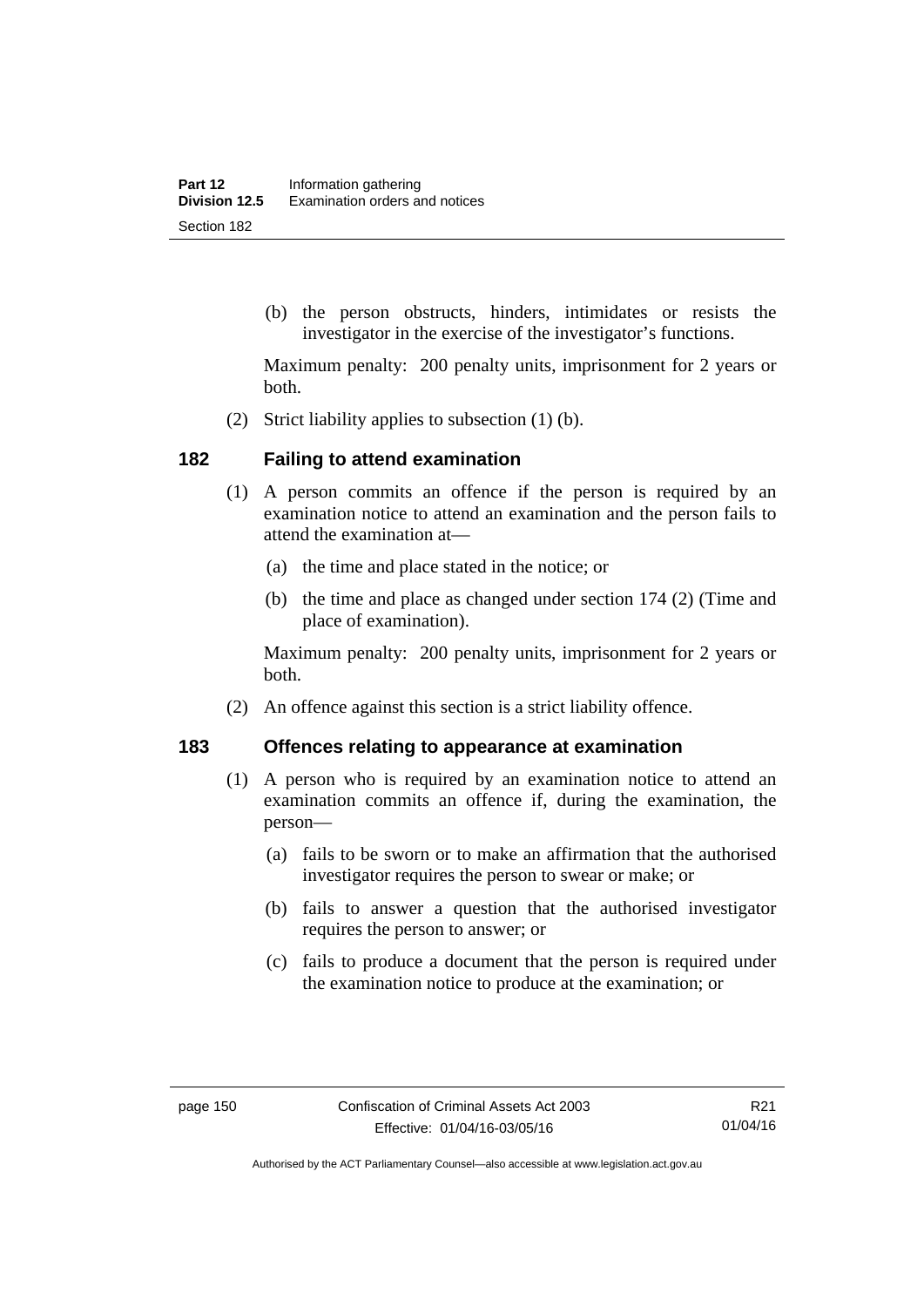(b) the person obstructs, hinders, intimidates or resists the investigator in the exercise of the investigator's functions.

Maximum penalty: 200 penalty units, imprisonment for 2 years or both.

(2) Strict liability applies to subsection (1) (b).

## 182 Failing to attend examination

(1) A person commits an offence if the person is required by an examination notice to attend an examination and the person fails to attend the examination at—

(a) the time and place stated in the notice; or

(b) the time and place as changed under section 174 (2) (Time and place of examination).

Maximum penalty: 200 penalty units, imprisonment for 2 years or both.

(2) An offence against this section is a strict liability offence.

## 183 Offences relating to appearance at examination

(1) A person who is required by an examination notice to attend an examination commits an offence if, during the examination, the person—

(a) fails to be sworn or to make an affirmation that the authorised investigator requires the person to swear or make; or

(b) fails to answer a question that the authorised investigator requires the person to answer; or

(c) fails to produce a document that the person is required under the examination notice to produce at the examination; or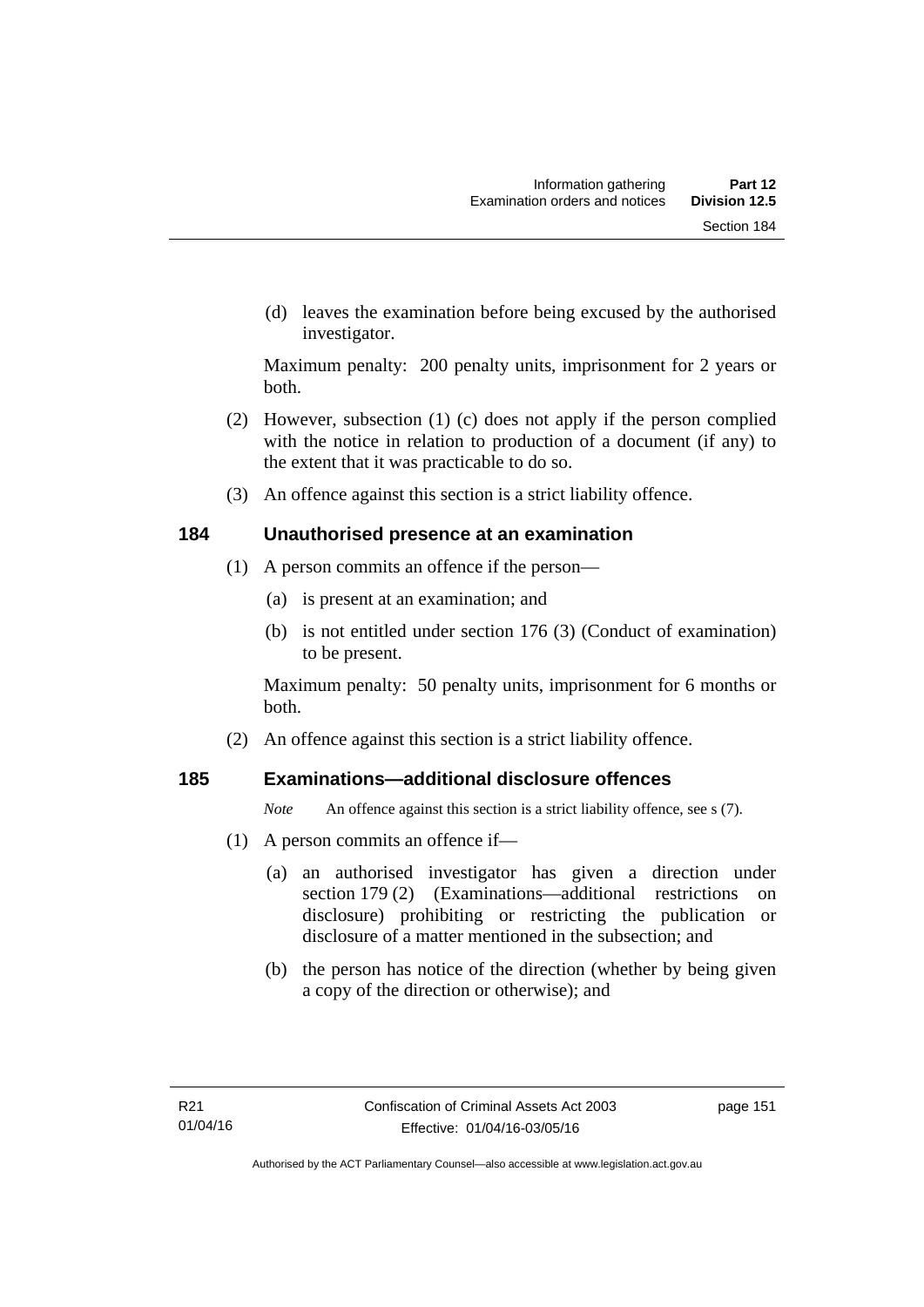(d) leaves the examination before being excused by the authorised investigator.

Maximum penalty: 200 penalty units, imprisonment for 2 years or both.

(2) However, subsection (1) (c) does not apply if the person complied with the notice in relation to production of a document (if any) to the extent that it was practicable to do so.

(3) An offence against this section is a strict liability offence.

## 184 Unauthorised presence at an examination

(1) A person commits an offence if the person—

(a) is present at an examination; and

(b) is not entitled under section 176 (3) (Conduct of examination) to be present.

Maximum penalty: 50 penalty units, imprisonment for 6 months or both.

(2) An offence against this section is a strict liability offence.

## 185 Examinations—additional disclosure offences

*Note* An offence against this section is a strict liability offence, see s (7).

(1) A person commits an offence if—

(a) an authorised investigator has given a direction under section 179 (2) (Examinations—additional restrictions on disclosure) prohibiting or restricting the publication or disclosure of a matter mentioned in the subsection; and

(b) the person has notice of the direction (whether by being given a copy of the direction or otherwise); and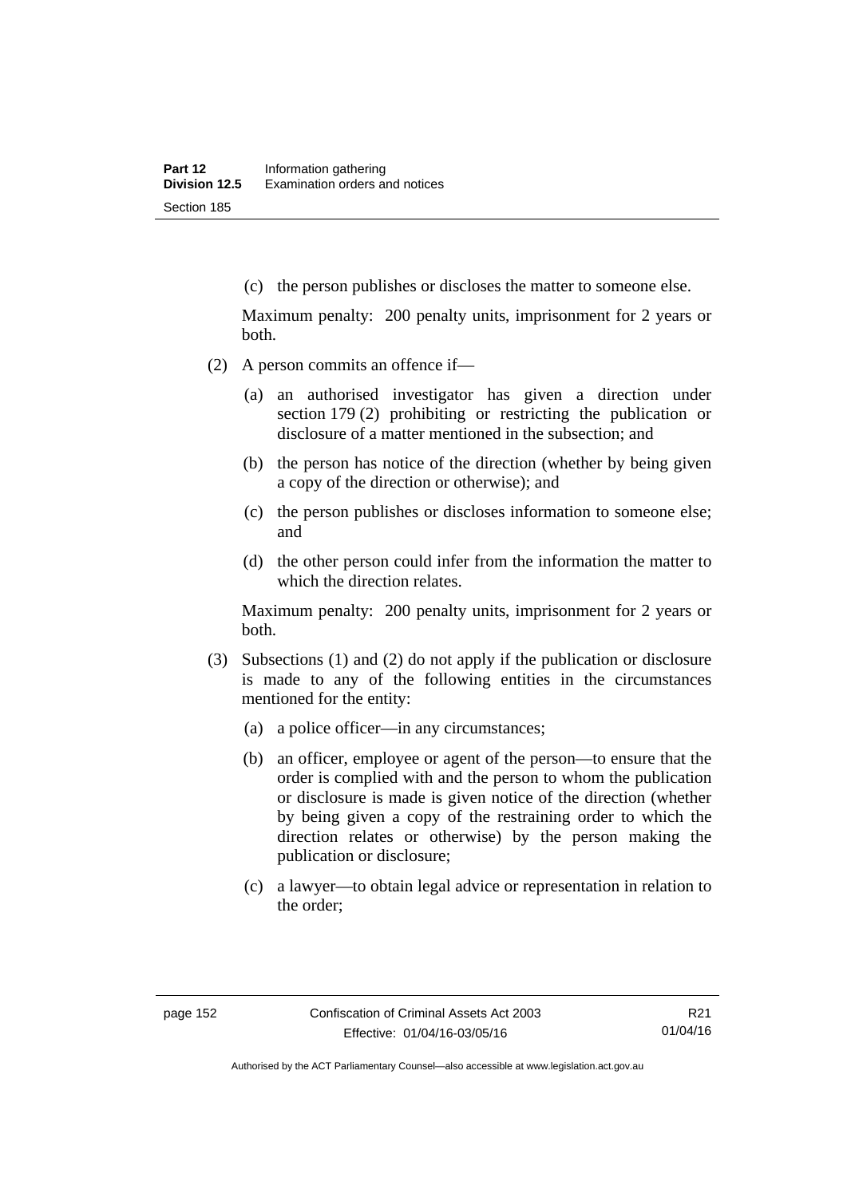(c) the person publishes or discloses the matter to someone else.

Maximum penalty: 200 penalty units, imprisonment for 2 years or both.

(2) A person commits an offence if—

(a) an authorised investigator has given a direction under section 179 (2) prohibiting or restricting the publication or disclosure of a matter mentioned in the subsection; and

(b) the person has notice of the direction (whether by being given a copy of the direction or otherwise); and

(c) the person publishes or discloses information to someone else; and

(d) the other person could infer from the information the matter to which the direction relates.

Maximum penalty: 200 penalty units, imprisonment for 2 years or both.

(3) Subsections (1) and (2) do not apply if the publication or disclosure is made to any of the following entities in the circumstances mentioned for the entity:

(a) a police officer—in any circumstances;

(b) an officer, employee or agent of the person—to ensure that the order is complied with and the person to whom the publication or disclosure is made is given notice of the direction (whether by being given a copy of the restraining order to which the direction relates or otherwise) by the person making the publication or disclosure;

(c) a lawyer—to obtain legal advice or representation in relation to the order;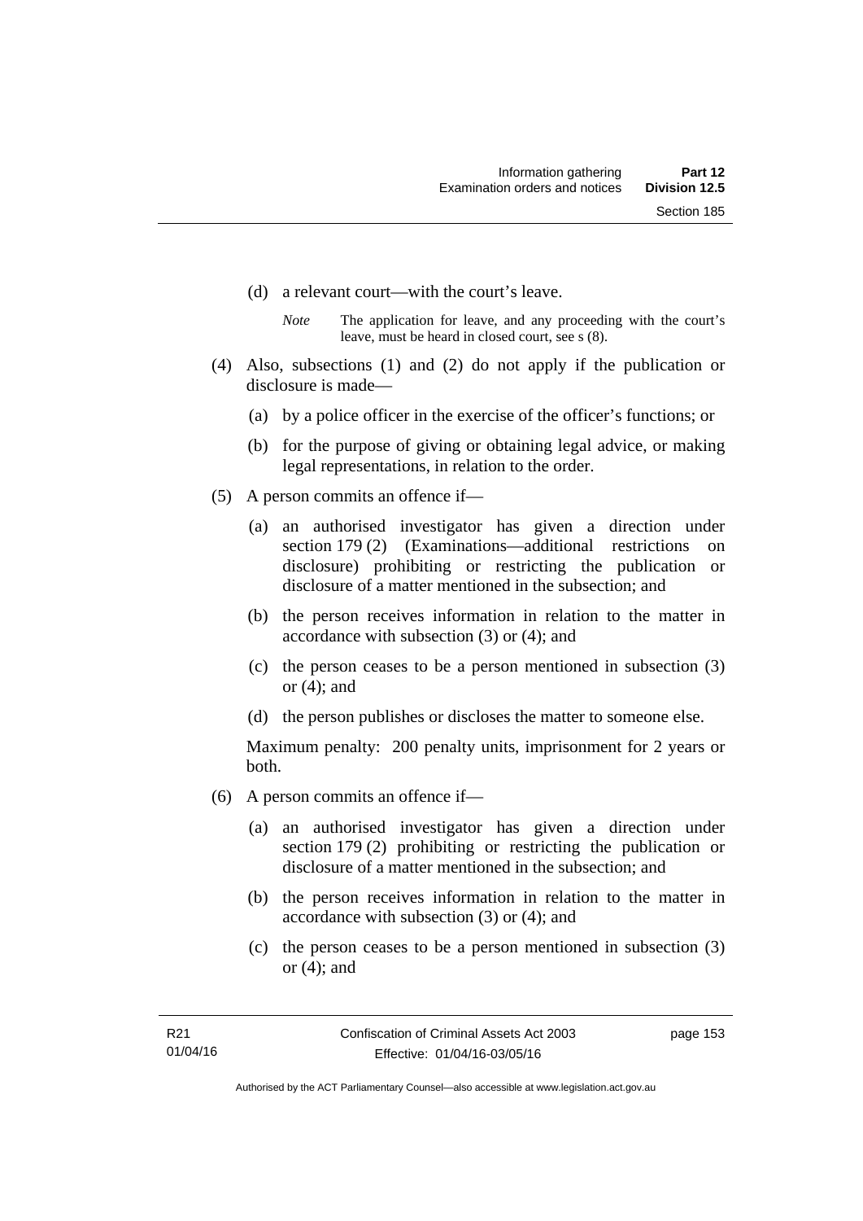(d) a relevant court—with the court's leave.

*Note* The application for leave, and any proceeding with the court's leave, must be heard in closed court, see s (8).

(4) Also, subsections (1) and (2) do not apply if the publication or disclosure is made—

(a) by a police officer in the exercise of the officer's functions; or

(b) for the purpose of giving or obtaining legal advice, or making legal representations, in relation to the order.

(5) A person commits an offence if—

(a) an authorised investigator has given a direction under section 179 (2) (Examinations—additional restrictions on disclosure) prohibiting or restricting the publication or disclosure of a matter mentioned in the subsection; and

(b) the person receives information in relation to the matter in accordance with subsection (3) or (4); and

(c) the person ceases to be a person mentioned in subsection (3) or (4); and

(d) the person publishes or discloses the matter to someone else.

Maximum penalty: 200 penalty units, imprisonment for 2 years or both.

(6) A person commits an offence if—

(a) an authorised investigator has given a direction under section 179 (2) prohibiting or restricting the publication or disclosure of a matter mentioned in the subsection; and

(b) the person receives information in relation to the matter in accordance with subsection (3) or (4); and

(c) the person ceases to be a person mentioned in subsection (3) or (4); and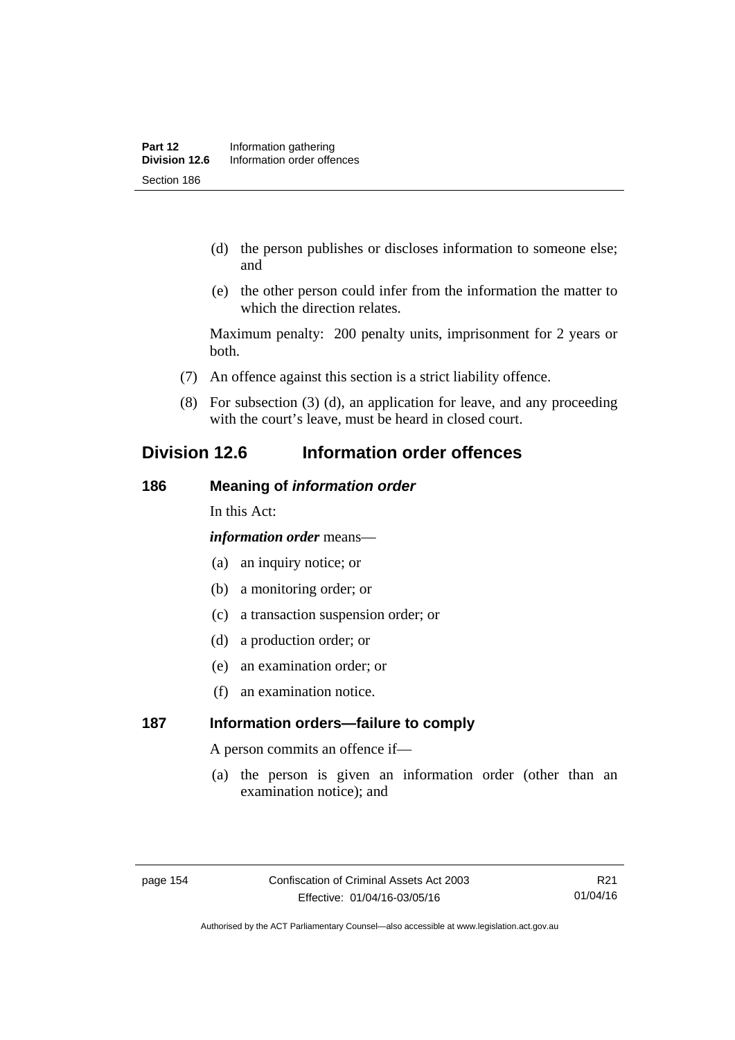(d) the person publishes or discloses information to someone else; and

(e) the other person could infer from the information the matter to which the direction relates.

Maximum penalty: 200 penalty units, imprisonment for 2 years or both.

(7) An offence against this section is a strict liability offence.

(8) For subsection (3) (d), an application for leave, and any proceeding with the court's leave, must be heard in closed court.

## Division 12.6 Information order offences

### 186 Meaning of *information order*

In this Act:

***information order*** means—

(a) an inquiry notice; or

(b) a monitoring order; or

(c) a transaction suspension order; or

(d) a production order; or

(e) an examination order; or

(f) an examination notice.

### 187 Information orders—failure to comply

A person commits an offence if—

(a) the person is given an information order (other than an examination notice); and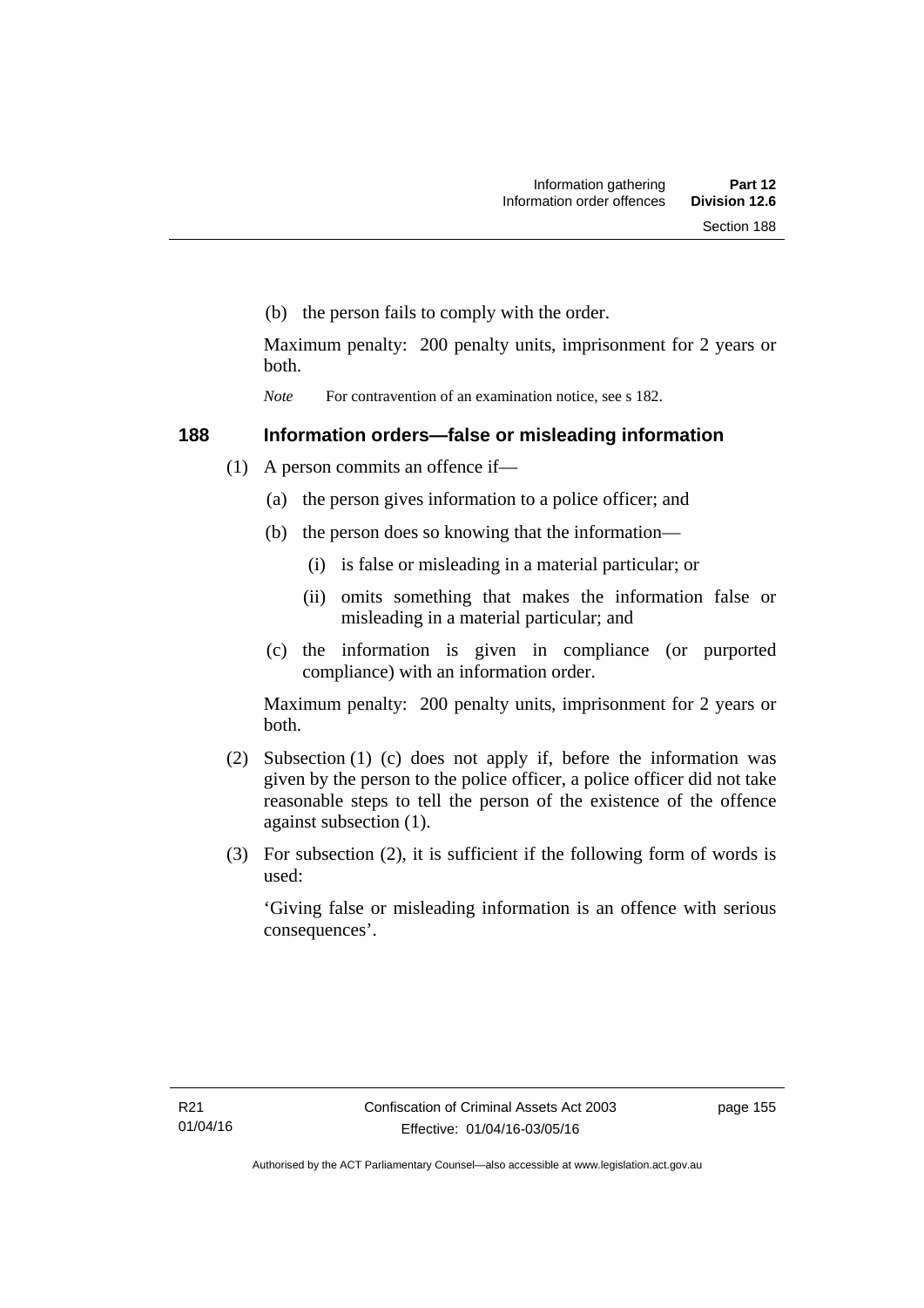(b) the person fails to comply with the order.

Maximum penalty: 200 penalty units, imprisonment for 2 years or both.

*Note* For contravention of an examination notice, see s 182.

### 188 Information orders—false or misleading information

(1) A person commits an offence if—

(a) the person gives information to a police officer; and

(b) the person does so knowing that the information—

(i) is false or misleading in a material particular; or

(ii) omits something that makes the information false or misleading in a material particular; and

(c) the information is given in compliance (or purported compliance) with an information order.

Maximum penalty: 200 penalty units, imprisonment for 2 years or both.

(2) Subsection (1) (c) does not apply if, before the information was given by the person to the police officer, a police officer did not take reasonable steps to tell the person of the existence of the offence against subsection (1).

(3) For subsection (2), it is sufficient if the following form of words is used:

'Giving false or misleading information is an offence with serious consequences'.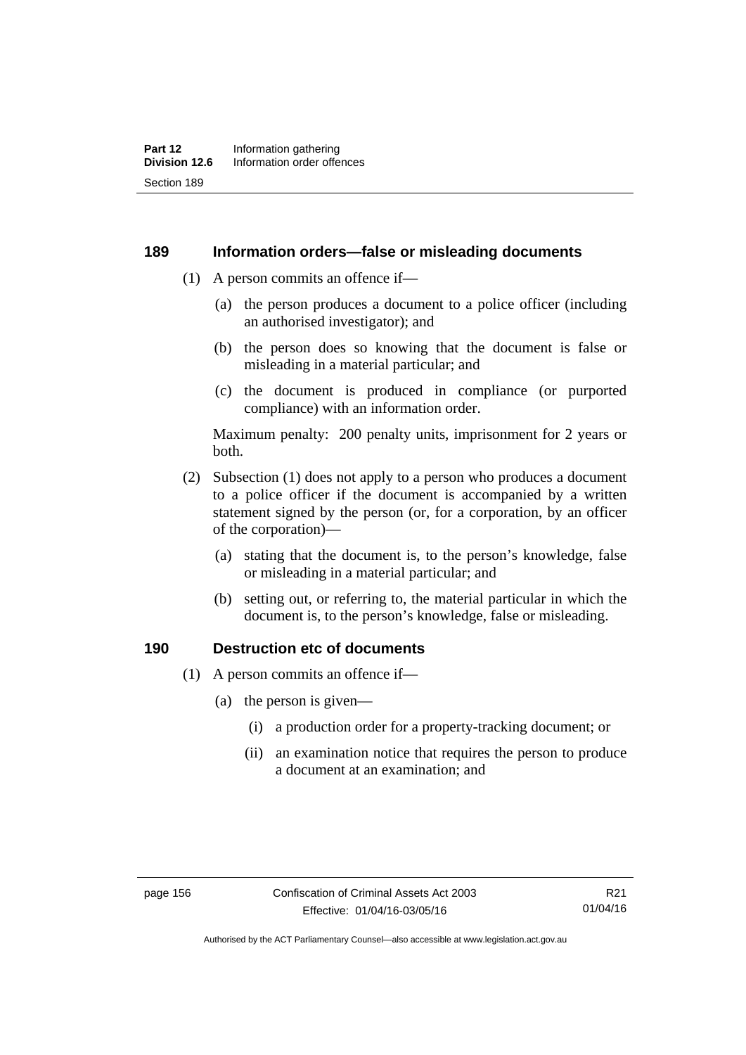## 189 Information orders—false or misleading documents

(1) A person commits an offence if—

(a) the person produces a document to a police officer (including an authorised investigator); and

(b) the person does so knowing that the document is false or misleading in a material particular; and

(c) the document is produced in compliance (or purported compliance) with an information order.

Maximum penalty: 200 penalty units, imprisonment for 2 years or both.

(2) Subsection (1) does not apply to a person who produces a document to a police officer if the document is accompanied by a written statement signed by the person (or, for a corporation, by an officer of the corporation)—

(a) stating that the document is, to the person's knowledge, false or misleading in a material particular; and

(b) setting out, or referring to, the material particular in which the document is, to the person's knowledge, false or misleading.

## 190 Destruction etc of documents

(1) A person commits an offence if—

(a) the person is given—

(i) a production order for a property-tracking document; or

(ii) an examination notice that requires the person to produce a document at an examination; and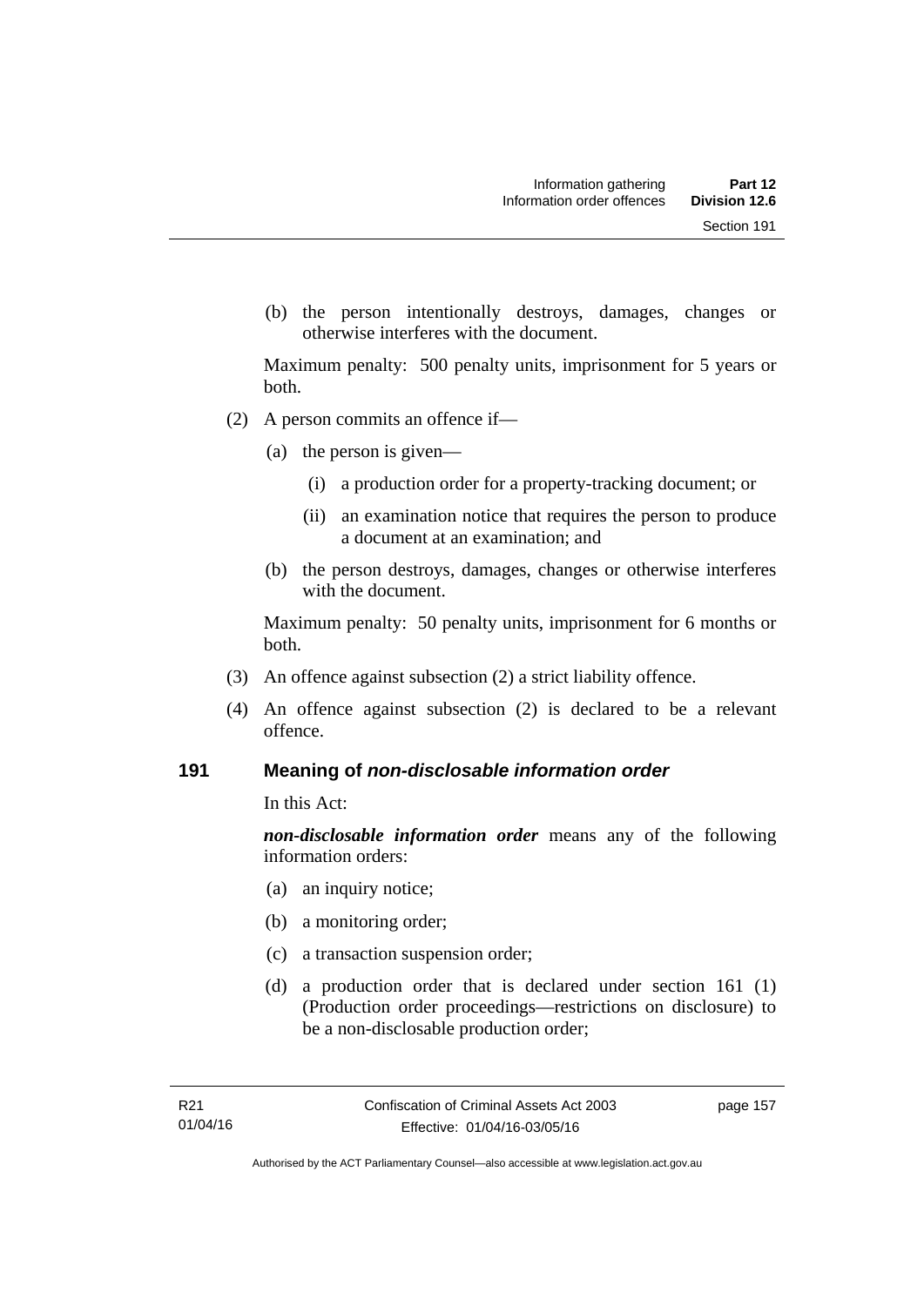(b) the person intentionally destroys, damages, changes or otherwise interferes with the document.

Maximum penalty: 500 penalty units, imprisonment for 5 years or both.

(2) A person commits an offence if—

(a) the person is given—

(i) a production order for a property-tracking document; or

(ii) an examination notice that requires the person to produce a document at an examination; and

(b) the person destroys, damages, changes or otherwise interferes with the document.

Maximum penalty: 50 penalty units, imprisonment for 6 months or both.

(3) An offence against subsection (2) a strict liability offence.

(4) An offence against subsection (2) is declared to be a relevant offence.

## 191 Meaning of *non-disclosable information order*

In this Act:

***non-disclosable information order*** means any of the following information orders:

(a) an inquiry notice;

(b) a monitoring order;

(c) a transaction suspension order;

(d) a production order that is declared under section 161 (1) (Production order proceedings—restrictions on disclosure) to be a non-disclosable production order;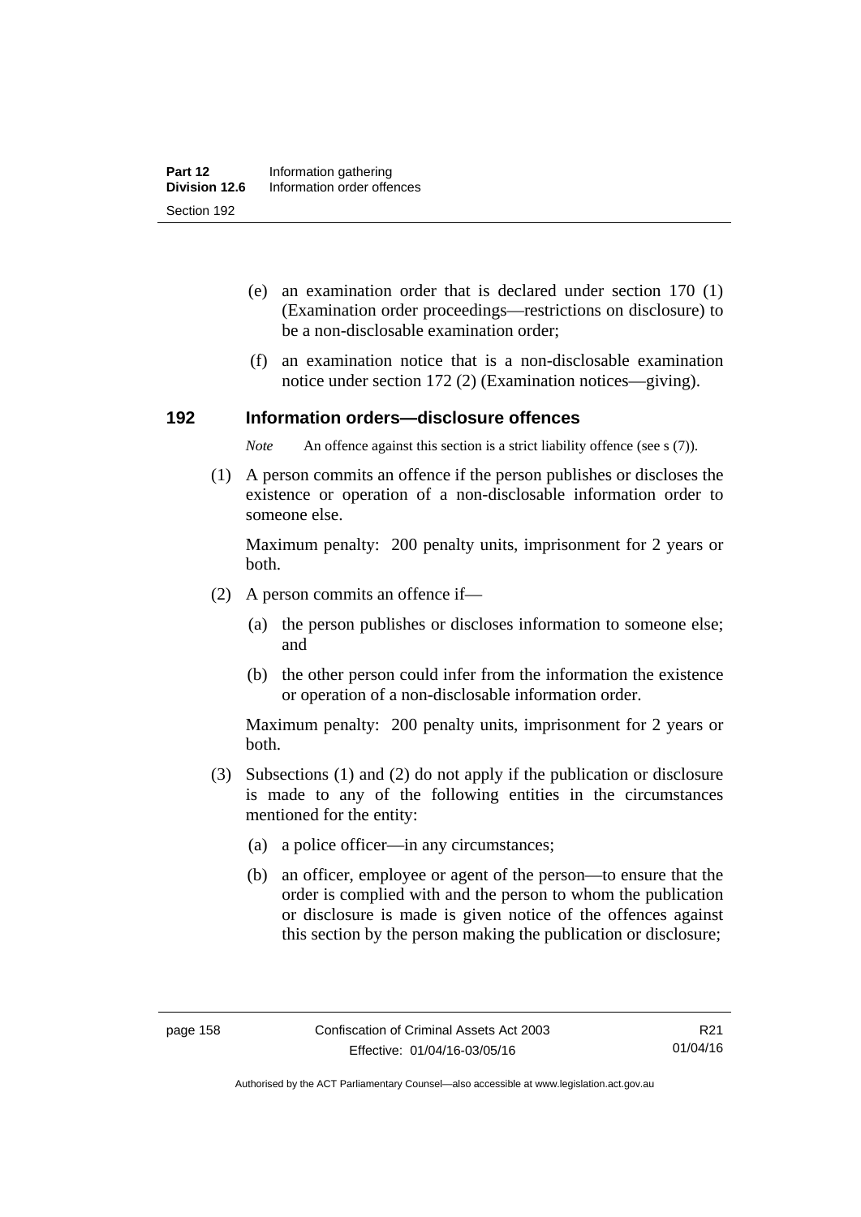(e) an examination order that is declared under section 170 (1) (Examination order proceedings—restrictions on disclosure) to be a non-disclosable examination order;

(f) an examination notice that is a non-disclosable examination notice under section 172 (2) (Examination notices—giving).

## 192 Information orders—disclosure offences

*Note* An offence against this section is a strict liability offence (see s (7)).

(1) A person commits an offence if the person publishes or discloses the existence or operation of a non-disclosable information order to someone else.

Maximum penalty: 200 penalty units, imprisonment for 2 years or both.

(2) A person commits an offence if—

(a) the person publishes or discloses information to someone else; and

(b) the other person could infer from the information the existence or operation of a non-disclosable information order.

Maximum penalty: 200 penalty units, imprisonment for 2 years or both.

(3) Subsections (1) and (2) do not apply if the publication or disclosure is made to any of the following entities in the circumstances mentioned for the entity:

(a) a police officer—in any circumstances;

(b) an officer, employee or agent of the person—to ensure that the order is complied with and the person to whom the publication or disclosure is made is given notice of the offences against this section by the person making the publication or disclosure;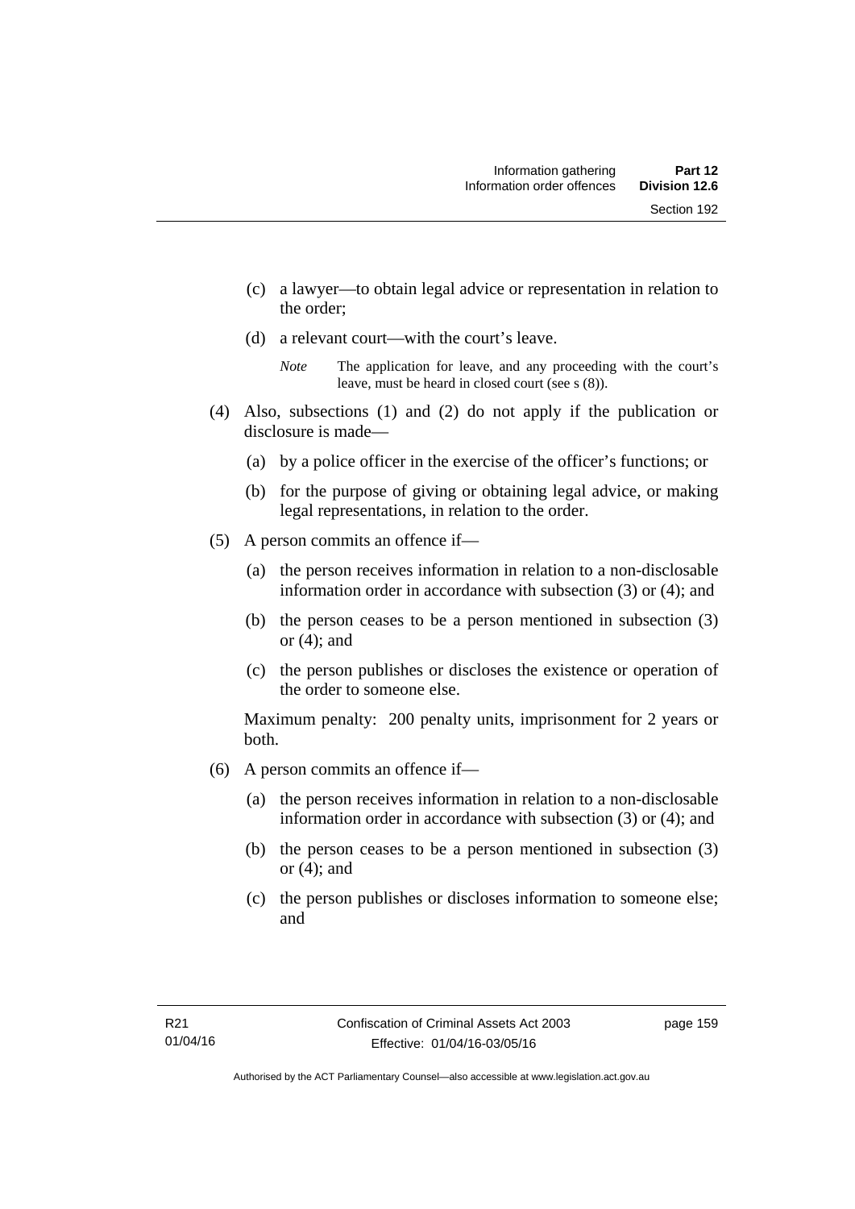(c) a lawyer—to obtain legal advice or representation in relation to the order;

(d) a relevant court—with the court's leave.

*Note* The application for leave, and any proceeding with the court's leave, must be heard in closed court (see s (8)).

(4) Also, subsections (1) and (2) do not apply if the publication or disclosure is made—

(a) by a police officer in the exercise of the officer's functions; or

(b) for the purpose of giving or obtaining legal advice, or making legal representations, in relation to the order.

(5) A person commits an offence if—

(a) the person receives information in relation to a non-disclosable information order in accordance with subsection (3) or (4); and

(b) the person ceases to be a person mentioned in subsection (3) or (4); and

(c) the person publishes or discloses the existence or operation of the order to someone else.

Maximum penalty: 200 penalty units, imprisonment for 2 years or both.

(6) A person commits an offence if—

(a) the person receives information in relation to a non-disclosable information order in accordance with subsection (3) or (4); and

(b) the person ceases to be a person mentioned in subsection (3) or (4); and

(c) the person publishes or discloses information to someone else; and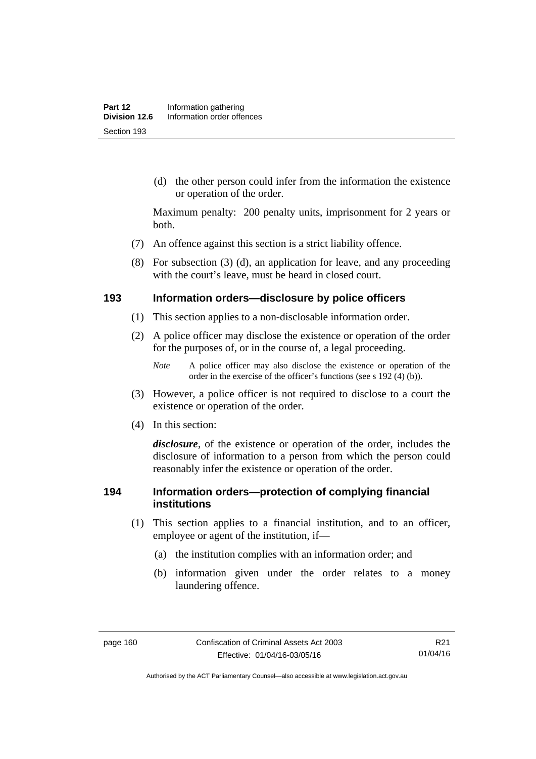(d) the other person could infer from the information the existence or operation of the order.

Maximum penalty: 200 penalty units, imprisonment for 2 years or both.

(7) An offence against this section is a strict liability offence.

(8) For subsection (3) (d), an application for leave, and any proceeding with the court's leave, must be heard in closed court.

## 193 Information orders—disclosure by police officers

(1) This section applies to a non-disclosable information order.

(2) A police officer may disclose the existence or operation of the order for the purposes of, or in the course of, a legal proceeding.

*Note* A police officer may also disclose the existence or operation of the order in the exercise of the officer's functions (see s 192 (4) (b)).

(3) However, a police officer is not required to disclose to a court the existence or operation of the order.

(4) In this section:

***disclosure***, of the existence or operation of the order, includes the disclosure of information to a person from which the person could reasonably infer the existence or operation of the order.

## 194 Information orders—protection of complying financial institutions

(1) This section applies to a financial institution, and to an officer, employee or agent of the institution, if—

(a) the institution complies with an information order; and

(b) information given under the order relates to a money laundering offence.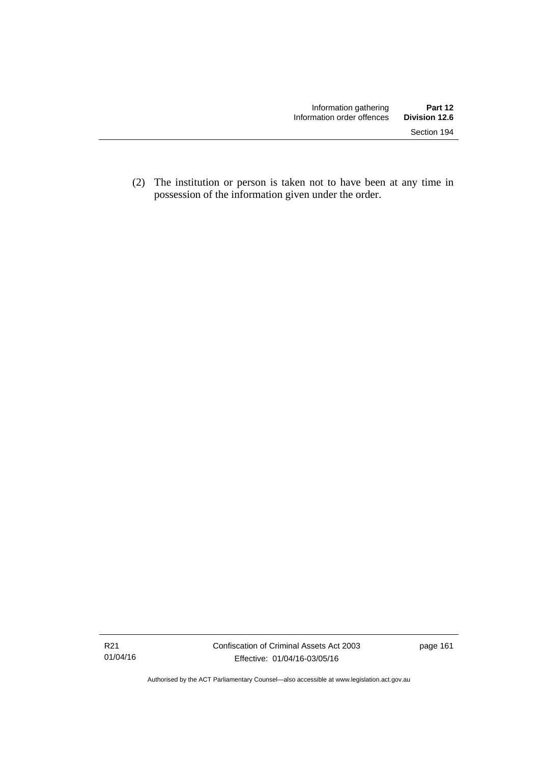(2) The institution or person is taken not to have been at any time in possession of the information given under the order.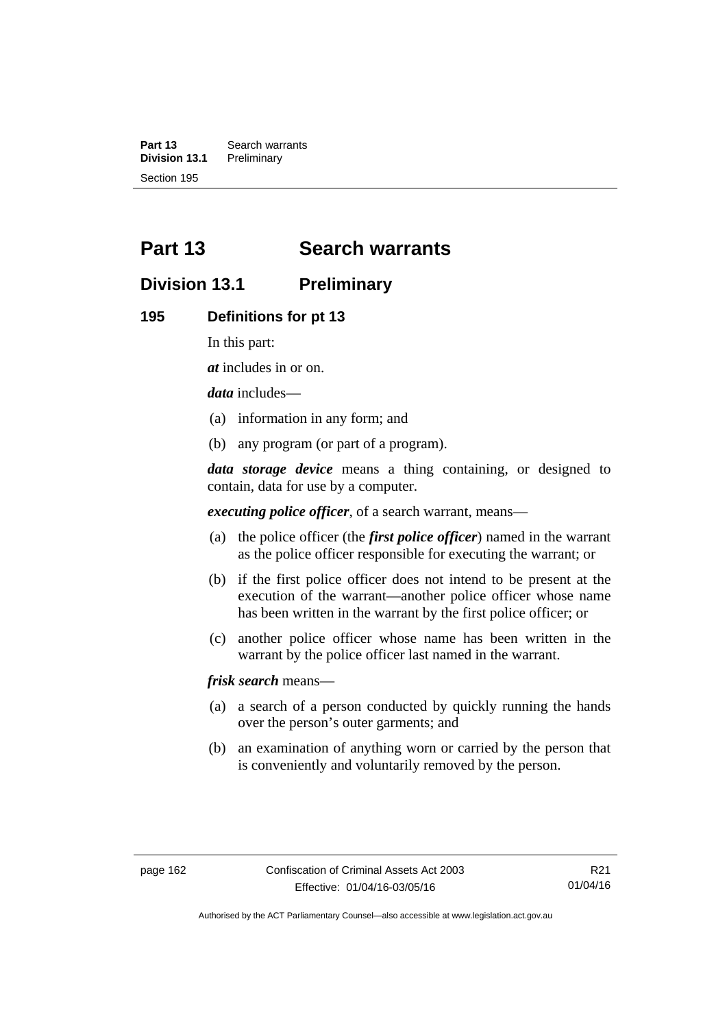# Part 13 Search warrants

## Division 13.1 Preliminary

### 195 Definitions for pt 13

In this part:

***at*** includes in or on.

***data*** includes—

(a) information in any form; and

(b) any program (or part of a program).

***data storage device*** means a thing containing, or designed to contain, data for use by a computer.

***executing police officer***, of a search warrant, means—

(a) the police officer (the ***first police officer***) named in the warrant as the police officer responsible for executing the warrant; or

(b) if the first police officer does not intend to be present at the execution of the warrant—another police officer whose name has been written in the warrant by the first police officer; or

(c) another police officer whose name has been written in the warrant by the police officer last named in the warrant.

***frisk search*** means—

(a) a search of a person conducted by quickly running the hands over the person's outer garments; and

(b) an examination of anything worn or carried by the person that is conveniently and voluntarily removed by the person.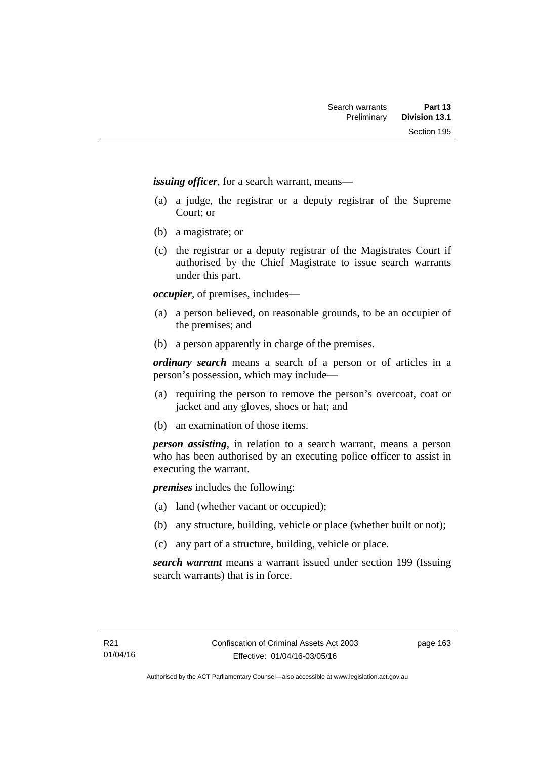***issuing officer***, for a search warrant, means—

(a) a judge, the registrar or a deputy registrar of the Supreme Court; or

(b) a magistrate; or

(c) the registrar or a deputy registrar of the Magistrates Court if authorised by the Chief Magistrate to issue search warrants under this part.

***occupier***, of premises, includes—

(a) a person believed, on reasonable grounds, to be an occupier of the premises; and

(b) a person apparently in charge of the premises.

***ordinary search*** means a search of a person or of articles in a person's possession, which may include—

(a) requiring the person to remove the person's overcoat, coat or jacket and any gloves, shoes or hat; and

(b) an examination of those items.

***person assisting***, in relation to a search warrant, means a person who has been authorised by an executing police officer to assist in executing the warrant.

***premises*** includes the following:

(a) land (whether vacant or occupied);

(b) any structure, building, vehicle or place (whether built or not);

(c) any part of a structure, building, vehicle or place.

***search warrant*** means a warrant issued under section 199 (Issuing search warrants) that is in force.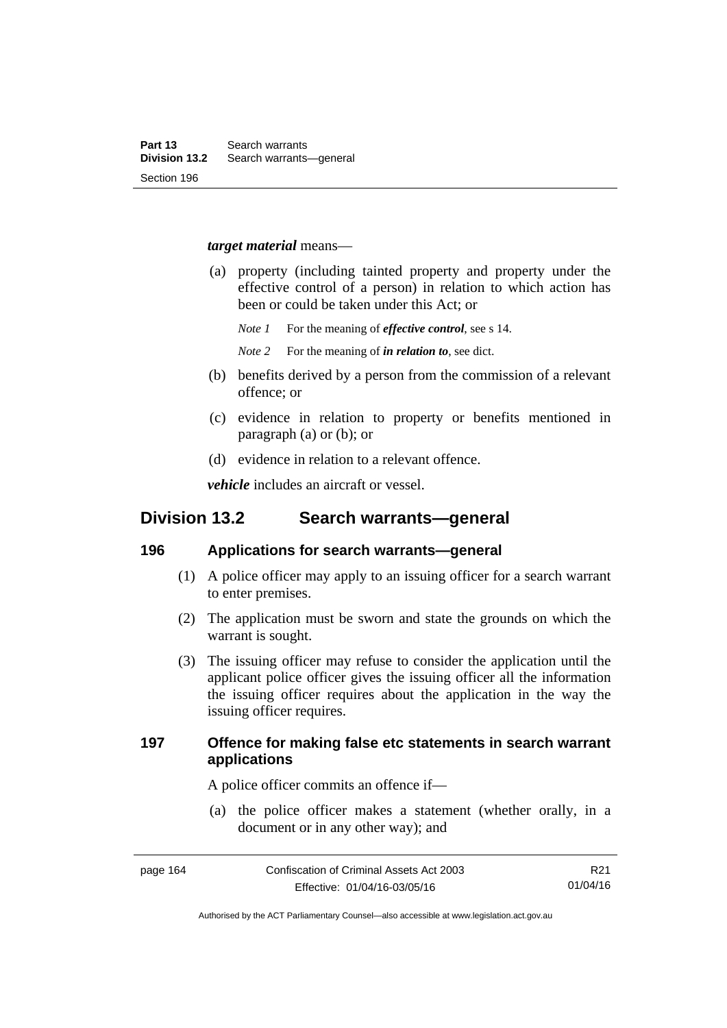***target material*** means—

(a) property (including tainted property and property under the effective control of a person) in relation to which action has been or could be taken under this Act; or

*Note 1* For the meaning of ***effective control***, see s 14.

*Note 2* For the meaning of ***in relation to***, see dict.

(b) benefits derived by a person from the commission of a relevant offence; or

(c) evidence in relation to property or benefits mentioned in paragraph (a) or (b); or

(d) evidence in relation to a relevant offence.

***vehicle*** includes an aircraft or vessel.

## Division 13.2 Search warrants—general

### 196 Applications for search warrants—general

(1) A police officer may apply to an issuing officer for a search warrant to enter premises.

(2) The application must be sworn and state the grounds on which the warrant is sought.

(3) The issuing officer may refuse to consider the application until the applicant police officer gives the issuing officer all the information the issuing officer requires about the application in the way the issuing officer requires.

### 197 Offence for making false etc statements in search warrant applications

A police officer commits an offence if—

(a) the police officer makes a statement (whether orally, in a document or in any other way); and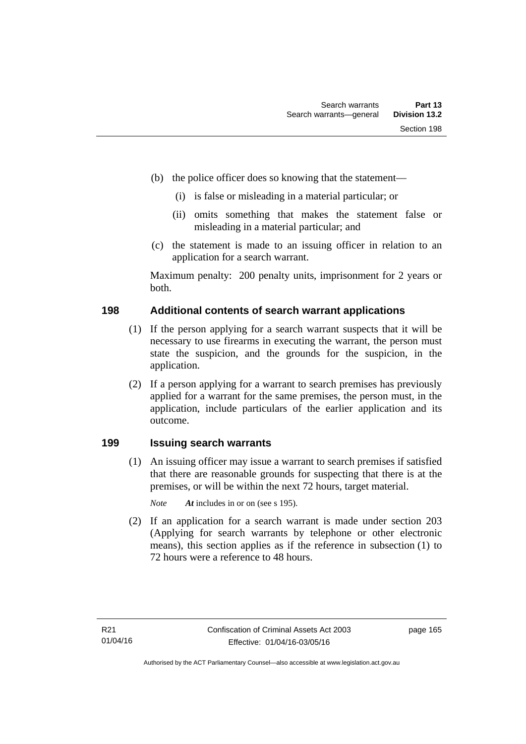(b) the police officer does so knowing that the statement—

(i) is false or misleading in a material particular; or

(ii) omits something that makes the statement false or misleading in a material particular; and

(c) the statement is made to an issuing officer in relation to an application for a search warrant.

Maximum penalty: 200 penalty units, imprisonment for 2 years or both.

### 198 Additional contents of search warrant applications

(1) If the person applying for a search warrant suspects that it will be necessary to use firearms in executing the warrant, the person must state the suspicion, and the grounds for the suspicion, in the application.

(2) If a person applying for a warrant to search premises has previously applied for a warrant for the same premises, the person must, in the application, include particulars of the earlier application and its outcome.

### 199 Issuing search warrants

(1) An issuing officer may issue a warrant to search premises if satisfied that there are reasonable grounds for suspecting that there is at the premises, or will be within the next 72 hours, target material.

*Note* ***At*** includes in or on (see s 195).

(2) If an application for a search warrant is made under section 203 (Applying for search warrants by telephone or other electronic means), this section applies as if the reference in subsection (1) to 72 hours were a reference to 48 hours.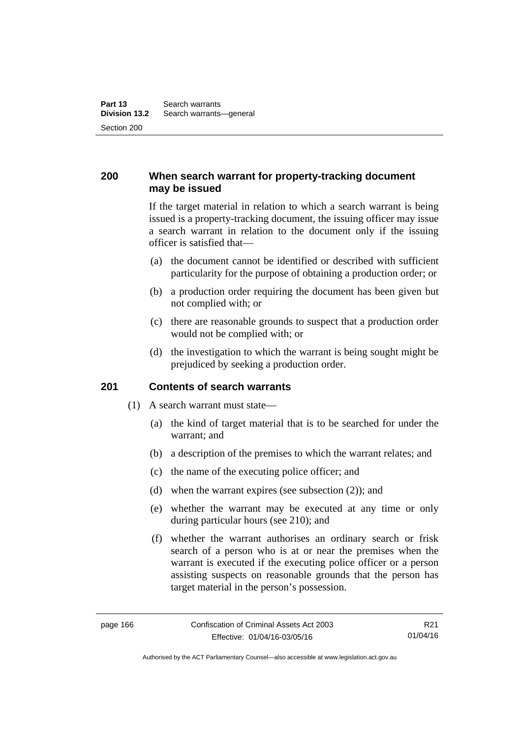### 200 When search warrant for property-tracking document may be issued

If the target material in relation to which a search warrant is being issued is a property-tracking document, the issuing officer may issue a search warrant in relation to the document only if the issuing officer is satisfied that—

(a) the document cannot be identified or described with sufficient particularity for the purpose of obtaining a production order; or

(b) a production order requiring the document has been given but not complied with; or

(c) there are reasonable grounds to suspect that a production order would not be complied with; or

(d) the investigation to which the warrant is being sought might be prejudiced by seeking a production order.

### 201 Contents of search warrants

(1) A search warrant must state—

(a) the kind of target material that is to be searched for under the warrant; and

(b) a description of the premises to which the warrant relates; and

(c) the name of the executing police officer; and

(d) when the warrant expires (see subsection (2)); and

(e) whether the warrant may be executed at any time or only during particular hours (see 210); and

(f) whether the warrant authorises an ordinary search or frisk search of a person who is at or near the premises when the warrant is executed if the executing police officer or a person assisting suspects on reasonable grounds that the person has target material in the person's possession.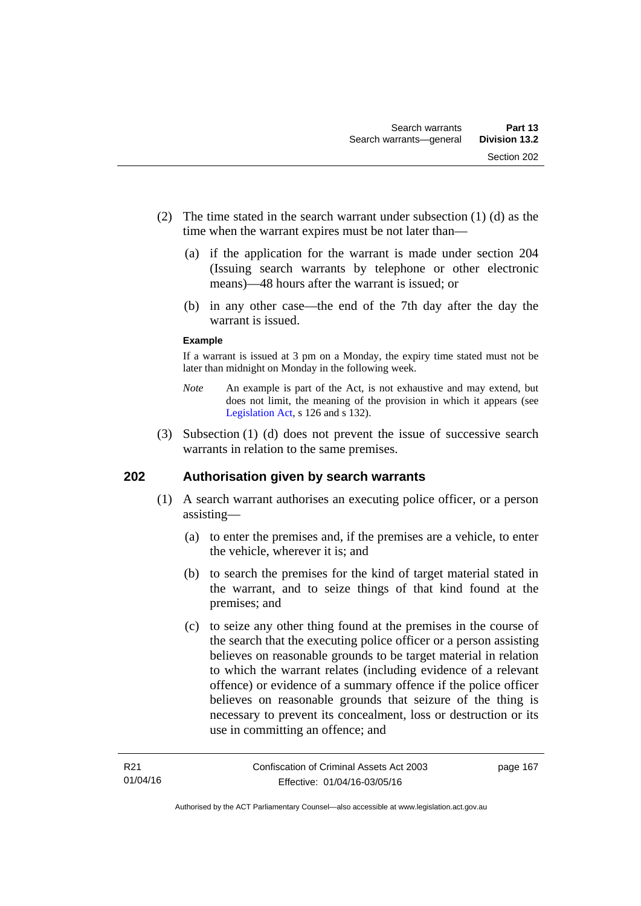(2) The time stated in the search warrant under subsection (1) (d) as the time when the warrant expires must be not later than—

(a) if the application for the warrant is made under section 204 (Issuing search warrants by telephone or other electronic means)—48 hours after the warrant is issued; or

(b) in any other case—the end of the 7th day after the day the warrant is issued.

**Example**

If a warrant is issued at 3 pm on a Monday, the expiry time stated must not be later than midnight on Monday in the following week.

*Note* An example is part of the Act, is not exhaustive and may extend, but does not limit, the meaning of the provision in which it appears (see Legislation Act, s 126 and s 132).

(3) Subsection (1) (d) does not prevent the issue of successive search warrants in relation to the same premises.

## 202 Authorisation given by search warrants

(1) A search warrant authorises an executing police officer, or a person assisting—

(a) to enter the premises and, if the premises are a vehicle, to enter the vehicle, wherever it is; and

(b) to search the premises for the kind of target material stated in the warrant, and to seize things of that kind found at the premises; and

(c) to seize any other thing found at the premises in the course of the search that the executing police officer or a person assisting believes on reasonable grounds to be target material in relation to which the warrant relates (including evidence of a relevant offence) or evidence of a summary offence if the police officer believes on reasonable grounds that seizure of the thing is necessary to prevent its concealment, loss or destruction or its use in committing an offence; and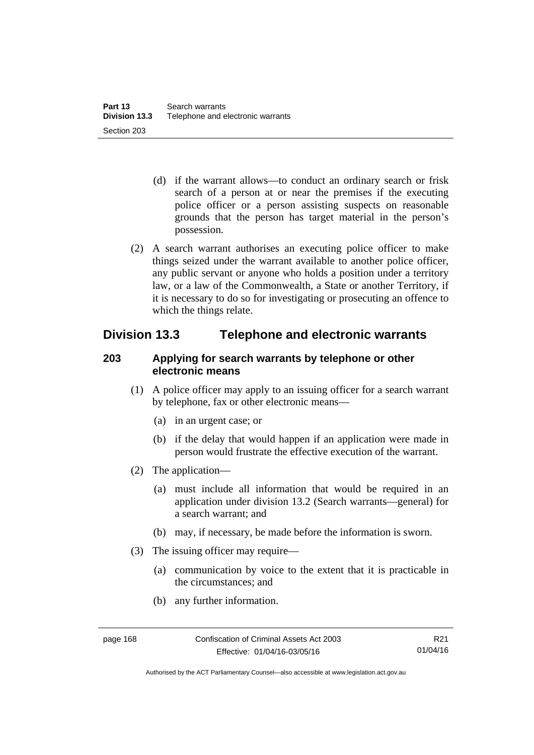(d) if the warrant allows—to conduct an ordinary search or frisk search of a person at or near the premises if the executing police officer or a person assisting suspects on reasonable grounds that the person has target material in the person's possession.

(2) A search warrant authorises an executing police officer to make things seized under the warrant available to another police officer, any public servant or anyone who holds a position under a territory law, or a law of the Commonwealth, a State or another Territory, if it is necessary to do so for investigating or prosecuting an offence to which the things relate.

## Division 13.3 Telephone and electronic warrants

### 203 Applying for search warrants by telephone or other electronic means

(1) A police officer may apply to an issuing officer for a search warrant by telephone, fax or other electronic means—

(a) in an urgent case; or

(b) if the delay that would happen if an application were made in person would frustrate the effective execution of the warrant.

(2) The application—

(a) must include all information that would be required in an application under division 13.2 (Search warrants—general) for a search warrant; and

(b) may, if necessary, be made before the information is sworn.

(3) The issuing officer may require—

(a) communication by voice to the extent that it is practicable in the circumstances; and

(b) any further information.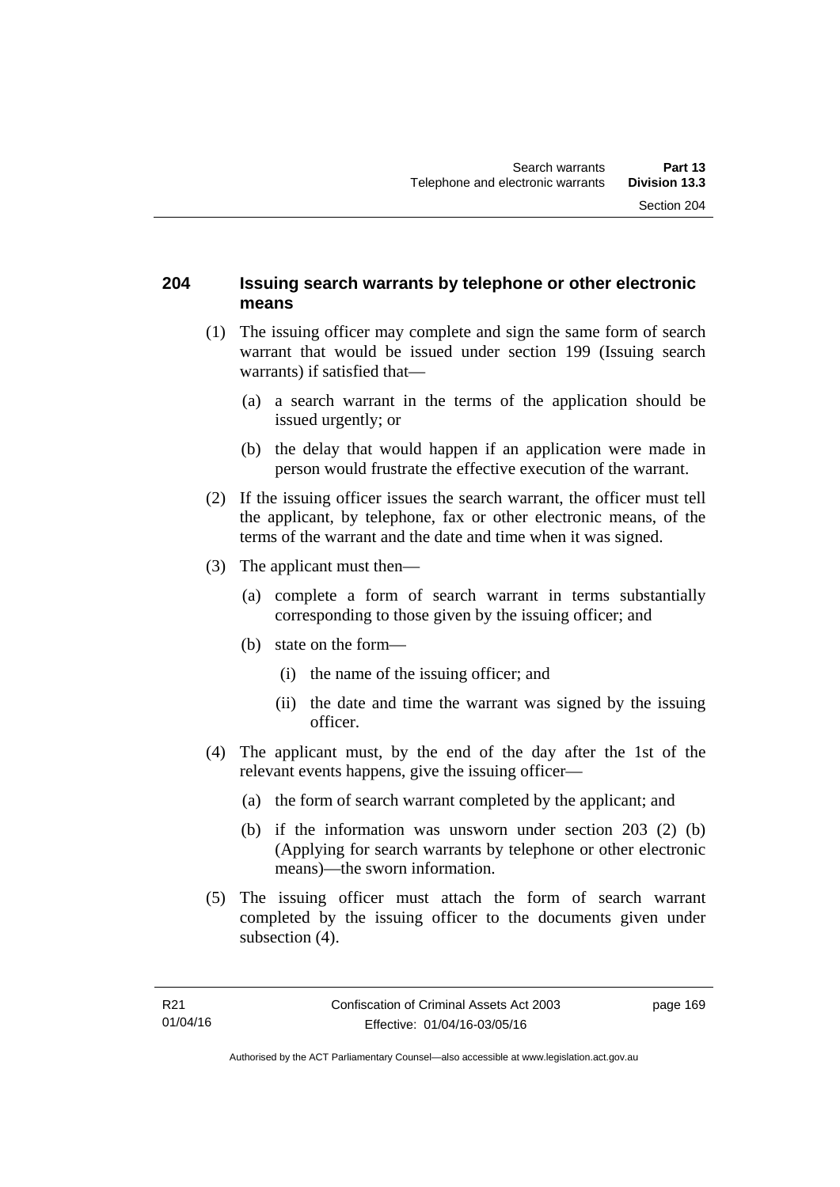### 204 Issuing search warrants by telephone or other electronic means

(1) The issuing officer may complete and sign the same form of search warrant that would be issued under section 199 (Issuing search warrants) if satisfied that—

(a) a search warrant in the terms of the application should be issued urgently; or

(b) the delay that would happen if an application were made in person would frustrate the effective execution of the warrant.

(2) If the issuing officer issues the search warrant, the officer must tell the applicant, by telephone, fax or other electronic means, of the terms of the warrant and the date and time when it was signed.

(3) The applicant must then—

(a) complete a form of search warrant in terms substantially corresponding to those given by the issuing officer; and

(b) state on the form—

(i) the name of the issuing officer; and

(ii) the date and time the warrant was signed by the issuing officer.

(4) The applicant must, by the end of the day after the 1st of the relevant events happens, give the issuing officer—

(a) the form of search warrant completed by the applicant; and

(b) if the information was unsworn under section 203 (2) (b) (Applying for search warrants by telephone or other electronic means)—the sworn information.

(5) The issuing officer must attach the form of search warrant completed by the issuing officer to the documents given under subsection (4).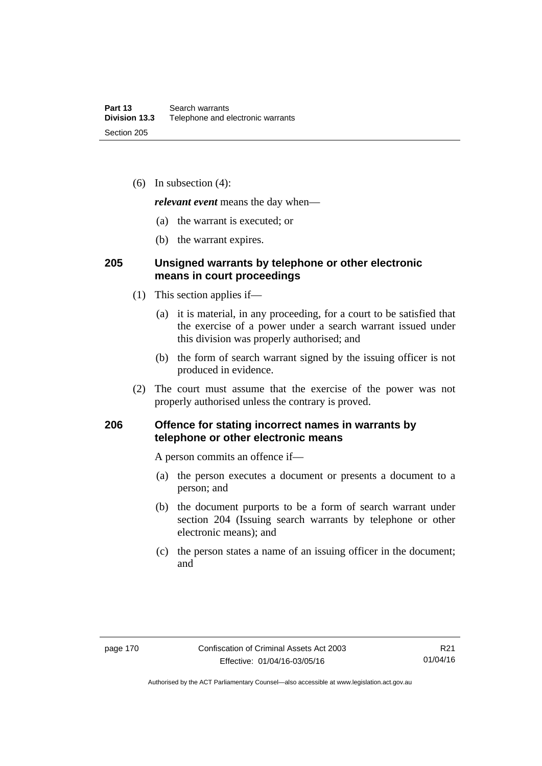(6) In subsection (4):

***relevant event*** means the day when—

(a) the warrant is executed; or

(b) the warrant expires.

## 205 Unsigned warrants by telephone or other electronic means in court proceedings

(1) This section applies if—

(a) it is material, in any proceeding, for a court to be satisfied that the exercise of a power under a search warrant issued under this division was properly authorised; and

(b) the form of search warrant signed by the issuing officer is not produced in evidence.

(2) The court must assume that the exercise of the power was not properly authorised unless the contrary is proved.

## 206 Offence for stating incorrect names in warrants by telephone or other electronic means

A person commits an offence if—

(a) the person executes a document or presents a document to a person; and

(b) the document purports to be a form of search warrant under section 204 (Issuing search warrants by telephone or other electronic means); and

(c) the person states a name of an issuing officer in the document; and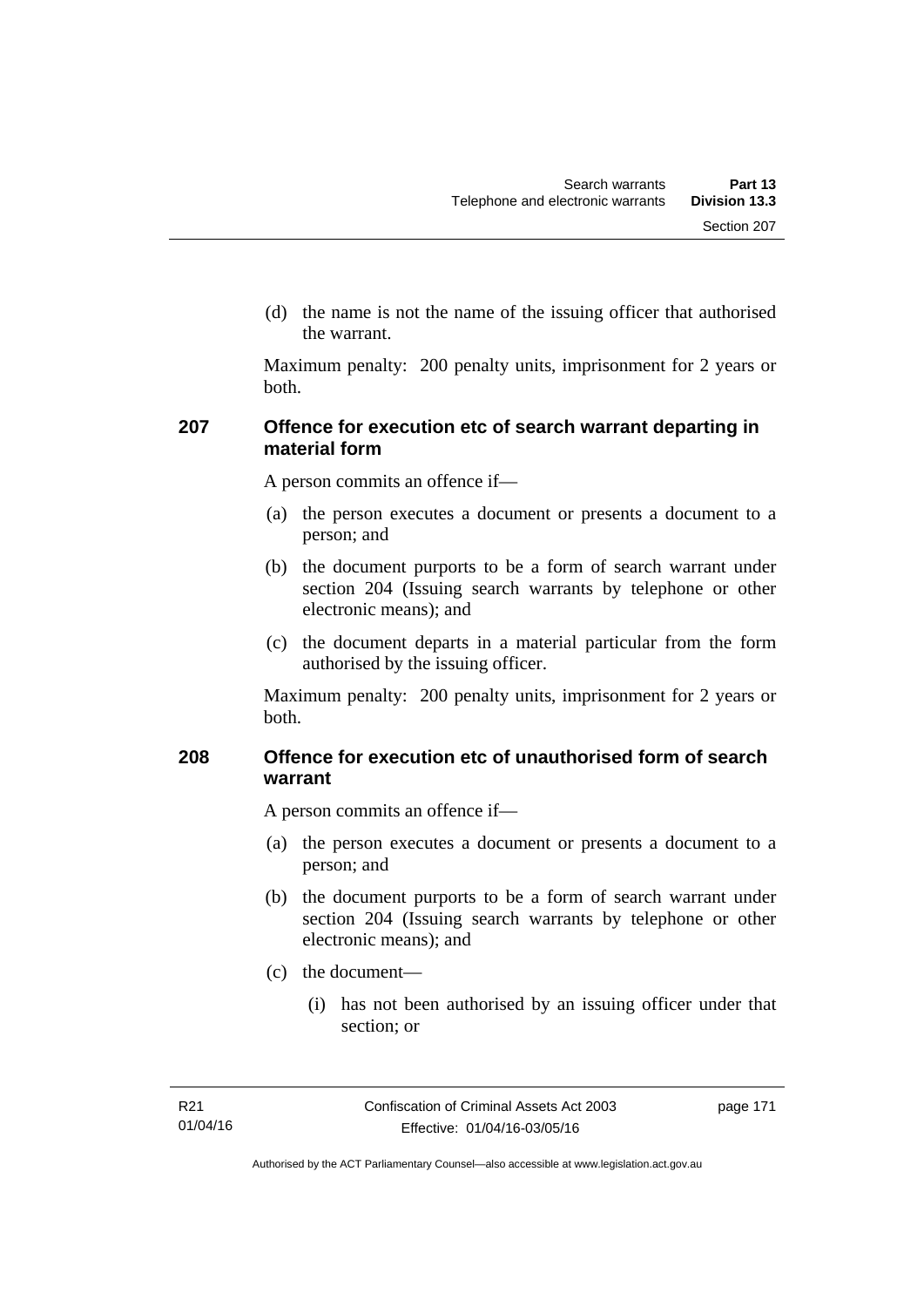(d) the name is not the name of the issuing officer that authorised the warrant.

Maximum penalty: 200 penalty units, imprisonment for 2 years or both.

### 207 Offence for execution etc of search warrant departing in material form

A person commits an offence if—

(a) the person executes a document or presents a document to a person; and

(b) the document purports to be a form of search warrant under section 204 (Issuing search warrants by telephone or other electronic means); and

(c) the document departs in a material particular from the form authorised by the issuing officer.

Maximum penalty: 200 penalty units, imprisonment for 2 years or both.

### 208 Offence for execution etc of unauthorised form of search warrant

A person commits an offence if—

(a) the person executes a document or presents a document to a person; and

(b) the document purports to be a form of search warrant under section 204 (Issuing search warrants by telephone or other electronic means); and

(c) the document—

(i) has not been authorised by an issuing officer under that section; or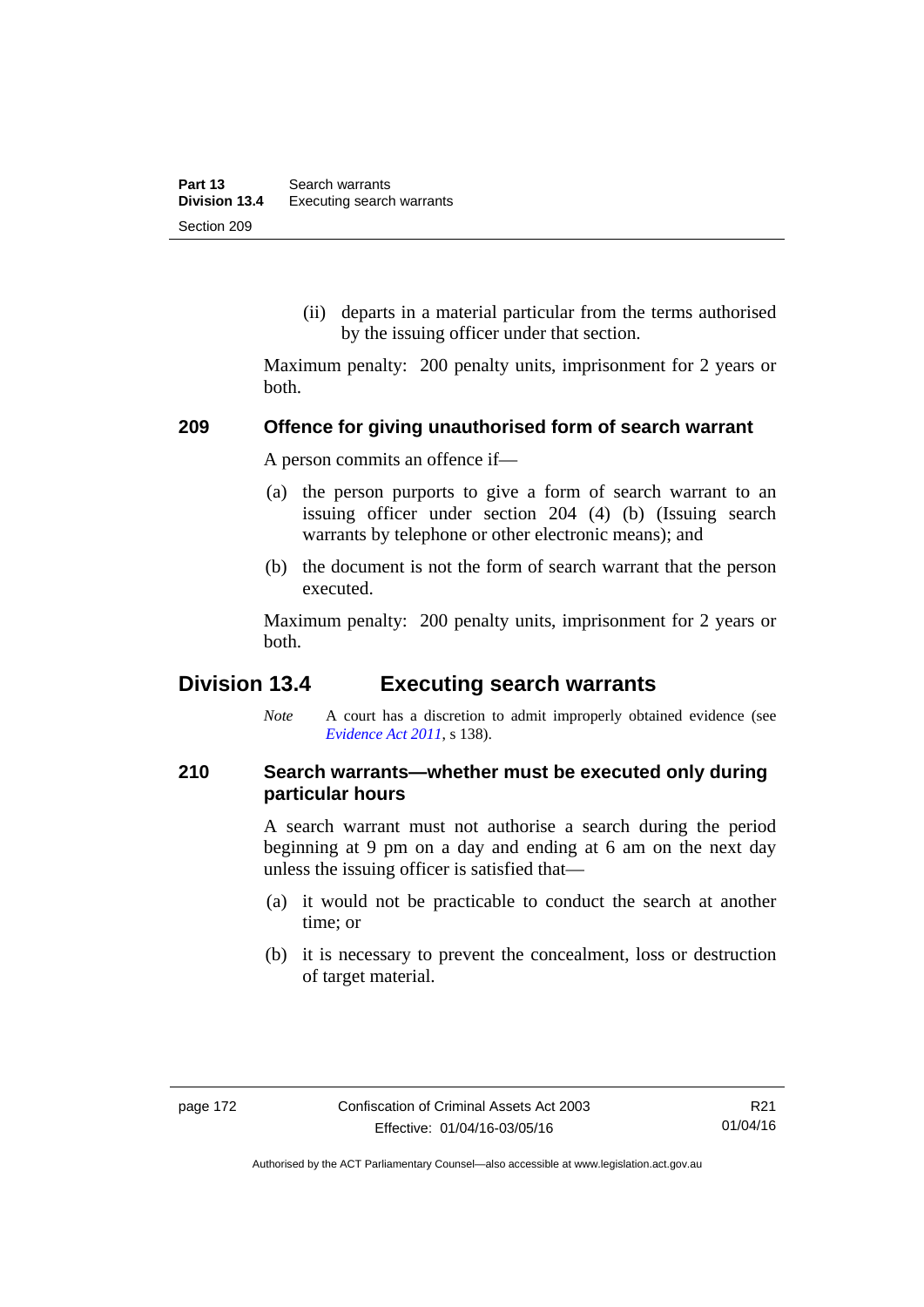(ii) departs in a material particular from the terms authorised by the issuing officer under that section.

Maximum penalty: 200 penalty units, imprisonment for 2 years or both.

### 209 Offence for giving unauthorised form of search warrant

A person commits an offence if—

(a) the person purports to give a form of search warrant to an issuing officer under section 204 (4) (b) (Issuing search warrants by telephone or other electronic means); and

(b) the document is not the form of search warrant that the person executed.

Maximum penalty: 200 penalty units, imprisonment for 2 years or both.

## Division 13.4 Executing search warrants

*Note* A court has a discretion to admit improperly obtained evidence (see *Evidence Act 2011*, s 138).

### 210 Search warrants—whether must be executed only during particular hours

A search warrant must not authorise a search during the period beginning at 9 pm on a day and ending at 6 am on the next day unless the issuing officer is satisfied that—

(a) it would not be practicable to conduct the search at another time; or

(b) it is necessary to prevent the concealment, loss or destruction of target material.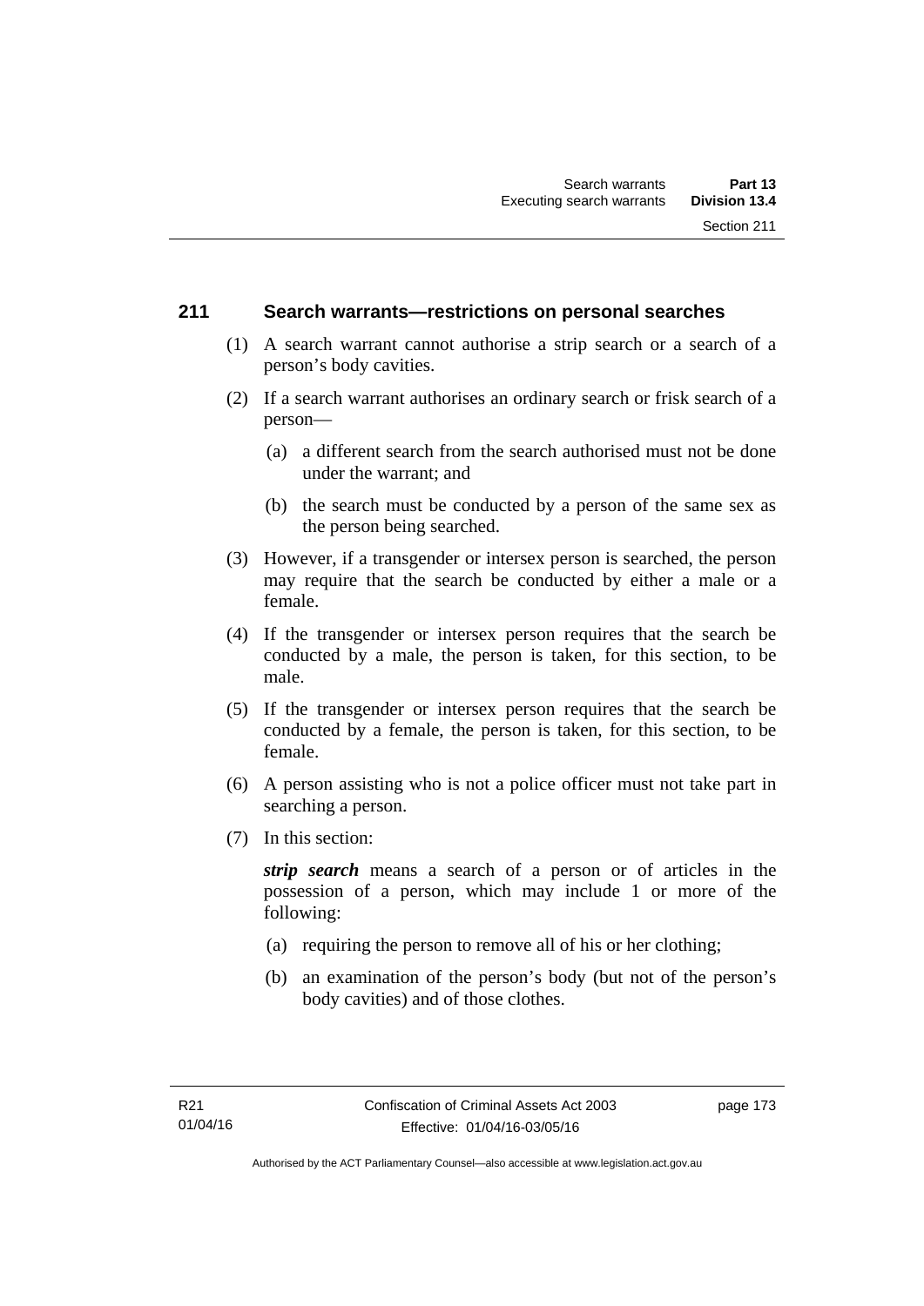## 211 Search warrants—restrictions on personal searches

(1) A search warrant cannot authorise a strip search or a search of a person's body cavities.

(2) If a search warrant authorises an ordinary search or frisk search of a person—

(a) a different search from the search authorised must not be done under the warrant; and

(b) the search must be conducted by a person of the same sex as the person being searched.

(3) However, if a transgender or intersex person is searched, the person may require that the search be conducted by either a male or a female.

(4) If the transgender or intersex person requires that the search be conducted by a male, the person is taken, for this section, to be male.

(5) If the transgender or intersex person requires that the search be conducted by a female, the person is taken, for this section, to be female.

(6) A person assisting who is not a police officer must not take part in searching a person.

(7) In this section:

***strip search*** means a search of a person or of articles in the possession of a person, which may include 1 or more of the following:

(a) requiring the person to remove all of his or her clothing;

(b) an examination of the person's body (but not of the person's body cavities) and of those clothes.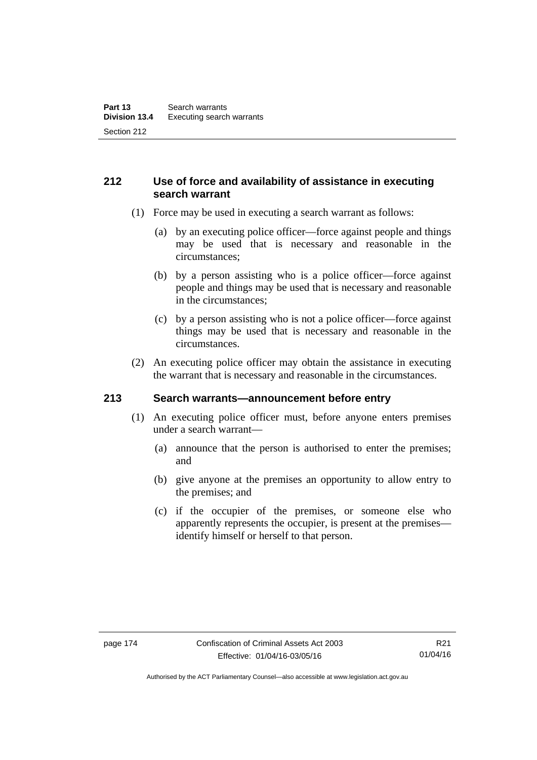## 212 Use of force and availability of assistance in executing search warrant

(1) Force may be used in executing a search warrant as follows:

(a) by an executing police officer—force against people and things may be used that is necessary and reasonable in the circumstances;

(b) by a person assisting who is a police officer—force against people and things may be used that is necessary and reasonable in the circumstances;

(c) by a person assisting who is not a police officer—force against things may be used that is necessary and reasonable in the circumstances.

(2) An executing police officer may obtain the assistance in executing the warrant that is necessary and reasonable in the circumstances.

## 213 Search warrants—announcement before entry

(1) An executing police officer must, before anyone enters premises under a search warrant—

(a) announce that the person is authorised to enter the premises; and

(b) give anyone at the premises an opportunity to allow entry to the premises; and

(c) if the occupier of the premises, or someone else who apparently represents the occupier, is present at the premises—identify himself or herself to that person.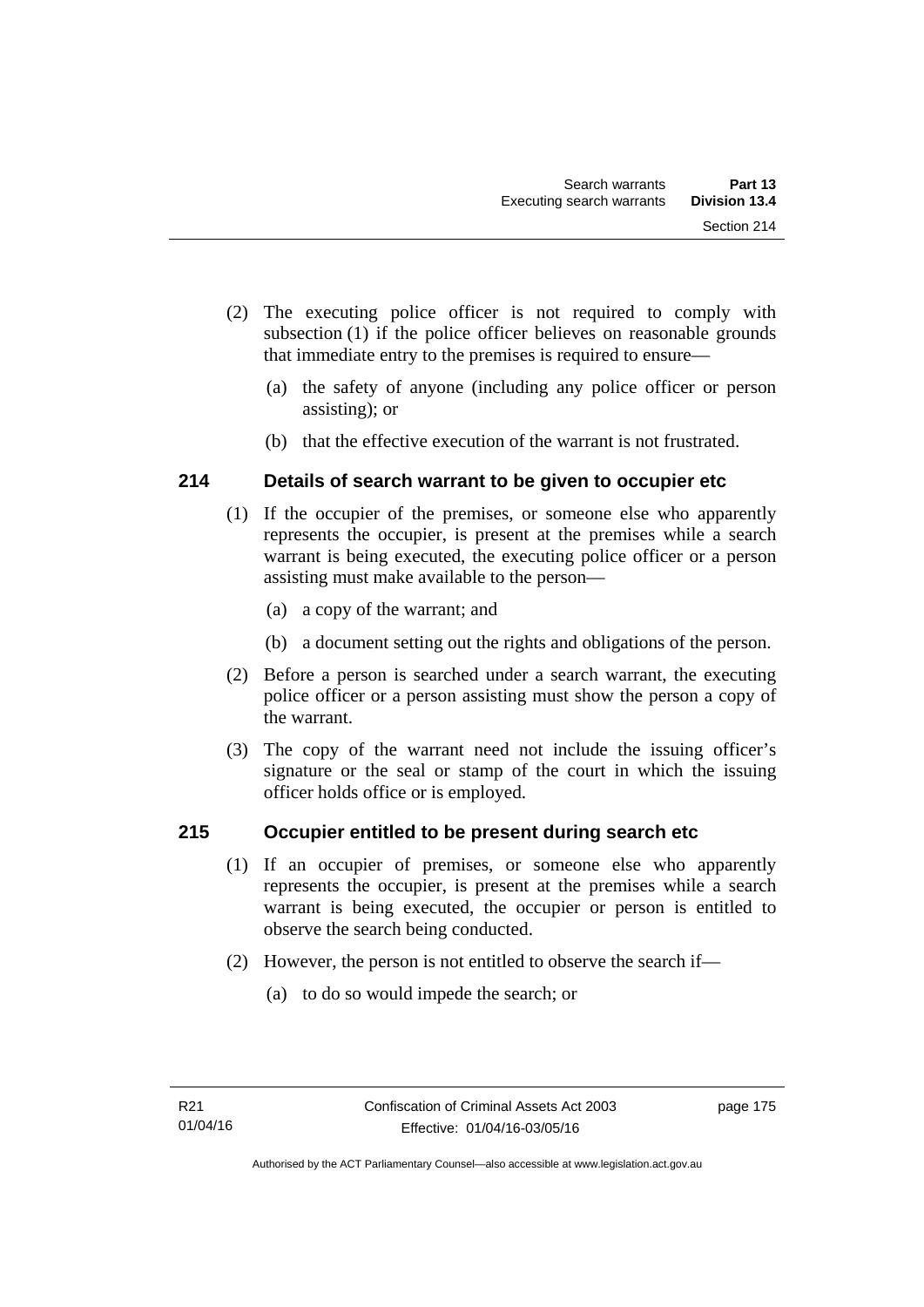(2) The executing police officer is not required to comply with subsection (1) if the police officer believes on reasonable grounds that immediate entry to the premises is required to ensure—

(a) the safety of anyone (including any police officer or person assisting); or

(b) that the effective execution of the warrant is not frustrated.

### 214 Details of search warrant to be given to occupier etc

(1) If the occupier of the premises, or someone else who apparently represents the occupier, is present at the premises while a search warrant is being executed, the executing police officer or a person assisting must make available to the person—

(a) a copy of the warrant; and

(b) a document setting out the rights and obligations of the person.

(2) Before a person is searched under a search warrant, the executing police officer or a person assisting must show the person a copy of the warrant.

(3) The copy of the warrant need not include the issuing officer's signature or the seal or stamp of the court in which the issuing officer holds office or is employed.

### 215 Occupier entitled to be present during search etc

(1) If an occupier of premises, or someone else who apparently represents the occupier, is present at the premises while a search warrant is being executed, the occupier or person is entitled to observe the search being conducted.

(2) However, the person is not entitled to observe the search if—

(a) to do so would impede the search; or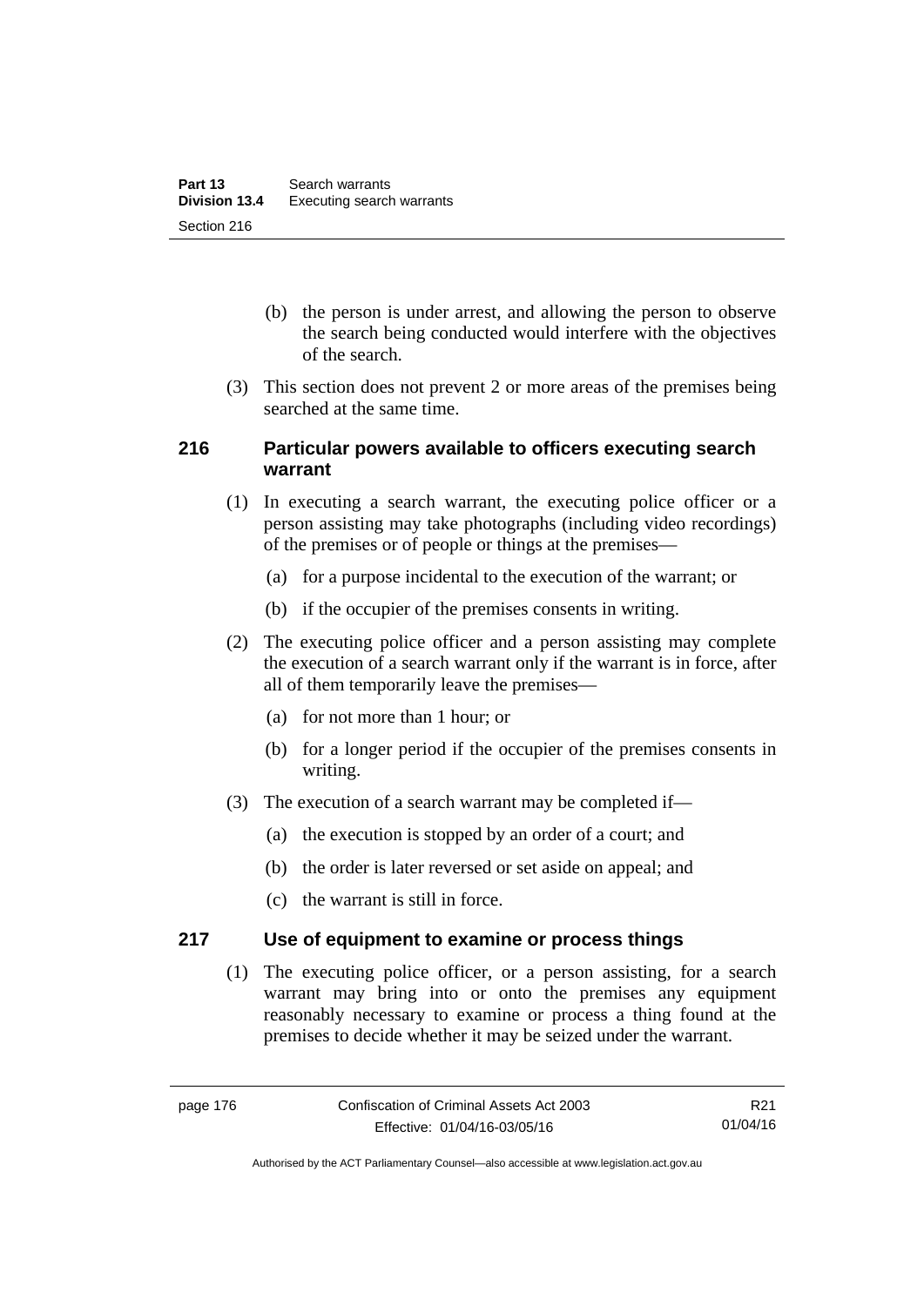(b) the person is under arrest, and allowing the person to observe the search being conducted would interfere with the objectives of the search.

(3) This section does not prevent 2 or more areas of the premises being searched at the same time.

### 216 Particular powers available to officers executing search warrant

(1) In executing a search warrant, the executing police officer or a person assisting may take photographs (including video recordings) of the premises or of people or things at the premises—

(a) for a purpose incidental to the execution of the warrant; or

(b) if the occupier of the premises consents in writing.

(2) The executing police officer and a person assisting may complete the execution of a search warrant only if the warrant is in force, after all of them temporarily leave the premises—

(a) for not more than 1 hour; or

(b) for a longer period if the occupier of the premises consents in writing.

(3) The execution of a search warrant may be completed if—

(a) the execution is stopped by an order of a court; and

(b) the order is later reversed or set aside on appeal; and

(c) the warrant is still in force.

### 217 Use of equipment to examine or process things

(1) The executing police officer, or a person assisting, for a search warrant may bring into or onto the premises any equipment reasonably necessary to examine or process a thing found at the premises to decide whether it may be seized under the warrant.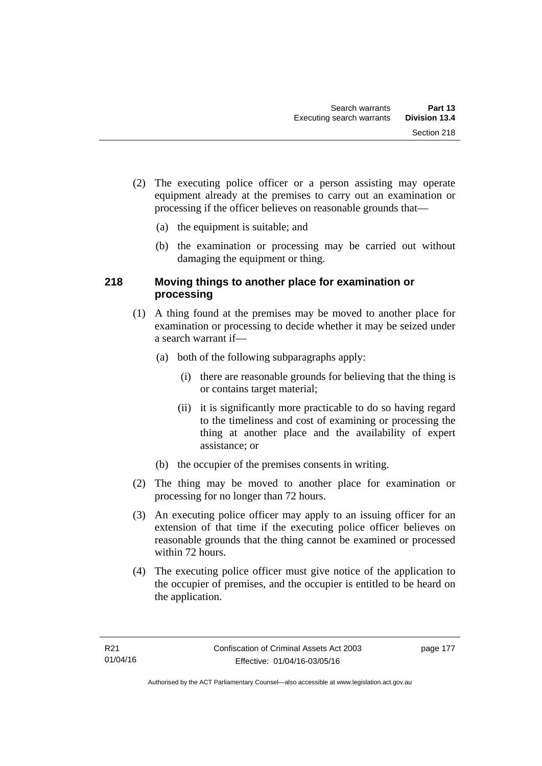(2) The executing police officer or a person assisting may operate equipment already at the premises to carry out an examination or processing if the officer believes on reasonable grounds that—

  (a) the equipment is suitable; and

  (b) the examination or processing may be carried out without damaging the equipment or thing.

### 218 Moving things to another place for examination or processing

(1) A thing found at the premises may be moved to another place for examination or processing to decide whether it may be seized under a search warrant if—

  (a) both of the following subparagraphs apply:

    (i) there are reasonable grounds for believing that the thing is or contains target material;

    (ii) it is significantly more practicable to do so having regard to the timeliness and cost of examining or processing the thing at another place and the availability of expert assistance; or

  (b) the occupier of the premises consents in writing.

(2) The thing may be moved to another place for examination or processing for no longer than 72 hours.

(3) An executing police officer may apply to an issuing officer for an extension of that time if the executing police officer believes on reasonable grounds that the thing cannot be examined or processed within 72 hours.

(4) The executing police officer must give notice of the application to the occupier of premises, and the occupier is entitled to be heard on the application.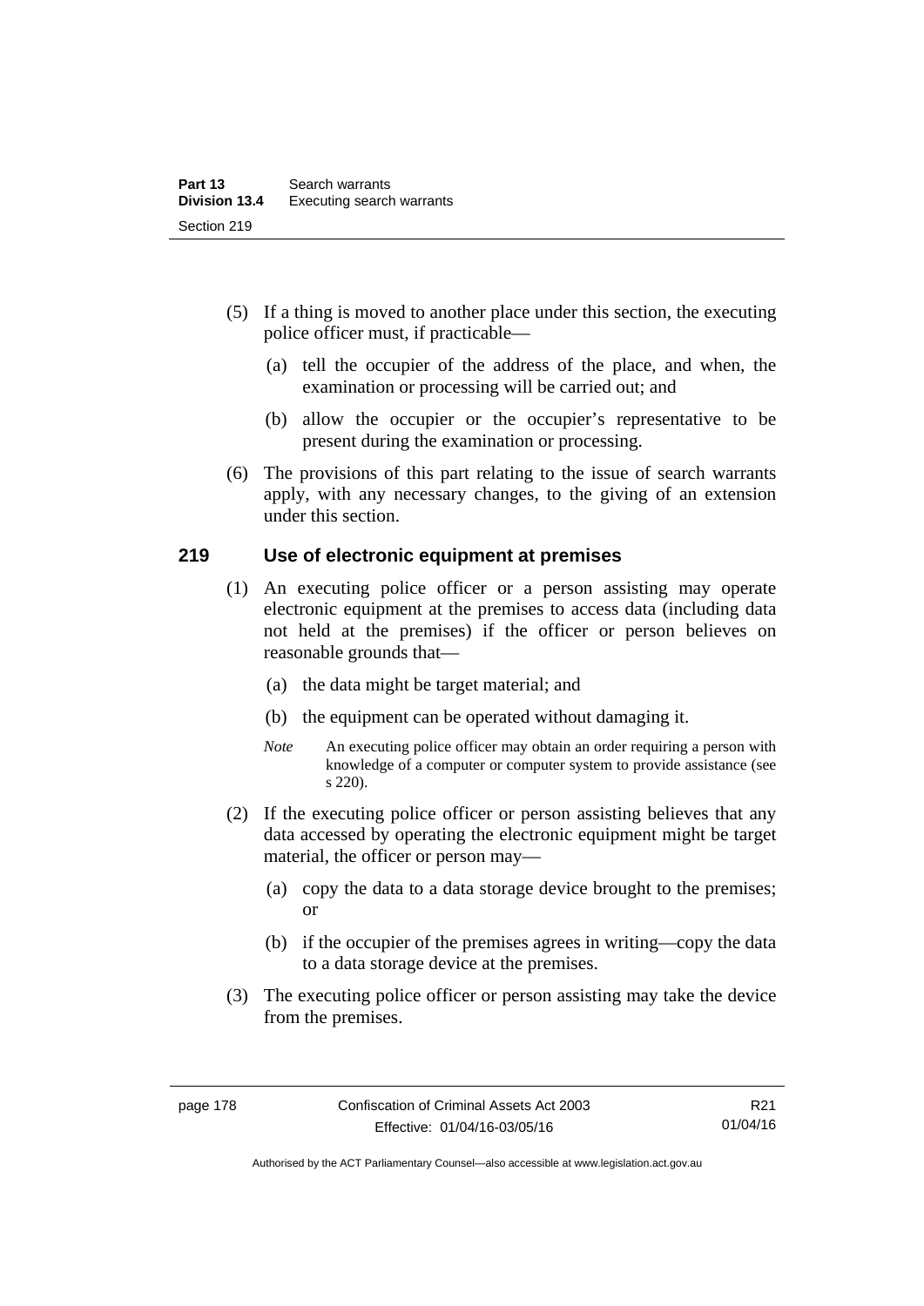(5) If a thing is moved to another place under this section, the executing police officer must, if practicable—

   (a) tell the occupier of the address of the place, and when, the examination or processing will be carried out; and

   (b) allow the occupier or the occupier's representative to be present during the examination or processing.

(6) The provisions of this part relating to the issue of search warrants apply, with any necessary changes, to the giving of an extension under this section.

### 219 Use of electronic equipment at premises

(1) An executing police officer or a person assisting may operate electronic equipment at the premises to access data (including data not held at the premises) if the officer or person believes on reasonable grounds that—

   (a) the data might be target material; and

   (b) the equipment can be operated without damaging it.

   *Note* An executing police officer may obtain an order requiring a person with knowledge of a computer or computer system to provide assistance (see s 220).

(2) If the executing police officer or person assisting believes that any data accessed by operating the electronic equipment might be target material, the officer or person may—

   (a) copy the data to a data storage device brought to the premises; or

   (b) if the occupier of the premises agrees in writing—copy the data to a data storage device at the premises.

(3) The executing police officer or person assisting may take the device from the premises.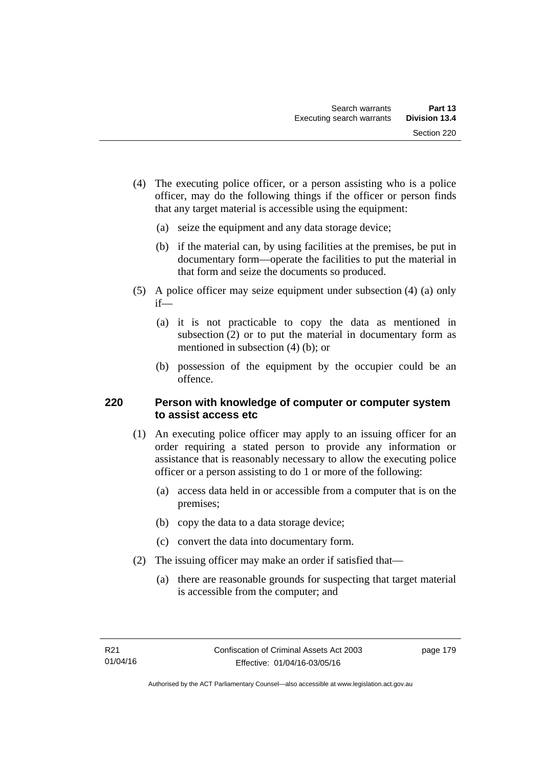(4) The executing police officer, or a person assisting who is a police officer, may do the following things if the officer or person finds that any target material is accessible using the equipment:

(a) seize the equipment and any data storage device;

(b) if the material can, by using facilities at the premises, be put in documentary form—operate the facilities to put the material in that form and seize the documents so produced.

(5) A police officer may seize equipment under subsection (4) (a) only if—

(a) it is not practicable to copy the data as mentioned in subsection (2) or to put the material in documentary form as mentioned in subsection (4) (b); or

(b) possession of the equipment by the occupier could be an offence.

### 220 Person with knowledge of computer or computer system to assist access etc

(1) An executing police officer may apply to an issuing officer for an order requiring a stated person to provide any information or assistance that is reasonably necessary to allow the executing police officer or a person assisting to do 1 or more of the following:

(a) access data held in or accessible from a computer that is on the premises;

(b) copy the data to a data storage device;

(c) convert the data into documentary form.

(2) The issuing officer may make an order if satisfied that—

(a) there are reasonable grounds for suspecting that target material is accessible from the computer; and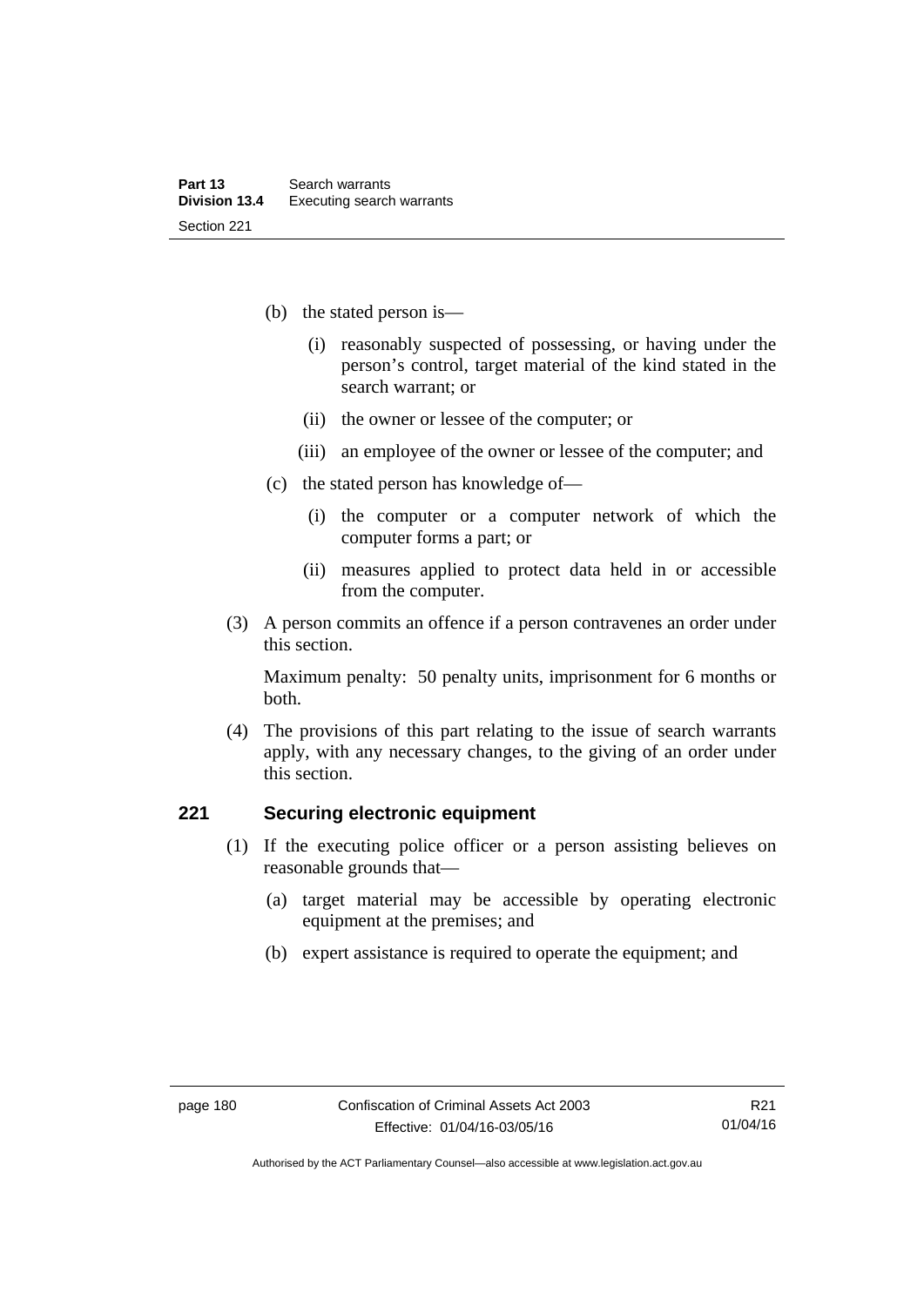(b) the stated person is—

   (i) reasonably suspected of possessing, or having under the person's control, target material of the kind stated in the search warrant; or

   (ii) the owner or lessee of the computer; or

   (iii) an employee of the owner or lessee of the computer; and

(c) the stated person has knowledge of—

   (i) the computer or a computer network of which the computer forms a part; or

   (ii) measures applied to protect data held in or accessible from the computer.

(3) A person commits an offence if a person contravenes an order under this section.

Maximum penalty: 50 penalty units, imprisonment for 6 months or both.

(4) The provisions of this part relating to the issue of search warrants apply, with any necessary changes, to the giving of an order under this section.

## 221 Securing electronic equipment

(1) If the executing police officer or a person assisting believes on reasonable grounds that—

   (a) target material may be accessible by operating electronic equipment at the premises; and

   (b) expert assistance is required to operate the equipment; and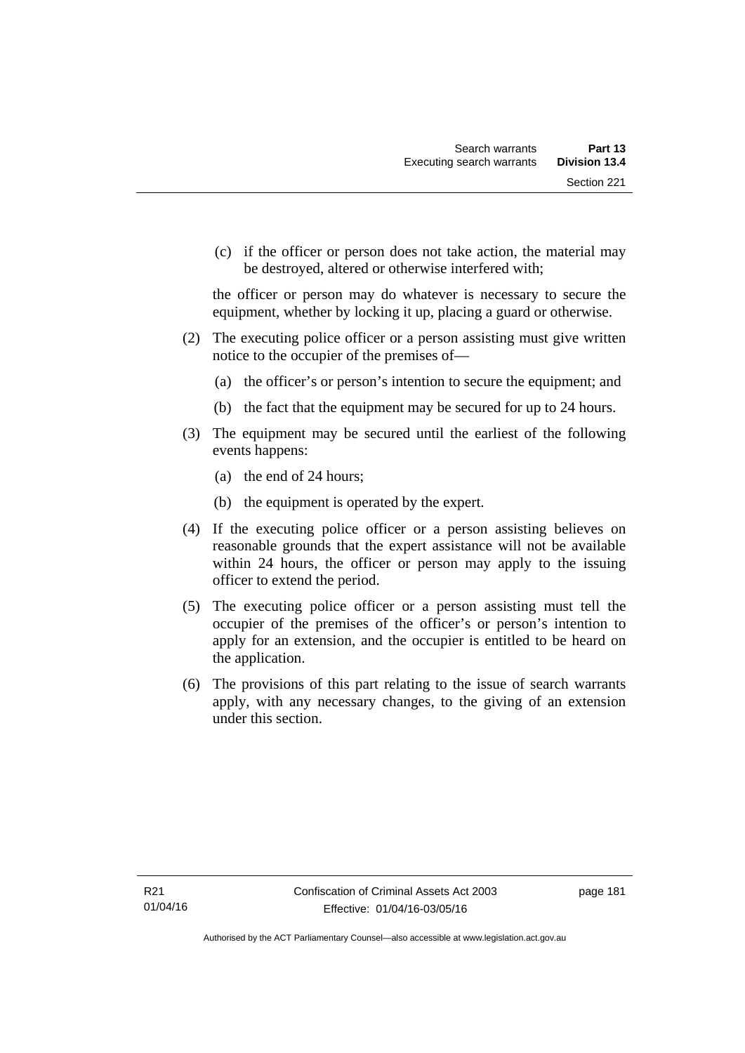(c) if the officer or person does not take action, the material may be destroyed, altered or otherwise interfered with;

the officer or person may do whatever is necessary to secure the equipment, whether by locking it up, placing a guard or otherwise.

(2) The executing police officer or a person assisting must give written notice to the occupier of the premises of—

(a) the officer's or person's intention to secure the equipment; and

(b) the fact that the equipment may be secured for up to 24 hours.

(3) The equipment may be secured until the earliest of the following events happens:

(a) the end of 24 hours;

(b) the equipment is operated by the expert.

(4) If the executing police officer or a person assisting believes on reasonable grounds that the expert assistance will not be available within 24 hours, the officer or person may apply to the issuing officer to extend the period.

(5) The executing police officer or a person assisting must tell the occupier of the premises of the officer's or person's intention to apply for an extension, and the occupier is entitled to be heard on the application.

(6) The provisions of this part relating to the issue of search warrants apply, with any necessary changes, to the giving of an extension under this section.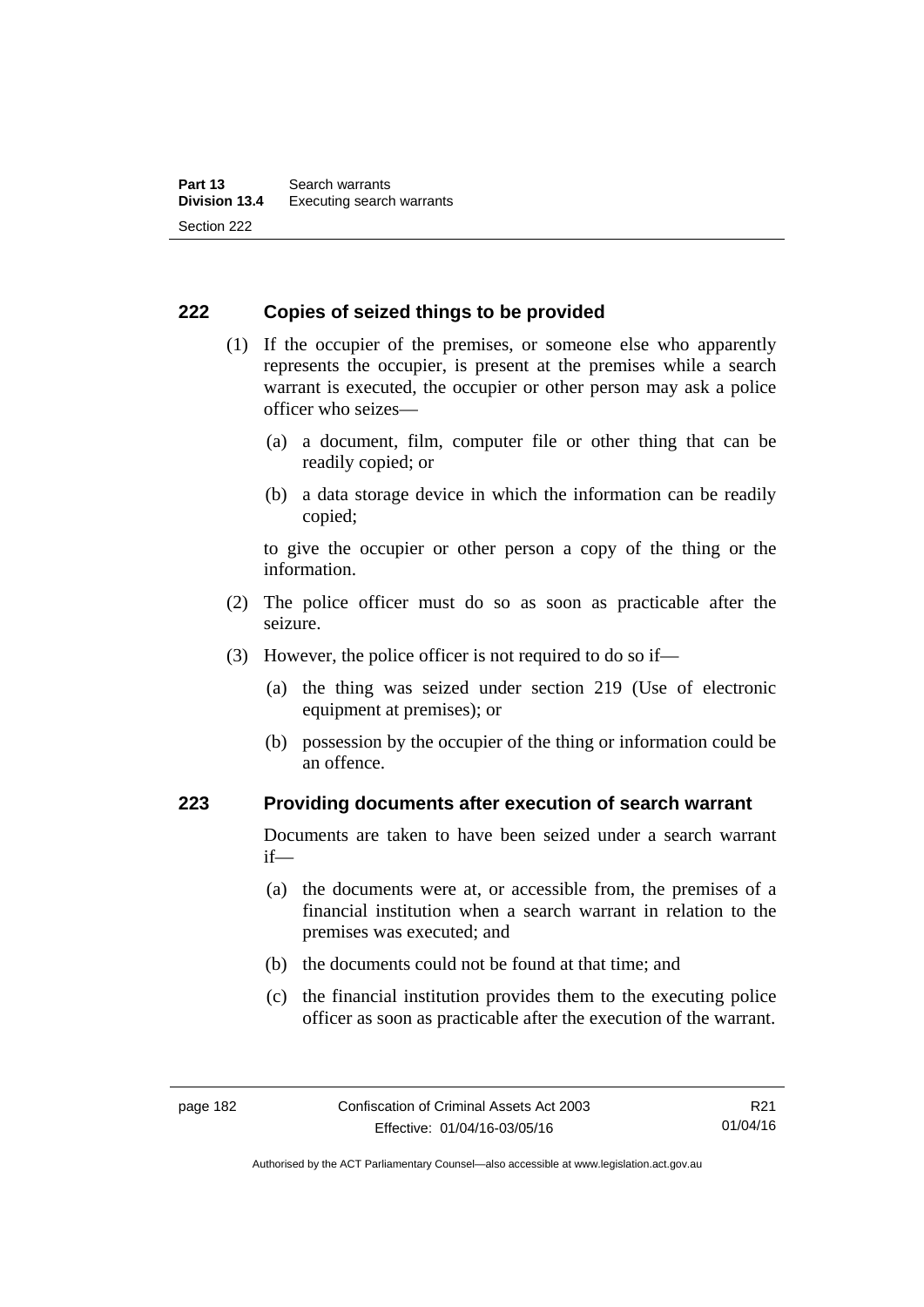### 222 Copies of seized things to be provided

(1) If the occupier of the premises, or someone else who apparently represents the occupier, is present at the premises while a search warrant is executed, the occupier or other person may ask a police officer who seizes—

(a) a document, film, computer file or other thing that can be readily copied; or

(b) a data storage device in which the information can be readily copied;

to give the occupier or other person a copy of the thing or the information.

(2) The police officer must do so as soon as practicable after the seizure.

(3) However, the police officer is not required to do so if—

(a) the thing was seized under section 219 (Use of electronic equipment at premises); or

(b) possession by the occupier of the thing or information could be an offence.

### 223 Providing documents after execution of search warrant

Documents are taken to have been seized under a search warrant if—

(a) the documents were at, or accessible from, the premises of a financial institution when a search warrant in relation to the premises was executed; and

(b) the documents could not be found at that time; and

(c) the financial institution provides them to the executing police officer as soon as practicable after the execution of the warrant.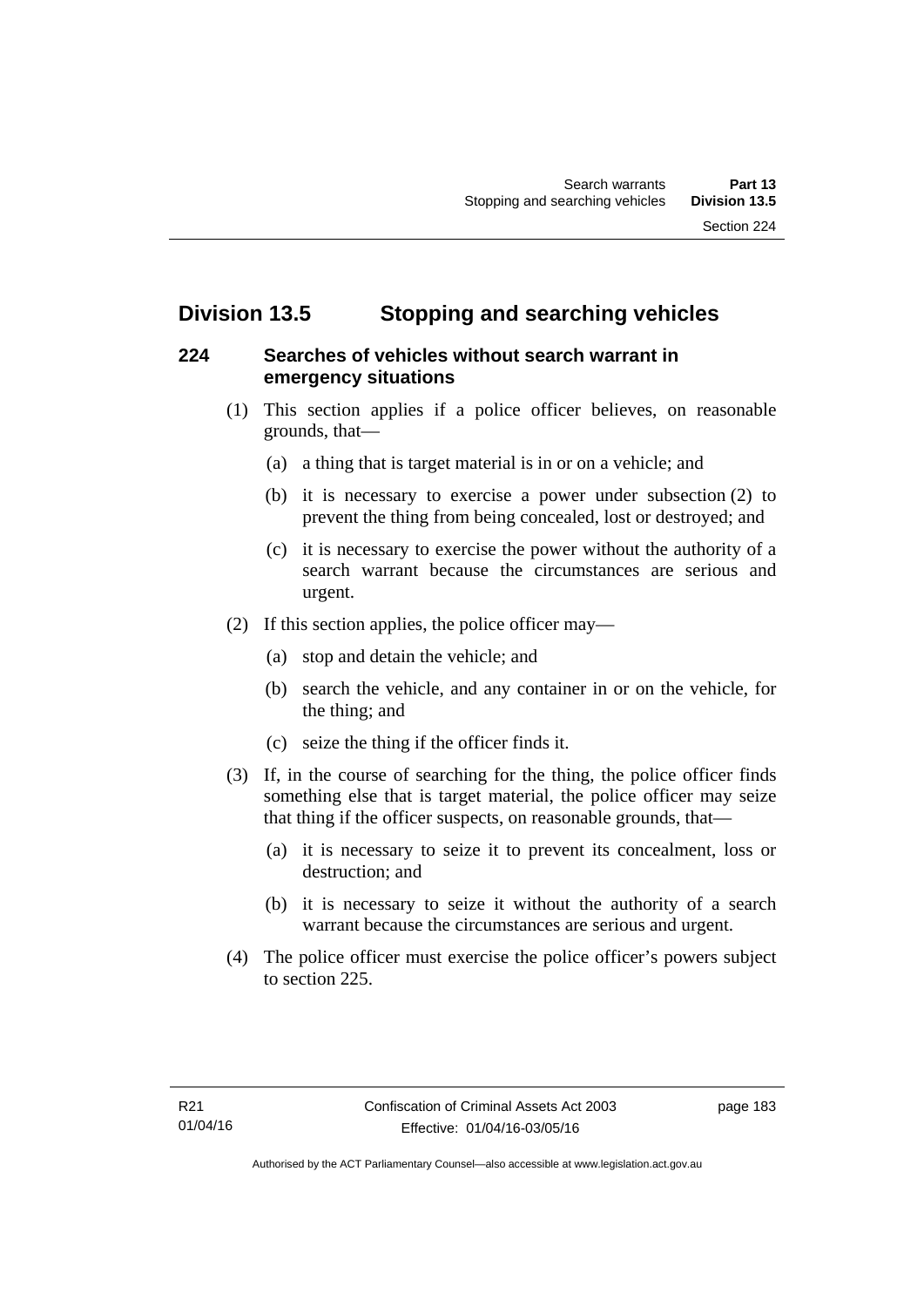## Division 13.5 Stopping and searching vehicles

### 224 Searches of vehicles without search warrant in emergency situations

(1) This section applies if a police officer believes, on reasonable grounds, that—

(a) a thing that is target material is in or on a vehicle; and

(b) it is necessary to exercise a power under subsection (2) to prevent the thing from being concealed, lost or destroyed; and

(c) it is necessary to exercise the power without the authority of a search warrant because the circumstances are serious and urgent.

(2) If this section applies, the police officer may—

(a) stop and detain the vehicle; and

(b) search the vehicle, and any container in or on the vehicle, for the thing; and

(c) seize the thing if the officer finds it.

(3) If, in the course of searching for the thing, the police officer finds something else that is target material, the police officer may seize that thing if the officer suspects, on reasonable grounds, that—

(a) it is necessary to seize it to prevent its concealment, loss or destruction; and

(b) it is necessary to seize it without the authority of a search warrant because the circumstances are serious and urgent.

(4) The police officer must exercise the police officer's powers subject to section 225.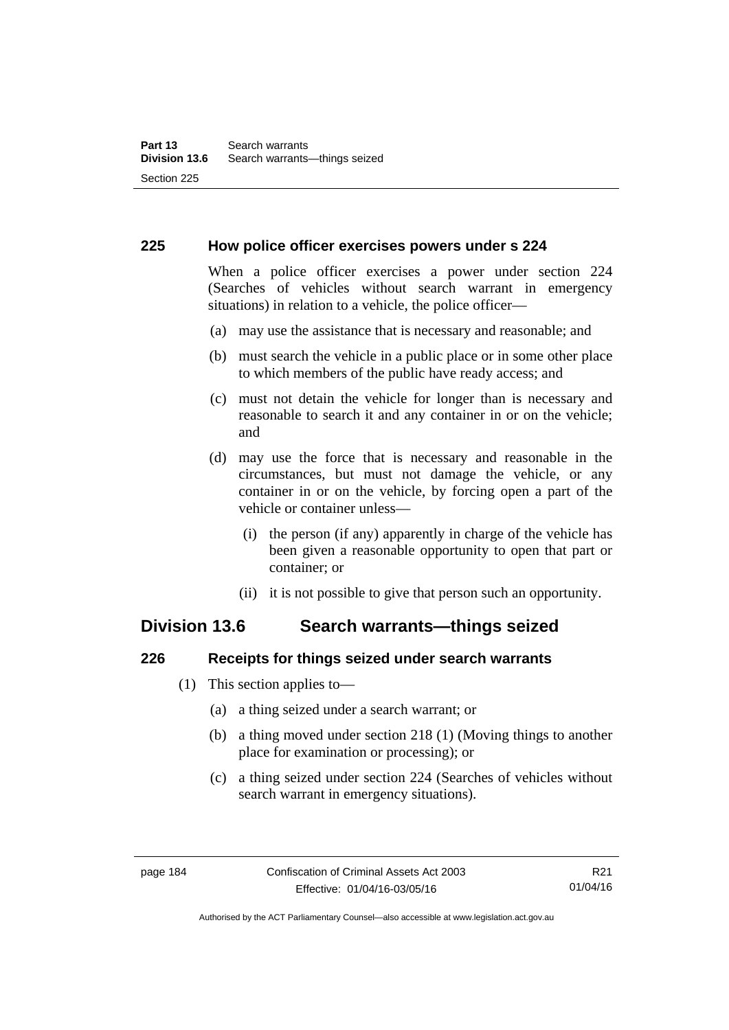### 225 How police officer exercises powers under s 224

When a police officer exercises a power under section 224 (Searches of vehicles without search warrant in emergency situations) in relation to a vehicle, the police officer—

(a) may use the assistance that is necessary and reasonable; and

(b) must search the vehicle in a public place or in some other place to which members of the public have ready access; and

(c) must not detain the vehicle for longer than is necessary and reasonable to search it and any container in or on the vehicle; and

(d) may use the force that is necessary and reasonable in the circumstances, but must not damage the vehicle, or any container in or on the vehicle, by forcing open a part of the vehicle or container unless—

(i) the person (if any) apparently in charge of the vehicle has been given a reasonable opportunity to open that part or container; or

(ii) it is not possible to give that person such an opportunity.

## Division 13.6 Search warrants—things seized

### 226 Receipts for things seized under search warrants

(1) This section applies to—

(a) a thing seized under a search warrant; or

(b) a thing moved under section 218 (1) (Moving things to another place for examination or processing); or

(c) a thing seized under section 224 (Searches of vehicles without search warrant in emergency situations).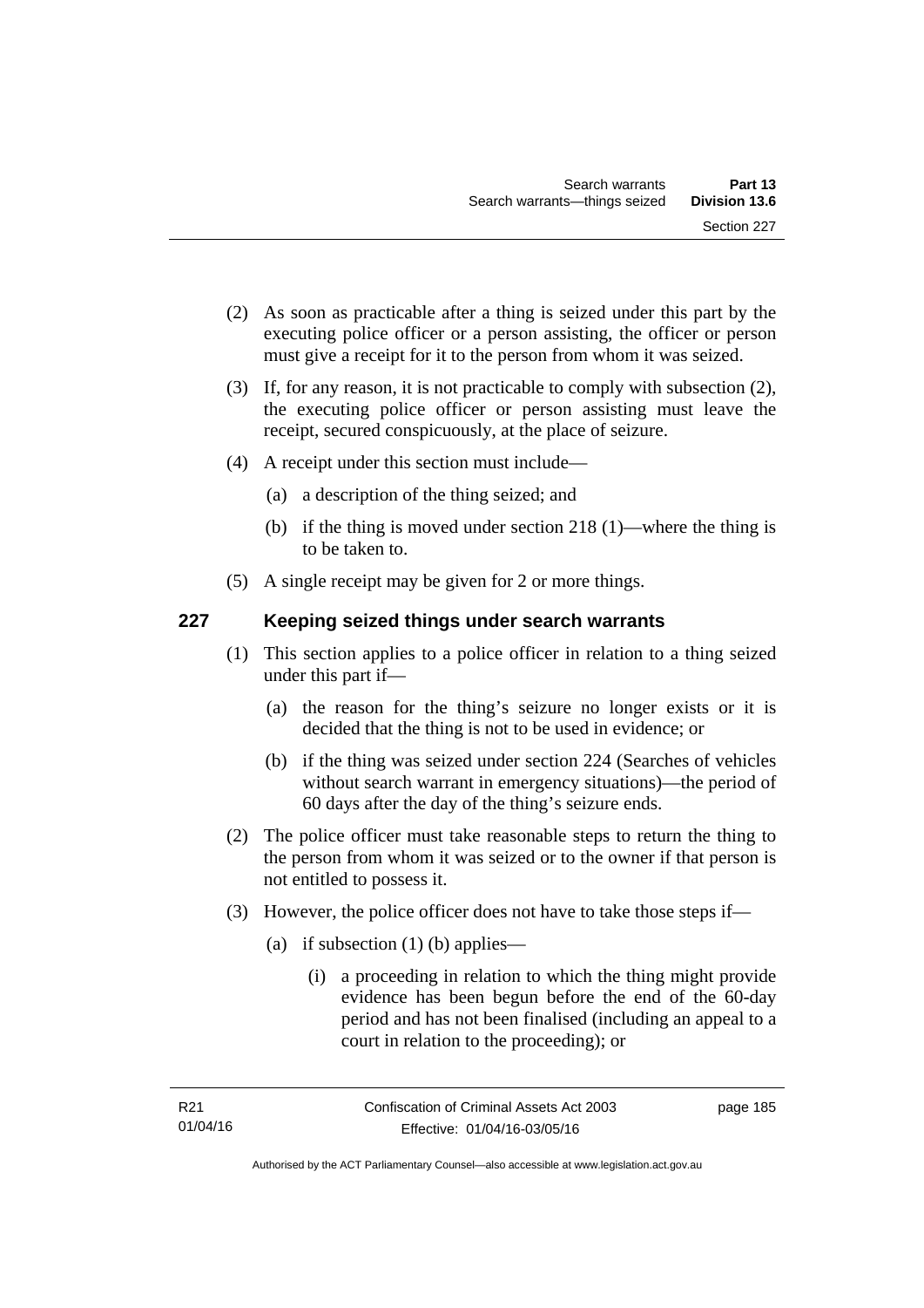(2) As soon as practicable after a thing is seized under this part by the executing police officer or a person assisting, the officer or person must give a receipt for it to the person from whom it was seized.

(3) If, for any reason, it is not practicable to comply with subsection (2), the executing police officer or person assisting must leave the receipt, secured conspicuously, at the place of seizure.

(4) A receipt under this section must include—

(a) a description of the thing seized; and

(b) if the thing is moved under section 218 (1)—where the thing is to be taken to.

(5) A single receipt may be given for 2 or more things.

## 227 Keeping seized things under search warrants

(1) This section applies to a police officer in relation to a thing seized under this part if—

(a) the reason for the thing's seizure no longer exists or it is decided that the thing is not to be used in evidence; or

(b) if the thing was seized under section 224 (Searches of vehicles without search warrant in emergency situations)—the period of 60 days after the day of the thing's seizure ends.

(2) The police officer must take reasonable steps to return the thing to the person from whom it was seized or to the owner if that person is not entitled to possess it.

(3) However, the police officer does not have to take those steps if—

(a) if subsection (1) (b) applies—

(i) a proceeding in relation to which the thing might provide evidence has been begun before the end of the 60-day period and has not been finalised (including an appeal to a court in relation to the proceeding); or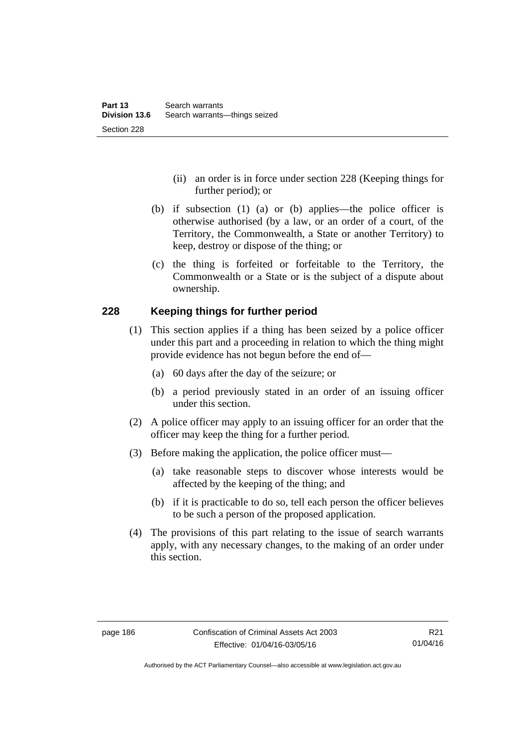(ii) an order is in force under section 228 (Keeping things for further period); or

(b) if subsection (1) (a) or (b) applies—the police officer is otherwise authorised (by a law, or an order of a court, of the Territory, the Commonwealth, a State or another Territory) to keep, destroy or dispose of the thing; or

(c) the thing is forfeited or forfeitable to the Territory, the Commonwealth or a State or is the subject of a dispute about ownership.

## 228 Keeping things for further period

(1) This section applies if a thing has been seized by a police officer under this part and a proceeding in relation to which the thing might provide evidence has not begun before the end of—

(a) 60 days after the day of the seizure; or

(b) a period previously stated in an order of an issuing officer under this section.

(2) A police officer may apply to an issuing officer for an order that the officer may keep the thing for a further period.

(3) Before making the application, the police officer must—

(a) take reasonable steps to discover whose interests would be affected by the keeping of the thing; and

(b) if it is practicable to do so, tell each person the officer believes to be such a person of the proposed application.

(4) The provisions of this part relating to the issue of search warrants apply, with any necessary changes, to the making of an order under this section.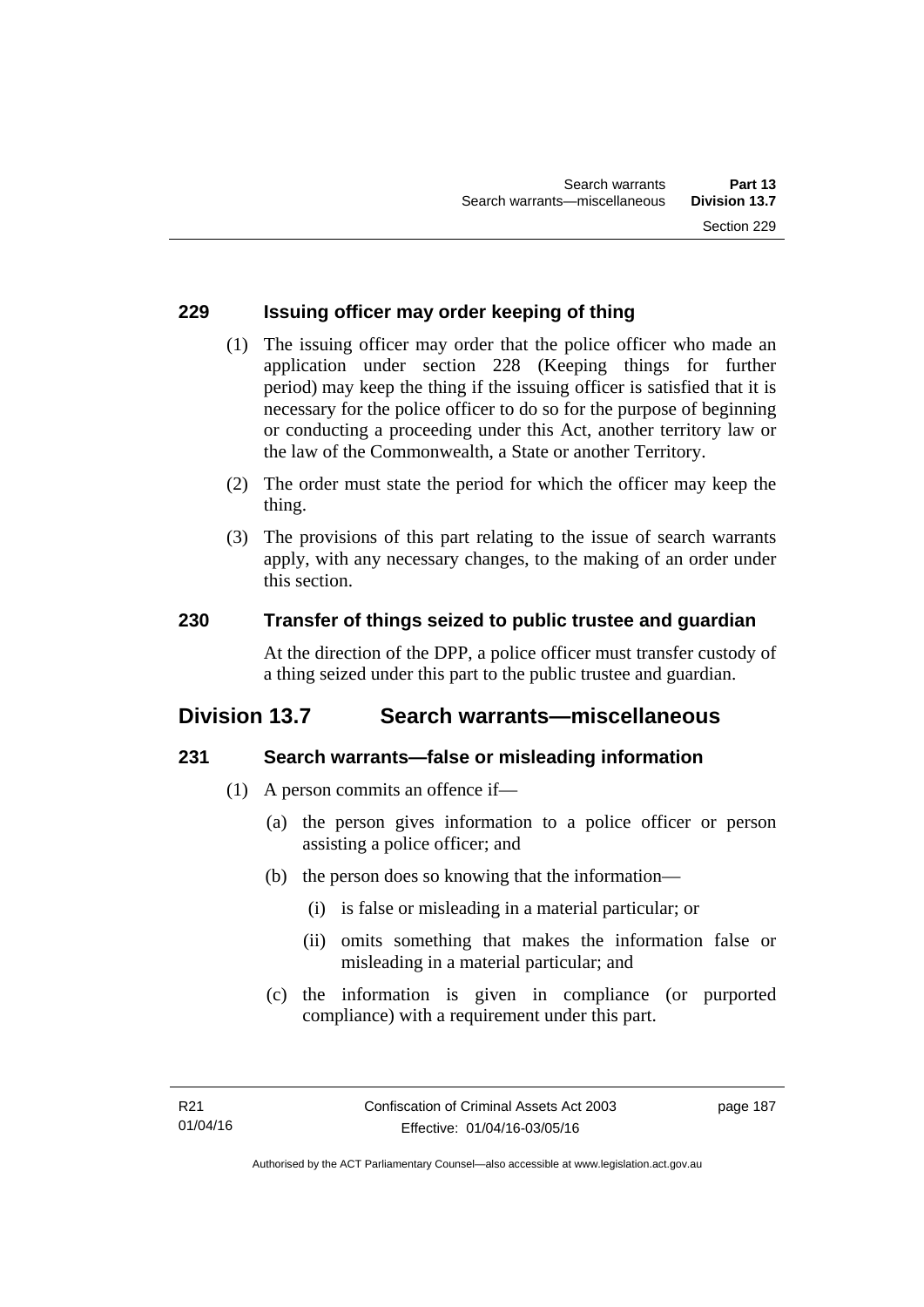### 229 Issuing officer may order keeping of thing

(1) The issuing officer may order that the police officer who made an application under section 228 (Keeping things for further period) may keep the thing if the issuing officer is satisfied that it is necessary for the police officer to do so for the purpose of beginning or conducting a proceeding under this Act, another territory law or the law of the Commonwealth, a State or another Territory.

(2) The order must state the period for which the officer may keep the thing.

(3) The provisions of this part relating to the issue of search warrants apply, with any necessary changes, to the making of an order under this section.

### 230 Transfer of things seized to public trustee and guardian

At the direction of the DPP, a police officer must transfer custody of a thing seized under this part to the public trustee and guardian.

## Division 13.7 Search warrants—miscellaneous

### 231 Search warrants—false or misleading information

(1) A person commits an offence if—

(a) the person gives information to a police officer or person assisting a police officer; and

(b) the person does so knowing that the information—

(i) is false or misleading in a material particular; or

(ii) omits something that makes the information false or misleading in a material particular; and

(c) the information is given in compliance (or purported compliance) with a requirement under this part.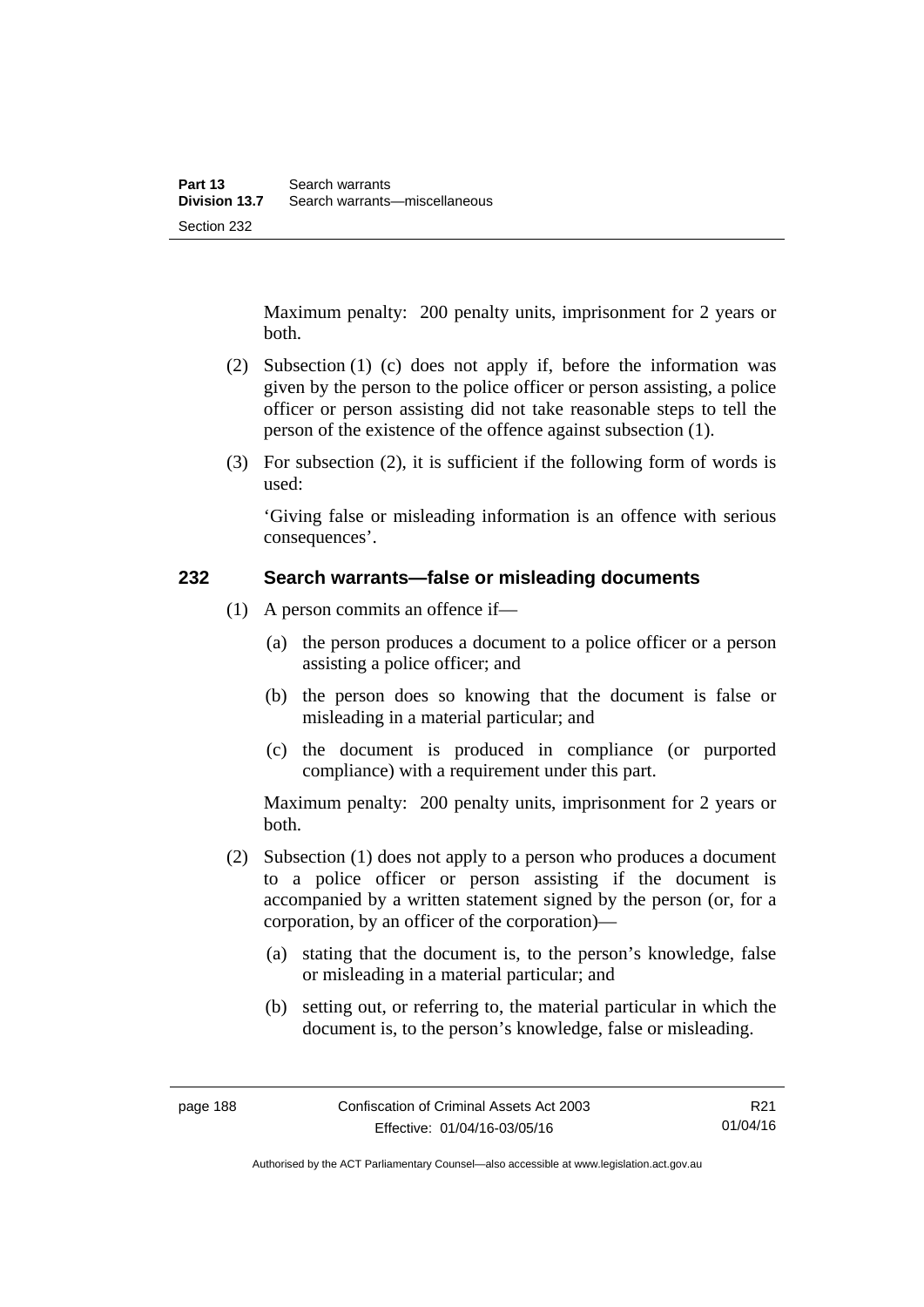Maximum penalty: 200 penalty units, imprisonment for 2 years or both.

(2) Subsection (1) (c) does not apply if, before the information was given by the person to the police officer or person assisting, a police officer or person assisting did not take reasonable steps to tell the person of the existence of the offence against subsection (1).

(3) For subsection (2), it is sufficient if the following form of words is used:

'Giving false or misleading information is an offence with serious consequences'.

## 232 Search warrants—false or misleading documents

(1) A person commits an offence if—

(a) the person produces a document to a police officer or a person assisting a police officer; and

(b) the person does so knowing that the document is false or misleading in a material particular; and

(c) the document is produced in compliance (or purported compliance) with a requirement under this part.

Maximum penalty: 200 penalty units, imprisonment for 2 years or both.

(2) Subsection (1) does not apply to a person who produces a document to a police officer or person assisting if the document is accompanied by a written statement signed by the person (or, for a corporation, by an officer of the corporation)—

(a) stating that the document is, to the person's knowledge, false or misleading in a material particular; and

(b) setting out, or referring to, the material particular in which the document is, to the person's knowledge, false or misleading.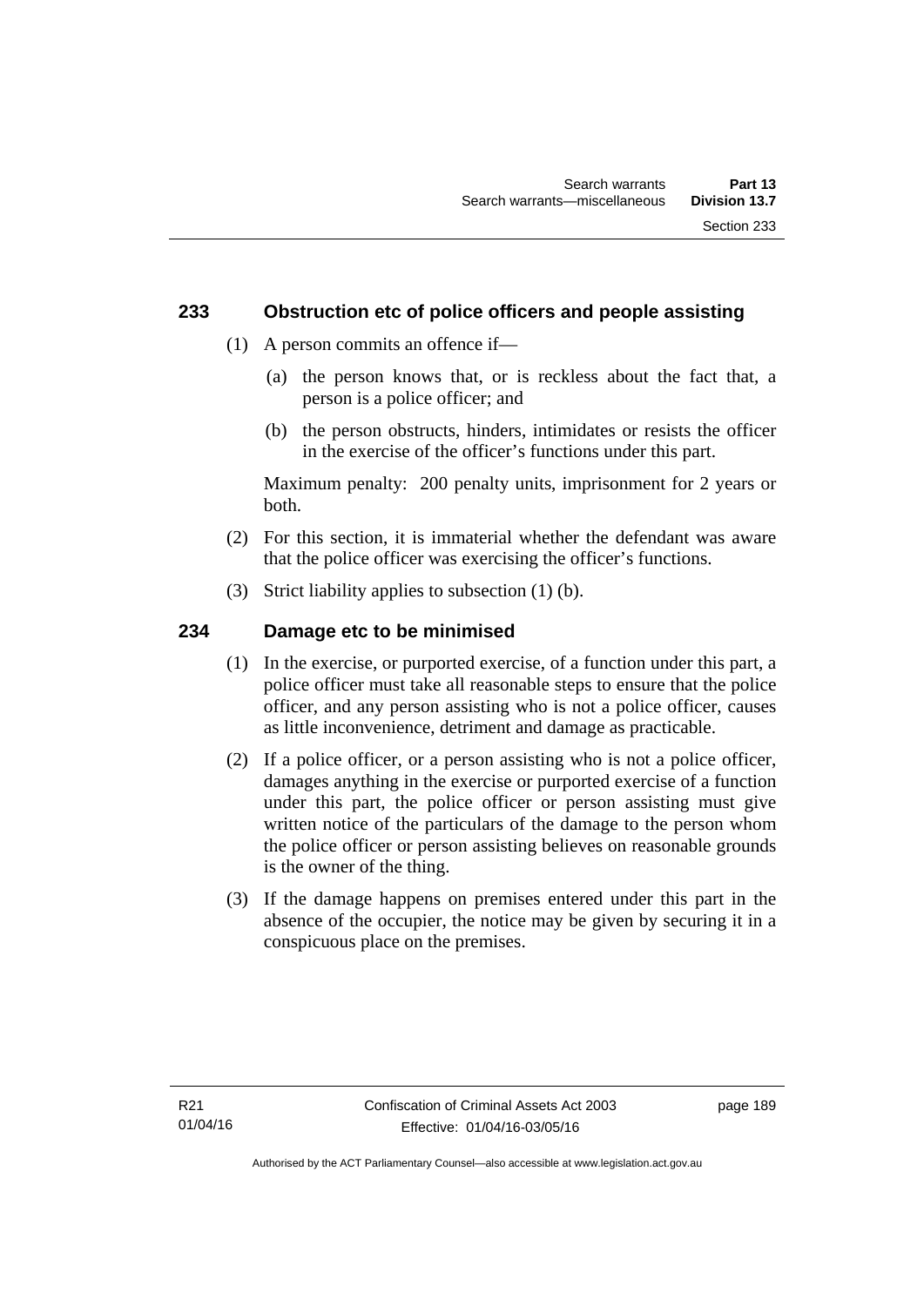## 233 Obstruction etc of police officers and people assisting

(1) A person commits an offence if—

(a) the person knows that, or is reckless about the fact that, a person is a police officer; and

(b) the person obstructs, hinders, intimidates or resists the officer in the exercise of the officer's functions under this part.

Maximum penalty: 200 penalty units, imprisonment for 2 years or both.

(2) For this section, it is immaterial whether the defendant was aware that the police officer was exercising the officer's functions.

(3) Strict liability applies to subsection (1) (b).

## 234 Damage etc to be minimised

(1) In the exercise, or purported exercise, of a function under this part, a police officer must take all reasonable steps to ensure that the police officer, and any person assisting who is not a police officer, causes as little inconvenience, detriment and damage as practicable.

(2) If a police officer, or a person assisting who is not a police officer, damages anything in the exercise or purported exercise of a function under this part, the police officer or person assisting must give written notice of the particulars of the damage to the person whom the police officer or person assisting believes on reasonable grounds is the owner of the thing.

(3) If the damage happens on premises entered under this part in the absence of the occupier, the notice may be given by securing it in a conspicuous place on the premises.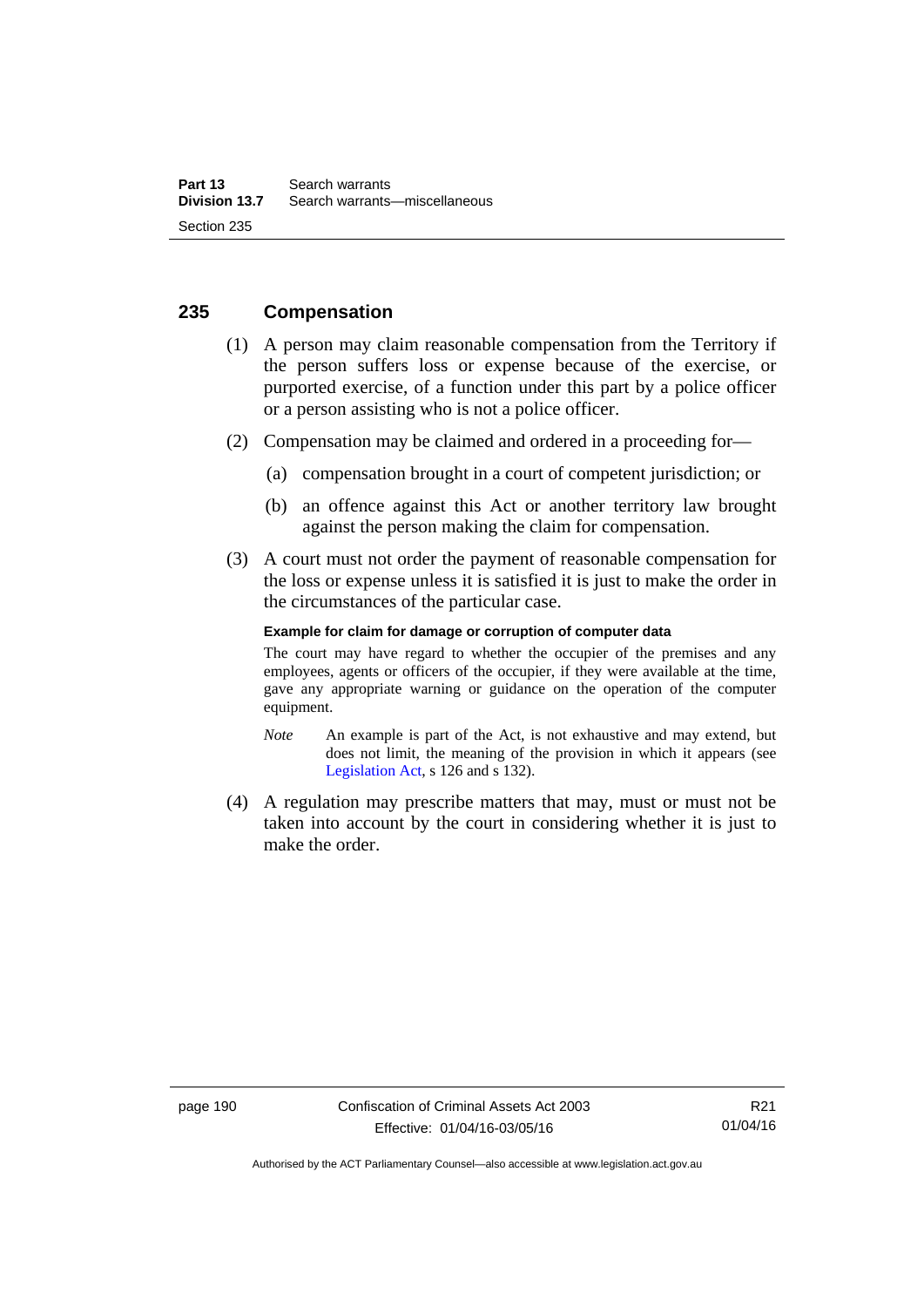## 235 Compensation

(1) A person may claim reasonable compensation from the Territory if the person suffers loss or expense because of the exercise, or purported exercise, of a function under this part by a police officer or a person assisting who is not a police officer.

(2) Compensation may be claimed and ordered in a proceeding for—

(a) compensation brought in a court of competent jurisdiction; or

(b) an offence against this Act or another territory law brought against the person making the claim for compensation.

(3) A court must not order the payment of reasonable compensation for the loss or expense unless it is satisfied it is just to make the order in the circumstances of the particular case.

**Example for claim for damage or corruption of computer data**

The court may have regard to whether the occupier of the premises and any employees, agents or officers of the occupier, if they were available at the time, gave any appropriate warning or guidance on the operation of the computer equipment.

*Note* An example is part of the Act, is not exhaustive and may extend, but does not limit, the meaning of the provision in which it appears (see Legislation Act, s 126 and s 132).

(4) A regulation may prescribe matters that may, must or must not be taken into account by the court in considering whether it is just to make the order.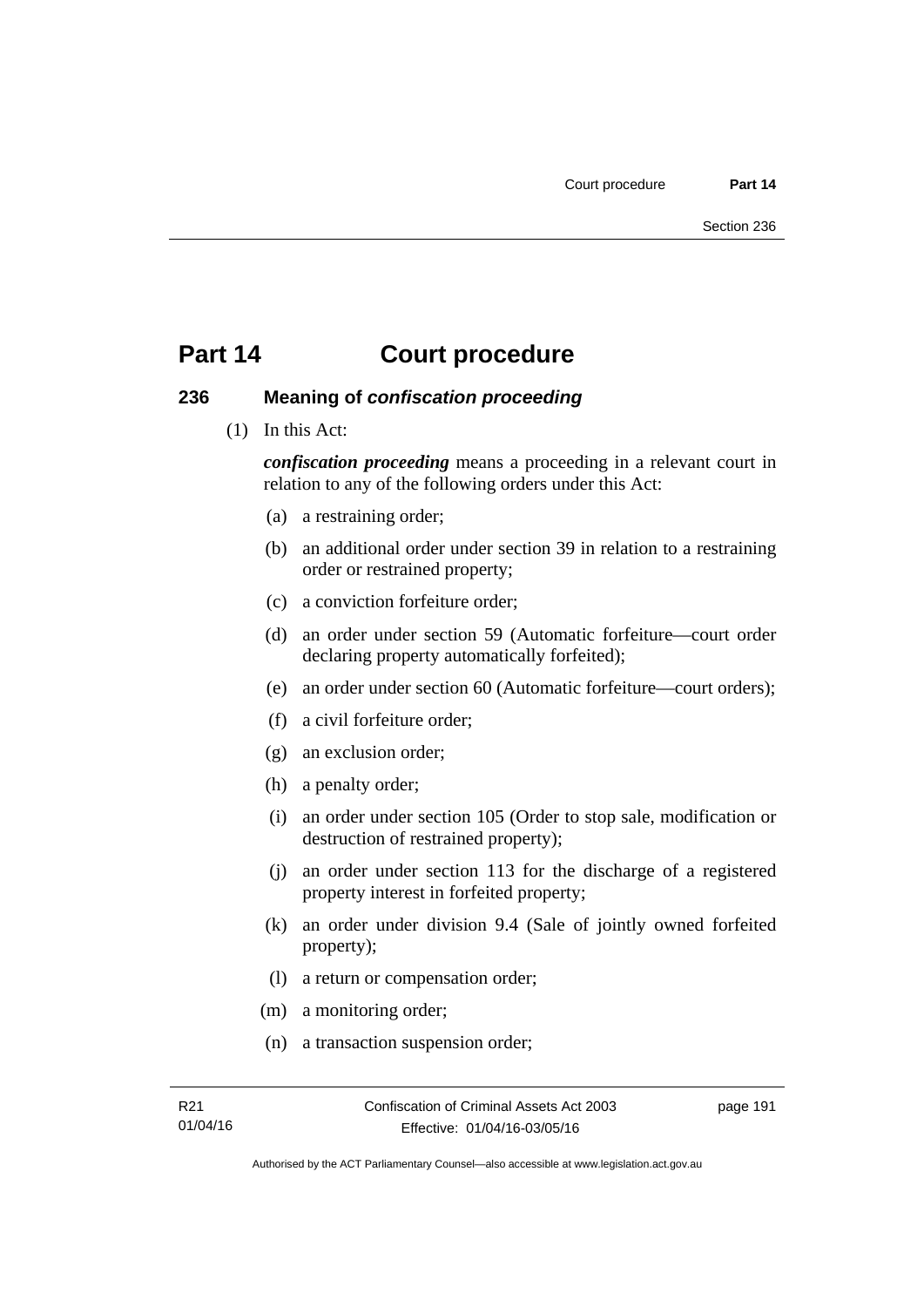# Part 14 Court procedure

## 236 Meaning of *confiscation proceeding*

(1) In this Act:

***confiscation proceeding*** means a proceeding in a relevant court in relation to any of the following orders under this Act:

(a) a restraining order;

(b) an additional order under section 39 in relation to a restraining order or restrained property;

(c) a conviction forfeiture order;

(d) an order under section 59 (Automatic forfeiture—court order declaring property automatically forfeited);

(e) an order under section 60 (Automatic forfeiture—court orders);

(f) a civil forfeiture order;

(g) an exclusion order;

(h) a penalty order;

(i) an order under section 105 (Order to stop sale, modification or destruction of restrained property);

(j) an order under section 113 for the discharge of a registered property interest in forfeited property;

(k) an order under division 9.4 (Sale of jointly owned forfeited property);

(l) a return or compensation order;

(m) a monitoring order;

(n) a transaction suspension order;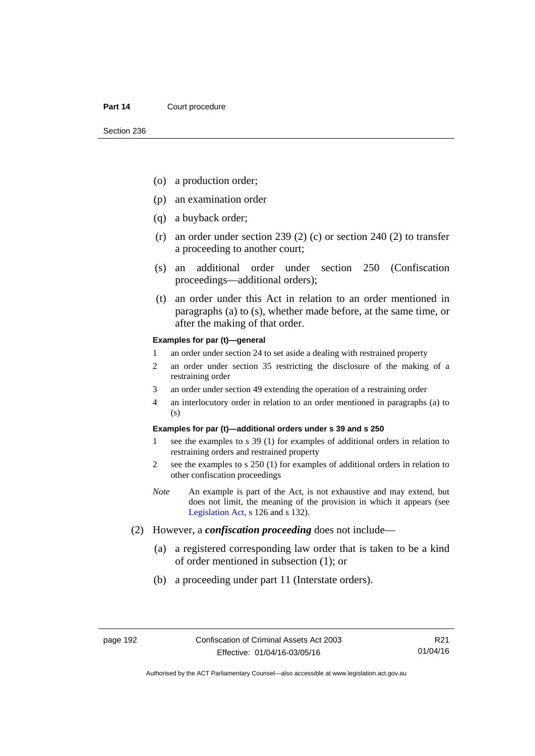(o) a production order;

(p) an examination order

(q) a buyback order;

(r) an order under section 239 (2) (c) or section 240 (2) to transfer a proceeding to another court;

(s) an additional order under section 250 (Confiscation proceedings—additional orders);

(t) an order under this Act in relation to an order mentioned in paragraphs (a) to (s), whether made before, at the same time, or after the making of that order.

**Examples for par (t)—general**

1 an order under section 24 to set aside a dealing with restrained property

2 an order under section 35 restricting the disclosure of the making of a restraining order

3 an order under section 49 extending the operation of a restraining order

4 an interlocutory order in relation to an order mentioned in paragraphs (a) to (s)

**Examples for par (t)—additional orders under s 39 and s 250**

1 see the examples to s 39 (1) for examples of additional orders in relation to restraining orders and restrained property

2 see the examples to s 250 (1) for examples of additional orders in relation to other confiscation proceedings

*Note* An example is part of the Act, is not exhaustive and may extend, but does not limit, the meaning of the provision in which it appears (see Legislation Act, s 126 and s 132).

(2) However, a ***confiscation proceeding*** does not include—

(a) a registered corresponding law order that is taken to be a kind of order mentioned in subsection (1); or

(b) a proceeding under part 11 (Interstate orders).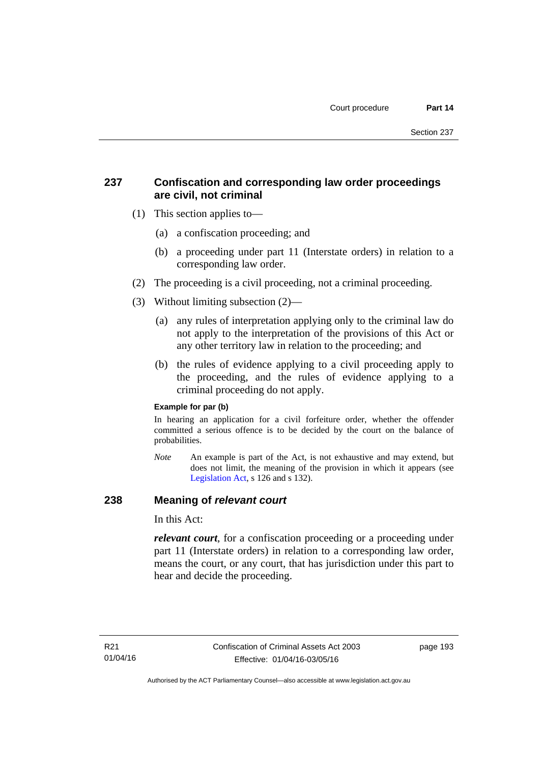## 237 Confiscation and corresponding law order proceedings are civil, not criminal

(1) This section applies to—

(a) a confiscation proceeding; and

(b) a proceeding under part 11 (Interstate orders) in relation to a corresponding law order.

(2) The proceeding is a civil proceeding, not a criminal proceeding.

(3) Without limiting subsection (2)—

(a) any rules of interpretation applying only to the criminal law do not apply to the interpretation of the provisions of this Act or any other territory law in relation to the proceeding; and

(b) the rules of evidence applying to a civil proceeding apply to the proceeding, and the rules of evidence applying to a criminal proceeding do not apply.

**Example for par (b)**

In hearing an application for a civil forfeiture order, whether the offender committed a serious offence is to be decided by the court on the balance of probabilities.

*Note* An example is part of the Act, is not exhaustive and may extend, but does not limit, the meaning of the provision in which it appears (see Legislation Act, s 126 and s 132).

## 238 Meaning of *relevant court*

In this Act:

***relevant court***, for a confiscation proceeding or a proceeding under part 11 (Interstate orders) in relation to a corresponding law order, means the court, or any court, that has jurisdiction under this part to hear and decide the proceeding.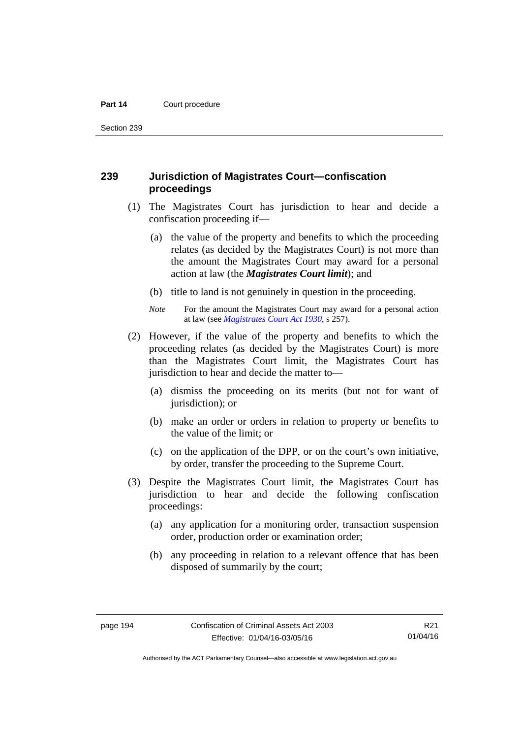## 239 Jurisdiction of Magistrates Court—confiscation proceedings

(1) The Magistrates Court has jurisdiction to hear and decide a confiscation proceeding if—

(a) the value of the property and benefits to which the proceeding relates (as decided by the Magistrates Court) is not more than the amount the Magistrates Court may award for a personal action at law (the ***Magistrates Court limit***); and

(b) title to land is not genuinely in question in the proceeding.

*Note* For the amount the Magistrates Court may award for a personal action at law (see *Magistrates Court Act 1930*, s 257).

(2) However, if the value of the property and benefits to which the proceeding relates (as decided by the Magistrates Court) is more than the Magistrates Court limit, the Magistrates Court has jurisdiction to hear and decide the matter to—

(a) dismiss the proceeding on its merits (but not for want of jurisdiction); or

(b) make an order or orders in relation to property or benefits to the value of the limit; or

(c) on the application of the DPP, or on the court's own initiative, by order, transfer the proceeding to the Supreme Court.

(3) Despite the Magistrates Court limit, the Magistrates Court has jurisdiction to hear and decide the following confiscation proceedings:

(a) any application for a monitoring order, transaction suspension order, production order or examination order;

(b) any proceeding in relation to a relevant offence that has been disposed of summarily by the court;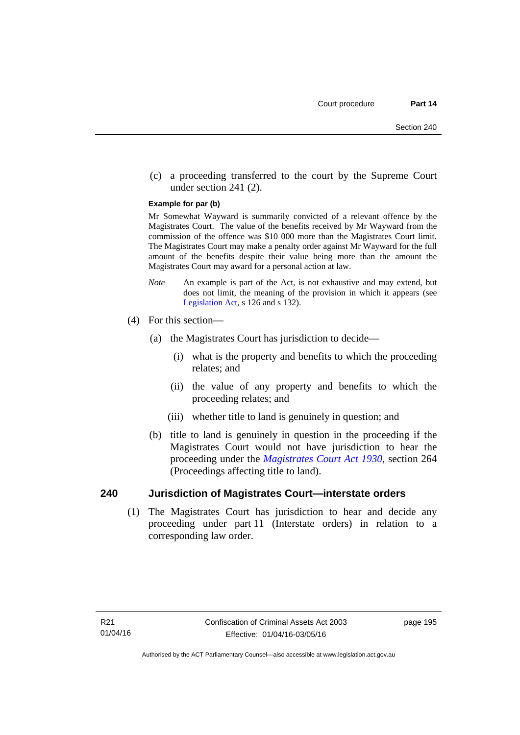(c) a proceeding transferred to the court by the Supreme Court under section 241 (2).

**Example for par (b)**

Mr Somewhat Wayward is summarily convicted of a relevant offence by the Magistrates Court. The value of the benefits received by Mr Wayward from the commission of the offence was $10 000 more than the Magistrates Court limit. The Magistrates Court may make a penalty order against Mr Wayward for the full amount of the benefits despite their value being more than the amount the Magistrates Court may award for a personal action at law.

*Note* An example is part of the Act, is not exhaustive and may extend, but does not limit, the meaning of the provision in which it appears (see Legislation Act, s 126 and s 132).

(4) For this section—

(a) the Magistrates Court has jurisdiction to decide—

(i) what is the property and benefits to which the proceeding relates; and

(ii) the value of any property and benefits to which the proceeding relates; and

(iii) whether title to land is genuinely in question; and

(b) title to land is genuinely in question in the proceeding if the Magistrates Court would not have jurisdiction to hear the proceeding under the *Magistrates Court Act 1930*, section 264 (Proceedings affecting title to land).

## 240 Jurisdiction of Magistrates Court—interstate orders

(1) The Magistrates Court has jurisdiction to hear and decide any proceeding under part 11 (Interstate orders) in relation to a corresponding law order.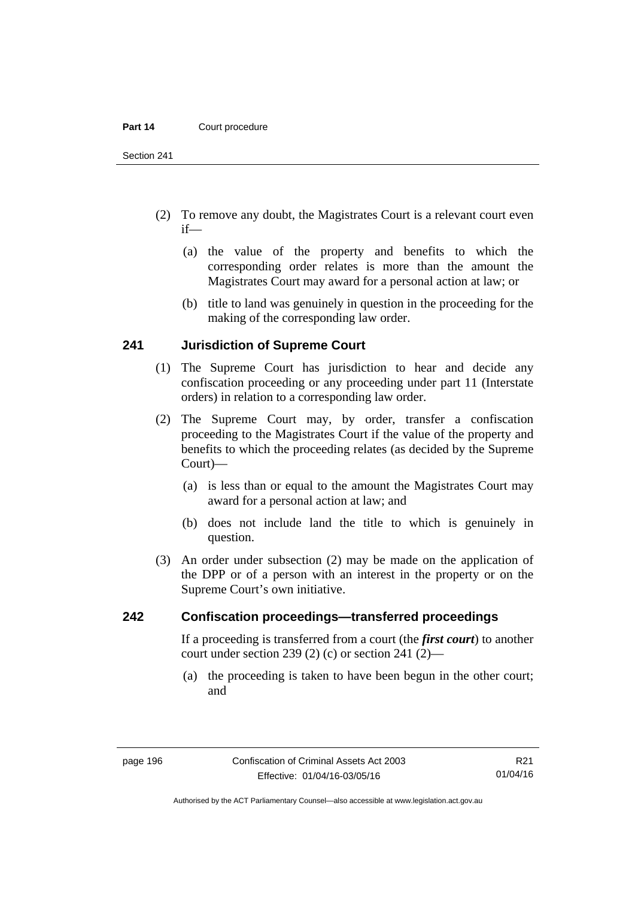(2) To remove any doubt, the Magistrates Court is a relevant court even if—

(a) the value of the property and benefits to which the corresponding order relates is more than the amount the Magistrates Court may award for a personal action at law; or

(b) title to land was genuinely in question in the proceeding for the making of the corresponding law order.

## 241 Jurisdiction of Supreme Court

(1) The Supreme Court has jurisdiction to hear and decide any confiscation proceeding or any proceeding under part 11 (Interstate orders) in relation to a corresponding law order.

(2) The Supreme Court may, by order, transfer a confiscation proceeding to the Magistrates Court if the value of the property and benefits to which the proceeding relates (as decided by the Supreme Court)—

(a) is less than or equal to the amount the Magistrates Court may award for a personal action at law; and

(b) does not include land the title to which is genuinely in question.

(3) An order under subsection (2) may be made on the application of the DPP or of a person with an interest in the property or on the Supreme Court's own initiative.

## 242 Confiscation proceedings—transferred proceedings

If a proceeding is transferred from a court (the ***first court***) to another court under section 239 (2) (c) or section 241 (2)—

(a) the proceeding is taken to have been begun in the other court; and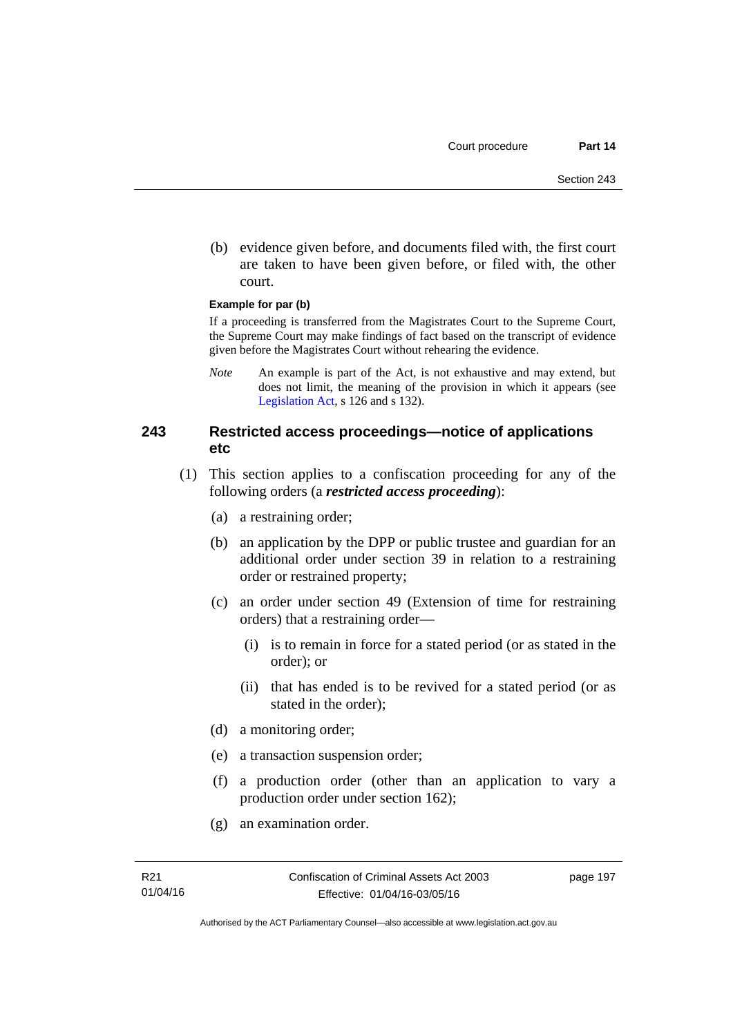(b) evidence given before, and documents filed with, the first court are taken to have been given before, or filed with, the other court.

**Example for par (b)**

If a proceeding is transferred from the Magistrates Court to the Supreme Court, the Supreme Court may make findings of fact based on the transcript of evidence given before the Magistrates Court without rehearing the evidence.

*Note* An example is part of the Act, is not exhaustive and may extend, but does not limit, the meaning of the provision in which it appears (see Legislation Act, s 126 and s 132).

## 243 Restricted access proceedings—notice of applications etc

(1) This section applies to a confiscation proceeding for any of the following orders (a ***restricted access proceeding***):

(a) a restraining order;

(b) an application by the DPP or public trustee and guardian for an additional order under section 39 in relation to a restraining order or restrained property;

(c) an order under section 49 (Extension of time for restraining orders) that a restraining order—

(i) is to remain in force for a stated period (or as stated in the order); or

(ii) that has ended is to be revived for a stated period (or as stated in the order);

(d) a monitoring order;

(e) a transaction suspension order;

(f) a production order (other than an application to vary a production order under section 162);

(g) an examination order.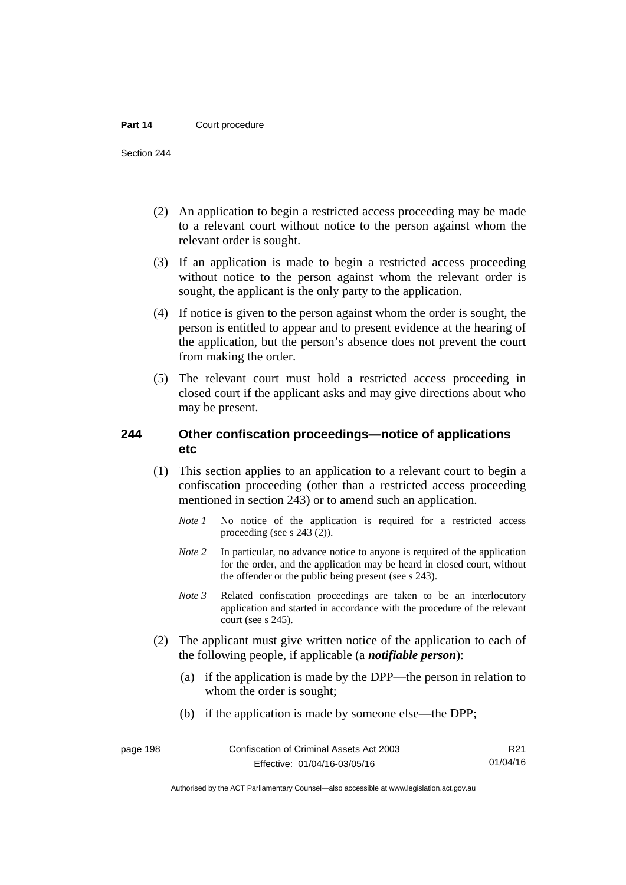(2) An application to begin a restricted access proceeding may be made to a relevant court without notice to the person against whom the relevant order is sought.

(3) If an application is made to begin a restricted access proceeding without notice to the person against whom the relevant order is sought, the applicant is the only party to the application.

(4) If notice is given to the person against whom the order is sought, the person is entitled to appear and to present evidence at the hearing of the application, but the person's absence does not prevent the court from making the order.

(5) The relevant court must hold a restricted access proceeding in closed court if the applicant asks and may give directions about who may be present.

## 244 Other confiscation proceedings—notice of applications etc

(1) This section applies to an application to a relevant court to begin a confiscation proceeding (other than a restricted access proceeding mentioned in section 243) or to amend such an application.

*Note 1* No notice of the application is required for a restricted access proceeding (see s 243 (2)).

*Note 2* In particular, no advance notice to anyone is required of the application for the order, and the application may be heard in closed court, without the offender or the public being present (see s 243).

*Note 3* Related confiscation proceedings are taken to be an interlocutory application and started in accordance with the procedure of the relevant court (see s 245).

(2) The applicant must give written notice of the application to each of the following people, if applicable (a ***notifiable person***):

(a) if the application is made by the DPP—the person in relation to whom the order is sought;

(b) if the application is made by someone else—the DPP;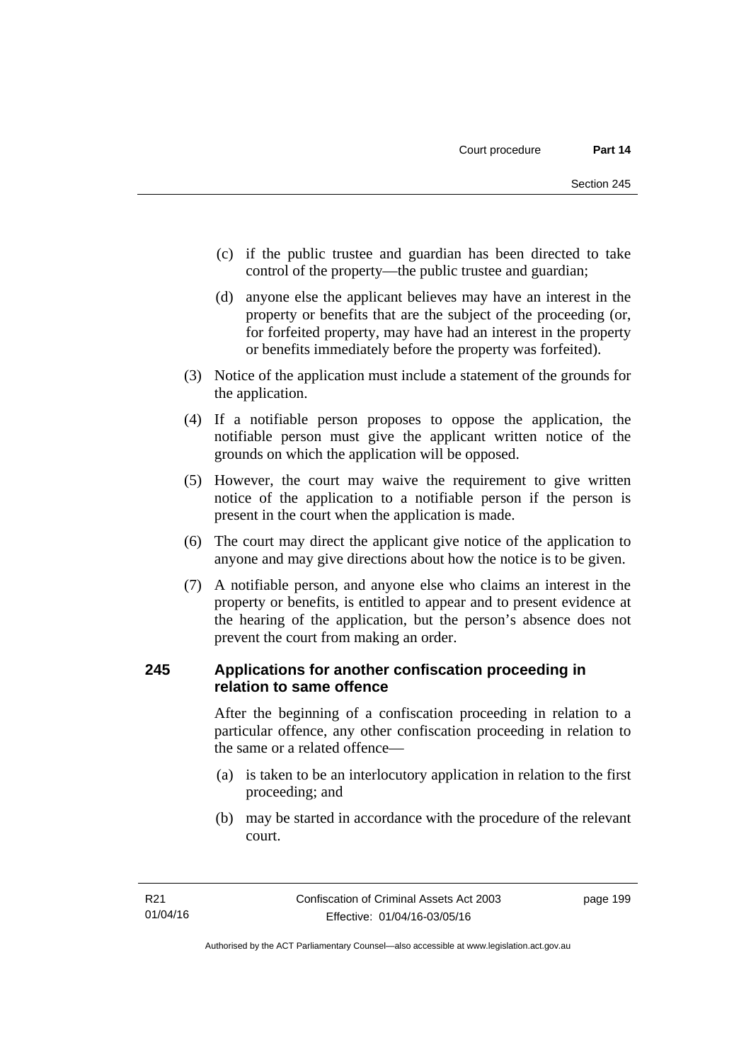(c) if the public trustee and guardian has been directed to take control of the property—the public trustee and guardian;

(d) anyone else the applicant believes may have an interest in the property or benefits that are the subject of the proceeding (or, for forfeited property, may have had an interest in the property or benefits immediately before the property was forfeited).

(3) Notice of the application must include a statement of the grounds for the application.

(4) If a notifiable person proposes to oppose the application, the notifiable person must give the applicant written notice of the grounds on which the application will be opposed.

(5) However, the court may waive the requirement to give written notice of the application to a notifiable person if the person is present in the court when the application is made.

(6) The court may direct the applicant give notice of the application to anyone and may give directions about how the notice is to be given.

(7) A notifiable person, and anyone else who claims an interest in the property or benefits, is entitled to appear and to present evidence at the hearing of the application, but the person's absence does not prevent the court from making an order.

## 245 Applications for another confiscation proceeding in relation to same offence

After the beginning of a confiscation proceeding in relation to a particular offence, any other confiscation proceeding in relation to the same or a related offence—

(a) is taken to be an interlocutory application in relation to the first proceeding; and

(b) may be started in accordance with the procedure of the relevant court.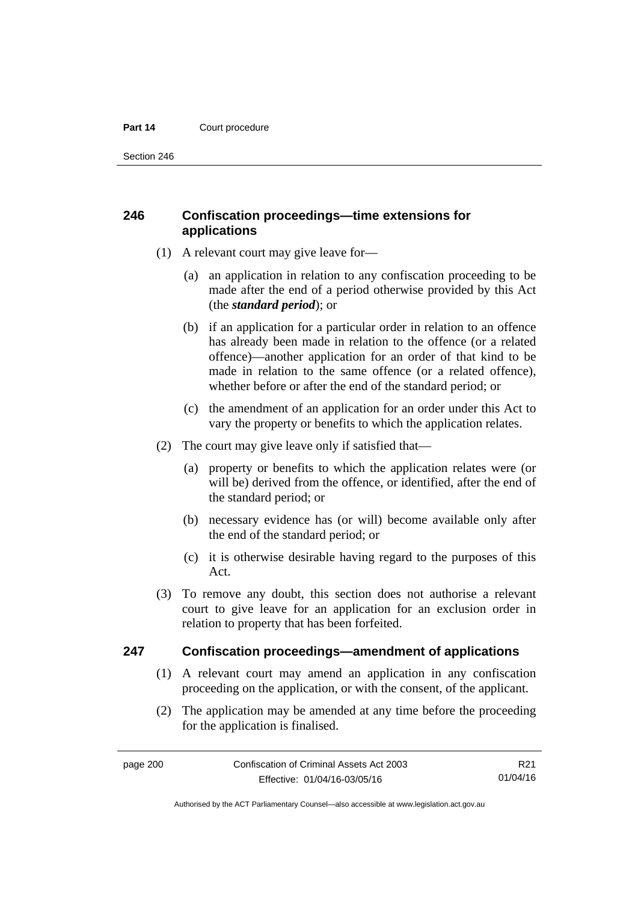## 246 Confiscation proceedings—time extensions for applications

(1) A relevant court may give leave for—

(a) an application in relation to any confiscation proceeding to be made after the end of a period otherwise provided by this Act (the ***standard period***); or

(b) if an application for a particular order in relation to an offence has already been made in relation to the offence (or a related offence)—another application for an order of that kind to be made in relation to the same offence (or a related offence), whether before or after the end of the standard period; or

(c) the amendment of an application for an order under this Act to vary the property or benefits to which the application relates.

(2) The court may give leave only if satisfied that—

(a) property or benefits to which the application relates were (or will be) derived from the offence, or identified, after the end of the standard period; or

(b) necessary evidence has (or will) become available only after the end of the standard period; or

(c) it is otherwise desirable having regard to the purposes of this Act.

(3) To remove any doubt, this section does not authorise a relevant court to give leave for an application for an exclusion order in relation to property that has been forfeited.

## 247 Confiscation proceedings—amendment of applications

(1) A relevant court may amend an application in any confiscation proceeding on the application, or with the consent, of the applicant.

(2) The application may be amended at any time before the proceeding for the application is finalised.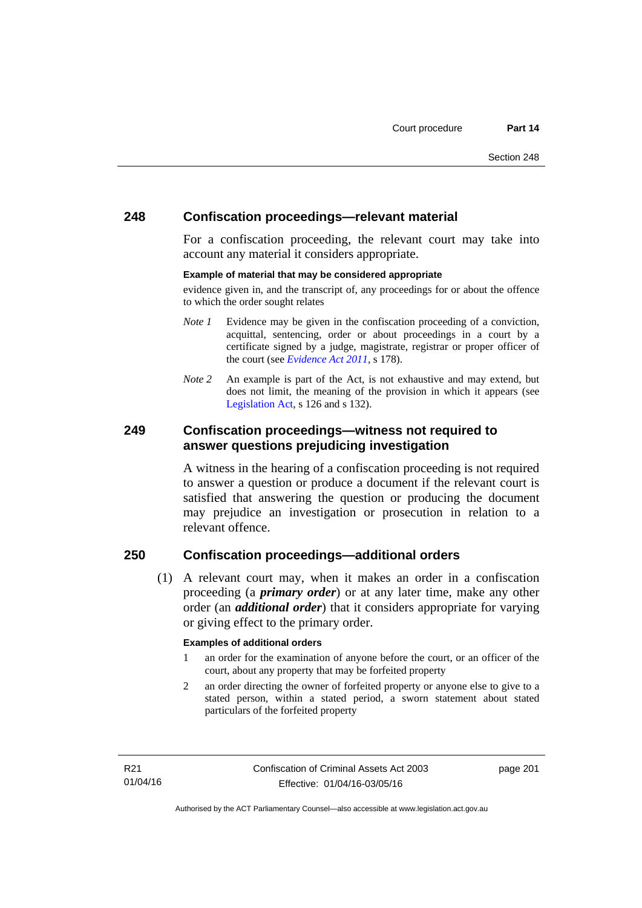## 248 Confiscation proceedings—relevant material

For a confiscation proceeding, the relevant court may take into account any material it considers appropriate.

**Example of material that may be considered appropriate**

evidence given in, and the transcript of, any proceedings for or about the offence to which the order sought relates

*Note 1* Evidence may be given in the confiscation proceeding of a conviction, acquittal, sentencing, order or about proceedings in a court by a certificate signed by a judge, magistrate, registrar or proper officer of the court (see *Evidence Act 2011*, s 178).

*Note 2* An example is part of the Act, is not exhaustive and may extend, but does not limit, the meaning of the provision in which it appears (see Legislation Act, s 126 and s 132).

## 249 Confiscation proceedings—witness not required to answer questions prejudicing investigation

A witness in the hearing of a confiscation proceeding is not required to answer a question or produce a document if the relevant court is satisfied that answering the question or producing the document may prejudice an investigation or prosecution in relation to a relevant offence.

## 250 Confiscation proceedings—additional orders

(1) A relevant court may, when it makes an order in a confiscation proceeding (a ***primary order***) or at any later time, make any other order (an ***additional order***) that it considers appropriate for varying or giving effect to the primary order.

**Examples of additional orders**

1 an order for the examination of anyone before the court, or an officer of the court, about any property that may be forfeited property

2 an order directing the owner of forfeited property or anyone else to give to a stated person, within a stated period, a sworn statement about stated particulars of the forfeited property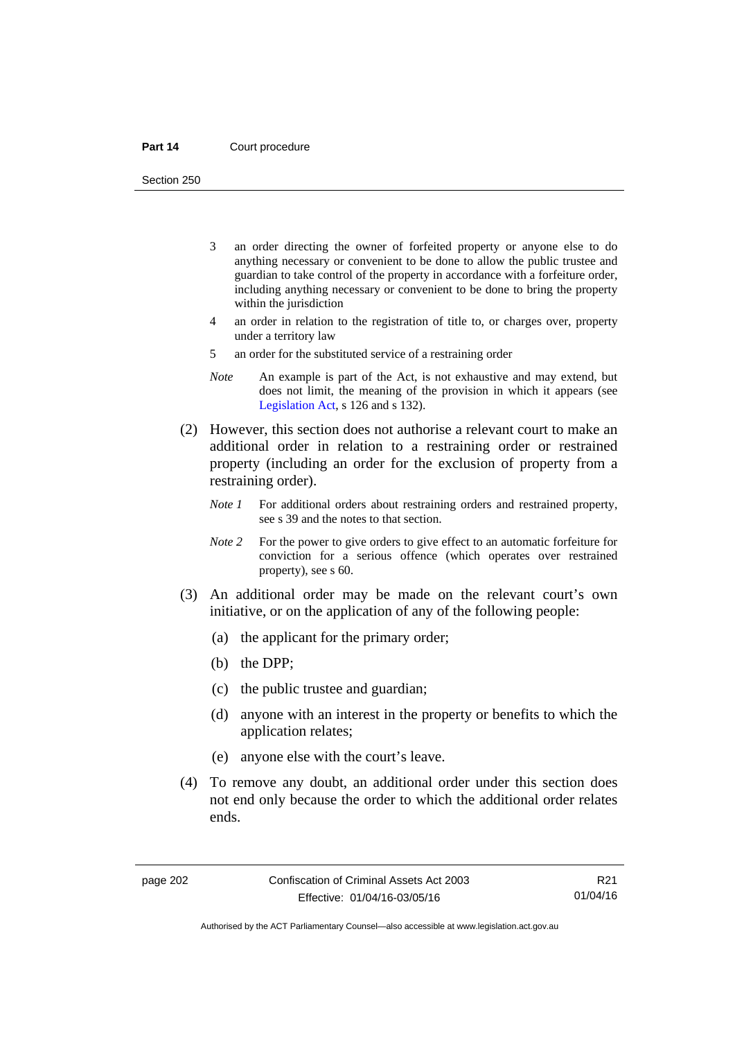3 an order directing the owner of forfeited property or anyone else to do anything necessary or convenient to be done to allow the public trustee and guardian to take control of the property in accordance with a forfeiture order, including anything necessary or convenient to be done to bring the property within the jurisdiction

4 an order in relation to the registration of title to, or charges over, property under a territory law

5 an order for the substituted service of a restraining order

*Note* An example is part of the Act, is not exhaustive and may extend, but does not limit, the meaning of the provision in which it appears (see Legislation Act, s 126 and s 132).

(2) However, this section does not authorise a relevant court to make an additional order in relation to a restraining order or restrained property (including an order for the exclusion of property from a restraining order).

*Note 1* For additional orders about restraining orders and restrained property, see s 39 and the notes to that section.

*Note 2* For the power to give orders to give effect to an automatic forfeiture for conviction for a serious offence (which operates over restrained property), see s 60.

(3) An additional order may be made on the relevant court's own initiative, or on the application of any of the following people:

(a) the applicant for the primary order;

(b) the DPP;

(c) the public trustee and guardian;

(d) anyone with an interest in the property or benefits to which the application relates;

(e) anyone else with the court's leave.

(4) To remove any doubt, an additional order under this section does not end only because the order to which the additional order relates ends.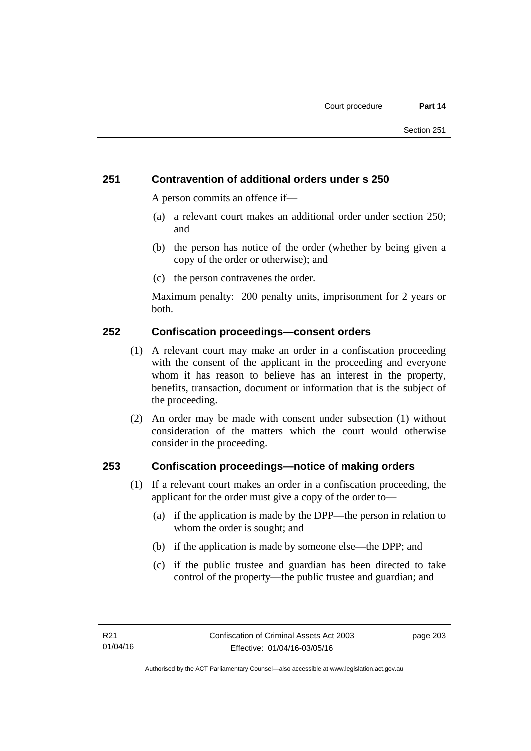## 251 Contravention of additional orders under s 250

A person commits an offence if—

(a) a relevant court makes an additional order under section 250; and

(b) the person has notice of the order (whether by being given a copy of the order or otherwise); and

(c) the person contravenes the order.

Maximum penalty: 200 penalty units, imprisonment for 2 years or both.

## 252 Confiscation proceedings—consent orders

(1) A relevant court may make an order in a confiscation proceeding with the consent of the applicant in the proceeding and everyone whom it has reason to believe has an interest in the property, benefits, transaction, document or information that is the subject of the proceeding.

(2) An order may be made with consent under subsection (1) without consideration of the matters which the court would otherwise consider in the proceeding.

## 253 Confiscation proceedings—notice of making orders

(1) If a relevant court makes an order in a confiscation proceeding, the applicant for the order must give a copy of the order to—

(a) if the application is made by the DPP—the person in relation to whom the order is sought; and

(b) if the application is made by someone else—the DPP; and

(c) if the public trustee and guardian has been directed to take control of the property—the public trustee and guardian; and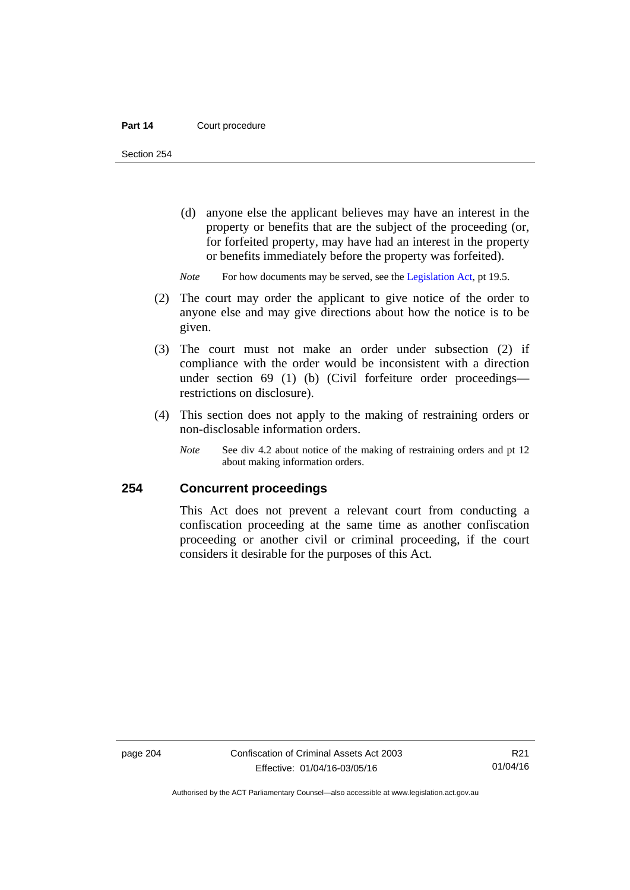(d) anyone else the applicant believes may have an interest in the property or benefits that are the subject of the proceeding (or, for forfeited property, may have had an interest in the property or benefits immediately before the property was forfeited).

*Note* For how documents may be served, see the Legislation Act, pt 19.5.

(2) The court may order the applicant to give notice of the order to anyone else and may give directions about how the notice is to be given.

(3) The court must not make an order under subsection (2) if compliance with the order would be inconsistent with a direction under section 69 (1) (b) (Civil forfeiture order proceedings—restrictions on disclosure).

(4) This section does not apply to the making of restraining orders or non-disclosable information orders.

*Note* See div 4.2 about notice of the making of restraining orders and pt 12 about making information orders.

## 254 Concurrent proceedings

This Act does not prevent a relevant court from conducting a confiscation proceeding at the same time as another confiscation proceeding or another civil or criminal proceeding, if the court considers it desirable for the purposes of this Act.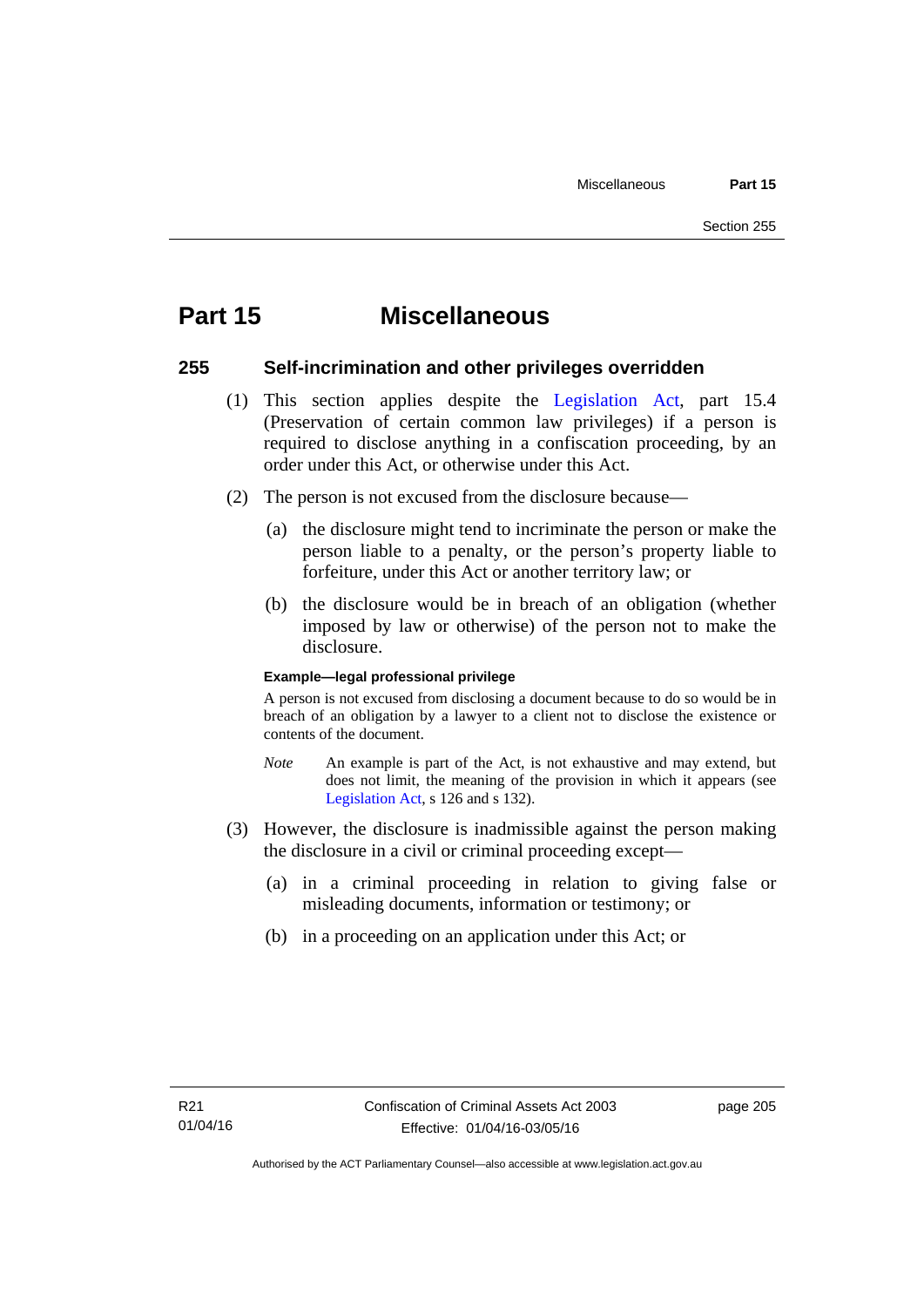# Part 15 Miscellaneous

## 255 Self-incrimination and other privileges overridden

(1) This section applies despite the Legislation Act, part 15.4 (Preservation of certain common law privileges) if a person is required to disclose anything in a confiscation proceeding, by an order under this Act, or otherwise under this Act.

(2) The person is not excused from the disclosure because—

(a) the disclosure might tend to incriminate the person or make the person liable to a penalty, or the person's property liable to forfeiture, under this Act or another territory law; or

(b) the disclosure would be in breach of an obligation (whether imposed by law or otherwise) of the person not to make the disclosure.

**Example—legal professional privilege**

A person is not excused from disclosing a document because to do so would be in breach of an obligation by a lawyer to a client not to disclose the existence or contents of the document.

*Note* An example is part of the Act, is not exhaustive and may extend, but does not limit, the meaning of the provision in which it appears (see Legislation Act, s 126 and s 132).

(3) However, the disclosure is inadmissible against the person making the disclosure in a civil or criminal proceeding except—

(a) in a criminal proceeding in relation to giving false or misleading documents, information or testimony; or

(b) in a proceeding on an application under this Act; or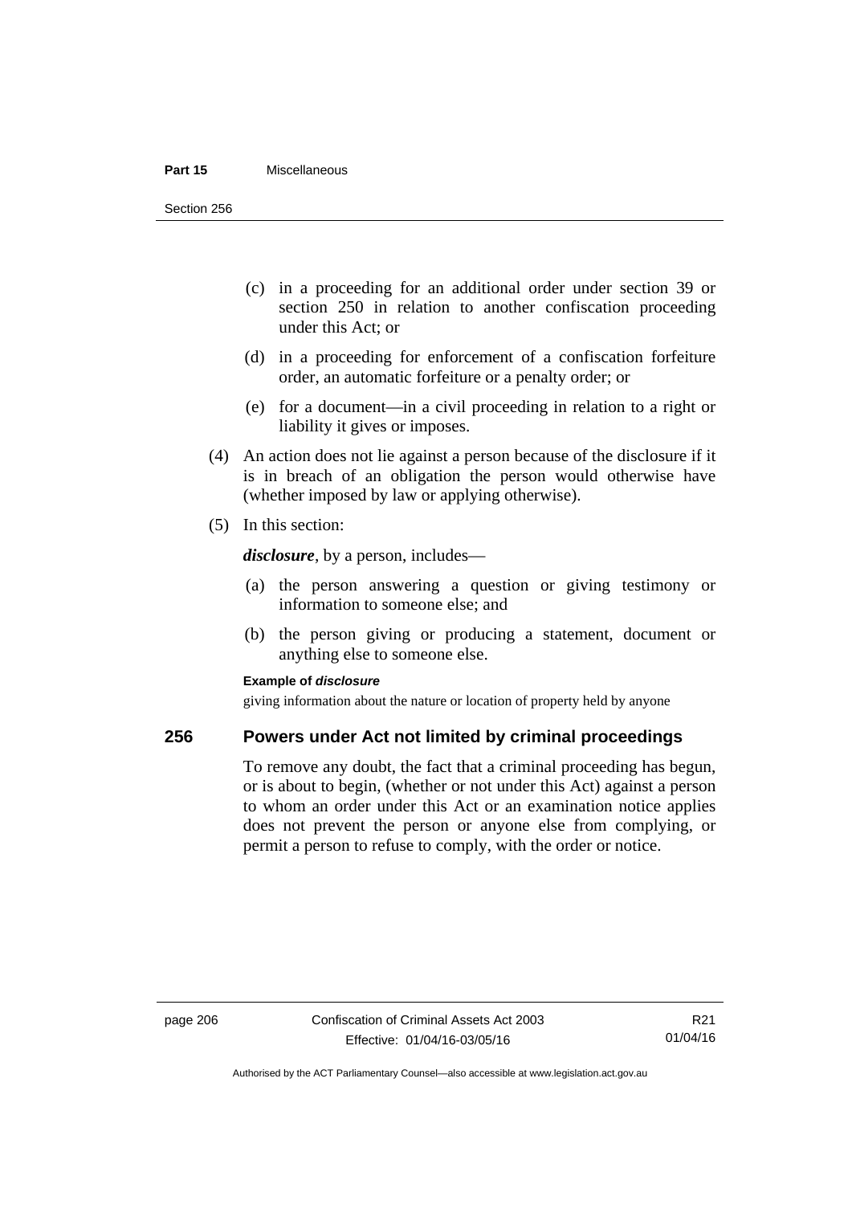(c) in a proceeding for an additional order under section 39 or section 250 in relation to another confiscation proceeding under this Act; or

(d) in a proceeding for enforcement of a confiscation forfeiture order, an automatic forfeiture or a penalty order; or

(e) for a document—in a civil proceeding in relation to a right or liability it gives or imposes.

(4) An action does not lie against a person because of the disclosure if it is in breach of an obligation the person would otherwise have (whether imposed by law or applying otherwise).

(5) In this section:

***disclosure***, by a person, includes—

(a) the person answering a question or giving testimony or information to someone else; and

(b) the person giving or producing a statement, document or anything else to someone else.

**Example of *disclosure***

giving information about the nature or location of property held by anyone

## 256 Powers under Act not limited by criminal proceedings

To remove any doubt, the fact that a criminal proceeding has begun, or is about to begin, (whether or not under this Act) against a person to whom an order under this Act or an examination notice applies does not prevent the person or anyone else from complying, or permit a person to refuse to comply, with the order or notice.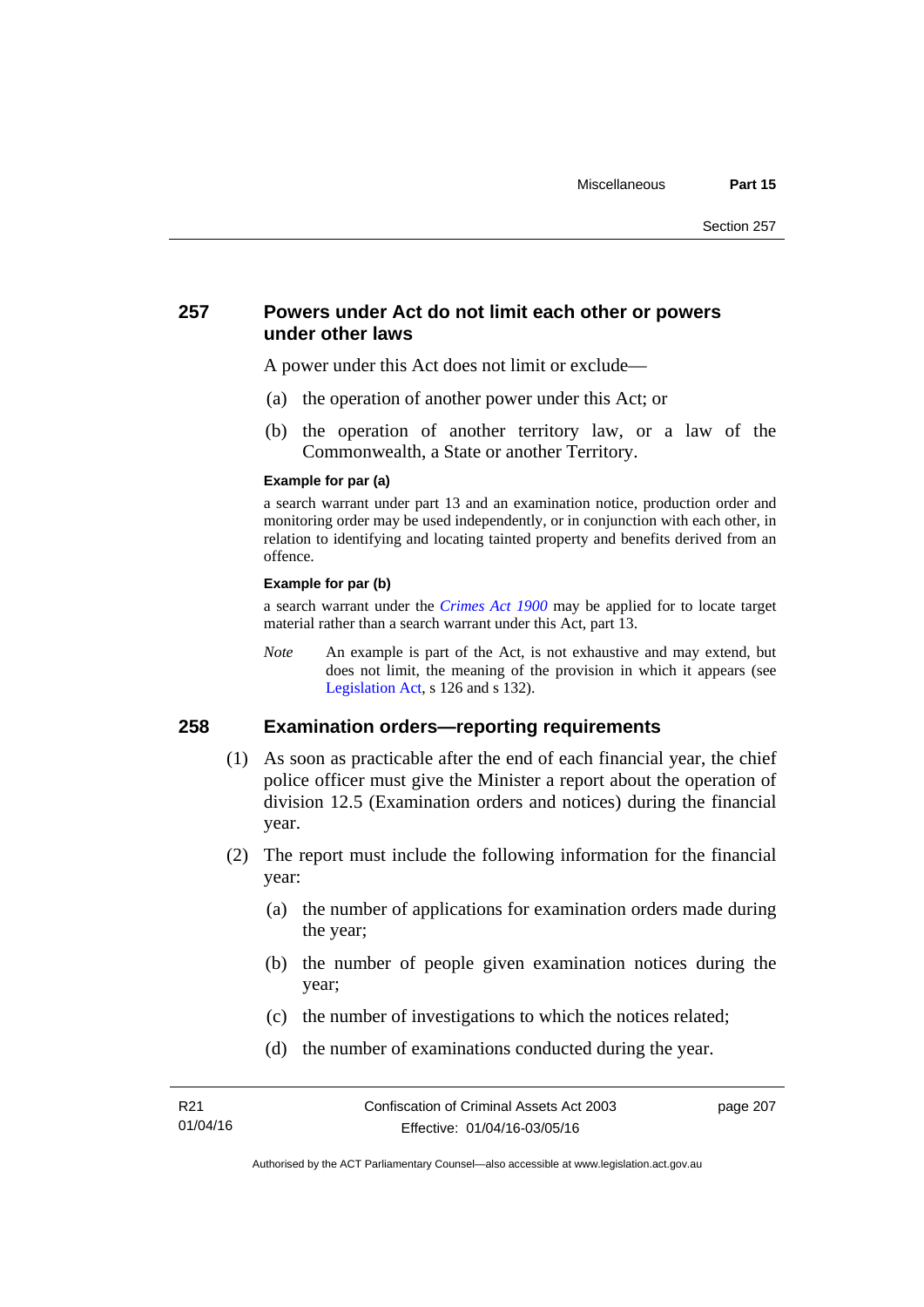## 257 Powers under Act do not limit each other or powers under other laws

A power under this Act does not limit or exclude—

(a) the operation of another power under this Act; or

(b) the operation of another territory law, or a law of the Commonwealth, a State or another Territory.

**Example for par (a)**

a search warrant under part 13 and an examination notice, production order and monitoring order may be used independently, or in conjunction with each other, in relation to identifying and locating tainted property and benefits derived from an offence.

**Example for par (b)**

a search warrant under the *Crimes Act 1900* may be applied for to locate target material rather than a search warrant under this Act, part 13.

*Note* An example is part of the Act, is not exhaustive and may extend, but does not limit, the meaning of the provision in which it appears (see Legislation Act, s 126 and s 132).

## 258 Examination orders—reporting requirements

(1) As soon as practicable after the end of each financial year, the chief police officer must give the Minister a report about the operation of division 12.5 (Examination orders and notices) during the financial year.

(2) The report must include the following information for the financial year:

(a) the number of applications for examination orders made during the year;

(b) the number of people given examination notices during the year;

(c) the number of investigations to which the notices related;

(d) the number of examinations conducted during the year.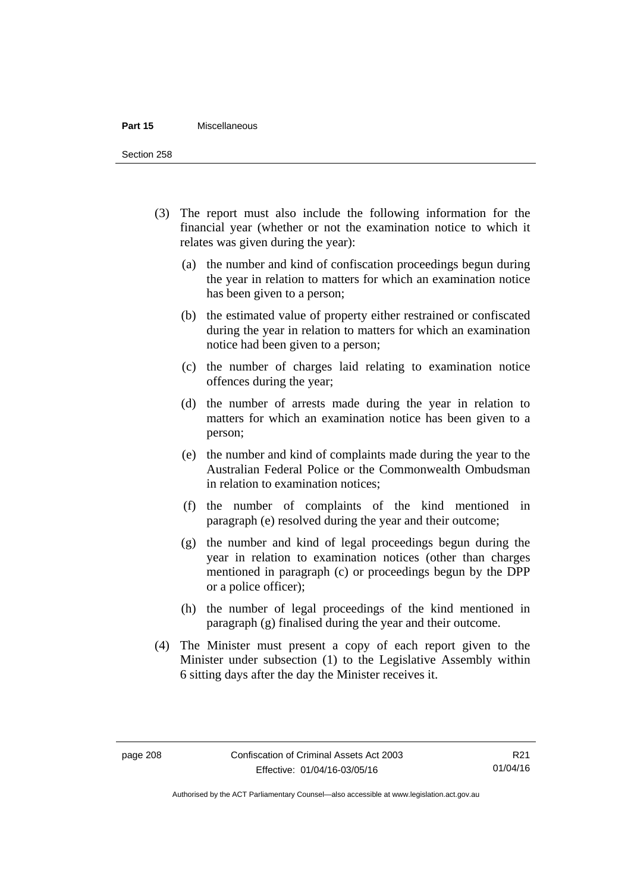(3) The report must also include the following information for the financial year (whether or not the examination notice to which it relates was given during the year):

(a) the number and kind of confiscation proceedings begun during the year in relation to matters for which an examination notice has been given to a person;

(b) the estimated value of property either restrained or confiscated during the year in relation to matters for which an examination notice had been given to a person;

(c) the number of charges laid relating to examination notice offences during the year;

(d) the number of arrests made during the year in relation to matters for which an examination notice has been given to a person;

(e) the number and kind of complaints made during the year to the Australian Federal Police or the Commonwealth Ombudsman in relation to examination notices;

(f) the number of complaints of the kind mentioned in paragraph (e) resolved during the year and their outcome;

(g) the number and kind of legal proceedings begun during the year in relation to examination notices (other than charges mentioned in paragraph (c) or proceedings begun by the DPP or a police officer);

(h) the number of legal proceedings of the kind mentioned in paragraph (g) finalised during the year and their outcome.

(4) The Minister must present a copy of each report given to the Minister under subsection (1) to the Legislative Assembly within 6 sitting days after the day the Minister receives it.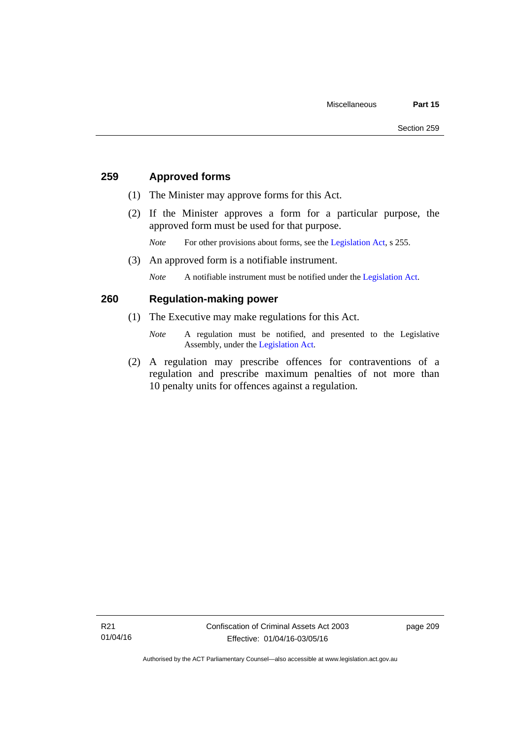## 259 Approved forms

(1) The Minister may approve forms for this Act.

(2) If the Minister approves a form for a particular purpose, the approved form must be used for that purpose.

*Note* For other provisions about forms, see the Legislation Act, s 255.

(3) An approved form is a notifiable instrument.

*Note* A notifiable instrument must be notified under the Legislation Act.

## 260 Regulation-making power

(1) The Executive may make regulations for this Act.

*Note* A regulation must be notified, and presented to the Legislative Assembly, under the Legislation Act.

(2) A regulation may prescribe offences for contraventions of a regulation and prescribe maximum penalties of not more than 10 penalty units for offences against a regulation.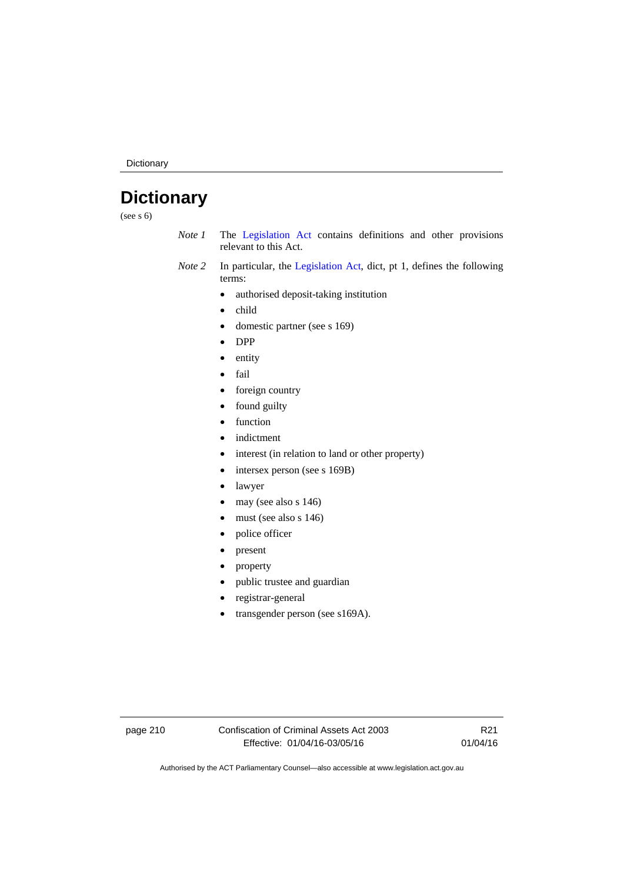# Dictionary

(see s 6)

*Note 1* The Legislation Act contains definitions and other provisions relevant to this Act.

*Note 2* In particular, the Legislation Act, dict, pt 1, defines the following terms:

- authorised deposit-taking institution
- child
- domestic partner (see s 169)
- DPP
- entity
- fail
- foreign country
- found guilty
- function
- indictment
- interest (in relation to land or other property)
- intersex person (see s 169B)
- lawyer
- may (see also s 146)
- must (see also s 146)
- police officer
- present
- property
- public trustee and guardian
- registrar-general
- transgender person (see s169A).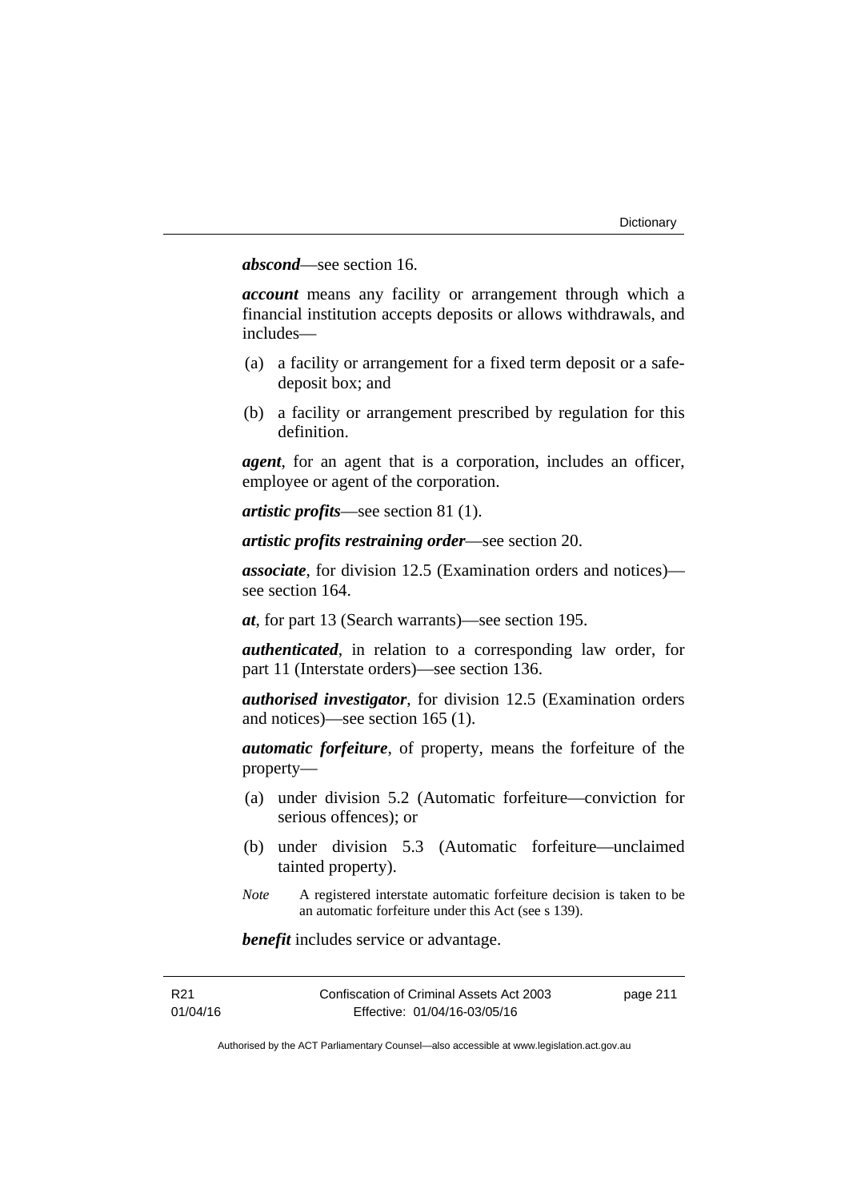***abscond***—see section 16.

***account*** means any facility or arrangement through which a financial institution accepts deposits or allows withdrawals, and includes—

(a) a facility or arrangement for a fixed term deposit or a safe-deposit box; and

(b) a facility or arrangement prescribed by regulation for this definition.

***agent***, for an agent that is a corporation, includes an officer, employee or agent of the corporation.

***artistic profits***—see section 81 (1).

***artistic profits restraining order***—see section 20.

***associate***, for division 12.5 (Examination orders and notices)—see section 164.

***at***, for part 13 (Search warrants)—see section 195.

***authenticated***, in relation to a corresponding law order, for part 11 (Interstate orders)—see section 136.

***authorised investigator***, for division 12.5 (Examination orders and notices)—see section 165 (1).

***automatic forfeiture***, of property, means the forfeiture of the property—

(a) under division 5.2 (Automatic forfeiture—conviction for serious offences); or

(b) under division 5.3 (Automatic forfeiture—unclaimed tainted property).

*Note* A registered interstate automatic forfeiture decision is taken to be an automatic forfeiture under this Act (see s 139).

***benefit*** includes service or advantage.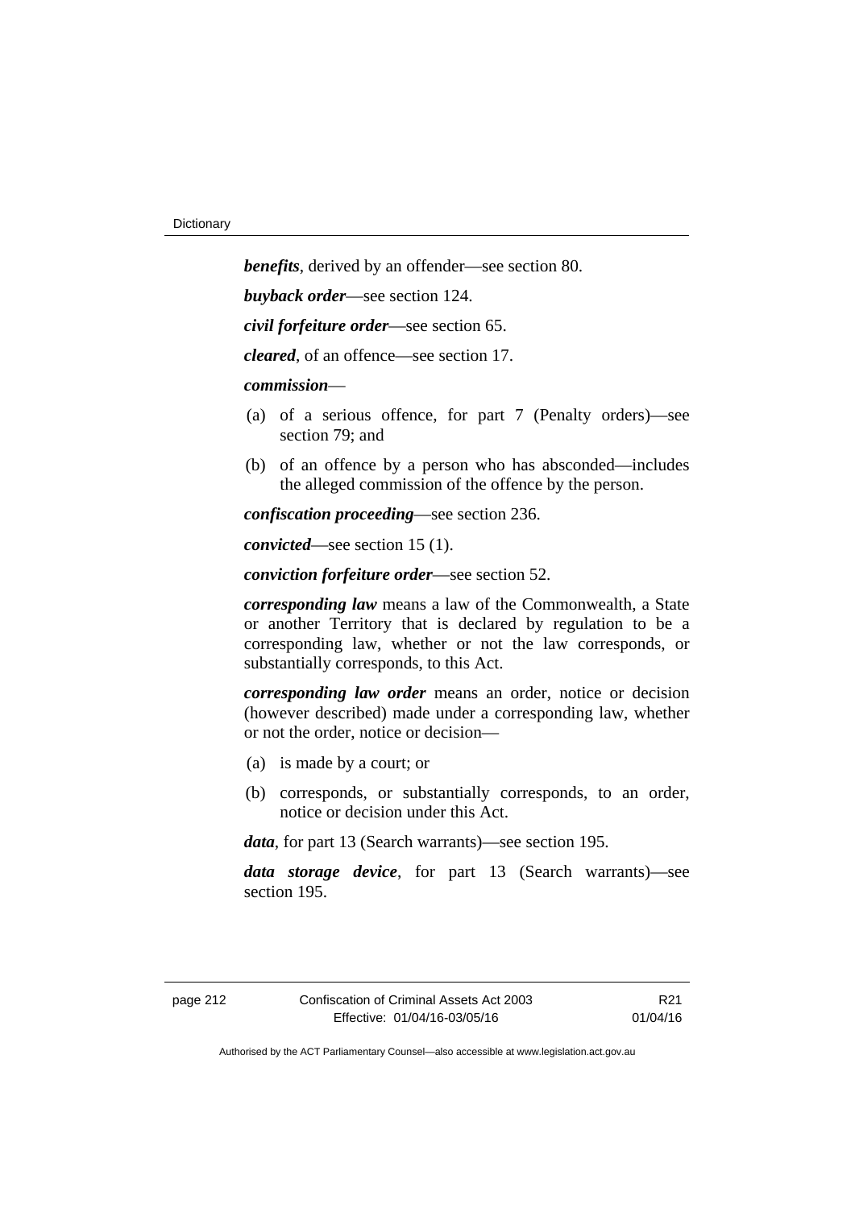***benefits***, derived by an offender—see section 80.

***buyback order***—see section 124.

***civil forfeiture order***—see section 65.

***cleared***, of an offence—see section 17.

***commission***—

(a) of a serious offence, for part 7 (Penalty orders)—see section 79; and

(b) of an offence by a person who has absconded—includes the alleged commission of the offence by the person.

***confiscation proceeding***—see section 236.

***convicted***—see section 15 (1).

***conviction forfeiture order***—see section 52.

***corresponding law*** means a law of the Commonwealth, a State or another Territory that is declared by regulation to be a corresponding law, whether or not the law corresponds, or substantially corresponds, to this Act.

***corresponding law order*** means an order, notice or decision (however described) made under a corresponding law, whether or not the order, notice or decision—

(a) is made by a court; or

(b) corresponds, or substantially corresponds, to an order, notice or decision under this Act.

***data***, for part 13 (Search warrants)—see section 195.

***data storage device***, for part 13 (Search warrants)—see section 195.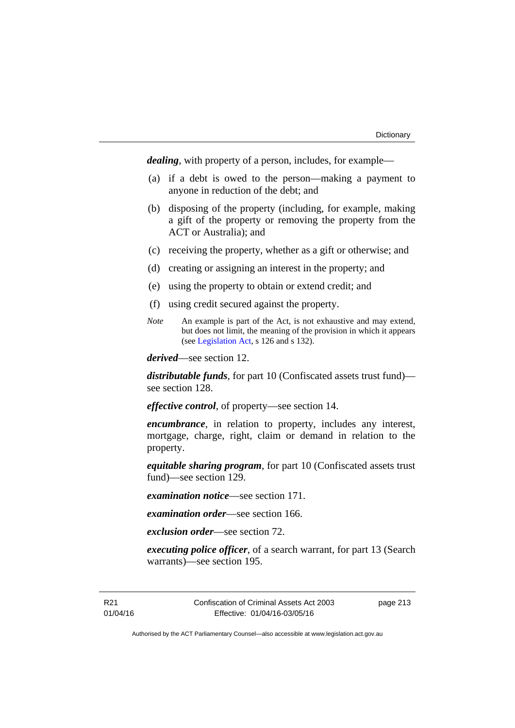***dealing***, with property of a person, includes, for example—

(a) if a debt is owed to the person—making a payment to anyone in reduction of the debt; and

(b) disposing of the property (including, for example, making a gift of the property or removing the property from the ACT or Australia); and

(c) receiving the property, whether as a gift or otherwise; and

(d) creating or assigning an interest in the property; and

(e) using the property to obtain or extend credit; and

(f) using credit secured against the property.

*Note* An example is part of the Act, is not exhaustive and may extend, but does not limit, the meaning of the provision in which it appears (see Legislation Act, s 126 and s 132).

***derived***—see section 12.

***distributable funds***, for part 10 (Confiscated assets trust fund)—see section 128.

***effective control***, of property—see section 14.

***encumbrance***, in relation to property, includes any interest, mortgage, charge, right, claim or demand in relation to the property.

***equitable sharing program***, for part 10 (Confiscated assets trust fund)—see section 129.

***examination notice***—see section 171.

***examination order***—see section 166.

***exclusion order***—see section 72.

***executing police officer***, of a search warrant, for part 13 (Search warrants)—see section 195.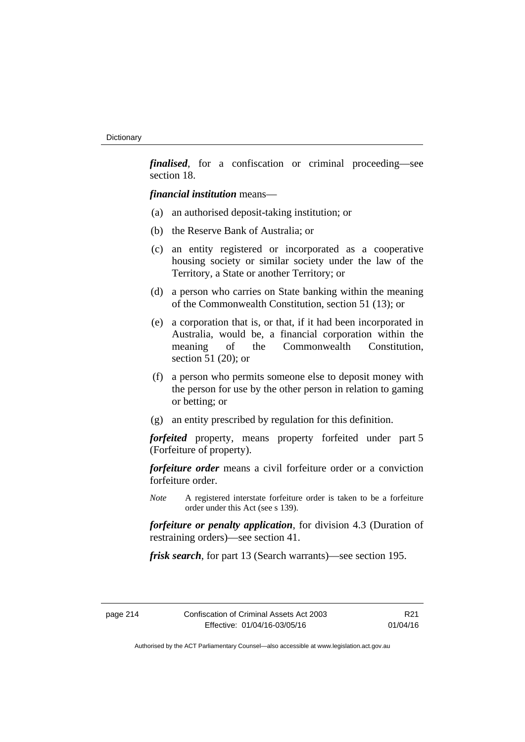***finalised***, for a confiscation or criminal proceeding—see section 18.

***financial institution*** means—

(a) an authorised deposit-taking institution; or

(b) the Reserve Bank of Australia; or

(c) an entity registered or incorporated as a cooperative housing society or similar society under the law of the Territory, a State or another Territory; or

(d) a person who carries on State banking within the meaning of the Commonwealth Constitution, section 51 (13); or

(e) a corporation that is, or that, if it had been incorporated in Australia, would be, a financial corporation within the meaning of the Commonwealth Constitution, section 51 (20); or

(f) a person who permits someone else to deposit money with the person for use by the other person in relation to gaming or betting; or

(g) an entity prescribed by regulation for this definition.

***forfeited*** property, means property forfeited under part 5 (Forfeiture of property).

***forfeiture order*** means a civil forfeiture order or a conviction forfeiture order.

*Note* A registered interstate forfeiture order is taken to be a forfeiture order under this Act (see s 139).

***forfeiture or penalty application***, for division 4.3 (Duration of restraining orders)—see section 41.

***frisk search***, for part 13 (Search warrants)—see section 195.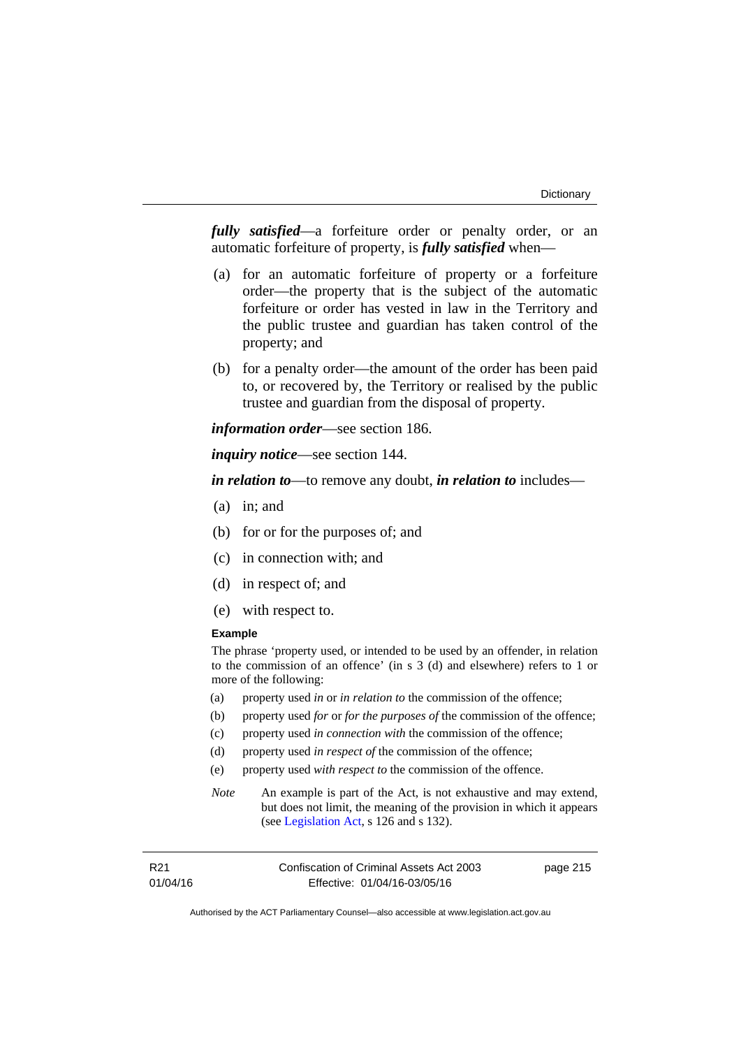***fully satisfied***—a forfeiture order or penalty order, or an automatic forfeiture of property, is ***fully satisfied*** when—

(a) for an automatic forfeiture of property or a forfeiture order—the property that is the subject of the automatic forfeiture or order has vested in law in the Territory and the public trustee and guardian has taken control of the property; and

(b) for a penalty order—the amount of the order has been paid to, or recovered by, the Territory or realised by the public trustee and guardian from the disposal of property.

***information order***—see section 186.

***inquiry notice***—see section 144.

***in relation to***—to remove any doubt, ***in relation to*** includes—

(a) in; and

(b) for or for the purposes of; and

(c) in connection with; and

(d) in respect of; and

(e) with respect to.

**Example**

The phrase 'property used, or intended to be used by an offender, in relation to the commission of an offence' (in s 3 (d) and elsewhere) refers to 1 or more of the following:

(a) property used *in* or *in relation to* the commission of the offence;

(b) property used *for* or *for the purposes of* the commission of the offence;

(c) property used *in connection with* the commission of the offence;

(d) property used *in respect of* the commission of the offence;

(e) property used *with respect to* the commission of the offence.

*Note* An example is part of the Act, is not exhaustive and may extend, but does not limit, the meaning of the provision in which it appears (see Legislation Act, s 126 and s 132).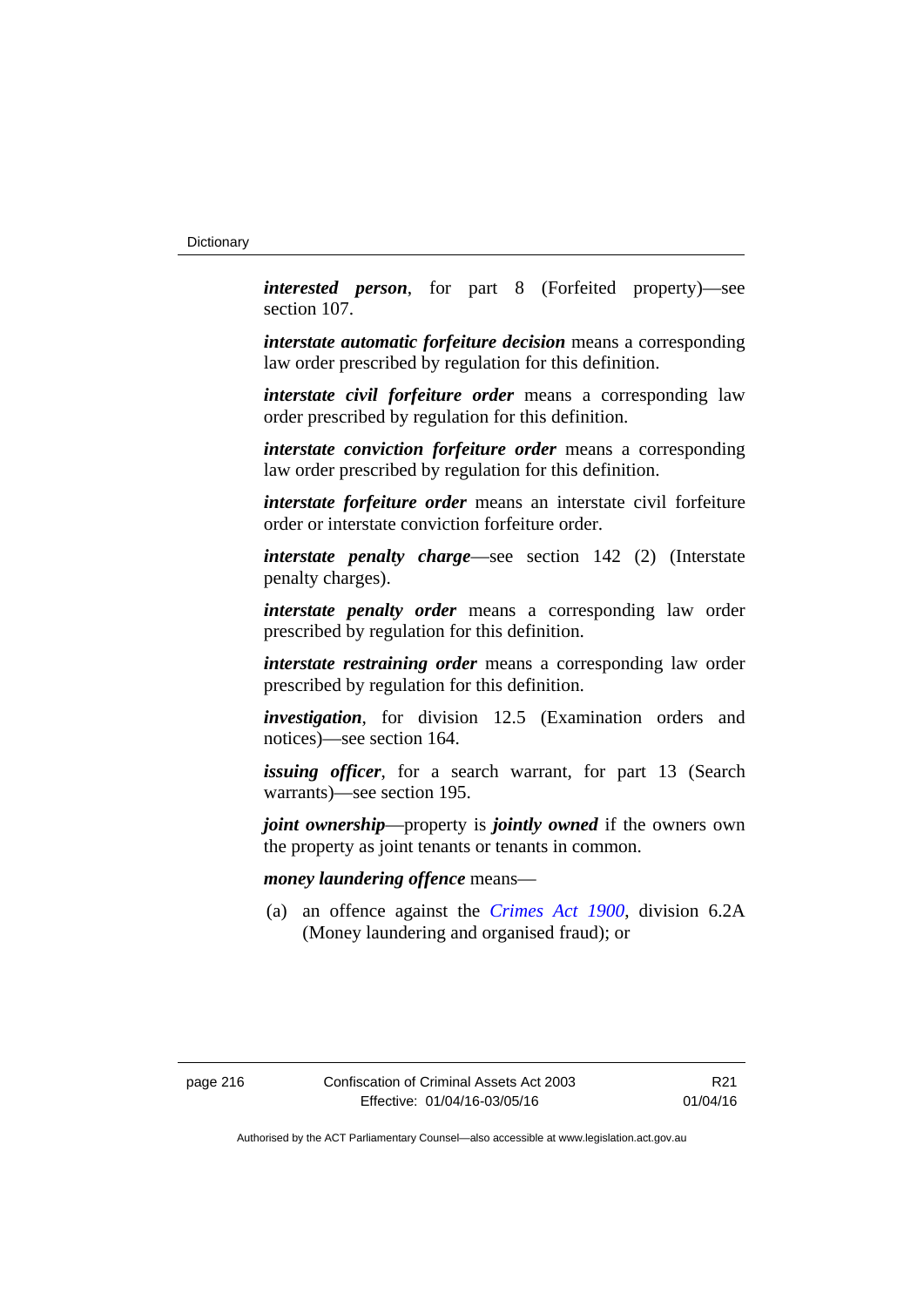***interested person***, for part 8 (Forfeited property)—see section 107.

***interstate automatic forfeiture decision*** means a corresponding law order prescribed by regulation for this definition.

***interstate civil forfeiture order*** means a corresponding law order prescribed by regulation for this definition.

***interstate conviction forfeiture order*** means a corresponding law order prescribed by regulation for this definition.

***interstate forfeiture order*** means an interstate civil forfeiture order or interstate conviction forfeiture order.

***interstate penalty charge***—see section 142 (2) (Interstate penalty charges).

***interstate penalty order*** means a corresponding law order prescribed by regulation for this definition.

***interstate restraining order*** means a corresponding law order prescribed by regulation for this definition.

***investigation***, for division 12.5 (Examination orders and notices)—see section 164.

***issuing officer***, for a search warrant, for part 13 (Search warrants)—see section 195.

***joint ownership***—property is ***jointly owned*** if the owners own the property as joint tenants or tenants in common.

***money laundering offence*** means—

(a) an offence against the *Crimes Act 1900*, division 6.2A (Money laundering and organised fraud); or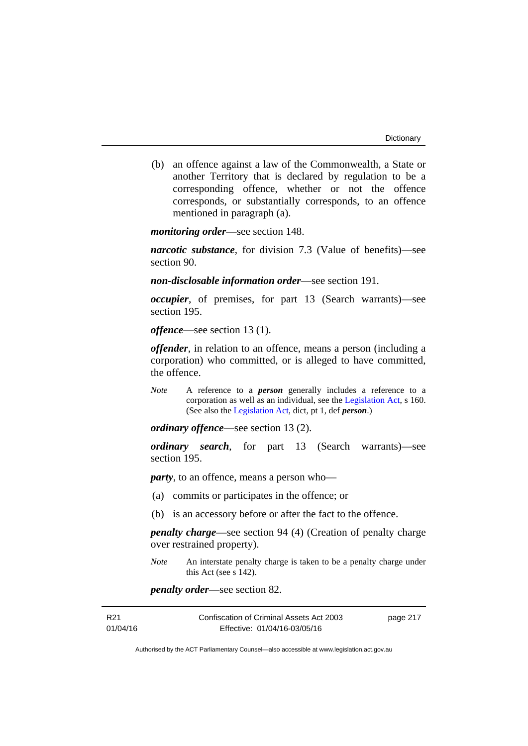(b) an offence against a law of the Commonwealth, a State or another Territory that is declared by regulation to be a corresponding offence, whether or not the offence corresponds, or substantially corresponds, to an offence mentioned in paragraph (a).

***monitoring order***—see section 148.

***narcotic substance***, for division 7.3 (Value of benefits)—see section 90.

***non-disclosable information order***—see section 191.

***occupier***, of premises, for part 13 (Search warrants)—see section 195.

***offence***—see section 13 (1).

***offender***, in relation to an offence, means a person (including a corporation) who committed, or is alleged to have committed, the offence.

*Note* A reference to a ***person*** generally includes a reference to a corporation as well as an individual, see the Legislation Act, s 160. (See also the Legislation Act, dict, pt 1, def ***person***.)

***ordinary offence***—see section 13 (2).

***ordinary search***, for part 13 (Search warrants)—see section 195.

***party***, to an offence, means a person who—

(a) commits or participates in the offence; or

(b) is an accessory before or after the fact to the offence.

***penalty charge***—see section 94 (4) (Creation of penalty charge over restrained property).

*Note* An interstate penalty charge is taken to be a penalty charge under this Act (see s 142).

***penalty order***—see section 82.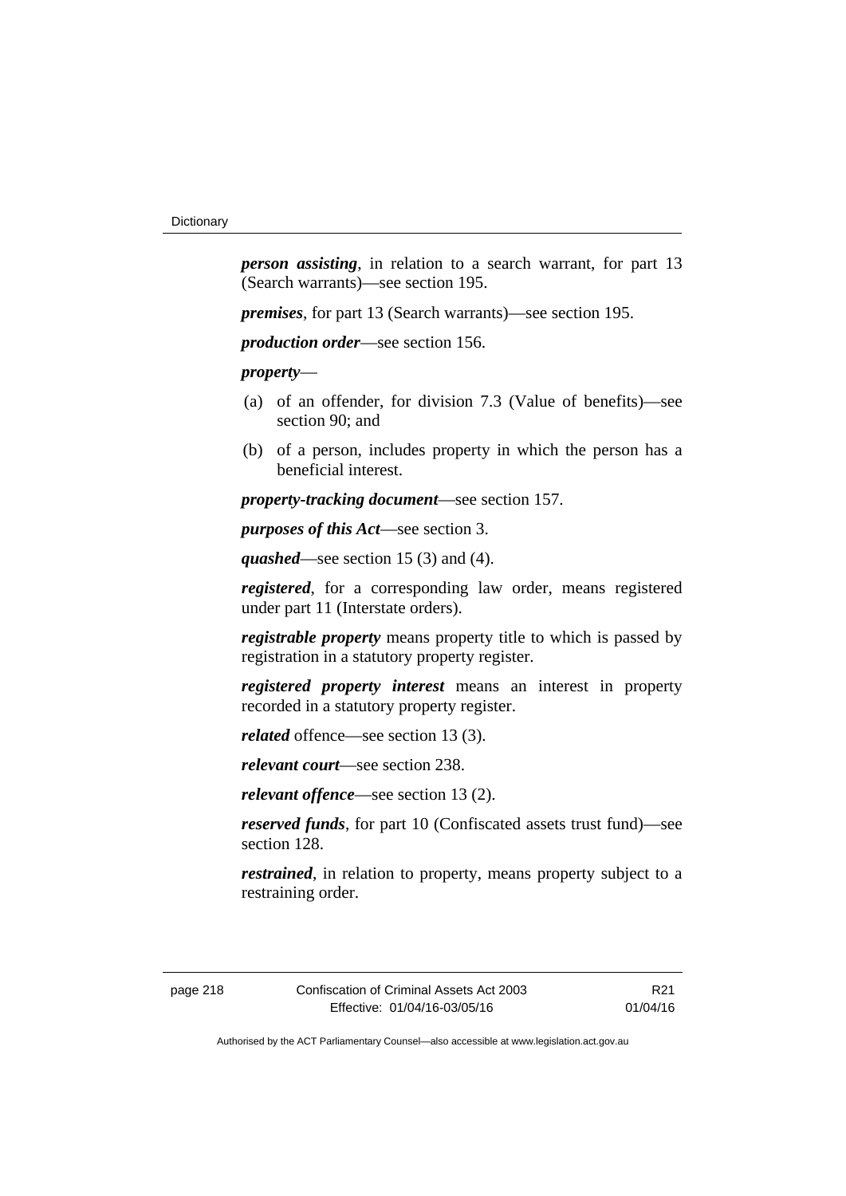***person assisting***, in relation to a search warrant, for part 13 (Search warrants)—see section 195.

***premises***, for part 13 (Search warrants)—see section 195.

***production order***—see section 156.

***property***—

- (a) of an offender, for division 7.3 (Value of benefits)—see section 90; and
- (b) of a person, includes property in which the person has a beneficial interest.

***property-tracking document***—see section 157.

***purposes of this Act***—see section 3.

***quashed***—see section 15 (3) and (4).

***registered***, for a corresponding law order, means registered under part 11 (Interstate orders).

***registrable property*** means property title to which is passed by registration in a statutory property register.

***registered property interest*** means an interest in property recorded in a statutory property register.

***related*** offence—see section 13 (3).

***relevant court***—see section 238.

***relevant offence***—see section 13 (2).

***reserved funds***, for part 10 (Confiscated assets trust fund)—see section 128.

***restrained***, in relation to property, means property subject to a restraining order.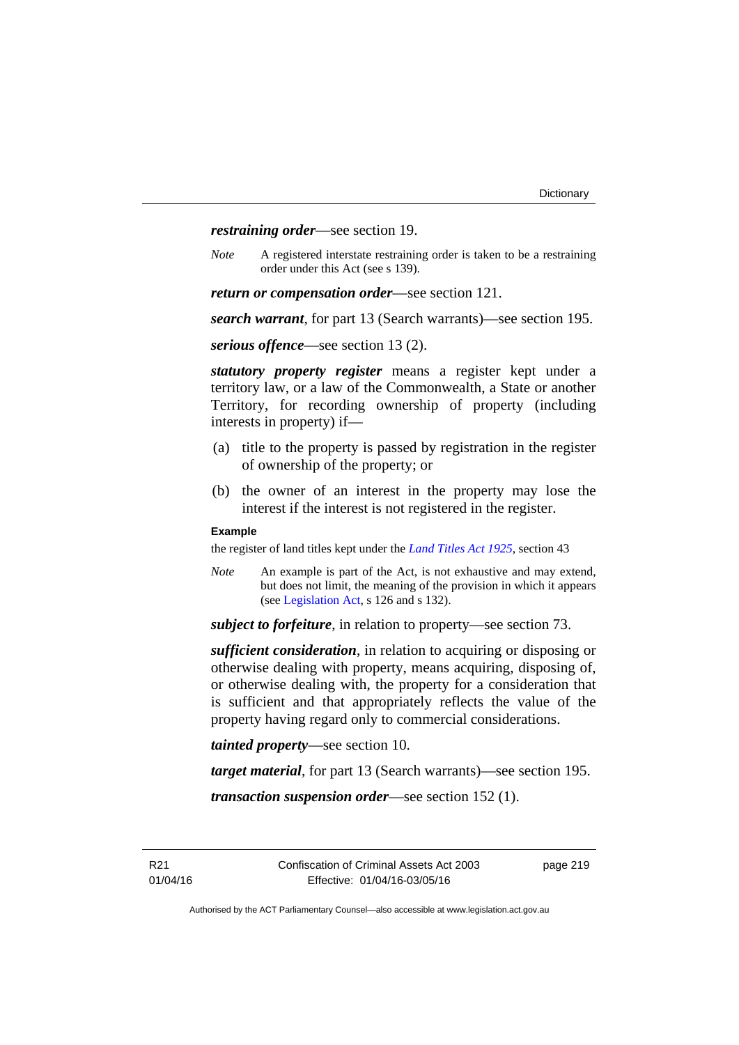***restraining order***—see section 19.

*Note* A registered interstate restraining order is taken to be a restraining order under this Act (see s 139).

***return or compensation order***—see section 121.

***search warrant***, for part 13 (Search warrants)—see section 195.

***serious offence***—see section 13 (2).

***statutory property register*** means a register kept under a territory law, or a law of the Commonwealth, a State or another Territory, for recording ownership of property (including interests in property) if—

(a) title to the property is passed by registration in the register of ownership of the property; or

(b) the owner of an interest in the property may lose the interest if the interest is not registered in the register.

**Example**

the register of land titles kept under the *Land Titles Act 1925*, section 43

*Note* An example is part of the Act, is not exhaustive and may extend, but does not limit, the meaning of the provision in which it appears (see Legislation Act, s 126 and s 132).

***subject to forfeiture***, in relation to property—see section 73.

***sufficient consideration***, in relation to acquiring or disposing or otherwise dealing with property, means acquiring, disposing of, or otherwise dealing with, the property for a consideration that is sufficient and that appropriately reflects the value of the property having regard only to commercial considerations.

***tainted property***—see section 10.

***target material***, for part 13 (Search warrants)—see section 195.

***transaction suspension order***—see section 152 (1).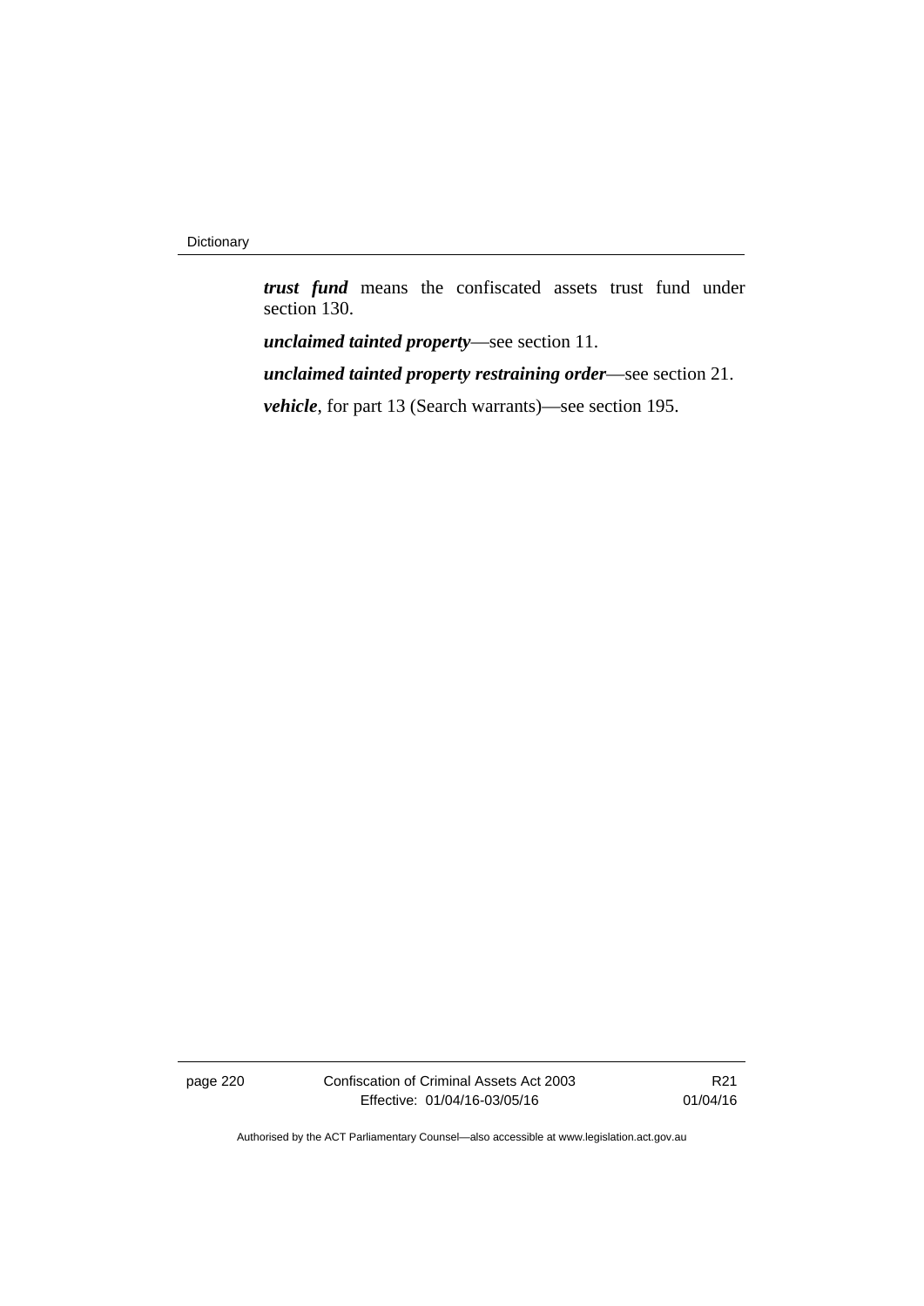***trust fund*** means the confiscated assets trust fund under section 130.

***unclaimed tainted property***—see section 11.

***unclaimed tainted property restraining order***—see section 21.

***vehicle***, for part 13 (Search warrants)—see section 195.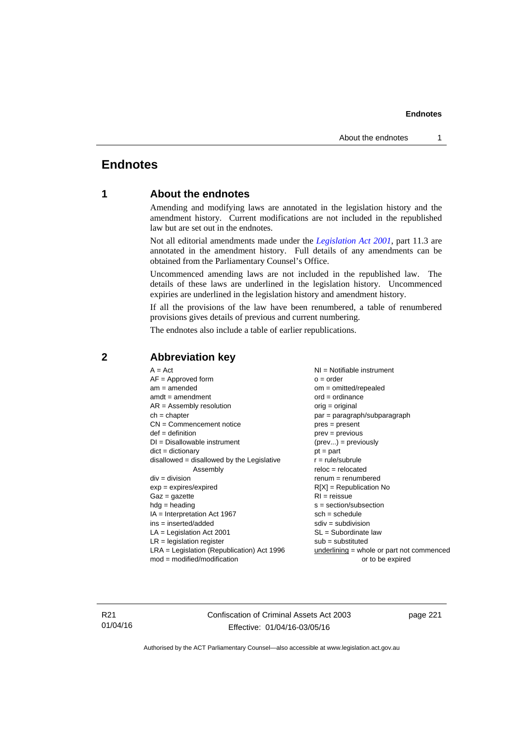# Endnotes

## 1 About the endnotes

Amending and modifying laws are annotated in the legislation history and the amendment history. Current modifications are not included in the republished law but are set out in the endnotes.

Not all editorial amendments made under the *Legislation Act 2001*, part 11.3 are annotated in the amendment history. Full details of any amendments can be obtained from the Parliamentary Counsel's Office.

Uncommenced amending laws are not included in the republished law. The details of these laws are underlined in the legislation history. Uncommenced expiries are underlined in the legislation history and amendment history.

If all the provisions of the law have been renumbered, a table of renumbered provisions gives details of previous and current numbering.

The endnotes also include a table of earlier republications.

## 2 Abbreviation key

A = Act
AF = Approved form
am = amended
amdt = amendment
AR = Assembly resolution
ch = chapter
CN = Commencement notice
def = definition
DI = Disallowable instrument
dict = dictionary
disallowed = disallowed by the Legislative Assembly
div = division
exp = expires/expired
Gaz = gazette
hdg = heading
IA = Interpretation Act 1967
ins = inserted/added
LA = Legislation Act 2001
LR = legislation register
LRA = Legislation (Republication) Act 1996
mod = modified/modification
NI = Notifiable instrument
o = order
om = omitted/repealed
ord = ordinance
orig = original
par = paragraph/subparagraph
pres = present
prev = previous
(prev...) = previously
pt = part
r = rule/subrule
reloc = relocated
renum = renumbered
R[X] = Republication No
RI = reissue
s = section/subsection
sch = schedule
sdiv = subdivision
SL = Subordinate law
sub = substituted
underlining = whole or part not commenced or to be expired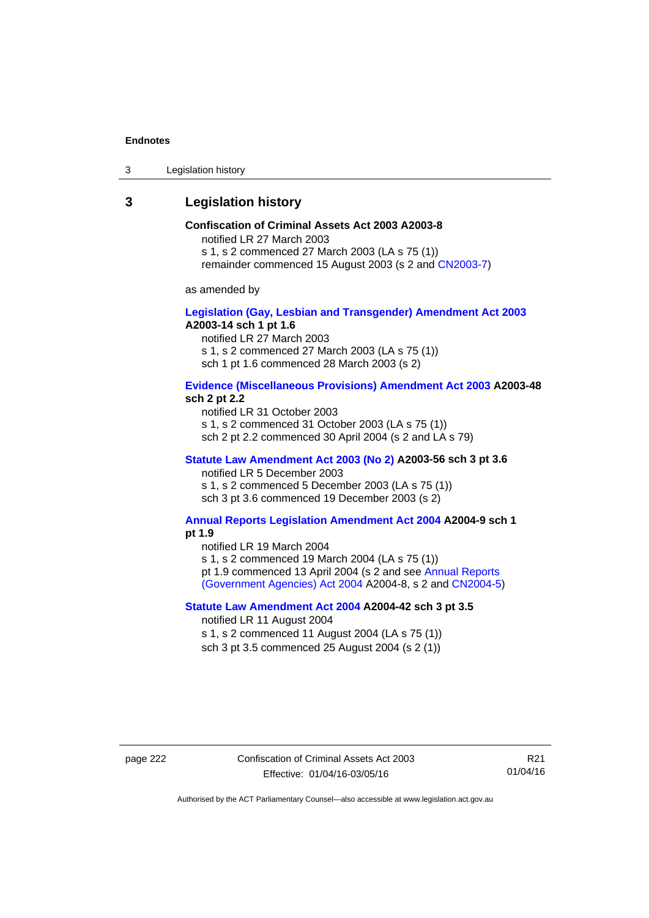# 3 Legislation history

**Confiscation of Criminal Assets Act 2003 A2003-8**

notified LR 27 March 2003

s 1, s 2 commenced 27 March 2003 (LA s 75 (1))

remainder commenced 15 August 2003 (s 2 and CN2003-7)

as amended by

**Legislation (Gay, Lesbian and Transgender) Amendment Act 2003 A2003-14 sch 1 pt 1.6**

notified LR 27 March 2003

s 1, s 2 commenced 27 March 2003 (LA s 75 (1))

sch 1 pt 1.6 commenced 28 March 2003 (s 2)

**Evidence (Miscellaneous Provisions) Amendment Act 2003 A2003-48 sch 2 pt 2.2**

notified LR 31 October 2003

s 1, s 2 commenced 31 October 2003 (LA s 75 (1))

sch 2 pt 2.2 commenced 30 April 2004 (s 2 and LA s 79)

**Statute Law Amendment Act 2003 (No 2) A2003-56 sch 3 pt 3.6**

notified LR 5 December 2003

s 1, s 2 commenced 5 December 2003 (LA s 75 (1))

sch 3 pt 3.6 commenced 19 December 2003 (s 2)

**Annual Reports Legislation Amendment Act 2004 A2004-9 sch 1 pt 1.9**

notified LR 19 March 2004

s 1, s 2 commenced 19 March 2004 (LA s 75 (1))

pt 1.9 commenced 13 April 2004 (s 2 and see Annual Reports (Government Agencies) Act 2004 A2004-8, s 2 and CN2004-5)

**Statute Law Amendment Act 2004 A2004-42 sch 3 pt 3.5**

notified LR 11 August 2004

s 1, s 2 commenced 11 August 2004 (LA s 75 (1))

sch 3 pt 3.5 commenced 25 August 2004 (s 2 (1))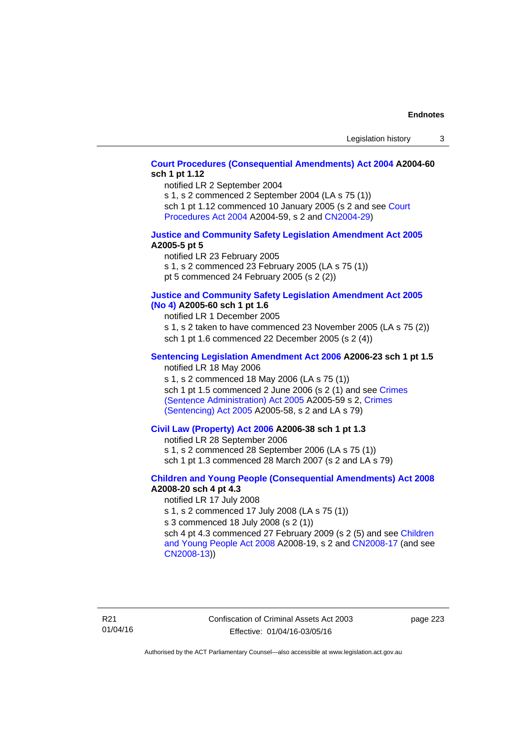**Court Procedures (Consequential Amendments) Act 2004 A2004-60 sch 1 pt 1.12**

notified LR 2 September 2004
s 1, s 2 commenced 2 September 2004 (LA s 75 (1))
sch 1 pt 1.12 commenced 10 January 2005 (s 2 and see Court Procedures Act 2004 A2004-59, s 2 and CN2004-29)

**Justice and Community Safety Legislation Amendment Act 2005 A2005-5 pt 5**

notified LR 23 February 2005
s 1, s 2 commenced 23 February 2005 (LA s 75 (1))
pt 5 commenced 24 February 2005 (s 2 (2))

**Justice and Community Safety Legislation Amendment Act 2005 (No 4) A2005-60 sch 1 pt 1.6**

notified LR 1 December 2005
s 1, s 2 taken to have commenced 23 November 2005 (LA s 75 (2))
sch 1 pt 1.6 commenced 22 December 2005 (s 2 (4))

**Sentencing Legislation Amendment Act 2006 A2006-23 sch 1 pt 1.5**

notified LR 18 May 2006
s 1, s 2 commenced 18 May 2006 (LA s 75 (1))
sch 1 pt 1.5 commenced 2 June 2006 (s 2 (1) and see Crimes (Sentence Administration) Act 2005 A2005-59 s 2, Crimes (Sentencing) Act 2005 A2005-58, s 2 and LA s 79)

**Civil Law (Property) Act 2006 A2006-38 sch 1 pt 1.3**

notified LR 28 September 2006
s 1, s 2 commenced 28 September 2006 (LA s 75 (1))
sch 1 pt 1.3 commenced 28 March 2007 (s 2 and LA s 79)

**Children and Young People (Consequential Amendments) Act 2008 A2008-20 sch 4 pt 4.3**

notified LR 17 July 2008
s 1, s 2 commenced 17 July 2008 (LA s 75 (1))
s 3 commenced 18 July 2008 (s 2 (1))
sch 4 pt 4.3 commenced 27 February 2009 (s 2 (5) and see Children and Young People Act 2008 A2008-19, s 2 and CN2008-17 (and see CN2008-13))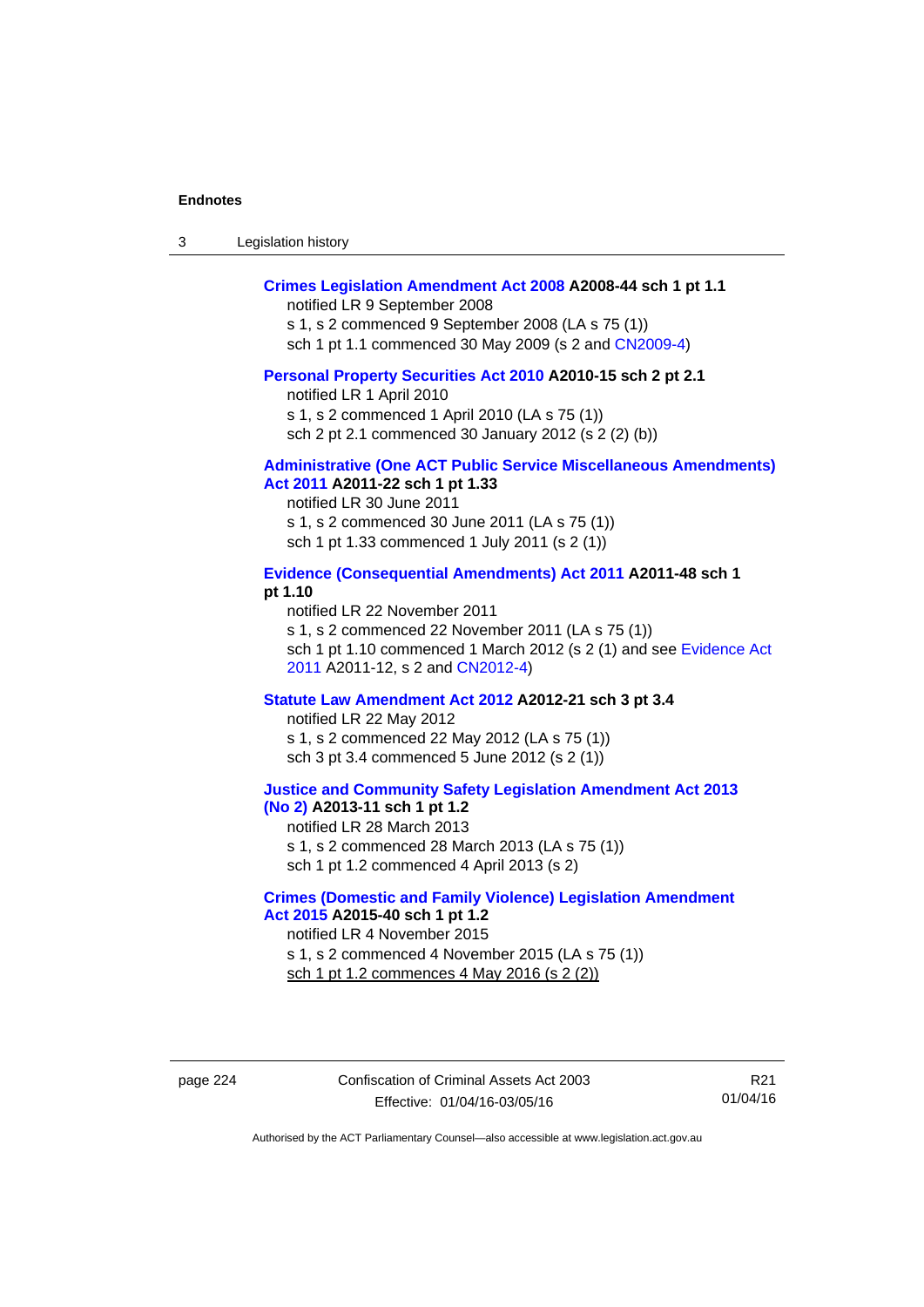**Crimes Legislation Amendment Act 2008** **A2008-44 sch 1 pt 1.1**

notified LR 9 September 2008

s 1, s 2 commenced 9 September 2008 (LA s 75 (1))

sch 1 pt 1.1 commenced 30 May 2009 (s 2 and CN2009-4)

**Personal Property Securities Act 2010** **A2010-15 sch 2 pt 2.1**

notified LR 1 April 2010

s 1, s 2 commenced 1 April 2010 (LA s 75 (1))

sch 2 pt 2.1 commenced 30 January 2012 (s 2 (2) (b))

**Administrative (One ACT Public Service Miscellaneous Amendments) Act 2011** **A2011-22 sch 1 pt 1.33**

notified LR 30 June 2011

s 1, s 2 commenced 30 June 2011 (LA s 75 (1))

sch 1 pt 1.33 commenced 1 July 2011 (s 2 (1))

**Evidence (Consequential Amendments) Act 2011** **A2011-48 sch 1 pt 1.10**

notified LR 22 November 2011

s 1, s 2 commenced 22 November 2011 (LA s 75 (1))

sch 1 pt 1.10 commenced 1 March 2012 (s 2 (1) and see Evidence Act 2011 A2011-12, s 2 and CN2012-4)

**Statute Law Amendment Act 2012** **A2012-21 sch 3 pt 3.4**

notified LR 22 May 2012

s 1, s 2 commenced 22 May 2012 (LA s 75 (1))

sch 3 pt 3.4 commenced 5 June 2012 (s 2 (1))

**Justice and Community Safety Legislation Amendment Act 2013 (No 2)** **A2013-11 sch 1 pt 1.2**

notified LR 28 March 2013

s 1, s 2 commenced 28 March 2013 (LA s 75 (1))

sch 1 pt 1.2 commenced 4 April 2013 (s 2)

**Crimes (Domestic and Family Violence) Legislation Amendment Act 2015** **A2015-40 sch 1 pt 1.2**

notified LR 4 November 2015

s 1, s 2 commenced 4 November 2015 (LA s 75 (1))

sch 1 pt 1.2 commences 4 May 2016 (s 2 (2))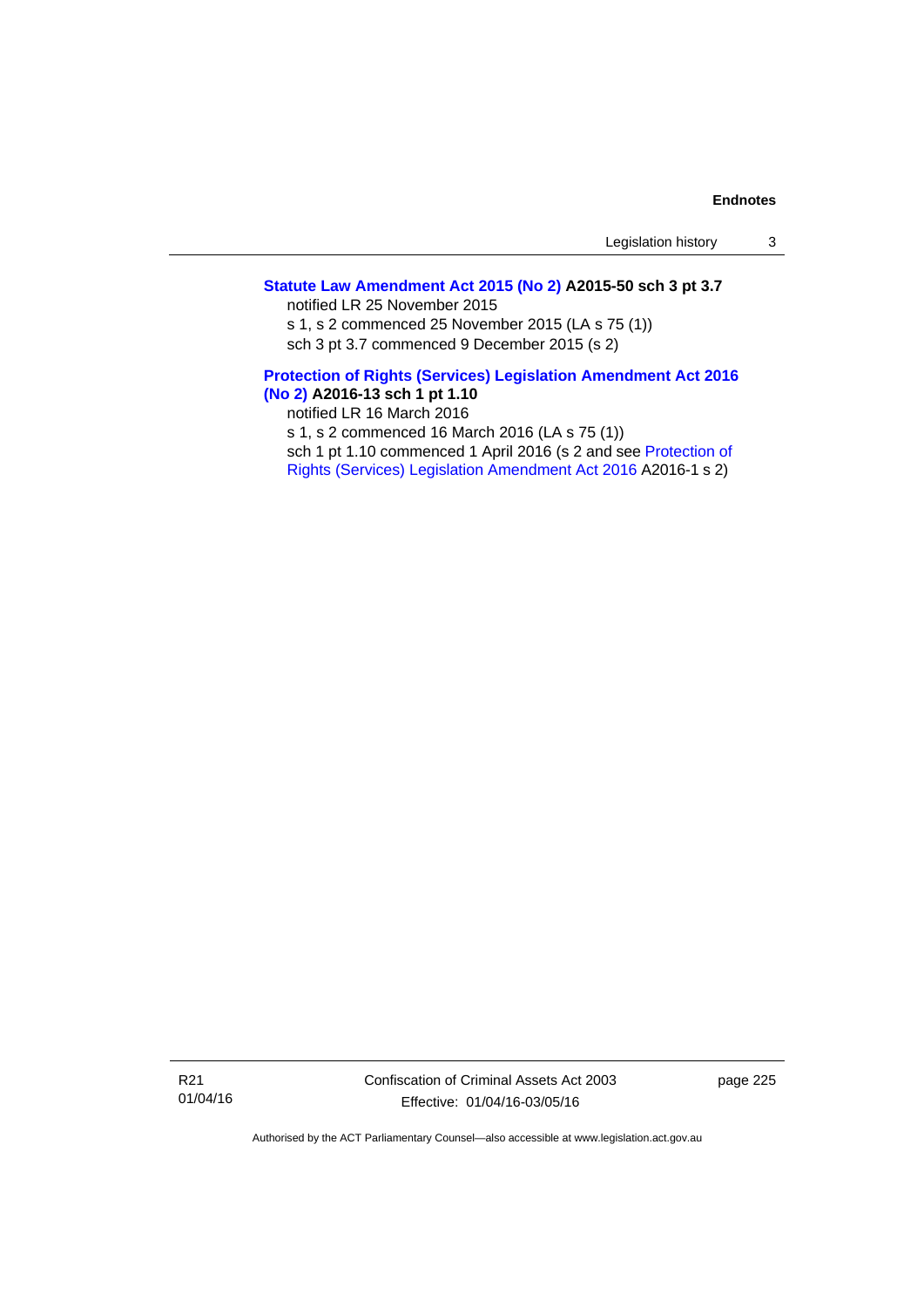**Statute Law Amendment Act 2015 (No 2) A2015-50 sch 3 pt 3.7**

notified LR 25 November 2015

s 1, s 2 commenced 25 November 2015 (LA s 75 (1))

sch 3 pt 3.7 commenced 9 December 2015 (s 2)

**Protection of Rights (Services) Legislation Amendment Act 2016 (No 2) A2016-13 sch 1 pt 1.10**

notified LR 16 March 2016

s 1, s 2 commenced 16 March 2016 (LA s 75 (1))

sch 1 pt 1.10 commenced 1 April 2016 (s 2 and see Protection of Rights (Services) Legislation Amendment Act 2016 A2016-1 s 2)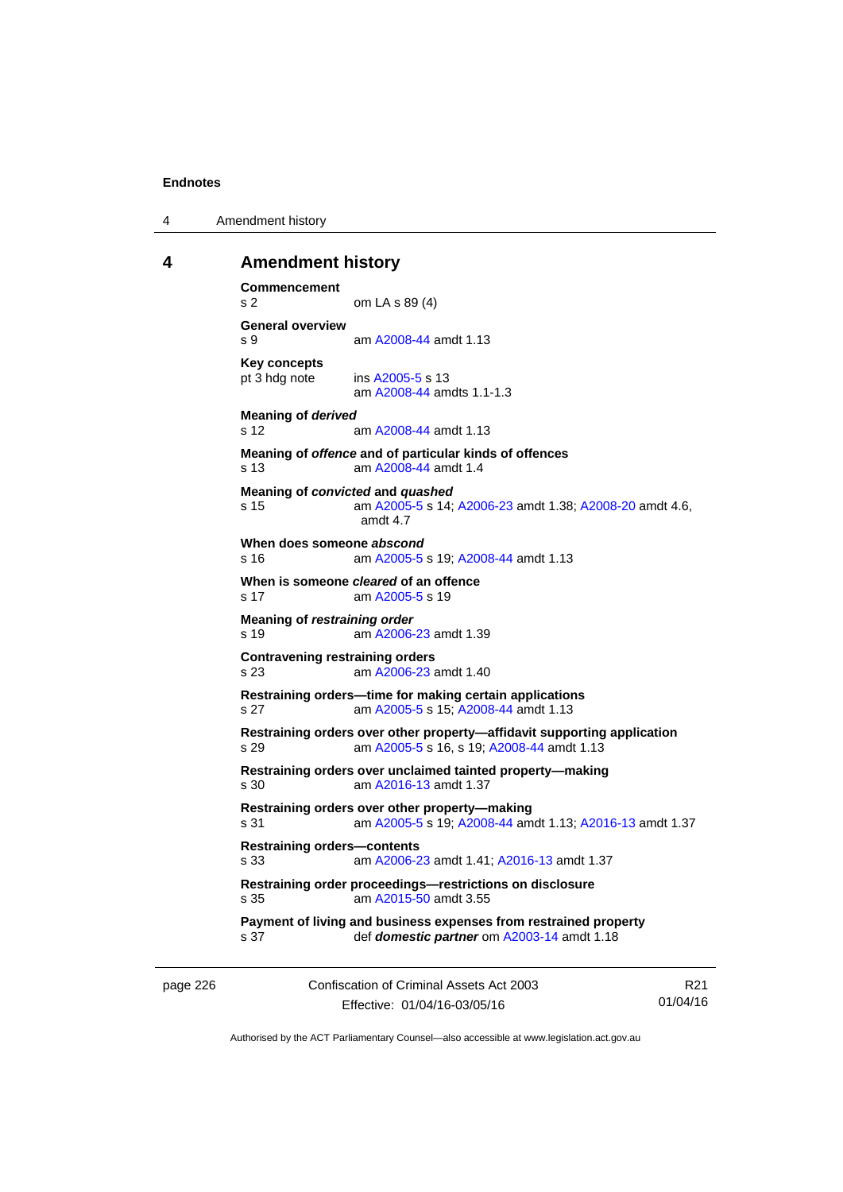## 4 Amendment history

**Commencement**
s 2 om LA s 89 (4)

**General overview**
s 9 am A2008-44 amdt 1.13

**Key concepts**
pt 3 hdg note ins A2005-5 s 13
am A2008-44 amdts 1.1-1.3

**Meaning of *derived***
s 12 am A2008-44 amdt 1.13

**Meaning of *offence* and of particular kinds of offences**
s 13 am A2008-44 amdt 1.4

**Meaning of *convicted* and *quashed***
s 15 am A2005-5 s 14; A2006-23 amdt 1.38; A2008-20 amdt 4.6, amdt 4.7

**When does someone *abscond***
s 16 am A2005-5 s 19; A2008-44 amdt 1.13

**When is someone *cleared* of an offence**
s 17 am A2005-5 s 19

**Meaning of *restraining order***
s 19 am A2006-23 amdt 1.39

**Contravening restraining orders**
s 23 am A2006-23 amdt 1.40

**Restraining orders—time for making certain applications**
s 27 am A2005-5 s 15; A2008-44 amdt 1.13

**Restraining orders over other property—affidavit supporting application**
s 29 am A2005-5 s 16, s 19; A2008-44 amdt 1.13

**Restraining orders over unclaimed tainted property—making**
s 30 am A2016-13 amdt 1.37

**Restraining orders over other property—making**
s 31 am A2005-5 s 19; A2008-44 amdt 1.13; A2016-13 amdt 1.37

**Restraining orders—contents**
s 33 am A2006-23 amdt 1.41; A2016-13 amdt 1.37

**Restraining order proceedings—restrictions on disclosure**
s 35 am A2015-50 amdt 3.55

**Payment of living and business expenses from restrained property**
s 37 def ***domestic partner*** om A2003-14 amdt 1.18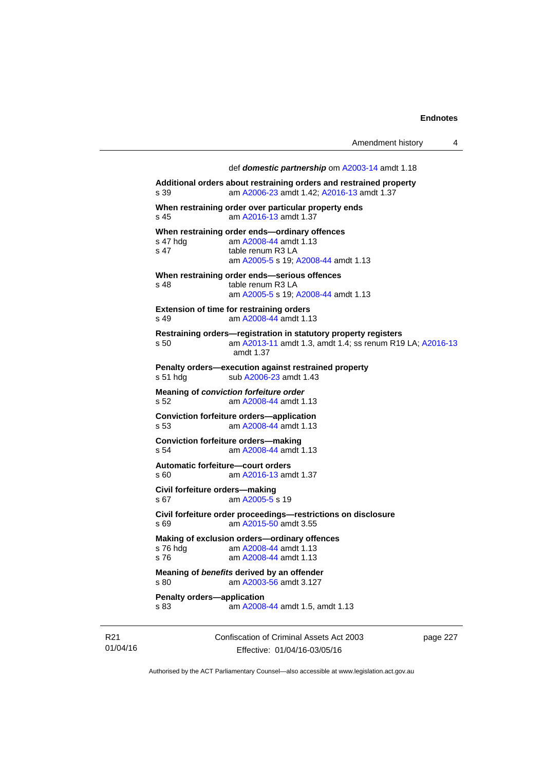def ***domestic partnership*** om A2003-14 amdt 1.18

**Additional orders about restraining orders and restrained property**
s 39 am A2006-23 amdt 1.42; A2016-13 amdt 1.37

**When restraining order over particular property ends**
s 45 am A2016-13 amdt 1.37

**When restraining order ends—ordinary offences**
s 47 hdg am A2008-44 amdt 1.13
s 47 table renum R3 LA
am A2005-5 s 19; A2008-44 amdt 1.13

**When restraining order ends—serious offences**
s 48 table renum R3 LA
am A2005-5 s 19; A2008-44 amdt 1.13

**Extension of time for restraining orders**
s 49 am A2008-44 amdt 1.13

**Restraining orders—registration in statutory property registers**
s 50 am A2013-11 amdt 1.3, amdt 1.4; ss renum R19 LA; A2016-13 amdt 1.37

**Penalty orders—execution against restrained property**
s 51 hdg sub A2006-23 amdt 1.43

**Meaning of *conviction forfeiture order***
s 52 am A2008-44 amdt 1.13

**Conviction forfeiture orders—application**
s 53 am A2008-44 amdt 1.13

**Conviction forfeiture orders—making**
s 54 am A2008-44 amdt 1.13

**Automatic forfeiture—court orders**
s 60 am A2016-13 amdt 1.37

**Civil forfeiture orders—making**
s 67 am A2005-5 s 19

**Civil forfeiture order proceedings—restrictions on disclosure**
s 69 am A2015-50 amdt 3.55

**Making of exclusion orders—ordinary offences**
s 76 hdg am A2008-44 amdt 1.13
s 76 am A2008-44 amdt 1.13

**Meaning of *benefits* derived by an offender**
s 80 am A2003-56 amdt 3.127

**Penalty orders—application**
s 83 am A2008-44 amdt 1.5, amdt 1.13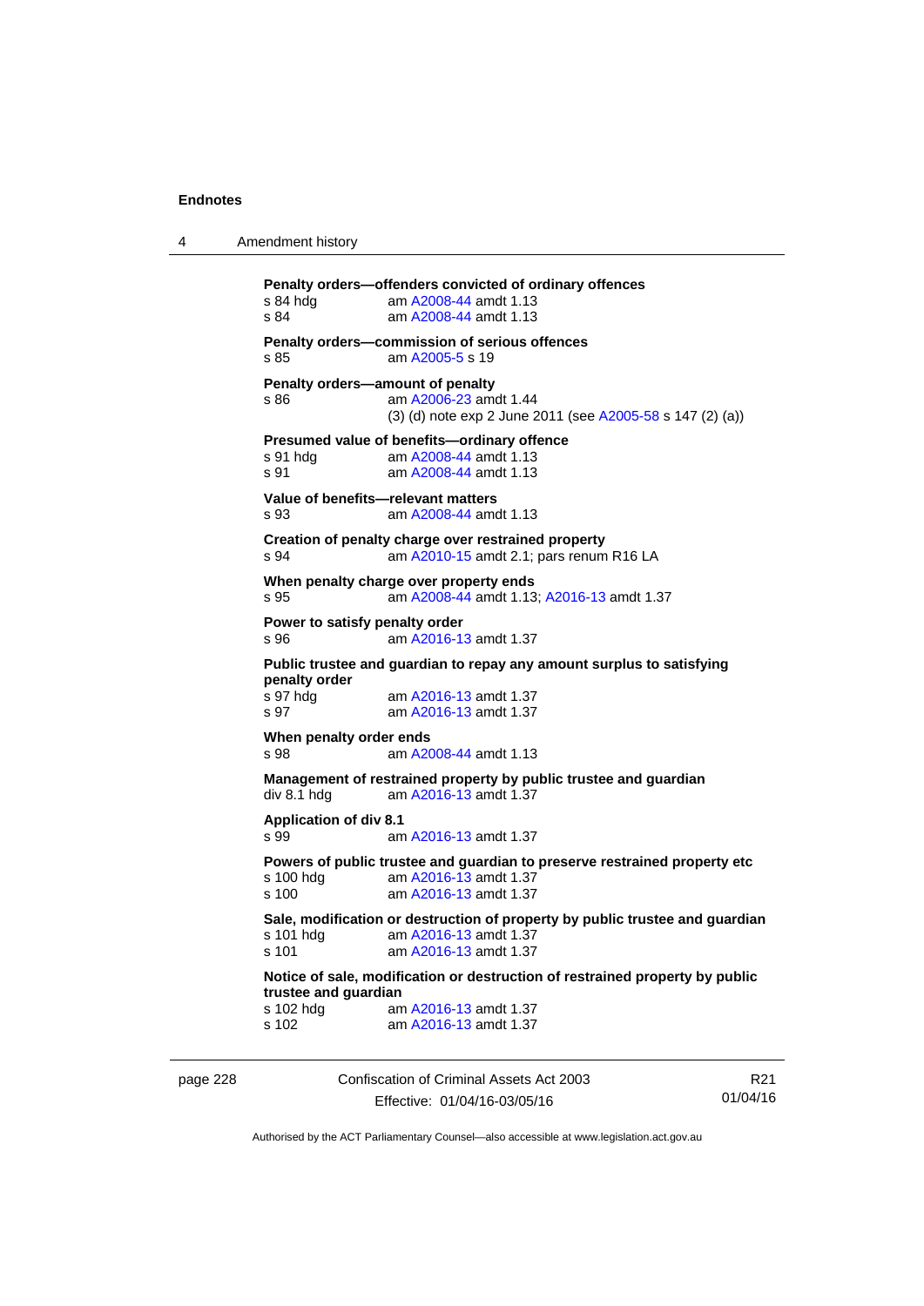**Penalty orders—offenders convicted of ordinary offences**

s 84 hdg am A2008-44 amdt 1.13
s 84 am A2008-44 amdt 1.13

**Penalty orders—commission of serious offences**

s 85 am A2005-5 s 19

**Penalty orders—amount of penalty**

s 86 am A2006-23 amdt 1.44
(3) (d) note exp 2 June 2011 (see A2005-58 s 147 (2) (a))

**Presumed value of benefits—ordinary offence**

s 91 hdg am A2008-44 amdt 1.13
s 91 am A2008-44 amdt 1.13

**Value of benefits—relevant matters**

s 93 am A2008-44 amdt 1.13

**Creation of penalty charge over restrained property**

s 94 am A2010-15 amdt 2.1; pars renum R16 LA

**When penalty charge over property ends**

s 95 am A2008-44 amdt 1.13; A2016-13 amdt 1.37

**Power to satisfy penalty order**

s 96 am A2016-13 amdt 1.37

**Public trustee and guardian to repay any amount surplus to satisfying penalty order**

s 97 hdg am A2016-13 amdt 1.37
s 97 am A2016-13 amdt 1.37

**When penalty order ends**

s 98 am A2008-44 amdt 1.13

**Management of restrained property by public trustee and guardian**

div 8.1 hdg am A2016-13 amdt 1.37

**Application of div 8.1**

s 99 am A2016-13 amdt 1.37

**Powers of public trustee and guardian to preserve restrained property etc**

s 100 hdg am A2016-13 amdt 1.37
s 100 am A2016-13 amdt 1.37

**Sale, modification or destruction of property by public trustee and guardian**

s 101 hdg am A2016-13 amdt 1.37
s 101 am A2016-13 amdt 1.37

**Notice of sale, modification or destruction of restrained property by public trustee and guardian**

s 102 hdg am A2016-13 amdt 1.37
s 102 am A2016-13 amdt 1.37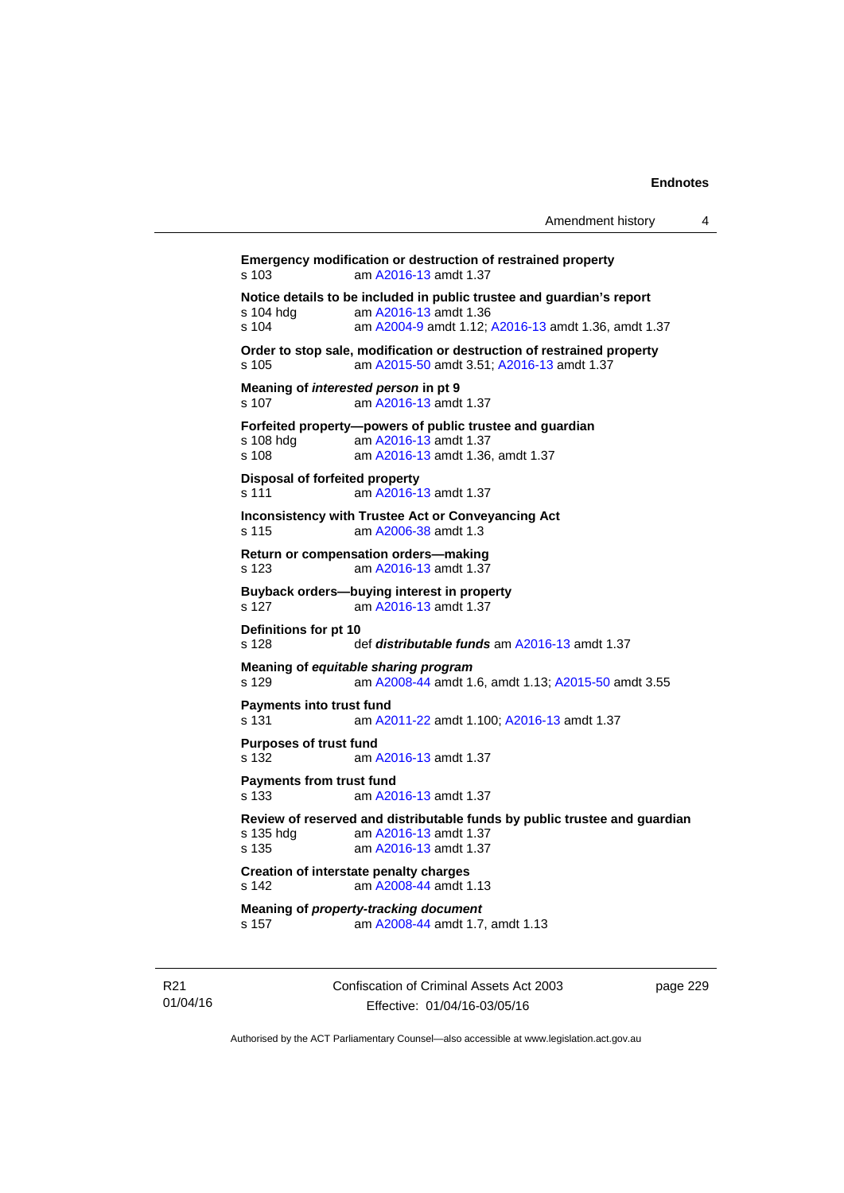**Emergency modification or destruction of restrained property**
s 103 am A2016-13 amdt 1.37

**Notice details to be included in public trustee and guardian's report**
s 104 hdg am A2016-13 amdt 1.36
s 104 am A2004-9 amdt 1.12; A2016-13 amdt 1.36, amdt 1.37

**Order to stop sale, modification or destruction of restrained property**
s 105 am A2015-50 amdt 3.51; A2016-13 amdt 1.37

**Meaning of *interested person* in pt 9**
s 107 am A2016-13 amdt 1.37

**Forfeited property—powers of public trustee and guardian**
s 108 hdg am A2016-13 amdt 1.37
s 108 am A2016-13 amdt 1.36, amdt 1.37

**Disposal of forfeited property**
s 111 am A2016-13 amdt 1.37

**Inconsistency with Trustee Act or Conveyancing Act**
s 115 am A2006-38 amdt 1.3

**Return or compensation orders—making**
s 123 am A2016-13 amdt 1.37

**Buyback orders—buying interest in property**
s 127 am A2016-13 amdt 1.37

**Definitions for pt 10**
s 128 def ***distributable funds*** am A2016-13 amdt 1.37

**Meaning of *equitable sharing program***
s 129 am A2008-44 amdt 1.6, amdt 1.13; A2015-50 amdt 3.55

**Payments into trust fund**
s 131 am A2011-22 amdt 1.100; A2016-13 amdt 1.37

**Purposes of trust fund**
s 132 am A2016-13 amdt 1.37

**Payments from trust fund**
s 133 am A2016-13 amdt 1.37

**Review of reserved and distributable funds by public trustee and guardian**
s 135 hdg am A2016-13 amdt 1.37
s 135 am A2016-13 amdt 1.37

**Creation of interstate penalty charges**
s 142 am A2008-44 amdt 1.13

**Meaning of *property-tracking document***
s 157 am A2008-44 amdt 1.7, amdt 1.13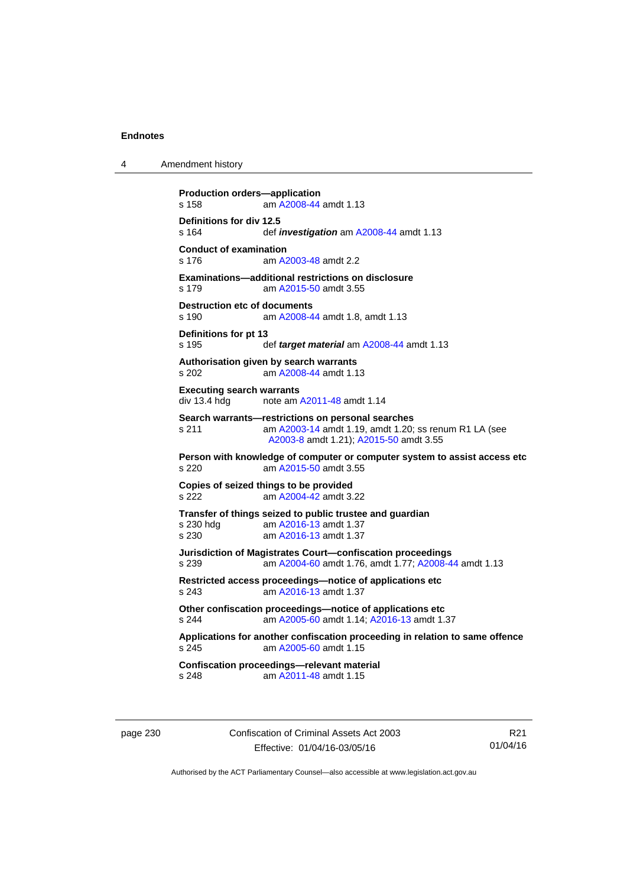**Production orders—application**
s 158 am A2008-44 amdt 1.13

**Definitions for div 12.5**
s 164 def ***investigation*** am A2008-44 amdt 1.13

**Conduct of examination**
s 176 am A2003-48 amdt 2.2

**Examinations—additional restrictions on disclosure**
s 179 am A2015-50 amdt 3.55

**Destruction etc of documents**
s 190 am A2008-44 amdt 1.8, amdt 1.13

**Definitions for pt 13**
s 195 def ***target material*** am A2008-44 amdt 1.13

**Authorisation given by search warrants**
s 202 am A2008-44 amdt 1.13

**Executing search warrants**
div 13.4 hdg note am A2011-48 amdt 1.14

**Search warrants—restrictions on personal searches**
s 211 am A2003-14 amdt 1.19, amdt 1.20; ss renum R1 LA (see A2003-8 amdt 1.21); A2015-50 amdt 3.55

**Person with knowledge of computer or computer system to assist access etc**
s 220 am A2015-50 amdt 3.55

**Copies of seized things to be provided**
s 222 am A2004-42 amdt 3.22

**Transfer of things seized to public trustee and guardian**
s 230 hdg am A2016-13 amdt 1.37
s 230 am A2016-13 amdt 1.37

**Jurisdiction of Magistrates Court—confiscation proceedings**
s 239 am A2004-60 amdt 1.76, amdt 1.77; A2008-44 amdt 1.13

**Restricted access proceedings—notice of applications etc**
s 243 am A2016-13 amdt 1.37

**Other confiscation proceedings—notice of applications etc**
s 244 am A2005-60 amdt 1.14; A2016-13 amdt 1.37

**Applications for another confiscation proceeding in relation to same offence**
s 245 am A2005-60 amdt 1.15

**Confiscation proceedings—relevant material**
s 248 am A2011-48 amdt 1.15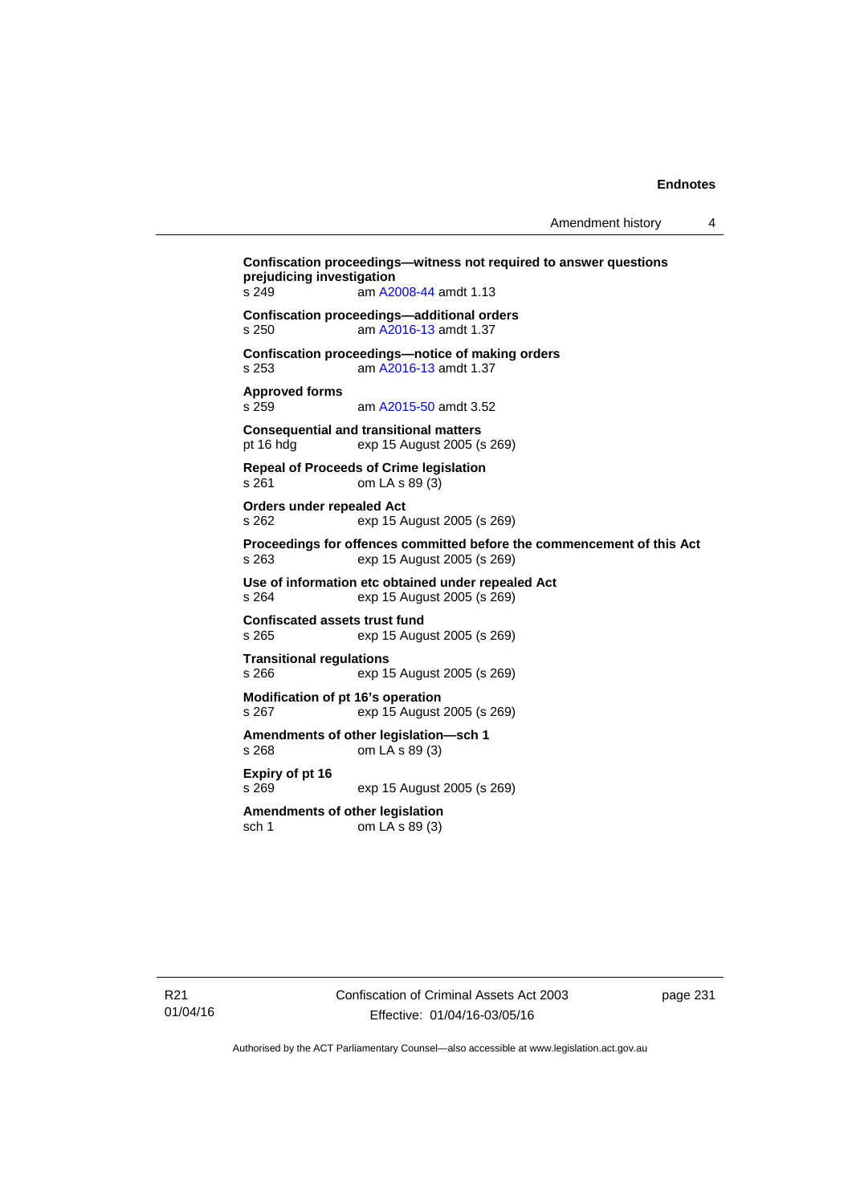**Confiscation proceedings—witness not required to answer questions prejudicing investigation**
s 249 am A2008-44 amdt 1.13

**Confiscation proceedings—additional orders**
s 250 am A2016-13 amdt 1.37

**Confiscation proceedings—notice of making orders**
s 253 am A2016-13 amdt 1.37

**Approved forms**
s 259 am A2015-50 amdt 3.52

**Consequential and transitional matters**
pt 16 hdg exp 15 August 2005 (s 269)

**Repeal of Proceeds of Crime legislation**
s 261 om LA s 89 (3)

**Orders under repealed Act**
s 262 exp 15 August 2005 (s 269)

**Proceedings for offences committed before the commencement of this Act**
s 263 exp 15 August 2005 (s 269)

**Use of information etc obtained under repealed Act**
s 264 exp 15 August 2005 (s 269)

**Confiscated assets trust fund**
s 265 exp 15 August 2005 (s 269)

**Transitional regulations**
s 266 exp 15 August 2005 (s 269)

**Modification of pt 16's operation**
s 267 exp 15 August 2005 (s 269)

**Amendments of other legislation—sch 1**
s 268 om LA s 89 (3)

**Expiry of pt 16**
s 269 exp 15 August 2005 (s 269)

**Amendments of other legislation**
sch 1 om LA s 89 (3)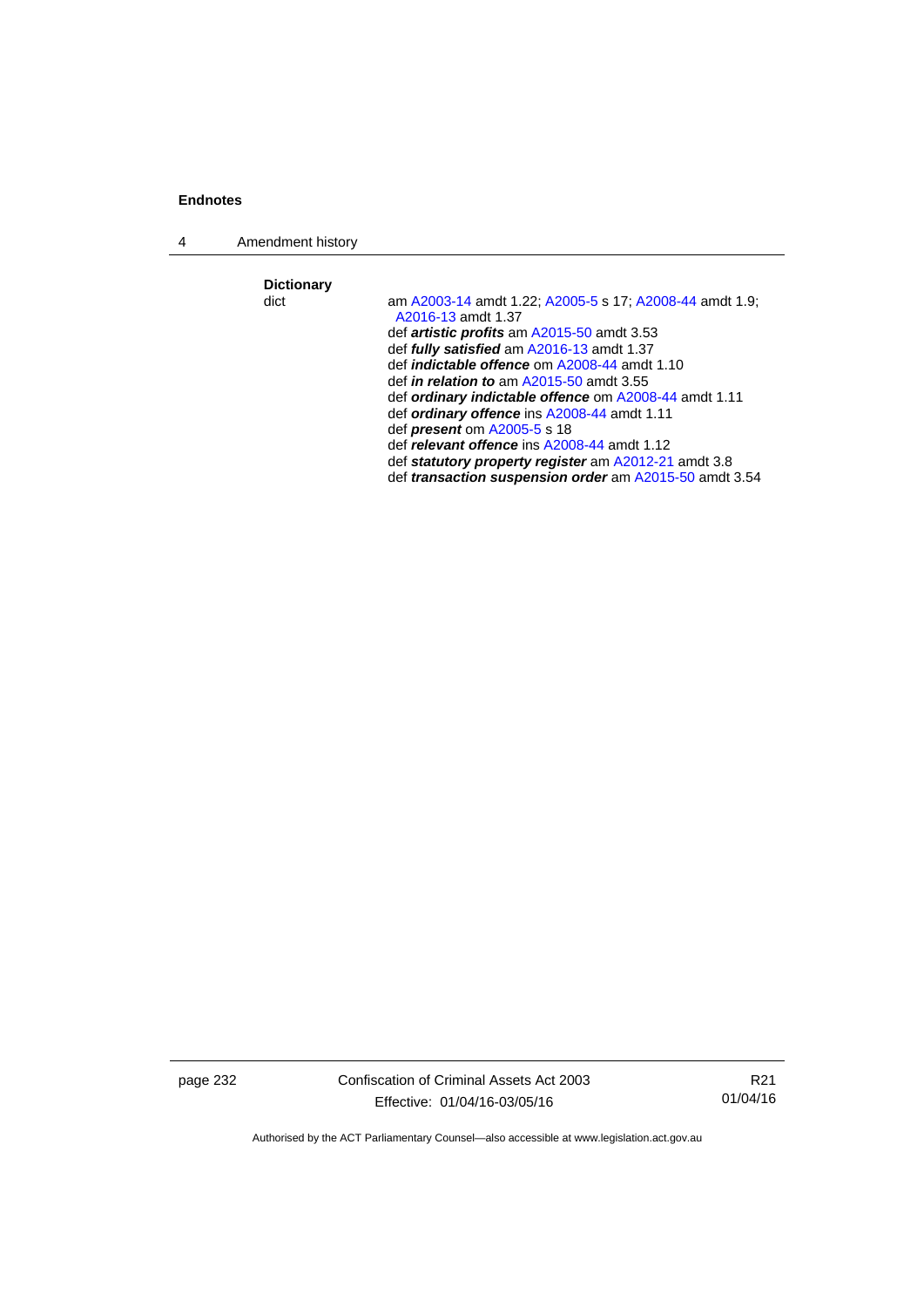**Dictionary**

dict — am A2003-14 amdt 1.22; A2005-5 s 17; A2008-44 amdt 1.9; A2016-13 amdt 1.37

def ***artistic profits*** am A2015-50 amdt 3.53

def ***fully satisfied*** am A2016-13 amdt 1.37

def ***indictable offence*** om A2008-44 amdt 1.10

def ***in relation to*** am A2015-50 amdt 3.55

def ***ordinary indictable offence*** om A2008-44 amdt 1.11

def ***ordinary offence*** ins A2008-44 amdt 1.11

def ***present*** om A2005-5 s 18

def ***relevant offence*** ins A2008-44 amdt 1.12

def ***statutory property register*** am A2012-21 amdt 3.8

def ***transaction suspension order*** am A2015-50 amdt 3.54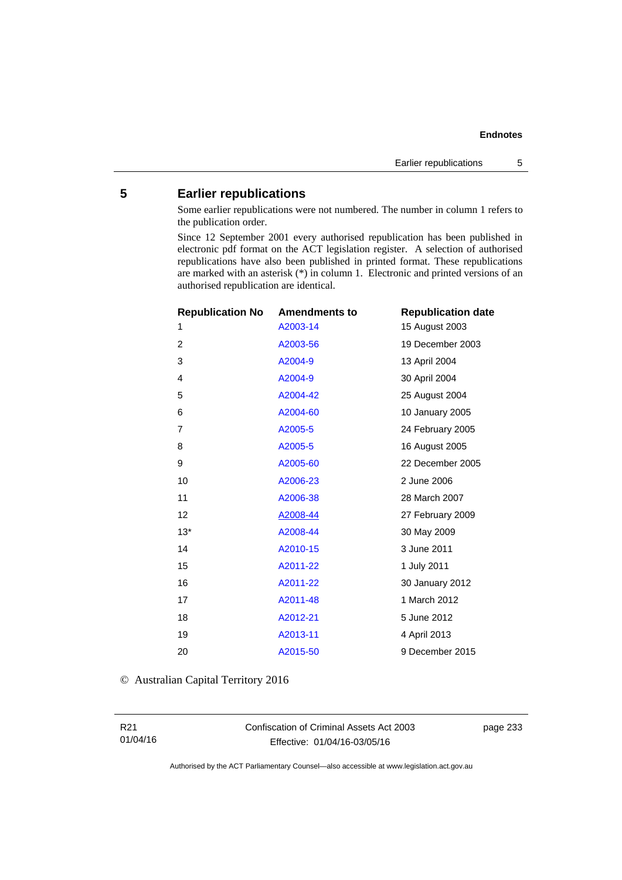## 5 Earlier republications

Some earlier republications were not numbered. The number in column 1 refers to the publication order.

Since 12 September 2001 every authorised republication has been published in electronic pdf format on the ACT legislation register. A selection of authorised republications have also been published in printed format. These republications are marked with an asterisk (*) in column 1. Electronic and printed versions of an authorised republication are identical.

| Republication No | Amendments to | Republication date |
|---|---|---|
| 1 | A2003-14 | 15 August 2003 |
| 2 | A2003-56 | 19 December 2003 |
| 3 | A2004-9 | 13 April 2004 |
| 4 | A2004-9 | 30 April 2004 |
| 5 | A2004-42 | 25 August 2004 |
| 6 | A2004-60 | 10 January 2005 |
| 7 | A2005-5 | 24 February 2005 |
| 8 | A2005-5 | 16 August 2005 |
| 9 | A2005-60 | 22 December 2005 |
| 10 | A2006-23 | 2 June 2006 |
| 11 | A2006-38 | 28 March 2007 |
| 12 | A2008-44 | 27 February 2009 |
| 13* | A2008-44 | 30 May 2009 |
| 14 | A2010-15 | 3 June 2011 |
| 15 | A2011-22 | 1 July 2011 |
| 16 | A2011-22 | 30 January 2012 |
| 17 | A2011-48 | 1 March 2012 |
| 18 | A2012-21 | 5 June 2012 |
| 19 | A2013-11 | 4 April 2013 |
| 20 | A2015-50 | 9 December 2015 |

© Australian Capital Territory 2016